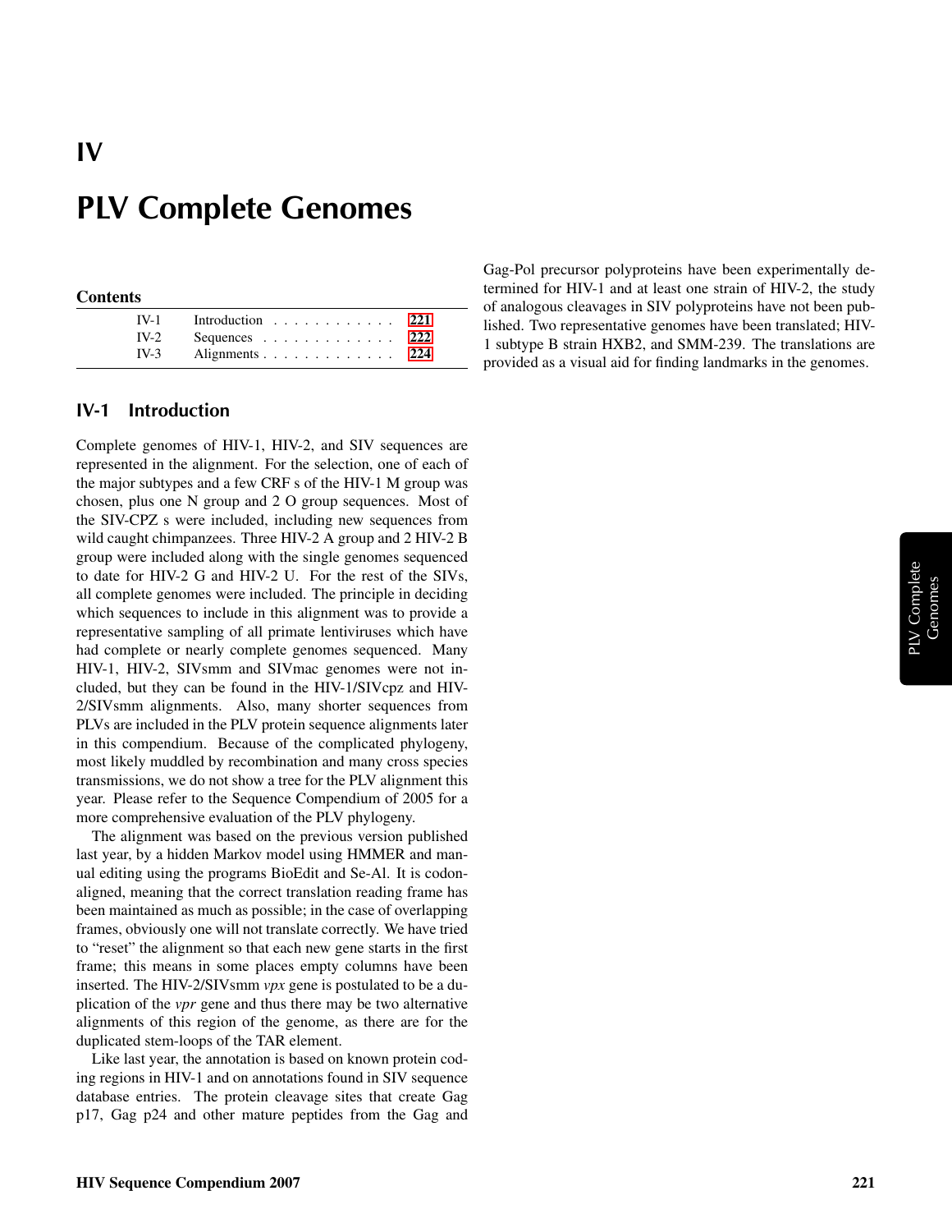# IV

# PLV Complete Genomes

**Contents**

| | | |
|---|---|---|
| IV-1 | Introduction | 221 |
| IV-2 | Sequences | 222 |
| IV-3 | Alignments | 224 |

## IV-1 Introduction

Complete genomes of HIV-1, HIV-2, and SIV sequences are represented in the alignment. For the selection, one of each of the major subtypes and a few CRF s of the HIV-1 M group was chosen, plus one N group and 2 O group sequences. Most of the SIV-CPZ s were included, including new sequences from wild caught chimpanzees. Three HIV-2 A group and 2 HIV-2 B group were included along with the single genomes sequenced to date for HIV-2 G and HIV-2 U. For the rest of the SIVs, all complete genomes were included. The principle in deciding which sequences to include in this alignment was to provide a representative sampling of all primate lentiviruses which have had complete or nearly complete genomes sequenced. Many HIV-1, HIV-2, SIVsmm and SIVmac genomes were not included, but they can be found in the HIV-1/SIVcpz and HIV-2/SIVsmm alignments. Also, many shorter sequences from PLVs are included in the PLV protein sequence alignments later in this compendium. Because of the complicated phylogeny, most likely muddled by recombination and many cross species transmissions, we do not show a tree for the PLV alignment this year. Please refer to the Sequence Compendium of 2005 for a more comprehensive evaluation of the PLV phylogeny.

The alignment was based on the previous version published last year, by a hidden Markov model using HMMER and manual editing using the programs BioEdit and Se-Al. It is codon-aligned, meaning that the correct translation reading frame has been maintained as much as possible; in the case of overlapping frames, obviously one will not translate correctly. We have tried to "reset" the alignment so that each new gene starts in the first frame; this means in some places empty columns have been inserted. The HIV-2/SIVsmm *vpx* gene is postulated to be a duplication of the *vpr* gene and thus there may be two alternative alignments of this region of the genome, as there are for the duplicated stem-loops of the TAR element.

Like last year, the annotation is based on known protein coding regions in HIV-1 and on annotations found in SIV sequence database entries. The protein cleavage sites that create Gag p17, Gag p24 and other mature peptides from the Gag and Gag-Pol precursor polyproteins have been experimentally determined for HIV-1 and at least one strain of HIV-2, the study of analogous cleavages in SIV polyproteins have not been published. Two representative genomes have been translated; HIV-1 subtype B strain HXB2, and SMM-239. The translations are provided as a visual aid for finding landmarks in the genomes.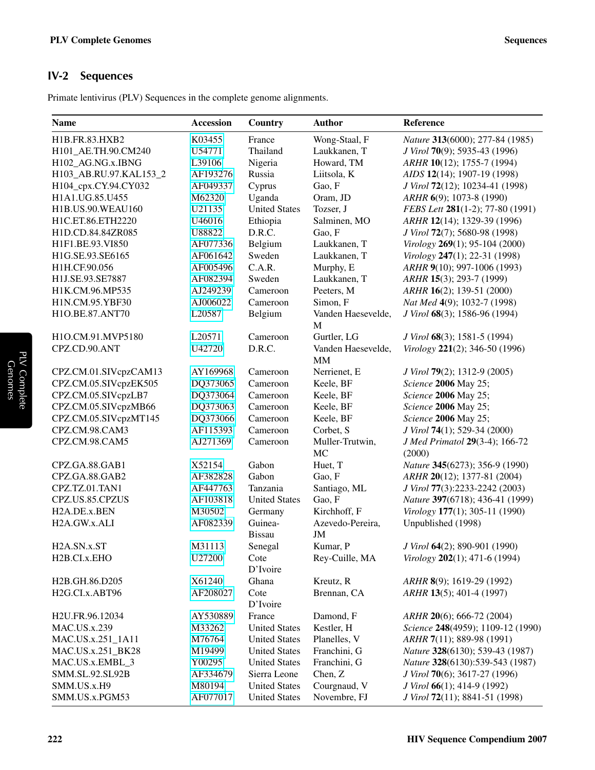## IV-2 Sequences

Primate lentivirus (PLV) Sequences in the complete genome alignments.

| Name | Accession | Country | Author | Reference |
|---|---|---|---|---|
| H1B.FR.83.HXB2 | K03455 | France | Wong-Staal, F | *Nature* **313**(6000); 277-84 (1985) |
| H101_AE.TH.90.CM240 | U54771 | Thailand | Laukkanen, T | *J Virol* **70**(9); 5935-43 (1996) |
| H102_AG.NG.x.IBNG | L39106 | Nigeria | Howard, TM | *ARHR* **10**(12); 1755-7 (1994) |
| H103_AB.RU.97.KAL153_2 | AF193276 | Russia | Liitsola, K | *AIDS* **12**(14); 1907-19 (1998) |
| H104_cpx.CY.94.CY032 | AF049337 | Cyprus | Gao, F | *J Virol* **72**(12); 10234-41 (1998) |
| H1A1.UG.85.U455 | M62320 | Uganda | Oram, JD | *ARHR* **6**(9); 1073-8 (1990) |
| H1B.US.90.WEAU160 | U21135 | United States | Tozser, J | *FEBS Lett* **281**(1-2); 77-80 (1991) |
| H1C.ET.86.ETH2220 | U46016 | Ethiopia | Salminen, MO | *ARHR* **12**(14); 1329-39 (1996) |
| H1D.CD.84.84ZR085 | U88822 | D.R.C. | Gao, F | *J Virol* **72**(7); 5680-98 (1998) |
| H1F1.BE.93.VI850 | AF077336 | Belgium | Laukkanen, T | *Virology* **269**(1); 95-104 (2000) |
| H1G.SE.93.SE6165 | AF061642 | Sweden | Laukkanen, T | *Virology* **247**(1); 22-31 (1998) |
| H1H.CF.90.056 | AF005496 | C.A.R. | Murphy, E | *ARHR* **9**(10); 997-1006 (1993) |
| H1J.SE.93.SE7887 | AF082394 | Sweden | Laukkanen, T | *ARHR* **15**(3); 293-7 (1999) |
| H1K.CM.96.MP535 | AJ249239 | Cameroon | Peeters, M | *ARHR* **16**(2); 139-51 (2000) |
| H1N.CM.95.YBF30 | AJ006022 | Cameroon | Simon, F | *Nat Med* **4**(9); 1032-7 (1998) |
| H1O.BE.87.ANT70 | L20587 | Belgium | Vanden Haesevelde, M | *J Virol* **68**(3); 1586-96 (1994) |
| H1O.CM.91.MVP5180 | L20571 | Cameroon | Gurtler, LG | *J Virol* **68**(3); 1581-5 (1994) |
| CPZ.CD.90.ANT | U42720 | D.R.C. | Vanden Haesevelde, MM | *Virology* **221**(2); 346-50 (1996) |
| CPZ.CM.01.SIVcpzCAM13 | AY169968 | Cameroon | Nerrienet, E | *J Virol* **79**(2); 1312-9 (2005) |
| CPZ.CM.05.SIVcpzEK505 | DQ373065 | Cameroon | Keele, BF | *Science* **2006** May 25; |
| CPZ.CM.05.SIVcpzLB7 | DQ373064 | Cameroon | Keele, BF | *Science* **2006** May 25; |
| CPZ.CM.05.SIVcpzMB66 | DQ373063 | Cameroon | Keele, BF | *Science* **2006** May 25; |
| CPZ.CM.05.SIVcpzMT145 | DQ373066 | Cameroon | Keele, BF | *Science* **2006** May 25; |
| CPZ.CM.98.CAM3 | AF115393 | Cameroon | Corbet, S | *J Virol* **74**(1); 529-34 (2000) |
| CPZ.CM.98.CAM5 | AJ271369 | Cameroon | Muller-Trutwin, MC | *J Med Primatol* **29**(3-4); 166-72 (2000) |
| CPZ.GA.88.GAB1 | X52154 | Gabon | Huet, T | *Nature* **345**(6273); 356-9 (1990) |
| CPZ.GA.88.GAB2 | AF382828 | Gabon | Gao, F | *ARHR* **20**(12); 1377-81 (2004) |
| CPZ.TZ.01.TAN1 | AF447763 | Tanzania | Santiago, ML | *J Virol* **77**(3):2233-2242 (2003) |
| CPZ.US.85.CPZUS | AF103818 | United States | Gao, F | *Nature* **397**(6718); 436-41 (1999) |
| H2A.DE.x.BEN | M30502 | Germany | Kirchhoff, F | *Virology* **177**(1); 305-11 (1990) |
| H2A.GW.x.ALI | AF082339 | Guinea-Bissau | Azevedo-Pereira, JM | Unpublished (1998) |
| H2A.SN.x.ST | M31113 | Senegal | Kumar, P | *J Virol* **64**(2); 890-901 (1990) |
| H2B.CI.x.EHO | U27200 | Cote D'Ivoire | Rey-Cuille, MA | *Virology* **202**(1); 471-6 (1994) |
| H2B.GH.86.D205 | X61240 | Ghana | Kreutz, R | *ARHR* **8**(9); 1619-29 (1992) |
| H2G.CI.x.ABT96 | AF208027 | Cote D'Ivoire | Brennan, CA | *ARHR* **13**(5); 401-4 (1997) |
| H2U.FR.96.12034 | AY530889 | France | Damond, F | *ARHR* **20**(6); 666-72 (2004) |
| MAC.US.x.239 | M33262 | United States | Kestler, H | *Science* **248**(4959); 1109-12 (1990) |
| MAC.US.x.251_1A11 | M76764 | United States | Planelles, V | *ARHR* **7**(11); 889-98 (1991) |
| MAC.US.x.251_BK28 | M19499 | United States | Franchini, G | *Nature* **328**(6130); 539-43 (1987) |
| MAC.US.x.EMBL_3 | Y00295 | United States | Franchini, G | *Nature* **328**(6130):539-543 (1987) |
| SMM.SL.92.SL92B | AF334679 | Sierra Leone | Chen, Z | *J Virol* **70**(6); 3617-27 (1996) |
| SMM.US.x.H9 | M80194 | United States | Courgnaud, V | *J Virol* **66**(1); 414-9 (1992) |
| SMM.US.x.PGM53 | AF077017 | United States | Novembre, FJ | *J Virol* **72**(11); 8841-51 (1998) |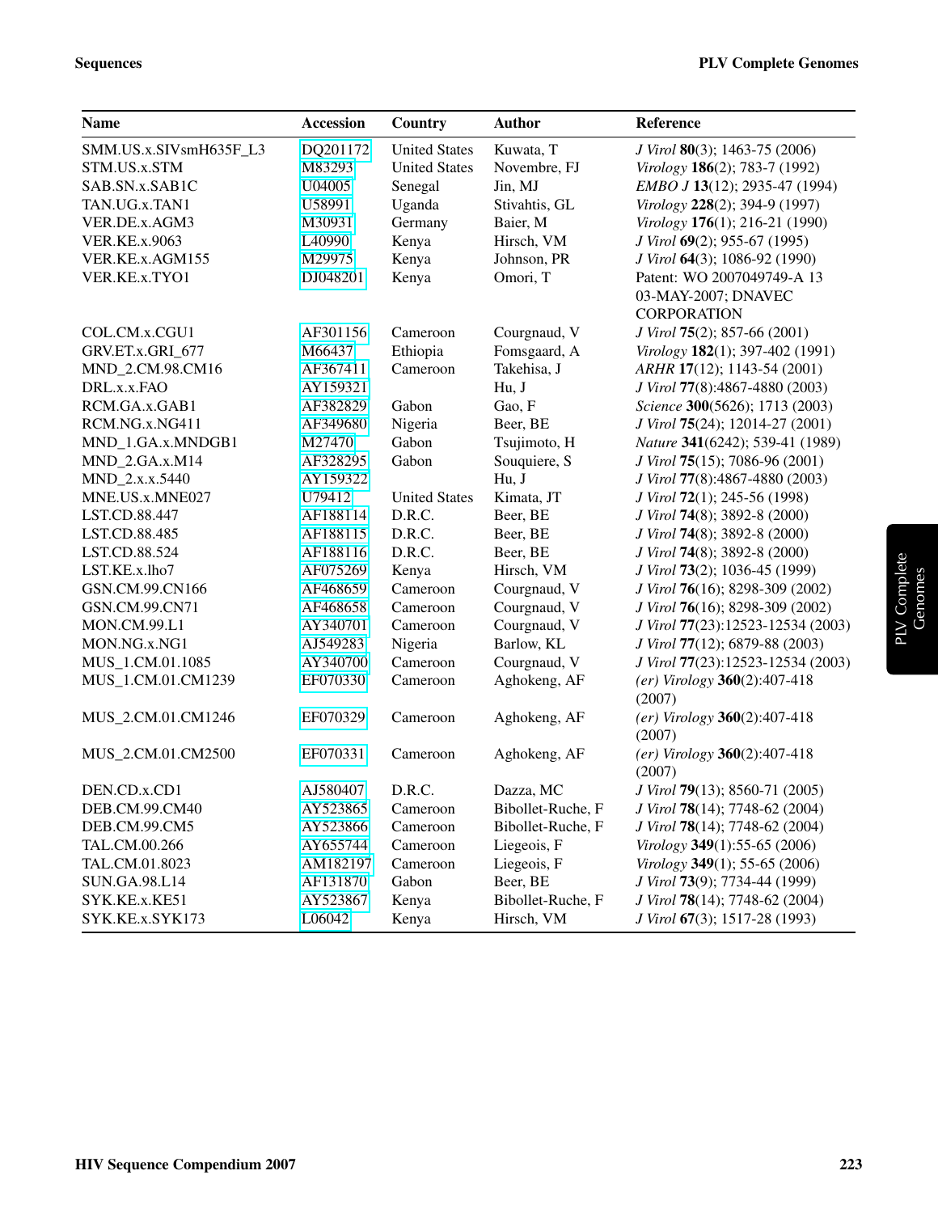| Name | Accession | Country | Author | Reference |
|---|---|---|---|---|
| SMM.US.x.SIVsmH635F_L3 | DQ201172 | United States | Kuwata, T | *J Virol* **80**(3); 1463-75 (2006) |
| STM.US.x.STM | M83293 | United States | Novembre, FJ | *Virology* **186**(2); 783-7 (1992) |
| SAB.SN.x.SAB1C | U04005 | Senegal | Jin, MJ | *EMBO J* **13**(12); 2935-47 (1994) |
| TAN.UG.x.TAN1 | U58991 | Uganda | Stivahtis, GL | *Virology* **228**(2); 394-9 (1997) |
| VER.DE.x.AGM3 | M30931 | Germany | Baier, M | *Virology* **176**(1); 216-21 (1990) |
| VER.KE.x.9063 | L40990 | Kenya | Hirsch, VM | *J Virol* **69**(2); 955-67 (1995) |
| VER.KE.x.AGM155 | M29975 | Kenya | Johnson, PR | *J Virol* **64**(3); 1086-92 (1990) |
| VER.KE.x.TYO1 | DJ048201 | Kenya | Omori, T | Patent: WO 2007049749-A 13 03-MAY-2007; DNAVEC CORPORATION |
| COL.CM.x.CGU1 | AF301156 | Cameroon | Courgnaud, V | *J Virol* **75**(2); 857-66 (2001) |
| GRV.ET.x.GRI_677 | M66437 | Ethiopia | Fomsgaard, A | *Virology* **182**(1); 397-402 (1991) |
| MND_2.CM.98.CM16 | AF367411 | Cameroon | Takehisa, J | *ARHR* **17**(12); 1143-54 (2001) |
| DRL.x.x.FAO | AY159321 | | Hu, J | *J Virol* **77**(8):4867-4880 (2003) |
| RCM.GA.x.GAB1 | AF382829 | Gabon | Gao, F | *Science* **300**(5626); 1713 (2003) |
| RCM.NG.x.NG411 | AF349680 | Nigeria | Beer, BE | *J Virol* **75**(24); 12014-27 (2001) |
| MND_1.GA.x.MNDGB1 | M27470 | Gabon | Tsujimoto, H | *Nature* **341**(6242); 539-41 (1989) |
| MND_2.GA.x.M14 | AF328295 | Gabon | Souquiere, S | *J Virol* **75**(15); 7086-96 (2001) |
| MND_2.x.x.5440 | AY159322 | | Hu, J | *J Virol* **77**(8):4867-4880 (2003) |
| MNE.US.x.MNE027 | U79412 | United States | Kimata, JT | *J Virol* **72**(1); 245-56 (1998) |
| LST.CD.88.447 | AF188114 | D.R.C. | Beer, BE | *J Virol* **74**(8); 3892-8 (2000) |
| LST.CD.88.485 | AF188115 | D.R.C. | Beer, BE | *J Virol* **74**(8); 3892-8 (2000) |
| LST.CD.88.524 | AF188116 | D.R.C. | Beer, BE | *J Virol* **74**(8); 3892-8 (2000) |
| LST.KE.x.lho7 | AF075269 | Kenya | Hirsch, VM | *J Virol* **73**(2); 1036-45 (1999) |
| GSN.CM.99.CN166 | AF468659 | Cameroon | Courgnaud, V | *J Virol* **76**(16); 8298-309 (2002) |
| GSN.CM.99.CN71 | AF468658 | Cameroon | Courgnaud, V | *J Virol* **76**(16); 8298-309 (2002) |
| MON.CM.99.L1 | AY340701 | Cameroon | Courgnaud, V | *J Virol* **77**(23):12523-12534 (2003) |
| MON.NG.x.NG1 | AJ549283 | Nigeria | Barlow, KL | *J Virol* **77**(12); 6879-88 (2003) |
| MUS_1.CM.01.1085 | AY340700 | Cameroon | Courgnaud, V | *J Virol* **77**(23):12523-12534 (2003) |
| MUS_1.CM.01.CM1239 | EF070330 | Cameroon | Aghokeng, AF | *(er) Virology* **360**(2):407-418 (2007) |
| MUS_2.CM.01.CM1246 | EF070329 | Cameroon | Aghokeng, AF | *(er) Virology* **360**(2):407-418 (2007) |
| MUS_2.CM.01.CM2500 | EF070331 | Cameroon | Aghokeng, AF | *(er) Virology* **360**(2):407-418 (2007) |
| DEN.CD.x.CD1 | AJ580407 | D.R.C. | Dazza, MC | *J Virol* **79**(13); 8560-71 (2005) |
| DEB.CM.99.CM40 | AY523865 | Cameroon | Bibollet-Ruche, F | *J Virol* **78**(14); 7748-62 (2004) |
| DEB.CM.99.CM5 | AY523866 | Cameroon | Bibollet-Ruche, F | *J Virol* **78**(14); 7748-62 (2004) |
| TAL.CM.00.266 | AY655744 | Cameroon | Liegeois, F | *Virology* **349**(1):55-65 (2006) |
| TAL.CM.01.8023 | AM182197 | Cameroon | Liegeois, F | *Virology* **349**(1); 55-65 (2006) |
| SUN.GA.98.L14 | AF131870 | Gabon | Beer, BE | *J Virol* **73**(9); 7734-44 (1999) |
| SYK.KE.x.KE51 | AY523867 | Kenya | Bibollet-Ruche, F | *J Virol* **78**(14); 7748-62 (2004) |
| SYK.KE.x.SYK173 | L06042 | Kenya | Hirsch, VM | *J Virol* **67**(3); 1517-28 (1993) |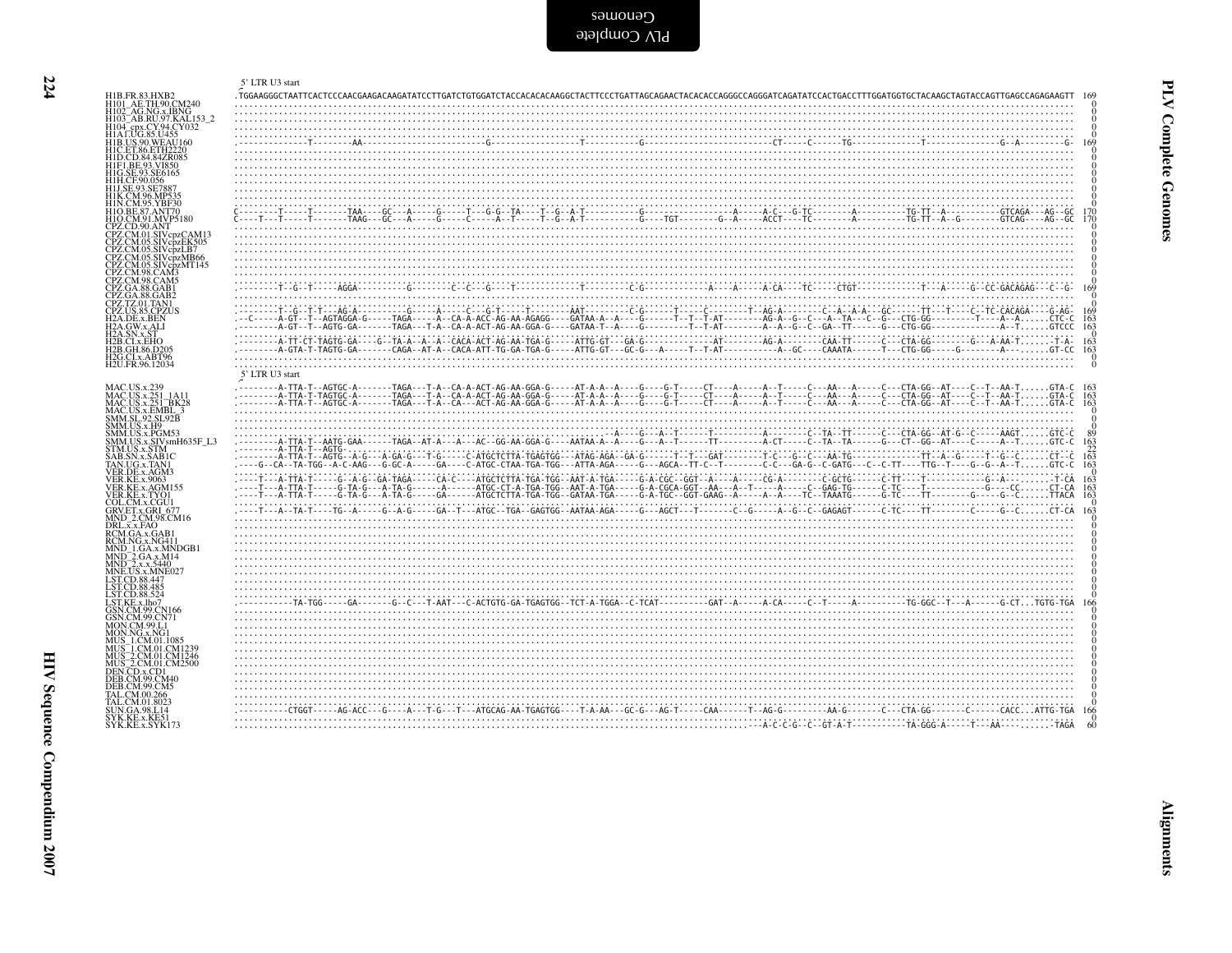5' LTR U3 start

```
H1B.FR.83.HXB2            .TGGAAGGGCTAATTCACTCCCAACGAAGACAAGATATCCTTGATCTGTGGATCTACCACACACAAGGCTACTTCCCTGATTAGCAGAACTACACACCAGGGCCAGGGATCAGATATCCACTGACCTTTGGATGGTGCTACAAGCTAGTACCAGTTGAGCCAGAGAAGTT 169
H101_AE.TH.90.CM240                                                                                                                                                                         0
H102_AG.NG.x.IBNG                                                                                                                                                                           0
H103_AB.RU.97.KAL153_2                                                                                                                                                                      0
H104_cpx.CY.94.CY032                                                                                                                                                                        0
H1A1.UG.85.U455                                                                                                                                                                             0
H1B.US.90.WEAU160         .-------------T---------AA-------------------------G------------------T-----------G--------------------------CT-----C------TG------------T-------------G--A---------G- 169
H1C.ET.86.ETH2220                                                                                                                                                                           0
H1D.CD.84.84ZR085                                                                                                                                                                           0
H1F1.BE.93.VI850                                                                                                                                                                            0
H1G.SE.93.SE6165                                                                                                                                                                            0
H1H.CF.90.056                                                                                                                                                                               0
H1J.SE.93.SE7887                                                                                                                                                                            0
H1K.CM.96.MP535                                                                                                                                                                             0
H1N.CM.95.YBF30                                                                                                                                                                             0
H1O.BE.87.ANT70           C--------T-----T-------TAA----GC---A-----G-----T---G-G--TA----T--G--A-T----------G-----------------A-----A-C---G-TC--------A---------TG-TT--A----------GTCAGA---AG--GC 170
H1O.CM.91.MVP5180         C----T---T-----T-------TAAG---GC---A-----G-----C-----A--T-----T--G--A-T----------G----TGT---------G--A-----ACCT----TC--------A---------TG-TT--A--G--------GTCAG----AG--GC 170
CPZ.CD.90.ANT                                                                                                                                                                               0
CPZ.CM.01.SIVcpzCAM13                                                                                                                                                                       0
CPZ.CM.05.SIVcpzEK505                                                                                                                                                                       0
CPZ.CM.05.SIVcpzLB7                                                                                                                                                                         0
CPZ.CM.05.SIVcpzMB66                                                                                                                                                                        0
CPZ.CM.05.SIVcpzMT145                                                                                                                                                                       0
CPZ.CM.98.CAM3                                                                                                                                                                              0
CPZ.CM.98.CAM5                                                                                                                                                                              0
CPZ.GA.88.GAB1            .-------T--G--T-----AGGA-----------G--------C--C---G----T--------------T---------C-G--------------A----A-----A-CA----TC-----CTGT-----------T---A-----G--CC-GACAGAG---C--G- 169
CPZ.GA.88.GAB2                                                                                                                                                                              0
CPZ.TZ.01.TAN1                                                                                                                                                                              0
CPZ.US.85.CPZUS           .-------T--G--T-T---AG-A-----------G-----A-----C---G-T------T--------AAT---------C-G------T-----C--------T--AG-A--------C--A--A-A---GC------TT---T----C--TC-CACAGA----G-AG- 169
H2A.DE.x.BEN              .--C-----A-GT--T--AGTAGGA-G-----TAGA-----A--CA-A-ACC-AG-AA-AGAGG----GATAA-A--A----G-------T--T--T-AT--------AG-A--G--C---A--TA---C--G---CTG-GG---------T----A--A......CTC-C 163
H2A.GW.x.ALI              .--------A-GT--T--AGTG-GA-------TAGA---T-A--CA-A-ACT-AG-AA-GGA-G----GATAA-T--A----G---------T--T-AT--------A--A--G--C--GA--TT------G---CTG-GG--------------A--T......GTCCC 163
H2A.SN.x.ST                                                                                                                                                                                 0
H2B.CI.x.EHO              .--------A-TT-CT-TAGTG-GA----G--TA-A--A--A--CACA-ACT-AG-AA-TGA-G-----ATTG-GT---GA-G--------------AT--------AG-A-------CAA-TT------C---CTA-GG--------G----A-AA-T.......T-A- 163
H2B.GH.86.D205            .--------A-GTA-T-TAGTG-GA-------CAGA--AT-A--CACA-ATT-TG-GA-TGA-G-----ATTG-GT---GC-G----A-----T--T-AT-----------A--GC----CAAATA------T---CTG-GG-----G--------A---......GT-CC 163
H2G.CI.x.ABT96                                                                                                                                                                              0
H2U.FR.96.12034                                                                                                                                                                             0
```

5' LTR U3 start

```
MAC.US.x.239              .--------A-TTA-T--AGTGC-A-------TAGA---T-A--CA-A-ACT-AG-AA-GGA-G-----AT-A-A--A----G----G-T-----CT----A-----A--T-----C---AA---A-----C---CTA-GG--AT----C--T--AA-T......GTA-C 163
MAC.US.x.251_1A11         .--------A-TTA-T-TAGTGC-A-------TAGA---T-A--CA-A-ACT-AG-AA-GGA-G-----AT-A-A--A----G----G-T-----CT----A-----A--T-----C---AA---A-----C---CTA-GG--AT----C--T--AA-T......GTA-C 163
MAC.US.x.251_BK28         .--------A-TTA-T--AGTGC-A-------TAGA---T-A--CA---ACT-AG-AA-GGA-G-----AT-A-A--A----G----G-T-----CT----A-----A--T-----C---AA---A-----C---CTA-GG--AT----C--T--AA-T......GTA-C 163
MAC.US.x.EMBL_3                                                                                                                                                                             0
SMM.SL.92.SL92B                                                                                                                                                                             0
SMM.US.x.H9                                                                                                                                                                                 0
SMM.US.x.PGM53            .......................................................................--A----G---A--T------T---------A---------C--TA--TT------C---CTA-GG--AT-G--C------AAGT......GTC-C 89
SMM.US.x.SIVsmH635F_L3    .--------A-TTA-T--AATG-GAA------TAGA--AT-A---A---AC--GG-AA-GGA-G----AATAA-A--A----G----A--T------TT--------A-CT-----C--TA--TA------G---CT--GG--AT----C-----A--T......GTC-C 163
STM.US.x.STM              .--------A-TTA-T--AGTG-                                                                                                                                          22
SAB.SN.x.SAB1C            .--------A-TTA-T--AGTG--A-G---A-GA-G----T-G-----C-ATGCTCTTA-TGAGTGG----ATAG-AGA--GA-G------T--T---GAT---------T-C---G--C----AA-TG-------------TT--A--G-----T--G--C......CT--C 163
TAN.UG.x.TAN1             .----G--CA--TA-TGG--A-C-AAG---G-GC-A-----GA----C-ATGC-CTAA-TGA-TGG---ATTA-AGA-----G---AGCA--TT-C--T--------C-C----GA-G--C-GATG---C--C-TT----TTG--T----G--G--A--T......GTC-C 163
VER.DE.x.AGM3                                                                                                                                                                               0
VER.KE.x.9063             .----T---A-TTA-T-----G--A-G--GA-TAGA-----CA-C----ATGCTCTTA-TGA-TGG--AAT-A-TGA-----G-A-CGC--GGT--A----A----CG-A--------C-GCTG------C-TT-----T-----------G--A---------T-CA 163
VER.KE.x.AGM155           .----T---A-TTA-T-----G-TA-G---A-TA-G------A------ATGC-CT-A-TGA-TGG--AAT-A-TGA-----G-A-CGCA-GGT--AA---A--T-----A-----C--GAG-TG------C-TC----T-----------G----CC......CT-CA 163
VER.KE.x.TYO1             .----T---A-TTA-T-----G-TA-G---A-TA-G-----GA------ATGCTCTTA-TGA-TGG--GATAA-TGA-----G-A-TGC--GGT-GAAG--A----A----TC--TAAATG------G-TC-----TT---------G-----G--C......TTACA 163
COL.CM.x.CGU1                                                                                                                                                                               0
GRV.ET.x.GRI_677          .----T---A--TA-T-----TG--A-----G--A-G-----GA--T---ATGC--TGA--GAGTGG--AATAA-AGA-----G---AGCT----T-------C--G-----A--G--C--GAGAGT------C-TC----TT---------C-----G--C......CT-CA 163
MND_2.CM.98.CM16                                                                                                                                                                            0
DRL.x.x.FAO                                                                                                                                                                                 0
RCM.GA.x.GAB1                                                                                                                                                                               0
RCM.NG.x.NG411                                                                                                                                                                              0
MND_1.GA.x.MNDGB1                                                                                                                                                                           0
MND_2.GA.x.M14                                                                                                                                                                              0
MND_2.x.x.5440                                                                                                                                                                              0
MNE.US.x.MNE027                                                                                                                                                                             0
LST.CD.88.447                                                                                                                                                                               0
LST.CD.88.485                                                                                                                                                                               0
LST.CD.88.524                                                                                                                                                                               0
LST.KE.x.lho7             .-----------TA-TGG-----GA-------G--C---T-AAT---C-ACTGTG-GA-TGAGTGG--TCT-A-TGGA--C-TCAT----------GAT--A-----A-CA-----C--T-----A----------TG-GGC--T---A------G-CT...TGTG-TGA 166
GSN.CM.99.CN166                                                                                                                                                                             0
GSN.CM.99.CN71                                                                                                                                                                              0
MON.CM.99.L1                                                                                                                                                                                0
MON.NG.x.NG1                                                                                                                                                                                0
MUS_1.CM.01.1085                                                                                                                                                                            0
MUS_1.CM.01.CM1239                                                                                                                                                                          0
MUS_2.CM.01.CM1246                                                                                                                                                                          0
MUS_2.CM.01.CM2500                                                                                                                                                                          0
DEN.CD.x.CD1                                                                                                                                                                                0
DEB.CM.99.CM40                                                                                                                                                                              0
DEB.CM.99.CM5                                                                                                                                                                               0
TAL.CM.00.266                                                                                                                                                                               0
TAL.CM.01.8023                                                                                                                                                                              0
SUN.GA.98.L14             .----------CTGGT-----AG-ACC---G----A---T-G---T---ATGCAG-AA-TGAGTGG----T-A-AA---GC-G---AG-T-----CAA------T--AG-G----------AA-G-------C---CTA-GG--------C------CACC...ATTG-TGA 166
SYK.KE.x.KE51                                                                                                                                                                               0
SYK.KE.x.SYK173           ....................................................................................................--A-C-C-G--C--GT-A-T-----------TA-GGG-A-----T---AA----......-TAGA 60
```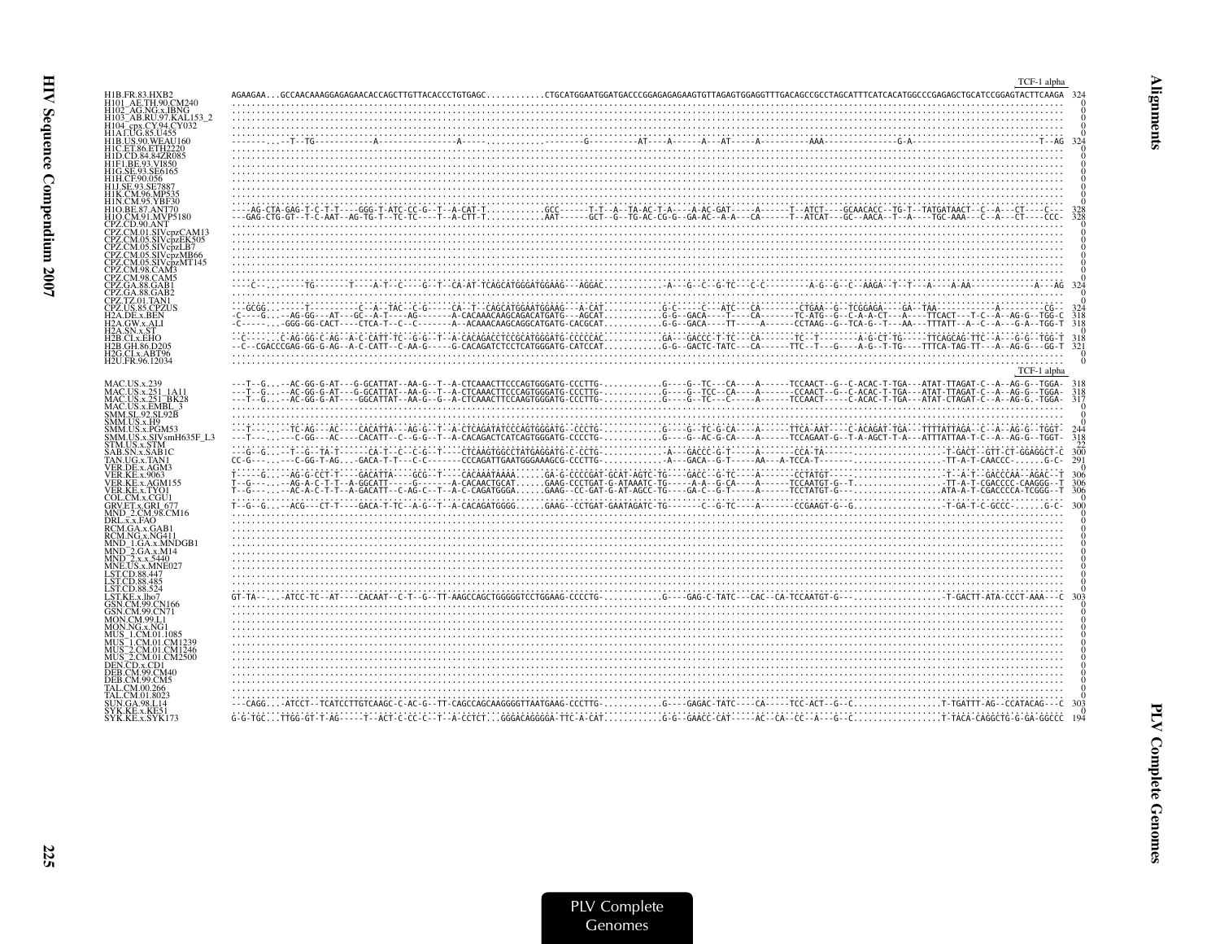```
                                                                                                                                                                                              TCF-1 alpha
H1B.FR.83.HXB2           AGAAGAA...GCCAACAAAGGAGAGAACACCAGCTTGTTACACCCTGTGAGC............CTGCATGGAATGGATGACCCGGAGAGAGAAGTGTTAGAGTGGAGGTTTGACAGCCGCCTAGCATTTCATCACATGGCCCGAGAGCTGCATCCGGAGTACTTCAAGA  324
H101_AE.TH.90.CM240      ...........................................................................................................................................................................   0
H102_AG.NG.x.IBNG        ...........................................................................................................................................................................   0
H103_AB.RU.97.KAL153_2   ...........................................................................................................................................................................   0
H104_cpx.CY.94.CY032     ...........................................................................................................................................................................   0
H1A1.UG.85.U455          ...........................................................................................................................................................................   0
H1B.US.90.WEAU160        -------...--T--TG-----------A---------------A-----...........--------G----------AT----A------A---AT-----A----------AAA---------------G-A------------------------T--AG  324
H1C.ET.86.ETH2220        ...........................................................................................................................................................................   0
H1D.CD.84.84ZR085        ...........................................................................................................................................................................   0
H1F1.BE.93.VI850         ...........................................................................................................................................................................   0
H1G.SE.93.SE6165         ...........................................................................................................................................................................   0
H1H.CF.90.056            ...........................................................................................................................................................................   0
H1J.SE.93.SE7887         ...........................................................................................................................................................................   0
H1K.CM.96.MP535          ...........................................................................................................................................................................   0
H1N.CM.95.YBF30          ...........................................................................................................................................................................   0
H1O.BE.87.ANT70          ----AG-CTA-GAG-T-C-T-T----GGG-T-ATC-CC-G--T--A-CAT-T...........GCC------T-T--A--TA-AC-T-A----A-AC-GAT-----A------T--ATCT----GCAACACC--TG-T--TATGATAACT--C--A---CT-----C---  328
H1O.CM.91.MVP5180        ---GAG-CTG-GT--T-C-AAT--AG-TG-T--TC-TC----T--A-CTT-T...........AAT------GCT--G--TG-AC-CG-G--GA-AC--A-A----CA------T--ATCAT---GC--AACA--T--A----TGC-AAA---C--A---CT-----CCC-  328
CPZ.CD.90.ANT            ...........................................................................................................................................................................   0
CPZ.CM.01.SIVcpzCAM13    ...........................................................................................................................................................................   0
CPZ.CM.05.SIVcpzEK505    ...........................................................................................................................................................................   0
CPZ.CM.05.SIVcpzLB7      ...........................................................................................................................................................................   0
CPZ.CM.05.SIVcpzMB66     ...........................................................................................................................................................................   0
CPZ.CM.05.SIVcpzMT145    ...........................................................................................................................................................................   0
CPZ.CM.98.CAM3           ...........................................................................................................................................................................   0
CPZ.CM.98.CAM5           ...........................................................................................................................................................................   0
CPZ.GA.88.GAB1           ----C-----...----TG-------T----A-T--C-----G--T--CA-AT-TCAGCATGGGATGGAAG---AGGAC............A---G--C--G-TC---C-C---------A-G--G--C--AAGA--T--T---A----A-AA-------------A---AG  324
CPZ.GA.88.GAB2           ...........................................................................................................................................................................   0
CPZ.TZ.01.TAN1           ...........................................................................................................................................................................   0
CPZ.US.85.CPZUS          ---GCGG.-------T----------C--A--TAC--C-G-----CA--T--CAGCATGGAATGGAAG---A-CAT............G-C------C--ATC---CA--------CTGAA--G--TCGGAGA----GA--TAA------------A-----------CG--  324
H2A.DE.x.BEN             -C----G...--AG-GG---AT---GC--A-T----AG------A-CACAAACAAGCAGACATGATG---AGCAT............G-G--GACA----T----CA-------TC-ATG--G--C-A-A-CT---A----TTCACT---T-C--A--AG-G--TGG-C  318
H2A.GW.x.ALI             -C------...-GGG-GG-CACT----CTCA-T--C--C-------A--ACAAACAAGCAGGCATGATG-CACGCAT............G-G--GACA----TT-----A------CCTAAG--G--TCA-G--T---AA---TTTATT--A--C--A---G-A--TGG-T  318
H2A.SN.x.ST              ...........................................................................................................................................................................   0
H2B.CI.x.EHO             --C-----...C-AG-GG-C-AG--A-C-CATT-TC--G-G--T--A-CACAGACCTCCGCATGGGATG-CCCCCAC............GA---GACCC-T-TC---CA--------TC--T----------A-G-CT-TG-----TTCAGCAG-TTC--A---G-G--TGG-T  318
H2B.GH.86.D205           --C--CGACCCGAG-GG-G-AG--A-C-CATT--C-AA-G-----G-CACAGATCTCCTCATGGGATG-CATCCAT............G-G--GACTC-TATC---CA------TTC--T---G-----A-G--T-TG----TTTCA-TAG-TT---A--AG-G---GG-T  321
H2G.CI.x.ABT96           ...........................................................................................................................................................................   0
H2U.FR.96.12034          ...........................................................................................................................................................................   0
                                                                                                                                                                                              TCF-1 alpha
MAC.US.x.239             ---T--G...--AC-GG-G-AT---G-GCATTAT--AA-G--T--A-CTCAAACTTCCCAGTGGGATG-CCCTTG-............G----G--TC---CA----A------TCCAACT--G--C-ACAC-T-TGA---ATAT-TTAGAT-C--A--AG-G--TGGA-  318
MAC.US.x.251_1A11        ---T--G...--AC-GG-G-AT---G-GCATTAT--AA-G--T--A-CTCAAACTTCCCAGTGGGATG-CCCTTG-............G----G--TCC--CA----A-------CCAACT--G--C-ACAC-T-TGA---ATAT-TTAGAT-C--A--AG-G--TGGA-  318
MAC.US.x.251_BK28        ---T--G...--AC-GG-G-AT----GGCATTAT--AA-G--G--A-CTCAAACTTCCAAGTGGGATG-CCCTTG-............G----G--TC---C-----A------TCCAACT-----C-ACAC-T-TGA---ATAT-CTAGAT-C--A--AG-G--TGGA-  317
MAC.US.x.EMBL_3          ...........................................................................................................................................................................   0
SMM.SL.92.SL92B          ...........................................................................................................................................................................   0
SMM.US.x.H9              ...........................................................................................................................................................................   0
SMM.US.x.PGM53           ---T----...--TC-AG---AC----CACATTA---AG-G--T--A-CTCAGATATCCCAGTGGGATG--CCCTG-...........G----G--TC-G-CA----A------TTCA-AAT-----C-ACAGAT-TGA---TTTTATTAGA--C--A--AG-G--TGGT-  244
SMM.US.x.SIVsmH635F_L3   ---T----...---C-GG---AC----CACATT--C--G-G--T--A-CACAGACTCATCAGTGGGATG-CCCCTG-...........G----G--AC-G-CA----A------TCCAGAAT-G--T-A-AGCT-T-A---ATTTATTAA-T-C--A--AG-G--TGGT-  318
STM.US.x.STM             ...........................................................................................................................................................................   22
SAB.SN.x.SAB1C           ---G--G...--T--G--TA-T------CA-T--C--C-G--T----CTCAAGTGGCCTATGAGGATG-C-CCTG-.............A---GACCC-G-T-----A-------CCA-TA---------------------------T-GACT--GTT-CT-GGAGGCT-C  300
TAN.UG.x.TAN1            CC-G----...---C-GG-T-AG...-GACA-T-T---C-C-------CCCAGATTGAATGGGAAAGCG-CCCTTG-...........-A---GACA--G-T-----AA---A-TCCA-T----------------------------TT-A-T-CAACCC-.......G-C-  291
VER.DE.x.AGM3            ...........................................................................................................................................................................   0
VER.KE.x.9063            T-----G...--AG-G-CCT-T----GACATTA----GCG--T-----CACAAATAAAA......GA-G-CCCCGAT-GCAT-AGTC-TG----GACC--G-TC----A-------CCTATGT--------------------------T--A-T--GACCCAA--AGAC--T  306
VER.KE.x.AGM155          T--G----...--AG-A-C-T-T--A-GGCATT------G-------A-CACAACTGCAT......GAAG-CCCTGAT-G-ATAAATC-TG-----A-A--G-CA----A------TCCAATGT-G--T.................-TT-A-T-CGACCCC-CAAGGG--T  306
VER.KE.x.TYO1            T--G----...--AC-A-C-T-T--A-GACATT--C-AG-C--T--A-C-CAGATGGGA......GAAG--CC-GAT-G-AT-AGCC-TG----GA-C--G-T-----A------TCCTATGT-G------------------------ATA-A-T-CGACCCCA-TCGGG--T  306
COL.CM.x.CGU1            ...........................................................................................................................................................................   0
GRV.ET.x.GRI_677         T--G--G...--ACG---CT-T----GACA-T-TC--A-G--T--A-CACAGATGGGG......GAAG--CCTGAT-GAATAGATC-TG-------C--G-TC----A-------CCGAAGT-G--G..................-T-GA-T-C-GCCC-......G-C-  300
MND_2.CM.98.CM16         ...........................................................................................................................................................................   0
DRL.x.x.FAO              ...........................................................................................................................................................................   0
RCM.GA.x.GAB1            ...........................................................................................................................................................................   0
RCM.NG.x.NG411           ...........................................................................................................................................................................   0
MND_1.GA.x.MNDGB1        ...........................................................................................................................................................................   0
MND_2.GA.x.M14           ...........................................................................................................................................................................   0
MND_2.x.x.5440           ...........................................................................................................................................................................   0
MNE.US.x.MNE027          ...........................................................................................................................................................................   0
LST.CD.88.447            ...........................................................................................................................................................................   0
LST.CD.88.485            ...........................................................................................................................................................................   0
LST.CD.88.524            ...........................................................................................................................................................................   0
LST.KE.x.lho7            GT-TA--...-ATCC-TC--AT----CACAAT--C-T--G--TT-AAGCCAGCTGGGGGTCCTGGAAG-CCCCTG-............G----GAG-C-TATC---CAC--CA-TCCAATGT-G----------------------T-GACTT-ATA-CCCT-AAA---C  303
GSN.CM.99.CN166          ...........................................................................................................................................................................   0
GSN.CM.99.CN71           ...........................................................................................................................................................................   0
MON.CM.99.L1             ...........................................................................................................................................................................   0
MON.NG.x.NG1             ...........................................................................................................................................................................   0
MUS_1.CM.01.1085         ...........................................................................................................................................................................   0
MUS_1.CM.01.CM1239       ...........................................................................................................................................................................   0
MUS_2.CM.01.CM1246       ...........................................................................................................................................................................   0
MUS_2.CM.01.CM2500       ...........................................................................................................................................................................   0
DEN.CD.x.CD1             ...........................................................................................................................................................................   0
DEB.CM.99.CM40           ...........................................................................................................................................................................   0
DEB.CM.99.CM5            ...........................................................................................................................................................................   0
TAL.CM.00.266            ...........................................................................................................................................................................   0
TAL.CM.01.8023           ...........................................................................................................................................................................   0
SUN.GA.98.L14            ---CAGG...-ATCCT--TCATCCTTGTCAAGC-C-AC-G--TT-CAGCCAGCAAGGGGTTAATGAAG-CCCTTG-............G----GAGAC-TATC----CA-----TCC-ACT--G--C..................T-TGATTT-AG--CCATACAG---C  303
SYK.KE.x.KE51            ...........................................................................................................................................................................   0
SYK.KE.x.SYK173          G-G-TGC...TTGG-GT-T-AG-----T--ACT-C-CC-C--T--A-CCTCT...GGGACAGGGGA-TTC-A-CAT............G-G--GAACC-CAT-----AC--CA--CC--A---G--C..................T-TACA-CAGGCTG-G-GA-GGCCC  194
```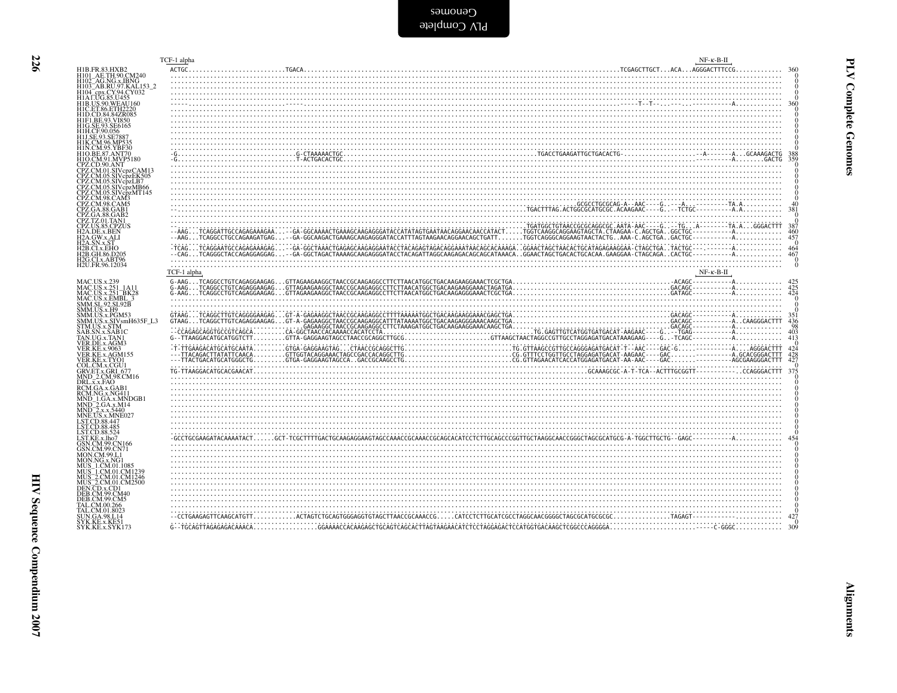TCF-1 alpha NF-κ-B-II

```
H1B.FR.83.HXB2          ACTGC...........................TGACA......................................................................................TCGAGCTTGCT...ACA...AGGGACTTTCCG............  360
H101_AE.TH.90.CM240     ...........................................................................................................................................................................    0
H102_AG.NG.x.IBNG       ...........................................................................................................................................................................    0
H103_AB.RU.97.KAL153_2  ...........................................................................................................................................................................    0
H104_cpx.CY.94.CY032    ...........................................................................................................................................................................    0
H1A1.UG.85.U455         ...........................................................................................................................................................................    0
H1B.US.90.WEAU160       -----..........................-----.......................................................................................--T--T--.....-...-----------A............  360
H1C.ET.86.ETH2220       ...........................................................................................................................................................................    0
H1D.CD.84.84ZR085       ...........................................................................................................................................................................    0
H1F1.BE.93.VI850        ...........................................................................................................................................................................    0
H1G.SE.93.SE6165        ...........................................................................................................................................................................    0
H1H.CF.90.056           ...........................................................................................................................................................................    0
H1J.SE.93.SE7887        ...........................................................................................................................................................................    0
H1K.CM.96.MP535         ...........................................................................................................................................................................    0
H1N.CM.95.YBF30         ...........................................................................................................................................................................    0
H1O.BE.87.ANT70         -G..............................G-CTAAAAACTGC...............................................TGACCTGAAGATTGCTGACACTG-....................-A-------A...GCAAAGACTG  388
H1O.CM.91.MVP5180       -G..............................T-ACTGACACTGC.......................................................................................................---------A........GACTG  359
CPZ.CD.90.ANT           ...........................................................................................................................................................................    0
CPZ.CM.01.SIVcpzCAM13   ...........................................................................................................................................................................    0
CPZ.CM.05.SIVcpzEK505   ...........................................................................................................................................................................    0
CPZ.CM.05.SIVcpzLB7     ...........................................................................................................................................................................    0
CPZ.CM.05.SIVcpzMB66    ...........................................................................................................................................................................    0
CPZ.CM.05.SIVcpzMT145   ...........................................................................................................................................................................    0
CPZ.CM.98.CAM3          ...........................................................................................................................................................................    0
CPZ.CM.98.CAM5          ..............................................................................................................GCGCCTGCGCAG-A--AAC----G.----A...---------TA.A...........   40
CPZ.GA.88.GAB1          .........................................................................................TGACTTTAG.ACTGGCGCATGCGC.ACAAGAAC----G.---TCTGC---------A.A...........  381
CPZ.GA.88.GAB2          ...........................................................................................................................................................................    0
CPZ.TZ.01.TAN1          ...........................................................................................................................................................................    0
CPZ.US.85.CPZUS         .........................................................................................TGATGGCTGTAACCGCGCAGGCGC.AATA-AAC----G.---TG...A---------TA.A...GGGACTTT  387
H2A.DE.x.BEN            --AAG...TCAGGATTGCCAGAGAAAGAA...--GA-GGCAAAACTGAAAGCAAGAGGGATACCATATAGTGAATAACAGGAACAACCATACT.....TGGTCAAGGCAGGAAGTAGCTA.CTAAGAA-C.AGCTGA..GGCTGC----------A............  460
H2A.GW.x.ALI            --AAG...TCAGGCCTGCCAGAAGATGAG...--GA-GGCAAGACTGAAAGCAAGAGGGATACCATTTAGTAAGAACAGGAACAGCTGATT.......TGGTCAGGGCAGGAAGTAACTACTG..AAA-C.AGCTGA..GACTGC----------A............  457
H2A.SN.x.ST             ...........................................................................................................................................................................    0
H2B.CI.x.EHO            -TCAG...TCAGGAATGCCAGAGAAAGAG...--GA-GGCTAAACTGAGAGCAAGAGGGATACCTACAGAGTAGACAGGAAATAACAGCACAAAGA..GGAACTAGCTAACACTGCATAGAGAAGGAA-CTAGCTGA..TACTGC---------A............  464
H2B.GH.86.D205           --CAG...TCAGGGCTACCAGAGGAGGAG...--GA-GGCTAGACTAAAAGCAAGAGGGATACCTACAGATTAGGCAAGAGACAGCAGCATAAACA..GGAACTAGCTGACACTGCACAA.GAAGGAA-CTAGCAGA..CACTGC----------A............  467
H2G.CI.x.ABT96          ...........................................................................................................................................................................    0
H2U.FR.96.12034         ...........................................................................................................................................................................    0
```

TCF-1 alpha NF-κ-B-II

```
MAC.US.x.239            G-AAG...TCAGGCCTGTCAGAGGAAGAG...GTTAGAAGAAGGCTAACCGCAAGAGGCCTTCTTAACATGGCTGACAAGAAGGAAACTCGCTGA...........................................-ACAGC----------A............  425
MAC.US.x.251_1A11       G-AAG...TCAGGCCTGTCAGAGGAAGAG...GTTAGAAGAAGGCTAACCGCAAGAGGCCTTCTTAACATGGCTGACAAGAAGGAAACTAGATGA...........................................GACAGC----------A............  425
MAC.US.x.251_BK28       G-AAG...TCAGGCCTGTCAGAGGAAGAG...GTTAGAAGAAGGCTAACCGCAAGAGGCCTTCTTAACATGGCTGACAAGAGGGAAACTCGCTGA...........................................GATAGC----------A............  424
MAC.US.x.EMBL_3         ...........................................................................................................................................................................    0
SMM.SL.92.SL92B         ...........................................................................................................................................................................    0
SMM.US.x.H9             ...........................................................................................................................................................................    0
SMM.US.x.PGM53          GTAAG...TCAGGCTTGTCAGGGGAAGAG...GT-A-GAGAAGGCTAACCGCAAGAGGCCTTTTAAAAATGGCTGACAAGAAGGAAACGAGCTGA...........................................GACAGC----------A............  351
SMM.US.x.SIVsmH635F_L3  GTAAG...TCAGGCTTGTCAGAGGAAGAG...GT-A-GAGAAGGCTAACCGCAAGAGGCATTTATAAAATGGCTGACAAGAGGGAAACAAGCTGA...........................................GACAGC----------A..CAAGGGACTTT  436
STM.US.x.STM            ................................GAGAAGGCTAACCGCAAGAGGCCTTCTAAAGATGGCTGACAAGAAGGAAACAAGCTGA...........................................GACAGC----------A............   98
SAB.SN.x.SAB1C          --CCAGAGCAGGTGCCGTCAGCA........CA-GGCTAACCACAAAACCACATCCTA.......................................TG.GAGTTGTCATGGTGATGACAT-AAGAAC----G.---TGAG----------A............  403
TAN.UG.x.TAN1           G--TTAAGGACATGCATGGTCTT........GTTA-GAGGAAGTAGCCTAACCGCAGGCTTGCG.......................GTTAAGCTAACTAGGCCGTTGCCTAGGAGATGACATAAAGAAG----G..-TCAGC----------A............  413
VER.DE.x.AGM3           ...........................................................................................................................................................................    0
VER.KE.x.9063           -T-TTGAAGACATGCATGCAATA........GTGA-GAGGAAGTAG..CTAACCGCAGGCTTG............................TG.GTTAAGCCGTTGCCAGGGAGATGACAT-T--AAC----GAC-G.................A....AGGGACTTT  424
VER.KE.x.AGM155         ---TTACAGACTTATATTCAACA........GTTGGTACAGGAAACTAGCCGACCACAGGCTTG............................CG.GTTTCCTGGTTGCCTAGGAGATGACAT-AAGAAC----GAC...................-A.GCACGGGACTTT  428
VER.KE.x.TYO1           ---TTACTGACATGCATGGGCTG........GTGA-GAGGAAGTAGCCA..GACCGCAAGCCTG............................CG.GTTAGAACATCACCATGGAGATGACAT-AA-AAC----GAC...................-AGCGAAGGGACTTT  427
COL.CM.x.CGU1           ...........................................................................................................................................................................    0
GRV.ET.x.GRI_677        TG-TTAAGGACATGCACGAACAT.......................................................................GCAAAGCGC-A-T-TCA--ACTTTGCGGTT-----------.CCAGGGACTTT  375
MND_2.CM.98.CM16        ...........................................................................................................................................................................    0
DRL.x.x.FAO             ...........................................................................................................................................................................    0
RCM.GA.x.GAB1           ...........................................................................................................................................................................    0
RCM.NG.x.NG411          ...........................................................................................................................................................................    0
MND_1.GA.x.MNDGB1       ...........................................................................................................................................................................    0
MND_2.GA.x.M14          ...........................................................................................................................................................................    0
MND_2.x.x.5440          ...........................................................................................................................................................................    0
MNE.US.x.MNE027         ...........................................................................................................................................................................    0
LST.CD.88.447           ...........................................................................................................................................................................    0
LST.CD.88.485           ...........................................................................................................................................................................    0
LST.CD.88.524           ...........................................................................................................................................................................    0
LST.KE.x.lho7           -GCCTGCGAAGATACAAAATACT......GCT-TCGCTTTTGACTGCAAGAGGAAGTAGCCAAACCGCAAACCGCAGCACATCCTCTTGCAGCCCGGTTGCTAAGGCAACCGGGCTAGCGCATGCG-A-TGGCTTGCTG--GAGC----------A............  454
GSN.CM.99.CN166         ...........................................................................................................................................................................    0
GSN.CM.99.CN71          ...........................................................................................................................................................................    0
MON.CM.99.L1            ...........................................................................................................................................................................    0
MON.NG.x.NG1            ...........................................................................................................................................................................    0
MUS_1.CM.01.1085        ...........................................................................................................................................................................    0
MUS_1.CM.01.CM1239      ...........................................................................................................................................................................    0
MUS_2.CM.01.CM1246      ...........................................................................................................................................................................    0
MUS_2.CM.01.CM2500      ...........................................................................................................................................................................    0
DEN.CD.x.CD1            ...........................................................................................................................................................................    0
DEB.CM.99.CM40          ...........................................................................................................................................................................    0
DEB.CM.99.CM5           ...........................................................................................................................................................................    0
TAL.CM.00.266           ...........................................................................................................................................................................    0
TAL.CM.01.8023          ...........................................................................................................................................................................    0
SUN.GA.98.L14           --CCTGAAGAGTTCAAGCATGTT...........ACTAGTCTGCAGTGGGAGGTGTAGCTTAACCGCAAACCG.....CATCCTCTTGCATCGCCTAGGCAACGGGGCTAGCGCATGCGCGC................TAGAGT------------------........  427
SYK.KE.x.KE51           ...........................................................................................................................................................................    0
SYK.KE.x.SYK173         G--TGCAGTTAGAGAGACAAACA.................GGAAAACCACAAGAGCTGCAGTCAGCACTTAGTAAGAACATCTCCTAGGAGACTCCATGGTGACAAGCTCGGCCCAGGGGA.............................-----C-GGGC.............  309
```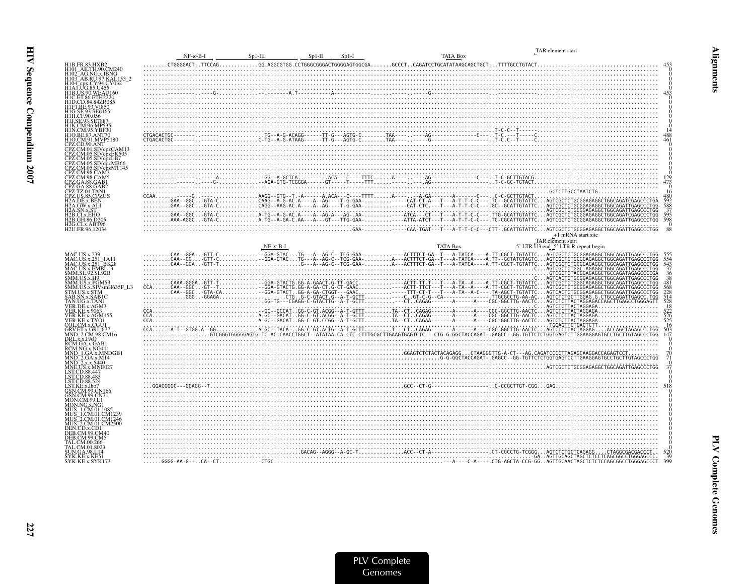```
                        NF-κ-B-I              Sp1-III              Sp1-II    Sp1-I                      TATA Box                   TAR element start
H1B.FR.83.HXB2          ........CTGGGGACT..TTCCAG.............GG.AGGCGTGG.CCTGGGCGGGACTGGGGAGTGGCGA.......GCCCT..CAGATCCTGCATATAAGCAGCTGCT....TTTTGCCTGTACT........................................ 453
H101_AE.TH.90.CM240     ..................................................................................................................................................................... 0
H102_AG.NG.x.IBNG       ..................................................................................................................................................................... 0
H103_AB.RU.97.KAL153_2  ..................................................................................................................................................................... 0
H104_cpx.CY.94.CY032    ..................................................................................................................................................................... 0
H1A1.UG.85.U455         ..................................................................................................................................................................... 0
H1B.US.90.WEAU160       ........---------.-----G----------.---.-------A.T----------A-------------.......-----..-----G----------------------..------------......................................... 453
H1C.ET.86.ETH2220       ..................................................................................................................................................................... 0
H1D.CD.84.84ZR085       ..................................................................................................................................................................... 0
H1F1.BE.93.VI850        ..................................................................................................................................................................... 0
H1G.SE.93.SE6165        ..................................................................................................................................................................... 0
H1H.CF.90.056           ..................................................................................................................................................................... 0
H1J.SE.93.SE7887        ..................................................................................................................................................................... 0
H1K.CM.96.MP535         ..................................................................................................................................................................... 0
H1N.CM.95.YBF30         ...................................................................................................................T-C-C--T------........................................ 14
H1O.BE.87.ANT70         CTGACACTGC-------.---------------..TG--A-G-ACAGG------TT-G---AGTG-C.......TAA-----.-----AG---------------C----.T-C.----T-----C........................................ 488
H1O.CM.91.MVP5180       CTGACACTGC-------.---------------.C-TG--A-G-ATAAG------TT-G---AGTG-C.......TAA-----.-----G----------------C----.T-C.C--T-----C........................................ 461
CPZ.CD.90.ANT           ..................................................................................................................................................................... 0
CPZ.CM.01.SIVcpzCAM13   ..................................................................................................................................................................... 0
CPZ.CM.05.SIVcpzEK505   ..................................................................................................................................................................... 0
CPZ.CM.05.SIVcpzLB7     ..................................................................................................................................................................... 0
CPZ.CM.05.SIVcpzMB66    ..................................................................................................................................................................... 0
CPZ.CM.05.SIVcpzMT145   ..................................................................................................................................................................... 0
CPZ.CM.98.CAM3          ..................................................................................................................................................................... 0
CPZ.CM.98.CAM5          .........------.-----A...........-GG--A-GCTCA.........ACA---C----TTTC......A----..-----AG---------------C----.T-C-GCTTGTACG............................................ 129
CPZ.GA.88.GAB1          .........------.-----G...........-AGA-GTG-TCGGGA------GT-----T----TTT......-----..-----AG---------------C----.T-C-GC-TGTACT........................................... 473
CPZ.GA.88.GAB2          ..................................................................................................................................................................... 0
CPZ.TZ.01.TAN1          ..................................................................................................................GCTCTTGCCTAATCTG................................... 16
CPZ.US.85.CPZUS         CCAA..........G..................AAGG-GTG--T..A------A.ACA---C----TTTT......A-----.--A-GA-------A-------C----.C-C-GCTTGTACT.......................................... 480
H2A.DE.x.BEN            .........GAA--GGC.--GTA-C...........CAAG--A-G-AC.A----A--AG----T-G-GAA.........-----CAT-CT-A---T---A-T-T-C-C----.TC--GCATTGTATTC...AGTCGCTCTGCGGAGAGGCTGGCAGATCGAGCCCTGA 592
H2A.GW.x.ALI            .........GAA--GGC.--GTA-C...........CAGG--AAG-AC.A----A--AG----T-G-GAA.........-----CAT-CTC.---T---A-T-T-C-C----.GC--GCATTGTATTC...AGTCGCTCTGCGGAGAGGCTGGCAGATTGAGCCCTGG 588
H2A.SN.x.ST             ...................................................................................................................AGTCGCTCTGCGGAGAGGCTGGCAGATTGAGCCCTGG 37
H2B.CI.x.EHO            .........GAA--GGC.--GTA-C...........A-TG--A-G-AC.A----A--AG-A--AG-.AA-.........----ATCA---CT---T---A-T-T-C-C----.TTG-GCATTGTATTC...AGTCGCTCTGCGGAGAGGCTGGCAGATCGAGCCCTGG 595
H2B.GH.86.D205           .........AAA-AGGC.--GTA-C...........A.TG--A-GA-C.AA---A---GT---TTG-GAA.........----ATTA-ATCT---T---A-T-T-C-C----.TC-CGCATTGTATTC...AGTCGCTCTGCGGAGAGGCTGGCAGATTGAGCCCTGG 598
H2G.CI.x.ABT96          ..................................................................................................................................................................... 0
H2U.FR.96.12034         ...........................................................................GAA-.........-----CAA-TGAT---T---A-T-T-C-C---CTT-.GCATTGTATTC...AGTCGCTCTGCGGAGAGGCTGGCAGATTGAGCCCTGG 88
                                                                                                                                                          +1 mRNA start site
                                                                                                                                                     TAR element start
                                               NF-κ-B-I                                                   TATA Box                   5' LTR U3 end 5' LTR R repeat begin
MAC.US.x.239            .........CAA--GGA..-GTT-C.............--GGA-GTAC...TG---A--AG-C--TCG-GAA-.........----ACTTTCT-GA--T---A-TATCA----A.TT-CGCT-TGTATTC...AGTCGCTCTGCGGAGAGGCTGGCAGATTGAGCCCTGG 555
MAC.US.x.251_1A11       .........CAA--GG...-GTT-C.............--GGA-GTAC...TG---A--AG-C--TCG-GAA-.........A---ACTTTCT-GA--T---A-TATCA----A.TT--GCTATGTAGTC...AGTCGCTCTGCGGAGAGGCTGGCAGATTGAGCCCTGG 554
MAC.US.x.251_BK28       .........CAA--GGA..-GTT-T.............................G---A--AG-C--TCG-GAA-.........A---ACTTTCT-GA--T---A-TATCA----A.TT-CGCT-TGTATTC...AGTCGCTCTGCGGAGAGGCTGGCAGATTGAGCCCTGG 543
MAC.US.x.EMBL_3         ................................................................................................................................C...AGTCGCTCTGGC.AGAGGCTGGCAGATTGAGCCCTGG 37
SMM.SL.92.SL92B         ...................................................................................................................................GTCGCTCTACGGAGAGGCTGCCAGATAGAGCCCCGA 36
SMM.US.x.H9             ...................................................................................................................................C...AGTCACTCTGCGGAGAGGCTGGCAGATTGAGCCCTGG 38
SMM.US.x.PGM53          .........CAAA-GGGA.-GTT-T.............--GGA-GTACTG.GG-A-GAACT.G-TT-GACC..........----ACTT-TT-T---T---A-TA--A----A.TT-CGCT-TGTATTC...AGTCGCTCTGGGCAGAGGCTGGCAGATTGAGCCCTGG 481
SMM.US.x.SIVsmH635F_L3  CCA......CAA--GGC..-GT--T.............--GGA-GTACTG.GG-A-GA-CT.G-CT-GAAC..........----ACTT-TTCT---T---A-TA--A----A.TT-CGCT-TGTAGTC...AGTCGCTCTGCGGAGAGGCTGGCAGATTGAGCCCTGG 568
STM.US.x.STM            .........CAA--GGC..-GTA-CA............--GGA-GTACT..GG-A-GA-CTGGT---GAAC..........-----TTT-CT-T---T---A-TA--A-C----.TA-AGCT-TGTATTC...AGTCACTCTGCGGAGAGGCTGGCAGATTGAGCCCTGG 228
SAB.SN.x.SAB1C          ..............GGG..-GGAGA.................CTG..G-C-GTACT.G--A-T-GCTT..........----C..GT-C-G--CA--------------.TTGCGCCTG-AA-AC...AGTCTCTGCTTGGAG.G.CTGCCAGATTGAGCC.TGG 514
TAN.UG.x.TAN1           .................................GG-TG---CGAGG-C-GTACTTG--A-T-GCTT..........----CT..CAGAG-------A-------A----CGC-GGCTTG-AACTC...AGTCTCTTACTAGGAGACCAGCTTGAGCCTGGGAGTT 528
VER.DE.x.AGM3           ...................................................................................................................................C...AGTCTCTTACTAGGAGA................... 18
VER.KE.x.9063           CCA..............................-GC--GCCAT..GG-C-GT.ACGG--A-T-GCTT.........TA--CT..CAGAG-------A-------A----CGC-GGCTTG-AACTC...AGTCTCTTACTAGGAGA................... 522
VER.KE.x.AGM155         CCA..............................A-GC--GACAT..GG-C-GT.ACGG--A-T-GCTT.........TA--CT..CAGAG-------A-------A----CGC-GGCTTG-AACTC...AGTCTCTTACTAGGAGA................... 526
VER.KE.x.TYO1           CCA..............................A-GC--GACAT..GG-C-GT.CCGG--A-T-GCTT.........TA--CT..CAGAA-------A-------A----CGC-GGCTTG-AACTC...AGTCTCTTACTAGGAGA................... 525
COL.CM.x.CGU1           ....................................................................................................................TGGAGTTCTGACTCTT............................ 16
GRV.ET.x.GRI_677        CCA.....-A-T--GTGG.A--GG..........A-GC---TACA-..GG-C-GT.ACTG--A-T-GCTT.........T---CT..CAGAG-------A-------A----CGC-GGCTTG-AACTC...AGTCTCTTACTAGGAG.....ACCAGCTAGAGCC.TGG 503
MND_2.CM.98.CM16        ....................-GTCGGGTGGGGGAGTG-TC-AC-CAACCTGGCT--ATATAA-CA-CTC-CTTTGCGCTTGAAGTGAGTCTC---CTG-G-GGCTACCAGAT-.GAGCC--GG.TGTTCTCTGGTGAGTCTTGGAAGGAGTGCCTGCTTGTAGCCCTGG 147
DRL.x.x.FAO             ..................................................................................................................................................................... 0
RCM.GA.x.GAB1           ..................................................................................................................................................................... 0
RCM.NG.x.NG411          ..................................................................................................................................................................... 0
MND_1.GA.x.MNDGB1       ...............................................................................GGAGTCTCTACTACAGAGG....CTAAGGGTTG-A-CT---AG.CAGATCCCCTTAGAGCAAGGACCAGAGTCCT.......... 70
MND_2.GA.x.M14          .............................................................................................G-G-GGCTACCAGAT-.GAGCC--GG-TGTTCTCTGGTGAGTCCTTGAAGGAGTGCCTGCTTGTAGCCCTGG 71
MND_2.x.x.5440          ..................................................................................................................................................................... 0
MNE.US.x.MNE027         ...................................................................................................................AGTCGCTCTGCGGAGAGGCTGGCAGATTGAGCCCTGG 37
LST.CD.88.447           ..................................................................................................................................................................... 0
LST.CD.88.485           ..................................................................................................................................................................... 0
LST.CD.88.524           ..................................................................................................................................................................... 0
LST.KE.x.lho7           ...GGACGGGC---GGAGG--T.........................................................GCC--CT-G-------------------.C-CCGCTTGT-CGG...GAG........................................ 518
GSN.CM.99.CN166         ..................................................................................................................................................................... 0
GSN.CM.99.CN71          ..................................................................................................................................................................... 0
MON.CM.99.L1            ..................................................................................................................................................................... 0
MON.NG.x.NG1            ..................................................................................................................................................................... 0
MUS_1.CM.01.1085        ..................................................................................................................................................................... 0
MUS_1.CM.01.CM1239      ..................................................................................................................................................................... 0
MUS_2.CM.01.CM1246      ..................................................................................................................................................................... 0
MUS_2.CM.01.CM2500      ..................................................................................................................................................................... 0
DEN.CD.x.CD1            ..................................................................................................................................................................... 0
DEB.CM.99.CM40          ..................................................................................................................................................................... 0
DEB.CM.99.CM5           ..................................................................................................................................................................... 0
TAL.CM.00.266           ..................................................................................................................................................................... 0
TAL.CM.01.8023          ..................................................................................................................................................................... 0
SUN.GA.98.L14           .......................................GACAG--AGGG--A-GC-T..............ACC--CT-A------------------.CT-CGCCTG-TCGGG....AGTCTCTGCTCAGAGG.....CTAGGCGACGACCCT.. 520
SYK.KE.x.KE51           ......................................................................................................................-GA..AGTTGCAGCTAGCTCTCCTCAGCGGCCTGGGAGCCC. 39
SYK.KE.x.SYK173         ......GGGG-AA-G--..CA--CT.............-CTGC.......................................................---A----C-A-----.CTG-AGCTA-CCG-GG..AGTTGCAACTAGCTCTCTCCAGCGGCCTGGGAGCCCT 399
```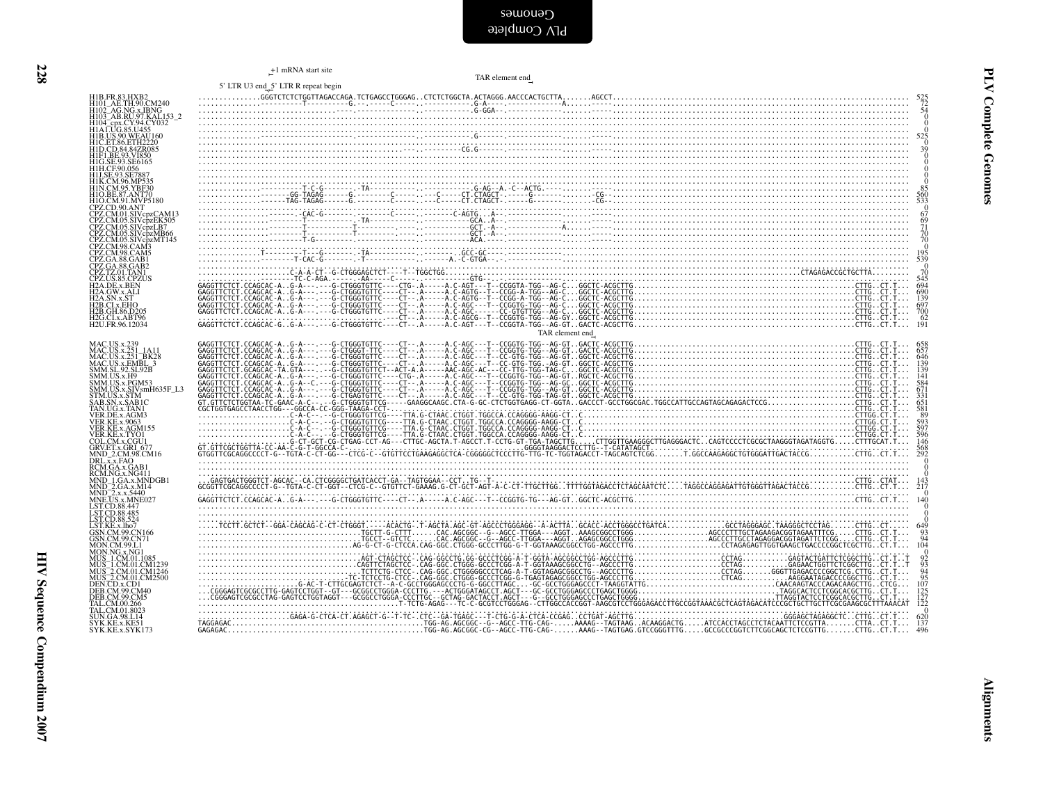+1 mRNA start site

TAR element end

5' LTR U3 end 5' LTR R repeat begin

```
H1B.FR.83.HXB2          ..............GGGTCTCTCTGGTTAGACCAGA.TCTGAGCCTGGGAG..CTCTCTGGCTA.ACTAGGG.AACCCACTGCTTA.......AGCCT.............................................................................  525
H101_AE.TH.90.CM240     ..............---------T----------G.--.-----C-----.-----------.G-A----.-------------A......-----.............................................................................   72
H102_AG.NG.x.IBNG       .............................................-----.-----------.G-GGA--.-------------.......-----.............................................................................   54
H103_AB.RU.97.KAL153_2  ...............................................................................................................................................................................    0
H104_cpx.CY.94.CY032    ...............................................................................................................................................................................    0
H1A1.UG.85.U455         ...............................................................................................................................................................................    0
H1B.US.90.WEAU160       ..............-------------------------.-----------.-----------.G------.-------------.......-----.............................................................................  525
H1C.ET.86.ETH2220       ...............................................................................................................................................................................    0
H1D.CD.84.84ZR085       ...........................................---.-.-------CG.G-----.-------------.......-----.............................................................................   39
H1F1.BE.93.VI850        ...............................................................................................................................................................................    0
H1G.SE.93.SE6165        ...............................................................................................................................................................................    0
H1H.CF.90.056           ...............................................................................................................................................................................    0
H1J.SE.93.SE7887        ...............................................................................................................................................................................    0
H1K.CM.96.MP535         ...............................................................................................................................................................................    0
H1N.CM.95.YBF30         ..............--------T-C-G--------.-TA-----------.----------.G-AG--A.-C--ACTG.-----.......-----.............................................................................   85
H1O.BE.87.ANT70         .............------GG-TAGAG-------G.---------C-----.---C-----CT.CTAGCT.-------G--------.......-CG--.............................................................................  560
H1O.CM.91.MVP5180       .............------TAG-TAGAG-------G.---------C-----.---C-----CT.CTAGCT.-------G--------.......-CG--.............................................................................  533
CPZ.CD.90.ANT           ...............................................................................................................................................................................    0
CPZ.CM.01.SIVcpzCAM13   ..................CAC-G--------------.---------C-----.-------C-AGTG...A..-------------.......-----.............................................................................   67
CPZ.CM.05.SIVcpzEK505   ................-------T-----------.-TA-----------.----------GCA..A--.-------------.......-----.............................................................................   69
CPZ.CM.05.SIVcpzLB7     ................-------T-----------T----------.----.----------GCT.-A--.------------A.......-----.............................................................................   71
CPZ.CM.05.SIVcpzMB66    ................-------T-----------T----------.----.----------GCT.-A--.-------------.......-----.............................................................................   70
CPZ.CM.05.SIVcpzMT145   ................-------T-G---------------.-----.-----------ACA.---.-------------.......-----.............................................................................   70
CPZ.CM.98.CAM3          ...............................................................................................................................................................................    0
CPZ.CM.98.CAM5          .............T---------T---G--------.-TA--------------.......GCC-GC--.-------------.......-----.............................................................................  195
CPZ.GA.88.GAB1          ................-------T-CAC-G-------.-T------------.------A.-C-GTGA--.-------------.......-----.............................................................................  539
CPZ.GA.88.GAB2          ...............................................................................................................................................................................    0
CPZ.TZ.01.TAN1          ....................C-A-A-CT--G-CTGGGAGCTCT----T--TGGCTGG.......................................................................................CTAGAGACCGCTGCTTA.........   70
CPZ.US.85.CPZUS         ....................TC-C-AGA.------AA-----C----.--------GTG--.------------.......-----.............................................................................  545
H2A.DE.x.BEN            GAGGTTCTCT.CCAGCAC-A..G-A---.---G-CTGGGTGTTC----CTG-.A-----A.C-AGT---T--CCGGTA-TGG--AG-C...GGCTC-ACGCTTG.................................................CTTG..CT.T...  694
H2A.GW.x.ALI            GAGGTTCTCT.CCAGCAC-A..G-A---.---G-CTGGGTGTTC----CT--.A-----A.C-AGTG--T--CCGG-A-TGG--AG-C...GGCTC-ACGCTTG.................................................CTTG..CT.T...  690
H2A.SN.x.ST             GAGGTTCTCT.CCAGCAC-A..G-A---.---G-CTGGGTGTTC----CT--.A-----A.C-AGTG--T--CCGG-A-TGG--AG-C...GGCTC-ACGCTTG.................................................CTTG..CT.T...  139
H2B.CI.x.EHO            GAGGTTCTCT.CCAGCAC-A..G-A---.---G-CTGGGTGTTC----CT--.A-----A.C-AGC---T--CCGGTG-TGG--AG-C...GGCTC-ACGCTTG.................................................CTTG..CT.T...  697
H2B.GH.86.D205          GAGGTTCTCT.CCAGCAC-A..G-A---.---G-CTGGGTGTTC----CT--.A-----A.C-AGC---T--CC-GTGTTGG--AG-C...GGCTC-ACGCTTG.................................................CTTG..CT.T...  700
H2G.CI.x.ABT96          ........................---.---G-CTGGGTGTTC----CT--.A-----A.C-AGCG--T--CCGGTG-TGG--AG-GY..GGCTC-ACGCTTG.................................................CTTG..CT.T...   62
H2U.FR.96.12034         GAGGTTCTCT.CCAGCAC-G..G-A---.---G-CTGGGTGTTC----CT--.A-----A.C-AGT---T--CCGGTA-TGG--AG-GT..GACTC-ACGCTTG.................................................CTTG..CT.T...  191
```

TAR element end

```
MAC.US.x.239            GAGGTTCTCT.CCAGCAC-A..G-A---.---G-CTGGGTGTTC----CT--.A-----A.C-AGC---T--CCGGTG-TGG--AG-GT..GACTC-ACGCTTG.................................................CTTG..CT.T...  658
MAC.US.x.251_1A11       GAGGTTCTCT.CCAGCAC-A..G-A---.---G-CTGGGTGTTC----CT--.A-----A.C-AGC---T--CCGGTG-TGG--AG-GT..GACTC-ACGCTTG.................................................CTTG..CT.T...  657
MAC.US.x.251_BK28       GAGGTTCTCT.CCAGCAC-A..G-A---.---G-CTGGGTGTTC----CT--.A-----A.C-AGC---T--CC-GTG-TGG--AG-GT..GGCTC-ACGCTTG.................................................CTTG..CT.T...  646
MAC.US.x.EMBL_3         GAGGTTCTCT.CCAGCAC-A..G-A---.---G-CTGGGTGTTC----CT--.A-----A.C-AGC---T--CC-GTG-TGG--AG-GT..GGCTC-ACGCTTG.................................................CTTG..CT.T...  139
SMM.SL.92.SL92B         GAGGTTCTCT.GCAGCAC-TA.GTA---.---G-CTGGGTGTTCT--ACT-A.A-----AAC-AGC-AC---CC-TTG-TAG-TAG-C...GGCTC-ACGCTTG.................................................CTTG..CT.T...  139
SMM.US.x.H9             GAGGTTCTCT.CCAGCAC-A..G-A---.---G-CTGGGTGTTC----CTG-.A-----A.C-AGC---T--CCGGTG-TGG--AG-GT..RGCTC-ACGCTTG.................................................CTTG..CT.T...  141
SMM.US.x.PGM53          GAGGTTCTCT.CCAGCAC-A..G-A--C.---G-CTGGGTGTTC----CT--.A-----A.C-AGC---T--CCGGTG-TGG--AG-GC..GGCTC-ACGCTTG.................................................CTTG..CT.T...  584
SMM.US.x.SIVsmH635F_L3  GAGGTTCTCT.CCAGCAC-A..G-A---.---G-CTGGGTGTTC----CT--.A-----A.C-AGC---T--CCGGTG-TGG--AG-GT..GGCTC-ACGCTTG.................................................CTTG..CT.T...  671
STM.US.x.STM            GAGGTTCTCT.CCAGCAC-A..G-A---.---G-CTGAGTGTTC----CT--.A-----A.C-AGC---T--CC-GTG-TGG-TAG-GT..GGCTC-ACGCTTG.................................................CTTG..CT.T...  331
SAB.SN.x.SAB1C          GT.GTTCTCTGGTAA-TC-GAAC-A-C---.---G-CTGGGTGTTCG-----GAAGGCAAGC.CTA-G-GC-CTCTGGTGAGG-CT-GGTA..GACCCT-GCCTGGCGAC.TGGCCATTGCCAGTAGCAGAGACTCCG....................CTTG..CT.T...  651
TAN.UG.x.TAN1           CGCTGGTGAGCCTAACCTGG---GGCCA-CC-GGG-TAAGA-CCT-....................................................................................................CTTG..CT.T...  581
VER.DE.x.AGM3           .....................C-A-C-.-.-G-CTGGGTGTTCG----TTA.G-CTAAC.CTGGT.TGGCCA.CCAGGGG-AAGG-CT..C..............................................................CTTGG.CT.T...   89
VER.KE.x.9063           .....................C-A-C-.-.-G-CTGGGTGTTCG----TTA.G-CTAAC.CTGGT.TGGCCA.CCAGGGG-AAGG-CT..C..............................................................CTTGG.CT.T...  593
VER.KE.x.AGM155         .....................C-A-C-.-.-G-CTGGGTGTTCG----TTA.G-CTAAC.CTGGT.TGGCCA.CCAGGGG-AAGG-CT..C..............................................................CTTGG.CT.T...  597
VER.KE.x.TYO1           .....................C-A-C-.-.-G-CTGGGTGTTCG----TTA.G-CTAAC.CTGGT.TGGCCA.CCAGGGG-AAGG-CT..C..............................................................CTTGG.CT.T...  596
COL.CM.x.CGU1           .....................G-CT-GCT-CG-CTGAG-CCT-AG---CTTGC-AGCTA.T-AGCCT.T-CCTG-GT-TGA-TAGCTTG.....CTTGGTTGAAGGGCTTGAGGGACTC..CAGTCCCCTCGCGCTAAGGGTAGATAGGTG.....CTTTGCAT.T...  146
GRV.ET.x.GRI_677        GT.GTTCGCTGGTTA-CC-AA-C-G-T-GGCCA-C-...................................GGGGTAAGGACTCCTTG--T-CATATAGCT.................................................CTTG..CT.T...  568
MND_2.CM.98.CM16        GTGGTTCGCAGGCCCCT-G--TGTA-C-CT-GG---CTCG-C--GTGTTCCTGAAGAGGCTCA-CGGGGGCTCCCTTG-TTG-TC-TGGTAGACCT-TAGCAGTCTCGG.......T.GGCCAAGAGGCTGTGGGATTGACTACCG...........CTTG..CT.T...  292
DRL.x.x.FAO             ...............................................................................................................................................................................    0
RCM.GA.x.GAB1           ...............................................................................................................................................................................    0
RCM.NG.x.NG411          ...............................................................................................................................................................................    0
MND_1.GA.x.MNDGB1       ...GAGTGACTGGGTCT-AGCAC--CA.CTCGGGGCTGATCACCT-GA--TAGTGGAA--CCT..TG--T-................................................................................CTTG..CTAT...  143
MND_2.GA.x.M14          GCGGTTCGCAGGCCCCT-G--TGTA-C-CT-GGT--CTCG-C--GTGTTCT-GAAAG.G-CT-GCT-AGT-A-C-CT-TTGCTTGG..TTTTGGTAGACCTCTAGCAATCTC.....TAGGCCAGGAGATTGTGGGTTAGACTACCG..........CTTG..CT.T...  217
MND_2.x.x.5440          ...............................................................................................................................................................................    0
MNE.US.x.MNE027         GAGGTTCTCT.CCAGCAC-A..G-A---.---G-CTGGGTGTTC----CT--.A-----A.C-AGC---T--CCGGTG-TG---AG-GT..GGCTC-ACGCTTG.................................................CTTG..CT.T...  140
LST.CD.88.447           ...............................................................................................................................................................................    0
LST.CD.88.485           ...............................................................................................................................................................................    0
LST.CD.88.524           ...............................................................................................................................................................................    0
LST.KE.x.lho7           .....TCCTT.GCTCT--GGA-CAGCAG-C-CT-CTGGGT.-----ACACTG-.T-AGCTA.AGC-GT-AGCCCTGGGAGG--A-ACTTA..GCACC-ACCTGGGCCTGATCA.............GCCTAGGGAGC.TAAGGGCTCCTAG......CTTG..CT.....  649
GSN.CM.99.CN166         ......................................TGCTT-G-CTTT......CAC.AGCGGC--G--AGCC-TTGGA---AGGT..AAAGCGGCCTGGG.................AGCCCTTTGCTAGAAGACGGTAGAATTTCG.....CTTG..CT.T...   93
GSN.CM.99.CN71          ......................................TGCCT--GTCTC......CAC.AGCGGC--G--AGCC-TTGGA---AGGT..AGAGCGGCCTGGG.................AGCCCTTGCCTAGAGGACGGTAGATTCTCGG....CTTG..CT.T...   94
MON.CM.99.L1            ......................................AG-G-CT-G-CTCCA.CAG-GGC.CTGGG-GCCCTTGG-G-T-GGTAAAGCGGCCTGG-AGCCCTTG.....................CCTAGAGAGTTGGTGAAGCTGACCCCGGCTCGCTTG..CT.T...  104
MON.NG.x.NG1            ...............................................................................................................................................................................    0
MUS_1.CM.01.1085        ......................................AGT-CTAGCTCC-.CAG-GGCCTG.GG-GCCCTCGG-A-T-GGTA-AGCGGCCTGG-AGCCCTTG.....................CCTAG...........GAGTACTGATTCTCGGCTTG..CT.T..T   92
MUS_1.CM.01.CM1239      ......................................CAGTTCTAGCTCC-.CAG-GGC.CTGGG-GCCCTCGG-A-T-GGTAAAGCGGCCTG--AGCCCTTG.....................CCTAG.........GAGAACTGGTTCTCGGCTTG..CT.T..T   93
MUS_2.CM.01.CM1246      ......................................TCTTCTG-CTCC-.CAG-GGC.CTGGGGGCCCTCAG-A-T-GGTAGAGCGGCCTG--AGCCCTTG.....................CCTAG.......GGGTTGAGACCCCGGCTCG.CTTG..CT.T...   94
MUS_2.CM.01.CM2500      .....................................-TC-TCTCCTG-CTCC-.CAG-GGC.CTGGG-GCCCTCGG-G-TGAGTAGAGCGGCCTGG-AGCCCTTG.....................CTCAG...........AAGGAATAGACCCCGGCTTG..CT.T...   95
DEN.CD.x.CD1            ...................G-AC-T-CTTGCGAGTCTCT--A-C-GCCTGGGAGCCCTG-G-GGCCTTAGC...-GC-GCCTGGGAGCCCT-TAAGGTATTG...........................CAACAAGTACCCAGACAAGCTTG..CTCG...  107
DEB.CM.99.CM40          ...CGGGAGTCGCGCCTTG-GAGTCCTGGT--GT---GCGGCCTGGGA-CCCTTG.---ACTGGGATAGCCT.AGCT---GC-GCCTGGGAGCCCTGAGCTGGGG.................................TAGGCACTCCTCGGCACGCTTG..CT.T...  125
DEB.CM.99.CM5           ...CGGGAGTCGCGCCTAG-GAGTCCTGGTAGGT---GCGGCCTGGGA-CCCTTGC--GCTAG-GACTACCT.AGCT---G--GCCTGGGAGCCCTGAGCTGGGG.................................TTAGGTACTCCTCGGCACGCTTG..CT.T...  127
TAL.CM.00.266           ..............................................T-TCTG-AGAG---TC-C-GCGTCCTGGGAG--CTTGGCCACCGGT-AAGCGTCCTGGGAGACCTTGCCGGTAAACGCTCAGTAGACATCCCGCTGCTTGCTTCGCGAAGCGCTTTAAACAT  122
TAL.CM.01.8023          ...............................................................................................................................................................................    0
SUN.GA.98.L14           .....................GAGA-G-CTCA-CT.AGAGCT-G--T-TC-.CTC--GA-TGAGC---T-CTG-G-A-CTCA-CCGAG..CCTGAT-AGCTTG.....................................GGGAGCTAGAGGCTC..CTTG..CT.T...  620
SYK.KE.x.KE51           TAGGAGAC...............................................TGG-AG.AGCGGC--G--AGCC-TTG-CAG-.....AAAAG--TAGTAAG..ACAAGGACTG.....ATCCACCTAGCCTCTACAATTCTCCGTTA......CTTA..CT.T...  137
SYK.KE.x.SYK173         GAGAGAC................................................TGG-AG.AGCGGC-CG--AGCC-TTG-CAG-.....AAAG--TAGTGAG.GTCCGGGTTTG.....GCCGCCCGGTCTTCGGCAGCTCTCCGTTG.......CTTG..CT.T...  496
```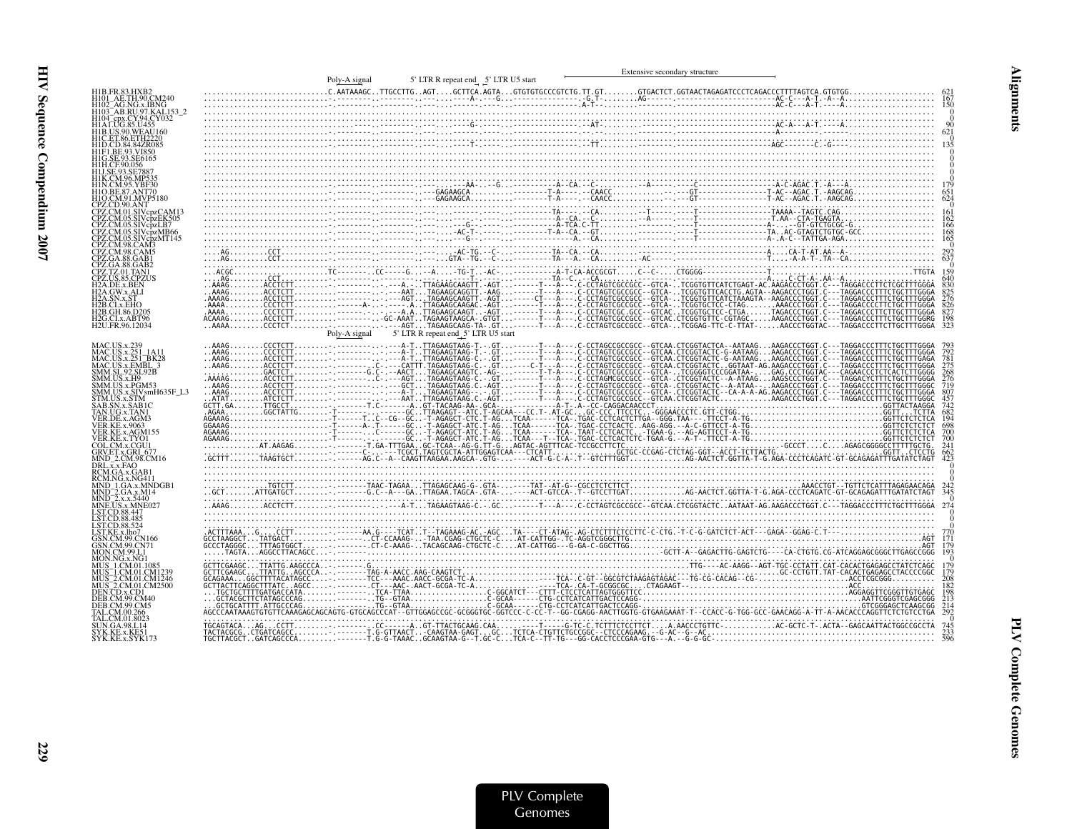Poly-A signal 5' LTR R repeat end 5' LTR U5 start Extensive secondary structure

```
H1B.FR.83.HXB2
H101_AE.TH.90.CM240
H102_AG.NG.x.IBNG
H103_AB.RU.97.KAL153_2
H104_cpx.CY.94.CY032
H1A1.UG.85.U455
H1B.US.90.WEAU160
H1C.ET.86.ETH2220
H1D.CD.84.84ZR085
H1F1.BE.93.VI850
H1G.SE.93.SE6165
H1H.CF.90.056
H1J.SE.93.SE7887
H1K.CM.96.MP535
H1N.CM.95.YBF30
H1O.BE.87.ANT70
H1O.CM.91.MVP5180
CPZ.CD.90.ANT
CPZ.CM.01.SIVcpzCAM13
CPZ.CM.05.SIVcpzEK505
CPZ.CM.05.SIVcpzLB7
CPZ.CM.05.SIVcpzMB66
CPZ.CM.05.SIVcpzMT145
CPZ.CM.98.CAM3
CPZ.CM.98.CAM5
CPZ.GA.88.GAB1
CPZ.GA.88.GAB2
CPZ.TZ.01.TAN1
CPZ.US.85.CPZUS
H2A.DE.x.BEN
H2A.GW.x.ALI
H2A.SN.x.ST
H2B.CI.x.EHO
H2B.GH.86.D205
H2G.CI.x.ABT96
H2U.FR.96.12034
```

Poly-A signal 5' LTR R repeat end 5' LTR U5 start

```
MAC.US.x.239
MAC.US.x.251_1A11
MAC.US.x.251_BK28
MAC.US.x.EMBL_3
SMM.SL.92.SL92B
SMM.US.x.H9
SMM.US.x.PGM53
SMM.US.x.SIVsmH635F_L3
STM.US.x.STM
SAB.SN.x.SAB1C
TAN.UG.x.TAN1
VER.DE.x.AGM3
VER.KE.x.9063
VER.KE.x.AGM155
VER.KE.x.TYO1
COL.CM.x.CGU1
GRV.ET.x.GRI_677
MND_2.CM.98.CM16
DRL.x.x.FAO
RCM.GA.x.GAB1
RCM.NG.x.NG411
MND_1.GA.x.MNDGB1
MND_2.GA.x.M14
MND_2.x.x.5440
MNE.US.x.MNE027
LST.CD.88.447
LST.CD.88.485
LST.CD.88.524
LST.KE.x.lho7
GSN.CM.99.CN166
GSN.CM.99.CN71
MON.CM.99.L1
MON.NG.x.NG1
MUS_1.CM.01.1085
MUS_1.CM.01.CM1239
MUS_2.CM.01.CM1246
MUS_2.CM.01.CM2500
DEN.CD.x.CD1
DEB.CM.99.CM40
DEB.CM.99.CM5
TAL.CM.00.266
TAL.CM.01.8023
SUN.GA.98.L14
SYK.KE.x.KE51
SYK.KE.x.SYK173
```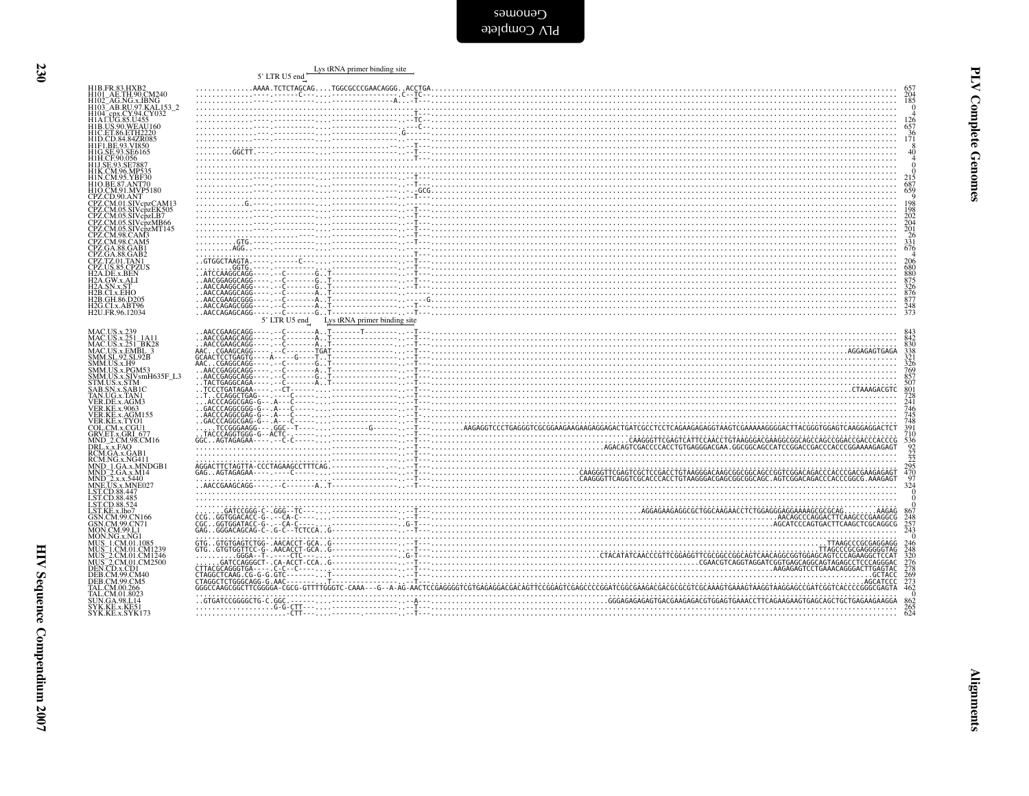```
                                   Lys tRNA primer binding site
                     5' LTR U5 end
H1B.FR.83.HXB2            .............AAAA.TCTCTAGCAG....TGGCGCCCGAACAGGG..ACCTGA............................................................................. 657
H101_AE.TH.90.CM240       ............-----.----------C---.---------------.C--TC--.......................................................................... 204
H102_AG.NG.x.IBNG         ............-----.----------...---------------A...-T--............................................................................ 185
H103_AB.RU.97.KAL153_2    ..................................................................................................................................... 0
H104_cpx.CY.94.CY032      ..........................................T--..................................................................................... 4
H1A1.UG.85.U455           ............-----.----------...---------------...-TC--............................................................................ 126
H1B.US.90.WEAU160         ............-----.----------...---------------...--C--............................................................................ 657
H1C.ET.86.ETH2220         ............-----.----------...---------------.G----.............................................................................. 36
H1D.CD.84.84ZR085         ............-----.----------...---------------...-T--............................................................................. 171
H1F1.BE.93.VI850          ..........................................-..-T--................................................................................ 8
H1G.SE.93.SE6165          ........GGCTT.----------...---------------...-T--................................................................................ 40
H1H.CF.90.056             ..........................................T--..................................................................................... 4
H1J.SE.93.SE7887          ..................................................................................................................................... 0
H1K.CM.96.MP535           ..................................................................................................................................... 0
H1N.CM.95.YBF30           ............-----.----------...---------------...-T--............................................................................ 215
H1O.BE.87.ANT70           ............-----.----------...---------------...-T---........................................................................... 687
H1O.CM.91.MVP5180         ............-----.----------...---------------...-GCG............................................................................ 659
CPZ.CD.90.ANT             ..........................................---.-T--............................................................................... 9
CPZ.CM.01.SIVcpzCAM13     ..........G.-----.----------...---------------...-----........................................................................... 198
CPZ.CM.05.SIVcpzEK505     ............-----.----------...---------------...-T--............................................................................ 198
CPZ.CM.05.SIVcpzLB7       ............-----.----------...---------------...-T--............................................................................ 202
CPZ.CM.05.SIVcpzMB66      ............-----.----------...---------------...-T--............................................................................ 204
CPZ.CM.05.SIVcpzMT145     ............-----.----------...---------------...-T--............................................................................ 201
CPZ.CM.98.CAM3            ..........................................---.-T--............................................................................... 26
CPZ.CM.98.CAM5            .........GTG.-----.----------...---------------...-T--........................................................................... 331
CPZ.GA.88.GAB1            .........AGG.-----.----------...---------------...-T--........................................................................... 676
CPZ.GA.88.GAB2            ..........................................T--..................................................................................... 4
CPZ.TZ.01.TAN1            ..GTGGCTAAGTA.-----.------C---...---------------...-T--.......................................................................... 206
CPZ.US.85.CPZUS           .........GGTG.-----.----------...---------------...-T--.......................................................................... 680
H2A.DE.x.BEN              ..ATCCAAGGCAGG-----.--C-------G..T---------------...-T--......................................................................... 880
H2A.GW.x.ALI              ..AACGGAGGCAGG-----.--C-------G..T---------------...-T--......................................................................... 875
H2A.SN.x.ST               ..AACCAAGGCAGG-----.--C-------G..T---------------...-T--......................................................................... 326
H2B.CI.x.EHO              ..AACCAAGGCAGG-----.--C-------A..T---------------...-T--......................................................................... 876
H2B.GH.86.D205            ..AACCGAAGCGGG-----.--C-------A..T---------------...-----G....................................................................... 877
H2G.CI.x.ABT96            ..AACCGAGGCGGG-----.--C-------A..T---------------...-T--......................................................................... 248
H2U.FR.96.12034           ..AACCAGAGCAGG-----.--C-------G..T---------------...-T--......................................................................... 373
                     5' LTR U5 end   Lys tRNA primer binding site

MAC.US.x.239              ..AACCGAAGCAGG-----.--C-------A..T-------T-------...-T--......................................................................... 843
MAC.US.x.251_1A11         ..AACCGAAGCAGG-----.--C-------A..T---------------...-T--......................................................................... 842
MAC.US.x.251_BK28         ..AACCGAAGCAGG-----.--C-------A..T---------------...-T--......................................................................... 830
MAC.US.x.EMBL_3           AAC..CGAAGCAGG-----.--C-------TGAT---------------...-T--..................................................AGGAGAGTGAGA 338
SMM.SL.92.SL92B           GCAACTCCTGAGTG----A----G----T..T---------------...-T--......................................................................... 321
SMM.US.x.H9               AAC..CGAGGCAGG-----.--C-------G..T---------------...-T--......................................................................... 326
SMM.US.x.PGM53            ..AACCGAGGCAGG-----.--C-------A..T---------------...-T--......................................................................... 769
SMM.US.x.SIVsmH635F_L3    ..AACCGAGGCAGG-----.--C-------G..T---------------...-T--......................................................................... 857
STM.US.x.STM              ..TACTGAGGCAGA-----.--C-------A..T---------------...-T--......................................................................... 507
SAB.SN.x.SAB1C            ..TCCCTGATAGAA-----.--CT-----...---------------...-T--.....................................................CTAAAGACGTC 801
TAN.UG.x.TAN1             ..T..CCAGGCTGAG-----.----C----...---------------...-T--......................................................................... 728
VER.DE.x.AGM3             ..ACCCAGGCGAG-G---.A---C-----...---------------...-T--.......................................................................... 241
VER.KE.x.9063             ..GACCCAGGCGGG-G---.A---C-----...---------------...-T--......................................................................... 746
VER.KE.x.AGM155           ..AACCCAGGCGAG-G---.A---C-----...---------------...-T--......................................................................... 745
VER.KE.x.TYO1             ..GACCCAGGCGAG-G---.A---C-----...---------------...-T--......................................................................... 748
COL.CM.x.CGU1             .....TCCGGGAAGG---.GGC--T-----...---------G------.--T---------.AAGAGGTCCCTGAGGGTCGCGGAAGAAGAAGAGGAGACTGATCGCCTCCTCAGAAGAGAGGTAAGTCGAAAAAGGGGACTTACGGGTGGAGTCAAGGAGGACTCT 391
GRV.ET.x.GRI_677          ..TACCCAGGTGGG-G--.ACTC-.-----...---------------...-T--......................................................................... 710
MND_2.CM.98.CM16          GGC..AGTAGAGAA-----.--C-C-----...---------------...-T--.........................................CAAGGGTTCGAGTCATTCCAACCTGTAAGGGACGAAGGCGGCAGCCAGCCGGACCGACCCACCCG 536
DRL.x.x.FAO               ..........................................-....---------------...-T--...........................................AGACAGTCGACCCCACCTGTGAGGGACGAA.GGCGGCAGCCATCCGGACCGACCCACCCGGAAAAGAGAGT 92
RCM.GA.x.GAB1             ..........................................---------------...-T--................................................................ 22
RCM.NG.x.NG411            ..........................................---------------...-T--................................................................ 22
MND_1.GA.x.MNDGB1         AGGACTTCTAGTTA-CCCTAGAAGCCTTTCAG.-------------.---.--T--........................................................................ 295
MND_2.GA.x.M14            GAG..AGTAGAGAA-----.----C-----...---------------...-T--.............................................CAAGGGTTCGAGTCGCTCCGACCTGTAAGGGACAAGCGGCGGCAGCCGGTCGGACAGACCCACCCGACGAAGAGAGT 470
MND_2.x.x.5440            ..........................................---------------...-T--...........................................CAAGGGTTCAGGTCGCACCCACCTGTAAGGGACGAGCGGCGGCAGC.AGTCGGACAGACCCACCCGGCG.AAAGAGT 97
MNE.US.x.MNE027           ..AACCGAAGCAGG-----.--C-------A..T---------------...-T--......................................................................... 324
LST.CD.88.447             ..................................................................................................................................... 0
LST.CD.88.485             ..................................................................................................................................... 0
LST.CD.88.524             ..................................................................................................................................... 0
LST.KE.x.lho7             ........GATCCGGG-C-.GGG--TC---...---------------...-T--.............................AGGAGAAGAGGCGCTGGCAAGAACCTCTGGAGGGAGGAAAAAGCGCGCAG........AAGAG 867
GSN.CM.99.CN166           CCG..GGTGGACACC-G-.--CA-C-----...---------------...-T--...........................................AACAGCCCAGGACTTCAAGCCCGAAGGCG 248
GSN.CM.99.CN71            CGC..GGTGGATACC-G-.--CA-C-----...---------------.G-T--...........................................AGCATCCCAGTGACTTCAAGCTCGCAGGCG 257
MON.CM.99.L1              GAG..GGGACAGCAG-C-.G-C--TCTCCA..G---------------...-T--......................................................................... 243
MON.NG.x.NG1              ..................................................................................................................................... 0
MUS_1.CM.01.1085          GTG..GTGTGAGTCTGG-.AACACCT-GCA..G---------------...-T--......................................................TTAAGCCCGCGAGGAGG 246
MUS_1.CM.01.CM1239        GTG..GTGTGGTTCC-G-.AACACCT-GCA..G---------------...-T--......................................................TTAGCCCGCGAGGGGGTAG 248
MUS_2.CM.01.CM1246        ..........GGGA--T-.----CTC-----...---------------.G-T--..........CTACATATCAACCCGTTCGGAGGTTCGCGGCCGGCAGTCAACAGGCGGTGGAGCAGTCCCAGAAGGCTCCAT 320
MUS_2.CM.01.CM2500        ......GATCCAGGGCT-.CA-ACCT-CCA..G---------------...-T--...........................CGAACGTCAGGTAGGATCGGTGAGCAGGCAGTAGAGCCTCCCAGGGAC 276
DEN.CD.x.CD1              CTTACGCAGGGTGA-----.C-C--C-----...---------------...-T--...............................................AAGAGAGTCCTGAAACAGGGACTTGAGTAC 278
DEB.CM.99.CM40            CTAGGCTCAAG.CG-G-G.GTC---------...---------------...-T--.................................................................GCTACC 269
DEB.CM.99.CM5             CTAGGCTCTGGGCAGG-G.AAC---------...---------------...-T--...............................................................AGCATCCC 273
TAL.CM.00.266             GGGCCAAGCGGCTTCGGGGA-CGCG-GTTTTGGGTC-CAAA---G--A-AG-AACTCCGAGGGGTCGTGAGAGGACGACAGTTCCGGAGTCGAGCCCCGGATCGGCGAAGACGACGCGCGTCGCAAAGTGAAAGTAAGGTAAGGAGCCGATCGGTCACCCCGGGCGAGTA 462
TAL.CM.01.8023            ..................................................................................................................................... 0
SUN.GA.98.L14             ..GTGATCCGGGGCTG-C.GGC--------...---------------A--...........GGGAGAGAGAGTGACGAAGAGACGTGGAGTGAAACCTTCAGAAGAAGTGAGCAGCTGCTGAGAAGAAGGA 862
SYK.KE.x.KE51             ..................G-G-CTT----...---------------...-T--......................................................................... 265
SYK.KE.x.SYK173           ....................-CTT----...-------.-------...-T--........................................................................... 624
```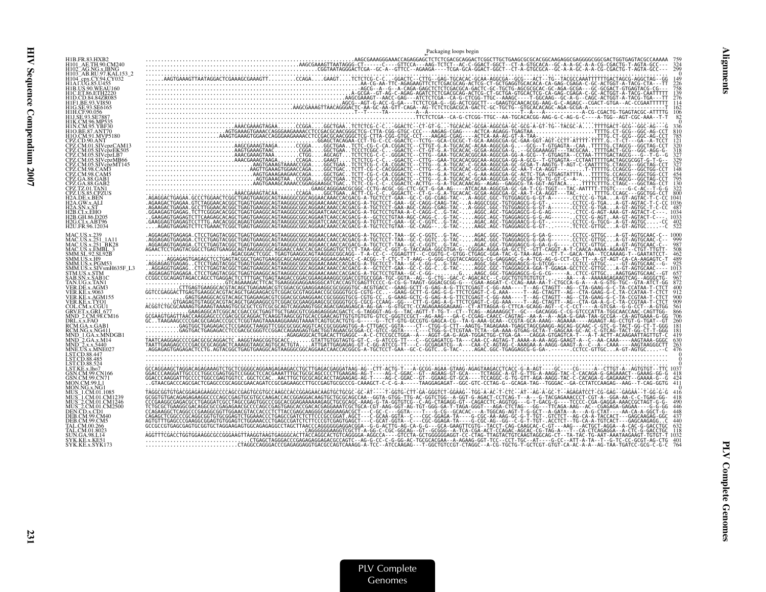Packaging loops begin

```
H1B.FR.83.HXB2                 759
H101_AE.TH.90.CM240            324
H102_AG.NG.x.IBNG              299
H103_AB.RU.97.KAL153_2           0
H104_cpx.CY.94.CY032           149
H1A1.UG.85.U455                226
H1B.US.90.WEAU160              758
H1C.ET.86.ETH2220              139
H1D.CD.84.84ZR085              276
H1F1.BE.93.VI850               114
H1G.SE.93.SE6165               162
H1H.CF.90.056                  106
H1J.SE.93.SE7887                82
H1K.CM.96.MP535                  0
H1N.CM.95.YBF30                336
H1O.BE.87.ANT70                810
H1O.CM.91.MVP5180              785
CPZ.CD.90.ANT                  121
CPZ.CM.01.SIVcpzCAM13          320
CPZ.CM.05.SIVcpzEK505          318
CPZ.CM.05.SIVcpzLB7            327
CPZ.CM.05.SIVcpzMB66           329
CPZ.CM.05.SIVcpzMT145          327
CPZ.CM.98.CAM3                 148
CPZ.CM.98.CAM5                 454
CPZ.GA.88.GAB1                 795
CPZ.GA.88.GAB2                 130
CPZ.TZ.01.TAN1                 322
CPZ.US.85.CPZUS                800
H2A.DE.x.BEN                  1041
H2A.GW.x.ALI                  1036
H2A.SN.x.ST                    487
H2B.CI.x.EHO                  1034
H2B.GH.86.D205                1033
H2G.CI.x.ABT96                 402
H2U.FR.96.12034                522

MAC.US.x.239                  1000
MAC.US.x.251_1A11              999
MAC.US.x.251_BK28              987
MAC.US.x.EMBL_3                508
SMM.SL.92.SL92B                462
SMM.US.x.H9                    489
SMM.US.x.PGM53                 925
SMM.US.x.SIVsmH635F_L3        1013
STM.US.x.STM                   657
SAB.SN.x.SAB1C                 967
TAN.UG.x.TAN1                  872
VER.DE.x.AGM3                  400
VER.KE.x.9063                  912
VER.KE.x.AGM155                900
VER.KE.x.TYO1                  909
COL.CM.x.CGU1                  561
GRV.ET.x.GRI_677               866
MND_2.CM.98.CM16               706
DRL.x.x.FAO                    260
RCM.GA.x.GAB1                  181
RCM.NG.x.NG411                 181
MND_1.GA.x.MNDGB1              419
MND_2.GA.x.M14                 630
MND_2.x.x.5440                 263
MNE.US.x.MNE027                476
LST.CD.88.447                    0
LST.CD.88.485                    0
LST.CD.88.524                    0
LST.KE.x.lho7                 1037
GSN.CM.99.CN166                418
GSN.CM.99.CN71                 424
MON.CM.99.L1                   411
MON.NG.x.NG1                     0
MUS_1.CM.01.1085               416
MUS_1.CM.01.CM1239             418
MUS_2.CM.01.CM1246             490
MUS_2.CM.01.CM2500             446
DEN.CD.x.CD1                   448
DEB.CM.99.CM40                 437
DEB.CM.99.CM5                  440
TAL.CM.00.266                  632
TAL.CM.01.8023                 118
SUN.GA.98.L14                 1032
SYK.KE.x.KE51                  401
SYK.KE.x.SYK173                764
```

PLV Complete Genomes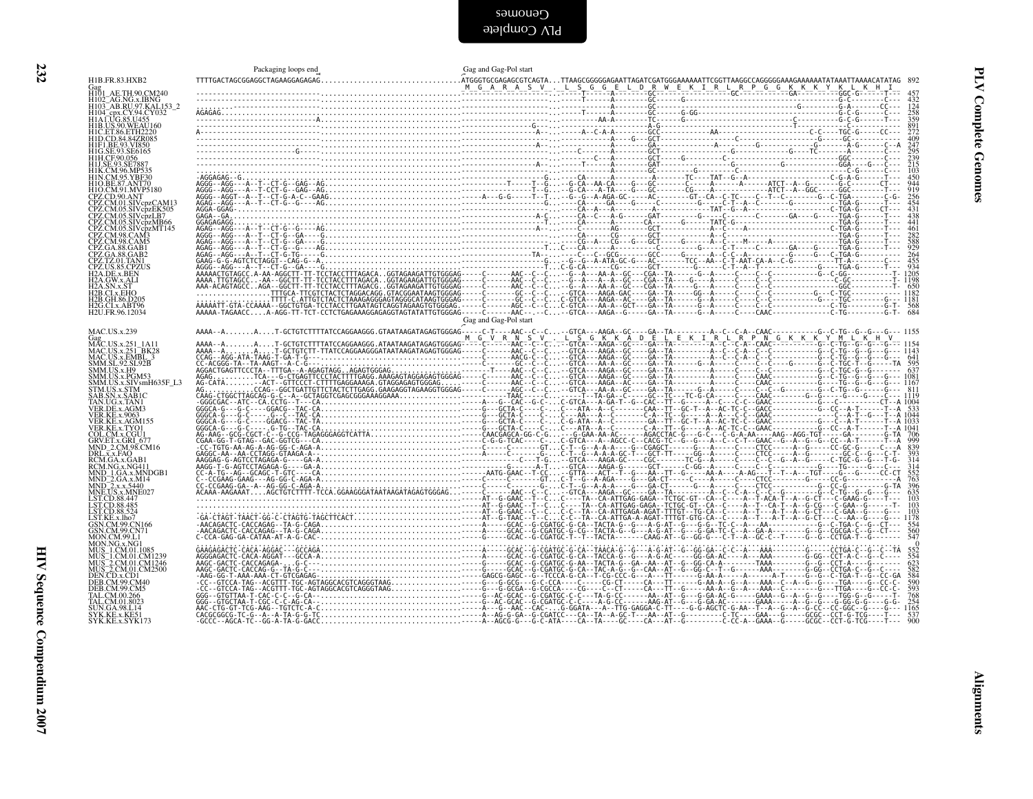```
                         Packaging loops end                                                      Gag and Gag-Pol start
H1B.FR.83.HXB2           TTTTGACTAGCGGAGGCTAGAAGGAGAGAG..................................ATGGGTGCGAGAGCGTCAGTA...TTAAGCGGGGGAGAATTAGATCGATGGGAAAAAATTCGGTTAAGGCCAGGGGGAAAGAAAAAATATAAATTAAAACATATAG  892
Gag                                                                                        M  G  A  R  A  S  V  .  L  S  G  G  E  L  D  R  W  E  K  I  R  L  R  P  G  G  K  K  K  Y  K  L  K  H  I
```

```
                         Gag and Gag-Pol start
MAC.US.x.239
Gag                        M  G  V  R  N  S  V  .  L  S  G  K  K  A  D  E  L  E  K  I  R  L  R  P  N  G  K  K  K  Y  M  L  K  H  V
```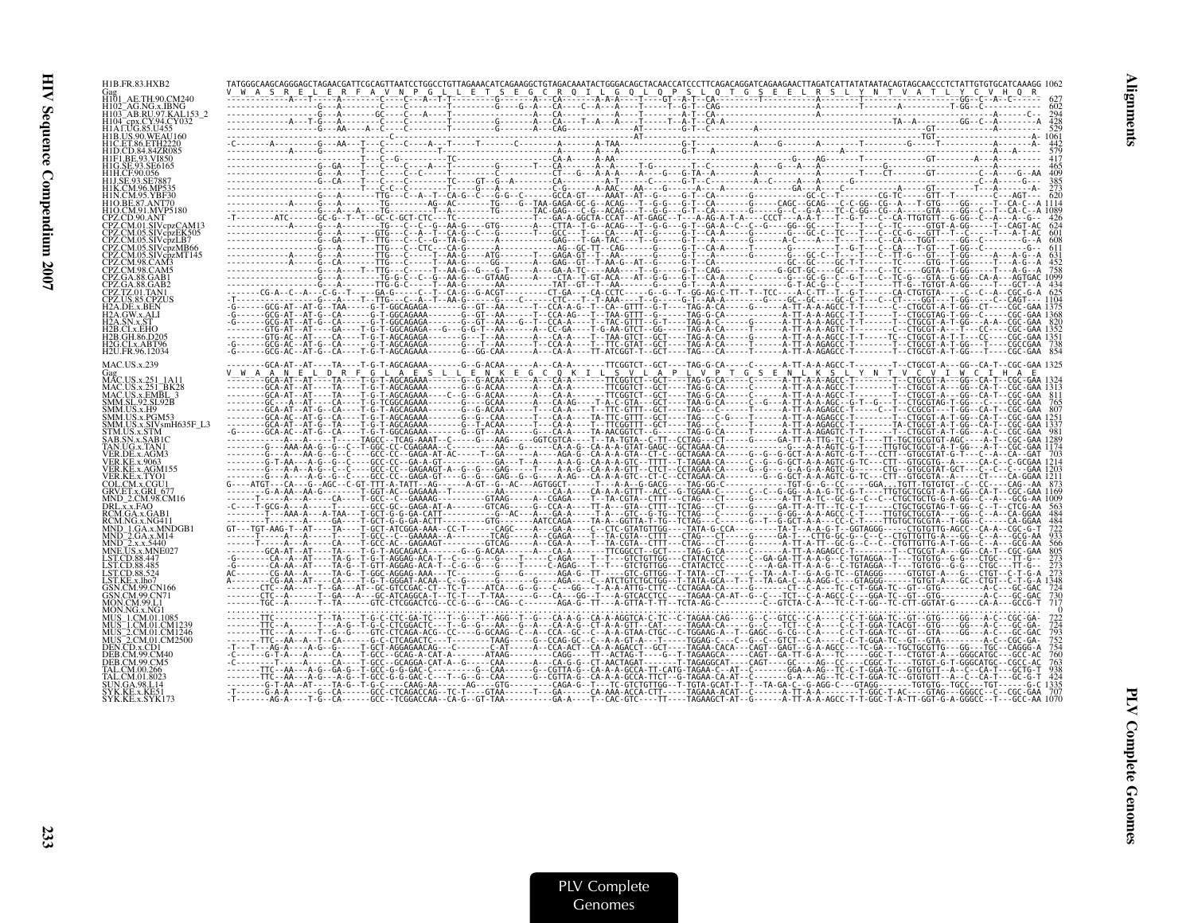```
H1B.FR.83.HXB2         TATGGGCAAGCAGGGAGCTAGAACGATTCGCAGTTAATCCTGGCCTGTTAGAAACATCAGAAGGCTGTAGACAAATACTGGGACAGCTACAACCATCCCTTCAGACAGGATCAGAAGAACTTAGATCATTATATAATACAGTAGCAACCCTCTATTGTGTGCATCAAAGG 1062
Gag                     V  W  A  S  R  E  L  E  R  F  A  V  N  P  G  L  L  E  T  S  E  G  C  R  Q  I  L  G  Q  L  Q  P  S  L  Q  T  G  S  E  E  L  R  S  L  Y  N  T  V  A  T  L  Y  C  V  H  Q  R
H101_AE.TH.90.CM240    -------------A---T-----A---------C-----C----A--T--T---------G-------A---CA------A-A-A----T-----GT--A-T--CA---------T--------------A-----------T----------GG--C--A--C------- 627
H102_AG.NG.x.IBNG      ---------------G---A---------C-----C----------T-----------G---G--A---CA-----C--A--A---T-----T--G-T--CAG-----------------A-----------A-----------T-GG--C-------------- 602
H103_AB.RU.97.KAL153_2 ---------------G---A--------GC----C----A----T-----------------A---CA-------------A---T------A-T--CA----------------A---------------------------------------A------C-- 294
H104_cpx.CY.94.CY032   ---------A---T-G---A---------C-----C---------T-----------G-------A---CA-----T--A--A---T-----T--A-T--CA-A----------------------------TA--A---------GG--C--A--------G 428
H1A1.UG.85.U455        ---------------G---AA----A--C-----C---------T-----------G-------A---CAG-------------AT---------G-T--C----------A---------------------------------GT---------------- 529
H1B.US.90.WEAU160      -----------------------------C---------------------------------------------------AT-------------------------------------------------------------TGT----------------A-- 1061
H1C.ET.86.ETH2220      -C-------A---------G--AA---T---C-----C----A---T-----T---------C---------A-TAA-------------G-T---------------A----G---------A---------------G------T-----------A------ 442
H1D.CD.84.84ZR085      ------------A-----G---------C-----------T-------------------------A------A----------G-T--A--------------------------------------------------------------A--A------ 579
H1F1.BE.93.VI850       -----------------------T---C--G---------TC---------------------CA-A------A-AA---------------------------------G-----AG-------T-------------GT--------A---A-------- 417
H1G.SE.93.SE6165       ---------------G--GA---T---C-----A----T---------------G-------T---CA-------A----T-G---------T---C-----------A----G---A--------------C---------T---A-----A--------- 465
H1H.CF.90.056          ---------------G---A---T---C-----C--C-----T------------C---------CT---G---A-A-A----A----G--GTA--A--------A---------A---------T----CT--------GT--------C--A-----G--AA 409
H1J.SE.93.SE7887       ---------------G--CA---T---C-----C--------TC----GT--G--A--------CA----------A-T-----C----G-T--C------------A--C-----A--A-------------------------------C----------G-- 385
H1K.CM.96.MP535        ---------------G---A---T---C-----C--------T-----GT--A-------------G-A-AAC---AA----G-----A--A--A---------GA--A---C-----------A----GT--------T-G---------T---A-------- 273
H1N.CM.95.YBF30        ---------------G---A-------TTG---C--A--T--CA-G--C---G-G--C------GCCA-GT----AAAT--AT--G-----G-T--CA-------G--------GC-C--T------CG-TC-----GTT--T---------C---AGT--- 620
H1O.BE.87.ANT70        ------------A-----G---A-------TG-------AG--AC-------TG----G--TAA-GAGA-GC-G--ACAG---T--G-G---G-T--CA-------G----CAGC--GCAG---C-C-GG--CG--A---T-GTG-----GG-----T--CA-C--A 1114
H1O.CM.91.MVP5180      ---------------G---A---A---TG---------T--A---------TG-----TAC-GAG---C-G--ACAG---T--G-G---G-T--CA-------G----A-G--C--G-A----TC-C-GG--CG--A----GTA----GG-----T--CA-C--A 1089
CPZ.CD.90.ANT          -T--------ATC-------GC-G--T--T--GC-C-GCT-CTC---TC----------------T---GA-A-GGCTA-CCAT--AT-GAGC--T---A-AG-A-T-A----CCCT---A-A-T---T-G-T---C--CA-TTGTGTT--G-GG--C--A---A--G- 426
CPZ.CM.01.SIVcpzCAM13  ------------A-----G---A-------TG-----C--C--G--AA-G----GTG------A---CTTA--T-G--ACAG---T--G-G---G-T--GA-A---C--C--G----GG--GC----T----T--C--TC------GTGT-A-GG-----T--CAGT-AC 624
CPZ.CM.05.SIVcpzEK505  ---------------G---A---------GTG---C--A--T--CA-G--C---G-------T---CCC---T----CA---AT--G-----G-T--CA-A------G---G--GC-G--TC---T--C--CC-G----GTT--T----------T---A-T-AC 601
CPZ.CM.05.SIVcpzLB7    ---------------G--GA---T--TTG---C--C--G--TA-G--------A-----------GAG---T-GA-TAC----T--G-----G-T---A--------G--------A-C-----A---T----T--C--CA---TGGT-----GG--C---------G--A 608
CPZ.CM.05.SIVcpzMB66   ---------------G---A-------TTG---C--CTC---CA-G-----A-----------AG--GC-TT--CAG-------G-----G-T--CA-A-----T---------------T--G-T---C--CA---T-GT---T-GG--C--------------G-- 611
CPZ.CM.05.SIVcpzMT145  ---------------G---A-------TTG---C--C--T--AA-G-----ATG-------T---GAGA-GT--T--AA------T--G-----G-T---A--------G-------GC--GC-C----T---T--C--CT-G----GT---T-GG-----A--G--A 631
CPZ.CM.98.CAM3         ------------A-----G--CA-------TTG---C-----T--AA-G-----GG-------A---GAG--GT--T-AA-G--AT--G-----G-T--CA--------------GC--GC----GC-T---T----TC----GTG--T-GG-----T---A-G--A 452
CPZ.CM.98.CAM5         ---------------G---A-------T--TTG---C-----T--AA-G--G--G-T---------A---GA-A-TC----AAA----T--G-----G-T--CAG--------------G-GCT-GC------GC---T---C--TC-----GGTA--T-GG-----T---A-G--A 758
CPZ.GA.88.GAB1         ---------------G---A-------------TG-G-C--C--AA-G-----GTAAG------A---CTA--T-GT-ACA---AT--G-G---G-T--CA-A-------G----G-GC-G--C-G-T---C--TC-G----GTA--G-GG---CA-A---AGTGAC 1099
CPZ.GA.88.GAB2         ---------------G---A-------TTG-G-C-----T--AA-G-----AA------------TAT--GT--T--AA-------G-----G-T---A-A----------G-T-AC-G--C----T-----TT-G--TGTGT-A-GG-----T----GCT--A 434
CPZ.TZ.01.TAN1         --------CG-A--C--A---C-G--T------GA-G----C---T--CA-G--G-ACGT---------CT-GA-----CA-CCTC-----G--G--T--GG-AG-C-TT--T--TCC----A-C-TT--T-G-T------CA-CTGTGTA-----C--C--A--CGC-G-A 625
CPZ.US.85.CPZUS        -T-------------G---A---T--TTC----C--A--T--AA-G-----A---------C----CTC---T-T-AA----T----G-T---AA-A------G-----GC--GC-----GC-C--CT----GGT---T-GG-----C--CAGT----- 1104
H2A.DE.x.BEN           -G-------GCG-AT--AT-G--TAA------G-T-GGCAGAGA-------G--GT--AA-------T--CCA-A-G--T--CA--GTTT--G-T-----TAG-A-CA-------G-------A-TT-A-A-AGCC-T-T------C--CTGCGT-A-T--GG--CT-----CGC-GAA 1375
H2A.GW.x.ALI           -G-------GCG-AT--AT-G--CA------G-T-GGCAGAAA-------G--GT--AA-------T--CCA-AG---T--TAA-GTTT--G-----TAG-G-CA-----------A-TT-A-A-AGCC-T-T------T--CTGCGTAG-T-GG--C-----CGC-GAA 1368
H2A.SN.x.ST            -G-------GCG-AT--AT-G--CA------G-T-GGCAGAGA-------G--GT--AA---G--T--CCA-AG---T--TAC-GTTT--G-T-----TAG-A-CA-------G-------A-TT-A-A-AGCC-T-T------C--CTGCGT-A-T--GG--A-A--CGC-GAA 820
H2B.CI.x.EHO           --------GTG-AT--AT-----GA-----T-G-T-GGCAGAGA---G--G-G-T--AA-------A--CC-GA-----T-G-AA-GTCT--GG----TAG-A-CA-------G-------A-TT-A-A-AGTC-T-------C--CTGCGT-A---T----CC----CGC-GAA 1352
H2B.GH.86.D205         --------GTG-AC--AT-----CA-----T-G-T-AGCAGAGA-------G---T--AA-------A--CA-A-G---T--TAA-GTCT--GCT-----TAG-A-CA-------G-------A-TT-A-A-AGCC-T-T-----TC--CTGCGT-A-T-T---CC----CGC-GAA 1351
H2G.CI.x.ABT96         -G-------GCG-AC--AT-G--CA------G-T-AGCAGAGA-------G--T--AA-------T--CCA-A-G---T--TTC-GTAT--GCT-----TAG-A-CA-------T-------A-TT-A-A-AGAGC-T-T------T--CTGCGT-A-T---GG----CGC-GAA 738
H2U.FR.96.12034        -G-------GCG-AC--AT-G--CA------G-T-AGCAGAAA-------G--GG-CAA-------A--CA-A----T--ATCGGT-T--GCT-----TAG-G-CA-------T-------A-TT-A-A-AGAGCC-T-------T--CTGCGT-A-T-GG---T-----CGC-GAA 854

MAC.US.x.239           --------GCA-AT--AT----TA----T-G-T-AGCAGAAA-------G--G-ACAA-------A---CA-A-------TTCGGTCT--GCT-----TAG-G-CA-------G-------A-TT-A-A-AGCC-T--------T--CTGCGT-A---GG--CA-T--CGC-GAA 1325
Gag                     V  W  A  A  N  E  L  D  R  F  G  L  A  E  S  L  L  E  N  K  E  G  C  Q  K  I  L  S  V  L  A  P  L  V  P  T  G  S  E  N  L  K  S  L  Y  N  T  V  C  V  I  W  C  I  H  A  E
MAC.US.x.251_1A11      --------GCA-AT--AT----TA----T-G-T-AGCAGAAA-------G--G-ACAA-------A---CA-A-------TTCGGTCT--GCT-----TAG-G-CA-------G-------A-TT-A-A-AGCC-T--------T--CTGCGT-A---GG--CA-T--CGC-GAA 1324
MAC.US.x.251_BK28      --------GCA-AT--AT----TA----T-G-T-AGCAGAAA-------G--G-ACAA-------A---CA-A-------TTCGGTCT--GCT-----TAG-G-CA-------G-------A-TT-A-A-AGCC-T--------T--CTGCGT-A---GG--CA-T--CGC-GAA 1313
MAC.US.x.EMBL_3        --------GCA-AT--AT----TA----T-G-T-AGCAGAAA-------C--G-G-ACAA-------A---CA-A-------TTCGGTCT--GCT-----TAG-G-CA-------G-------A-TT-A-A-AGCC-T--------T--CTGCGT-A---GG--CA-T--CGC-GAA 811
SMM.SL.92.SL92B        --------GC---A--AT--T-CA----T-G-T-TCGGCAGAAA-------G------GCAA-------A---CA-AG------T-A-C-GTA--GCT-----TAA-G-CA-------C--G---A-TT-A-A-AGCC-G-T--G--C--CTGCGTAG-T-GG--C-----CGC-GAA 765
SMM.US.x.H9            --------GCA-AT--AT-G--CA----T-G-T-AGCAGAAA-------G--G-ACAA-------T---CA-A---T--TTC-GTTT--GCT-----TAG-----------T-------A-TT-A-A-AGAGCC-T-----C--T--CCGCGT---T-GG--CA-T--CGC-GAA 807
SMM.US.x.PGM53         --------GCA-AC--AT-G--CA----T-G-T-AGCAGAAA-------G--G--CAA-------A---CA-A-----TA-TTC-GTTT--GCT-----TAG----C-G-----T-------A-TT-A-A-AGAGCC-T--------T--CTGCGT-A-T-GG--CA-T--CGC-GAA 1251
SMM.US.x.SIVsmH635F_L3 --------GCA-AT--AT-G--TA----T-G-T-AGCAGAAA-------G--T-ACAA-------T---CA-A-----T--TTCGGTTT--GCT-----TAG----C-----T-------A-TT-A-A-AGAGCC-T--------TA-CTGCGT-A-T-GG--CA-T--CGC-GAA 1337
STM.US.x.STM           -G-------GCA-AC-AT-G--CA----T-G-T-GGCAGAAA-------G--GT--AA-------G---CA-A-----TA-AACGGTCT--G-------TAG-G-CA-------G-------A-TT-A-A-AGAGTC-T-T------T--CTGCGT-A-T-GG--A-C--CGC-GAA 981
SAB.SN.x.SABIC         ------------A---A----T-----TAGCC--TCAG-AAAT--C------G---AAG-----GGTCGTCA----T--TA-TGTA--C-TT--CCTAG---CT------G------GA-TT-A-TTG-TC-C-T-----TT-TGCTGCGTGT-AGC----A-T--CGC-GAA 1289
TAN.UG.x.TAN1          --------G---AAA-AA-G--G--C--T-GGC-CC-CGAGAAA--C-------A---G------CA-A-G--CA-A-A-GTAT-GAGC--GCTAGAA-CA-------------G---A-A-AGTC-G-T-----TTGTGCTGCGT-A-T-GG---A-T--CGC-GAA 1174
VER.DE.x.AGM3          --------G---A--AA-G--G--C--T---GCC-CC--GAGA-AT-AC--------T--GA-------A-CA-A-G--CA-A-A-GTA--CT-C--GCTAGAA-CA-------G--G--G-GCT-A-A-AGTC-G-T----CCTT--GTGCGTAT-G-T----C--A--CA--GAT 703
VER.KE.x.9063          --------G-T-AA---A-G--G--C-----GCC-CC--GA-A-GT----------GA---T--A-----A-A-G--CA-A-A-GTC--TTTT--T-TAGAA-CA------C--G--G-GCT-A-A-AGTC-G-TC---CTT--GTGCGTG--A-----CA-C--C-GCGAA 1214
VER.KE.x.AGM155        --------G---A-A--A-G--G--C-----GCC-CC--GAGAAGT-A--G--G---GAG---T----T-A-A-G--CA-A-A-GTT--CTCT--CCTAGAA-CA------G--G---G-A-G-A-AGTC-G-------CTG--GTGCGTAT-GCT---C---CA-C--GAA 1203
VER.KE.x.TYO1          --------G---A-A--A-G--G--C-----GCC-CC--GAGA-GT-----G--G---GAG--G-G----A-AG---CA-A-A-GTC--CT-C--CCTAGAA-CA----------G--G-GCT-A-A-AGTC-G-TC---CTT--GTGCGTA---A------CT------CA-GGAA 1211
COL.CM.x.CGU1          G----ATGT---CA---G--AGC--C-GT-TTT-A-TATT--AG-------A-GT--G--AC---AGTGGCT-------T---A-A--G-GACG----TAG-GG-C-------------TGT-G--G--GC-----GGA...TGTT-TGTGTGT--C--CC----CAG--AA 873
GRV.ET.x.GRI_677       --------G-A-AA--AA-G---------T-GGT-AC--GAGAAA---T----------A------CA-A----CA-A-A-GTTT--ACC--G-TGGAA-C-------C--C--G-G-A-A-G-TC-G-T------TTGTGCTGCGT-A-T-GG--CA-T--CGC-GAA 1169
MND_2.CM.98.CM16       --------T-----A--A-----CA----T-GCC--C--GAAAAG----------GTAAG-------A-CGAGA----T--TA-CGTA--CTTT---CTAG---CT------G------A-TT-A-TC--GC-G--C--C---CTGCTGCTG-G-A-GG--C--A----GCG-AA 1009
DRL.x.x.FAO            -C----T-GCG-A---A-----T--------GCC-GC--GAGA-AT-A-------GTCAG-----G--CCA-A------TT-A--GTA--CTTT--TCTAG---CT------G------GA-TT-A-TT--TC-C-T--------CTGCTGCGTAG-T-GG--C--T--CTCG-AA 563
RCM.GA.x.GAB1          --------T---AAA-A---A-TAA--T-GCT-G-G-GA-CATT----------G--AC----A--CA-A-A------T-A---GTC--G-TG--TCTAG---C-------G------G-GG--A-A-AGCC-C-T-----TTGTGCTGCGTA----GG--C--A--CA-GGAA 484
RCM.NG.x.NG411         --------T-----A--A---GA----T-GCT-G-G-GA-ACTT----------GTG---A---AATCCAGA--------TA-A--GGTTA-T-TG--TCTAG---C-------G-------G-T--G-GCT-A-A-A--CC-C-TC---TTGTGCTGCGTA--T-GG--C-----CA-GGAA 484
MND_1.GA.x.MNDGB1      GT---TGT-AAG-T--AT----TA----T-GCT-ATCGGA-AAA--CC-T-------CAGC----A---GA-A-----C--CTC-GTATGTTGG----TATA-G-CCA-----------TA-T--A-A-G-T--GGTAGGG-----CTGTGTTG-AGCC--CA-A--CGC-G-T 722
MND_2.GA.x.M14         -----T-----A---A-----T-----T-GCC-C-C--GAAAAA--A-------TCAG-------A-CGAGA----T--TA-CGTA--CTTT---CTAG---CT------G------GA-T-A-T-CTTG-GC-G--C-C-CTGTTGTTG-A---GG--C-A----GCG-AA 933
MND_2.x.x.5440         --------T---A---A-----CA----T-GCC-AC--GAGAAGT---------GTCAG-----A--CA-A-A------T-A-TA-CGTA-CTTT--CTAG--CT------G------A-TT-A-TT--GC-G--C-C-CTGTTGTTG-A-T-GG--C-A----GCG-AA 566
MNE.US.x.MNE027        --------GCA-AT--AT----TA----T-G-T-AGCAGACA-------G--G-ACAA-------A---CA-A-------TTCGGCCT--GCT-----TAG-G-CA-------G-------A-TT-A-A-AGAGCC-T--------T--CTGCGT-A---GG--CA-T--CGC-GAA 805
LST.CD.88.447          -G-------CA--A--AT-----TA-G--T-G-T-AGGAG-ACA-T--C------G---G-----T-----C-AGA------T--T---GTCTGTTGG---CTATACTCC--------C--GA-GA-TT-A-A-G--C-TGTAGGA--T---TGTGTG--G-G---CTGC---TT-G-- 273
LST.CD.88.485          -G-------CA-AA--AT-----TA-G--T-GTT-AGGAG-ACA-T--C-G------G---G------T----C-AGAG--T----T---GTCTGTTGG---CTATACTCC--------C--A-GA-TT-A-A-G--C-TGTAGGA--T---TGTGTG--G-G---CTGC---TT-G-- 273
LST.CD.88.524          AC-------CG-AA--A-----TA-G--T-G-T-GGC-AGGAG-AAA---TC---------G----G---------AGA-G--TT------GTC-GTTGG--T-TATA--CT-----C--TA--A-T--G-A-G-T--GTAGGG------GTGTGT-A---G----CTGT--C-T-G-A 273
LST.KE.x.lho7          A--------CG-AA--AT-----CA----T-G-T-GGGAT-ACAA--C--G------G-------G-----AGA-----C--ATCTGTCTGCTGG--T-TATA-GCA--T--T--TA-GA-C--A-AGG-C--GTAGGG------TGTGT-A----GC--CTGT--C-T-G-A 1348
GSN.CM.99.CN166        --------CTC--AA-----T--GA---AT--GC-GTCCGAC-CT--TC-T----ATCA----G--G---C---GG--T-A-A-ATTG-CTTC---CCTAGAA-CA-------G-------CT--C-A---TC-C-T-GGA-TC--GT--GTG--------A-C---GC-GAC 724
GSN.CM.99.CN71         --------CTC--A------T--GA----A---GC-ATCGGCA-T--TC-T----T-TAA-------G---CA----GG--T----A-GTCACCTCC----TAGAA-CA-AT--G--C----TCT--C-A-AGCC-C----GGA-TC--GT--GTG---------A-C---GC-GAC 730
MON.CM.99.L1           --------TGC--A------T--TA------GTC-CTCGGACTCG--CC-G---C-G----CAG--C-------AGA-G---TT----A-GTTA-T-TT--TCTA-AG--C--------G--GTCTA-C-A---TC-C-T-GG--TC-CTT-GGTAT-G------CA-A---GCCG-T 717
MON.NG.x.NG1                                                                                                                                                                                          0
MUS_1.CM.01.1085       --------TTC---------T--TA---T--G-C-CTC-GA-TC---T--G---T--AGG--T--G---CA-A-G--CA-A-AGGTCA-C-TC--C-TAGAA-CAG------G--C--GTCC--C-A-----C-C-T-GGA-TC--GT--GTG-----GG---A-C--CGC-GA- 722
MUS_1.CM.01.CM1239     --------TTC--A-----T--A-G--T-G-C-CTCGGACTC---T--G---G--A---AA---G--A---CA-A-G--CT-A-A-GTT-CAT--------TAGAA-CA------G--C---TCT--C-A-A-----C-C-T-GGA-TCACGT--GT--GTG-----G---A-C---GC-GA- 724
MUS_2.CM.01.CM1246     --------TTC--A-------T--G--G------GTC-CTCAGA-ACG--CC-----G-GCAAG--C--A--CCA--GC--C---A-A-GTAA-CTGC--C-TGGAAG-A--T-GAGC--G-CG--C-A---C-C-T-GGA-TC--GT--GTA-----GG---A-C---GC-GAC 793
MUS_2.CM.01.CM2500     --------TTC--AA--A--T--CA------G-C-CTCAGACTC---T-------TAAG-----G--CCAG-GC--C--A-A-GT-A---T------TGGAG-C---C--G--C--GTCT--C-A---C-C-T-GGA-TC--GT--GTA-----------A-C--CGC-GA- 752
DEN.CD.x.CD1           -T---T---AG-A----A-G---G------T-GCT-AGGAGAACAG---C------C-AT------A-CCA-ACT--CA-A-AGACCT--GCT----TAGAA-CACA----CAGT--GAGT--G-A-AGCC---TC-GA---TGCTGCGTTG---GG---TGC--CAGGG-A 754
DEB.CM.99.CM40         -C-------G-T-A----A---CA----T-GCC---GCAG-A-CAT-A-------ATAAG---------CAGG-----TT--ACTAG-T----G--T-TAGAAGCA-----CAGT--GA-TT-G-A--T-----GGC-T---CTGTGT-A--GGGCATGC---GCC-AC 760
DEB.CM.99.CM5          -C-------T----A-------CA----T-GCC---GCAGGA-CAT-A--C----CAA-------A--CA-G-G--CT-AACTAGAT------T--TAGAGGCAT----CAGT----GC----AG--CC-----CGGC-T---TGTGT-G-T-GGGCATGC--CGCC-AC 763
TAL.CM.00.266          --------TTC--AA---A-G--GA-G--T-GCC-G-G-GAC-C------G--G--CAA------G--CGTTA-G--CA-A-A-GCCA-TT-CATG-TAGAA-C--AT--C-------GGA-A-AG--TC-C-T-GGA-TC--GTGTGTT--A---C--CA-C---GCTG-T 938
TAL.CM.01.8023         --------TTC--AA---A-G--G---T-GCC-G-G-GAC-C--T--G--G---CAA-------G--CGTTA-G--CA-A-A-GCCA-TTCT--G-TAGAA-CA-AT--C-------G-A---AG--TC-C-T-GGA-TC--GTGTGTT--A---C--CA-T---GC-G-T 424
SUN.GA.98.L14          --------G-T-AA--AT----TA-G--T-G-T-GCC-----CAAG-AA------AG---GTG-------CAGA-G--T---TC-GTCTGTTGG--T-TGTA-GCAT-T--T--TA-GA-C--G-AGG-C--GTAGG------TGTGTG--TGCC---TGT------G-C 1335
SYK.KE.x.KE51          -T-------G-A-A------A--C--A----GCC-CTCAGACCAG--TC-T----GTAA------T---GA------CA-AAA-ACCA-CTT-----TAGAAA-ACAT--C------A-TT-A-A-------T-GGC-T-AC----GTAG---GGGCC--C--CGC-GAA 707
SYK.KE.x.SYK173        -T-------AG-A----T-G---CA------GCC---TCGGACCAA--CA-G--GT-TAA---------GA-A----T--CAC-GTC----TT-----TAGAAGCT-AT--G------A-TT-A-A-AGCC-T-T-GGC-T-A-TT-GGT-G-A-GGGCC--T---GCC-AA 1070
```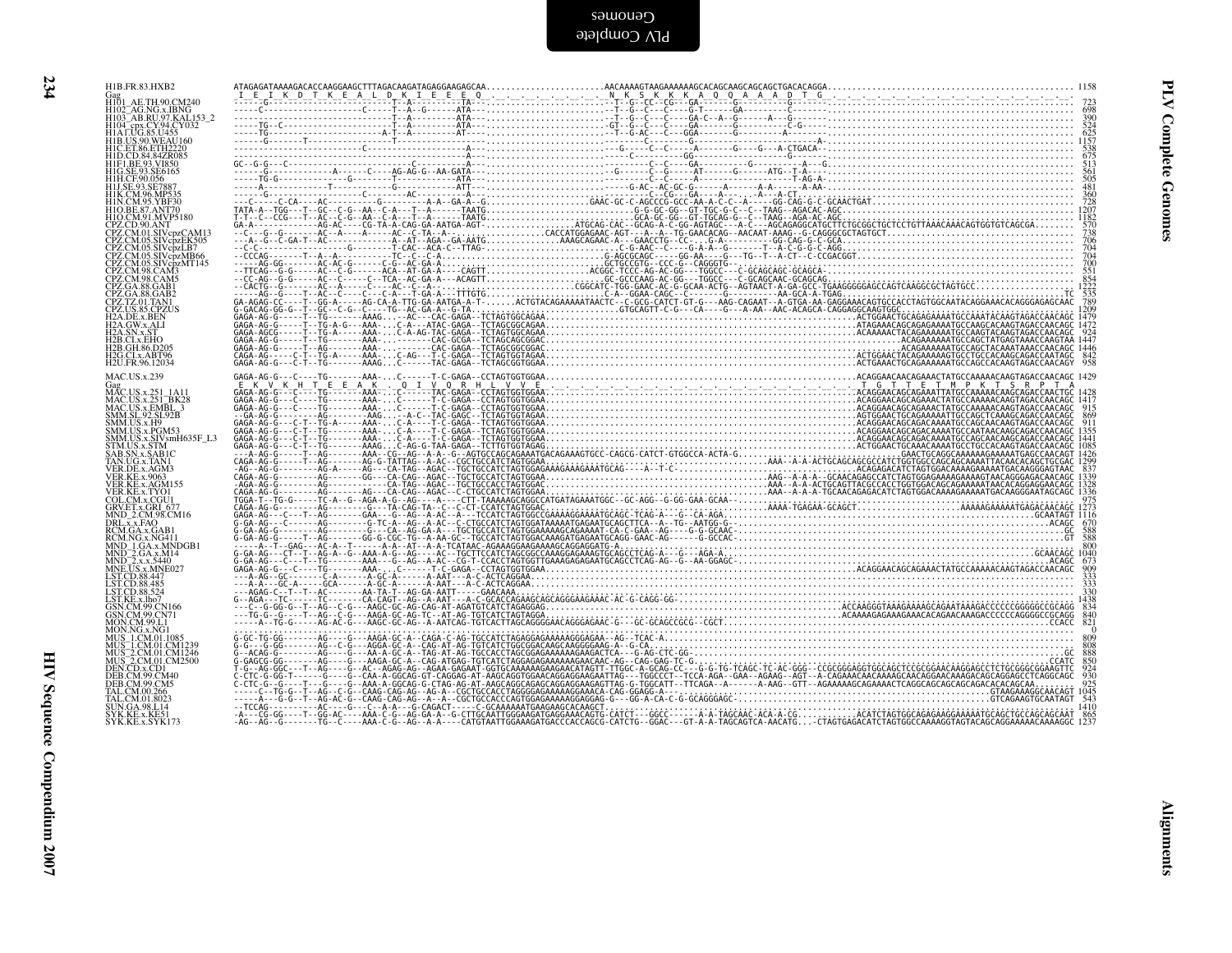```
H1B.FR.83.HXB2          ATAGAGATAAAAGACACCAAGGAAGCTTTAGACAAGATAGAGGAAGAGCAA.......................AACAAAAGTAAGAAAAAAGCACAGCAAGCAGCAGCTGACACAGGA................................................ 1158
Gag                      I  E  I  K  D  T  K  E  A  L  D  K  I  E  E  E  Q  .  .  .  .  .  .  .  .  N  K  S  K  K  K  A  Q  Q  A  A  A  D  T  G  .  .  .  .  .  .  .  .  .  .  .  .  .  .  .  .
H101_AE.TH.90.CM240                                                                                                                                                                      723
H102_AG.NG.x.IBNG                                                                                                                                                                        698
H103_AB.RU.97.KAL153_2                                                                                                                                                                   390
H104_cpx.CY.94.CY032                                                                                                                                                                     524
H1A1.UG.85.U455                                                                                                                                                                          625
H1B.US.90.WEAU160                                                                                                                                                                       1157
H1C.ET.86.ETH2220                                                                                                                                                                        538
H1D.CD.84.84ZR085                                                                                                                                                                        675
H1F1.BE.93.VI850                                                                                                                                                                         513
H1G.SE.93.SE6165                                                                                                                                                                         561
H1H.CF.90.056                                                                                                                                                                            505
H1J.SE.93.SE7887                                                                                                                                                                         481
H1K.CM.96.MP535                                                                                                                                                                          360
H1N.CM.95.YBF30                                                                                                                                                                          728
H1O.BE.87.ANT70                                                                                                                                                                         1207
H1O.CM.91.MVP5180                                                                                                                                                                       1182
CPZ.CD.90.ANT                                                                                                                                                                            570
CPZ.CM.01.SIVcpzCAM13                                                                                                                                                                    738
CPZ.CM.05.SIVcpzEK505                                                                                                                                                                    706
CPZ.CM.05.SIVcpzLB7                                                                                                                                                                      704
CPZ.CM.05.SIVcpzMB66                                                                                                                                                                     704
CPZ.CM.05.SIVcpzMT145                                                                                                                                                                    700
CPZ.CM.98.CAM3                                                                                                                                                                           551
CPZ.CM.98.CAM5                                                                                                                                                                           854
CPZ.GA.88.GAB1                                                                                                                                                                          1222
CPZ.GA.88.GAB2                                                                                                                                                                           535
CPZ.TZ.01.TAN1                                                                                                                                                                           789
CPZ.US.85.CPZUS                                                                                                                                                                         1209
H2A.DE.x.BEN                                                                                                                                                                            1479
H2A.GW.x.ALI                                                                                                                                                                            1472
H2A.SN.x.ST                                                                                                                                                                              924
H2B.CI.x.EHO                                                                                                                                                                            1447
H2B.GH.86.D205                                                                                                                                                                          1446
H2G.CI.x.ABT96                                                                                                                                                                           843
H2U.FR.96.12034                                                                                                                                                                          958

MAC.US.x.239            GAGA-AG-G---C----TG-------AAA-...C------T-C-GAGA--CCTAGTGGTGGAA..........................................................ACAGGAACAACAGAAACTATGCCAAAAACAAGTAGACCAACAGC 1429
Gag                      E  K  V  K  H  T  E  E  A  K  .  Q  I  V  Q  R  H  L  V  V  E  .  .  .  .  .  .  .  .  .  .  .  .  .  T  G  T  T  E  T  M  P  K  T  S  R  P  T  A
MAC.US.x.251_1A11                                                                                                                                                                       1428
MAC.US.x.251_BK28                                                                                                                                                                       1417
MAC.US.x.EMBL_3                                                                                                                                                                          915
SMM.SL.92.SL92B                                                                                                                                                                          869
SMM.US.x.H9                                                                                                                                                                              911
SMM.US.x.PGM53                                                                                                                                                                          1355
SMM.US.x.SIVsmH635F_L3                                                                                                                                                                  1441
STM.US.x.STM                                                                                                                                                                            1085
SAB.SN.x.SAB1C                                                                                                                                                                          1426
TAN.UG.x.TAN1                                                                                                                                                                           1299
VER.DE.x.AGM3                                                                                                                                                                            837
VER.KE.x.9063                                                                                                                                                                           1339
VER.KE.x.AGM155                                                                                                                                                                         1328
VER.KE.x.TYO1                                                                                                                                                                           1336
COL.CM.x.CGU1                                                                                                                                                                            975
GRV.ET.x.GRI_677                                                                                                                                                                        1273
MND_2.CM.98.CM16                                                                                                                                                                        1116
DRL.x.x.FAO                                                                                                                                                                              670
RCM.GA.x.GAB1                                                                                                                                                                            588
RCM.NG.x.NG411                                                                                                                                                                           588
MND_1.GA.x.MNDGB1                                                                                                                                                                        800
MND_2.GA.x.M14                                                                                                                                                                          1040
MND_2.x.x.5440                                                                                                                                                                           673
MNE.US.x.MNE027                                                                                                                                                                          909
LST.CD.88.447                                                                                                                                                                            333
LST.CD.88.485                                                                                                                                                                            333
LST.CD.88.524                                                                                                                                                                            330
LST.KE.x.lho7                                                                                                                                                                           1438
GSN.CM.99.CN166                                                                                                                                                                          834
GSN.CM.99.CN71                                                                                                                                                                           840
MON.CM.99.L1                                                                                                                                                                             821
MON.NG.x.NG1                                                                                                                                                                               0
MUS_1.CM.01.1085                                                                                                                                                                         809
MUS_1.CM.01.CM1239                                                                                                                                                                       808
MUS_2.CM.01.CM1246                                                                                                                                                                       888
MUS_2.CM.01.CM2500                                                                                                                                                                       850
DEN.CD.x.CD1                                                                                                                                                                             924
DEB.CM.99.CM40                                                                                                                                                                           930
DEB.CM.99.CM5                                                                                                                                                                            925
TAL.CM.00.266                                                                                                                                                                           1045
TAL.CM.01.8023                                                                                                                                                                           543
SUN.GA.98.L14                                                                                                                                                                           1410
SYK.KE.x.KE51                                                                                                                                                                            865
SYK.KE.x.SYK173                                                                                                                                                                         1237
```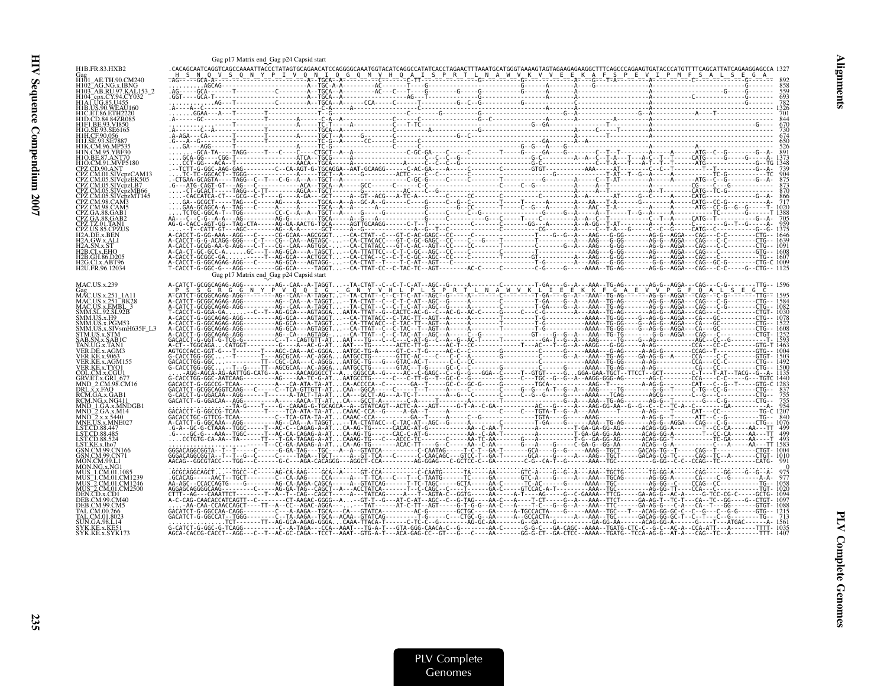Gag p17 Matrix end  Gag p24 Capsid start

```
H1B.FR.83.HXB2              .CACAGCAATCAGGTCAGCCAAAATTACCCTATAGTGCAGAACATCCAGGGGCAAATGGTACATCAGGCCATATCACCTAGAACTTTAAATGCATGGGTAAAAGTAGTAGAAGAGAAGGCTTTCAGCCCAGAAGTGATACCCATGTTTTCAGCATTATCAGAGGAGCCA 1327
Gag                           H  S  N  Q  V  S  Q  N  Y  P  I  V  Q  N  I  Q  G  Q  M  V  H  Q  A  I  S  P  R  T  L  N  A  W  V  K  V  V  E  E  K  A  F  S  P  E  V  I  P  M  F  S  A  L  S  E  G  A
H101_AE.TH.90.CM240          892
H102_AE.NG.x.IBNG            858
H103_AB.RU.97.KAL153_2       559
H104_cpx.CY.94.CY032         693
H1A1.UG.85.U455              782
H1B.US.90.WEAU160           1326
H1C.ET.86.ETH2220            701
H1D.CD.84.84ZR085            844
H1F1.BE.93.VI850             670
H1G.SE.93.SE6165             730
H1H.CF.90.056                674
H1J.SE.93.SE7887             650
H1K.CM.96.MP535              526
H1N.CM.95.YBF30              891
H1O.BE.87.ANT70             1373
H1O.CM.91.MVP5180           1348
CPZ.CD.90.ANT                739
CPZ.CM.01.SIVcpzCAM13        904
CPZ.CM.05.SIVcpzEK505        875
CPZ.CM.05.SIVcpzLB7          873
CPZ.CM.05.SIVcpzMB66         870
CPZ.CM.05.SIVcpzMT145        866
CPZ.CM.98.CAM3               717
CPZ.CM.98.CAM5              1020
CPZ.GA.88.GAB1              1388
CPZ.GA.88.GAB2               705
CPZ.TZ.01.TAN1               959
CPZ.US.85.CPZUS             1375
H2A.DE.x.BEN                1646
H2A.GW.x.ALI                1639
H2A.SN.x.ST                 1091
H2B.CI.x.EHO                1608
H2B.GH.86.D205              1607
H2G.CI.x.ABT96              1009
H2U.FR.96.12034             1125
```

Gag p17 Matrix end  Gag p24 Capsid start

```
MAC.US.x.239                A-CATCT-GCGGCAGAG-AGG---------AG--CAA--A-TAGGT...-TA-CTAT--C--C-T-C-AT--AGC--G-----A-------C--------T-GA----G--A----AAA--TG-AG-------AG-G--AGGA---CAG---C-G-------TTG-- 1596
Gag                           P  S  G  R  G  N  Y  P  V  Q  Q  I  G  G  N  Y  V  H  L  P  L  S  P  R  T  L  N  A  W  V  K  L  I  E  E  K  K  F  G  A  E  V  V  P  G  F  Q  A  L  S  E  G
MAC.US.x.251_1A11           1595
MAC.US.x.251_BK28           1584
MAC.US.x.EMBL_3             1082
SMM.SL.92.SL92B             1030
SMM.US.x.H9                 1078
SMM.US.x.PGM53              1522
SMM.US.x.SIVsmH635F_L3      1608
STM.US.x.STM                1252
SAB.SN.x.SAB1C              1593
TAN.UG.x.TAN1               1463
VER.DE.x.AGM3               1004
VER.KE.x.9063               1503
VER.KE.x.AGM155             1492
VER.KE.x.TYO1               1500
COL.CM.x.CGU1               1135
GRV.ET.x.GRI_677            1440
MND_2.CM.98.CM16            1283
DRL.x.x.FAO                  837
RCM.GA.x.GAB1                755
RCM.NG.x.NG411               755
MND_1.GA.x.MNDGB1            954
MND_2.GA.x.M14              1207
MND_2.x.x.5440               880
MNE.US.x.MNE027             1076
LST.CD.88.447                499
LST.CD.88.485                499
LST.CD.88.524                493
LST.KE.x.lho7               1583
GSN.CM.99.CN166             1004
GSN.CM.99.CN71              1010
MON.CM.99.L1                 991
MON.NG.x.NG1                   0
MUS_1.CM.01.1085             975
MUS_1.CM.01.CM1239           977
MUS_2.CM.01.CM1246          1058
MUS_2.CM.01.CM2500          1020
DEN.CD.x.CD1                1094
DEB.CM.99.CM40              1097
DEB.CM.99.CM5               1088
TAL.CM.00.266               1215
TAL.CM.01.8023               713
SUN.GA.98.L14               1561
SYK.KE.x.KE51               1035
SYK.KE.x.SYK173             1407
```

PLV Complete Genomes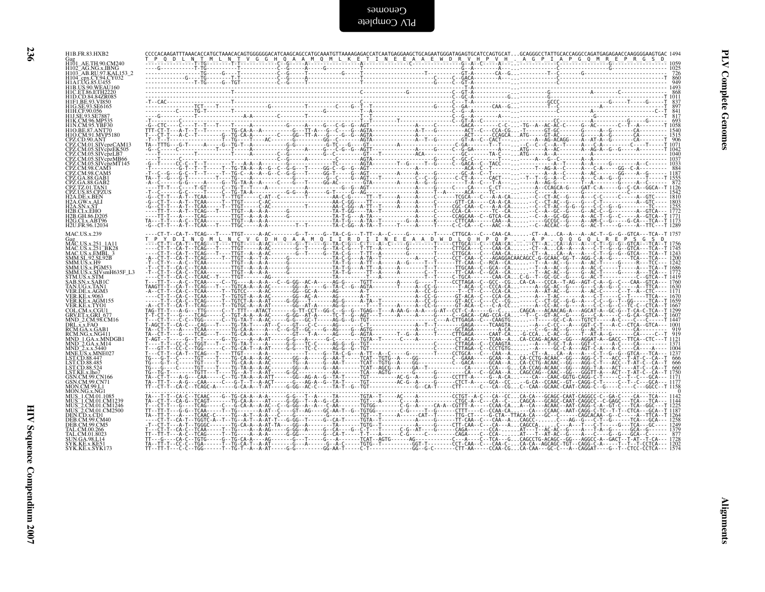```
H1B.FR.83.HXB2          CCCCACAAGATTTAAACACCATGCTAAACACAGTGGGGGGACATCAAGCAGCCATGCAAATGTTAAAAGAGACCATCAATGAGGAAGCTGCAGAATGGGATAGAGTGCATCCAGTGCAT...GCAGGGCCTATTGCACCAGGCCAGATGAGAGAACCAAGGGGAAGTGAC 1494
Gag                      T  P  Q  D  L  N  T  M  L  N  T  V  G  G  H  Q  A  A  M  Q  M  L  K  E  T  I  N  E  E  A  A  E  W  D  R  V  H  P  V  H  .  A  G  P  I  A  P  G  Q  M  R  E  P  R  G  S  D
H101_AE.TH.90.CM240     --------------T-TG---------T-T-----------C--G-----A---------C--------T--------------------------------------G--A----------A---.....------------------G-------------- 1059
H102_AG.NG.x.IBNG       ----G-----------T-TG-----------T-----------C--G-----A-----G------T-------------------------------------G--A----------A---.......----------------------------- 1025
H103_AB.RU.97.KAL153_2  ----------------T-TG-----G-----T-----------C--G-----T-----------G-----T---------------------T-------GT-A-------CA--G-..-------T---C-------G---------------------  726
H104_cpx.CY.94.CY032    ---------------G---TG-----------T-T-----------C--G-----A------------T--------------------C-----C-GACA--------A---..-----------------------------------------T  860
H1A1.UG.85.U455         ----------------T-TG-----G--TGT-----------C--G-----T------------T-------------------------G-----C-GT-A-----------..-----------------------------------------  949
H1B.US.90.WEAU160       -------------------------------------------------------------------------------------------------T-A--------------------------------------------------- 1493
H1C.ET.86.ETH2220       ---------------------------T--------------------------------------C-----------------G-----------C-GT-A----------..------------------A---------C---------  868
H1D.CD.84.84ZR085       ---------------------------------------------------------------------------------------------------C-GC-A---------G..---------G----------------------------T 1011
H1F1.BE.93.VI850        -T--CAC---------------------T-----------------------------------------C----------------------C---T-A--------------.-------GCCC-------------G-----T-----G------T  837
H1G.SE.93.SE6165        -----------------TCT-----T-----------------G--------T-----------C----G--T----------------G-----C-GA--------CAA--G-..-----------T-------------A-------------  897
H1H.CF.90.056           ------------C-----TG-T-----------------------------G------------T--A-----------------------C--G--A--------------..-------------------A-------------------C--T  841
H1J.SE.93.SE7887        --------G-----------T----------------A-A-------C-------------T--T------------------------C--G--A-------A--A----..-------------------------------------------T  817
H1K.CM.96.MP535         -T-----------------------------------------------T-----------T--T---------T-----------------C-GT-A--C--------..-----------CC---------A------G--------G------  693
H1N.CM.95.YBF30         -G--CTC----C----T--T--T----T-----A----------G-----A-----G---C-G--G--AGT-----------A-----C------GACA------C-C-...-TG--A--AC-AC-C-----G--AC------C---T--A-------T 1058
H1O.BE.87.ANT70         TTT-CT-T---A-T--T--T--------TG-CA-A--A---------G---TT-A---G--C---G--AGTA--------------A-T---G---------ACT--C---CCA-CG...-T-----GT-GC------G-----A--G-------CA------- 1540
H1O.CM.91.MVP5180       T---CT-T---A-C--T--------G--TG-CA-A--A------C----GG--TT-A---G--C---G--AGTA---------------------ACT----C--CCAGCA..ATG------GT-AC-------G-----A--G-------CA------- 1515
CPZ.CD.90.ANT           -T--T--T--------------T--TG-----T----AC--------G--------GG--C--------AGTA--------------A--T--G--------GT-A--C-CACT----...-----A--AG-ACAGG----A--AT-A--G-------CA-------T  906
CPZ.CM.01.SIVcpzCAM13   TA--TTTG---G-T------A-----G--TG-T--A---------G-G---------G-TC---G--AGTT-----------A---------C-GA------T--T---..--C--C--C--A--T-----A--C--A---------C----T------T 1071
CPZ.CM.05.SIVcpzEK505   -G--C-------C-----T---T--------T-----A---------G--------A-----C-G--G--AGTT-----------A-----C---C-G-GA------A----.ATG----A--AC-----G-----A--AG-A--G--C------A-------- 1042
CPZ.CM.05.SIVcpzLB7     ---T-------------T---------T-----A----------C-G-----------G--C-----------GT---T------------ACA---------GC------TA-C---..ATG-----A--A------------A---------------------- 1040
CPZ.CM.05.SIVcpzMB66    ---T------C-------------T-----------------C-G-----A-----------C----AGTA-------------A-----G----C--GC-C-----T---.------A----G--C------A--A-------------------------- 1037
CPZ.CM.05.SIVcpzMT145   -G--T-----CC-C--T--T-------T-----A-A--A-------G--------TC--------AGTA---------T--G------T--G--------C-GACA--C--TACC----..------------A--T-----A--A---------A--C-------- 1033
CPZ.CM.98.CAM3          -T----------G-T--T--T-----T--TG-TA-A--A--G--C-G-G--T-----GG-C---G--G--AGT------------A-------C---------ACA--C--T--------..-----T--AG-A--C--------A--C-A-----GG--C-A--------  884
CPZ.CM.98.CAM5          -T--C--G---G-C--T--T-----T--TG-C--A--A--G--C-G-G--T-----GG-T-----G--AGT-------A-----A------------GC-A--C--T-----.------A--A--C------A--AC---------GG-----A--G-------- 1187
CPZ.GA.88.GAB1          TA--T--G--G-T---------T--TG-C---A--A--------A-----G--G--C---G--AGT---T-------C--C--G----C-CT-A---CACT-----..-T--T--G--A--C------C-A--G--G------T------T 1555
CPZ.GA.88.GAB2          -A--C-------G-G-----A-----G--TG-TA-A--A-----C-----G--T----GG-AC--------GTA--------A-----A--G--G--------T-A--C---T-A---..-----A--AG-G--------T--A--------G-----A--C-------  872
CPZ.TZ.01.TAN1          ----TT-T---C----T-GT-----C--TG-T--T-----A---------------A--------G-G--------------A------G--A-----CCA------C-CT---..-----A--CCAGCA-G----GAT-C-A-----G--C-CA--GGCA--T 1126
CPZ.US.85.CPZUS         -T-C----G-C-----T--T----C--TG-TA-A----------G--G----G-T---G--AG--------T------A-----C--T-A----ACA-----TC----..---------------A----------C-----------C-----T 1542
H2A.DE.x.BEN            -G--CT-T---A-T--TCAA-----T--TTGT-----C-AT--C--------T----------AA-C-G------TT--T-----A-----A-----C------TCGCA---C---A-A-CA.......C--CT-AC--G----A---C-C-----C-----A--GTC----- 1810
H2A.GW.x.ALI            -G--CT-T---A-T--TCAA-----T--TTGT-----C-AC----------T-----------AA-C-GG---------TT-----A-----A-----C------GTT-CA-----CA-A-CA.......C--CT-AC--G----A---C-T--------A--GTC----- 1803
H2A.SN.x.ST             -G--CT-T---A-T--TCAA-----T--TTGT-----C-AC-C---------T-----------AA-C-GG--A--TT--T-----A-----A-----C------CGC-CAA--C---A-A-CG.......C--CT-AC-G-G--G--A--C-C--G------TC----- 1255
H2B.CI.x.EHO            ----TT-T---A-T--TCAG---T---TTGT--A--A-A--------G-------------TA-T-GG----TA--T----------A-----C------CCA-CA-------TC--CA.......C--A--GC--G----G--AC-C--G-----A--GTCA--T 1772
H2B.GH.86.D205          ----TT-T---A-T--TCAG---------TTGT--A--A-A-------G-------------TA-T-G----A-TA-------------A-----C------CCAGCAA--C--GTCA-CA.......C--A--GC-GG----A--AC-T--G--C-----A--GTCA--T 1771
H2G.CI.x.ABT96          TA--CT-T---A-T--TCAA-----T--TTGT-----C-A-A------------G--------TA-C-GG-----A-TA-T----------G--A-----C------CTTCAA---C---CAA-CA.......C-----GCCGC--G----A--AM-C--G-----G-CA--TCA--T 1173
H2U.FR.96.12034         -G--CT-T---A-T--TCAA-----T--TTGC-----A-A---------T--T--------TA-C-GG--A-TA--T-----T---A-----T-----C-C-CA----C---AAC--A.......C--ACCAC--G----G--AC-T-----G-----A--TTC---T 1289

MAC.US.x.239            ---CT-T--CA-T--TCAG---T---TTGT-----A-AC--------G--T-----G--TA-C-G---T-TT--A--C-----G--------T-----CTTGCA---C---CAA-CA.......CT--A...CA--A---A--AC-T--G--G--GTCA---TCA--T 1757
Gag                      T  P  Y  D  I  N  Q  M  L  N  C  V  G  D  H  Q  A  A  M  Q  I  I  R  D  I  I  N  E  E  A  A  D  W  D  L  Q  H  P  Q  P  .  .  A  P  .  Q  Q  G  Q  L  R  E  P  S  G  S  D
MAC.US.x.251_1A11       ---CT-T--CA-T--TCAG---T---TTGT-----A-AC--------G--T-----G--TA-C-G---C-T--A--C-----G--------T-----CTTGCA---C---CAA-CA.......CT--A...CA--A---A--AC-T--G--G--GTCA---TCA--T 1756
MAC.US.x.251_BK28       ---CT-T--CA-T--TCAG---T---TTGT-----A-AC--------G--T-----G--TA-C-G---T-TT--A--C-----G--------T-----CTTGCA---C---CAA-CA.......CT--A...CA--A---A--AC-T--G--G--GTCA---TCA--T 1745
MAC.US.x.EMBL_3         ---CT-T--CA-T--TCAG---T---TTGT--A--A-AC--------G--T-----G--TA-C-G---T-TT--A--C-----G--------T-----CTTGCA---C---CAA-CA.......CT--A...CA--A---A--AC-T--G--G--GTCA---TCA--T 1243
SMM.SL.92.SL92B         -A--CT-T--CA-T--TCAG---T-TTGT--A--T-A-------G---------------TA-C-G---A-TA-T--------A-----T------CCT-CAA--C--AGAGGACAACAGCC-G-GCAAC-GG-T--AGG-C-A--G-----TCA---TCA---- 1200
SMM.US.x.H9             -T--CT-Y--A-C--TCAA-------TTGT--A--A-A------G-------------TA-T-G---A-TT--A-----A--G-----T-----TT-CAA--C--RCA--CA.......T--A--AC--G----A--AC-T-----G------R---TCC----- 1242
SMM.US.x.PGM53          -T--CT-T--CA-C--TCAA------TTGT--A--A-A-------G-------------TA-T-G---A-TT--A-----A-----T--T------TTGCAA--C--GCA--CA.......T--A--AC--G----A--AC-C-----T-----A---TCA--T 1686
SMM.US.x.SIVsmH635F_L3  -T--CT-T--CA-C--TCAA------TTGT--A--A-A-------G-------------TA-T-G----A-TT--A-----A-----C--T------TT-CAA--C--GCA--CG.......T--AC-AC--G----A--AC-T-----G-----A---TCA--T 1772
STM.US.x.STM            ----CT-T--CA-C--TCAAC--T---TTGT------AG-------G------------TA-----T--A-----A----------T-----C-TGCA------CAA-CA..C-G----GC-GC-G----A--AC-T---------------C-GTCA--T 1419
SAB.SN.x.SAB1C          T---TT-T---A-C--TCAA----C--TG-----A-A-A----C--G-GG--AC-A-----AG-G-----TGTT--------A-----G-----T-----CCTTAGA--C---GCC--CG..CA-CA---CCCA--T-AG--AGT-C-A--G--C----CAA--GTCA--- 1760
TAN.UG.x.TAN1           TAAGTT-T--CA-T--TCAG---T---TGTCA-A-A-AC--------GG--A----G--TA-C--G--AGTA-------T-----A--CC-G-------T-ACA--C--CCCA-CA.......A--GC-AC--G----A--C-A--G--C--A----TCA--- 1630
VER.DE.x.AGM3           -A--CT-T--CA-C--TCAA-----T--TGTCC-----A-AC--------GG--GC-A-----AG--------A--T---------A--CC-G--------T--CT--C--CCA-CA.......A--AT-AC--G----A--AC-C-----C--T--A--CTC----- 1171
VER.KE.x.9063           ---CT-T--CA-C--TCAA-----T--TGTGT-A--A-AC--------GG--AC-A-----AG----------A-T-----------A--CC-G--------GT-ACA--C---CCA-CA.......A--AT-AC-------A---C-T-----C--T-----TTCA--- 1670
VER.KE.x.AGM155         ----T-T--CA-C--TCAA-----T--TGTCT-A--A-AT--------G-GG--T-----AG-G-----A-TA--T----------A--CC-G--------GT-ACC--C--CC--CG.......C--CT-GC--G-G--A---C-C--G--T--GG----TCA--T 1659
VER.KE.x.TYO1           -A--CT-T--CA-T--TCAG-----T--TGTGC-A--A-AT-------GG--AT-A-----AG-G------T-----A-----A--CC-G-------GT-ACA--C---C-A-CC.......A--CC-AC--G----A--C-C--G--C--TC-C--CTCA--T 1667
COL.CM.x.CGU1           TAG-TT-T---A-G---TTG----C--T-TTT---ATACT-------G-TT-CCT--GG-C--G--G--TGAG--T---A-AA-G--A-A---G-AT--CCT-C-A----G--C.....CAGCA---ACAACAG-A---AGCAT-A--GC-G--T-CA-C-TCA--T 1299
GRV.ET.x.GRI_677        T-T-CT-T---G---TCAG-----C--TGT-A-A--A-AC------G-GG--AT-A-----TC-T--G--AGT--T------A-----A-----G------C--GACA-CAG-CCA-CA....-T---C--GT-AC--G----G---C-A-----C--G-CA--GTCA--T 1607
MND_2.CM.98.CM16        T---CT-T---C-C--TGG-----C--TG-TA-T--A-AC--------G-G---GC-T------AG-G--G--TGT-----------------C---A-CTTGAGA--C---CAAGTG.......T-----GC-C-A---TGTCT------A--C-----C--C------T 1447
DRL.x.x.FAO             T-AGCT-T--CA-C--CAG---T---TG-TA-T-----AT--C---GT--C-C-----AG------C-T-----------------A--T--T---------GAGA------TCAAGTA.......A--C-CC----A---GGT-C-T---A-C--CTCA--GTCA---- 1001
RCM.GA.x.GAB1           TA--CT-T---A-----TCAA------TG-CA-A--A-----A--C--G-GT--GC---G-AG----G--AGTG-----------------C------GCTAGA------A-CA......C--C--G--AC--G----G--AC-T--------------CA---------  919
RCM.NG.x.NG411          TA--CT-T---G----TCAG--T--TG-CA-A----A----------GT---T-A------AG----G--AGTA-------T--G--A--------T-CTTGAGA-----CAAT-CA...G-CCA...C-AC--G----T--AT-A--G-------CA------C--T  919
MND_1.GA.x.MNDGB1       T-AGT--T-----G--T-T------G--TG----A--A-AT--------G-G--A------G-C------TGTA--T------C-----A-----------CT-ACA------TCAA--A..CA-CCAG-ACAAC--GG---AGGAT-A---GACC--TTCA--CTC---T 1121
MND_2.GA.x.M14          T----T-T--CC-C--TGGT---T---TG-TA-T----A-------G-G----TC-C------AG-G--G--TGT--------------C-----C-----CTTAGA--C--CCAAGTA.......A----T-GC-T-A---GGT-C-----A-C-----C-----C--- 1371
MND_2.x.x.5440          T---GT-T--CC-C--TGG-----C--TG-CA-T--A-AT--------G-G--TC-C------AG-G--G--TGT--------------C-----C-----CTTAGA--C--CCCTGTG.......A------GC-C-A---AGT-C--A-A--C-----CA---A----- 1004
MNE.US.x.MNE027         T---CT-T--CA-T--TCAG---T---TTGT-----A-A-------------T---G--TA-C-G---A-TT--A--C-----G--------T-----CCTGCA---C---CAA--A.......CT--A...CA--A---A--C-T--G--G--GTCA---TCA--- 1237
LST.CD.88.447           TG---G-T--C-----TGT----T--TG-CA-A--A-AC--------GG--A-----G--AA-T-----TCAT--TGTG--A----GG----------C--GAAA------GCAA--A...CA-CCTG-ACAAC--GG----AGG-C-T---ACC--T-AT-C--CA--T  666
LST.CD.88.485           TG---G-T--C-----TGT----T--TG-CA-A--A-AC--------TG--A-----G--AA-T-----TCAT--TGTG--A----GG----------C--GACA------GCAA--A...CA-CCTG-ACAAC--GG----AGG-C-T---ACC--T-AT-C--CA--T  666
LST.CD.88.524           TG---G-----C-----TGT----T--TG-TA-A--A-AC--------GG--A-----G--AA-T-----TCAT--AGCG--A----GA--T---------CA-----CCA--G...CA-CCAG-ACAAC--GG----AGG-T-A---ACT-----AT-C--CA--T  660
LST.KE.x.lho7           TG--TG-T---------TGTT---T--TG--A-T--A-AT--------G-GC------------AA-----TCA---AGTG------G---G--------CA----C-GCAA--A...CAGCCAG--CAAC--GG----GGGTT-A---ACT--T-AT-C--CA--T 1750
GSN.CM.99.CN166         TA--CT-T---A-G---CAA-----C--TG-TA-A--A-ATT------GG--AG-A--G--TA-T-----TGT---------AC-G--A-----G------CCTTT-A-----G--A-CA......CA---CAAC-GGTG-CAGG-C-T-----C--T--C----GCA--- 1171
GSN.CM.99.CN71          TA--TT-T---A-G---CAA-----C--G-T--T-A-ACT-------G---AG-A--G--TA-T----TGT------------AC-G--A-----G------CTCT-A-----GCA--CC...-G-CA--CCAAC--GT--CAGG-C-T-----C--T--C----GCA--- 1177
MON.CM.99.L1            TT--CT-T--CA-C--TCAGC-A--------G-CA-A--T-AT------G-GG--AC-C------TA-T--G--TGT-----------------G--CA-T-----CTT------C---CA--CG..C--CAA--GCAAC-CAAT-CAGG-C-G-----C----C----GGCC--T 1158
MON.NG.x.NG1                                                                                                                                                                                      0
MUS_1.CM.01.1085        TA---T-T--CA-C--TCAAC----G--TG-CA-A--A-AT-------G-G---T--A------TA---------TGTA--T------AC-----A---------CCTGT-A-C---C---CC...CA-CA---GCAGC-CAAT-CAGGCC-C--GA-C-----CA---TCA--- 1142
MUS_1.CM.01.CM1239      TA--CT-T--CA-G--TCAGT------TG-CA-A----AT------G-GG--T--A--G--CA-----------TGT---A------C---A---------CTGC-A---C-A-C-...CAGCA---GCAGC-CAAT-CAGGCC--C-GAGC----TCA---TCA--- 1144
MUS_2.CM.01.CM1246      T---CT-T---G----TCAG------G--CA-A--A-AC--C--G-GG--A--A--C-AA-------TGTGG----------C-G--A-----CA-A-CGTTT-A------CCAA-CA...A--CA---ACAAC--AAT-CAGG-C-A--GT-C---TCA--GGC---T 1225
MUS_2.CM.01.CM2500      TT--TT-T---G-G--TCAA-----T--TG-------A-AT---C----GT--AG---GC-AA-T--G--TGTGG---------C-G------T--G-------CTTT----C--CCAA-CA.......CA---CCAAC--AAT-CAGG-C-TC--T-T--CTCA---GCA--T 1187
DEN.CD.x.CD1            TA--TT-T---A----TCAAC-C---TG--A-T--A-A-----C---G-----------G---------TGT---T------A------CAT--T------TTG-CT------G-CTA--TTACA-CA---GC--C------CAGCACAA--G--C-----A--TTCA--T 1264
DEB.CM.99.CM40          ---CT-T---CA-T---TGGTC-A--T--TG--A-T--A-AT-T---G-GG--T------G--CA-T-------TGTA--T---------A-----G------TT-CAA--C---CAA--A...CAGCC........C---AG--G----C-T--G--------TCA---GCA--- 1258
DEB.CM.99.CM5           -T--CT-T---A-T--TGGGC------TG-CA-A--A-AT-TA----GG--A------A-----TA------TGTG--T---------A-----G------CTT-CAA--C--CA---A...CAGCCA.......C---A---T---C-T-----G---TCA---GC---- 1249
TAL.CM.00.266           T---CT-T--CA-C--TCAA-----T--TG-----A--A-AG------G-GG--A-----G--CA-----G--C-T--------C-G--AT----G--------CAGA-----CCA---......AT---T--AC-AC--G----A----T-A--G-----GCA----- 1379
TAL.CM.01.8023          TT--TT-T---A-C--TCAG-----T--TG-----A--A-A--------G-GG------G--CA-T-----T-T---A--------C-G-----C-------CAGA-----CCA--....AT---T--AT-AC--G----A----C----G--G--GCA--C-----  877
SUN.GA.98.L14           TT---G----CA-C--TGTG----G--TG-CA-A----AG-------G---T-----G---A-------TCAT--AGTG--------AG-----------C--A----C--TCA---G...CAGCCTG-ACAGC--GG---AGGCC-A---GACT--T-AT--T-CA--- 1728
SYK.KE.x.KE51           TA--TT-T---CC-C--TGA------T--TG-CA-T--A-AT-------G-----A-----G---A-C-----TGTG--T-----------GGT-T-------CCT-CAA--C---CAA-C...CA-CA--AGCAGC-TGT--CAGG-C-A----T--T--T-CCTCA--- 1202
SYK.KE.x.SYK173         TT--TT-T---C-C--TGG-----T--TG-T--A-A-AT-------G-G--------GG-AA-T-----C-T-----------GG--G-C-------CTT-AA-----CCAA-CG...CA-CAA---GC-C---A--CAGGAT----G--T--CTCC-CCTCA--- 1574
```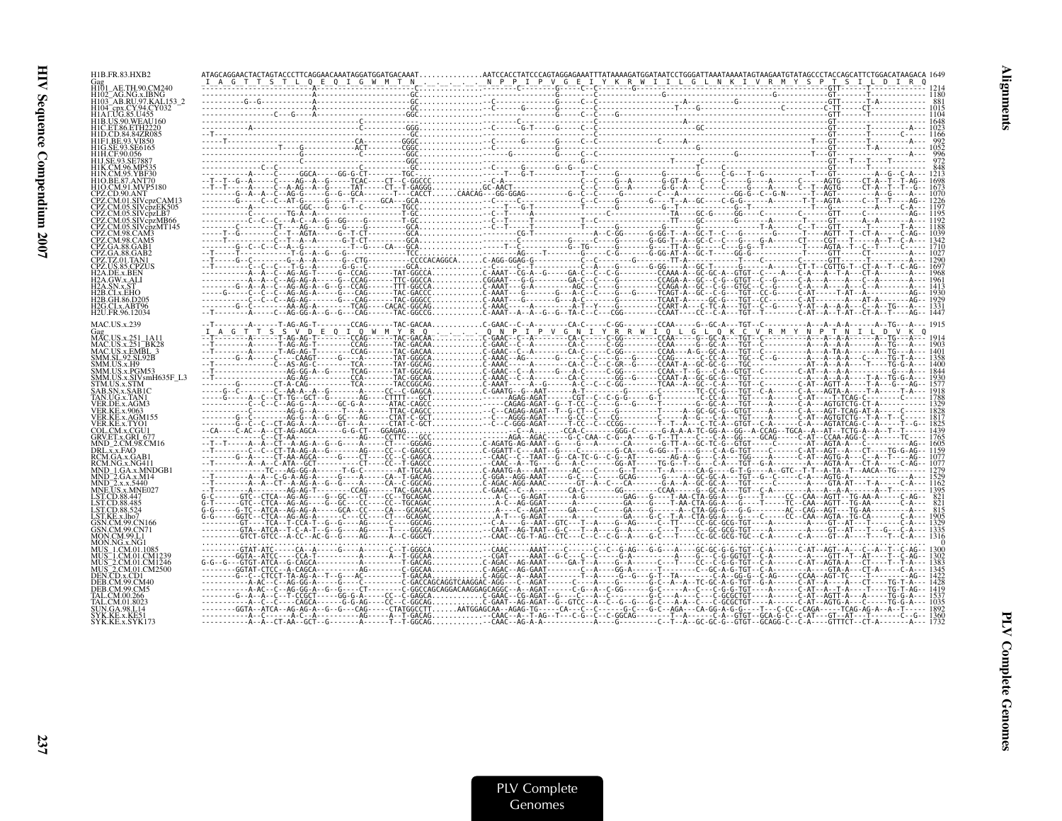```
H1B.FR.83.HXB2          ATAGCAGGAACTACTAGTACCCTTCAGGAACAAATAGGATGGATGACAAAT..............AATCCACCTATCCCAGTAGGAGAAATTTATAAAAGATGGATAATCCTGGGATTAAATAAAATAGTAAGAATGTATAGCCCTACCAGCATTCTGGACATAAGACA 1649
Gag                      I  A  G  T  T  S  T  L  Q  E  Q  I  G  W  M  T  N  .  .  .  .  .  N  P  P  I  P  V  G  E  I  Y  K  R  W  I  I  L  G  L  N  K  I  V  R  M  Y  S  P  T  S  I  L  D  I  R  Q

MAC.US.x.239            --T-------A------T-AG-AG-T-------CCAG------TAC-GACAA..........C-GAAC--C--A-------CA-C-----C-GG-------CCAA-----G--GC-A---TGT--C---------A---A--A-A------A--TG--A--- 1915
Gag                      I  A  G  T  T  S  S  V  D  E  Q  I  Q  W  M  Y  R  Q  .  .  .  .  Q  N  P  I  P  V  G  N  I  Y  R  R  W  I  Q  L  G  L  Q  K  C  V  R  M  Y  N  P  T  N  I  L  D  V  K  Q
```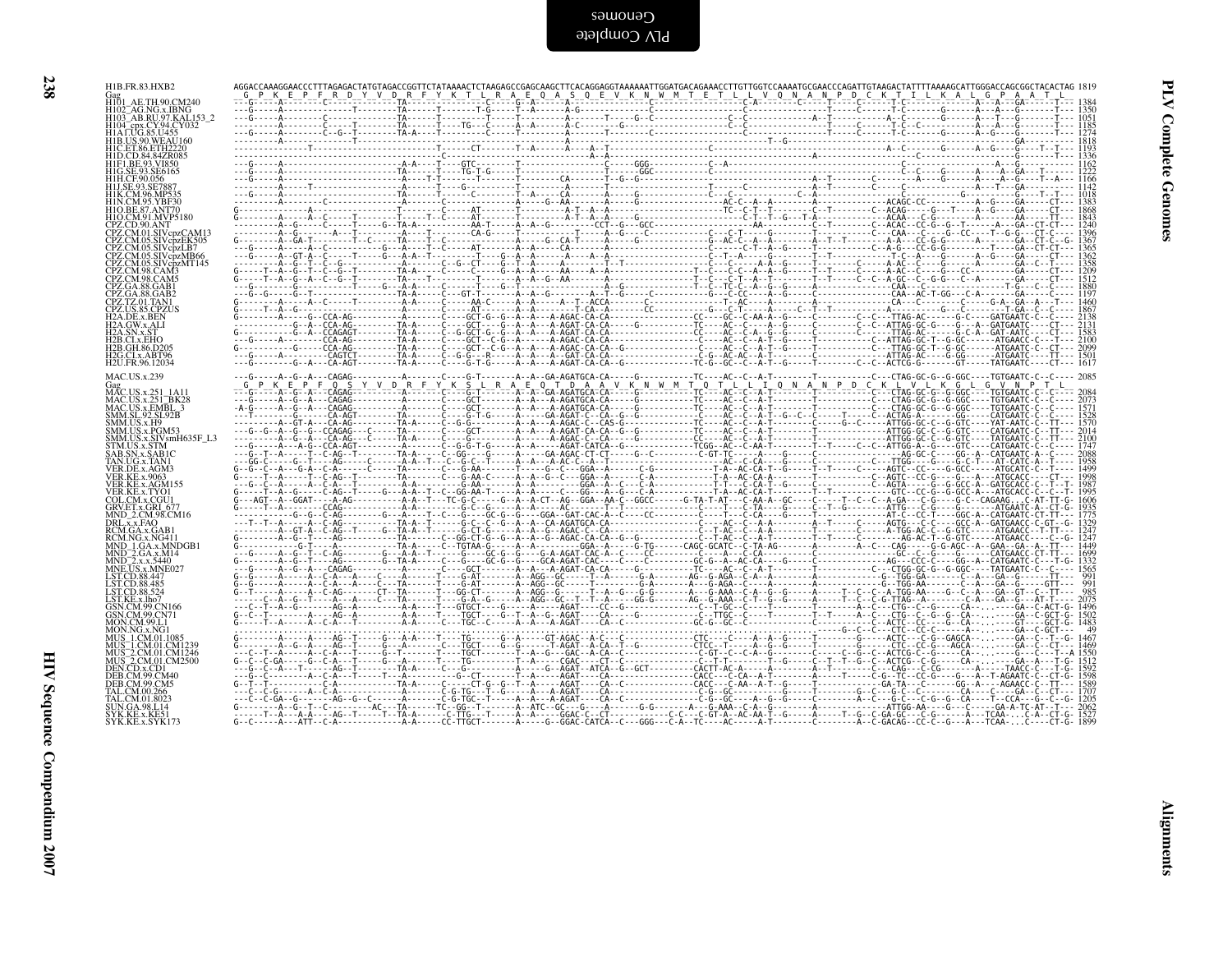```
H1B.FR.83.HXB2          AGGACCAAAGGAACCCTTTAGAGACTATGTAGACCGGTTCTATAAAACTCTAAGAGCCGAGCAAGCTTCACAGGAGGTAAAAAATTGGATGACAGAAACCTTGTTGGTCCAAAATGCGAACCCAGATTGTAAGACTATTTTAAAAGCATTGGGACCAGCGGCTACACTAG 1819
Gag                      G  P  K  E  P  F  R  D  Y  V  D  R  F  Y  K  T  L  R  A  E  Q  A  S  Q  E  V  K  N  W  M  T  E  T  L  L  V  Q  N  A  N  P  D  C  K  T  I  L  K  A  L  G  P  A  A  T  L
H101_AE.TH.90.CM240     ---G-----A--------C-----------------TA-------T----------C-----G--A-----A------------C----------------C---------------C------T-----C-----T-C----------A---A---GA-----T--- 1384
H102_AG.NG.x.IBNG       ---G-----A-----------------T--------TA-------T--------T-G-----T--A-------A-G--------------C-----------------C---------------T-----C-----T-C--------G-----A---A---G------T--- 1350
H103_AB.RU.97.KAL153_2  ---G-----A--------C-----------------TA-------T----------T-----T---------A-------T------G--C-------------C--C-------------A--T-----------A--C-------G------A---T---G------T--- 1051
H104_cpx.CY.94.CY032    ---G-----A--------C-----------------TA-------T-----TG---C-----A--A-------A-C-----C----G-------------C-----------------------------------T-C---C-------A---A---G------T--- 1185
H1A1.UG.85.U455         ---G-----A--------C--G--T-----------TA-A-----T----------C-----C--------A--------------C----------------C---------------T-----C-----T-C--------G------A--G---G------T--- 1274
H1B.US.90.WEAU160       ---------A-----------------------------------------------------------A--------------------------------------------------------------------------------------GA--------- 1818
H1C.ET.86.ETH2220       ------------------T-------------------------T--------CT--------T--A-------A--T-----------------------T--G-----------------------A-C--------G-----A--G---G------T--T--- 1193
H1D.CD.84.84ZR085       -------------------------------------C-----------------------------------A--A-------------------------------------A--------------------------C------------------------- 1336
H1F1.BE.93.VI850        ---G-----A--------------------------A-A-----T----GTC--------T----------------C------GGG-----------C--A----------------------------C-------------A----G---------------- 1162
H1G.SE.93.SE6165        ---G-----A--------------------------TA-------T----TG-T-G--------T-------------------GGC----------------------------------------C---C---G--------A-----A---GA---T------ 1222
H1H.CF.90.056           ---G-----A--------------------------A----T---T------T--------T---------CA--------T---G-G--------------------------A--T--------C--------A----G------A-----A---G-----T--A--- 1166
H1J.SE.93.SE7887        ---------A-----T--------------------A-------T----G--------T--------------A------------T--------------------------------A--T---------C-------------A---T---GA---------- 1142
H1K.CM.96.MP535         ---G-----A--------------------------TA-------T-----C--------T---A-----CA-----A----G-------------C-----------C--A----------------------C----C--------G-----A---G---T--T--- 1018
H1N.CM.95.YBF30         ---------A--------C-----------------A-------T-------------A-----G--AA--------A-----G----------------AC-C--A--A----------A-----------ACAGC-CC---------A--G----GA-----CT--- 1383
H1O.BE.87.ANT70         G--------------A--------------------T-------C-----AT------T---------A-T--A--A------------------------TC--C-T--T--------C--T---------C--ACAG---G---T----A--G----GA-----CT--- 1868
H1O.CM.91.MVP5180       G--------A--------C-----T-----------T-----T--C------AT------T--------A-T--A--A--G-----------------------C--T--T--T-A------------------ACAA---C-G-------A-------AA------TT--- 1843
CPZ.CD.90.ANT           ---------A--G------C----T-----G--TA-A-----------AA-T-------A--A--G----------CCT--G---GCC----------------AA----------C--T-----------C--ACAC--CC-G--G--T-------A---GA--CT-CT--- 1240
CPZ.CM.01.SIVcpzCAM13   ---------A--G--------A---T----------A------T--------CA-G------T----------T------A--G---C----------------C--C-T----G----------T---------C---CAA---C-----G---CC----T--G-G---CT-C--- 1396
CPZ.CM.05.SIVcpzEK505   G--------A--GA-T-------T-C------TA-------T------------A----G-CA-T-------A--G-------------------------G--AC-C--A---G-------T--T----------A-A---CC-G-G--------A-----G---CT-C-G- 1367
CPZ.CM.05.SIVcpzLB7     ---G-----A------A--C-----------G---A----T--C-----AT-------A--A-----A--------------------------------C--C-T--A--G-------T--------C--A-G---CC-G-G----------T----GA--CT-CT--- 1365
CPZ.CM.05.SIVcpzMB66    ---G-----A--GT-A--C-----T-----G---A-A-T--------T-----G-A-------A----A--A--------------------------------C-T--A----G-----T--T-----------T-C--A----G-------A--G----GA-----CT--- 1362
CPZ.CM.05.SIVcpzMT145   ---------A--G--T--C--G-----T------------------C--G--CT---G--G---A-----A----T--T---------------------------C-----A-A--G---T------------A-AC--C---G-------A-------GA--C-T--- 1358
CPZ.CM.98.CAM3          G----T--A--G--T--C--G--T----------TA-A------T----C-----G--A--A------AA---A--A-----------------T--C----C-C--A--A--G---T--T-----C-----A-AC--C---G---CC---------GA-----CT--- 1209
CPZ.CM.98.CAM5          G----T--A--G--A--C--G--T----------TA------T-----------T-------A--A--G--AA---------------------T--C--C-T--A--T-------T--T-----C--C--A-GC--C--G-G---C--A--------GA-----CT--- 1512
CPZ.GA.88.GAB1          ---G-----A-----------------T-----G---A----T-----G--T---------A--A-------A-------A-G--------------T--C--TC-C--A--G----------A-----------CAA--C-----------------T-G----C--CT--- 1880
CPZ.GA.88.GAB2          ---G-G-----G--T---------------------TA-A-----C----GT-T--------A--A--G---------A--T--G----C-----------G--C-CC----A--G----C-----------CAA--AC-T-GG---C-A---------GA-----C----- 1197
CPZ.TZ.01.TAN1          G--------A-------A--C-----T-----------A-A-----C-----AA-C-------A--A-----A--T--ACCA-------C---------------T--AC-----A------A----------CA---C--------G----G-A--GA--A---T--- 1460
CPZ.US.85.CPZUS         ---G--T--A--G-------------------------A-A-----------GA---------A--A------T--C-A--T-----------CC------G--C-T--A--A----C--T------------A-------C--G-C-------T-GA-------C--- 1867
H2A.DE.x.BEN            G-------A-----G--CCA-AG-----------A-------C-----GCT-G--G--A--A--A-AGAC-CA-CA-----------CC-----GC--C-AA-A--G-----C--------C--C---TTAG-AC------G-C----GATGAATC-C--C---- 2138
H2A.GW.x.ALI            ---------G--A--CCA-AG-------------TA-A-----C-----GCT----G--A--A--A-AGAT-CA-CA-----G--------TC-----AC--C--A---G-----C--------C--C--ATTAG-GC-G---G---A--GATGAATC----CT--- 2131
H2A.SN.x.ST             ---------G--A--CCAGAGT-----------TA-A-----C--G-GCT-G--G--A--A--A-AGAC-CA-CA-----------------C-----AC-C--A-G--G-----C--------C-----TTAG-AC------G-C-A--GAT-AATC----CT--- 1583
H2B.CI.x.EHO            ---G-----A-------CCA-AG-----------TA-A-----C-----GCT--C-G--A-----A-AGAC-CA-CA-----------------C-----AC--C--A-T--G-----T--------C--ATTAG-GC-T--G-GC-------ATGAACC-C--T--- 2100
H2B.GH.86.D205          G--------G-------CCA-AG-----------TA-A-----C-----GCT--C-G--A--A--A-AGAC-CA-CA--G------------C-----AC--C--A-T--G-----T--------C---TTAG-GC-T--G-GC-------ATGAATC-C--CT--- 2099
H2G.CI.x.ABT96          -----------G-----CAGTCT-----------TA-A-----C--G-----R--A--A--A-GAT-CA-CA-A--G----------C-G-AC--C--A-T--G------T--------C-------ATTAG-AC------G-GG-------ATGAATC-C--C---- 1501
H2U.FR.96.12034         ---G-----G--A---CA-AGT------------TA-A-----C-----G-T-G-----A--A--A-AGAT-CA-CA--G-----------TC-G-GC--C--A-T--G-----T--------C--C--ACTCG-G-------GT------TATGAATC----CT--- 1617

MAC.US.x.239            ---G-----A--G--A---CAGAG------------A-------C----G-T--------A--A--GA-AGATGCA-CA-----G------------TC----AC--C--A-T-------T-----------C---CTAG-GC-G--G-GGC----TGTGAATC-C--C---- 2085
Gag                      G  P  K  E  P  F  Q  S  Y  V  D  R  F  Y  K  S  L  R  A  E  Q  T  D  A  A  V  K  N  W  M  T  Q  T  L  L  I  Q  N  A  N  P  D  C  K  L  V  L  K  G  L  G  V  N  P  T  L
MAC.US.x.251_1A11       ---G-----A--G--A---CAGAG------------A-------C----GCT--------A--A--GA-AGATGCA-CA-----G------------TC----AC--C--A-T-------T-----------C---CTAG-GC-G--G-GGC----TGTGAATC-C--C---- 2084
MAC.US.x.251_BK28       ---G-----A--G--A---CAGAG------------A-------C----GCT--------A--A--A-AGATGCA-CA-----G------------TC----AC--C--A-T-------T-----------C---CTAG-GC-G--G-GGC----TGTGAATC-C--C---- 2073
MAC.US.x.EMBL_3         -A-G-----A--G--A---CAGAG------------A-------C----GCT--------A--A--A-AGATGCA-CA-----G------------TC----AC--C--A-T-------T-----------C---CTAG-GC-G--G-GGC----TGTGAATC-C--C---- 1571
SMM.SL.92.SL92B         ---T---------G-------CA-AGT---------TA------C--G-T-G-A-----A--A--GA-AGAT-C--CA--G--C-----------C----AC--C--A-T--G--C--C-----T----C--ACTAG-A--------GG-----CATGAATC-C--C---- 1528
SMM.US.x.H9             ---G-----A-GT-A--CA-AG--------------TA-A----C--G-G------------A--A--A-AGAC-C--CAS-G-----------TC----AC--C--A-T-------C------G---C------ATTGG-GC-C-G-GTC-----YAT-AATC-C--TT--- 1570
SMM.US.x.PGM53          ---G--G--A--G--G--CCAGAG---C--------TA-A----C-----GCT--------A--A--A-AGAT-CA-CA--G--G-----------TC----AC--C--A-T-------T-----------------ATTGG-GC-C-G-GTC----CATGAATC-C--TT--- 2014
SMM.US.x.SIVsmH635F_L3  ---------A--G--A---CA-AG----------TA-A----C-----G------------A--A--A-AGAC-C--CA--G------------TC----AC--C--A-T-------T------------------ATTGG-GC-C-G-GTC----TATGAATC-C--TT--- 2100
STM.US.x.STM            ---G-----A--A-G--CA-AGT-------------A-------C--G-G-T-G-----A--A--A--AGAT-CATCA--G-----------TCGG--AC--C--A-T-------C--------T---C---C--ATTGG-A--G---GTC-----CATGAATC-C--C---- 1747
SAB.SN.x.SAB1C          ---G--T--A-----T--C-AG--T-----------TA-A-----C-GG---G------A------GA-AGAC-CT-CT-----G--C-----------C-GT-TC-----A----G----C---------------AG-GC-C-----GG--A-CATGAATC-A--C---- 2088
TAN.UG.x.TAN1           ---GG-C---G--T------AG------C--------A-A--T--C-C-G-C--T-----A--A--A-AC-C--A--T------------------------AC-C-CA------G-----C---------C----TTGG---G-----G-C-T--AT-CATC-A--T---- 1958
VER.DE.x.AGM3           G--G--C--A---G-A--C-A---------------C-------G-AA-----------A-----C---GGA--A--------C-G-------------T-A--AC-CA-T--G-----T--T-----C-----AGTC--CC----G-GCC-----ATGCATC-C--T---- 1499
VER.KE.x.9063           G----T--A-----T--C-AG--T------------TA-------C--G-AA-C-------A--A--G--C--GGA--A------C-A-------------T-A--AC-CA-A--G-----T----------C--AGTC--CC-G-----G----A---ATGCACC----CT--- 1998
VER.KE.x.AGM155         ---G--C--A-----A--C-A---T-----------A-A-----C--G-AA------------------GGA--A--C---C-A-------------T-T---C-CA-T--G-----C--------------AGTA----G--G-GCC-A--GATGCACC-C--T--T- 1987
VER.KE.x.TYO1           G-----T--A--G------C-AG--T----------A-A--T--C--GG-AA-T-----A--A------GG---A--G--C-A-------------T-A--AC-CA-T--G-----T--T-----T-------GTC--CC-G--G-GCC-A--ATGCACC-C--C--T- 1995
COL.CM.x.CGU1           G---AGT--A--GGAT-----A-AG---------A-A--T---TC-G-C-----G--A--A-CT--AG--GGA--AA-C--GGCC--------G-TA-T-AT---C-AA-A--GC------C-----T--C--C--A-GA---C-G----G-C--CAGAAG---C-AT-TT-G- 1606
GRV.ET.x.GRI_677        G--------A-----------CCAG-----------A-A------G-C--G---A----A---A-A-----------T---T---------------C------T--C-TA-----G------C--T--G--------ATTG---C-G-----G-------AGAATC-A--CT-G- 1935
MND_2.CM.98.CM16        ----------G--G--C-AG---------A--A--T----C--G------GC-G--G----GGA--GAT-CAC-A--C-----CC--------C-----T--C--CA-----G-----T------------AT-C---CC-T------GGC-A--CATGAATC-CT-TT--- 1775
DRL.x.x.FAO             ---T--T--A-----A--C-AG-------------TA-A--T------G-C--C--G--A--A--CA-AGATGCA------------------C-----AC--C--A-A-A-------A--T-----C-----AGTG---C-C----GCC-A--GATGAACC-C-GT--G- 1329
RCM.GA.x.GAB1           ---------A--GT-A--C-AG--T-------G--TA-A-T--------C-CT--------A--A--G--AGAC-C--CA---------------C--T-AC--C--A-A-------T--------C----A-TGG-AC-C--G-GTC----ATGAACC--T-TT--- 1247
RCM.NG.x.NG411          G--------A--G-T-----AG-------------TA-------C--GG-CT-G--G--A--A--G--AGAC-CA-CA-G--G-----------C--T-AC--C--A-T------------------AG-AC-T--G-GTC----ATGAACC----C--G- 1247
MND_1.GA.x.MNDGB1       G--------G-T-----A-----------------TA-A-----C--TGTAA-G-----A--A------------GGA--A----G-TG------CAGC-GCATC--C-TA-AG-------A--C----CAG----G-G-AGC--A--GAA--GA--A-TT--- 1449
MND_2.GA.x.M14          ---G-----A--G--T--C-AG----------G---A-A--T-----G----GC-G--G----G-A-AGAT-CAC-A--C---CC-----------C----A---C-CA------G-----C------------GC--CC-----G-----CATGAACC-CT-TT--- 1699
MND_2.x.x.5440          G--------A--G--T--AG--------------G--TA-A-----C----G----GC-G--G--GCA-AGAT-CAC---C--C---------GC-G-A--AC-CA-----G-----C--------C----AG---CCC-C--G-----GG--A-CATGAATC-C--T-G- 1332
MNE.US.x.MNE027         ---G-----A--G--A---CAGAG------------A-------C----GCT--------A--A--A-AGAT-CA-CA--G------------TC----AC--C--A-T-------T-----------C---CTGG-GC-G--G-GGC----TATGAATC-C--C---- 1565
LST.CD.88.447           G--G-----A-----A--C-A---A------C----A-------T----G-AT--------A--AGG--GC-----T--A--------G-A--------AG--G-AGA--C-A--A--------A---------G--TGG-GA-------C--A---GA--G-----TT--- 991
LST.CD.88.485           G--G-----A-----A--C-A---A----C------TA-------T----G-AT--------A--AGG--GC-----T--A--------G-A--------A---G-AGA--C--A--A----------------G--TGG-AA-------C--A---GA--G-----GTT-- 991
LST.CD.88.524           G--T-----A-----A--C-AG---------CT--TA-------T--GG-CT--------A--AGG--G-----T--A--G--G-G------A---G-AAA--C-A--G--G----A-----T--C--C--A-TGG-AA-----G--C--A---GA--GT--C--TT--- 985
LST.KE.x.lho7           -----C--A--G--T-----A----A--A----C---TA-------T----G-A--G-----A--AGG--GC--T--T--A--GG-G------AG--G-AAA--C-T--G--G--A-----T--C--C-G-TTAG--A-------C--A---GA--G---AT-T---- 2075
GSN.CM.99.CN166         ---C--T--A--G-------AG--A---------A-A-----T----GTGCT-----G-----A-----AGAT-----CC--G-------------------C--T-GC--C-----T-------------C--CTG--C--G-----CA-----------GA--C-ACT-G- 1496
GSN.CM.99.CN71          G--C--T---------A-----AG--A---------A-A-----T----TGCT---G--T--A--G--AGAT-----CA---G------------C--TTGC--C-----T---------T-------A--C---CTG--C--G-G--CA------------GA--C-CT-G- 1502
MON.CM.99.L1            G-------T--A-----A--C-A---T---------A-A-----C----TGC--C-----A--A---A-AGAT-----CA--C----------------GC-G--GC--C-----------------------C--ACTC--CC-G----CA-----------GT--GCT-G- 1483
MON.NG.x.NG1            ---------------------------------------------------------------------------------------------------------------------G--C--C---CTC--CC-C----A---------GA--G-GCT---- 49
MUS_1.CM.01.1085        G--------A-----A----AG--T-----G---A-A----T----TG-----G--A-----GT-AGAC--A-C--C-------------CTC----C----A--A--G-----T-----G----ACTC---C-G--GAGCA-----GA--C--T--G- 1467
MUS_1.CM.01.CM1239      G--G-----A-----A----AG--T-------G--A-------C---TGCT-----G-G-----T-AGAT--A-CA--T--G-------------CTCC---T----A--G--G----------------CTC--CC-G---AGCA-----GA--C--CT---- 1469
MUS_2.CM.01.CM1246      ---C--T--A-----A--C-A---T-----------G--T-------T----TGCT-------T--A--G---GAC--A-CA--C-------------C-GT--C-C-A--G-------------C---G--C--ACTCG--C-G------CA-----------G---C---T--A 1550
MUS_2.CM.01.CM2500      G--C--C-GA-----G--C-A---T-----------A-------T----TG-------T--A-----CGAC---CT--C---------------C--T-T--------T--G----C--T--T--G--C--ACTCG--C-G-----CA-----------GA--A--T--G- 1512
DEN.CD.x.CD1            ---G--C--A----T-----AG--A-----------TA-A-----C----G-----------A-----G-AGAT--ATCA--G--GCT--------CACTT-AC-A---A----A-T--------C---CAG---C-CG---------A------TAACC-C--T-G- 1592
DEB.CM.99.CM40          ---G--C-------A--C-A----T---------T--A-------------G--CT--------T--A-----AGAT-----CA-----------------CACC------C-CA--A-T-------A-----T------C-G--TC--CC-G----G---A--T-AGAATC-C--T-G- 1598
DEB.CM.99.CM5           G--T--T-----------C-A---------------TA-A-----C-----CT-G--G--A--T--A-----AGAT-----CA--C----------------CACC---C-AA--A-T--G-----T-------------GA-TA---C------GG--A-----AGAACC-C--TT-G- 1589
TAL.CM.00.266           ---C--C-G-----A--C-A----------------A-----C-G-TG----T--G-----A-----AGAT-----CA----------------------C-G-GC--C-----G-----T------------C--G-C--C----CA-----C------GA--C--CT---- 1707
TAL.CM.01.8023          ---C--C-GA--G-------AG--G--C--------A--------C-G-TGC--T-----A--A-----AGAT-----CA--C-----------------C-G-GC--C-A--G--G-----------A--C--C--G-C--C-G--G--CA--T--CCA--G--C--G- 1205
SUN.GA.98.L14           G--------A--G--T--C----------AC---TA-------TC--GG--T-------A--ATC--GC---G-----A-----G-G-------A---G-AAA--C-A--G--------A--------------ATTGG-AA-----G---C-------GA-A-TC-AT--T--- 2062
SYK.KE.x.KE51           ------T--A---A--A---AG--T-----T--TA-A-----C--TTG--T------A-----GGAC-C--CT----------C-C--C-GT-A--AC-AA-T--G----A------T--G-C-GA-GC---C-G-----A---TCAA-----C-A--CT-G- 1527
SYK.KE.x.SYK173         G--C-----A---ATT--C-A---------------A-A-----CC-TTGCT--------A-----G--GGAC-CATCA--C---GGG---C-A---TC---AC-----A-T--------A--C--GACAG--CC-C--G----A---TCAA-----C----CT-G- 1899
```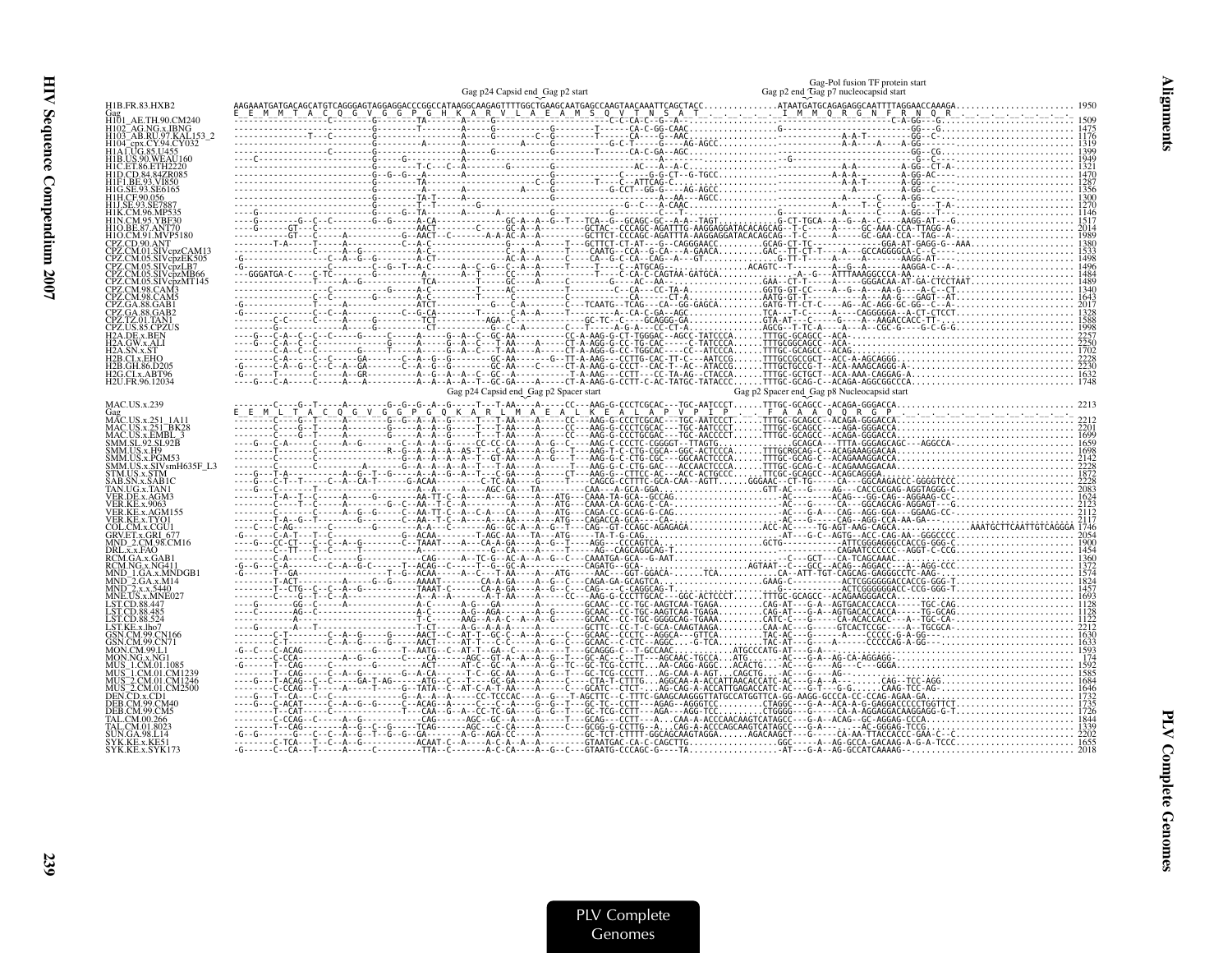```
                                                Gag p24 Capsid end  Gag p2 start                                     Gag-Pol fusion TF protein start
                                                                                                    Gag p2 end  Gag p7 nucleocapsid start
H1B.FR.83.HXB2          AAGAAATGATGACAGCATGTCAGGGAGTAGGAGGACCCGGCCATAAGGCAAGAGTTTTGGCTGAAGCAATGAGCCAAGTAACAAATTCAGCTACC..............ATAATGATGCAGAGAGGCAATTTTAGGAACCAAAGA....................... 1950
Gag                     E  E  M  M  T  A  C  Q  G  V  G  G  P  G  H  K  A  R  V  L  A  E  A  M  S  Q  V  T  N  S  A  T           I  M  M  Q  R  G  N  F  R  N  Q  R
H101_AE.TH.90.CM240     ... 1509
H102_AG.NG.x.IBNG       ... 1475
H103_AB.RU.97.KAL153_2  ... 1176
H104_cpx.CY.94.CY032    ... 1319
H1A1.UG.85.U455         ... 1399
H1B.US.90.WEAU160       ... 1949
H1C.ET.86.ETH2220       ... 1321
H1D.CD.84.84ZR085       ... 1470
H1F1.BE.93.VI850        ... 1287
H1G.SE.93.SE6165        ... 1356
H1H.CF.90.056           ... 1300
H1J.SE.93.SE7887        ... 1270
H1K.CM.96.MP535         ... 1146
H1N.CM.95.YBF30         ... 1517
H1O.BE.87.ANT70         ... 2014
H1O.CM.91.MVP5180       ... 1989
CPZ.CD.90.ANT           ... 1380
CPZ.CM.01.SIVcpzCAM13   ... 1533
CPZ.CM.05.SIVcpzEK505   ... 1498
CPZ.CM.05.SIVcpzLB7     ... 1496
CPZ.CM.05.SIVcpzMB66    ... 1484
CPZ.CM.05.SIVcpzMT145   ... 1489
CPZ.CM.98.CAM3          ... 1340
CPZ.CM.98.CAM5          ... 1643
CPZ.GA.88.GAB1          ... 2017
CPZ.GA.88.GAB2          ... 1328
CPZ.TZ.01.TAN1          ... 1588
CPZ.US.85.CPZUS         ... 1998
H2A.DE.x.BEN            ... 2257
H2A.GW.x.ALI            ... 2250
H2A.SN.x.ST             ... 1702
H2B.CI.x.EHO            ... 2228
H2B.GH.86.D205          ... 2230
H2G.CI.x.ABT96          ... 1632
H2U.FR.96.12034         ... 1748

                                                Gag p24 Capsid end  Gag p2 Spacer start           Gag p2 Spacer end  Gag p8 Nucleocapsid start
MAC.US.x.239            ... 2213
Gag                     E  E  M  L  T  A  C  Q  G  V  G  G  P  G  Q  K  A  R  L  M  A  E  A  L  K  E  A  L  A  P  V  P  I  P     F  A  A  A  Q  Q  R  G  P
MAC.US.x.251_1A11       ... 2212
MAC.US.x.251_BK28       ... 2201
MAC.US.x.EMBL_3         ... 1699
SMM.SL.92.SL92B         ... 1659
SMM.US.x.H9             ... 1698
SMM.US.x.PGM53          ... 2142
SMM.US.x.SIVsmH635F_L3  ... 2228
STM.US.x.STM            ... 1872
SAB.SN.x.SAB1C          ... 2228
TAN.UG.x.TAN1           ... 2083
VER.DE.x.AGM3           ... 1624
VER.KE.x.9063           ... 2123
VER.KE.x.AGM155         ... 2112
VER.KE.x.TYO1           ... 2117
COL.CM.x.CGU1           ... 1746
GRV.ET.x.GRI_677        ... 2054
MND_2.CM.98.CM16        ... 1900
DRL.x.x.FAO             ... 1454
RCM.GA.x.GAB1           ... 1360
RCM.NG.x.NG411          ... 1372
MND_1.GA.x.MNDGB1       ... 1574
MND_2.GA.x.M14          ... 1824
MND_2.x.x.5440          ... 1457
MNE.US.x.MNE027         ... 1693
LST.CD.88.447           ... 1128
LST.CD.88.485           ... 1128
LST.CD.88.524           ... 1122
LST.KE.x.lho7           ... 2212
GSN.CM.99.CN166         ... 1630
GSN.CM.99.CN71          ... 1633
MON.CM.99.L1            ... 1593
MON.NG.x.NG1            ...  174
MUS_1.CM.01.1085        ... 1592
MUS_1.CM.01.CM1239      ... 1585
MUS_2.CM.01.CM1246      ... 1684
MUS_2.CM.01.CM2500      ... 1646
DEN.CD.x.CD1            ... 1732
DEB.CM.99.CM40          ... 1735
DEB.CM.99.CM5           ... 1726
TAL.CM.00.266           ... 1844
TAL.CM.01.8023          ... 1339
SUN.GA.98.L14           ... 2202
SYK.KE.x.KE51           ... 1655
SYK.KE.x.SYK173         ... 2018
```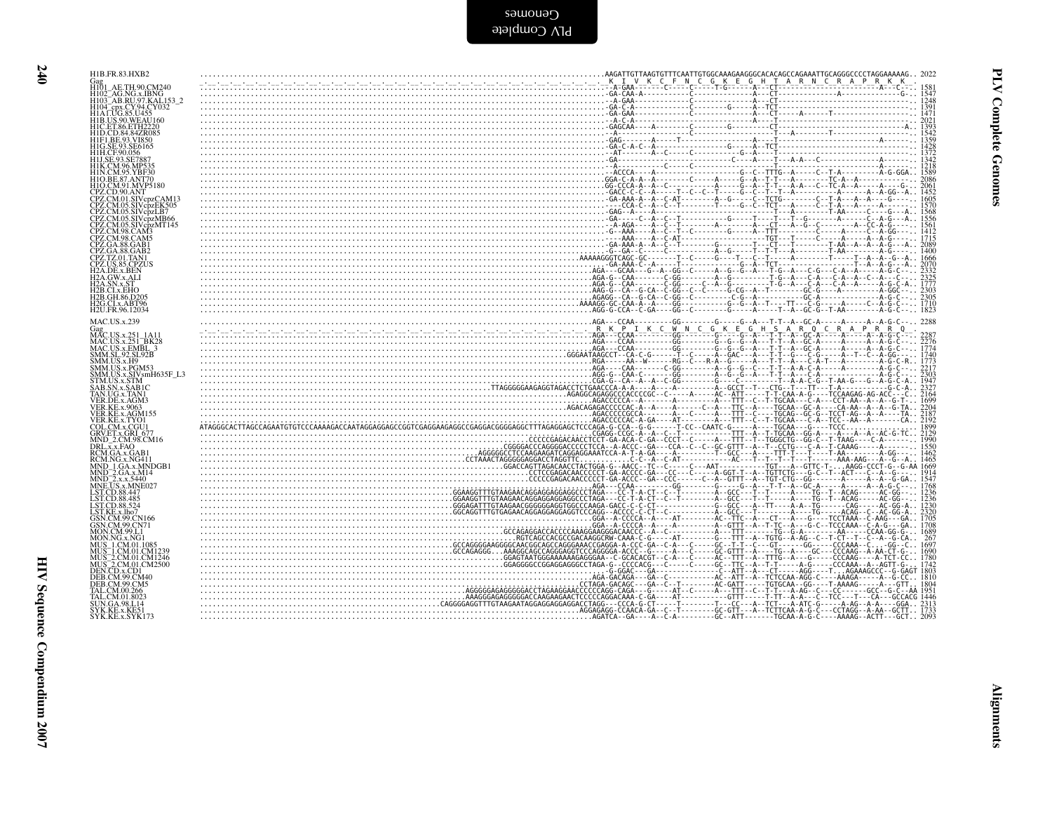```
H1B.FR.83.HXB2               ..........................................................................................AAGATTGTTAAGTGTTTCAATTGTGGCAAAGAAGGGCACACAGCCAGAAATTGCAGGGCCCCTAGGAAAAAG.. 2022
Gag                          . _ . _ . _ . _ . _ . _ . _ . _ . _ . _ . _ . _ . _ . _ . _ . _ . _ . _ . _ . _ . _ . _ . _ . _ . _ K  I  V  K  C  F  N  C  G  K  E  G  H  T  A  R  N  C  R  A  P  R  K  K  .
H101_AE.TH.90.CM240          ..........................................................................................--A-GAA-------C-----C-----T-G------A---CT-----------------------A----C--. 1581
H102_AG.NG.x.IBNG            ..........................................................................................-GA-CAA-A--------C------------A---CT-------------------------------G-.. 1547
H103_AB.RU.97.KAL153_2       ..........................................................................................--A-GAA-----------C------------A---CT---------------------------------. 1248
H104_cpx.CY.94.CY032         ..........................................................................................-GA-C-A----------C--------G----A---CT---------------------------------. 1391
H1A1.UG.85.U455              ..........................................................................................-GA-GAA----------C------------A---CT-----A------T--------------------. 1471
H1B.US.90.WEAU160            ..........................................................................................--A-C-A---------------------------A---T-----------------------------. 2021
H1C.ET.86.ETH2220            ..........................................................................................-GAGCAA---A------C--------G-------CT---------------------------------A.. 1393
H1D.CD.84.84ZR085            ..........................................................................................--A-------------C------------------T---A-------T-------------------. 1542
H1F1.BE.93.VI850             ..........................................................................................-GAG------A-----T------------A---T---------------------------A-------. 1359
H1G.SE.93.SE6165             ..........................................................................................-GA-C-A-C----C-----C--------G----A---TCT---------------------------. 1428
H1H.CF.90.056                ..........................................................................................--AT-------A--C-----C----------G--A----T-------------------------. 1372
H1J.SE.93.SE7887             ..........................................................................................-GA------------------C---A----T---A-A---C-----------A-------. 1342
H1K.CM.96.MP535              ..........................................................................................--A---------C----C--------------T---------------------A------. 1218
H1N.CM.95.YBF30              ..........................................................................................--ACCCA----A---------------G--C--TTTG--A-----C--T-A---------A-G-GGA.. 1589
H1O.BE.87.ANT70              ..........................................................................................GGA-C-A-A--A--------C-----A-----G--A--T-T---A-------TC-A--A-----------. 2086
H1O.CM.91.MVP5180            ..........................................................................................GG-CCCA-A--A--C-----------A-----G--A--T-T---A-A---C--TC-A--A------G--. 2061
CPZ.CD.90.ANT                ..........................................................................................-GACC-C-C--A---T--C--C--T-----G--C--T--T--A----------A------A--A-GG-A.. 1452
CPZ.CM.01.SIVcpzCAM13        ..........................................................................................-GA-AAA-A--A--C-AT--------A--G-----C--TCTG-------C--T-A---A--A---G-----. 1605
CPZ.CM.05.SIVcpzEK505        ..........................................................................................----CCA-C-C-A--C--T-----T-----G--C--TCT---A-----C--T-A---A--A---C---. 1570
CPZ.CM.05.SIVcpzLB7          ..........................................................................................-GAG--A---A-----------------------T---A---------T-AA-----C----G---A. 1568
CPZ.CM.05.SIVcpzMB66         ..........................................................................................-GA----C--A--C--T--------G-----T---T--T--G--------A-----C--A-G---A. 1556
CPZ.CM.05.SIVcpzMT145        ..........................................................................................--A-AGA---A--C--T-----T-----A-----G--A--CT---A--G--C------A--CC-A-G--A. 1561
CPZ.CM.98.CAM3               ..........................................................................................-G--AAA---A--C--T--C--------G-----A--TTT---------C-----A-----C--A-GG---. 1412
CPZ.CM.98.CAM5               ..........................................................................................---AAA---A--C-AT--------------------TGT---T------C-------A-----A--A-G-----. 1715
CPZ.GA.88.GAB1               ..........................................................................................-GA-AAA-A--A--C--T--------G------T--CT---T-------T-AA--A--A-G-C--A.. 2089
CPZ.GA.88.GAB2               ..........................................................................................-G--GA--C-----C-----------A-G-----T--T-T---A-------T-AA------A-G----. 1400
CPZ.TZ.01.TAN1               ...................................................................................AAAAAGGGTCAGC-GC-------T--C-----G----T----C--T-----A--------T------T--A--A---G--A. 1666
CPZ.US.85.CPZUS              ..........................................................................................-GA-AAG-C--A-----------------G--A--TCT------------------T--A--A-G---A. 2070
H2A.DE.x.BEN                 ........................................................................................AGA---GCAA---G--A--GG--C-----A--G--G--A---T-G--A---C-G---C--A--A----A-G-C--. 2332
H2A.GW.x.ALI                 ........................................................................................AGA-G--CAA------C-GG--------A--G----------T-G--A---C-A---C-A--A--C-A---C--. 2325
H2A.SN.x.ST                  ........................................................................................AGA-G--CAA------C-GG--------C--A--G---------T-G--A---C-A---C--A--A----A-G-C--A. 1777
H2B.CI.x.EHO                 ........................................................................................AAG-G--CA--G-CA--C-GG--C--C-----G-CG--A--T-------GC-G----A----------A-GGC--. 2303
H2B.GH.86.D205               ........................................................................................AGAGG--CA--G-CA--C-GG--C-------C-G--A------------GC-A-------------A-G-C--. 2305
H2G.CI.x.ABT96               ......................................................................................AAAAGG-GC-CAA-A--A--C-GG---------G-----A---T---TT--C-G-----A------C--A-G-C--. 1710
H2U.FR.96.12034              ........................................................................................AGG-G-CCA--C-GA----GG--C--------G-----A-----T--A--GC-G--T-AA-------A-G-C--. 1823

MAC.US.x.239                 ........................................................................................AGA---CCAA---------GG--------G-----G--A---T-T--A--GC-A-----A-----A--A-G-C--. 2288
Gag                          . _ . _ . _ . _ . _ . _ . _ . _ . _ . _ . _ . _ . _ . _ . _ . _ . _ . _ . _ . _ . _ . _ . _ . _ . _ R  K  P  I  K  C  W  N  C  G  K  E  G  H  S  A  R  Q  C  R  A  P  R  R  Q  .
MAC.US.x.251_1A11            ........................................................................................AGA---CCAA---------GG--------G-----G--G--A---T-T--A--GC-A-----A-----A--A-G-C--. 2287
MAC.US.x.251_BK28            ........................................................................................AGA---CCAA---------GG--------G-----G--G--A---T-T--A--GC-A-----A-----A--A-G-C--. 2276
MAC.US.x.EMBL_3              ........................................................................................AGA---CCAA---------GG--------G-----G--G--A---T-T--A--GC-A-----A-----A--A-G-C--. 1774
SMM.SL.92.SL92B              ...................................................................................GGGAATAAGCCT--CA-C-G-------T--C-----A--GAC--A---T-T--G---C-G-----A--T--C--A-GG--. 1740
SMM.US.x.H9                  ........................................................................................RGA-----AA--W-------RG--C---R-A--G-----A---T-T--A--C-A-T----A-----A-G-C-R.. 1773
SMM.US.x.PGM53               ........................................................................................AGA---CAA------C-GG--------A--G--G--C---T-T--A-A-C-A------A--------A-G-C--. 2217
SMM.US.x.SIVsmH635F_L3       ........................................................................................AGG-G--CAA-C--------GG--------A--G--G--A---T-T--A---C-A-----A---------A-G-C--. 2303
STM.US.x.STM                 ........................................................................................CGA-G--CA--A--A--C-GG-------------C---------------T--A-A-C-G--T-AA-G---G--A-G-C--A. 1947
SAB.SN.x.SAB1C               .........................................................TTAGGGGGAAGAGGTAGACCTCTGAACCCA-A-A-----A---A----------A-GCCT--T---CTG--T---TT---T-A------------G-C-A-. 2327
TAN.UG.x.TAN1                ..........................................................................AGAGGCAGAGGCCCACCCGC--C-----A-----AC-ATT-----T-T-CAA-A-G-----TCCAAGAG-AG-ACC--C-. 2164
VER.DE.x.AGM3                ........................................................................................AGACCCCCA--A-------A---------A---TTT---C--T-TGCAA---C-A---CCT-AA--A--A--G-T-. 1699
VER.KE.x.9063                ....................................................................AGACAGAGACCCCCAC-A--A----A------C--A---TTC--A-----TGCAA--GC-A----CA-AA--A--A--G-TA. 2204
VER.KE.x.AGM155              ........................................................................................AGACCCCCGCCA-------A---C-----A---TTT--C----TGCAG--GC-G---TCCT-AG--A--A----TA. 2187
VER.KE.x.TYO1                ........................................................................................AGACCCCCCAC-A-GA----AT---------A---TTT--C--T-TGCAA--C-A--TCC--AA--A------CA. 2192
COL.CM.x.CGU1                ATAGGGCACTTAGCCAGAATGTGTCCCAAAAGACCAATAGGAGGAGCCGGTCGAGGAAGAGGCCGAGGACGGGGAGGCTTTAGAGGAGCTCCCAGA-G-CCA--G-G-----T-CC--CAATC-G-----A---TGCAA---G----TCCC.............. 1899
GRV.ET.x.GRI_677             ........................................................................................CGAGG-CCGC-A--A--C--T------------TTT--A--T-TGCAA--GG-A-----A----A--A--AC-GC-TC. 2129
MND_2.CM.98.CM16             ..........................................................................CCCCCGAGACAACCTCCT-GA-ACA-C-GA--CCCT--C----A---TTT--T--TGGGCTG--GG-C--T-TAAG----C-A------. 1990
DRL.x.x.FAO                  ..............................................................................CGGGGACCCAGGGGACCCCCTCCA--A-ACCC--GA---CCA--C--C--GC-GTTT--A--T--CCTG---C-A--T-CAAAG------A------. 1550
RCM.GA.x.GAB1                ..................................................................AGGGGGCCTCCAAGAAGATCAGGAGGAAATCCA-A-T-A-GA---A-----------T--GCC---A------TTT-T----T-----T-AA----------A-GG---. 1462
RCM.NG.x.NG411               ....................................................................CCTAAACTAGGGGGAGGACCTAGGTTC............C-C--A--C-AT----------AC---T--T--T--T----T-----AAA-AAG----A--G--A. 1465
MND_1.GA.x.MNDGB1            ........................................................................GGACCAGTTAGACAACCTACTGGA-G--AACC--TC--C------C---AAT-----------TGT----A--GTTC-T----AAGG-CCCT-G--G-AA 1669
MND_2.GA.x.M14               ..............................................................................CCTCCGAGACAACCCCCT-GA-ACCCC-GA---CC---C-----A-GGT-T--A--TGTTCTG---G-C--T--ACT---C--A--G----. 1914
MND_2.x.x.5440               ..............................................................................CCCCCGAGACAACCCCCT-GA-ACCC--GA---CCC----C--A--GTTT--A--TGT-CTG--GG-------A------A--A-G-GA.. 1547
MNE.US.x.MNE027              ........................................................................................AGA---CCAA---------GG--------G-----G--A---T-T--A--GC-A-----A-----A--A-G-C--. 1768
LST.CD.88.447                ..............................................................GGAAGGTTTGTAAGAACAGGAGGAGGAGGCCCTAGA---CC-T-A-CT--C--T-------A--GCC---T--T-----A----TG--T--ACAG------AC-GG---. 1236
LST.CD.88.485                ..............................................................GGAAGGTTTGTAAGAACAGGAGGAGGAGGCCCTAGA---CC-T-A-CT--C--T-------A--GCC---T--T-----A----TG--T--ACAG------AC-GG---. 1236
LST.CD.88.524                ..............................................................GGGAGATTTGTAAGAACGGGGGGAGGTGGCCCAAGA-GACC-C-C-CT--------------G--GCC---A--TT-----A-A--TG-------CAG------AC-GG-A-. 1230
LST.KE.x.lho7                ..............................................................GGCAGGTTTGTGAGAACAGGAGGAGGAGGTCCCAGG--ACCCC-C-CT--C---------A--GCC---T--------A----TG-------ACAG--C--AC-GG-A-. 2320
GSN.CM.99.CN166              ........................................................................................GGA--A-CCCCA--A-----AT---------AC--TTC--A---CT---A----G----TCCTAAA---C-AAG---GA.. 1705
GSN.CM.99.CN71               ........................................................................................GGA--A-CCCCA--A-----A---------A---GTTT--A--T-TC--A---G-C--TCCCAAA---C-A-G---GA.. 1708
MON.CM.99.L1                 ............................................................................GCCAGAGGACCACCCCAAAGGAAGGGACAACCC--A--C-----------A---TTT------TG-G-A---------AA-----CCAA-GG-G--. 1689
MON.NG.x.NG1                 ..............................................................................RGTCAGCCACGCCGACAAGGCRW-CAAA-C-G-----AT--------G---TTT--A--TGTG--A-AG--C--T-CT--T--C--A--G-CA.. 267
MUS_1.CM.01.1085             ................................................................GCCAGGGGAAGGGGCAACGGCAGCCAGGGAAACCGAGGA-A-CCC-GA--C-A---C-----GC--T-T--C---GT------GG------CCCAAA--C.--GG--C-. 1697
MUS_1.CM.01.CM1239            ................................................................GCCAGAGGG...AAAGGCAGCCAGGGAGGTCCCAGGGGA-ACCC--G-----A-----C-----GC-GTTT--A----TG--A----GC---CCCAAG--A-AA-CT-G--. 1690
MUS_2.CM.01.CM1246            ...........................................................................GGAGTAATGGGAAAAAAGAGGGAA--C-GCACACGT--C-A---C-----AC--TTT--A---TTTG--A----G-----CCCAAG-----A-TCT-CC-. 1780
MUS_2.CM.01.CM2500            ...........................................................................GGAGGGGCCGGAGGAGGGCCTAGA-G--CCCCACG---C-----C-----GC--TTC--A--T-T-----A-G-----CCCAAA---A--AGTT-G--. 1742
DEN.CD.x.CD1                 .........................................................................................-G-GGAC---GA---------------C--ATT--A---CT-----AGG----T...AGAAAGCCC--G-GAGT 1803
DEB.CM.99.CM40               .........................................................................................AGA-GACAGA---GA--C-----------AC-ATT--A--TCTCCAA-AGG-C----AAAGA-----A--G-CC-. 1810
DEB.CM.99.CM5                .........................................................................................CCTAGA-GACAGC---GA--C--T---------AC-GATT-----TGTGCAA--GG----T-AAAAG-----A---GTT. 1804
TAL.CM.00.266                ..................................................................AGGGGGAGAGGGGGACCTAGAAGGAACCCCCCAGG-CAGA---G------AT--C-----A---TTT--C--T-T--A-AG--C---CC------GCC--G-C--AA 1951
TAL.CM.01.8023               ..................................................................AAAGGGGAGAGGGGGACCAAGAAGAACTCCCCCAGGACAAA-C-GA---AT-----------GTTT-----T-TT--A-A---C--TCC---T---CA---GCCACG 1446
SUN.GA.98.L14                .........................................................CAGGGGAGGTTTGTAAGAATAGGAGGAGGAGGACCTAGG---CCCA-G-CT------T-------T---CC---A--TCT---A-ATC-G-----A-AG--A--A----GGA.. 2313
SYK.KE.x.KE51                ........................................................................................AGGAGAGG-CCAACA-GA--C--T--------GC-GTT---A--TCTTCAA-A-G-C----CCTAGG--A-AA--GCTT.. 1733
SYK.KE.x.SYK173              ........................................................................................AGATCA--GA----A--C-A--------GC--ATT-------TGCAA-A-G-C-----AAAAG--ACTT---GCT.. 2093
```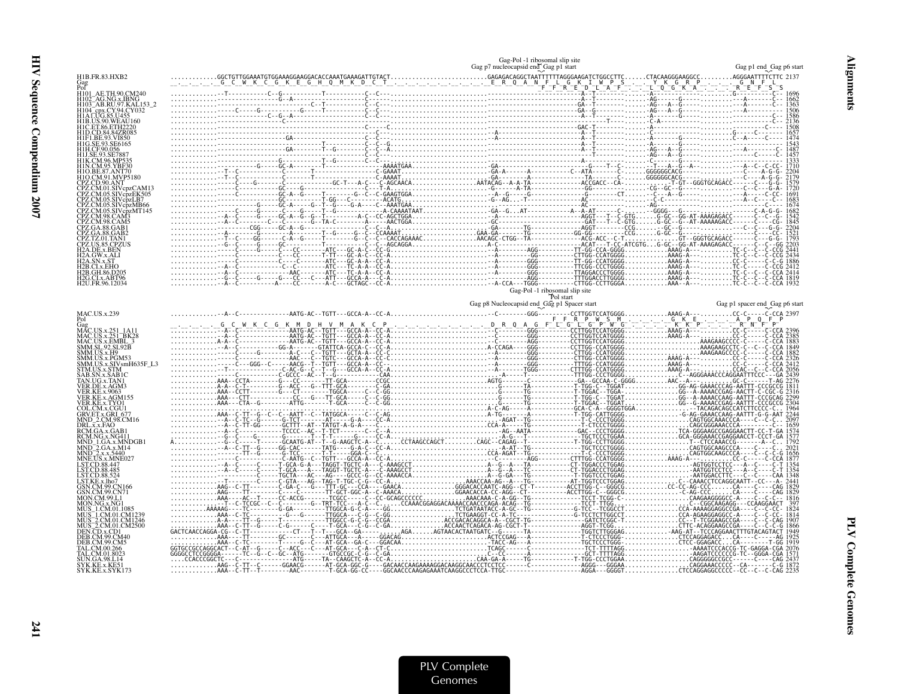```
                                                                                                   Gag-Pol -1 ribosomal slip site
                                                                                          Gag p7 nucleocapsid end  Gag p1 start                                      Gag p1 end  Gag p6 start
H1B.FR.83.HXB2            ............GGCTGTTGGAAATGTGGAAAGGAAGGACACCAAATGAAAGATTGTACT.........................GAGAGACAGGCTAATTTTTTAGGGAAGATCTGGCCTTC......CTACAAGGGAAGGCC.........AGGGAATTTTCTTC 2137
Gag                       _ _ _ _ _ G  C  W  K  C  G  K  E  G  H  Q  M  K  D  C  T  _ _ _ _ _ _ _ _ _ E  R  Q  A  N  F  L  G  K  I  W  P  S  _ _ _ Y  K  G  R  P  _ _ _  G  N  F  L
Pol                                                                                                      F  F  R  E  D  L  A  F  _ _ L  Q  G  K  A  _ _ _  R  E  F  S  S
H101_AE.TH.90.CM240       ..............T-----------C--G-----------T----------C--C---...........................................A--T-------.......A-----------.........G---------C-- 1696
H102_AG.NG.x.IBNG         ..........................G--A----------T-----------C--C---...........................................A--T-------.......AG----G-----.........---------C-- 1662
H103_AB.RU.97.KAL153_2    .......................................C--T---------C--C---...........................................AG--T------.......AG---A--G----.........---A-------C-- 1363
H104_cpx.CY.94.CY032      ..............C------G----------G-----T---------C--C---...........................................GA--G------.......AG---A--G----.........--A---------- 1506
H1A1.UG.85.U455           ..........................C--G--A-----------------C--C---...........................................A--T-------.......AG----G-----.........---A-------C-- 1586
H1B.US.90.WEAU160         .........................C-------------------------------.............................................T------.......C-A----------.........-----------C-- 2136
H1C.ET.86.ETH2220         ..........................................C--------------...........................................GAC-T------.......A------------.........------C---- 1508
H1D.CD.84.84ZR085         ...................................................C---...........A.................................A--T-------.......AG----G-----.........G-----C--C-- 1657
H1F1.BE.93.VI850          ..........................GA--------------------C--C---...........A.................................A--T-------.......A-------G-----.........C--A-----C---- 1474
H1G.SE.93.SE6165          ...................................T-----------C--C--G.............................................A--T-------.......A-------G-----.........------------ 1543
H1H.CF.90.056             ..........................GA-------T--G--------C--C---...........................................A--T-------.......AG---A--G----.........--A-------C-- 1487
H1J.SE.93.SE7887          ...................................T-----------C--C---...........................................A--T-------.......AG---A--G----.........------C-----C-- 1457
H1K.CM.96.MP535           ...................................T--G--------C--C---...........................................A---------.......C-----G-----.........------------ 1333
H1N.CM.95.YBF30           ..................G-----GC-A-------T-----------AAAATGAA.........GA.................................--G---T--C--.......-T---A--G--A-.........--A--C--C-CC- 1710
H1O.BE.87.ANT70           ...........T--C-----------C-------T-----------C-GAAAT...........GA-A------A------------C--ATA------C-.......GGGGGGCACG-----.........---C---A-G-G- 2204
H1O.CM.91.MVP5180         ...........T--C-----------C-------T-----------C-AAAAT...........GA---A-------------------TA------C-.......GGGGGGCACG-----.........---C---A-G-G- 2179
CPZ.CD.90.ANT             ..............C--G-----------C------------GC-T---A-C---C-AGCAACA.......AATACAG--A-A-TA----------ACCGACC--CA-......--T-GT--GGGTGCAGACC------C---G-- 1579
CPZ.CM.01.SIVcpzCAM13     ..............C-----------GC---G------------------C---T-A.........-G-----A-TA------------GG----------.......CG--GC--G---------.........---C---G-A- 1720
CPZ.CM.05.SIVcpzEK505     ..............C-----------GC-A--G------T-----------G---C--C-GAAGTGGA.........A--G-----G---------------G---------CT-------C---A--G----.........--A-----C--CC- 1691
CPZ.CM.05.SIVcpzLB7       ..........................GC---A--------T-GG---C-----C--ACATG.........G--AG-----T-------------------G----------.......C-C-----------.........---A--C--C--- 1683
CPZ.CM.05.SIVcpzMB66      ..................G------GC-A-----G--T--G---G-A----C--AAATGAA.........AC.................................---------AG-----------.........------------- 1674
CPZ.CM.05.SIVcpzMT145     ..............C---G------C-----G--T--G------------A-CAAAATAAT.........GA--G...AT-----------A--A-AT------C--.......GGGG--G-----------.........C-A-G-G- 1682
CPZ.CM.98.CAM3            .............A--C-----G-----GC-A--G--G--T--------A-C---CC-AGCTGGA.........AG.....................AGGT----T--C-GTG......G-GC--GG-AT-AAAGAGACC------C---G- 1542
CPZ.CM.98.CAM5            .............A--C-----------C---C-------G--TA-C--------A----AACTGGA.........GC.....................GAT---T--C-GTG......G-GC--G--AT-AAAAAGACC------C--CG- 1845
CPZ.GA.88.GAB1           ..................CGG-------GC-A--G-------------C---A.........GA-----------TG-----------AGGT-------CCG.......GC--G-----------.........--C---G-G- 2204
CPZ.GA.88.GAB2           ...............A------------GC-----------T--G-------G-C--CAAAAT.......GAA-GA-----TG----------------GG---CCG.......G-GC--G-----------.........------C---G- 1521
CPZ.TZ.01.TAN1           ...........T--C-----GG-------C--A--G------T--------G--C---CACCAGAAAC.......AACAGC-CTGG--TA--------------ACG-ACC--C-T.........GT--GGGTGCAGACC------G-G- 1793
CPZ.US.85.CPZUS          ..............G---C-----G-------GC-----------T---------C---AGCAGGA.........A-C------------------ACAT---T-CC-ATCGTG..G-GC--GG-AT-AAAGAGACC------C--GG 2203
H2A.DE.x.BEN             ..............C-------------C-----CC------ATC---GC-A---CC-A..............A-----------AGG-------TT-GG-CCA-GGGG.........AAAG-A---.........TC-C---C--C-CG 2441
H2A.GW.x.ALI             ..............C-------------C-----CC------T-TT---GC-A-C--CC-A..............A-----------GG-------CTTGG-CCATGGGG.........AAAG-A---.........TC-C--C--C-CCG 2434
H2A.SN.x.ST              ..............C-------------C-----C-------ATC---GC-A-A--CC-A..............A-----------GGG-------TT-GG-CCATGGGG.........AAAG-A---.........CC-C-----C-C-G 1886
H2B.CI.x.EHO             ..............A--C--------------C--CC------ATC---TC-A-C--CC-A..............A-----------GGG-------TTCGG-CCCTGGGG.........AAAG-A---.........TC-C---C-C-CCG 2412
H2B.GH.86.D205           ..............C--------------AAC-------ATC---TC-A-A--CC-A..............A-----------GGG-------TTAGGACCCTGGGG.........AAAG-A---.........TC-C---C--C-CCA 2414
H2G.CI.x.ABT96           ..............G--C-----G-----GC---C-----ATT---GCCA-A---C-A..............A-----------AGG-------TTGGACCTTGGGG.........AAAG-A---.........TC-C--C--C-CCA 1819
H2U.FR.96.12034          ..............A--C----------A----CC------A-C---GCTAGC--CC-A..............A-CCA---TGGG----------CTTGG-CCTTGGGA.........AAA--A---.........TC-C---C--C-CCA 1932

                                                                                                   Gag-Pol -1 ribosomal slip site
                                                                                                             Pol start
                                                                                          Gag p8 Nucleocapsid end  Gag p1 Spacer start                                  Gag p1 spacer end  Gag p6 start
MAC.US.x.239              ..............A--C-------------AATG-AC--TGTT---GCCA-A--CC-A...........................C--------GGG-----------CCTTGGTCCATGGGG..........AAAG-A---.........CC-C-----C-CCA 2397
Pol                                                                                                       F  F  R  P  W  S  M  _ _ _ G  K  E  _ _ _ A  P  Q  F  P
Gag                       _ _ _ _ G  C  W  K  C  G  K  M  D  H  V  M  A  K  C  P  _ _ _ _ _ _ _ _ _ D  R  Q  A  G  F  L  G  L  G  P  W  G  _ _ _ K  K  P  _ _ _ R  N  F  P
MAC.US.x.251_1A11         ..............A--C-------------AATG-AC--TGTT---GCCA-A--CC-A...........................C--------GGG-----------CCTTGGTCCATGGGG..........AAAG-A---.........CC-C-----C-CCA 2396
MAC.US.x.251_BK28         ..............A--C-------------AATG-AC--TGTT---GCCA-A--CC-A...........................C--------GGG-----------CCTTGGTCCATGGGG..........AAAG-A---.........CC-C-----C-CCA 2385
MAC.US.x.EMBL_3           ..............A-A--C-----------AATG-AC--TGTT---GCCA-A--CC-A...........................C--------AGG-----------CCTTGGTCCATGGGG...................AAAGAAGCCCC-C---C-CCA 1883
SMM.SL.92.SL92B           ..............A--C-------------GG-A--------GTATTCA-GCCA-C--CC-A........................A-CCAGA----GGG-----------CCTTGG-CCATGGGG...................AAAGAAGCCTC-C---C--C-CCA 1849
SMM.US.x.H9               ..................C-----------AAC--C--TGTC---GCTA-A--CC-C...........................A--------GGG-----------CTTGG-CCATGGGG...................AAAGAAGCCTC-C---C-CCA 1882
SMM.US.x.PGM53            ..................C-----G-------AAC--C--TGTC---GCCA-A--CC-C...........................A--------GGG-----------CTTGG-CCATGGGG..........AAAG-A---.........CC-C-----C-CCA 2326
SMM.US.x.SIVsmH635F_L3    ..............C---GGG--C-----AACG--T--TGTT---GCCA-A--CC-...........................A--------GGG-----------CTTGG-CCATGGGG..........AAAG-A---.........CC-C-----C-CCA 2412
STM.US.x.STM              ..............T-----------------C-AC-G--C--T--G-----GCCA-A--CC-A........................A--------TGGG-----------CTTTGG-CCATGGGG..........AAAG-A---.........CCAC---C-C-CCA 2056
SAB.SN.x.SAB1C            ..............C-----------C-GCCC--AC--T--G-----------CAA...........................A-----T-----------TTTGG-CCCTGGGG..........C--AGGGAAACCCAGGAATTTCCC---GA 2439
TAN.UG.x.TAN1             .............AAA--CCTA--------G---CC-----TT-GCA--------CCGC.....................AGTG------C-----------GA--GCCAA-C-GGGG..........AAC--A---.........GC-C-----T-AG 2276
VER.DE.x.AGM3             .............A-A--C-T--------G--ACC---G--TTT-GCA--------C-GA.........................G------TA-----------T-TGG-C--TGGAT..........GG-AG-GAAACCCAG-AATTT-CCCGCG 1811
VER.KE.x.9063             .............A-A--CCTT--------G---CT-----TGGCA--------C-GA.........................G------TA-----------T-TGGAC--TGGA-..........GG--A-AAAACCGAG-AACTT-C-CGC-G 2316
VER.KE.x.AGM155           .............AAA--CTT-----------CC--G--TT-GCA--------C-GG.........................G------TG-----------T-TGG-C--TGGAT..........GG--A-AAAACCAAG-AATTT-CCCGCAG 2299
VER.KE.x.TYO1             .............AAA--CTA--G--------ATTG--------T-GCA--------C-GG.........................G------TG-----------T-TGGAC--TGGAT..........GG--A-AAAACCGAG-AATTT-CCCGCG 2304
COL.CM.x.CGU1             ..............C-----------C-GCCC--AC--T--G-----------CAA........................A-C-AG----A-----------GCA-C-A--GGGGTGGA..........TACAGACAGCCATCTTCCCC-C-- 1996
GRV.ET.x.GRI_677          .............AAA--C-TT--G--C--C--AATT--C--TATGGCA--------C-AG........................A-TG------A-----------T-TGG-CATTGGGG..........G-AG-GAAACCAAG-AATTT-G-G-AAT 2244
MND_2.CM.98.CM16          ..............A--C-TC--G-------G-TCT--------AT--G-A--------CC-A.....................AGAT--TG-----------T-C-CCCTGGGG..........CAGTGGCAAACCCA----C--C--CC- 2097
DRL.x.x.FAO               ..............A--C-TT-GG------GCTTT--AT--TATGT-A-G-A------C.....................CCA-A----TG-----------T-CTCCCTGGGG..........CAGCGGGAAACCCA---C---C--C-- 1659
RCM.GA.x.GAB1             ..............A--C---------------TCCCC--AC--T-TCT------C--C-A.....................AG--AATA-----------GAC--CCCTGGGG..........TCA-GGGAAGCCGAGGAACTT-CC-T-GA 1574
RCM.NG.x.NG411            ..............G--C---G-----G-------T--T----G-----GC---CC-A.....................A-G--T-----------TGCTCCCTGGAA..........GCA-GGGAAACCGAGGAACCT-CCCT-GA 1577
MND_1.GA.x.MNDGB1         A.............G--C---T------GCAATG-AT--T--G-AAGCTC-A--C.......CCTAAGCCAGCT.........CAGC--CAGAG---T-----------T-CCTTGGGG..........T--CTCCAAACCG-----A--C-- 1792
MND_2.GA.x.M14             ..............A--C-TT--G------GG-CAC-------TATG----G-A-C--CC-A.....................A-AT--TG-----------TGCTCCCTGGGG..........CAGTGGCAAGCCCA----C--C-- 2021
MND_2.x.x.5440            ..................TT--G-------G-TCC--------T-T-----GGA-C--C.....................CCA-AGAT--TG-----------T-C-CCCTGGGG..........CAGTGGCAAGCCCA----C-C-CG 1656
MNE.US.x.MNE027           ..................C-----------C-AATG--C--TGTT---GCCA-A--CC-A.......................A--------AGG-----------CTTTGG-CCATGGGG..........AAAG-A---.........CC-C-----C-CCA 1877
LST.CD.88.447             ..............A--C-----C------T-GCA-G-A---TAGGT-TGCTC-A---C-AAAGCCT.....................A--G--A---TA-----------CT-TGGACCCTGGAG..........AGTGGTCCTCC----A--C----C-T 1354
LST.CD.88.485             ..............A--C-----C------T-GCA---A---TAGGT-TGCTC-A---C-AAAGCCT.....................A--G--A---TC-----------CT-TGGACCCTGGAG..........AATGGTCCTCC----A--C----C-T 1354
LST.CD.88.524             ..............A--C-----C------TGCTA--AC--AG---GCCC-G-A--C-AAAACCA.....................A--G--GA---TG-----------T-TGGTCCCTGGAG..........AATGGACCTTC----C--C----CAA 1348
LST.KE.x.lho7             ..............T-----------C------C-GTA---AG-TAG-T-TGC-C-G---CC-A.....................AAACCAA-AG--A---TG-----------AT-TGGTCCCTGGAG..........C--CAAACCTCCAGGCAATT--CC---A- 2441
GSN.CM.99.CN166           .............AAG--C-TT--------C-GA-C---G---TTT-GC----CCA---GAACA.......GGGACACCAATC-AGG--CT-T---------ACCTTGG-C--GGGCG..........CC-CC-AG-CCC-----CA-----CCC--CAG 1829
GSN.CM.99.CN71            .............AAG---TT---------C-GA-C---G--T-TT-GCT-GGC-A--C-AAACA.......GGAACACCA-CC-AGG--CT---------ACCTTGG-C--GGGCG..........--C-AG-CCC-----CA-----CCC--CAG 1829
MON.CM.99.L1              .............AAA---AC--T-----CC-ACCG-------TCGCC-----C--CC-GCAGCCCCCC.........AAACAAA-C-A-GG--TG-----------TCCT-TCGG-C-..........CAAGAAGGGGCC-A-----C--C-C-- 1816
MON.NG.x.NG1              ..............T--C-TCCGC--C--C-------G--TRT-TCC----A-C--C.......CCAAACGGAGGACAAAACCAACCCAGA-ACAG--TG-----------TCCT-TTGG..........C--CGGCAAGAGG---CCAAGGAACT 397
MUS_1.CM.01.1085          ..........AAAAAG---TC--------G-GA-------TTGGCA-G-C-A--C--GG.....................TCTGATAATACC-A-GC--TG-----------G-TCC--TCGGCCT..........CCA-AAAAGGAGGCCGA----C--C-CC- 1824
MUS_1.CM.01.CM1239        .............AAA--C-TC--------G---G------TTGGCA---C-G--C-GG.....................TCTGAAGGT-CC-A-TC-----------G-TCCTCTTGGCCT..........CCA-AGAAGGAGGCC-A----C--C-CC- 1814
MUS_2.CM.01.CM1246        .............A-A---TT--G-----T----------TTGGCC-G-C-G--CCGA.....................ACCGACACAGGCA-A--CGCT-TG-----------GATCTCGGC-T..........CC--T-TCGGAAGCCGA----C-C-CAG 1907
MUS_2.CM.01.CM2500        .............AAA--C-TT--G-----C-G--------T--GCA---C-G--C-GA.....................ACCAACTCAGACA-AG-CGCT-T-----------AGGT-TCGG..........CTTC-ACAGGAAGCCGA----C-C-C-G 1866
DEN.CD.x.CD1              GACTCAACCAGGA-CG--C-TT---------CT---T--T---GCA--GA---------AGA......AGTAACACTAATGATC--G-----TA-----------TGGTCTTGGGAG..........-AAG-AT--TCCCAGGAACTTTGTACAGTACT 1949
DEB.CM.99.CM40            .............AAA---TT---------GC--------C----ATTGCA---A----GGACAG.....................ACTCCGAG--A-----------T-CTCCCTGGG-..........CTCCAGGAGACC...CA-------AG 1925
DEB.CM.99.CM5             .............AAA--C-TC--------T-----G--C---AT-GCA--GA-C---GGACAA.....................TACC-AG---A-----------TGCTCCCTGGG-..........CTCC-GGAGACC...CA-------T-GG 1919
TAL.CM.00.266             GGTGCCGCCAGGCACT--C-AT---G-----C--ACC---C--AT-GCA---C-A--CT-C.....................TCAGC-----C-----------TCT-TTTTAGG..........AAAATCCCACCG-TC-GAGGA-CGA 2076
TAL.CM.01.8023            GGGGCCTCCGGGGA-----TC--G--C--GC--ATG-------GTGCCGC-C-G--C-GA.....................C--CC-----A-----------GCT-TTTTAGG..........AAGATCCCCCCG-TC--GGGA-CGA 1571
SUN.GA.98.L14             ....CCACCCGGCTC---C-----------ATG------TA--CAAGCTC-A--CC-A.....................CAA-GA-A------TG-----------T-TGG-CCCTGGAA..........CAGGGGGCCGCC-----C----CAG 2437
SYK.KE.x.KE51             .............AAG--C-TT--C------GGAACG------AT-GCA-GGC-G---GACAACCAAGAAAAGGACAAGGCAACCCTCCTCC-----C-----------AGGG---GGGAA..........CAGGAAACCCCC--CA------C-G 1872
SYK.KE.x.SYK173           .............AAA--C-TT--T--------AAC--------T-GCA-GG-CC----GGCAACCCAAGAGAAATCAAGGCCCTCCA-TTGC-----------GGGA---GGGGT..........CTCCAGGAGGCCCCC--CC--C-C-CAG 2235
```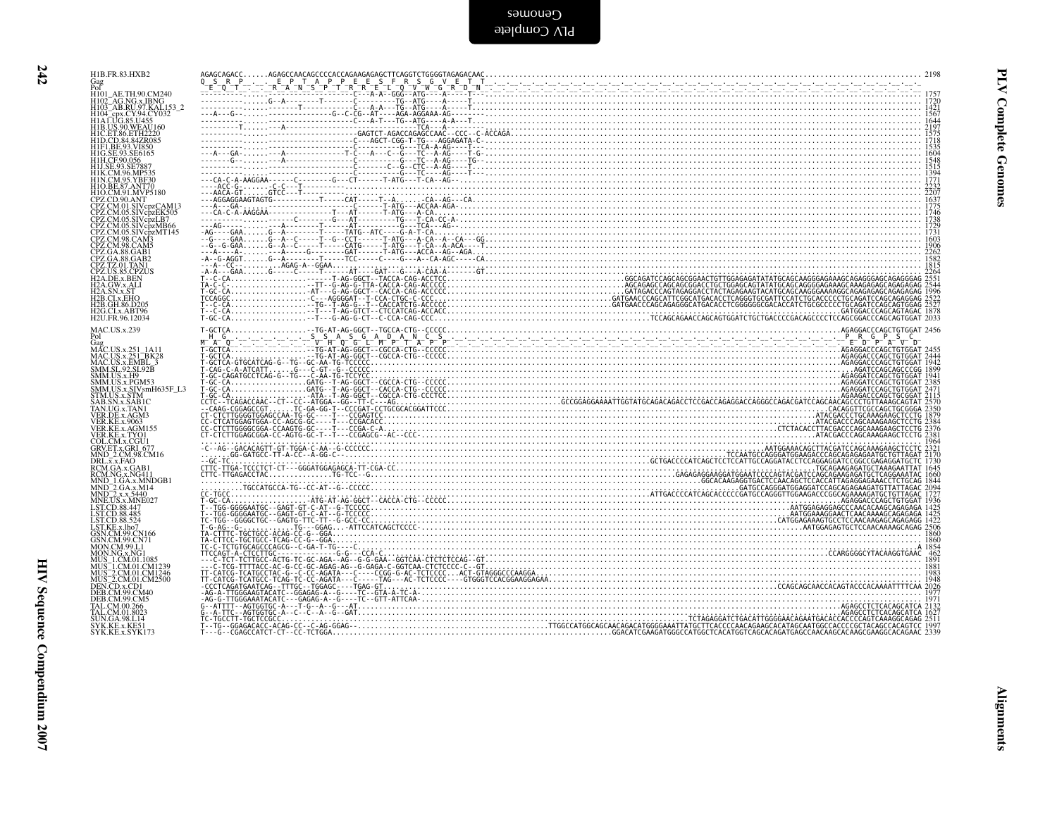```
H1B.FR.83.HXB2         AGAGCAGACC......AGAGCCAACAGCCCCACCAGAAGAGAGCTTCAGGTCTGGGGTAGAGACAAC.............................................................................................................................. 2198
Gag                     Q  S  R  P  .  .  E  P  T  A  P  P  E  E  S  F  R  S  G  V  E  T  T
Pol                      E  Q  T  .  .  R  A  N  S  P  T  R  R  E  L  Q  V  W  G  R  D  N
H101_AE.TH.90.CM240    ----------......------------------------C---A-A--GGG--ATG----A----T............................................................................................................................... 1757
H102_AG.NG.x.IBNG      ----------......G--A--------T---------C---------TG--ATG----A----T............................................................................................................................... 1720
H103_AB.RU.97.KAL153_2 ----------......-----------T-----------C---A-A---TG--ATG----A----T............................................................................................................................... 1421
H104_cpx.CY.94.CY032   ---A---G--......-----------------G--C-CG--AT----AGA-AGGAAA-AG----............................................................................................................................... 1567
H1A1.UG.85.U455        ----------......-----------------------C---A-T---TG--ATG----A-A---T............................................................................................................................. 1644
H1B.US.90.WEAU160      ---------T......--A------------------------------TCA---A----...................................................................................................................................... 2197
H1C.ET.86.ETH2220      ----------......-------------------GAGTCT-AGACCAGAGCCAAC--CCC--C-ACCAGA.......................................................................................................................... 1575
H1D.CD.84.84ZR085      ----------......-------------------C---AGCT-CGG-T-TG---AGGAGATA-C-............................................................................................................................... 1718
H1F1.BE.93.VI850       ----------......-------------------C---------G---TCA-A-AG----T-.................................................................................................................................. 1535
H1G.SE.93.SE6165       ---A---GA-......---A-------------T-C---A---C--G---TC--A-AG----T-G-............................................................................................................................... 1604
H1H.CF.90.056          -------G--......---A---------------C---------G---TC--A-AG----TG--................................................................................................................................ 1548
H1J.SE.93.SE7887       ----------......-------------------C---------C--G-CTC-A-AG----T-................................................................................................................................. 1515
H1K.CM.96.MP535        ----------......-------------------C---------G---TC---AG----T-................................................................................................................................... 1394
H1N.CM.95.YBF30        ---CA-C-A-AAGGAA------C--------G---CT------T-ATG---T-CA--AG--.................................................................................................................................... 1771
H1O.BE.87.ANT70        ---ACC-G--......-C-C---T--------......................................................................................................................................................... 2232
H1O.CM.91.MVP5180      ---AACA-GT......GTCC---T--------......................................................................................................................................................... 2207
CPZ.CD.90.ANT          ---AGGAGGAAGTAGTG----------T------CAT------T--A.......-CA--AG---CA............................................................................................................................... 1637
CPZ.CM.01.SIVcpzCAM13  --A---GA-.........-------------------C------T-ATG----ACCAA-AGA-.................................................................................................................................. 1775
CPZ.CM.05.SIVcpzEK505  ---CA-C-A-AAGGAA---------------T---AT------T-ATG---A-CA--........................................................................................................................................ 1746
CPZ.CM.05.SIVcpzLB7    ----------.......----C---------G---AT---------TG---T-CA-CC-A-.................................................................................................................................... 1738
CPZ.CM.05.SIVcpzMB66   ---AG-----......---A--------T-----AT---------G---TCA---AG--...................................................................................................................................... 1729
CPZ.CM.05.SIVcpzMT145  -AG----GAA......G--A----------T-----TATG--ATC-----G-A-T-CA....................................................................................................................................... 1731
CPZ.CM.98.CAM3         --G----GAA......G--A--C-----T--G--CCT------T-ATG---A-CA--A--CA---GG.............................................................................................................................. 1603
CPZ.CM.98.CAM5         -G--G-GAA.......G--A--C-----T-----CATG-----T-ATG---T-CA--A-ACA---T............................................................................................................................... 1906
CPZ.GA.88.GAB1         ---A----A-......---A-----G---------GAT------T-ATG---ACCA--AG--AGA................................................................................................................................ 2262
CPZ.GA.88.GAB2         -A--G-AGGT......G--A-------T-----TCC-----C----G---A--CA-AGC----CA................................................................................................................................ 1582
CPZ.TZ.01.TAN1         ---A--CC--......AGAG-A--GGAA..................................................................................................................................................... 1815
CPZ.US.85.CPZUS        -A-A---GAA......G----C-----T-------AT---GAT---G---A-CAA-A--------GT.............................................................................................................................. 2264
H2A.DE.x.BEN           T--C-CA...................-T-AG-GGCT--TACCA-CAG-ACCTCC......................................GGCAGATCCAGCAGCGGAACTGTTGGAGAGATATATGCAGCAAGGGAGAAAGCAGAGGGAGCAGAGGGAG 2551
H2A.GW.x.ALI           TA-C-C...................-TT--G-AG-G-TTA-CACCA-CAG-ACCCCC......................................AGCAGAGCCAGCAGCGGACCTGCTGGAGCAGTATATGCAGCAGGGGAGAAAGCAAAGAGAGCAGAGAGAG 2544
H2A.SN.x.ST            T-GC-CA..................-AT---G-AG-GGCT---CACCA-CAG-ACCCCC......................................GATAGACCCAGTAGAGGACCTACTAGAGAAGTACATGCAGCAAGGGAAAAGGCAGAGAGAGCAGAGAGAG 1996
H2B.CI.x.EHO           TCCAGGC..................-C---AGGGGAT--T-CCA-CTGC-C-CCC......................................GATGAACCCAGCATTCGGCATGACACCTCAGGGTGCGATTCCATCTGCACCCCCTGCAGATCCAGCAGAGGAG 2522
H2B.GH.86.D205         T--C-CA..................-TG---T-AG-G--T---CACCATCTG-ACCCCC......................................GATGAACCCAGCAGAGGGCATGACACCTCGGGGGGCGACACCATCTGCGCCCCCTGCAGATCCAGCAGTGGAG 2527
H2G.CI.x.ABT96         T--C-CA..................-T---T-AG-GTCT--CTCCATCAG-ACCACC........................................................................................................GATGAACCCAGCAGTAGAC 1878
H2U.FR.96.12034        T--C-CA..................-T---G-AG-G-CT--C-CCA-CAG-CCC.................................................TCCAGCAGAACCAGCAGTGGATCTGCTGACCCCGACAGCCCCTCCAGCAGCCCAGCAGTGGAT 2033

MAC.US.x.239           T-GCTCA..................-TG-AT-AG-GGCT--TGCCA-CTG--CCCCC.........................................................................................................AGAGGACCCAGCTGTGGAT 2456
Pol                     H  G  .  .  .  .  .  S  S  A  S  G  A  D  A  N  C  S  .  .  .  .  .  .  .  .  .  .  .  .  .  .  .  .  .  .  .  .  .  .  .  .  .  .  P  R  G  P  S  C
Gag                    M  A  Q  .  .  .  .  .  V  H  Q  G  L  M  P  T  A  P  P  .  .  .  .  .  .  .  .  .  .  .  .  .  .  .  .  .  .  .  .  .  .  .  .  .  .  E  D  P  A  V  D
MAC.US.x.251_1A11      T-GCTCA..................-TG-AT-AG-GGCT--CGCCA-CTG--CCCCC.........................................................................................................AGAGGACCCAGCTGTGGAT 2455
MAC.US.x.251_BK28      T-GCTCA..................-TG-AT-AG-GGCT--CGCCA-CTG--CCCCC.........................................................................................................AGAGGACCCAGCTGTGGAT 2444
MAC.US.x.EMBL_3        T-GCTCA-GTGCATCAG-G--TG--GC-AA-TG-TCCCCC..........................................................................................................................AGAGGACCCAGCTGTGGAT 1942
SMM.SL.92.SL92B        T-CAG-C-A-ATCATT......G---C-GT--G--CCCCC..........................................................................................................................AGATCCAGCAGCCCGG 1899
SMM.US.x.H9            T-GC-CAGATGCCTCAG-G--TG---C-AA-TG-TCCYCC..........................................................................................................................AGAGGATCCAGCTGTGGAT 1941
SMM.US.x.PGM53         T-GC-CA..................GATG--T-AG-GGCT--CGCCA-CTG--CCCCC.........................................................................................................AGAGGATCCAGCTGTGGAT 2385
SMM.US.x.SIVsmH635F_L3 T-GC-CA..................GATG--T-AG-GGCT--CACCA-CTG--CCCCC.........................................................................................................AGAGGATCCAGCTGTGGAT 2471
STM.US.x.STM           T-GC-CA..................-ATA--T-AG-GGCT--CGCCA-CTG-CCCTCC........................................................................................................AGAAGACCCAGCTGCGGAT 2115
SAB.SN.x.SAB1C         CCTC--TCAGACCAAC--CT--CC--ATGGA--GG--TT-C---AG.........GCCGGAGGAAAATTGGTATGCAGACAGACCTCCGACCAGAGGACCAGGGCCAGACGATCCAGCAACAGCCCTGTTAAAGCAGTAT 2570
TAN.UG.x.TAN1          --CAAG-CGGAGCCGT......TC-GA-GG-T---CCCGAT-CCTGCGCACGGATTCCC........................................................................................................CACAGGTTCGCCAGCTGCGGGA 2350
VER.DE.x.AGM3          CT-CTCTTGGGGTGGAGCCAA-TG-GC----T---CCGAGTCC..........................................................................................................................ATACGACCCTGCAAAGAAGCTCCTG 1879
VER.KE.x.9063          CC-CTCATGGAGTGGA-CC-AGCG-GC----T---CCGACACC..........................................................................................................................ATACGACCCAGCAAAGAAGCTCCTG 2364
VER.KE.x.AGM155        CC-CTCTTGGGGCGGA-CCAAGTG-GC----T---CCGA-C-A.......................................................................................................CTCTACACCTTACGACCCAGCAAAGAAGCTCCTG 2376
VER.KE.x.TYO1          CT-CTCTTGGAGCGGA-CC-AGTG-GC-T--T---CCGAGCG--AC--CCC-..................................................................................................ATACGACCCAGCAAAGAAGCTCCTG 2381
COL.CM.x.CGU1          ................................................................................................................................................................................ 1964
GRV.ET.x.GRI_677       -C--AG--GACACAGTT-GT-TGGA-C-AA--G-CCCCCC.......................................................................................AATGGAAACAGCTTACGATCCAGCAAAGAAGCTCCTC 2321
MND_2.CM.98.CM16       ----GG-GATGCC-TT-A-CC--A-GG-C-..................................................................................TCCAATGCCAGGGATGGAAGACCCAGCAGAGAGAATGCTGTTAGAT 2170
DRL.x.x.FAO            --GC-TC.......................................................................GCTGACCCCATCAGCTCCTCCATTGCCAGGATACCTCCAGGAGGATCCGGCCGAGAGGATGCTC 1730
RCM.GA.x.GAB1          CTTC-TTGA-TCCCTCT-CT---GGGATGGAGAGCA-TT-CGA-CC.............................................................................................................TGCAGAAGAGATGCTAAAGAATTAT 1645
RCM.NG.x.NG411         CTTC-TTGAGACCTAC...........TG-TCC--G.......................................................GAGAGAGGAAGGATGGAATCCCCAGTACGATCCAGCAGAGAGATGCTCAGGAAATAC 1660
MND_1.GA.x.MNDGB1      ...............................................................................................GGCACAAGAGGTGACTCCAACAGCTCCACCATTAGAGGAGAAACCTCTGCAG 1844
MND_2.GA.x.M14         ........TGCCATGCCA-TG--CC-AT--G--CCCCC.............................................................GATGCCAGGGATGGAGGATCCAGCAGAGAAGATGTTATTAGAC 2094
MND_2.x.x.5440         CC-TGCC...........................................................................ATTGACCCCATCAGCACCCCCGATGCCAGGGTTGGAAGACCCGGCAGAAAAGATGCTGTTAGAC 1727
MNE.US.x.MNE027        T-GC-CA..................-ATG-AT-AG-GGCT--CACCA-CTG--CCCCC.........................................................................................................AGAGGACCCAGCTGTGGAT 1936
LST.CD.88.447          T--TGG-GGGGAATGC--GAGT-GT-C-AT--G-TCCCCC.......................................................................................AATGGAGAGGAGCCCAACACAAGCAGAGAGA 1425
LST.CD.88.485          T--TGG-GGGGAATGC--GAGT-GT-C-AT--G-TCCCCC.......................................................................................AATGGAAAGGAACTCAACAAAGCAGAGAGA 1425
LST.CD.88.524          TC-TGG--GGGGCTGC--GAGTG-TTC-TT--G-GCC-CC.......................................................................................CATGGAGAAAGTGCCTCCAACAAAGCAGAGAGG 1422
LST.KE.x.lho7          T-G-AG--G-............TG---GGAG....-ATTCCATCAGCTCCCC-..........................................................................AATGGAGAGTGCTCCAACAAAAGCAGAG 2506
GSN.CM.99.CN166        TA-CTTTC-TGCTGCC-ACAG-CC-G--GGA.................................................................................................................................................. 1860
GSN.CM.99.CN71         TA-CTTCC-TGCTGCC-TCAG-CC-G--GGA.................................................................................................................................................. 1860
MON.CM.99.L1           TC-C-TCTGTGCAGCCCAGCG--C-GA-T-TG----C............................................................................................................................................A 1854
MON.NG.x.NG1           TTCCAGT-A-CTCCTTGC----------G-G---CCA-C.........................................................................................................CCARGGGGCYTACAAGGTGAAC 462
MUS_1.CM.01.1085       ---C-TCT-TCTTGCC-ACTG-TC-GC-AGA--AG--G-G-GAA--GGTCAA-CTCTCTCCAG--GT.............................................................................................................................. 1891
MUS_1.CM.01.CM1239     ---C-TCG-TTTTACC-AC-G-CC-GC-AGAG-AG--G-GAGA-C-GGTCAA-CTCTCCCC-C--GT.............................................................................................................................. 1881
MUS_2.CM.01.CM1246     TT-CATCG-TCATGCCTAC-G--C-CC-AGATA--C----CCGG-G-AC-TCTCCCC....ACT-GTAGGGCCCAAGGA.................................................................................................. 1983
MUS_2.CM.01.CM2500     TT-CATCG-TCATGCC-TCAG-TC-CC-AGATA--C----TAG---AC-TCTCCCC----GTGGGTCCACGGAAGGAGAA................................................................................................. 1948
DEN.CD.x.CD1           -CCCTCAGATGAATCAG--TTTGC--TGGAGC----TGAG-GT...........................................................................................CCAGCAGCAACCACAGTACCCACAAAATTTTCAA 2026
DEB.CM.99.CM40         -AG-A-TTGGGAAGTACATC--GGAGAG-A--G----TC--GTA-A-TC-A-............................................................................................................................. 1977
DEB.CM.99.CM5          -AG-G-TTGGGAAATACATC--GAGAG-A--G-----TC--GTT-ATTCAA-............................................................................................................................. 1971
TAL.CM.00.266          G--ATTTT--AGTGGTGC-A---T-G--A--G---AT.............................................................................................................AGAGCCTCTCACAGCATCA 2132
TAL.CM.01.8023         G--A-TTC--AGTGGTGC-A--C--C--A--G--GAT.............................................................................................................AGAGCCTCTCACAGCATCA 1627
SUN.GA.98.L14          TC-TGCCTT-TGCTCCGCC.......................................................TCTAGAGGATCTGACATTGGGGAACAGAATGACACCACCCCAGTCAAAGGCAGAG 2511
SYK.KE.x.KE51          T--TG--GGAGACACC-ACAG-CC--C-AG-GGAG-.....................TTGGCCATGGCAGCAACAGACATGGGGAAATTATGCTTCACCCCAACAGAGCACATAGCAATGGCCACCCCGCTACAGCCACAGTCC 1997
SYK.KE.x.SYK173        T---G--CGAGCCATCT-CT--CC-TCTGGA..............................................GGACATCGAAGATGGGCCATGGCTCACATGGTCAGCACAGATGAGCCAACAAGCACAAGCGAAGGCACAGAAC 2339
```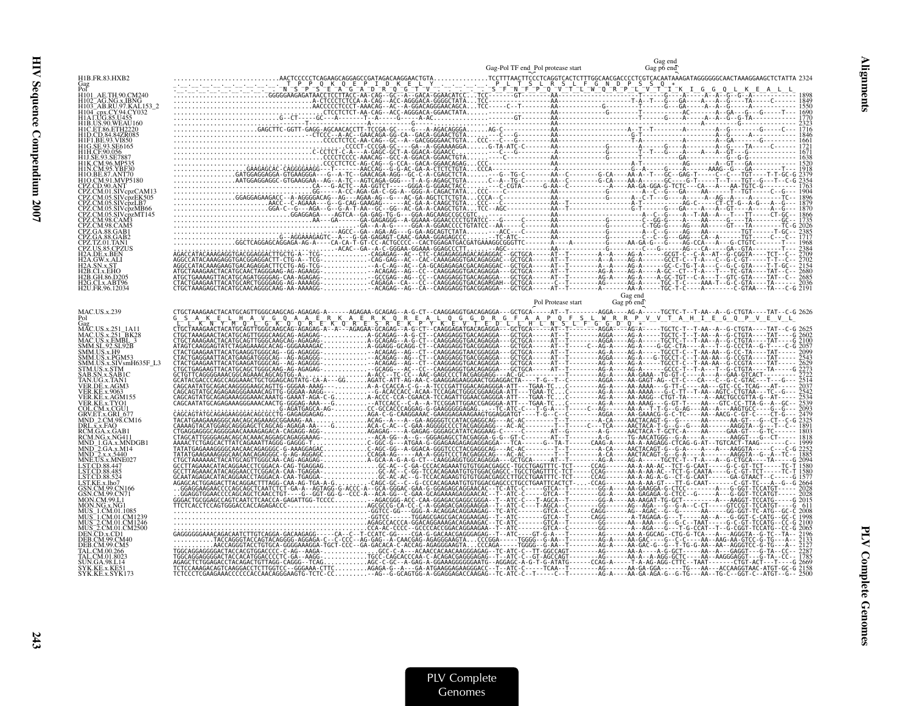```
                                                                                                                                              Gag end
                                                                                          Gag-Pol TF end  Pol protease start              Gag p6 end
H1B.FR.83.HXB2          ...........................AACTCCCCCTCAGAAGCAGGAGCCGATAGACAAGGAACTGTA..............TCCTTTAACTTCCCTCAGGTCACTCTTTGGCAACGACCCCTCGTCACAATAAAGATAGGGGGGCAACTAAAGGAAGCTCTATTA 2324
Gag                     _ _ _ _ _ _ _ _ _ _ _ _ T  P  P  Q  K  Q  E  P  I  D  K  E  L  Y  _ _ _ _ _ _ _ P  L  T  S  L  R  S  L  F  G  N  D  P  S  S  Q  *
Pol                     _ _ _ _ _ _ _ _ N  S  P  S  E  A  G  A  D  R  Q  G  T  V  _ _ _ _ _ S  F  N  F  P  Q  V  T  L  W  Q  R  P  L  V  T  I  K  I  G  G  Q  L  K  E  A  L  L
H101_AE.TH.90.CM240     ......................GGGGGAAGAGATAACCTCCTTACC-AA-CAG--GC--A--GACA-GGAACATCC...TCC-------GT--------AA------------------------T------G----A-----A--A--G--G--A---------- 1898
H102_AG.NG.x.IBNG       ..........................A-CTCCCTCTCCA-A-CAG--ACC-AGGGACA-GGGGCTATA..TCC--------------------AA--------------------------T-A--T---G---GA-----A---G----TA----C----- 1849
H103_AB.RU.97.KAL153_2  ..........................AACCCCCTCCCT-AAACAG--AC--A-GGACAGGGAACAGCA..TCC-----C--T--------AA--------------G--------T-------G---GA-----A--A--G---------------- 1550
H104_cpx.CY.94.CY032    ................................CTCCTCTCT-AA-CAG--ACC-AGGGACA-GGAACTATA......--------------AA------------------------T----------AC-------A--GA---G---G-----T--- 1690
H1A1.UG.85.U455         ......................G--CT-----GC-----------T---A-------G----A-AC-........-------GT--------AA-----------------G----T----------------A---G--G-TA---------------- 1840
H1B.US.90.WEAU160      .......................-----------T---------------------------------.......---------------AA------------------------------------------A-----------G------------- 2323
H1C.ET.86.ETH2220       ...................GAGCTTTC-GGTT-GAGG-AGCAACACCTT-TCCGA-GC----G---A-AGACAGGGA.....AG-C--------------AA--------------------A--T--T--------A--------A--G---------A---------C--- 1716
H1D.CD.84.84ZR085      ...........................-CTCCC--A-AC--GAACAGA-GG-CA--GACA-GGAACTGTA.....C-----------------AA------------------------G-T-------------A--------A--G---------A------------ 1846
H1F1.BE.93.VI850        ............................CCCCTCTCC-AA-CAG--GC--A--GACGGGGAACTGTA..CCC---C----G---------AA------------------------T-A---------A--------A--GA-------G----------- 1661
H1G.SE.93.SE6165        ..................................CCCCT-CCCGA-GC----GA--A-GGAAAAGGA.....G-TA-ATC-C--------AA-------------A--------G------A-------A--------A--G------TA-----C------ 1721
H1H.CF.90.056           ...........................C-CCTCT-C-A---A-GAGC-GCT-A-GGACA-GGAACC.......-----C----------AA------------------------T--T---G----A--------A--A--GT----G-------------- 1671
H1J.SE.93.SE7887        ...........................CCCCTCCCC-AAACAG--GCC-A-GGACA-GGAACTGTA..CCC---------------AA------------------------T---------GA----------A--G--G-G----------------- 1638
H1K.CM.96.MP535         ...........................CCCCTCTCC-AG-CAG--G-CCA--GACA-GGAACAGAG..CCC---------------AA-----------------------A-T-----------AG-------A---GT---GA-------------- 1520
H1N.CM.95.YBF30         ...............GAAGAGCAC-CAGGGGAAGG---T-------AACCAG--G-GC-AG-A-CTCTCTGTA...CCCA-----------AA------------------G--A-----G----A---AAAG---G---GA--------T--- 1918
H1O.BE.87.ANT70         ...............GATGGAGGAGGA--G--A-TC--GAACAGA-AGG--GC-C-A-CGAGCTCTA......--G--TG-C---------AA--C--------G-CA---AA-A--T---GC--GAG-T-----C---C---TGT----T-T-GC-G 2379
H1O.CM.91.MVP5180       ...............AATGGAGGAGGC-GTGAAGGAA--AG--A-TC--AGTCAGA-GGG---T-A-G-AGAGCTGTA...C--A--TG-C-------AA--C-------G-CA----AA-A----GC----G-T-----T--T---TGT--G---T--C-G 2354
CPZ.CD.90.ANT           .............................CA---G-ACTC--AA-GGTCT----GGGA-G-GGAACTACC......-C-CGTA-------GA-A-C--------A-----AA-GA-GGA-G-TCTC---CA---A---AA-TGTC-G------ 1763
CPZ.CM.01.SIVcpzCAM13   ...........................GG-----A-CC-AGA-GA-C-GG-A--GGG-A-CAGACTATA..CCC----C-------------AA--------------G-------A--C--G---GA----AA-----T--TGT----C--G---- 1904
CPZ.CM.05.SIVcpzEK505   ...............GGAGGAGAAGACC--A-AGGGGACAG--AG---AGAA-AG--G---AC-GA-AGCTCTCTGTA..CCCA--C-------AA------------------A--C-T---G-----A-----A--AG--A---A-------TC-- 1896
CPZ.CM.05.SIVcpzLB7     ..........................AACC--C-AGAAA---G--G-CAG-GAAGAG-----AC-GA-A-CAAGCTGTA..CCC---------AA----T-----------------A-T----------AG-C----CT-CT-G--A-G---A-GC-- 1735
CPZ.CM.05.SIVcpzMB66    ..........................GGA-C--G---AGA--G--G-A-T-AA--GC--GG--AC-GA-A-CAAGCTGTA..TCC--AGC-------AA-------------------G-T------G---GA----A---A---GT-----A---A--G-- 1870
CPZ.CM.05.SIVcpzMT145   ..........................GGAGGAGA----AGTCA--GA-GAG-TG-G---GGA-AGCAAGCCGCCGTC.............-AA--------------------A-C-----G--------A--T-AA--A----T---TT-----CT-GC-- 1866
CPZ.CM.98.CAM3          ...........................AA---GA-----G-GAGAGG--A-GGAAA-GGAACCCCTGTATCC--G--C----------AA--C-------------G-----C--GG-G----A----AA-----G----TA-----T--- 1717
CPZ.CM.98.CAM5          ..........................................-GA--A-A-G-----GGA-A-GGAACCCCTGTATCC--A------C-----AA-----------------G---------C-TGG-G----AG---AA-----GT---TA------TC-G 2026
CPZ.GA.88.GAB1          .........................................-AGCC-GA--AGA-AG---GG-GA-AGCAGTCTATA.......-ACC--C------AA---------------------A--C-G------AG---AA------------TGT------T-GC-- 2385
CPZ.GA.88.GAB2          .........................G--AGGAAAGAGTC-A--G-GA-GAGAGT-CAAC-GAAA-GGAGAGCC..........C--ATC-------AA---------------------C--C--G----GAG---CA---A-------TGT-------C-C-- 1717
CPZ.TZ.01.TAN1          ...............GGCTCAGGAGCAGGAGA-AG-A----CA-CA-T-GT-CC-ACTGCCCC--CACTGGAGATGACGATGAAAGGCGGGTTC-------A-----A------G----AA-GA-G---G----AG-CCA---A---G-CTGTC-------T-- 1968
CPZ.US.85.CPZUS         ...........................ACAC--GA--A-C-GGGAA-GGAAA-GGAGCCCTT.........AGC-----------AA-------------------G--------C---G----AG--CA------GA--GTA------T-- 2384
H2A.DE.x.BEN            AGACCATACAAAGAGGTGACGGAGGACTTGCTG-A--TCG.............-CAGAGAG--AC--CTC-CAGAGAGGAGACAGAGGAC--GCTGCA-------AT--T-------A--A-----AG-A------GCGT-C--C-A--AT--G-CGGTA-----TCT---C- 2700
H2A.GW.x.ALI            AGGCCATACAAAGAGGTGACGGAGGACTT-CTG-A--TCG.............-CAG-GAG--AC--CAC-CAAAGAGGTGACAGAGGAC--GCTGCA------AT--T-------A--A-----AG-A-------GCCT-C--T-A---C--G-C-GT-----T-T-CC-- 2702
H2A.SN.x.ST             AGGCCATACAAAGAGGTGACAGAGGACTTCTG-AG-TCG..............-A-C-AG--AC--CA-GCAGAGAGACGACAGAGGAC--GCTGCA------AT--T-------A--A-----AG-A-------GC-C-TG-T-A---C--G-C-GTA-----T-T-GC-- 2154
H2B.CI.x.EHO            ATGCTAAAGAACTACATGCAACTAGGGAAG-AG-AGAAGG..............-ACAGAG--AG--C--CAAGGAGGTGACAGAGGA--GCTGCA------AT--T-------AG-----AG-A------A-GC--CT--T-A----T--TC-GTA-----TAT--C-- 2680
H2B.GH.86.D205          ATGCTGAAAAGTTACATGCAGATGGGGAG-CAA-AGAGAG..............-GCCGAG--AG--CC--CAAGGAGGTGACAGAGGA--GCTGCA------AT--T-------AG-A----AG-A------A-GC-TGT--C-A---T--GTC-GTA-----TAT--C-- 2685
H2G.CI.x.ABT96          CTACTGAAAGAATTACATGCAACTGGGGAGG-AG-AAAAGG..............-CAGAGA--CA---CC--CAAGGAGGTGACAGARGAH--GCTGCA------C--T-------AG-----AG-A------TGC-T-C-----AAA-T--G-C-GTA-----TA--- 2036
H2U.FR.96.12034         CTACTAAAGAGCTACATGCAACAGGGCAAG-AA-AAAAGG..............-ACAGAG--AG--CA--CAAGGAGGTGACGGAGGA--GCTGCA------AT--T-------AG-A----AA-A------TGC-T-C----A-------C-GTAA---TA----C-G 2191

                                                                                                                               Gag end
                                                                                       Pol Protease start                   Gag p6 end
MAC.US.x.239            CTGCTAAAGAACTACATGCAGTTGGGCAAGCAG-AGAGAG-A------AGAGAA-GCAGAG--A-G-CT--CAAGGAGGTGACAGAGGA---GCTGCA------AT--T-------AGGA-----AG-A-----TGCTC-T--T-AA--A--G-CTGTA----TAT--C-G 2626
Pol                     G  S  A  K  E  L  H  A  V  G  G  Q  A  A  E  R  K  A  E  R  K  Q  R  E  A  L  Q  G  G  D  R  G  F  A  A  P  Q  F  S  L  W  R  R  P  V  V  T  A  H  I  E  G  Q  P  V  E  V  L
Gag                     L  L  K  N  Y  M  Q  L  G  K  Q  Q  R  E  K  Q  R  E  S  R  E  K  P  Y  K  E  V  T  E  D  L  L  H  L  N  S  L  F  G  G  D  Q  *
MAC.US.x.251_1A11       CTGCTAAAGAACTACATGCAGTTGGGCAAGCAG-AGAGAG-A--A---AGAGAA-GCAGAG--A-G-CT--CAAGGAGATGACAGAGGA---GCTGCA------AT--T-------AGGA-----AG-A-----TGCTC-T--T-AA--A--G-CTGTA----TAT--C-G 2625
MAC.US.x.251_BK28       CTGCTAAAGAACTACATGCAGTTGGGCAAGCAG-AGAGAG...........A-GCAGAG--A-G-CT--CAAGGAGGTGACAGAGGA---GCTGCA------AT--T-------AGGA-----AG-A-----TGCTC-T--T-AA--A--G-CTGTA----TAT---G 2602
MAC.US.x.EMBL_3         CTGCTAAAGAACTACATGCAGTTGGGCAAGCAG-AGAGAG...........A-GCAGAG--A-G-CT--CAAGGAGGTGACAGAGGA---GCTGCA------AT--T-------AGGA-----AG-A-----TGCTC-T--T-AA--A--G-CTGTA----TAT---G 2100
SMM.SL.92.SL92B         ATAGTCAAGGAGTATCTAGAGAAGGCACAG-GGGAAAAGAC...........A-GGAGG-GCAGG-CT--CAAGGAGGTGACAGAGGA---GCTGCA------AT--T-----C--AG-A-----AG-A-----G-GC-CTA----A---T--G-CCCTA---G-T----C-G 2057
SMM.US.x.H9             CTACTGAAGAATTACATGAAGGTGGGCAG--GG-AGAGGG............-ACAGAG--AG--CT--CAAGGAGGTGACGGAGGA---GCTGCA------AT--T-------AG-A-----AG-A-----TGCCT-C--T-AA-AA--G-CC-TA----TAT------ 2099
SMM.US.x.PGM53          CTACTGAGGAATTACATGAAGATGGGCAG--AG-AGAGGG............-ACAGAG--AG--CT--CAAGGAGGTGACGGAGGA---GCTGCA------AT--T-------AG-A-----AG-A-----TGCCT-C--T-AA-AA--G-CCGTA----TAT------ 2543
SMM.US.x.SIVsmH635F_L3  CTACTGAAGAATTACATGAAGATGGGCAG--AG-AGAGGG............-ACAGAG--AG--CT--CAAGGAGGTGACGGAGGA---GCTGCA------AT--T-------AG-A-----AG-A-----TGCCT-C--T-AA-AA--G-CCGTA----TAT------ 2629
STM.US.x.STM            CTGCTGAGAAGTTACATGCAGCTGGGCAAG-AG-AGAGAG............-GCAGG---AC--CC--CAAGGAGGTGACAGAGGA---GCTGCA------AT--T-------AG-A-----AG-A-----GCCC-T--T--A----T--G-CTGTA----TA-----G 2273
SAB.SN.x.SAB1C          GCTGTTCAGGGGAAACGGCAAAACAGCAGTGG-A.........A-ACC--TC-CC--AAC-GAGCCCCTACGAGGAGC---AC-GC-------T-------AG-A-----AA-GAAA--TG-GT-C-------A---GAA-GTCACT------C 2732
TAN.UG.x.TAN1           GCATACGACCCAGCCAGGAAACTGCTGGAGCAGTATG-CA-A---GG.......AGATC-ATT-AG-AA-C-GAAGGAGAAGGAACTGGAGGACTA-----T-G--T--C--------AGGA-----AG-GAGT-AG---CT-C-----CA----C--G-C-GTAC----T---G-- 2514
VER.DE.x.AGM3           CAGCAATATGCAGACAAGGGGAAGCAGTTG-GGGAA-AAAG-.........A-A-CCACCA-C-G--A-TCCCGATTGGACGAGGGA-ATT---TGAA-TC...C---------AG-A-----AA-AAAA---G-TT-C----AA---GTC-CC-TCAG---AT------ 2037
VER.KE.x.9063           CAGCAGTATGCAGAGAAGGGAAAACAGCTG-GGGAA-AAGG-..........-G-ACACCACC-ACAA-TCCAGATTGGGCGGAAGGA-ATT---TGAA-TC...C---------AG-A-----AA-AAAA---G-C-TT--T-AA--AGTC-CTGTAA-----TC--G-- 2542
VER.KE.x.AGM155         CAGCAGTATGCAGAGAAGGGAAAACAAATG-GAAAT-AGA-C-G......A-ACCC-CCA-CGAACA-TCCAGATTGGAACGAGGGA-ATT---TGAA-TC...C---------AG-A-----AA-AAGG--CTGT-TA-----A--AACTGCCGTTA-G--AT---- 2534
VER.KE.x.TYO1           CAGCAATATGCAGAGAAGGGAAACAACTG-GGGAG-AAA--G.........ATCCACC--C-A--A-TCCGGATTGGACCGAGGGA-ATT---TGAA-TC...C---------AG-A-----AA-AAAG---G-GT-T-----AA---GTC-CC-TTA-G--A--GC-- 2539
COL.CM.x.CGU1           ..............................G-AGATGAGC-AG--.......CC-GCACCCAGGAG-G-GAGGGGGGAG---A--T-ATC-C----T-G-A-------C--AG-A---A-T-T-G--G-AG----AA--A---AAGTGCC------G--G-- 2093
GRV.ET.x.GRI_677        CAGCAGTATGCAGAGAAGGGACAGCGCCTG-GAGAGGAGAG...........AGA-C-G-CAAGGAAAC-GAAGGAGAAGAAGTGGAGGATGT-----T-G--C--C--------AGGA-----AG-GAAACG-G-C-TC----AA--AACG-C-GT-C-----CT-G--- 2479
MND_2.CM.98.CM16        TACATGAAGAAAGGGCAACAGCAGAAAGCGGAAAG-AA..........ACAG--A---A---GA-AGGGGTCCATACGAGGCAG---AC-AC---------T--------A-CA------AACTACAGT-G--G----AA------AA-GT---G--CT--C-G 2325
DRL.x.x.FAO             CAAAAGTACATGGAGCAGGGAGCTCAGCAG-AGAGA-AA---G.........ACA-C-AC--C-GAA-AGGGGCCCTACGAGGGAG---AC-AC--------T--T--------C--TCA----AACTACA-T-G--G--G---AA---AAGGTA--G---T--C-- 1891
RCM.GA.x.GAB1           CTGAGGAGGGCAGGGAGAACAAAAGAGACA-CAGAGG-AGG-..........AGAGAG-----A-GAGAG-GGGAGCATATCAGGAAG-C------C--------AT--G--------A-G-------AACTACA-T-GCTC-A-----AA-----GAA-GT---G-TC---- 1803
RCM.NG.x.NG411          CTAGCATTGGGGAGACAGCACAAACAGGAGCAGAGGAAAG.............ACA-GG--A--G---GGGAGAGCCTACGAGGA-G-G---GT-C-------AT--T-------A-G-----TG-AACATGGG--G-A-----A-------AAGGT---G--CT------ 1818
MND_1.GA.x.MNDGB1       AAAACTCTGAGCACTTATCAGAAATTAGGG-GAGGG-T.............C-GGC-G---ATGAA-G-GGAGAAGAGAGGAGGA---TCA-------G--TA-T-------CAAG-A-----AA-A-AAGAGG-CTCAG-G-AT--TGTCACT-TAAG--------C-- 2099
MND_2.GA.x.M14           TATATGAGAAAGGGGCAACAACAGAGGGC-G-AAAGGAGAC...........C-AGC-GG--A-GGACA-GGGTCCTACGAGGCAG---AC-AC---------T--------A-CA------AACTACAGT-G--G--A----A----AA-AGGTA------C----C-G 2252
MND_2.x.x.5440          TATATGAAGAAAGGGCAACAACAGAGGGC-G-AG-AGGAGC..........CCAGA-AG-----AA-A-GGGTCCTACGAGGCAG---AC-AC--------T--------A-CA------AACTACAGT-G--G--A--G------AAGGTA---G--A--TC--- 1885
MNE.US.x.MNE027         CTGCTAAAAAACTACATGCAGTTGGGCAA-CAG-AGAGAG.........A-GCA-A-G-A-G-CT--CAAGGAGGTGGCAGAGGA---GCTGCA------AT--T-------AG-A-----AG-A-----TGCTC-T--T-AA--A--G-CTGCA----TA-----G 2094
LST.CD.88.447           GCCTTAGAAACATACAGGAACCTCGGACA-CAG-TGAGGAG............GC-AC--C-GA-CCCACAGAAATGTGTGGACGAGCC-TGCCTGAGTTTC-TCT-----CCAG-------AA-A-AA-AC--TCT-G-CAAT-----G-C-GT-TCT-----TC-T 1580
LST.CD.88.485           GCCTTAGAAACATACAGGAACCTCGGACA-CAA-TGAGGA.............GC-AC--C-GG-TCCACAGAAATGTGTGGACGAGCC-TGCCTGAGTTTC-TCT-----CAG-------AA-A-AA-AC--TCT-G-CAATA-----G-C-GT-TCT-----TC-T 1580
LST.CD.88.524           GCAATAGAGACATACAGGAACCTAGGACA-CAA-TGAGGA.............GC-AC--A--G-TCCACAGAAATGTGTGGACGAGCCCTTGCCTGAATTTC-TCT-----CCAG-------AA-A-AG-A-AC--CT-G-CAAT-------GA-GTAACT-------C-C 1577
LST.KE.x.lho7           AGAGCACTGGAGACTTACAGGACTTTAGG-CAA-AG-TGA-A-G.........CAGC-GC--C--G-CCCACAGAAATGTGTGGACGAGCCCTGCCTGAATTCACTCT-...CCAG-------AA-A-AA-GT---TT-G-CAAT---------G-CT-TC----A--G--G 2664
GSN.CM.99.CN166         ..GGAGGAGAACCCCAGCAGCTCAATCTCT-GA-A--AGTAGG-G-ACCC-A--GCA-GGGAC-GAA-G-GGAGAGCAGGAACAC--T-ATC-C------GTCA--T------GG-A-----AA-GAAGGA-G-CTCC-----------G-GGT-TCCATGT------ 2028
GSN.CM.99.CN71          ..GGAGGTGGAACCCCAGCAGCTCAACCTGT----G--GGT-GG-G--CCC-A--ACA-GG--C-GAA-GCAGAAAAGAGGAACAC--T-ATC-C------GTCA--T------GG-A-----AA-GAGAGA-G-CTCC-----------G-GGT-TCCATGT------ 2028
MON.CM.99.L1            GGGACTGCGGAGCCAGTCAATCTCAACCA-GAGATTGG-TCCCC.........-AGACGGG-ACC-CAA-GGAGACGAGGCGGGA--T-ATC-C---T-AGCA--T------AG-A-----AA-AAGAT-TG-GCT----------A---AGGT-TCCATG-----G 2015
MON.NG.x.NG1            TTCTCACCTCCAGTGGGACCACCAGAGACCC......................AGCGCCG-CA-CC-C-A-GGAGACGAGGAAGGA--T-ATC-C---T-AGCA--T------GG--------AG--AGA---G--G--A--C-CT-----GTCGT-TCCATGT---G 611
MUS_1.CM.01.1085        ......................................................-GGTCC-GG---GGG-A-ACAGGACAGGAAGGAG--TC-ATC--------GTCA--T-----CAGG------AG--AGAC---G--G--A-----AA------GG-GGT-TC-ATG--GC-C 2008
MUS_1.CM.01.CM1239      ......................................................-GGTCC-------TGGAGCGAGCGACAGGAAGAG--T--ATC-C------GTCA--T------CAGG------A-TAGAGA-G---T-----AA---A---G-GGT-C-CATG--GC-C 1998
MUS_2.CM.01.CM1246      ......................................................AGAGCCACCCA-GGACAGGAAAGACAGAAAGAC--T-ATC-C------GTCA--T------GG------AA--AAA-----G--G-C--TAAT------G-C-GT-TCCATG--GC-C 2100
MUS_2.CM.01.CM2500      ......................................................CCA-AC-CCCC--GCCCCACCGGACAGGAAGAA--T-ATC-C------GTCA--C------GG------A---AGA---G---T-G-CCAT--T--G-CGGT-TCCATG--CC-C 2065
DEN.CD.x.CD1            GAGGGGGGAAACAGACAATCTTGTCAGGA-GACAAGAGG.....CA--C--T-CCATC-GG-----CGA-G-GACAACGAGGGAGAG--T--ATC----GT-G-A---T------AG------A-A-GGCAG--CTG-G-TCA---A---AGGGTA--G-TC--TA-- 2196
DEB.CM.99.CM40          ..........TACCAGGGTACCAGTACAGGGG-AGGAGA-C--C-CCC--AG-GAG--A-CAACGAG-AGAGGGAAGTA...CCCGGA-------TGGGG---G-AA---T--------AG-----AA-GAC-----G--C-C-----AA--AAG-AA-GTCC-G-TG---A-- 2133
DEB.CM.99.CM5           ..........AACCAGGGTACCTGTGCA-GGGGAAAGGA-TGCT-CCC-GA-GACACA-C-ACCAG-AGAGGGAAGTA...CCCAGA-------TGGGG--G-AA---T--------AG-----AA-GAC-G--G---T-TG-G-AA--AA--AGGGTCC-G-TG---A-- 2127
TAL.CM.00.266           TGGCAGGAGGGGACTACCACGTGGACCCC-C-AG--AAG.........---GCC-C--A---ACAACCACAACAAGGGAGAG---T-ATC-C--TT-GGCCAGT--------AG-A-----AA-A-----A-G-GCT------A-----GAGGT----G-TA--CC-- 2287
TAL.CM.01.8023          TGGCAGGAGGGGACTACCACATGGACCCCTC-GA---AAGG-........TGCC-CAGCACCCAA-C-ACAGACGAGGGAGAG--T-ATC-C--GT-AGCCAGT--------AG-A-----AA-A--A-AGG-GCTC---AA---AAGGGAGGT---G-TA--CC-- 1785
SUN.GA.98.L14           AGAGCTCTGGAGACCTACAGACTGTTAGG-CAGGG--TCAG..........AGC-C-GC--A-GAG-A-GGAAAGGGGGGAATG--AGGAG-G-T-G-ATATG-------CCAG-A-----T-A-AG-AGG-CTTC--TAAT-------CTGT-ACT---T-----G 2669
SYK.KE.x.KE51           TCTCCAAAGACAGTCAAGGACCTCTTGGTCC--GGGAAA-CTTC.........AGAGA-G---A---GA-ATGAAGGAGAAGGGACC--T--ATC-C------TCAA--T--------AG-A-----AA-GA-GGA------TG----AA---ACCAAGGTAAC-ATGT-GC-G 2158
SYK.KE.x.SYK173         TCTCCCTCGAAGAAACCCCCCACCAACAGGGAAGTG-TCTC-CC...........-AG--G-GCAGTGG-A-GGAGGAGACCAAGAG--T-ATC-C--T-----C--T--------AG-A-----AA-GA-AGA-G--G-TG---AA--TG-C--GGT-C--ATGT--G-- 2500
```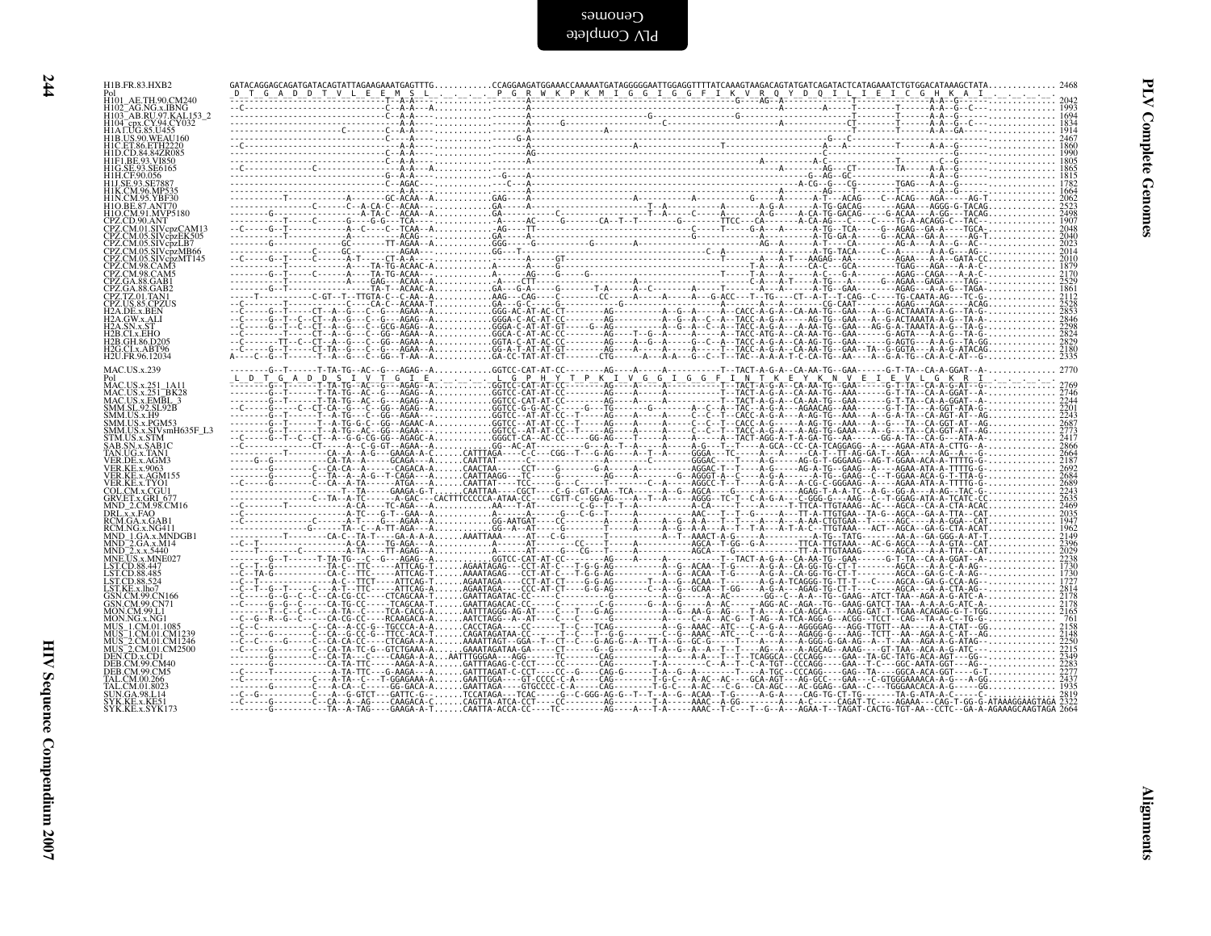```
H1B.FR.83.HXB2         GATACAGGAGCAGATGATACAGTATTAGAAGAAATGAGTTTG............CCAGGAAGATGGAAACCAAAAATGATAGGGGGAATTGGAGGTTTTATCAAAGTAAGACAGTATGATCAGATACTCATAGAAATCTGTGGACATAAAGCTATA............. 2468
Pol                     D  T  G  A  D  D  T  V  L  E  E  M  S  L  .  .  .  .  P  G  R  W  K  P  K  M  I  G  G  I  G  G  F  I  K  V  R  Q  Y  D  Q  I  L  I  E  I  C  G  H  K  A  I  .  .  .  .
H101_AE.TH.90.CM240     2042
H102_AG.NG.x.IBNG       1993
H103_AB.RU.97.KAL153_2  1694
H104_cpx.CY.94.CY032    1834
H1A1.UG.85.U455         1914
H1B.US.90.WEAU160       2467
H1C.ET.86.ETH2220       1860
H1D.CD.84.84ZR085       1990
H1F1.BE.93.VI850        1805
H1G.SE.93.SE6165        1865
H1H.CF.90.056           1815
H1J.SE.93.SE7887        1782
H1K.CM.96.MP535         1664
H1N.CM.95.YBF30         2062
H1O.BE.87.ANT70         2523
H1O.CM.91.MVP5180       2498
CPZ.CD.90.ANT           1907
CPZ.CM.01.SIVcpzCAM13   2048
CPZ.CM.05.SIVcpzEK505   2040
CPZ.CM.05.SIVcpzLB7     2023
CPZ.CM.05.SIVcpzMB66    2014
CPZ.CM.05.SIVcpzMT145   2010
CPZ.CM.98.CAM3          1879
CPZ.CM.98.CAM5          2170
CPZ.GA.88.GAB1          2529
CPZ.GA.88.GAB2          1861
CPZ.TZ.01.TAN1          2112
CPZ.US.85.CPZUS         2528
H2A.DE.x.BEN            2853
H2A.GW.x.ALI            2846
H2A.SN.x.ST             2798
H2B.CI.x.EHO            2824
H2B.GH.86.D205          2829
H2G.CI.x.ABT96          2180
H2U.FR.96.12034         2335

MAC.US.x.239            --------G--T------T-TA-TG--AC--G---AGAG--A...........GGTCC-CAT-AT-CC--------AG-----A-------A---------T--TACT-A-G-A--CA-AA-TG--GAA------G-T-TA--CA-A-GGAT--A-............ 2770
Pol                     L  D  T  G  A  D  D  S  I  V  T  G  I  E  .  .  .  .  L  G  P  H  Y  T  P  K  I  V  G  G  I  G  G  F  I  N  T  K  E  Y  K  N  V  E  I  E  V  L  G  K  R  I  .  .  .  .
MAC.US.x.251_1A11       2769
MAC.US.x.251_BK28       2746
MAC.US.x.EMBL_3         2244
SMM.SL.92.SL92B         2201
SMM.US.x.H9             2243
SMM.US.x.PGM53          2687
SMM.US.x.SIVsmH635F_L3  2773
STM.US.x.STM            2417
SAB.SN.x.SAB1C          2866
TAN.UG.x.TAN1           2664
VER.DE.x.AGM3           2187
VER.KE.x.9063           2692
VER.KE.x.AGM155         2684
VER.KE.x.TYO1           2689
COL.CM.x.CGU1           2243
GRV.ET.x.GRI_677        2635
MND_2.CM.98.CM16        2469
DRL.x.x.FAO             2035
RCM.GA.x.GAB1           1947
RCM.NG.x.NG411          1962
MND_1.GA.x.MNDGB1       2149
MND_2.GA.x.M14          2396
MND_2.x.x.5440          2029
MNE.US.x.MNE027         2238
LST.CD.88.447           1730
LST.CD.88.485           1730
LST.CD.88.524           1727
LST.KE.x.lho7           2814
GSN.CM.99.CN166         2178
GSN.CM.99.CN71          2178
MON.CM.99.L1            2165
MON.NG.x.NG1            761
MUS_1.CM.01.1085        2158
MUS_1.CM.01.CM1239      2148
MUS_1.CM.01.CM1246      2250
MUS_2.CM.01.CM2500      2215
DEN.CD.x.CD1            2349
DEB.CM.99.CM40          2283
DEB.CM.99.CM5           2277
TAL.CM.00.266           2437
TAL.CM.01.8023          1935
SUN.GA.98.L14           2819
SYK.KE.x.KE51           2322
SYK.KE.x.SYK173         2664
```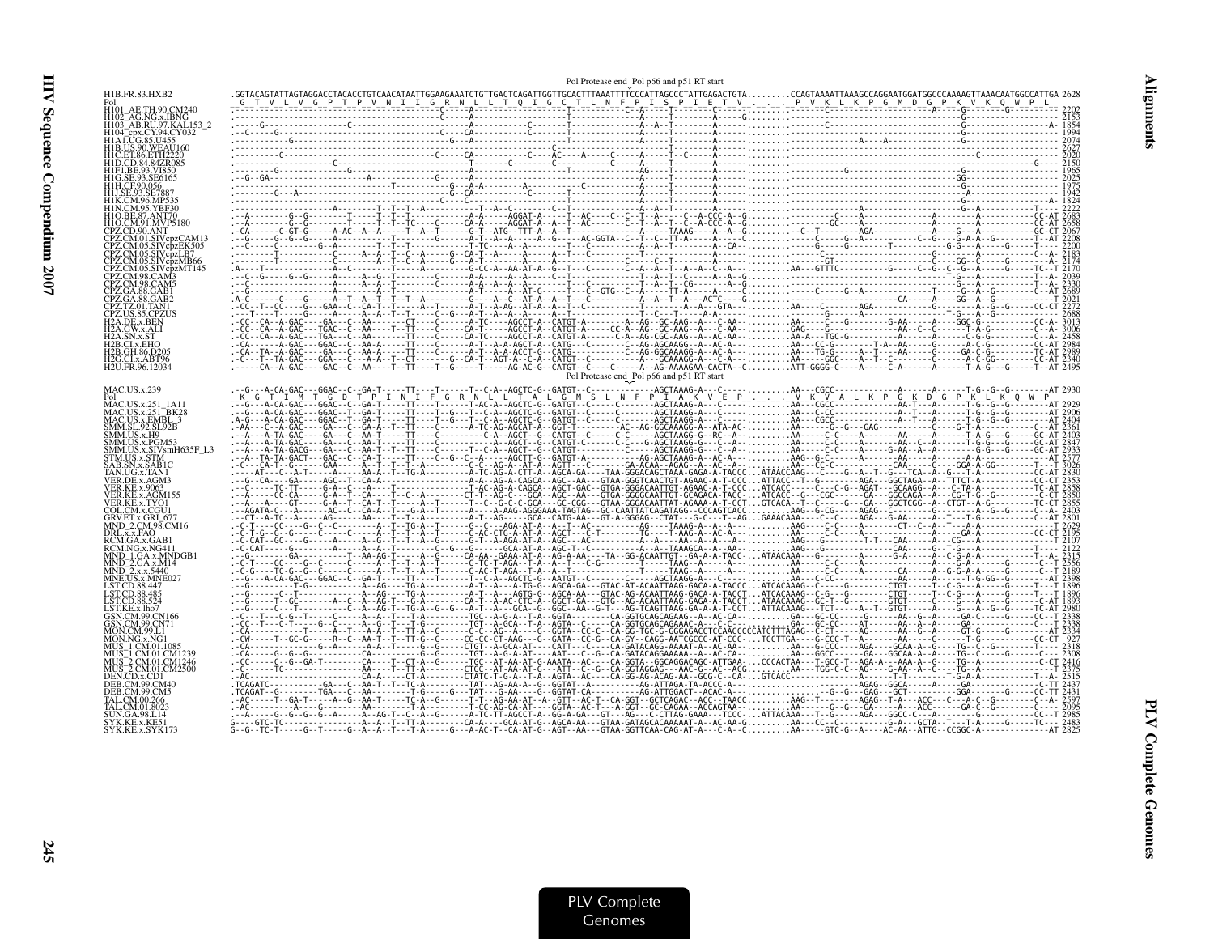Pol Protease end  Pol p66 and p51 RT start

```
H1B.FR.83.HXB2         .GGTACAGTATTAGTAGGACCTACACCTGTCAACATAATTGGAAGAAATCTGTTGACTCAGATTGGTTGCACTTTAAATTTTCCCATTAGCCCTATTGAGACTGTA........CCAGTAAAATTAAAGCCAGGAATGGATGGCCCAAAAGTTAAACAATGGCCATTGA 2628
Pol                      G  T  V  L  V  G  P  T  P  V  N  I  I  G  R  N  L  L  T  Q  I  G  C  T  L  N  F  P  I  S  P  I  E  T  V  .  .  .  P  V  K  L  K  P  G  M  D  G  P  K  V  K  Q  W  P  L
H101_AE.TH.90.CM240                                                                                                                                                                     2202
H102_AG.NG.x.IBNG                                                                                                                                                                       2153
H103_AB.RU.97.KAL153_2                                                                                                                                                                  1854
H104_cpx.CY.94.CY032                                                                                                                                                                    1994
H1A1.UG.85.U455                                                                                                                                                                         2074
H1B.US.90.WEAU160                                                                                                                                                                       2627
H1C.ET.86.ETH2220                                                                                                                                                                       2020
H1D.CD.84.84ZR085                                                                                                                                                                       2150
H1F1.BE.93.VI850                                                                                                                                                                        1965
H1G.SE.93.SE6165                                                                                                                                                                        2025
H1H.CF.90.056                                                                                                                                                                           1975
H1J.SE.93.SE7887                                                                                                                                                                        1942
H1K.CM.96.MP535                                                                                                                                                                         1824
H1N.CM.95.YBF30                                                                                                                                                                         2222
H1O.BE.87.ANT70                                                                                                                                                                         2683
H1O.CM.91.MVP5180                                                                                                                                                                       2658
CPZ.CD.90.ANT                                                                                                                                                                           2067
CPZ.CM.01.SIVcpzCAM13                                                                                                                                                                   2208
CPZ.CM.05.SIVcpzEK505                                                                                                                                                                   2200
CPZ.CM.05.SIVcpzLB7                                                                                                                                                                     2183
CPZ.CM.05.SIVcpzMB66                                                                                                                                                                    2174
CPZ.CM.05.SIVcpzMT145                                                                                                                                                                   2170
CPZ.CM.98.CAM3                                                                                                                                                                          2039
CPZ.CM.98.CAM5                                                                                                                                                                          2330
CPZ.GA.88.GAB1                                                                                                                                                                          2689
CPZ.GA.88.GAB2                                                                                                                                                                          2021
CPZ.TZ.01.TAN1                                                                                                                                                                          2272
CPZ.US.85.CPZUS                                                                                                                                                                         2688
H2A.DE.x.BEN                                                                                                                                                                            3013
H2A.GW.x.ALI                                                                                                                                                                            3006
H2A.SN.x.ST                                                                                                                                                                             2458
H2B.CI.x.EHO                                                                                                                                                                            2984
H2B.GH.86.D205                                                                                                                                                                          2989
H2G.CI.x.ABT96                                                                                                                                                                          2340
H2U.FR.96.12034                                                                                                                                                                         2495
```

Pol Protease end  Pol p66 and p51 RT start

```
MAC.US.x.239                                                                                                                                                                            2930
Pol                      K  G  T  I  M  T  G  D  T  P  I  N  I  F  G  R  N  L  L  T  A  L  G  M  S  L  N  F  P  I  A  K  V  E  P  .  .  .  V  K  V  A  L  K  P  G  K  D  G  P  K  L  K  Q  W  P
MAC.US.x.251_1A11                                                                                                                                                                       2929
MAC.US.x.251_BK28                                                                                                                                                                       2906
MAC.US.x.EMBL_3                                                                                                                                                                         2404
SMM.SL.92.SL92B                                                                                                                                                                         2361
SMM.US.x.H9                                                                                                                                                                             2403
SMM.US.x.PGM53                                                                                                                                                                          2847
SMM.US.x.SIVsmH635F_L3                                                                                                                                                                  2933
STM.US.x.STM                                                                                                                                                                            2577
SAB.SN.x.SAB1C                                                                                                                                                                          3026
TAN.UG.x.TAN1                                                                                                                                                                           2830
VER.DE.x.AGM3                                                                                                                                                                           2353
VER.KE.x.9063                                                                                                                                                                           2858
VER.KE.x.AGM155                                                                                                                                                                         2850
VER.KE.x.TYO1                                                                                                                                                                           2855
COL.CM.x.CGU1                                                                                                                                                                           2403
GRV.ET.x.GRI_677                                                                                                                                                                        2801
MND_2.CM.98.CM16                                                                                                                                                                        2629
DRL.x.x.FAO                                                                                                                                                                             2195
RCM.GA.x.GAB1                                                                                                                                                                           2107
RCM.NG.x.NG411                                                                                                                                                                          2122
MND_1.GA.x.MNDGB1                                                                                                                                                                       2315
MND_2.GA.x.M14                                                                                                                                                                          2556
MND_2.x.x.5440                                                                                                                                                                          2189
MNE.US.x.MNE027                                                                                                                                                                         2398
LST.CD.88.447                                                                                                                                                                           1896
LST.CD.88.485                                                                                                                                                                           1896
LST.CD.88.524                                                                                                                                                                           1893
LST.KE.x.lho7                                                                                                                                                                           2980
GSN.CM.99.CN166                                                                                                                                                                         2338
GSN.CM.99.CN71                                                                                                                                                                          2338
MON.CM.99.L1                                                                                                                                                                            2334
MON.NG.x.NG1                                                                                                                                                                             927
MUS_1.CM.01.1085                                                                                                                                                                        2318
MUS_1.CM.01.CM1239                                                                                                                                                                      2308
MUS_2.CM.01.CM1246                                                                                                                                                                      2416
MUS_2.CM.01.CM2500                                                                                                                                                                      2375
DEN.CD.x.CD1                                                                                                                                                                            2515
DEB.CM.99.CM40                                                                                                                                                                          2437
DEB.CM.99.CM5                                                                                                                                                                           2431
TAL.CM.00.266                                                                                                                                                                           2597
TAL.CM.01.8023                                                                                                                                                                          2095
SUN.GA.98.L14                                                                                                                                                                           2985
SYK.KE.x.KE51                                                                                                                                                                           2483
SYK.KE.x.SYK173                                                                                                                                                                         2825
```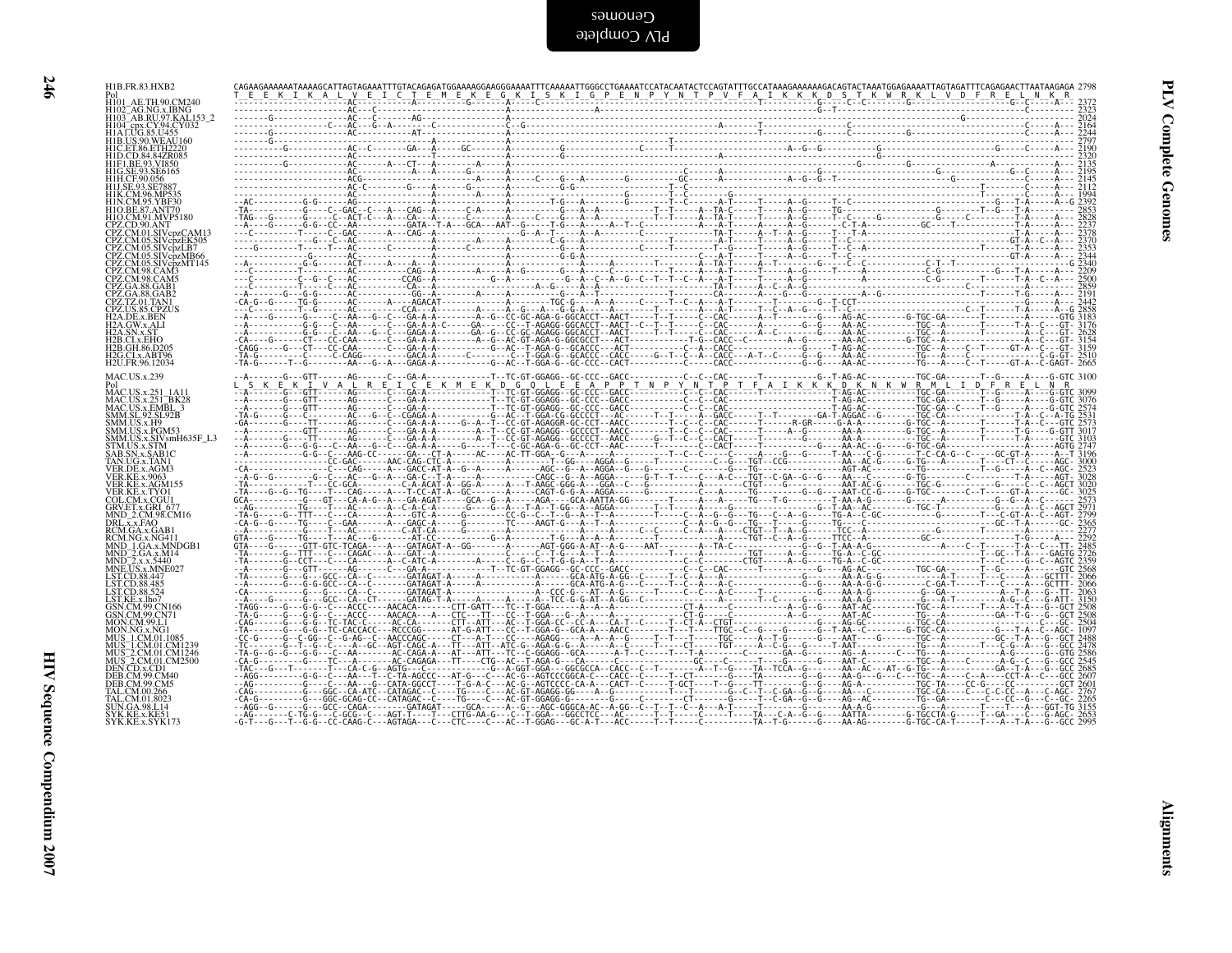```
H1B.FR.83.HXB2          CAGAAGAAAAAATAAAAGCATTAGTAGAAATTTGTACAGAGATGGAAAAGGAAGGGAAAATTTCAAAAATTGGGCCTGAAAATCCATACAATACTCCAGTATTTGCCATAAAGAAAAAAGACAGTACTAAATGGAGAAAATTAGTAGATTTCAGAGAACTTAATAAGAGA 2798
Pol                      T  E  E  K  I  K  A  L  V  E  I  C  T  E  M  E  K  E  G  K  I  S  K  I  G  P  E  N  P  Y  N  T  P  V  F  A  I  K  K  K  D  S  T  K  W  R  K  L  V  D  F  R  E  L  N  K  R
H101_AE.TH.90.CM240      2372
H102_AG.NG.x.IBNG        2323
H103_AB.RU.97.KAL153_2   2024
H104_cpx.CY.94.CY032     2164
H1A1.UG.85.U455          2244
H1B.US.90.WEAU160        2797
H1C.ET.86.ETH2220        2190
H1D.CD.84.84ZR085        2320
H1F1.BE.93.VI850         2135
H1G.SE.93.SE6165         2195
H1H.CF.90.056            2145
H1J.SE.93.SE7887         2112
H1K.CM.96.MP535          1994
H1N.CM.95.YBF30          2392
H1O.BE.87.ANT70          2853
H1O.CM.91.MVP5180        2828
CPZ.CD.90.ANT            2237
CPZ.CM.01.SIVcpzCAM13    2378
CPZ.CM.05.SIVcpzEK505    2370
CPZ.CM.05.SIVcpzLB7      2353
CPZ.CM.05.SIVcpzMB66     2344
CPZ.CM.05.SIVcpzMT145    2340
CPZ.CM.98.CAM3           2209
CPZ.CM.98.CAM5           2500
CPZ.GA.88.GAB1           2859
CPZ.GA.88.GAB2           2191
CPZ.TZ.01.TAN1           2442
CPZ.US.85.CPZUS          2858
H2A.DE.x.BEN             3183
H2A.GW.x.ALI             3176
H2A.SN.x.ST              2628
H2B.CI.x.EHO             3154
H2B.GH.86.D205           3159
H2G.CI.x.ABT96           2510
H2U.FR.96.12034          2665

MAC.US.x.239             3100
Pol                      L  S  K  E  K  I  V  A  L  R  E  I  C  E  K  M  E  K  D  G  Q  L  E  E  A  P  P  T  N  P  Y  N  T  P  T  F  A  I  K  K  K  D  K  N  K  W  R  M  L  I  D  F  R  E  L  N  R
MAC.US.x.251_1A11        3099
MAC.US.x.251_BK28        3076
MAC.US.x.EMBL_3          2574
SMM.SL.92.SL92B          2531
SMM.US.x.H9              2573
SMM.US.x.PGM53           3017
SMM.US.x.SIVsmH635F_L3   3103
STM.US.x.STM             2747
SAB.SN.x.SAB1C           3196
TAN.UG.x.TAN1            3000
VER.DE.x.AGM3            2523
VER.KE.x.9063            3028
VER.KE.x.AGM155          3020
VER.KE.x.TYO1            3025
COL.CM.x.CGU1            2573
GRV.ET.x.GRI_677         2971
MND_2.CM.98.CM16         2799
DRL.x.x.FAO              2365
RCM.GA.x.GAB1            2277
RCM.NG.x.NG411           2292
MND_1.GA.x.MNDGB1        2485
MND_2.GA.x.M14           2726
MND_2.x.x.5440           2359
MNE.US.x.MNE027          2568
LST.CD.88.447            2066
LST.CD.88.485            2066
LST.CD.88.524            2063
LST.KE.x.lho7            3150
GSN.CM.99.CN166          2508
GSN.CM.99.CN71           2508
MON.CM.99.L1             2504
MON.NG.x.NG1             1097
MUS_1.CM.01.1085         2488
MUS_1.CM.01.CM1239       2478
MUS_2.CM.01.CM1246       2586
MUS_2.CM.01.CM2500       2545
DEN.CD.x.CD1             2685
DEB.CM.99.CM40           2607
DEB.CM.99.CM5            2601
TAL.CM.00.266            2767
TAL.CM.01.8023           2265
SUN.GA.98.L14            3155
SYK.KE.x.KE51            2653
SYK.KE.x.SYK173          2995
```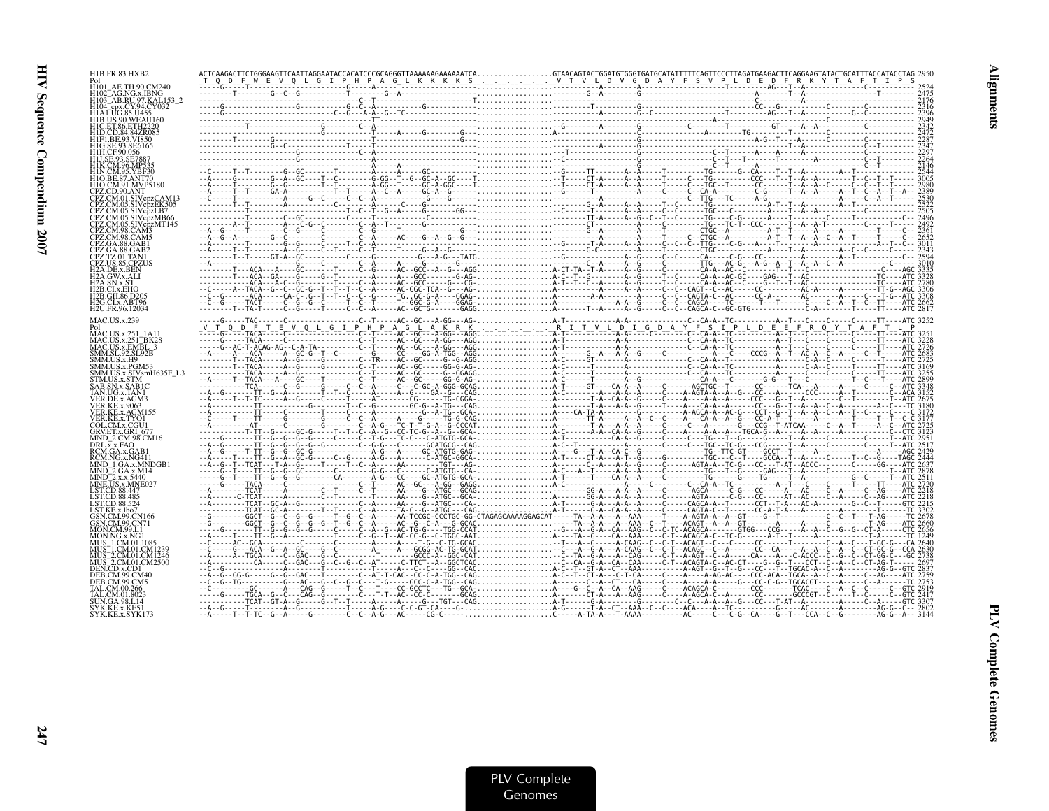```
H1B.FR.83.HXB2          ACTCAAGACTTCTGGGAAGTTCAATTAGGAATACCACATCCCGCAGGGTTAAAAAAGAAAAAATCA.................GTAACAGTACTGGATGTGGGTGATGCATATTTTTCAGTTCCCTTAGATGAAGACTTCAGGAAGTATACTGCATTTACCATACCTAG 2950
Pol                      T  Q  D  F  W  E  V  Q  L  G  I  P  H  P  A  G  L  K  K  K  K  S  .  .  .  .  .  .  V  T  V  L  D  V  G  D  A  Y  F  S  V  P  L  D  E  D  F  R  K  Y  T  A  F  T  I  P  S
H101_AE.TH.90.CM240                                                                                                                                                                                   2524
H102_AG.NG.x.IBNG                                                                                                                                                                                     2475
H103_AB.RU.97.KAL153_2                                                                                                                                                                                2176
H104_cpx.CY.94.CY032                                                                                                                                                                                  2316
H1A1.UG.85.U455                                                                                                                                                                                       2396
H1B.US.90.WEAU160                                                                                                                                                                                     2949
H1C.ET.86.ETH2220                                                                                                                                                                                     2342
H1D.CD.84.84ZR085                                                                                                                                                                                     2472
H1F1.BE.93.VI850                                                                                                                                                                                      2287
H1G.SE.93.SE6165                                                                                                                                                                                      2347
H1H.CF.90.056                                                                                                                                                                                         2297
H1J.SE.93.SE7887                                                                                                                                                                                      2264
H1K.CM.96.MP535                                                                                                                                                                                       2146
H1N.CM.95.YBF30                                                                                                                                                                                       2544
H1O.BE.87.ANT70                                                                                                                                                                                       3005
H1O.CM.91.MVP5180                                                                                                                                                                                     2980
CPZ.CD.90.ANT                                                                                                                                                                                         2389
CPZ.CM.01.SIVcpzCAM13                                                                                                                                                                                 2530
CPZ.CM.05.SIVcpzEK505                                                                                                                                                                                 2522
CPZ.CM.05.SIVcpzLB7                                                                                                                                                                                   2505
CPZ.CM.05.SIVcpzMB66                                                                                                                                                                                  2496
CPZ.CM.05.SIVcpzMT145                                                                                                                                                                                 2492
CPZ.CM.98.CAM3                                                                                                                                                                                        2361
CPZ.CM.98.CAM5                                                                                                                                                                                        2652
CPZ.GA.88.GAB1                                                                                                                                                                                        3011
CPZ.GA.88.GAB2                                                                                                                                                                                        2343
CPZ.TZ.01.TAN1                                                                                                                                                                                        2594
CPZ.US.85.CPZUS                                                                                                                                                                                       3010
H2A.DE.x.BEN                                                                                                                                                                                          3335
H2A.GW.x.ALI                                                                                                                                                                                          3328
H2A.SN.x.ST                                                                                                                                                                                           2780
H2B.CI.x.EHO                                                                                                                                                                                          3306
H2B.GH.86.D205                                                                                                                                                                                        3308
H2G.CI.x.ABT96                                                                                                                                                                                        2662
H2U.FR.96.12034                                                                                                                                                                                       2817

MAC.US.x.239                                                                                                                                                                                          3252
Pol                      V  T  Q  D  F  T  E  V  Q  L  G  I  P  H  P  A  G  L  A  K  R  K  .  .  .  .  .  .  R  I  T  V  L  D  I  G  D  A  Y  F  S  I  P  L  D  E  E  F  R  Q  Y  T  A  F  T  L  P
MAC.US.x.251_1A11                                                                                                                                                                                     3251
MAC.US.x.251_BK28                                                                                                                                                                                     3228
MAC.US.x.EMBL_3                                                                                                                                                                                       2726
SMM.SL.92.SL92B                                                                                                                                                                                       2683
SMM.US.x.H9                                                                                                                                                                                           2725
SMM.US.x.PGM53                                                                                                                                                                                        3169
SMM.US.x.SIVsmH635F_L3                                                                                                                                                                                3255
STM.US.x.STM                                                                                                                                                                                          2899
SAB.SN.x.SAB1C                                                                                                                                                                                        3348
TAN.UG.x.TAN1                                                                                                                                                                                         3152
VER.DE.x.AGM3                                                                                                                                                                                         2675
VER.KE.x.9063                                                                                                                                                                                         3180
VER.KE.x.AGM155                                                                                                                                                                                       3172
VER.KE.x.TYO1                                                                                                                                                                                         3177
COL.CM.x.CGU1                                                                                                                                                                                         2725
GRV.ET.x.GRI_677                                                                                                                                                                                      3123
MND_2.CM.98.CM16                                                                                                                                                                                      2951
DRL.x.x.FAO                                                                                                                                                                                           2517
RCM.GA.x.GAB1                                                                                                                                                                                         2429
RCM.NG.x.NG411                                                                                                                                                                                        2444
MND_1.GA.x.MNDGB1                                                                                                                                                                                     2637
MND_2.GA.x.M14                                                                                                                                                                                        2878
MND_2.x.x.5440                                                                                                                                                                                        2511
MNE.US.x.MNE027                                                                                                                                                                                       2720
LST.CD.88.447                                                                                                                                                                                         2218
LST.CD.88.485                                                                                                                                                                                         2218
LST.CD.88.524                                                                                                                                                                                         2215
LST.KE.x.lho7                                                                                                                                                                                         3302
GSN.CM.99.CN166                                                                                                                                                                                       2678
GSN.CM.99.CN71                                                                                                                                                                                        2660
MON.CM.99.L1                                                                                                                                                                                          2656
MON.NG.x.NG1                                                                                                                                                                                          1249
MUS_1.CM.01.1085                                                                                                                                                                                      2640
MUS_1.CM.01.CM1239                                                                                                                                                                                    2630
MUS_2.CM.01.CM1246                                                                                                                                                                                    2738
MUS_2.CM.01.CM2500                                                                                                                                                                                    2697
DEN.CD.x.CD1                                                                                                                                                                                          2837
DEB.CM.99.CM40                                                                                                                                                                                        2759
DEB.CM.99.CM5                                                                                                                                                                                         2753
TAL.CM.00.266                                                                                                                                                                                         2919
TAL.CM.01.8023                                                                                                                                                                                        2417
SUN.GA.98.L14                                                                                                                                                                                         3307
SYK.KE.x.KE51                                                                                                                                                                                         2802
SYK.KE.x.SYK173                                                                                                                                                                                       3144
```

PLV Complete Genomes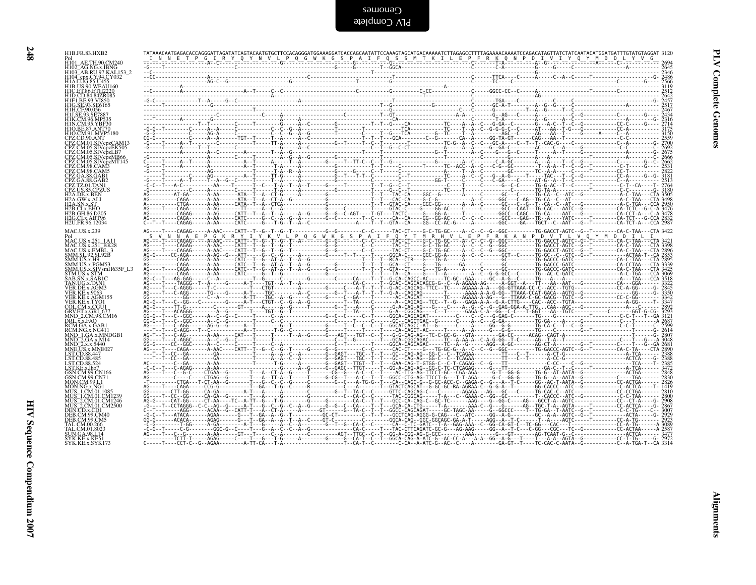```
H1B.FR.83.HXB2         TATAAACAATGAGACACCAGGGATTAGATATCAGTACAATGTGCTTCCACAGGGATGGAAAGGATCACCAGCAATATTCCAAAGTAGCATGACAAAAATCTTAGAGCCTTTTAGAAAACAAAATCCAGACATAGTTATCTATCAATACATGGATGATTTGTATGTAGGAT 3120
Pol                     I  N  N  E  T  P  G  I  R  Y  Q  Y  N  V  L  P  Q  G  W  K  G  S  P  A  I  F  Q  S  S  M  T  K  I  L  E  P  F  R  K  Q  N  P  D  I  V  I  Y  Q  Y  M  D  D  L  Y  V  G
H101_AE.TH.90.CM240      2694
H102_AG.NG.x.IBNG        2645
H103_AB.RU.97.KAL153_2   2346
H104_cpx.CY.94.CY032     2486
H1A1.UG.85.U455          2566
H1B.US.90.WEAU160        3119
H1C.ET.86.ETH2220        2512
H1D.CD.84.84ZR085        2642
H1F1.BE.93.VI850         2457
H1G.SE.93.SE6165         2517
H1H.CF.90.056            2467
H1J.SE.93.SE7887         2434
H1K.CM.96.MP535          2316
H1N.CM.95.YBF30          2714
H1O.BE.87.ANT70          3175
H1O.CM.91.MVP5180        3150
CPZ.CD.90.ANT            2559
CPZ.CM.01.SIVcpzCAM13    2700
CPZ.CM.05.SIVcpzEK505    2692
CPZ.CM.05.SIVcpzLB7      2675
CPZ.CM.05.SIVcpzMB66     2666
CPZ.CM.05.SIVcpzMT145    2662
CPZ.CM.98.CAM3           2531
CPZ.CM.98.CAM5           2822
CPZ.GA.88.GAB1           3181
CPZ.GA.88.GAB2           2513
CPZ.TZ.01.TAN1           2764
CPZ.US.85.CPZUS          3180
H2A.DE.x.BEN             3505
H2A.GW.x.ALI             3498
H2A.SN.x.ST              2950
H2B.CI.x.EHO             3476
H2B.GH.86.D205           3478
H2G.CI.x.ABT96           2832
H2U.FR.96.12034          2987

MAC.US.x.239             3422
Pol                     S  V  N  N  A  E  P  G  K  R  Y  I  Y  K  V  L  P  Q  G  W  K  G  S  P  A  I  F  Q  Y  T  M  R  H  V  L  E  P  F  R  K  A  N  P  D  V  T  L  V  Q  Y  M  D  D  I  L  I
MAC.US.x.251_1A11        3421
MAC.US.x.251_BK28        3398
MAC.US.x.EMBL_3          2896
SMM.SL.92.SL92B          2853
SMM.US.x.H9              2895
SMM.US.x.PGM53           3339
SMM.US.x.SIVsmH635F_L3   3425
STM.US.x.STM             3069
SAB.SN.x.SAB1C           3518
TAN.UG.x.TAN1            3322
VER.DE.x.AGM3            2845
VER.KE.x.9063            3350
VER.KE.x.AGM155          3342
VER.KE.x.TYO1            3347
COL.CM.x.CGU1            2892
GRV.ET.x.GRI_677         3293
MND_2.CM.98.CM16         3121
DRL.x.x.FAO              2687
RCM.GA.x.GAB1            2599
RCM.NG.x.NG411           2614
MND_1.GA.x.MNDGB1        2807
MND_2.GA.x.M14           3048
MND_2.x.x.5440           2681
MNE.US.x.MNE027          2890
LST.CD.88.447            2388
LST.CD.88.485            2388
LST.CD.88.524            2385
LST.KE.x.lho7            3472
GSN.CM.99.CN166          2848
GSN.CM.99.CN71           2830
MON.CM.99.L1             2826
MON.NG.x.NG1             1419
MUS_1.CM.01.1085         2810
MUS_1.CM.01.CM1239       2800
MUS_2.CM.01.CM1246       2908
MUS_2.CM.01.CM2500       2867
DEN.CD.x.CD1             3007
DEB.CM.99.CM40           2929
DEB.CM.99.CM5            2923
TAL.CM.00.266            3089
TAL.CM.01.8023           2587
SUN.GA.98.L14            3477
SYK.KE.x.KE51            2972
SYK.KE.x.SYK173          3314
```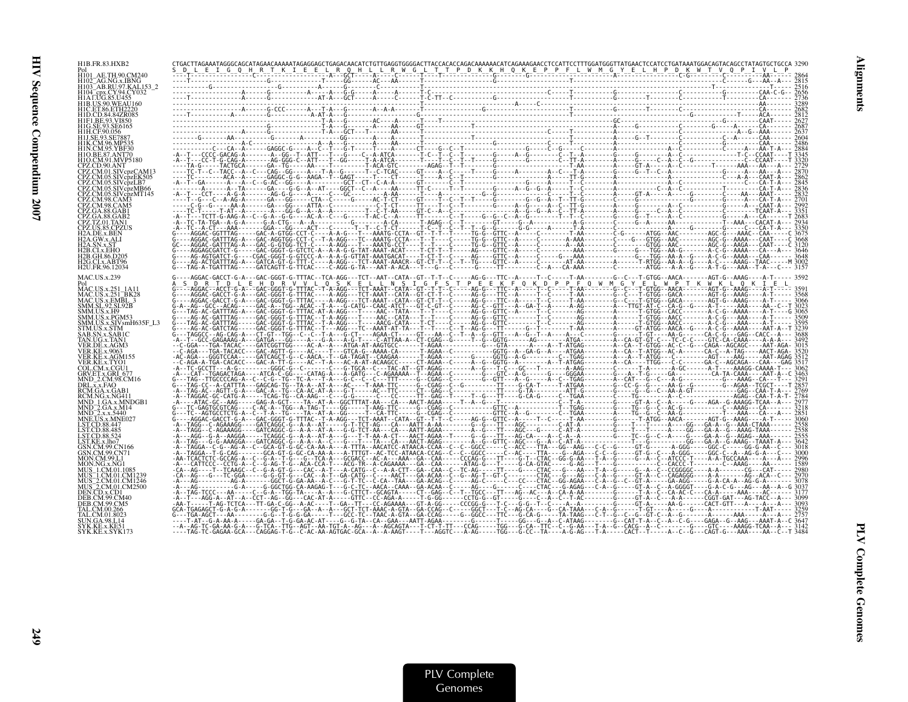```
H1B.FR.83.HXB2    CTGACTTAGAAATAGGGCAGCATAGAACAAAAATAGAGGAGCTGAGACAACATCTGTTGAGGTGGGGACTTACCACACCAGACAAAAAACATCAGAAAGAACCTCCATTCCTTTGGATGGGTTATGAACTCCATCCTGATAAATGGACAGTACAGCCTATAGTGCTGCCA 3290
Pol               S  D  L  E  I  G  Q  H  R  T  K  I  E  E  L  R  Q  H  L  L  R  W  G  L  T  T  P  D  K  K  H  Q  K  E  P  P  F  L  W  M  G  Y  E  L  H  P  D  K  W  T  V  Q  P  I  V  L  P
H101_AE.TH.90.CM240          2864
H102_AG.NG.x.IBNG            2815
H103_AB.RU.97.KAL153_2       2516
H104_cpx.CY.94.CY032         2656
H1A1.UG.85.U455              2736
H1B.US.90.WEAU160            3289
H1C.ET.86.ETH2220            2682
H1D.CD.84.84ZR085            2812
H1F1.BE.93.VI850             2627
H1G.SE.93.SE6165             2687
H1H.CF.90.056                2637
H1J.SE.93.SE7887             2604
H1K.CM.96.MP535              2486
H1N.CM.95.YBF30              2884
H1O.BE.87.ANT70              3345
H1O.CM.91.MVP5180            3320
CPZ.CD.90.ANT                2729
CPZ.CM.05.SIVcpzCAM13        2870
CPZ.CM.05.SIVcpzEK505        2862
CPZ.CM.05.SIVcpzLB7          2845
CPZ.CM.05.SIVcpzMB66         2836
CPZ.CM.05.SIVcpzMT145        2832
CPZ.CM.98.CAM3               2701
CPZ.CM.98.CAM5               2992
CPZ.GA.88.GAB1               3351
CPZ.GA.88.GAB2               2683
CPZ.TZ.01.TAN1               2934
CPZ.US.85.CPZUS              3350
H2A.DE.x.BEN                 3675
H2A.GW.x.ALI                 3668
H2A.SN.x.ST                  3120
H2B.CI.x.EHO                 3646
H2B.GH.86.D205               3648
H2G.CI.x.ABT96               3002
H2U.FR.96.12034              3157

MAC.US.x.239      G----AGGAC-GACCT-G-A---GAC-GGGT-G-TTTAC--TCA-AGG---TCT--AAT--CATA--GT--T-T--C-----AG-G---TTC--A----T--C-----T-AA-------G-C---T-GTGG--AACA-------AGT-G--AAAG----A-T----- 3592
Pol               A  S  D  R  T  D  L  E  H  D  R  V  V  L  Q  S  K  E  L  L  N  S  I  G  F  S  T  P  E  E  K  F  Q  K  D  P  P  F  Q  W  M  G  Y  E  L  W  P  T  K  W  K  L  Q  K  I  E  L
MAC.US.x.251_1A11            3591
MAC.US.x.251_BK28            3568
MAC.US.x.EMBL_3              3066
SMM.SL.92.SL92B              3023
SMM.US.x.H9                  3065
SMM.US.x.PGM53               3509
SMM.US.x.SIVsmH635F_L3       3595
STM.US.x.STM                 3239
SAB.SN.x.SAB1C               3688
TAN.UG.x.TAN1                3492
VER.DE.x.AGM3                3015
VER.KE.x.9063                3520
VER.KE.x.AGM155              3512
VER.KE.x.TYO1                3517
COL.CM.x.CGU1                3062
GRV.ET.x.GRI_677             3463
MND_2.CM.98.CM16             3291
DRL.x.x.FAO                  2857
RCM.GA.x.GAB1                2769
RCM.NG.x.NG411               2784
MND_1.GA.x.MNDGB1            2977
MND_2.GA.x.M14               3218
MND_2.x.x.5440               2851
MNE.US.x.MNE027              3060
LST.CD.88.447                2558
LST.CD.88.485                2558
LST.CD.88.524                2555
LST.KE.x.lho7                3642
GSN.CM.99.CN166              3018
GSN.CM.99.CN71               3000
MON.CM.99.L1                 2996
MON.NG.x.NG1                 1589
MUS_1.CM.01.1085             2980
MUS_1.CM.01.CM1239           2970
MUS_2.CM.01.CM1246           3078
MUS_2.CM.01.CM2500           3037
DEN.CD.x.CD1                 3177
DEB.CM.99.CM40               3099
DEB.CM.99.CM5                3093
TAL.CM.00.266                3259
TAL.CM.01.8023               2757
SUN.GA.98.L14                3647
SYK.KE.x.KE51                3142
SYK.KE.x.SYK173              3484
```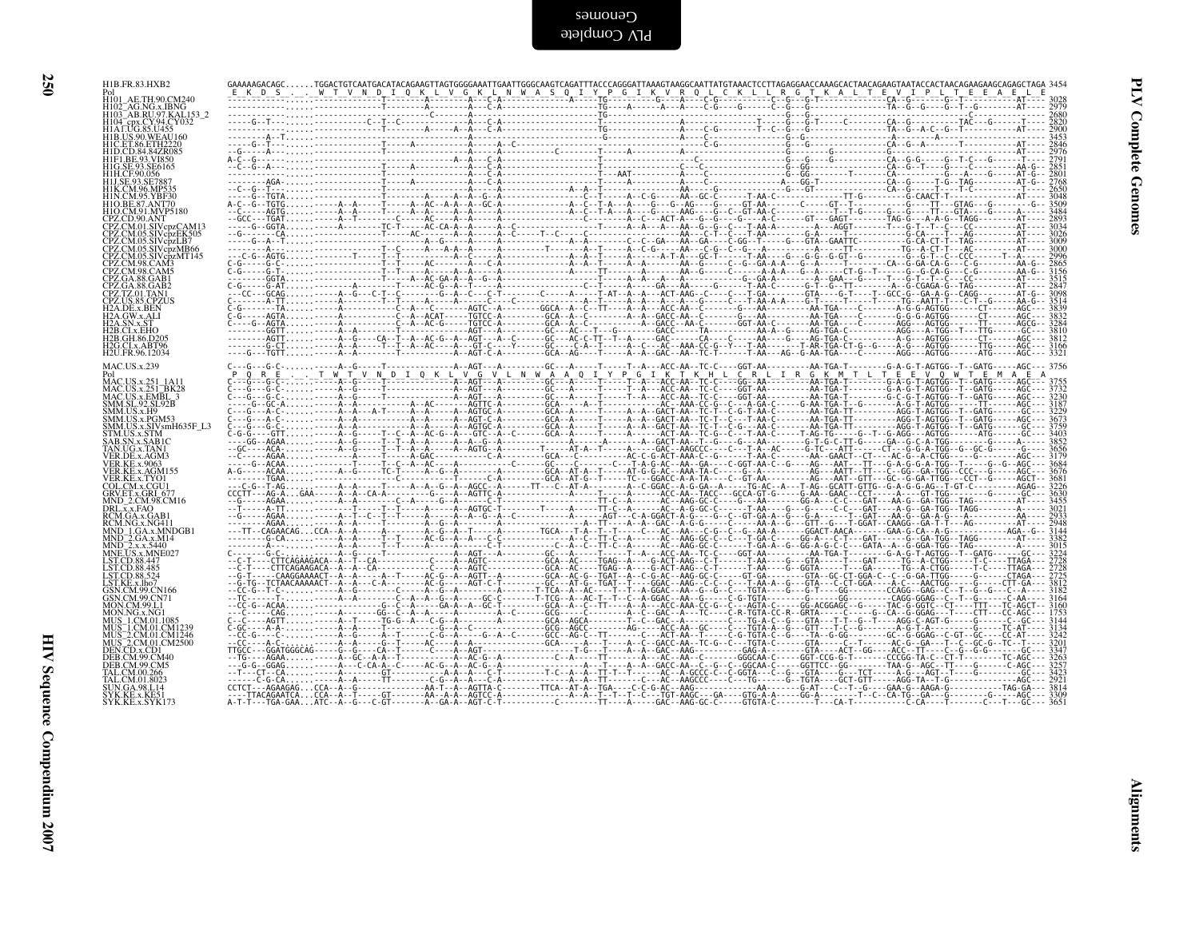```
H1B.FR.83.HXB2         GAAAAAGACAGC......TGGACTGTCAATGACATACAGAAGTTAGTGGGGAAATTGAATTGGGCAAGTCAGATTTACCCAGGGATTAAAGTAAGGCAATTATGTAAACTCCTTAGAGGAACCAAAGCACTAACAGAAGTAATACCACTAACAGAAGAAGCAGAGCTAGA 3454
Pol                     E  K  D  S  .  .  W  T  V  N  D  I  Q  K  L  V  G  K  L  N  W  A  S  Q  I  Y  P  G  I  K  V  R  Q  L  C  K  L  L  R  G  T  K  A  L  T  E  V  I  P  L  T  E  E  A  E  L  E
H101_AE.TH.90.CM240    ------------......------------------T--------A--------A---C-A-------------A--------TG--------A-----C-G---------C--G---G--------------CA--G---------G--T---------AT---- 3028
H102_AG.NG.x.IBNG      ------------......------------------T--------A--------A---C-A-----------------------TG-----A-------A----A----C-G-----G------C--G---G--------------TA--G--G-----G--T--G--------AT---- 2979
H103_AB.RU.97.KAL153_2 ------------......-------------------------------C-------A----------------------------TG--------------------------------------------G---G--------------------------C-------------- 2680
H104_cpx.CY.94.CY032   -------G--T-......-------------C--T--C-----------A---C-A-----------------------TG--------------------A-----------T------G--T-----C-------CA--G-----------TAC--G-----T------ 2820
H1A1.UG.85.U455        ------------......------------------T--------A-----A---C-A-----------------------TG---------------A----C-G---------T--C--G---G--------------TA--G--A-C--G--T---------AT---- 2900
H1B.US.90.WEAU160      -------A--T-......---------------------------------------------------------------G----------------------------------------------G-G-----------------A-----------A---------------- 3453
H1C.ET.86.ETH2220      -------G--T-......------------------T--------A--------A---A---C----------------------T-------------------C-G---------------G--G---G--------------CA--G--A---------T----------AT---- 2846
H1D.CD.84.84ZR085      --G---------......------------------T--------A--------A---------------C--------T-----A-----------A----------------------------G----------G---------------------------AT---- 2976
H1F1.BE.93.VI850       A-C--G------......---------------------------A---C-A-----------------------T-----------------------C--------------G---G------G--------CA--G-G-----G--T-C---G-----T---- 2791
H1G.SE.93.SE6165       --C--G--A---......------------------T--------A--------A---C-A-----------------------T-------------------C-------C--------G--GG------------CA--G--T-------C--------AA-G-- 2851
H1H.CF.90.056          ------------......------------------T--------A--------A---C-A-----------------------T---AAT---------A-----C-----------------G--GG------T-------CA-------------G---A----G------AT-G-- 2801
H1J.SE.93.SE7887       ------AGA---......------------------T--------A--------A---C-A-----------------------T-----A--------A-----C---------------A---GG-T--------------CA--G-------T-G--TAG--------AT-G-- 2768
H1K.CM.96.MP535        --C--G--T---......------------------T----------------A---C-A-------------A--A--T--------A--------AG--------------G---GT-------------------CA--G-----C-T--C--T---------AT---- 2650
H1N.CM.95.YBF30        -----G--TGTA......------------------T--------A-----A--A--G--A----------------------C--T------A--C-G------AA--GC-C------T-AA-C------------------TT-G---------G-CAACT-T--------------AT---- 3048
H1O.BE.87.ANT70        A-C--G--TGTG......----A--A-----T-----A--AC--A-A--A--GC-A-----------------A--C--T-A---A-----G---G--AG-----G-----GT-AA------C-----GT--T---------TT--GTAG----G------G-- 3509
H1O.CM.91.MVP5180      --C-----AGTG......----A--A-----T-----A--A-----A-----A----------------------A--C--T-A---A-----C-G---AG-----C--C-GT-AA--C---------T--T-G-------G----TT---GTA----G-------A--- 3484
CPZ.CD.90.ANT          --GCC---TGAT......----A--T-----------AC---A--A-----A----------------------------------C--ACT-A---G--G----G-----A-C-----GT---GAGT--------TAG-G---A-A-G--TAGG--------AT---- 2893
CPZ.CM.01.SIVcpzCAM13  -----G--GGTA......----A--------TC-T-----AC-CA-A--A-----A--C-----------------------T--------A---A-A---AA--G--G--C--T-AA-A-------A---AGGT-------T---G-T--T-C----CC--------AT---- 3034
CPZ.CM.05.SIVcpzEK505  --G-----CA--......-------------T------AC-----A--A--A-----A---C---T--C------C---------A---C----A----C-T--C---T-AA--------G-A--G---T-------G-CA-----T--AG--------AT---- 3026
CPZ.CM.05.SIVcpzLB7    -----G--A--T......----------------------A--G-----A--A------------------------A--A----------C--C--GA---AA--GA----C-GG--T------G----GTA--GAATTC----------G-CA-CT-T--TAG--------AT---- 3009
CPZ.CM.05.SIVcpzMB66   -------A----......-------------T--C-----A---A--A--A-----A-------T---------A---T--A---A-C-G-----AA---C-G--C--G--A-------A------TT----------TG--A-CT-T---AC--------AT---- 3000
CPZ.CM.05.SIVcpzMT145  --C-G--AGTG.......----------T--T-----------A--A--A--A---------------------T-A--------A--T--A---GC-T------T-AA------G--G-G-GT--G---------G--G-T--C--CCC--------T--A---- 2996
CPZ.CM.98.CAM3         C-G-----G-C-......------------T--T------AC-----A-----A-----------------------A--A--T------A---------AA--G---------C--G--GA-A-A---G--A------T-----------CA--G-GA-CA-G---C-G--------AA-G-- 2865
CPZ.CM.98.CAM5         C-G-----G-T-......------------T--T----A--A--A-----A--------------------------A-----TT-------A----------AA--G--------C-----A-A-A---G--A-----CT-G--T-----G-G-CA-G---C-G--------AA-G-- 3156
CPZ.GA.88.GAB1         --------GGTA......------------T-------AC-GA-A--A--G-A-----------------------------------A--A------A-----------G-G--GA-A--------A--GAA---G-------T----G-T--T--C---CC--------AT---- 3515
CPZ.GA.88.GAB2         C-G-----G-AT......----A--------T-----AC-G--A--T-----A----------------------C--T-------A-----GA---AA-----G------T-AA-C--------G-T--G--TT--------A--G-CGAGA-G--TAG--------AT---- 2847
CPZ.TZ.01.TAN1         ---CC---GCAG......----A--G---C-T--C-----A--C---C-T------C----A-----A--T-AT--A--A---ACT-AAG--C----C---T-GA-------GTA----G-T---T-GCC-G--GA-A-G--CAGG--------AT-G-- 3098
CPZ.US.85.CPZUS        C-------A-T-......----A---------T--T---A--G--------A---C----C-------A---A--A-----A-C---G-----C---T-AA-A-A---G-T-----T----TG--AATT-T---C-T--G-------AGC--- 3514
H2A.DE.x.BEN           C-G-----TA--......----A--------C--A---C-------AGTC--A-------GGCA--A--C--TT----A--A---ACC-AA--C-------G---AA-----------AA-TGA----C--------A-G-G-AGTGG------CT------AGC--- 3839
H2A.GW.x.ALI           C-G-----AGTA......-----------C--A--ACAT-----TGTCC-A---------GCA--A--C----------A--A--GACC-AA--C-------G---AA-----------AA-TGA-------C------G-G-G-AGTGG------CT------AGC--- 3832
H2A.SN.x.ST            C-------AGTA......-----------C--A--AC-G-----TGTCC-A---------GCA--A--C----------A--A--GACC-AA--C-------GGT-AA-C---------AA-TGA--C--------AGG---AGTGG------TT------AGCG-- 3284
H2B.CI.x.EHO           --------GGTT......----A--A-------T-------------AGT--A-------GC---AC--T---G--------GACC-----TA----------AA-A--G----AG-TGA-C-------------AGG---A-TGG--T---TTG------GC---- 3810
H2B.GH.86.D205         --------AGTT......----A--G----CA--T--A--AC-G--A--AGT---A--C------GC---AC-C-TT--T--A------GAC-------CA-----C------AA------G-------A-G----AGTGG------CT------AGC--- 3812
H2G.CI.x.ABT96         --------AGTT......----A--G-------T--T--A--AC----A--GT--C---Y------GC----C-A--T-A---A---C-G-ACC--AAA-CC-G--Y---T-AA-A----T-AR-TGA-CT-G-----A-G---AGTGG-----TTG------AGC--- 4166
H2U.FR.96.12034        -----G--TGTT......----A--A---------------A--AGT-C-A---------GCA--AG---T-----A--A--GAC--AA--TC-T------T-AA---AG--G-AA-TGA---C--------AGG---AGTGG------ATG------AGC--- 3321

MAC.US.x.239           C---G---G-C-......----A--G------T-------------A--AGT--A--------GC---A----T-----T--A---ACC-AA--TC-C----GGT-AA----------AA-TGA-T---------G-A-G-T-AGTGG--T--GATG------AGC--- 3756
Pol                     P  Q  R  E  .  .  T  W  T  V  N  D  I  Q  K  L  V  G  V  L  N  W  A  A  Q  I  Y  P  G  I  K  T  K  H  L  C  R  L  I  R  G  K  M  T  L  T  E  E  V  Q  W  T  E  M  A  E  A
MAC.US.x.251_1A11      C---G---G-C-......----A--G------T-------------A--AGT--A--------GC---A----T-----T--A---ACC-AA--TC-C----GG--AA----------AA-TGA-T---------G-A-G-T-AGTGG--T--GATG------AGC--- 3755
MAC.US.x.251_BK28      C---G---G-C-......----A--G------T-------------A--AGT--A--------GC---A----T-----T--A---ACC-AA--TC-C----GGT-AA----------AA-TGA-T---------G-A-G-T-AGTGG--T--GATG------AGC--- 3732
MAC.US.x.EMBL_3        C---G---G-C-......----A--G------T-------------A--AGT--A--------GC---A----T-----T--A---ACC-AA--TC-C----GGT-AA----------AA-TGA-T---------G-C-G-T-AGTGG--T--GATG------AGC--- 3230
SMM.SL.92.SL92B        -----G--GC-A......----A--A------------A--AC-------AGTTC-A-------GCA-----A--T-----------AC-AAA-CC-G--C---A-GA-C---------G-AA-TGA--T-G-------A-G-T-AGTGG------TT------AGC--- 3187
SMM.US.x.H9            C---G---A-C-......----A--A--A-T------A--A-----A--AGTGC-A-------GCA--A----T-----A--A--GACT-AA--TC-T--C-G-T-AA-C---------AA-TGA-TT---------AGG-T-AGTGG--T--GATG------GC---- 3229
SMM.US.x.PGM53         C---G---A-C-......----A--A------------A--A-----A--AGTGC-A------GCA--A----T-----A--A--GACT-AA--TC-T--C-G-T-AA-C---------AA-TGA-TT---------AGG-T-AGTGG--T--GATG------AGC--- 3673
SMM.US.x.SIVsmH635F_L3 C-G-----A-C-......----A--A------------A--A-----A--AGTGC-A------GCA--A----T-----A--A--GACT-AA--TC-T--C-G--AA-C---------AA-TGA-TT---------AGG-T-AGTGG--T--GATG------AGC--- 3759
STM.US.x.STM           C-G-G---GTT.......----A--A------T--C--A--AC-G--A---GTC--A--C-----GCA--A-----------A---ACT-AA--TC-G--C---T-AA-C---------T-AG-TG------G--T-G-AGG---AGTGG------ATG------GC---- 3403
SAB.SN.x.SAB1C         ----GG--AGAA......----A--G------T--T--A--A-----A--G--A-------------------A------A-------A--GACT-AA--T--GG---G---AA---------G-T-G-C-TT-G------GA--G-C-A-TGG---------G------A----- 3852
TAN.UG.x.TAN1          --GC----ACA-......----A--G------T--T--A--A-----A--AGTG--A-------T-------AT-A--T-----A---GAC--AAGCCC----C---T-A--AC------G-TC---ATT------CT---G-G-A-TGG--G--GC-G-------G---- 3656
VER.DE.x.AGM3          --C-----AGAA......----A--A------T--A--AGAC-----------C-A-------GCA----C----------AC-C-G-ACT-AAA-C--G----C--T-AA-C-------AA--GAACT--CT----AC-G--A-CTGG-----G-------AGC--- 3179
VER.KE.x.9063          -----G--ACAA......-----------T--C--A--AC-------------C------GC----C-------C---T-A-G-AC--AA--GA----C-GGT-AA-C---G------AG---AAT---TT----G-A-G-G-A-TGG--T-----G--G--AGC--- 3684
VER.KE.x.AGM155        A-G-----AGAA......----A--G------TC-T-----A--G--A--------A-------GCA--AT-A--T-----AT-G-G--AC--AAA-TA-C---G--A---------AG---AATT--TT---C--GG--GA-TGG--CCC--G------AGC--- 3676
VER.KE.x.TYO1          -------TGAA.......----------C-------T-------------A-------GCA--AT-G--T------TC---GGACC-A-A-TA---C--GT-AA---------AG---AAT--GTT---GC--G-GA-TTGG---CCT--G------AGCT-- 3681
COL.CM.x.CGU1          ---C-G--T-AG......----A--A----T------A--A--G--A--AGCC--A------TT---C--AT-A--------A---C-GGAC--A-G-GA--A-----TG-AC--A---T-AG--GCATT-GTTG--G-A-G-G-AG--T-GT-C--------AGAG-- 3226
GRV.ET.x.GRI_677       CCCTT---AG-A...GAA-------A--A--CA-A--------------G---A-AGTTC-A-------------------A---------T--A------ACC-AA--TACC---GCCA-GT-G------G-AA--GAAC--CCT-----A---GT-TGG---------G------GC---- 3630
MND_2.CM.98.CM16       --G-----AGAA......----A--A--------C-----A--A----G--A-------C-T-------------TT-C--A------AC--AAG-GC-C----G---AA---------GG-A---C-C--GAT----AA-G--GA-TGG--TAG--------AT---- 3455
DRL.x.x.FAO            --T-----A-TT......----------T--T-----A--A--A--AGTGC-T-------T-----A-----TT-C--A------AC--A-G-GC-C------T-AA----G----G-----C-C---GAT----A-G--GA-TGG--TAGG--------A---- 3021
RCM.GA.x.GAB1          --G-----AGAA......----A--T--C--T--T---A-----A--A--G--A--C---------------A----AGT---C-A-GGACT-A-G-----G--C-GT-AA-A-----G-A-----T--GAT---AA-G--GA-A-G----A---------A--- 2933
RCM.NG.x.NG411         --------AGAA......----A--A-------------A--G-A----------------------------A--TT--C-A--AC-GGACC-A-G-G---C---AA-A-G---GTT-G---T-GGAT--CAAGG--GA-T-T---AG--------A--- 2948
MND_1.GA.x.MNDGB1      ---TT--CAGAACAG...CCA--A--A-----A---------A--G--A--T-----A--------TGCA---T-A--T--T-----C--AC--AA---C-G--C--G--AA-A-----GGACT-AACA-------GAA-G-CA--A-G-------------AGA--G-- 3144
MND_2.GA.x.M14         --------G-CA......----A--A------T--T-----AC-G--A--A-----C-C------------A--C--TT-C--A------AC--AAG-GC-C----T-GA-C-----GG-A---C-T----GAT-----G--GA-TGG--TAGG--------AT---- 3382
MND_2.x.x.5440         --------A---......----A--A-------T--T-----A------A--------C-T-------------A--C--TT-C--A------AC--AAG-GC-C------T-GA-A--G--C---GATA--A--G-GGA-TGG--TAG--------A---- 3015
MNE.US.x.MNE027        C-------G-C-......----A--G------T-------------A--AGT--A--------GC---A----T-----T--A---ACC-AA--TC-C----GGT-AA----------AA-TGA-T---------G-A-G-T-AGTGG--T--GATG------GC---- 3224
LST.CD.88.447          --C-T---CTTCAGAAGACA--A--T--CA---------C---A--AGTC--------GCA--AC----TGAG--A-----G-ACT-AAG--C-T------T-AA-----G--GTA------T---GAT-----TG--A-CTGG-----T-C----TTAGA-- 2728
LST.CD.88.485          --C-T---CTTCAGAAGACA--A--A--CA---------C---A--AGTC--------GCA--AC----TGAG--A-----G-ACT-AAG--C-T------T-AA-----G--GGTA-----T--GA------TG--A-CTGG-----T-C----TTAGA-- 2728
LST.CD.88.524          --G-T---CAAGGAAAACT--A--A--A--T------AC-G--A--AGTT--A---------GCA--AC-G--TGAT--A--C-G-AC-AAG-GC-C----GT-GA--------GTA--GC-CT-GGA-C--C-G-GA-TTGG-----G------CTAGA-- 2725
LST.KE.x.lho7          --G-TG--TCTAACAAAAACT--A--A--C-A--------AC-G----A--AGT-C-T-------GC---AT-G--TGAT--T--GGAC--AAG--C-G--C--T-AA-A---G---GTA---C-CT-GGA----A-C---AACTGG-----G---CTT-GA-- 3812
GSN.CM.99.CN166        --CC-G--T-C-......----A--G--------C-----A--G--A--------------T-TCA--A--AC-----T--T--A-GGAC--AA--G--G--C--TGTA-----G--G-T-----GG-------CCAGG--GAG--C--T--G--G---C--A---- 3182
GSN.CM.99.CN71         --TC-----T-.......----A--A---------C--A--A--G--A-----GC-C-------T-TCG--A--AC-T--T--C--A-GGAC--AA--G----C-G-TGTA---------G-------GG--------CAGG-GGAG--C--T--G------C-AA---- 3164
MON.CM.99.L1           --CC-G--ACAA......----------G--C--A--------GA-A--A--GC-T--------GCA--A--C--TT-------A--A--ACC-AA-CC-G--C---AGTA-C------GG-ACGGAGC--G------TAC-G-GGTC--CT----TTT---TC-AGCT-- 3160
MON.NG.x.NG1           --C-----CAG-......----------GG--C--A--A-----A--------A--C-------GCG--------C--------A--C--GAC--A----TC-----C-R-TGTA-CC-R--GRTA-----C-----G--CA--G-GGAG---T-----CTT---CC-AGC-- 1753
MUS_1.CM.01.1085       C--C----AGTT......----A--T-----TG-G--A--C-G--A---------A-------GCA--AGCA--------T--C--GAC--A--------C---TG-A-C--G----GTA---T-T--G--T------AGG-C-AGT-G-----G-------C--GC---- 3144
MUS_1.CM.01.CM1239     C-GC----A-A-......----A--A---------------T------A--G--A--C----------GCG--AGCC-------AG-----ACC-AA--GC-----C--TGTA-A--G----GTT--T-C--G-------A-G--T-A-----G-----TC-AT---- 3134
MUS_2.CM.01.CM1246     --CC-G---C--......----A--G--------A-T-------C-G--A-----G--A--C-------GCC--AG-C--TT-----C----ACT-AA--T-----C-G-TGTA-C-----TA--G-GG-----GC--G-GGAG--C-GT--GC----CC-AT---- 3242
MUS_2.CM.01.CM2500     --CC----A-C-......----A--G-----G--T------AC---A--A-----------GCA------A---T-----A--C-GACC-AA--TC-G--C--T-TGTA-C----GTA------C--T-------AC-G--GA---T--C--GC-G--TC--T---- 3201
DEN.CD.x.CD1           TTGCC---GGATGGGCAG------G--G------CA--T-----C-----A--AGT-----------T-G---T------A--A--GAC--AAG-------GAG-A-------GTA-----ACT--GG----ACC--TT----C--G--G-G------GC---- 3347
DEB.CM.99.CM40         --TG----AGAA......----A--GC--A-A--T-----A--AC-G--A----------C--A-----TTG------A-A---AC--AA--C-------GGGCAA-C------GGT-CCG-G-T------CCCGG-TA-C--CT-T-------TC-AGC--- 3263
DEB.CM.99.CM5          ---G-G--GGAG......----A---C-CA-A--C-----AC-G--A--AC-G--A-------------------A---T-----A--A--GACC-AA--C--G--C-GGCAA-C-----GGTTCC--GG-------TAA-G--AGC--TT-----G-------C-AGC--- 3257
TAL.CM.00.266          --T---CT--CA......----A--------GT-----------A--A--A---C--T--------T-C--A--A--TT-T--T----AC--A-GCCC-C--C-GGTA---C--G---GTA----G---TCT-----A-G---AGT--T------G-------GC---- 3423
TAL.CM.01.8023         ------C-G-CA......----A--------TT---------C-G--A---A--C--A----------A--A--TT--------C-AC--AAGCCC----C---TG-----G--TGTA---GCT-GTT-----AGG-TA--T-G----------------AGC--- 2921
SUN.GA.98.L14          CCTCT---AGAAGAG...CCA--A--G-----------AA-T--A--AGTTA-C--------TTCA--AT-A--TGA----C-C-G-AC--AAG---------------AA-------G-AT---C--T--G-----GAA-G--AAGA-G--------------TAG-GA--- 3814
SYK.KE.x.KE51          ----TTACAGAATCA...CCA--A--T-----GT-------AA--A--A--AGTCC-A------------A--A--T--T--T--C--TGT-AAGC---GA----GTG-A-A-----GG-A--------T--C--CA-TG--GA-TGG-----G------AGC--- 3309
SYK.KE.x.SYK173        A-T-T---TGA-GAA...ATC--A--G---C-GT-------A--GA-A--AGT-C-T-------------C-------TT-----A-----GAC--AAG-GC-C-----GTGTA-C---------T---CA-T-------------C-CA----T-------C---T---GC--- 3651
```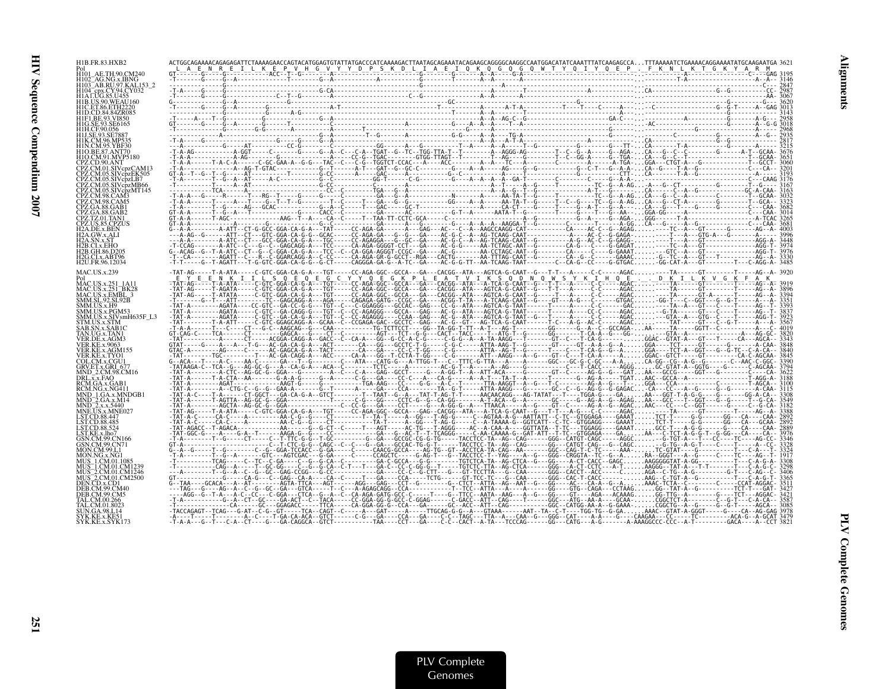```
H1B.FR.83.HXB2            ACTGGCAGAAAACAGAGAGATTCTAAAAGAACCAGTACATGGAGTGTATTATGACCCATCAAAAGACTTAATAGCAGAAATACAGAAGCAGGGGCAAGGCCAATGGACATATCAAATTTATCAAGAGCCA...TTTAAAAATCTGAAAACAGGAAAATATGCAAGAATGA 3621
Pol                        L  A  E  N  R  E  I  L  K  E  P  V  H  G  V  Y  Y  D  P  S  K  D  L  I  A  E  I  Q  K  Q  G  Q  G  Q  W  T  Y  Q  I  Y  Q  E  P  .  F  K  N  L  K  T  G  K  Y  A  R  M
H101_AE.TH.90.CM240       3195
H102_AG.NG.x.IBNG         3146
H103_AB.RU.97.KAL153_2    2847
H104_cpx.CY.94.CY032      2987
H1A1.UG.85.U455           3067
H1B.US.90.WEAU160         3620
H1C.ET.86.ETH2220         3013
H1D.CD.84.84ZR085         3143
H1F1.BE.93.VI850          2958
H1G.SE.93.SE6165          3018
H1H.CF.90.056             2968
H1J.SE.93.SE7887          2935
H1K.CM.96.MP535           2817
H1N.CM.95.YBF30           3215
H1O.BE.87.ANT70           3676
H1O.CM.91.MVP5180         3651
CPZ.CD.90.ANT             3060
CPZ.CM.01.SIVcpzCAM13     3201
CPZ.CM.05.SIVcpzEK505     3193
CPZ.CM.05.SIVcpzLB7       3176
CPZ.CM.05.SIVcpzMB66      3167
CPZ.CM.05.SIVcpzMT145     3163
CPZ.CM.98.CAM3            3032
CPZ.CM.98.CAM5            3323
CPZ.GA.88.GAB1            3682
CPZ.GA.88.GAB2            3014
CPZ.TZ.01.TAN1            3265
CPZ.US.85.CPZUS           3681
H2A.DE.x.BEN              4003
H2A.GW.x.ALI              3996
H2A.SN.x.ST               3448
H2B.CI.x.EHO              3974
H2B.GH.86.D205            3976
H2G.CI.x.ABT96            3330
H2U.FR.96.12034           3485

MAC.US.x.239              -TAT-AG-----T-A-ATA-----C-GTC-GGA-CA-G-A---TGT-----CC-AGA-GGC--GCCA--GA---CACGG--ATA---AGTCA-G-CAAT--G---T-T---A-----C-C-----AGAC.....----TA-----GT-------T-----AG--A- 3920
Pol                        E  Y  E  E  N  K  I  I  L  S  Q  E  Q  E  G  C  Y  Y  Q  E  G  K  P  L  E  A  T  V  I  K  S  Q  D  N  Q  W  S  Y  K  I  H  Q  E  .  D  K  I  L  K  V  G  K  F  A  K
MAC.US.x.251_1A11         3919
MAC.US.x.251_BK28         3896
MAC.US.x.EMBL_3           3394
SMM.SL.92.SL92B           3351
SMM.US.x.H9               3393
SMM.US.x.PGM53            3837
SMM.US.x.SIVsmH635F_L3    3923
STM.US.x.STM              3567
SAB.SN.x.SAB1C            4019
TAN.UG.x.TAN1             3820
VER.DE.x.AGM3             3343
VER.KE.x.9063             3848
VER.KE.x.AGM155           3840
VER.KE.x.TYO1             3845
COL.CM.x.CGU1             3390
GRV.ET.x.GRI_677          3794
MND_2.CM.98.CM16          3622
DRL.x.x.FAO               3188
RCM.GA.x.GAB1             3100
RCM.NG.x.NG411            3115
MND_1.GA.x.MNDGB1         3308
MND_2.GA.x.M14            3549
MND_2.x.x.5440            3182
MNE.US.x.MNE027           3388
LST.CD.88.447             2892
LST.CD.88.485             2892
LST.CD.88.524             2889
LST.KE.x.lho7             3976
GSN.CM.99.CN166           3346
GSN.CM.99.CN71            3328
MON.CM.99.L1              3324
MON.NG.x.NG1              1917
MUS_1.CM.01.1085          3308
MUS_1.CM.01.CM1239        3298
MUS_2.CM.01.CM1246        3406
MUS_2.CM.01.CM2500        3365
DEN.CD.x.CD1              3511
DEB.CM.99.CM40            3427
DEB.CM.99.CM5             3421
TAL.CM.00.266             3587
TAL.CM.01.8023            3085
SUN.GA.98.L14             3978
SYK.KE.x.KE51             3479
SYK.KE.x.SYK173           3821
```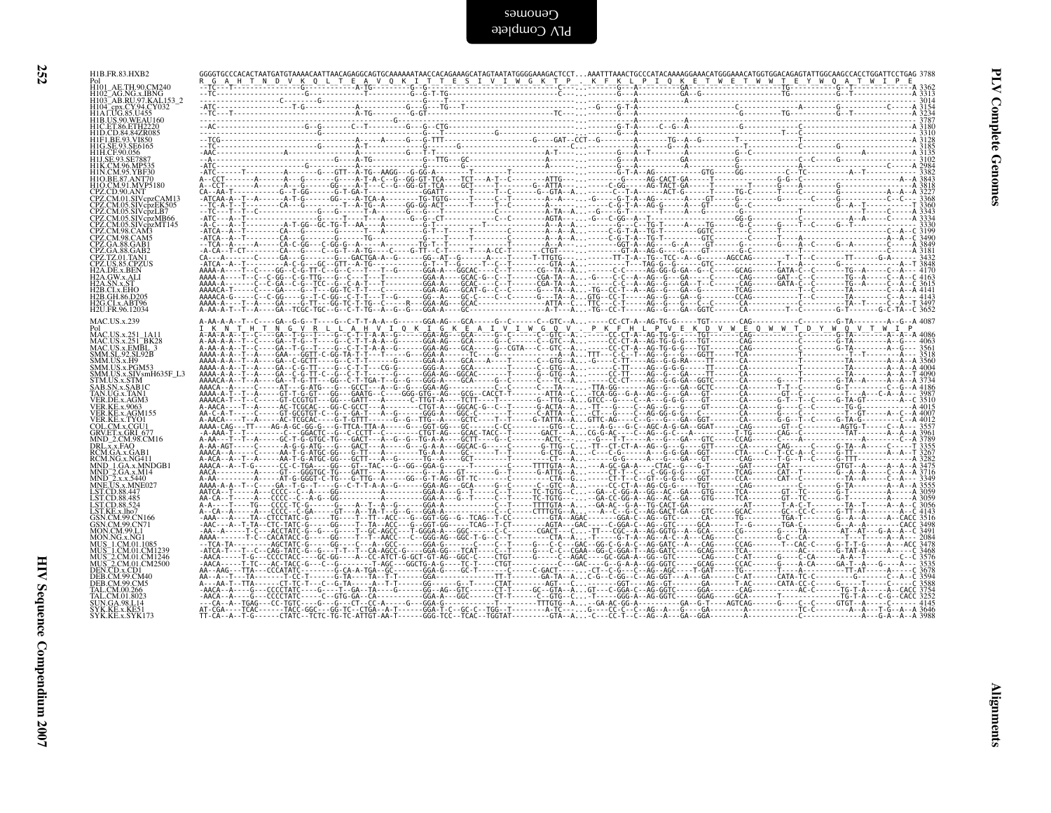# PLV Complete Genomes

```
H1B.FR.83.HXB2         GGGGTGCCCACACTAATGATGTAAAACAATTAACAGAGGCAGTGCAAAAAATAACCACAGAAAGCATAGTAATATGGGGAAAGACTCCT...AAATTTAAACTGCCCATACAAAAGGAAACATGGGAAACATGGTGGACAGAGTATTGGCAAGCCACCTGGATTCCTGAG 3788
Pol                    R  G  A  H  T  N  D  V  K  Q  L  T  E  A  V  Q  K  I  T  T  E  S  I  V  I  W  G  K  T  P  .  K  F  K  L  P  I  Q  K  E  T  W  E  T  W  W  T  E  Y  W  Q  A  T  W  I  P  E
H101_AE.TH.90.CM240    A 3362
H102_AG.NG.x.IBNG      A 3313
H103_AB.RU.97.KAL153_2   3014
H104_cpx.CY.94.CY032   A 3154
H1A1.UG.85.U455        A 3234
H1B.US.90.WEAU160        3787
H1C.ET.86.ETH2220      A 3180
H1D.CD.84.84ZR085        3310
H1F1.BE.93.VI850       A 3128
H1G.SE.93.SE6165         3185
H1H.CF.90.056          A 3135
H1J.SE.93.SE7887         3102
H1K.CM.96.MP535        A 2984
H1N.CM.95.YBF30          3382
H1O.BE.87.ANT70        A 3843
H1O.CM.91.MVP5180      A 3818
CPZ.CD.90.ANT          A 3227
CPZ.CM.01.SIVcpzCAM13  C 3368
CPZ.CM.05.SIVcpzEK505  T 3360
CPZ.CM.05.SIVcpzLB7    A 3343
CPZ.CM.05.SIVcpzMB66   A 3334
CPZ.CM.05.SIVcpzMT145  C 3330
CPZ.CM.98.CAM3         C 3199
CPZ.CM.98.CAM5         C 3490
CPZ.GA.88.GAB1         A 3849
CPZ.GA.88.GAB2         A 3181
CPZ.TZ.01.TAN1         - 3432
CPZ.US.85.CPZUS        T 3848
H2A.DE.x.BEN           A 4170
H2A.GW.x.ALI           C 4163
H2A.SN.x.ST            A 3615
H2B.CI.x.EHO           A 4141
H2B.GH.86.D205         A 4143
H2G.CI.x.ABT96         T 3497
H2U.FR.96.12034        C 3652

MAC.US.x.239           A-AA-A-A--T--C----GA--G-G--T----G--C-T-T-A-A--G-----GGA-AG---GCA----G--C-----C--GTC--A.......CC-CT-A--AG-TG-G----TGT------CAG----------C--------G-TA-------A--G--A 4087
Pol                    I  K  N  T  H  T  N  G  V  R  L  L  A  H  V  I  Q  K  I  G  K  E  A  I  V  I  W  G  Q  V  .  P  K  F  H  L  P  V  E  K  D  V  W  E  Q  W  W  T  D  Y  W  Q  V  T  W  I  P
MAC.US.x.251_1A11      A 4086
MAC.US.x.251_BK28      A 4063
MAC.US.x.EMBL_3        - 3561
SMM.SL.92.SL92B        - 3518
SMM.US.x.H9            A 3560
SMM.US.x.PGM53         A 4004
SMM.US.x.SIVsmH635F_L3 A 4090
STM.US.x.STM           A 3734
SAB.SN.x.SAB1C         A 4186
TAN.UG.x.TAN1          - 3987
VER.DE.x.AGM3          C 3510
VER.KE.x.9063          A 4015
VER.KE.x.AGM155        A 4007
VER.KE.x.TYO1          A 4012
COL.CM.x.CGU1          - 3557
GRV.ET.x.GRI_677       A 3961
MND_2.CM.98.CM16       A 3789
DRL.x.x.FAO            T 3355
RCM.GA.x.GAB1          T 3267
RCM.NG.x.NG411         A 3282
MND_1.GA.x.MNDGB1      A 3475
MND_2.GA.x.M14         A 3716
MND_2.x.x.5440         - 3349
MNE.US.x.MNE027        A 3555
LST.CD.88.447          A 3059
LST.CD.88.485          A 3059
LST.CD.88.524          C 3056
LST.KE.x.lho7          C 4143
GSN.CM.99.CN166        CACC 3516
GSN.CM.99.CN71         CACC 3498
MON.CM.99.L1           A 3491
MON.NG.x.NG1           - 2084
MUS_1.CM.01.1085       ACC 3478
MUS_1.CM.01.CM1239     - 3468
MUS_1.CM.01.CM1246     C 3576
MUS_2.CM.01.CM2500     - 3535
DEN.CD.x.CD1           - 3678
DEB.CM.99.CM40         C 3594
DEB.CM.99.CM5          C 3588
TAL.CM.00.266          CACC 3754
TAL.CM.01.8023         CACC 3252
SUN.GA.98.L14          - 4145
SYK.KE.x.KE51          A 3646
SYK.KE.x.SYK173        A 3988
```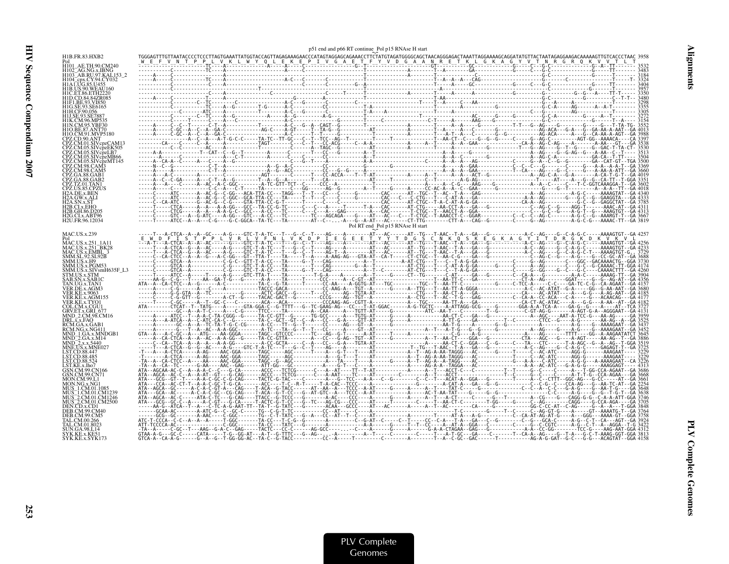p51 end and p66 RT continue_Pol p15 RNAse H start

```
H1B.FR.83.HXB2     TGGGAGTTTGTTAATACCCCTCCCTTAGTGAAATTATGGTACCAGTTAGAGAAAGAACCCATAGTAGGAGCAGAAACCTTCTATGTAGATGGGGCAGCTAACAGGGAGACTAAATTAGGAAAAGCAGGATATGTTACTAATAGAGGAAGACAAAAAGTTGTCACCCTAAC 3958
Pol                 W  E  F  V  N  T  P  P  L  V  K  L  W  Y  Q  L  E  K  E  P  I  V  G  A  E  T  F  Y  V  D  G  A  A  N  R  E  T  K  L  G  K  A  G  Y  V  T  N  R  G  R  Q  K  V  V  T  L  T
H101_AE.TH.90.CM240       3532
H102_AG.NG.x.IBNG         3483
H103_AB.RU.97.KAL153_2    3184
H104_cpx.CY.94.CY032      3324
H1A1.UG.85.U455           3404
H1B.US.90.WEAU160         3957
H1C.ET.86.ETH2220         3350
H1D.CD.84.84ZR085         3480
H1F1.BE.93.VI850          3298
H1G.SE.93.SE6165          3355
H1H.CF.90.056             3305
H1J.SE.93.SE7887          3272
H1K.CM.96.MP535           3154
H1N.CM.95.YBF30           3552
H1O.BE.87.ANT70           4013
H1O.CM.91.MVP5180         3988
CPZ.CD.90.ANT             3397
CPZ.CM.01.SIVcpzCAM13     3538
CPZ.CM.05.SIVcpzEK505     3530
CPZ.CM.05.SIVcpzLB7       3513
CPZ.CM.05.SIVcpzMB66      3504
CPZ.CM.05.SIVcpzMT145     3500
CPZ.CM.98.CAM3            3369
CPZ.CM.98.CAM5            3660
CPZ.GA.88.GAB1            4019
CPZ.GA.88.GAB2            3351
CPZ.TZ.01.TAN1            3602
CPZ.US.85.CPZUS           4018
H2A.DE.x.BEN              4340
H2A.GW.x.ALI              4333
H2A.SN.x.ST               3785
H2B.CI.x.EHO              4311
H2B.GH.86.D205            4313
H2G.CI.x.ABT96            3667
H2U.FR.96.12034           3819
```

Pol RT end_Pol p15 RNAse H start

```
MAC.US.x.239       -----T---A-CTCA--A--A--GC----A-GG----GTC-T-A-TC---T---G--C--T----AG---A-------AT---AC------AT--TG---T-AAC--T-A---GA---G-----------A-C--AG----G--C-A-G-C-----AAAAGTGT--GA 4257
Pol                 E  W  D  F  S  T  P  P  L  V  R  L  V  F  N  L  V  K  D  P  I  E  G  E  E  T  Y  Y  T  D  G  S  C  N  K  Q  S  K  E  G  K  A  G  Y  I  T  D  R  G  K  D  K  V  K  V  L
MAC.US.x.251_1A11         4256
MAC.US.x.251_BK28         4233
MAC.US.x.EMBL_3           3729
SMM.SL.92.SL92B           3688
SMM.US.x.H9               3730
SMM.US.x.PGM53            4174
SMM.US.x.SIVsmH635F_L3    4260
STM.US.x.STM              3904
SAB.SN.x.SAB1C            4356
TAN.UG.x.TAN1             4157
VER.DE.x.AGM3             3680
VER.KE.x.9063             4185
VER.KE.x.AGM155           4177
VER.KE.x.TYO1             4182
COL.CM.x.CGU1             3727
GRV.ET.x.GRI_677          4131
MND_2.CM.98.CM16          3959
DRL.x.x.FAO               3525
RCM.GA.x.GAB1             3437
RCM.NG.x.NG411            3452
MND_1.GA.x.MNDGB1         3645
MND_2.GA.x.M14            3886
MND_2.x.x.5440            3519
MNE.US.x.MNE027           3725
LST.CD.88.447             3229
LST.CD.88.485             3229
LST.CD.88.524             3226
LST.KE.x.lho7             4313
GSN.CM.99.CN166           3686
GSN.CM.99.CN71            3668
MON.CM.99.L1              3661
MON.NG.x.NG1              2254
MUS_1.CM.01.1085          3648
MUS_1.CM.01.CM1239        3638
MUS_2.CM.01.CM1246        3746
MUS_2.CM.01.CM2500        3705
DEN.CD.x.CD1              3848
DEB.CM.99.CM40            3764
DEB.CM.99.CM5             3758
TAL.CM.00.266             3924
TAL.CM.01.8023            3422
SUN.GA.98.L14             4312
SYK.KE.x.KE51             3813
SYK.KE.x.SYK173           4158
```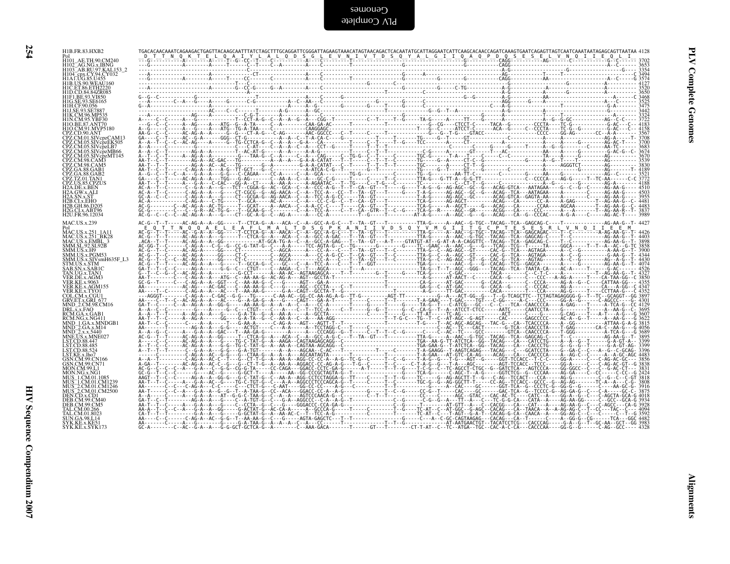```
H1B.FR.83.HXB2          TGACACAACAAATCAGAAGACTGAGTTACAAGCAATTTATCTAGCTTTGCAGGATTCGGGATTAGAAGTAAACATAGTAACAGACTCACAATATGCATTAGGAATCATTCAAGCACAACCAGATCAAAGTGAATCAGAGTTAGTCAATCAAATAATAGAGCAGTTAATAA 4128
Pol                      D  T  T  N  Q  K  T  E  L  Q  A  I  Y  L  A  L  Q  D  S  G  L  E  V  N  I  V  T  D  S  Q  Y  A  L  G  I  I  Q  A  Q  P  D  Q  S  E  S  E  L  V  N  Q  I  I  E  Q  L  I
H101_AE.TH.90.CM240     ---G---------A-------A-----T--G--CC--T-----C-----------A-----C--------T--------------------------------------------CAGG-----------AG-------C------------G--C------ 3702
H102_AG.NG.x.IBNG       ---G--------------------A-----T-------C--T----C--A-------A-----C--------T--------------------------------G--------CAGG-----------A-------------------A--C------ 3653
H103_AB.RU.97.KAL153_2  --------------------------------------C-------------------------------------------------------------------------A-G-------------------------G-------------- 3354
H104_cpx.CY.94.CY032    ---A--------------------A-----------CT---------------A-----C--------------------G-------A--------------------AG----------------T-----T------------------C 3494
H1A1.UG.85.U455         ---G---------A-------A-----T-----CC-------C-----------A-----C--------T-----------G--------G---------G--------CAGG-----------AA------------------------A--C-----G 3574
H1B.US.90.WEAU160       ----------------------------------T----C-------------------------------G--------C-------------------------------A-G---------------------------G----------A-------- 4127
H1C.ET.86.ETH2220       ---A--------------------A-----G--CC-G-----G--A-------A-----C--------T----------G-----------G-------C-TG---------A-G-----------A-------G-----------A---------- 3520
H1D.CD.84.84ZR085       ----------------------------------A-------------------------------------T------------------------------------A-G-----------A-------G-----------A---------- 3650
H1F1.BE.93.VI850        G--G--C------------G-----------------T--------------------A-----C--------G---------------------G--G----------A-G-----------AA-----------------------------C 3468
H1G.SE.93.SE6165        ---A--------C--A---G-----A-----G-----C-G--------------A--C--A-----C--------T--------------------------------AGG--------G----A-----------------------A--C----- 3525
H1H.CF.90.056           G--A-------------------A---------------------------A--A--G-----------G---------G-----T-------G--------C-----------------C---A-G--------------T-------------G-A------ 3475
H1J.SE.93.SE7887        -----------------------AC-----C--C---------T------A-G------A--GC---------------T------------G--G--T--A--------------A-G-------------------------------G-A------ 3442
H1K.CM.96.MP535         --A------------------AG-----A---------C-G-T------------A--A--G---------------------------------------------------------------T----------T--------------A----- 3324
H1N.CM.95.YBF30         A-----C--C-----A---G-----------------T--CCT-A-G--C--A--A--G--A---CGG--T---------C--T-----T--G-----TA-G------A-----TT----G------A------------A--G--G-GC----------AG--C-C---- 3722
H1O.BE.87.ANT70         --G--C--C-----A--AG-----A---ATG--G--A-TA------C--A--------CAA-GA-AC--------T-------------T------------G--CG----CTCCT-C-----TACA--G--------CCCTA----TC-G---------G-AC---C-- 4183
H1O.CM.91.MVP5180       A--G-----C-----A---G-----A---ATG--TG-A-TAA----C--------CAAGGAGC------C-------T-------------T--G--C----ATCCT-C-----ACA--G--------CCCTA----TC-G--G--------T--G-AC---C-- 4158
CPZ.CD.90.ANT           AA-G---C--C-----AC-AG-A--A-----G--G---CT-A-G--C-AG--------AAC-GGCCC----C--T-----C-----T---------------G---G--T-G----GTACC--------------------CCCC-----GG-AG-------CC--A-A------ 3567
CPZ.CM.01.SIVcpzCAM13   GA----C--T-----AC--G-A------GGG--CT-G-------A-----A--C--T-A-CA-C-----G----------T------T--------TG-----G--T-------GT-----------C---------A------A-----------AG-A------T-- 3708
CPZ.CM.05.SIVcpzEK505   A--A--T--C--C--AC-AG-----A-----G--TG-CCTCA-G--C--A--A--G-A----CA------------T------C--T-----T--G-----TCC-------A------CT-----------C---------A-----C---------AG-AC-T---- 3700
CPZ.CM.05.SIVcpzLB7     A--A-----C------------G----------C--C-AT----C--A--A--C--A----CCT--G------T-----T--T--T-------------------------C-------C-----G-----G------T------A--G--G--------C------AA-TC---- 3683
CPZ.CM.05.SIVcpzMB66    A--A--C--T---------AG-A--A---------T--AC-AT-G--A--A--A-------A-G-------------T--T--T-----------------C-G------A-----GT------T---AC--------AA----A-----G---------G-AC-G--C- 3674
CPZ.CM.05.SIVcpzMT145   A--T--C--T-----A-AG-A--A---------G---TAA-G--C--A-----C--A--CAG------C--TG-G--C--T-----------TGC-G------T-A---T-----C-----C--------TA-----A-----G-----------AG-------- 3670
CPZ.CM.98.CAM3          AA-T--C--T---------AG-A--AC-GAC---TG----------A--A--A---G-A-A-CATAT---T------C--T--T--C-------TG-----G--A------CT-C--G-------------G------A--G--T-----T---------AG-------- 3539
CPZ.CM.98.CAM5          AA-T--T--T---------AG-A--AC--AC---TG------G--A-----------G-A-A-CATAT---C--T----C--T--T--T-------TGC------A------CT-T--G----------------------AGGGTCT--------AG-------- 3830
CPZ.GA.88.GAB1          AA-T--C--T------C-AG-A--A---A-G---TT-GCT----G--C----------A-ATCA-C-G--T--------G--T-------------TG-----G--T------GT----G---------------------------G-------------T- 4189
CPZ.GA.88.GAB2          A--G--C--T--C--A---G-A--A-----G-G---C-CAGAA-----CC-A------C--A---GCA-------TG-G------------C-------TG--G---------AA-TT-C-------C-------G-----AA-----G-------------AG--C------ 3521
CPZ.TZ.01.TAN1          GA----C--T-----AC-AG-A--A---TGG---G-AG------C--AA-A--C--A---GC-C-G----T-------C--T--G--C---------TTA-G--G-TT-A--G-G-TT--------------C-CCCCA----AG-G-----T--TC-AA-----C-C 3772
CPZ.US.85.CPZUS         AA-T--C--T------A--G-A--C-CAC---GG-A--CT----A--AA-A--C--A-AGATAC---T--TG---C--T-G--C-------T--------------------C--CT-T--G--C------A-G--------G-----C-----G--AG-AC--T---- 4188
H2A.DE.x.BEN            AC-A--T--C--------C--G-A--A---G---TCT--CGGA-G--AC--GCA--C--A--CCC-A-G--T--T--CA--GT---T------G----T-A-G--G--AG-AGC--GC--G---ACAG-GTCA---AATAGAA----G--C--G--C-----AG-AA-G---- 4510
H2A.GW.x.ALI            AC-A--T--C--------C-AG-A--A---G----CT-CGCG--G--AG-AACA--C--A--TCC-A---C--T--TA--GT---T------G----T-A-G--G--AG-AGC--GC--G---ACAG--TCA---AATAGAA--A-------C-----AG-AA-G---- 4503
H2A.SN.x.ST             GC-A--C--C--------C-AG-A--A---G----CT-GCGA-G--AG-AACA--C--A--TCC-A---C--T--TA--GT---T------G----T-A-G--G--AG-AGC--GC--G---ACAG-GAGTA-AA--A-------C-----AG-AA-G---- 3955
H2B.CI.x.EHO            AC-A-------------C-AG-A--C-TG-----T--GCA------AC-A-----C--A--CC-C-G--C--T--CA--GT---T------------TCA-G-----AG-AGCT------ACAG---CA-------CC-A----A-GAG------T--AG-AA-G--C- 4481
H2B.GH.86.D205          AC-G------C--AC-AG-A--AC-TG-----T--GCAT----A--AACA--C--A-A-CC-C-----T--T--CA--GT---T------------TCA-G-----A--AGCT------G--ACAG------CCAA----AGCAA-------T--AG-AA-G--C- 4483
H2G.CI.x.ABT96          GC-G--C--C--C--G-R--AC-TG-C----T--GCAA-G--C-------A-----A--TCC-A--C--T--CA--GTR--T--C--G----TCA-G--R----AG-AGT--GR----ACGG--CA----CCC----A-----A-GCA--AC-----AG-AA-G--T- 3837
H2U.FR.96.12034         AC-G--C--C--C--AC-AG-A--A---G----CT--GC-A-G--C--AG-A-----A--CC-A--------------------T--G-----T------AT-A-G-----A--AGC--GC--G---ACAG---CA--G--CCCAC----A-G-A-----C-----AG-AC-T---- 3989

MAC.US.x.239            AC-G--T--T-----AC-AG-A--A--GG-----T--CTCA-G--A---ACA--C--A--GCC-A-G-C---T--TA--GT---T---------TTA-G-----A--AAC--G-TGC--TACAG--TCA--GAGCAG-C----T------------AG-AA-G--T- 4427
Pol                      E  Q  T  T  N  Q  Q  A  E  L  E  A  F  L  M  A  L  T  D  S  G  P  K  A  N  I  I  V  D  S  Q  Y  V  M  G  I  I  T  G  C  P  T  E  S  E  S  R  L  V  N  Q  I  I  E  E  M
MAC.US.x.251_1A11       AC-G--T--T-----AC--G-A--A--GG-----T--CCTCA-G--A---AACA--C--A--GCC-A-G-C---T--TA--GT---T---------TTA-G-----A--AAC--G-TGC--TACAG--TCA--GAGCAGAC----T--C---------A-AG-AA-G--T- 4426
MAC.US.x.251_BK28       AC-G--T--T-----AC-AG-A--A--G------T--CTCA-G--A---ACA--C--A--GCC-A-GAC---T--TA--GT---T---------TTA-G-----A--AAC--G-TGC--TACAG--TCA--GAGCAG-C----T--C------------AG-AA-G--T- 4403
MAC.US.x.EMBL_3         .ACA--T--T-----AC-AG-A--A--GG------------AT-GCA-TG-A--C--A--GCC-A-GAG---T--TA--GT---A-T----GTATGT-AT--G-AT-A--A-CAGGTTC--TACAG--TCA--GAGCAG-C----T--C------------AG-AA-G--T- 3898
SMM.SL.92.SL92B         AC-GG-T--C-------C-AG-A--C-G--G--CC-G-TAT-G--C--A-A----TCC-AGTA-G--C--TG----G----------G------TC--GAAC--A--AAC--G---TCAG--TCG--T-----TA-----GGCA-----T--T--A--AC--G-TC 3858
SMM.US.x.H9             AC-G--T--C------AC-AG-A----------CT-----------C--AGCA-----A---CC-A----C---T--TA--GT---T--C-------TTA-G--C--AG-AGC--GT------CAC-G--TCA--AGTAGA-----A--C--G-----------A-AA-G--T- 3900
SMM.US.x.PGM53          AC-G--T--C-----AC-AG-A--A--GG-----CT--C---------C--AGCA------A---CC-A-G-C---T--CA--GT---T--C-------TTA-G--C--A--AGC--GT-----CAC-G--TCA--AGTAGA-----A--C--G-----------G-AA-G--T- 4344
SMM.US.x.SIVsmH635F_L3  AC-G--T--C--C--AC-AG-A--A----G----CT-C---------C--AGCA------CC-A---C--T--TA--GT---T--C-------TTA-G--C--AG-AGC--GT--G--CAC-G--TCA--AGTAG------A--C--G-----------AG--A-G--T- 4430
STM.US.x.STM            AC-G--T--T-----AC-AG-A--A--G------T--GCCA-G--C--AGC--C--A--TCC-A---C--T--T--GGT-------------TGA-G-------AAC--G---G-CACAG--TCG--GAGCA-----A-----G-----------AG-AA-G--T- 4074
SAB.SN.x.SABIC          GA-T--T--C--C------AG-A-------G-G--C---CTGT-----C--AAGA--C--T----AGCA------T--A---------------------TA-G--T--T--AGC--GGG---TACAG--TCA--TAATA-CA----AC-A------T------G-AC------ 4526
TAN.UG.x.TAN1           G--T--C--G--C--AC-AG-A-------------G-CCT-----A--AA-AC--AGTAAGAGCA--T--T--------G----T---G--TCA-G------C-AG-------TACA-------C--C--T--C--------------T--AG-AA-G--T- 4327
VER.DE.x.AGM3           AA-T-----------C--AG-A--A---ATG---C--AA-AA-G--AC-AG-A----AGT---GCCTA-T----------------------T-------A-G----AT-AACT--C-------CACA---G------C---CCC---A-AG-A------T---CA-TAA-GG--C- 5850
VER.KE.x.9063           GC-G--T-----C--C-AG-A--A---GGT---C--AA-AA-G--C--G------AGT---GA-A--------------------------T---------CA-G-----AT-GAC-------G--CACA-------C--CCCA-----AG-A--G--C-----CATTAA-GG--- 4355
VER.KE.x.AGM155         AA-------------AC-AG-----AC-GAC---C--AA-AA-G--C--G------AGC-CCCTA----C--T-----------------T---------GA-G--C--AT-GAC-------G--CACA--G----C--CCCAC-----AG-A------------CA---A-GG--C 4347
VER.KE.x.TYO1           AA-----T--------C-AG-A--A---AC----T--AA-AA-G------G-A--CAGT--GCCTA-T--G-----------------------A-G-----TT-GAC-------C--CACA-------T---CCA------AG-G-------T-----CCTTAA-G----C 4352
COL.CM.x.CGU1           ---AGGGT--------C-AG-A---C-GAC--G-G---TG------C-AA-AC--GG-CC-AA-AG-A-G--TT-G--------AGT-TT-------G--A---ACT-GG--G----T--G-TCAGCTTC--TCTAGTAGAGGGG-G--T--TC--GCAGGT--GG 3897
GRV.ET.x.GRI_677        AA---C--T--C--AC-AG-A--A---AC-----G--A-GA-G--A--G---CAGT---GA-A-T----T-----C----T-------T-A-GAAC---T-GAC---TGT---C-GG-----A-C---CCC----GG-A--G------C-AGCCC---G- 4301
MND_2.CM.98.CM16        GA-T--C--C--C--A--AG-A--A--GG-G-----AA-AA-G--A--A--A--C--AA---CC-A-----T-----G-----T-------G------TA-G--T--C-ATCG---GC---C--C---TCA--CAACCCCA-----A-GAG-----T------A-TCA-G--CC 4129
DRL.x.x.FAO             A--A--C--C--------G-----A-----G--C---CTGT-----C--A--A--C--T--TCC-A-----C--T-----G--G--T-----G--C--CA-G--T--A--ATCCT-CTCC-----AATC-----CAATCCTA-----G-----------T-----A--AA-G--C- 3695
RCM.GA.x.GAB1           A--A--T--T-----A--AG-A--A--G-----G-A-TA--G--A--AA-A----A--GCCTA--------------------C-----T--G---TT-AT-----TC-AG-------ACT-----C-----C-----G-CAG---T--A-T---A-G--G 3607
RCM.NG.x.NG411          AA-T--T--C-----A--AG-A--A-----GG----G-A-TA--G--C--AA-A---C--A--AA-AGG---------------T--T-G-C-----TG--T--C--AT-AGC--G-AGT-----CAC-------GAGCCCC-----AC-A--G--T-----A--AA-G--G 3622
MND_1.GA.x.MNDGB1       AA-T--C--C--------C---A--A------T--G-AA-A------C-AG-A-----AGT---AGTT-T--T---------------------T-G----T--AC-AGC-AGCAG---TAC-G---CA--TCACCCCA-----A--GG-----------ATTAA-G-A-G 3815
MND_2.GA.x.M14          AA-------------T-----AG-A--A-----G-G-----ACTGT-----C---A-A-------A-TCTAGG-C-T-----C---------------C--AC--TC---CACT-------G-TCA--CAACCCTA-----T-GAG---------CA-C--AA-G--G 4056
MND_2.x.x.5440          A--A--G--C-----A-----G-A--A--GAC---T--AA-GA-G----------A-----A--CCCAGG--G--T----C--T--T--C----G----C--AC--TC-----GCC----GTCA--CAACCCCA-----T-GGG---------A-TCA-G--G 3689
MNE.US.x.MNE027         AC-G--T--T-----AC-AG-A--A--GG-----T--CTCA-G--A---ACA--C--A--GCC-A-G-C---T--TA--GT---T---------TTA-G-----A--AAC--G-TGC--TACAG--TCA--GAGCAG-C----T--C------------AG-AA-G--T- 3895
LST.CD.88.447           A-----C--C-----AC-AG-A--A-----G---TG-C-TAT-G--A--AAGA--CAGTAAGAGCAGG---C----------------------TGA-AA-G-TT-ATCTCA--GG--TACAG--CA---CATCCTG-----A--A--G--T-------G-A-GT-A-- 3399
LST.CD.88.485           A--T--C--C-----AC-AG-A--A---G-G---TG-C-TAT-G--A--AA-A--CAGTAA-AGCAGG--C----------------------TGA-GAA-G--T-ATCTCA--GG--TACAG---CA---CACCCTG-----G--G--G--T-------G-A-GT-AG- 3399
LST.CD.88.524           A--T--T--T-------C--G-A--A---G-G---G-A-TGT------A--A---AGCAA--C-AC--T-------------T-----C------T-A-GAAGG--T-AAGTCAGAG---TACAG---C---GCATCCTA-----G--GA-C--C--A--G--C-GCAG- 3396
LST.KE.x.lho7           ----C---------C-AG-A--AC--G-G---G---CTAA-G--A--A--A-----AGCAATAGTA---T----------------T-A-GAA---AT-GTC-CA-AG----ACAG---CA--CACCCCA-----A--AG-C--C------A--A-GC-AGC 4483
GSN.CM.99.CN166         A--A--T------------AC-AG-A--AC-C--T---G--CT-T-G--A--AA-A--AGG-CC-CC-A--A-G--TC-G--C-----T--C--G---T-A-G--G---T-G---AGT--G----GGT-TCCACC--T-C-C----GG-A-----C--AG-AC-GC--- 3856
GSN.CM.99.CN71          A-GA--T---------AC-AG-A--AC-C--G---G--CT-T-G--A--AA-A--AGGACC-CC-AG-A-G--T-G--C-----T--C-----C-T-A-G--G---T-A---AGC-------AGT-TCCACC--TCCC-----GG-A-----C--AG-AC-GT--G 3838
MON.CM.99.L1            AC-G--C--C--C--A---G-A-----C--G-G--CG-G-TA-----CC-CAGA---GGACC-CCTC-GA-G-----A-T------T--T--G---T-C-G--C--TC-AGCCT-CTGC--G-GATCTCA--AGTCCCA----GG-GGCC--C---C--G-AC-CT--- 3831
MON.NG.x.NG1            GC-G--T--C--C--A---G-A-----AC--G-G--GCT-T----A-----AA--GG-CCCGCTAGTA-G--T------------------TCA-G-----C-AGC-T--A-G----GGTCTCG--G--CCCAA----AG-GA----C---CC----C--CC--G 2424
MUS_1.CM.01.1085        AAGT--T--C--C--A---AG-A--A--GG-G---G-C-TAT-G--C--AA-A--AGG-CCTCCTAGGA-G--TT----C-----T--T--G---TC-----G--AG-AGCTT-T--G---C-AG--TCCACT---CCA-----GG-A---------C--G--C--C-GT 3818
MUS_1.CM.01.CM1239      AA-T--T--C--------A-G-A--AC-C--G----TG-C-TGT-G--C----A-AGGCCCTCCCAGCA-G--T-----C-----T--C--------TGC-G--G--AG-GGCTT-T----CC-AG--TCCACC--GCCC--G--AG-AG------TC-A---A--C-G 3808
MUS_2.CM.01.CM1246      AA---------C--C--C-AG-A-----C-C-----C---CTCT-G---C--AATT----GG-CC-CC----A-G------C-----T--T-------G-A---A--CAC---GC-----GGT-TCA--G--CCCTC-G--GG-G--G------C---AA-GC-G 3916
MUS_2.CM.01.CM2500      AA-T-----C--C--A---G-A--A---G-G--T--A-TAA-G--CC--ACA---GGACC-CC-CA--A-G-------G------T--C--G------CC-G--T---CAC----GC------GAC-TCA--G--TCCCC-G--AG-GA-G--C--A-----GC-G--C 3875
DEN.CD.x.CD1            A--A--------C------A---G-A--A---AT--G-G-C-TAA-G--C--A--A---AGTCCCAACA-G--C-----C--T--T-------CC---C-----AGC--GTAC---CAC-AC-TC----CATC--A----GG-A---G--C---C-AGCTA-GCA-G 4018
DEB.CM.99.CM40          GA-T--C--T--------AG-A--A---G---C--A-TGT-G--C--G-A---AGGCCC-C-A--A-G--T-------------C--G----C-G--G--A----TT--A---C--TC-G-G-CA---CATA--A----AG-AA-GG-----C--GCC--GCA-G 3934
DEB.CM.99.CM5           AA-T--T--C-----A---G-A--A---G----C--CCTA--G--C--G-----GGGACCC-CCA-GA-G---------------C--G-----T-------AT-GTT--A---C-CACGG--CA---CAT--A----AG-AA-G--C--C-AGCC---CA-G 3928
TAL.CM.00.266           AA-A--T--C--C--A---G-A--A--GG----G-ACTAT-G--AC-CA-A----A--GCCCA-G-----T-----C-----T-G------TC-AT--C--AT-GGC--G-AGC--CACAG---CA--TAACA--A--A-AG-AG-C--T--TC-CC---TAC--C-- 4094
TAL.CM.01.8023          CA-T--T--T--------G-A--A--G-G--G-GCTAT-G--A--AA-AC-C--T--TCC-A-G------------C-------T-------TC-AT--C--T-AGT--G-A-T--CACAG-G-CA--CAACA--A----GG-AG-C--C---C------C--T--G 3592
SUN.GA.98.L14           AA----C--C-------C-AG-A--AC-G--G--T--AA-AA-G--C----G----AGTA-GAGCTC---T--T----------------G-----C---A--C-GC-CAGTAAGAG---CACAG---CA--T-----C----A--GG-G--CG------TCA---GGC 4482
SYK.KE.x.KE51           AA------C----A-----G-------G-----G-A-TAA-G--A--A--A--C--A------------------T--T--G----------AT-AATGAACTGT--TACATCCTCG---CACCCAG-----G-A--G--T--GC-AA--GCT--GG 3983
SYK.KE.x.SYK173         GC-A--------C--AC--G-A--A--G-G-GCT-GCTCA-G--A--------C--AAA-GACA------T-----GT---T-------CT-T-AT--C--TC--ATGA--TGC--CAC-A-C-CA---CACCCA-----GG-G--G------C-AG--GCC---- 4328
```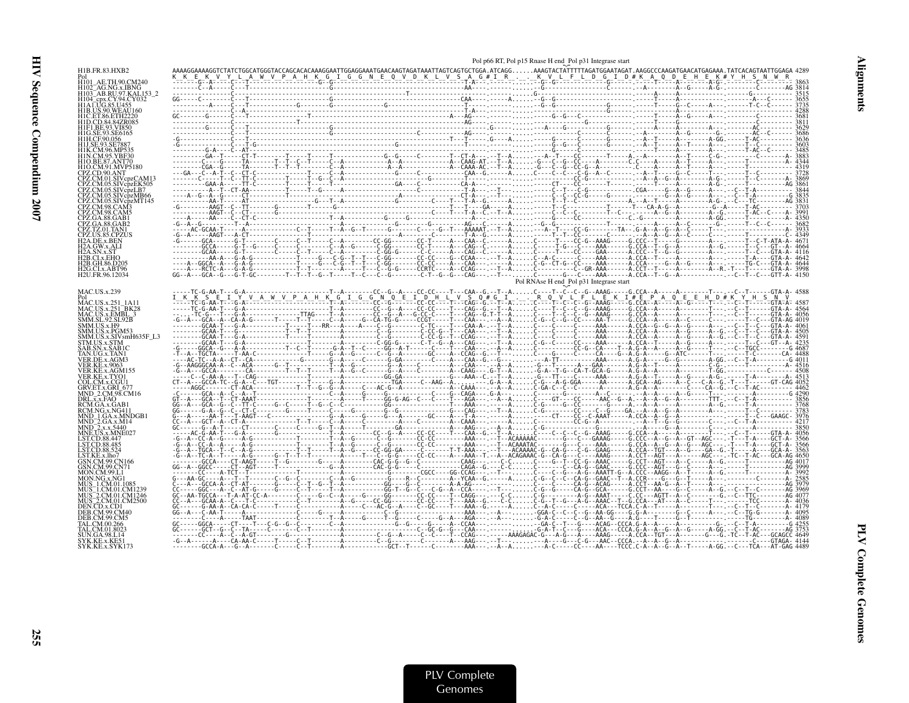Pol p66 RT, Pol p15 Rnase H end_Pol p31 Integrase start

```
H1B.FR.83.HXB2    AAAAGGAAAAGGTCTATCTGGCATGGGTACCAGCACACAAAGGAATTGGAGGAAATGAACAAGTAGATAAATTAGTCAGTGCTGGA.ATCAGG......AAAGTACTATTTTTAGATGGAATAGAT.AAGGCCCAAGATGAACATGAGAAA.TATCACAGTAATTGGAGA 4289
Pol               K  K  E  K  V  Y  L  A  W  V  P  A  H  K  G  I  G  G  N  E  Q  V  D  K  L  V  S  A  G # I  R  .  .  .  K  V  L  F  L  D  G  I  D # K  A  Q  D  E  H  E  K # Y  H  S  N  W  R
H101_AE.TH.90.CM240        3863
H102_AG.NG.x.IBNG          3814
H103_AB.RU.97.KAL153_2     3515
H104_cpx.CY.94.CY032       3655
H1A1.UG.85.U455            3735
H1B.US.90.WEAU160          4288
H1C.ET.86.ETH2220          3681
H1D.CD.84.84ZR085          3811
H1F1.BE.93.VI850           3629
H1G.SE.93.SE6165           3686
H1H.CF.90.056              3636
H1J.SE.93.SE7887           3603
H1K.CM.96.MP535            3485
H1N.CM.95.YBF30            3883
H1O.BE.87.ANT70            4344
H1O.CM.91.MVP5180          4319
CPZ.CD.90.ANT              3728
CPZ.CM.01.SIVcpzCAM13      3869
CPZ.CM.05.SIVcpzEK505      3861
CPZ.CM.05.SIVcpzLB7        3844
CPZ.CM.05.SIVcpzMB66       3835
CPZ.CM.05.SIVcpzMT145      3831
CPZ.CM.98.CAM3             3703
CPZ.CM.98.CAM5             3991
CPZ.GA.88.GAB1             4350
CPZ.GA.88.GAB2             3682
CPZ.TZ.01.TAN1             3933
CPZ.US.85.CPZUS            4349
H2A.DE.x.BEN               4671
H2A.GW.x.ALI               4664
H2A.SN.x.ST                4116
H2B.CI.x.EHO               4642
H2B.GH.86.D205             4644
H2G.CI.x.ABT96             3998
H2U.FR.96.12034            4150
```

Pol RNAse H end_Pol p31 Integrase start

```
MAC.US.x.239               4588
Pol               I  K  K  S  E  Y  V  A  W  V  P  A  H  K  G  I  G  G  N  Q  E  I  D  H  L  V  S  Q # G  I  .  .  .  R  Q  V  L  F  L  E  K  I # E  P  A  Q  E  E  H  D # K  Y  H  S  N  V
MAC.US.x.251_1A11          4587
MAC.US.x.251_BK28          4564
MAC.US.x.EMBL_3            4056
SMM.SL.92.SL92B            4019
SMM.US.x.H9                4061
SMM.US.x.PGM53             4505
SMM.US.x.SIVsmH635F_L3     4591
STM.US.x.STM               4235
SAB.SN.x.SAB1C             4687
TAN.UG.x.TAN1              4488
VER.DE.x.AGM3              4011
VER.KE.x.9063              4516
VER.KE.x.AGM155            4508
VER.KE.x.TYO1              4513
COL.CM.x.CGU1              4052
GRV.ET.x.GRI_677           4462
MND_2.CM.98.CM16           4290
DRL.x.x.FAO                3856
RCM.GA.x.GAB1              3768
RCM.NG.x.NG411             3783
MND_1.GA.x.MNDGB1          3976
MND_2.GA.x.M14             4217
MND_2.x.x.5440             3850
MNE.US.x.MNE027            4056
LST.CD.88.447              3566
LST.CD.88.485              3566
LST.CD.88.524              3563
LST.KE.x.lho7              4650
GSN.CM.99.CN166            4017
GSN.CM.99.CN71             3999
MON.CM.99.L1               3992
MON.NG.x.NG1               2585
MUS_1.CM.01.1085           3979
MUS_1.CM.01.CM1239         3969
MUS_2.CM.01.CM1246         4077
MUS_2.CM.01.CM2500         4036
DEN.CD.x.CD1               4179
DEB.CM.99.CM40             4095
DEB.CM.99.CM5              4089
TAL.CM.00.266              4255
TAL.CM.01.8023             3753
SUN.GA.98.L14              4649
SYK.KE.x.KE51              4144
SYK.KE.x.SYK173            4489
```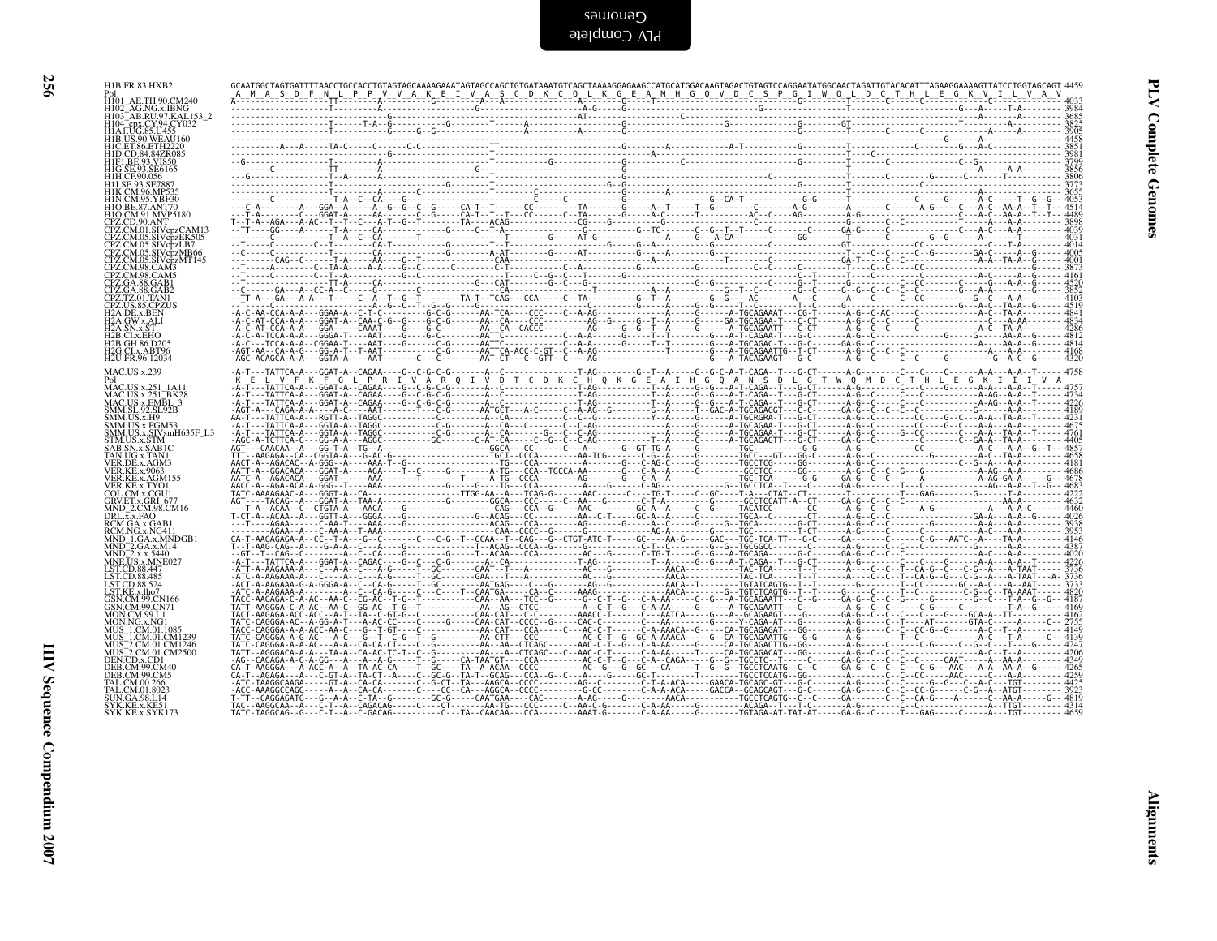```
HIB.FR.83.HXB2            GCAATGGCTAGTGATTTTAACCTGCCACCTGTAGTAGCAAAAGAAATAGTAGCCAGCTGTGATAAATGTCAGCTAAAAGGAGAAGCCATGCATGGACAAGTAGACTGTAGTCCAGGAATATGGCAACTAGATTGTACACATTTAGAAGGAAAAGTTATCCTGGTAGCAGT 4459
Pol                        A  M  A  S  D  F  N  L  P  P  V  V  A  K  E  I  V  A  S  C  D  K  C  Q  L  K  G  E  A  M  H  G  Q  V  D  C  S  P  G  I  W  Q  L  D  C  T  H  L  E  G  K  V  I  L  V  A  V
H101_AE.TH.90.CM240        4033
H102_AG.NG.x.IBNG          3984
H103_AB.RU.97.KAL153_2     3685
H104_cpx.CY.94.CY032       3825
H1A1.UG.85.U455            3905
H1B.US.90.WEAU160          4458
H1C.ET.86.ETH2220          3851
H1D.CD.84.84ZR085          3981
H1F1.BE.93.VI850           3799
H1G.SE.93.SE6165           3856
H1H.CF.90.056              3806
H1J.SE.93.SE7887           3773
H1K.CM.96.MP535            3655
H1N.CM.95.YBF30            4053
H1O.BE.87.ANT70            4514
H1O.CM.91.MVP5180          4489
CPZ.CD.90.ANT              3898
CPZ.CM.01.SIVcpzCAM13      4039
CPZ.CM.05.SIVcpzEK505      4031
CPZ.CM.05.SIVcpzLB7        4014
CPZ.CM.05.SIVcpzMB66       4005
CPZ.CM.05.SIVcpzMT145      4001
CPZ.CM.98.CAM3             3873
CPZ.CM.98.CAM5             4161
CPZ.GA.88.GAB1             4520
CPZ.GA.88.GAB2             3852
CPZ.TZ.01.TAN1             4103
CPZ.US.85.CPZUS            4519
H2A.DE.x.BEN               4841
H2A.GW.x.ALI               4834
H2A.SN.x.ST                4286
H2B.CI.x.EHO               4812
H2B.GH.86.D205             4814
H2G.CI.x.ABT96             4168
H2U.FR.96.12034            4320

MAC.US.x.239               4758
Pol                        K  E  L  V  F  K  F  G  L  P  R  I  V  A  R  Q  I  V  D  T  C  D  K  C  H  Q  K  G  E  A  I  H  G  Q  A  N  S  D  L  G  T  W  Q  M  D  C  T  H  L  E  G  K  I  I  I  V  A
MAC.US.x.251_1A11          4757
MAC.US.x.251_BK28          4734
MAC.US.x.EMBL_3            4226
SMM.SL.92.SL92B            4189
SMM.US.x.H9                4231
SMM.US.x.PGM53             4675
SMM.US.x.SIVsmH635F_L3     4761
STM.US.x.STM               4405
SAB.SN.x.SAB1C             4857
TAN.UG.x.TAN1              4658
VER.DE.x.AGM3              4181
VER.KE.x.9063              4686
VER.KE.x.AGM155            4678
VER.KE.x.TYO1              4683
COL.CM.x.CGU1              4222
GRV.ET.x.GRI_677           4632
MND_2.CM.98.CM16           4460
DRL.x.x.FAO                4026
RCM.GA.x.GAB1              3938
RCM.NG.x.NG411             3953
MND_1.GA.x.MNDGB1          4146
MND_2.GA.x.M14             4387
MND_2.x.x.5440             4020
MNE.US.x.MNE027            4226
LST.CD.88.447              3736
LST.CD.88.485              3736
LST.CD.88.524              3733
LST.KE.x.lho7              4820
GSN.CM.99.CN166            4187
GSN.CM.99.CN71             4169
MON.CM.99.L1               4162
MON.NG.x.NG1               2755
MUS_1.CM.01.1085           4149
MUS_1.CM.01.CM1239         4139
MUS_2.CM.01.CM1246         4247
MUS_2.CM.01.CM2500         4206
DEN.CD.x.CD1               4349
DEB.CM.99.CM40             4265
DEB.CM.99.CM5              4259
TAL.CM.00.266              4425
TAL.CM.01.8023             3923
SUN.GA.98.L14              4819
SYK.KE.x.KE51              4314
SYK.KE.x.SYK173            4659
```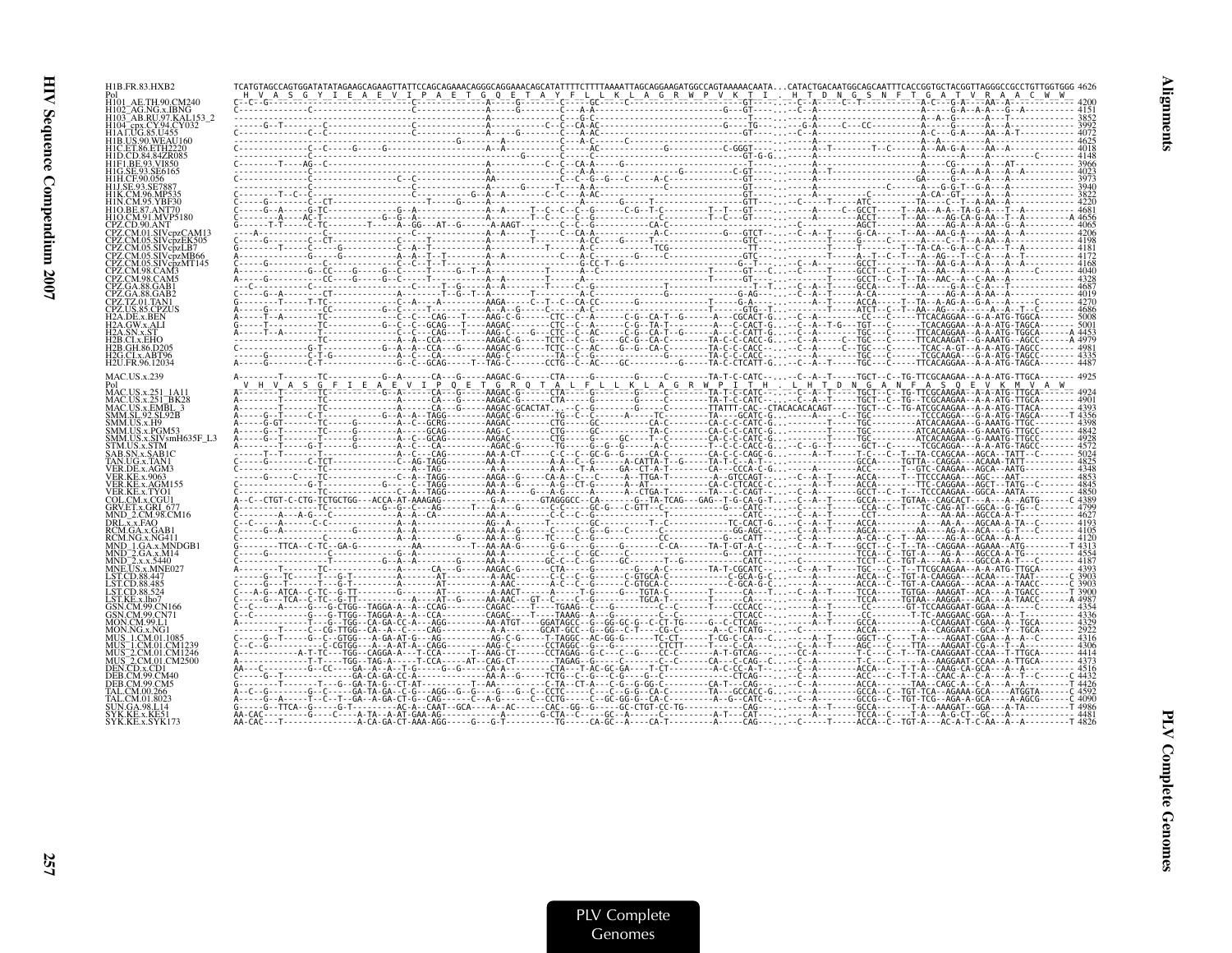```
H1B.FR.83.HXB2                TCATGTAGCCAGTGGATATATAGAAGCAGAAGTTATTCCAGCAGAAACAGGGCAGGAAACAGCATATTTTCTTTTAAAATTAGCAGGAAGATGGCCAGTAAAAACAATA...CATACTGACAATGGCAGCAATTTCACCGGTGCTACGGTTAGGGCCGCCTGTTGGTGGG 4626
Pol                            H  V  A  S  G  Y  I  E  A  E  V  I  P  A  E  T  G  Q  E  T  A  Y  F  L  L  K  L  A  G  R  W  P  V  K  T  I  .  H  T  D  N  G  S  N  F  T  G  A  T  V  R  A  A  C  W  W
H101_AE.TH.90.CM240           C--C--G----------------------------C-------------A-----G-------C----GC-----C------------------------T-----...--C--A-----C--T-----------A-C---G-A----AA--A------------ 4200
H102_AG.NG.x.IBNG             ------------C----------------------C-------------A-----G-------C--A-A-----------------------G----GT-----...--C--A--------------------------A-----G-A--A---G--A---------- 4151
H103_AB.RU.97.KAL153_2        -----------------------------------------------------------------C--G-C--------------------------------T---...-----A------------------------A--A--G------A---T---------- 3852
H104_cpx.CY.94.CY032          -------G--T------C--------------------------------C---C-A-AC-----------------------------G-----TG------...--G--A--------C---CC-----------A-----G----A---A----------- 3992
H1A1.UG.85.U455               -----------C--C--------------------C-------------A-----G-------C--A-AC-----------------------------GT-----...--C--A--------------------------A-C---G----AA--A-T---------- 4072
H1B.US.90.WEAU160             -----------------------------------------G--------A-----------C--A-C----C--------------------------------...-----A--------------------------A--A--------A----------- 4625
H1C.ET.86.ETH2220             ---------C--C--C-----G--G--------------A--A----------C-----AC-------------------G--------C-GGGT-----...--A--A--T--------T--C------A--AA-G-A----AA--A--------- 4018
H1D.CD.84.84ZR085             ------------C------------------------------------G------C-----------------------------------GT-G-G...-----A--------------------------A------A----A--------C------ 4148
H1F1.BE.93.VI850              C--------T----AG--C---------------------------------C--C--CA-A-------G-------------------------T-----...-----A----------------------CG-----A---AT--------- 3966
H1G.SE.93.SE6165              C----------------C---------------------------------C-----A-A---------------------G--------C-GT-----...--A--A--T-----------------------G-A--A-A---A----------- 4023
H1H.CF.90.056                 -----------------C-------------C--C-------------AA-----------C--C--G--G--C-------A-C-----------------GT-----...-----A-----------------------GA-----G------A---A---------- 3973
H1J.SE.93.SE7887              -----------------C----------------------------A-------G--T-----A-A------------------C----------------GT-----...-----A--------------------------C-------A---G-G-T--G-A---A----------- 3940
H1K.CM.96.MP535               C--------T--C---C------------------------G---A---------C---C---A-AC------------------------------GT-----...-----A--------------------------A-CA--GT----A----A----------- 3822
H1N.CM.95.YBF30               C-----G--------C--CT-----------------T-----G----A---------------------A--------G-----T--------------GTT----...-C----T-----ATC--------TA----C--T--A-AA--A------------ 4220
H1O.BE.87.ANT70               C-----G--A-----G-TC-------------G--A-----------A--A-----T--C--C--C--G-----C-G--T--C--------T--T---GT----...-------A-----C--GCCT-----T--AA--A-A--TA-G-A---T--A--------- 4681
H1O.CM.91.MVP5180             C-----G--A-----AC-T--------------G--G-A-------------T--C----C--C--G------C----------T-----T--C--GT-----...-----A-----------ACCT-----T--AA----AG-CA-G-AA--T-TACC------- A 4656
CPZ.CD.90.ANT                 G-------T-T-----C-TC-----------T----A--GG---AT--G-------A-AAGT-------C---C--G-----------CA-C---------------------...-----A-------------AGCT-------AA----AG-A---A-AA--G--A----------- 4065
CPZ.CM.01.SIVcpzCAM13         ---A-------------C--------------------------A--A------T-----C--CA-A-------------A-C-----------G----GTCT-----...-C--A--T-----G-CA-----T--AA--AA-G-A----AA--A--A--------- 4206
CPZ.CM.05.SIVcpzEK505         C-------------C--CT----------------C-------A----A--------C--A-C-----G-----T---------------------GTC-----...-----A--------------------C--T--A-AA--A------------ 4198
CPZ.CM.05.SIVcpzLB7           G--------T-----C-----G----------C--A--T--------------T-----A-C-----------TCG-----------------------TT-----...-------T-----T-----T--TA-CA--G-A--C-A---T--A----------- 4181
CPZ.CM.05.SIVcpzMB66          A--------------G-----G-----------A--A--T--T--------A---A---------------------------------------GTC-----...-------T-----A---T--C--T---A--AG---T--C-A----A---T----------- 4172
CPZ.CM.05.SIVcpzMT145         C-----G----------------------C--C--T---T-------------C--A-C-----G-CC-T--G----------------------G--T-----...--C--A-----------GCCT-----T--TA--AA-G-A---A----A--A--------- 4168
CPZ.CM.98.CAM3                A---------------G--CC----G-----G--C------T-----G--T--A--------------T------A--C-------------------T-----GT---C...--C--T-----T-----GCCT---C--T--A--AA----A----A--A---A---C--------- 4040
CPZ.CM.98.CAM5                A-----G---------CC-----G-----G--C------T------------------A--A-----------T-----A----------------------G--------...-----T-----T-----GCCA---C--T--TA--AAC--A--C-AA--A---------- 4328
CPZ.GA.88.GAB1                C-------------C---------------------T--G-----A--A-------------C--G---------------------------T--T-----...--C--A--T-----GCCA-----T--AA-----G-A----A---T---------- 4687
CPZ.GA.88.GAB2                C-----G--A-----CT----------------A-------T--G--T--A----------T---------C-------------G----------G-AG-----...--C--A--T-----A-CA-------A----AG-A--A-AA--A----------- 4019
CPZ.TZ.01.TAN1                G--------T---T-TC-------------C--A-----A---------AAGA-------C--T--C--CA-CC---------G-----------T------GTG--T...-----A--T-----ACCA-----T--TA--A-AG-A--G-A---A------C---- 4270
CPZ.US.85.CPZUS               A-----G-----C-----C---------G--C-----------------A--A-G-----------A-C-G-------G-------------------------GTG-T...--C--T-----T-----ATCT--C--T--A--AG---A---A--A-T--C------ 4686
H2A.DE.x.BEN                  A-----T--A-----TC-----------C--C---CAG---T---AAG-C-G------CTC--C--A------C-G--CA-T--G-----A---CGCACT-G...--C--A-------CC---C-----TTCACAGGAA--G-A-ATG-TGGCA------- 5008
H2A.GW.x.ALI                  G-----T--------TC------------G--C--C-GCAG---T---AAGAC----------CTC--C--A------C-G--TA-T-------A---C-CACT-G...--C--A--T-G---TGT----C-----TCACAGGAA--A-A-ATG-TAGCA------- 5001
H2A.SN.x.ST                   A-----T--A-----TC-----------C--C---CAG---T---AAG-C----G-----CTC--C--A------C-G--CA-T--G-----A---C-CATT-G...--C--A-------TGC---C-----TTCACAGGAA--G-A-ATG-TGGCA------- A 4453
H2B.CI.x.EHO                  ------------------TC-----------------A--A--CCA------AAGAC-G-----TCTC---C--G----GC-G--CA-C-------TA-C-C-CACC-G...--C--A-----C--TGC---C-----TTCACAAGAT--G-AAATG--AGCC------ A 4979
H2B.GH.86.D205                C-----------G-T---------------G--A--A--CCA---G-----AAGAC-G-----TCTC---C--AC----G--CA-C-------TA-C-C-CACC-...--C--A-----C--TGC---C-----TCAC-A-GT--A-A-ATG-TAGCC------- 4981
H2G.CI.x.ABT96                C-----------C-T-G----------G--A--A--TA--C--A----AAG-C---------TC-C--A----C-G--CA-C-------TA-C-C-CACC-G...--C--A-----C--TGC---C-----TCGCAAGA---G-A-ATG-TAGCC------- 4335
H2U.FR.96.12034               A-----G--------C-T------------G--C--GCAG-----T--TAG-C-------CCTG--C--AC----GC--------G-----TA-C-C-CTCATT-G...--C--A--T-----TGC---C-----TTCACAGGAA--A-A-ATG-TAGCA------- 4487

MAC.US.x.239                  A-------T-------TC----------G--A-----CA---G-----AAGAC-G-------CTA------G-------G----C-------TA-T-C-CATC--...-C--A--T-----TGCT--C--TG-TTCGCAAGAA--A-A-ATG-TTGCA------- 4925
Pol                            V  H  V  A  S  G  F  I  E  A  E  V  I  P  Q  E  T  G  R  Q  T  A  L  F  L  L  K  L  A  G  R  W  P  I  T  H  .  L  H  T  D  N  G  A  N  F  A  S  Q  E  V  K  M  V  A  W
MAC.US.x.251_1A11             A--------T-------TC------------G--A-----CA---G-----AAGAC-G------CTA-----G-------G-----C------TA-T-C-CATC-...-C--A--T-----TGCT--C--TG-TTCGCAAGAA--A-A-ATG-TTGCA------- 4924
MAC.US.x.251_BK28             A--------T-------TC------------G--A-----CA---G-----AAGAC-G------CTA-----G-------G-----C------TA-T-C-CATC-...-C--A--T-----TGCT--C--TG-TTCGCAAGAA--A-A-ATG-TTGCA------- 4901
MAC.US.x.EMBL_3               A--------T-------TC--------------------CA---G-----AAGAC-GCACTAT...---C-G-------G-----C------TTATTT-CAC--CTACACACACAGT-----TGCT--C--TG-ATCGCAAGAA--A-A-ATG-TTACA------- 4393
SMM.SL.92.SL92B               A-----G--T-------C-T----------G--A--A-TAGG--------AAGAC-G--------TG--C--C------A-----TC-------TA-----GCATC-G...------A-----C--TGC---------CCCCAGGA---G-A-ATG-TAGCA-------T 4356
SMM.US.x.H9                   A-----G-GT-------TC------G------A--C-GCAG---------AAGAC--------CTG-----GC-------CA-C-------CA-C-C-CATC-G...------T-----TGC---------ATCACAAGAA--G-AAATG-TTGC-------- 4398
SMM.US.x.PGM53                A-----G--T-------TC------G------A-----GCAG---------AAG-C--------CTG-----GC-------TA-C-------CA-C-C-CATC-G...------T-----TGC---------ATCACAAGAA--G-AAATG-TTGCC------- 4842
SMM.US.x.SIVsmH635F_L3        A-----G--T-------TC------G------A--C-GCAG---------AAGAC--------CTG-----GC----C--T--C-------CA-C-C-CATC-G...------T-----TGC---------ATCACAAGAA--G-AAATG-TTGC-------- 4928
STM.US.x.STM                  A-----------G-T-------G------A--C--CA-----------AAGAC-G-------TG------G--G-------A--C-------T--C-C-CACC-G...--C--G--T-----GCT--C-----TCGCAGGA---A-A-ATG-TAGCC------- 4572
SAB.SN.x.SAB1C                -------T--T---------T-----------A--C---CAG---------AA-A-CT-------C-C--C--GC-G---C-----CA-C-------CA-C-C-CAGC-G...------A--T-----T-C---C--T--TA-CCAGCAA--AGCA--TATT--C------- 5024
TAN.UG.x.TAN1                 C-----G----------C-TCT--------------C--AG-TAGG-------AA-A---------A-A--C--G------A-CATTA-T--G-----TA-T-C---A-T-...---------------GCCA-----TGTTA--CAGGA---ACAAA-TATT---------- 4825
VER.DE.x.AGM3                 C-----------------TC----------------A--TAG---------AA-A---------A-A---T-A----GA--CT-A-T--------CA----CCCA-C-G...---------------ACC-----T--GTC-CAAGAA--AGCA--AATG--------- 4348
VER.KE.x.9063                 ------G-----C-----TC----------------C--A-TAGG--------AAGA--G-----CA-A--C---C-----A--TTGA-T---------A--GTCCAGT-...--C--A--T-----ACCA-----T--TTCCCAAGA---AGC---AAT---------- 4853
VER.KE.x.AGM155               C-----------------TC----------------C--TAGG--------AA-A--G-----A-G--CT-G-----A--AT-----------CA-C-CTCACC-C...-C--A--T-----ACCA-------TTC-CAGGAA--AGCT--TATG--C------- 4845
VER.KE.x.TYO1                 C-----------------TC----------------C--A-TAGG--------AA-A------A-G--------A----A--CTGA-T-------TA----C-CAGT---...--C--A--T-----GCCT--C--T-----TCCCAAGAA--GGCA--AATA--------- 4850
COL.CM.x.CGU1                 A--C--CTGT-C-CTG-TCTGCTGG---ACCA-AT-AAAGAG---------G-A-------GTAGGGCC--CA-------G--TA-TCAG---GAG--T-G-CA-G-T...--C--A--T-----GCCA-----TGTAA--CAGCACT---A---A--AGTG-------C 4389
GRV.ET.x.GRI_677              A-----------------TC-------------G--G---C---AG-------T---A----G----------C-C----GC-G---C-GTT--C-------------G---CATC-...--C----T------CCA--C--T---TC-CAG-AT---GGCA--G-TG--C------- 4799
MND_2.CM.98.CM16              C-------A--A-G---C----------------A--A--CA-----------AA-A--------C-C--C--G----------------------T-------C---C...------------CCT---------A----AA-AA---AGCCA-A-T----------- 4627
DRL.x.x.FAO                   C--C-----A-------C-C---------------A--A----------------AG--A------T----------GC--------T--C---------TC-CACT-G...--C--A--T-----ACCA---------A---AA-A---AGCAA-A-TA--C------- 4193
RCM.GA.x.GAB1                 C-----G--A--------------------------A--A-----------AA-A--G-----------C--G--G--G-----C---------GG-AGC---...--C--A--T-----AGCA-------AA----AG-A---ACA---G-T---C------- 4105
RCM.NG.x.NG411                C-----------------C--------------G-----------------AA-A--G------TC------G---------C------------CC----------G---CATT---...-C--A--T-----A-CA--C--T--AA-----AG-A--GCAA--A-A---------- 4120
MND_1.GA.x.MNDGB1             G--------TTCA--C-TC--GA-G--------------AA----------T--AA-AA-G--------G-G-------G------G----C-CA------TA-T-GT-A-C--...--C--A--T-----GCCT--C--T--TA--CAGGAA--AGAAA---ATG---------T 4313
MND_2.GA.x.M14                C-----G--------------C--------------G--A---------------A--A----------C---C--G----C-----------------G----CATT---...----------------TCCA--C--TGT-A----AG-A---AGCCA-A-TG-------- 4554
MND_2.x.x.5440                --------------------T-------------G--A--A------------AA-A------GC-C--C--G-----GC-----T--G-----------CATC-...--C---------------TCCT--C--TGT-A---AA-A---GGCCA-A-T---C------- 4187
MNE.US.x.MNE027               A--------T-------TC------------G--A-----CA---G-----AAGAC-G------CTA-----G-------G---A-C-------TA-T-CGCATC--...-C--A--T-----TGC---C--T--TTCGCAAGAA--A-A-ATG-TTGCA------- 4393
LST.CD.88.447                 ------G---TC-----T---G-T----------A--------AT----------A-AAC--------C-C--C--G------C-GTGCA-C-----------C-GCA-G-C...------A-----ACCA--C--TGT-A-CAAGGA---ACAA----TAAT-------C 3903
LST.CD.88.485                 ------G--T-------T---G-T----------A--------AT----------A-AAC--------C--C--C-------C-GTGCA-C-----------C-GCA-G-C...------A-----ACCA--C--TGT-A-CAAGGA---ACAA--A-TAACC------C 3903
LST.CD.88.524                 C---A-G--ATCA--C-TC--G-TT---------G-------AT----------A-AACT-------A-----T-G------G---TGTA-C-----------TCCA---T...--C--A--T-----TCCA-----TGTGA--AAAGAT---ACA---A-TGACC------T 3900
LST.KE.x.lho7                 C-----G---TCA--C-TC--G-TT------------------A----AT--G-----AA-AAC---GT--C----C--G----------TGCA-T-----------T-------CA...---------------TCCA-----TGTAA--AAGGA---ACA---A-TAACC------A 4987
GSN.CM.99.CN166               C--C-----A-------G---G-CTGG--TAGGA-A--A--CCAG-------CAGAC---T----TGAAG--C-----G------C--C-----C----CCCACC-...---------------CC---------GT-TCCAAGGAAT-GGAA--A------C------ 4354
GSN.CM.99.CN71                C--C-----------G---G-TTGG--TAGGA-A--A--CCA-------CAGAC---T----TAAAG--A---G-----------C--C---------CTCACC--...------A--T-----CC---------T-TC-AAGGAAC-GGA---A--T--------- 4336
MON.CM.99.L1                  A--------------T---G--TGG--CA-GA-CC-A---AGG-------AA-ATGT----GGATAGCC--G--GG-GC-G--C-CT-TG-----G--C-CTCAG-...-------------GCCA-----------A-CCAAGAAT-CGAA--A---TGCA------- 4329
MON.NG.x.NG1                  -------T------C--CG-TTGG--CA--A--C---CAG-------A-A-------GCAT-GCC--G--GG--C-T----CG-C-------A--C-TCATG-...--C---------------ACCA-------------A---CAGGAAT---GCA--Y--TGCA------- 2922
MUS_1.CM.01.1085              C-----G--T-----G---C--GTGG---A-GA-AT-G---AG-----------AG-C-G-----T-TAGGC--AC-GG-G------TC-CT------T-CG-C-CA---C...--A--T-----GGCT--C-----T--A---AGAAT-CGAA--A---A--C------- 4316
MUS_1.CM.01.CM1239            C--C--G-----------C-CGTGG---A--A-AT-A--CAGG--------AAG-C-------CCTAGGC--G--G--G----------CTCTT-----T----C-CA-----...--C--A--T-----AGC---C-----TTA---AAGAAT-CG-A--T--A--------- 4306
MUS_1.CM.01.CM1246            A---------A-T-TC---TGG--CAGGA-A---T-CCA--------T--AAG-CT-------CCTAGAG--G-C---C--G------CC-C-------A-T-GTCAG-...-CC-A----------T-C---C--T--TA-CAAGGAAT-CCAA--T-TTGCA------- 4414
MUS_2.CM.01.CM2500            A-------------T-T----TGG--TAG-A-----T-CCA------AT--CAG-CT---------TAGAG--G------C---------C--C-----CA---C-CAG--C...--C--A--------T-C---C--T--A-AAGGAAT-CCAA--A-TTGCA------- 4373
DEN.CD.x.CD1                  AA---C-----------G--CC----GA--A--A--T-G-------G--G-----CA-A--------CTA----T-AC-GC-GA---T-CT---------A-C-CC-A-T-...--C--A--------ACCA--C--T-T-A--CAAG-CA-GCA---A--A--------- 4516
DEB.CM.99.CM40                C-----G--T-----------------GA-CA-GA-CC-A-----------AA-A---G-----TCTG--C--G---C-G-----G--C-----------CTCAG-...--C--A--------ACC---C--T-T-A--CAAC-A--C-A---A--A--T--------C 4432
DEB.CM.99.CM5                 G--------T-------T---G--GA-TA-G--CT-AT----------T--AA---------C-TA--CT-A---C-G--G-GG-C---------CA-T---CAG-...--C--A--------ACCA-----------TAA--CAGC-A--C-A---A--A--------T 4426
TAL.CM.00.266                 A--C--G----------G--C-----GA-TA-GA--C-G---AGG--G--G----G--G--C-CCTC------C--C--G-G--CA-C--------TA---GCCACC-G...--C--A--------GCCA--C--TGT-TCA---AGAAA-GCA-----ATGGTA------C 4592
TAL.CM.01.8023                A-----G--A-----T--C--T--GA--A-GA-CT-G--CAG------C--A-G-----C--CCTG------C--GC-GG-G--CA-C--------A--G--CATC-...--C--A--------GCCG--C--TGT-TCG--AGA-A-GCA----A-AGCG------C 4090
SUN.GA.98.L14                 G-----G--TTCA--G------G-T-----------AC-A--CAAT--GCA----A--AC-------CAC--GG--G-----GC-CTGT-CC-TG------------C-...------A--T-----GCCA-----T--A--AAAGAT---GGA---A-TA--------T 4986
SYK.KE.x.KE51                 AA-CAC-----------G-----C----A-TA--A-AT-GAA-AG---------A----G-CTA--C---G----GC--A-----C---------A-T---CAT-...------T-----TCCA--C--T-A---A-G-CT--GC---A---------- 4481
SYK.KE.x.SYK173               AA-CAC----T------------------A-CA-GA-CT-AAA-AGG-----G---G-T--------TG------CA-GC--A---CA-T-------A-----CAG----...--C-----T-----ACCA--C--TGT-A---AC-A-T-C-AA--A--A---------T 4826
```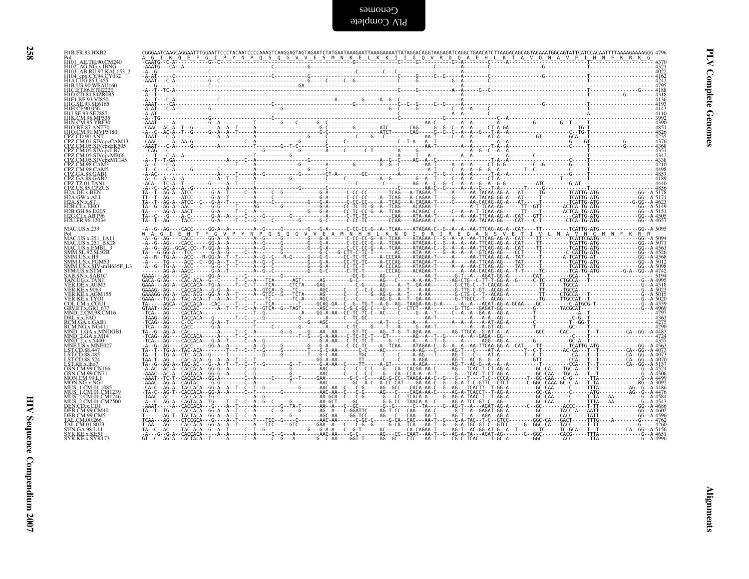```
H1B.FR.83.HXB2            CGGGAATCAAGCAGGAATTTGGAATTCCCTACAATCCCCAAAGTCAAGGAGTAGTAGAATCTATGAATAAAGAATTAAAGAAAATTATAGGACAGGTAAGAGATCAGGCTGAACATCTTAAGACAGCAGTACAAATGGCAGTATTCATCCACAATTTTAAAAGAAAAGGG 4796
Pol                       A  G  I  K  Q  E  F  G  I  P  Y  N  P  Q  S  Q  G  V  V  E  S  M  N  K  E  L  K  K  I  I  G  Q  V  R  D  Q  A  E  H  L  K  T  A  V  Q  M  A  V  F  I  H  N  F  K  R  K  G
H101_AE.TH.90.CM240                                                                                                                                                                          4370
H102_AG.NG.x.IBNG                                                                                                                                                                            4321
H103_AB.RU.97.KAL153_2                                                                                                                                                                       4022
H104_cpx.CY.94.CY032                                                                                                                                                                         4162
H1A1.UG.85.U455                                                                                                                                                                              4242
H1B.US.90.WEAU160                                                                                                                                                                            4795
H1C.ET.86.ETH2220                                                                                                                                                                            4188
H1D.CD.84.84ZR085                                                                                                                                                                            4318
H1F1.BE.93.VI850                                                                                                                                                                             4136
H1G.SE.93.SE6165                                                                                                                                                                             4193
H1H.CF.90.056                                                                                                                                                                                4143
H1J.SE.93.SE7887                                                                                                                                                                             4110
H1K.CM.96.MP535                                                                                                                                                                              3992
H1N.CM.95.YBF30                                                                                                                                                                              4390
H1O.BE.87.ANT70                                                                                                                                                                              4851
H1O.CM.91.MVP5180                                                                                                                                                                            4826
CPZ.CD.90.ANT                                                                                                                                                                                4235
CPZ.CM.01.SIVcpzCAM13                                                                                                                                                                        4376
CPZ.CM.05.SIVcpzEK505                                                                                                                                                                        4368
CPZ.CM.05.SIVcpzLB7                                                                                                                                                                          4351
CPZ.CM.05.SIVcpzMB66                                                                                                                                                                         4342
CPZ.CM.05.SIVcpzMT145                                                                                                                                                                        4338
CPZ.CM.98.CAM3                                                                                                                                                                               4210
CPZ.CM.98.CAM5                                                                                                                                                                               4498
CPZ.GA.88.GAB1                                                                                                                                                                               4857
CPZ.GA.88.GAB2                                                                                                                                                                               4189
CPZ.TZ.01.TAN1                                                                                                                                                                               4440
CPZ.US.85.CPZUS                                                                                                                                                                              4856
H2A.DE.x.BEN                                                                                                                                                                                 5178
H2A.GW.x.ALI                                                                                                                                                                                 5171
H2A.SN.x.ST                                                                                                                                                                                  4623
H2B.CI.x.EHO                                                                                                                                                                                 5149
H2B.GH.86.D205                                                                                                                                                                               5151
H2G.CI.x.ABT96                                                                                                                                                                               4505
H2U.FR.96.12034                                                                                                                                                                              4657

MAC.US.x.239                                                                                                                                                                                 5095
Pol                       W  A  G  I  E  H  T  F  G  V  P  Y  N  P  Q  S  Q  G  V  V  E  A  M  N  H  H  L  K  N  Q  I  D  R  I  R  E  Q  A  N  S  V  E  T  I  V  L  M  A  V  H  C  M  N  F  K  R  R
MAC.US.x.251_1A11                                                                                                                                                                            5094
MAC.US.x.251_BK28                                                                                                                                                                            5071
MAC.US.x.EMBL_3                                                                                                                                                                              4563
SMM.SL.92.SL92B                                                                                                                                                                              4526
SMM.US.x.H9                                                                                                                                                                                  4568
SMM.US.x.PGM53                                                                                                                                                                               5012
SMM.US.x.SIVsmH635F_L3                                                                                                                                                                       5098
STM.US.x.STM                                                                                                                                                                                 4742
SAB.SN.x.SAB1C                                                                                                                                                                               5194
TAN.UG.x.TAN1                                                                                                                                                                                4995
VER.DE.x.AGM3                                                                                                                                                                                4518
VER.KE.x.9063                                                                                                                                                                                5023
VER.KE.x.AGM155                                                                                                                                                                              5015
VER.KE.x.TYO1                                                                                                                                                                                5020
COL.CM.x.CGU1                                                                                                                                                                                4559
GRV.ET.x.GRI_677                                                                                                                                                                             4969
MND_2.CM.98.CM16                                                                                                                                                                             4797
DRL.x.x.FAO                                                                                                                                                                                  4363
RCM.GA.x.GAB1                                                                                                                                                                                4275
RCM.NG.x.NG411                                                                                                                                                                               4290
MND_1.GA.x.MNDGB1                                                                                                                                                                            4483
MND_2.GA.x.M14                                                                                                                                                                               4724
MND_2.x.x.5440                                                                                                                                                                               4357
MNE.US.x.MNE027                                                                                                                                                                              4563
LST.CD.88.447                                                                                                                                                                                4073
LST.CD.88.485                                                                                                                                                                                4073
LST.CD.88.524                                                                                                                                                                                4070
LST.KE.x.lho7                                                                                                                                                                                5157
GSN.CM.99.CN166                                                                                                                                                                              4524
GSN.CM.99.CN71                                                                                                                                                                               4506
MON.CM.99.L1                                                                                                                                                                                 4499
MON.NG.x.NG1                                                                                                                                                                                 3092
MUS_1.CM.01.1085                                                                                                                                                                             4486
MUS_1.CM.01.CM1239                                                                                                                                                                           4476
MUS_2.CM.01.CM1246                                                                                                                                                                           4584
MUS_2.CM.01.CM2500                                                                                                                                                                           4543
DEN.CD.x.CD1                                                                                                                                                                                 4686
DEB.CM.99.CM40                                                                                                                                                                               4602
DEB.CM.99.CM5                                                                                                                                                                                4596
TAL.CM.00.266                                                                                                                                                                                4762
TAL.CM.01.8023                                                                                                                                                                               4260
SUN.GA.98.L14                                                                                                                                                                                5156
SYK.KE.x.KE51                                                                                                                                                                                4651
SYK.KE.x.SYK173                                                                                                                                                                              4996
```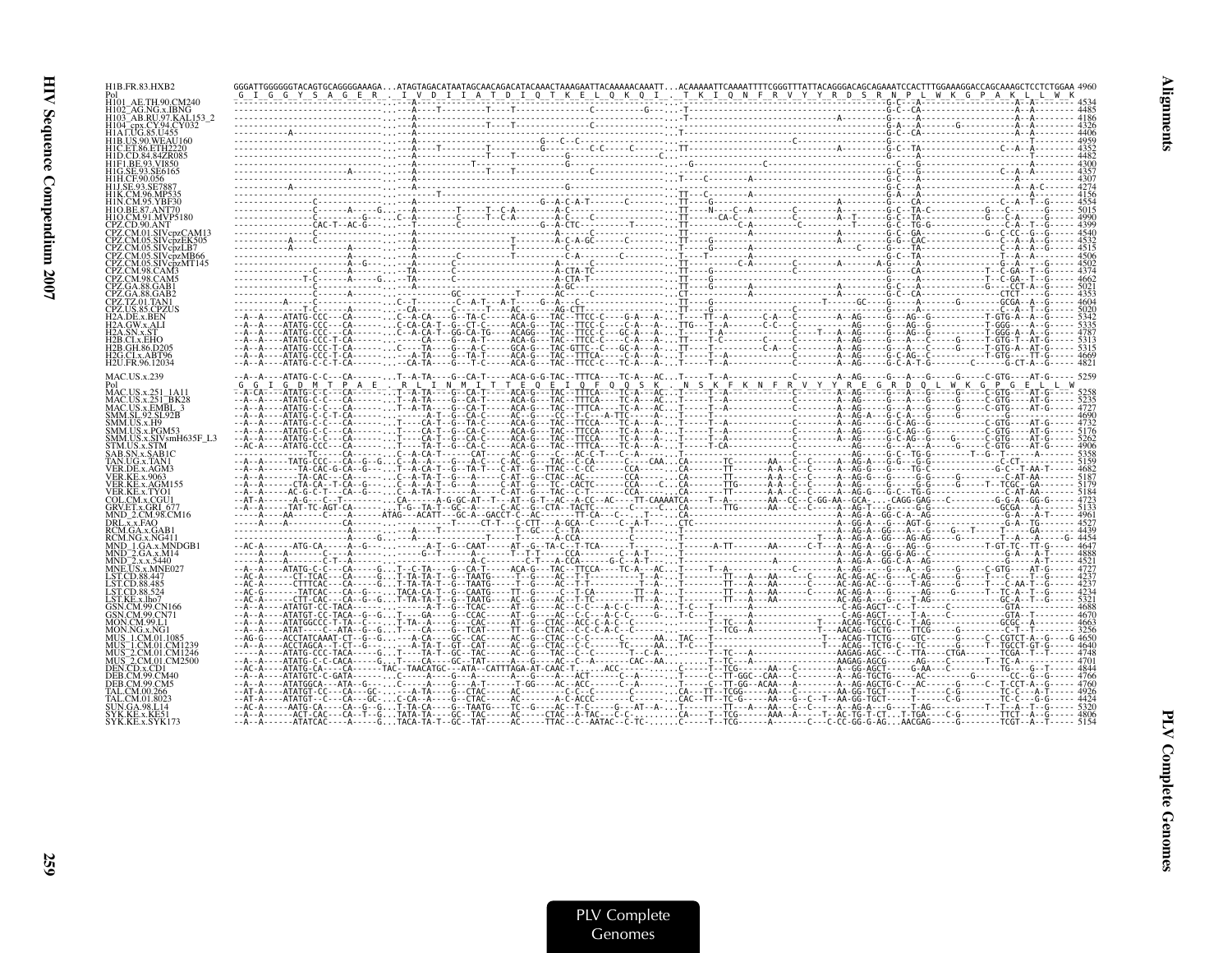```
H1B.FR.83.HXB2        GGGATTGGGGGGTACAGTGCAGGGGAAAGA...ATAGTAGACATAATAGCAACAGACATACAAACTAAAGAATTACAAAAACAAATT...ACAAAAATTCAAAATTTTCGGGTTTATTACAGGGACAGCAGAAATCCACTTTGGAAAGGACCAGCAAAGCTCCTCTGGAA 4960
Pol                    G  I  G  G  Y  S  A  G  E  R  .  I  V  D  I  I  A  T  D  I  Q  T  K  E  L  Q  K  Q  I  .  T  K  I  Q  N  F  R  V  Y  Y  R  D  S  R  N  P  L  W  K  G  P  A  K  L  L  W  K
H101_AE.TH.90.CM240       4534
H102_AG.NG.x.IBNG         4485
H103_AB.RU.97.KAL153_2    4186
H104_cpx.CY.94.CY032      4326
H1A1.UG.85.U455           4406
H1B.US.90.WEAU160         4959
H1C.ET.86.ETH2220         4352
H1D.CD.84.84ZR085         4482
H1F1.BE.93.VI850          4300
H1G.SE.93.SE6165          4357
H1H.CF.90.056             4307
H1J.SE.93.SE7887          4274
H1K.CM.96.MP535           4156
H1N.CM.95.YBF30           4554
H1O.BE.87.ANT70           5015
H1O.CM.91.MVP5180         4990
CPZ.CD.90.ANT             4399
CPZ.CM.01.SIVcpzCAM13     4540
CPZ.CM.05.SIVcpzEK505     4532
CPZ.CM.05.SIVcpzLB7       4515
CPZ.CM.05.SIVcpzMB66      4506
CPZ.CM.05.SIVcpzMT145     4502
CPZ.CM.98.CAM3            4374
CPZ.CM.98.CAM5            4662
CPZ.GA.88.GAB1            5021
CPZ.GA.88.GAB2            4353
CPZ.TZ.01.TAN1            4604
CPZ.US.85.CPZUS           5020
H2A.DE.x.BEN              5342
H2A.GW.x.ALI              5335
H2A.SN.x.ST               4787
H2B.CI.x.EHO              5313
H2B.GH.86.D205            5315
H2G.CI.x.ABT96            4669
H2U.FR.96.12034           4821

MAC.US.x.239          --A--A----ATATG-C-C---CA-------..T--A-TA----G--CA-T-----ACA-G-G-TAC--TTTCA----TC-A---AC...T-----T--A-----------C--------A--AG-----G---A---G-----G-----C-GTG-----AT-G----- 5259
Pol                    G  G  I  G  D  M  T  P  A  E  .  R  L  I  N  M  I  T  T  E  Q  E  I  Q  F  Q  Q  S  K  .  N  S  K  F  K  N  F  R  V  Y  Y  R  E  G  R  D  Q  L  W  K  G  P  G  E  L  L  W
MAC.US.x.251_1A11         5258
MAC.US.x.251_BK28         5235
MAC.US.x.EMBL_3           4727
SMM.SL.92.SL92B           4690
SMM.US.x.H9               4732
SMM.US.x.PGM53            5176
SMM.US.x.SIVsmH635F_L3    5262
STM.US.x.STM              4906
SAB.SN.x.SAB1C            5358
TAN.UG.x.TAN1             5159
VER.DE.x.AGM3             4682
VER.KE.x.9063             5187
VER.KE.x.AGM155           5179
VER.KE.x.TYO1             5184
COL.CM.x.CGU1             4723
GRV.ET.x.GRI_677          5133
MND_2.CM.98.CM16          4961
DRL.x.x.FAO               4527
RCM.GA.x.GAB1             4439
RCM.NG.x.NG411            4454
MND_1.GA.x.MNDGB1         4647
MND_2.GA.x.M14            4888
MND_2.x.x.5440            4521
MNE.US.x.MNE027           4727
LST.CD.88.447             4237
LST.CD.88.485             4237
LST.CD.88.524             4234
LST.KE.x.lho7             5321
GSN.CM.99.CN166           4688
GSN.CM.99.CN71            4670
MON.CM.99.L1              4663
MON.NG.x.NG1              3256
MUS_1.CM.01.1085          4650
MUS_1.CM.01.CM1239        4640
MUS_2.CM.01.CM1246        4748
MUS_2.CM.01.CM2500        4701
DEN.CD.x.CD1              4844
DEB.CM.99.CM40            4766
DEB.CM.99.CM5             4760
TAL.CM.00.266             4926
TAL.CM.01.8023            4424
SUN.GA.98.L14             5320
SYK.KE.x.KE51             4806
SYK.KE.x.SYK173           5154
```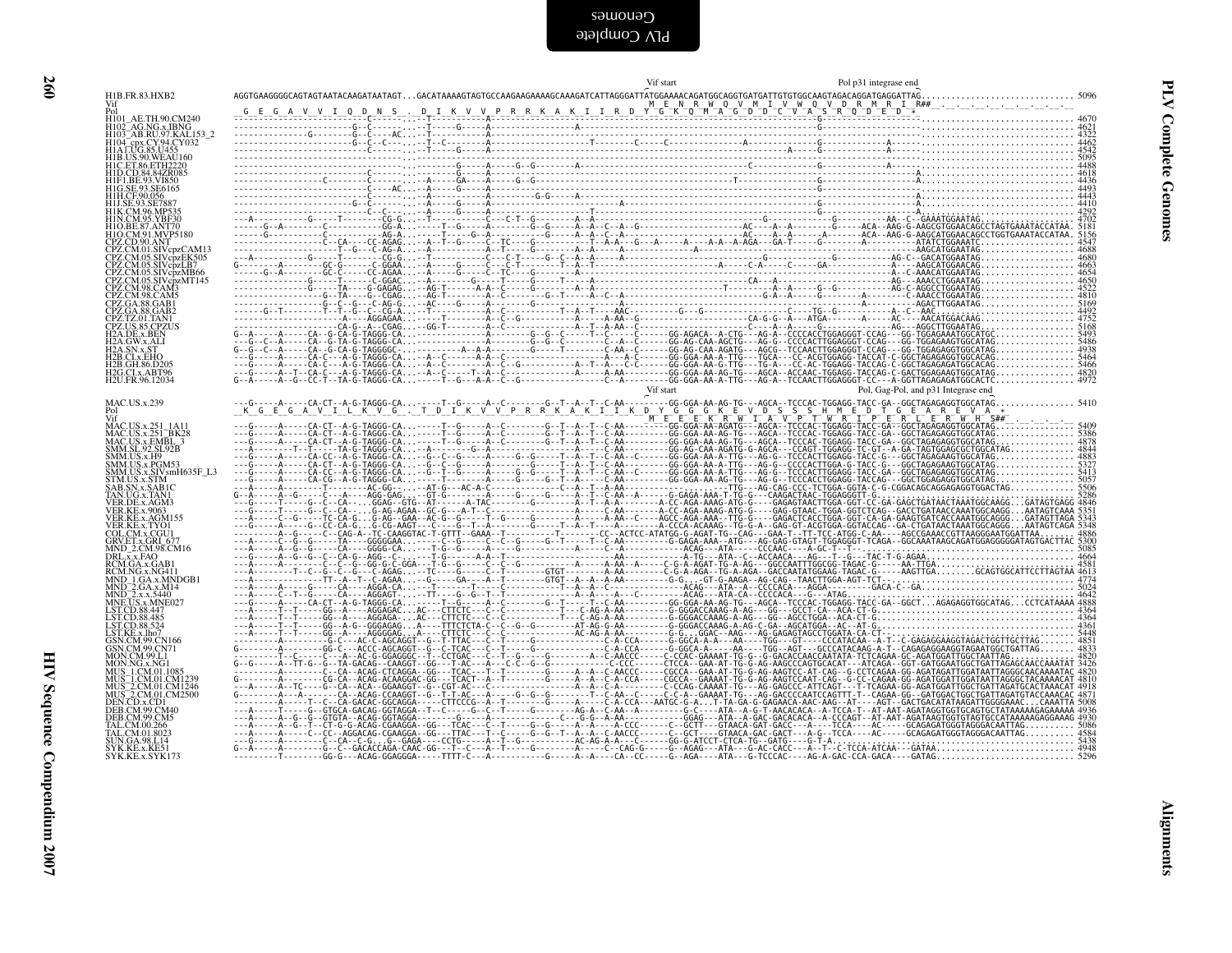```
                          Vif start                  Pol p31 integrase end
H1B.FR.83.HXB2           AGGTGAAGGGGCAGTAGTAATACAAGATAATAGT...GACATAAAAGTAGTGCCAAGAAGAAAAGCAAAGATCATTAGGGATTATGGAAAACAGATGGCAGGTGATGATTGTGTGGCAAGTAGACAGGATGAGGATTAG.............................. 5096
Vif                                                                                  M  E  N  R  W  Q  V  M  I  V  W  Q  V  D  R  M  R  I  R##
Pol                       G  E  G  A  V  V  I  Q  D  N  S  .  D  I  K  V  V  P  R  R  K  A  K  I  I  R  D  Y  G  K  Q  M  A  G  D  D  C  V  A  S  R  Q  D  E  D  *
...
MAC.US.x.239
Pol                       K  G  E  G  A  V  I  L  K  V  G  .  T  D  I  K  V  V  P  R  R  K  A  K  I  I  K  D  Y  G  G  G  K  E  V  D  S  S  S  H  M  E  D  T  G  E  A  R  E  V  A  *
Vif                                                                                 M  E  E  E  K  R  W  I  A  V  P  T  W  R  I  P  E  R  L  E  R  W  H  S##
```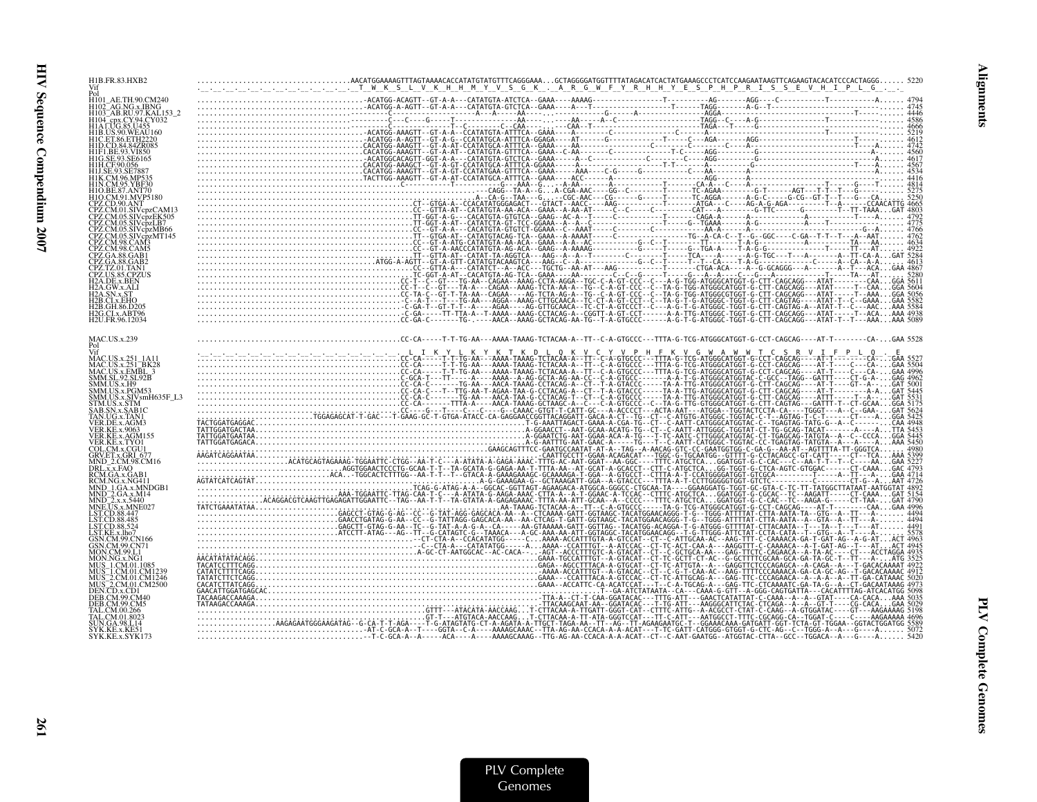```
H1B.FR.83.HXB2          ...................................AACATGGAAAAGTTTAGTAAAACACCATATGTATGTTTCAGGGAAA...GCTAGGGGATGGTTTTATAGACATCACTATGAAAGCCCTCATCCAAGAATAAGTTCAGAAGTACACATCCCACTAGGG...... 5220
Vif                     ._._._._._._._._._._._._._. T  W  K  S  L  V  K  H  H  M  Y  V  S  G  K  .  A  R  G  W  F  Y  R  H  H  Y  E  S  P  H  P  R  I  S  S  E  V  H  I  P  L  G  ._._
Pol
H101_AE.TH.90.CM240     ......................................-ACATGG-ACAGTT--GT-A-A---CATATGTA-ATCTCA--GAAA----AAAAG-----------------T----------AG------AGG----C-----------T-----------A...... 4794
H102_AG.NG.x.IBNG       ......................................-ACATGG-A-AGTT--GT-A-A---CATATGTA-GTCTCA--GAAA----A---T---------------------T------TAGG-------A-G--T---------------------------- 4745
H103_AB.RU.97.KAL153_2  ......................................C--------------A---A----AA------A-------------G-------A---------------AGGA-------------------------------T-------------...... 4446
H104_cpx.CY.94.CY032    ......................................--------C---C----G-----T------------AA------A------A--C----------------TAGG--C----A-G-----------------T------------------...... 4586
H1A1.UG.85.U455         ......................................--------C--------------T-C-------C---CAA--------------CAA--T-------------------TAGA---T-----G-------------------------------...... 4666
H1B.US.90.WEAU160       ......................................-ACATGG-AAAGTT--GT-A-A---CCATATGTA-ATTTCA--GAAA------A-------------------C------A----------------------------------------...... 5219
H1C.ET.86.ETH2220       ......................................-ACATGG-A-AGTT--GT-A-G---CATATGCA-ATTTCA-GGAGA----AT------G------------T------C----AGA-------AGG-------------------T--------...... 4612
H1D.CD.84.84ZR085       ......................................CACATGG-AAAGTT--GT-A-AT-CCATATGTA-ATTTCA--GAAA------A----------------C--------C------C------A---------------------T----A...... 4742
H1F1.BE.93.VI850        ......................................CACATGG-AAAGTT--GT-A-AT--CATATGTA-GTTTCA--GAAA-C-AA--------C-----------T-C------AGG-------G----------------------------A...... 4560
H1G.SE.93.SE6165        ......................................-ACATGGCACAGTT-GGT-A-A---CATATGTA-GTCTCA--GAAA-----A--C-----------C------C----AGG-------G-------------------------------A...... 4617
H1H.CF.90.056           ......................................CACATGG-AAAGCT--GT-A-GT-CCATATGTA-ATTTCA--GGAA---------------------T-T------A-------------G--------------------T----A...... 4567
H1J.SE.93.SE7887        ......................................CACATGG-AAAGTT--GT-A-GT-CCATATGAA-GTTTCA--GAAA-----AAA---C-G----G------C----AA-------A--------------------------------...... 4534
H1K.CM.96.MP535         ......................................TACTTGG-AAAGTT--GT-A-AT-CCATATGCA-ATTTCA--GAAA----ACC-----A----------------AGG-------A--------------------------------...... 4416
H1N.CM.95.YBF30         ...................................................C------------T-------G---AAA--G----A--AA-----A----------------CA-A------A-----------------------G-----T...... 4814
H1O.BE.87.ANT70         ..........................................................-CAGG--TA-A--G----A-CGA-AAC---GG--C--------T------TC-AGAA-------G-T------AGT---T-T--T---G-------...... 5275
H1O.CM.91.MVP5180       ..........................................................A--CA-G--TAA---G-----CGC-AAC---CG------G-----T------TC-AGGA-------A-G-C-----G-CG--GT-T--T---G---CA...... 5250
CPZ.CD.90.ANT           ..................................................CT--GTGA-A--CACATATGGGAGACT---GTACT--AACC-----AAG-------T------ATGA------C-----AG-A-G-AGA--------T--A-----CCAACATTG 4665
CPZ.CM.01.SIVcpzCAM13   ..................................................CC--GTTA-AT--CATATGTA-AA-ACA--GAAA--A-AA-AT-----C--C-------CAT---A-------G-TTC-------G-------T--TT-TAAA...GAT 4803
CPZ.CM.05.SIVcpzEK505   ..................................................TT-GGT-A-G---CACATGTA-GTGTCA--GAAG--AC-A--T-----C-------------CAGA-A------A------------A---------T----A...... 4792
CPZ.CM.05.SIVcpzLB7     ..................................................TT-GGT-A-AT--CATATCTA-GT-TCC-GGAAA--A--A--C-----------T------G--TGAAA-------A-G---------------T--------...... 4775
CPZ.CM.05.SIVcpzMB66    ..................................................CC--GT-A-A---CACATGTA-GTGTCT-GGAAA--C--AAAT-----C-----------A-A--------A----------------------G--A......... 4766
CPZ.CM.05.SIVcpzMT145   ..................................................TT--GTGA-AT--CATATGTACAG-TCA--GAAA--A-AAAAT-----C-----------TG--A-CA-C--T--G--GGC----C-GA--T-T--T---A-AAT...... 4762
CPZ.CM.98.CAM3          ..................................................CC--GT-A-ATG-CATATGTA-AA-ACA--GAAA--A--A--AC-----------G--C--T------TT-------T-A-G---------------TA---AA...... 4634
CPZ.CM.98.CAM5          ..................................................CC--GT-A-AA-AACCCATATGTA-AG-ACA--GAAG--A-AAAAG-----------G-----T------G--TGA-A---T-A-G-G-----------TT---AT...... 4922
CPZ.GA.88.GAB1          ..................................................TT--GTTA-AT--CATAT-GTACAG-TCA--GAAG--A-A-A--T-----C----------T-----TCA----A-----A-G-TGC---T---A-------A--TT-CA-A...GAT 5284
CPZ.GA.88.GAB2          .....................................ATGG-A-AGTT--GT-A-GTT-CATATGTACAAGTCA--AAG--C--A------G--C-T------T--T--CA-----T-A-G--------------C-----A--CA--A-A...... 4613
CPZ.TZ.01.TAN1          ..................................................CC--GTTA-A---CATATCT--A--ACC---TGCTG--AA-AT---AAG-------T------CTGA-ACA-----A--G-GCAGGG--A-------T---ACA...GAA 4867
CPZ.US.85.CPZUS         ..................................................TC-GGT-A-AT--CACATGTA-AG-TCA--GAAA----AA-------C--C-G-----T-----G---A--A---C----G---A-----------TA---AT...... 5280
H2A.DE.x.BEN            ...................................................CC-T--C-GT---TG-AA--CAGAA--AAAG-CCTA-AGGA--TGC-C-A-GT-CCC--C--A-G-TGG-ATGGGCATGGT-G-CTT-CAGCAGG---ATAT-------CAA...GGA 5611
H2A.GW.x.ALI            ...................................................CC-T--C--GT---TA-AA--CAGAA--AAAG-TCTA-AA-A--TG--C-A-GT-CCC--C--TA-TGG-ATGGGCATGGT-G-CTT-CAGCAGG---ATAT-------CAA...GAA 5056
H2A.SN.x.ST             ...................................................CC-TA-C--GT--C--TA-AA--CAGAA----AG-TCTA-AG-A--TG--C-A-GT-CCC--C--TA-G-TGG-ATGGGCGTGGT-G-CTT-CAGCAGG---ATAT-----T--AAA...GGA 5056
H2B.CI.x.EHO            ...................................................-C--A-T---T---TG-AA---AGGA--AAAG-GCTGCAACA--TC-CT-A-GT-CCT--C--TA-G-T-G-ATGGGC-TGGT-G-CTT-CAGTAG---ATAT-T--C--GAAA...GAA 5582
H2B.GH.86.D205          ...................................................-C-GA-T--GT-T--T--TG-AA--AGAA----AG-GTTGCAACA--TC-CT-A-GT-CCT--C--A-G-T-G-ATGGGC-TGGT-G-CTT-CAGTAG-A--ATAT-T--C--AAA...GAA 5584
H2G.CI.x.ABT96          ...................................................-C-GA-----TT-TTA-A--T-AAAA--AAAG-CCTACAG-A--CGGTT-A-GT-CCCT------A-A-TTG-ATGGGC-TGGT-G-CTT-CAGCAGG---ATAT-----T--ACA...AAA 4938
H2U.FR.96.12034         ...................................................CC-GA-C--------TG------AACA--AAAG-GCTACAG-AA-TG--T-A-GTGCCC------A-G-T-G-ATGGGC-TGGT-G-CTT-CAGCAGG---ATAT-T--T--AAA...AAA 5089


MAC.US.x.239            ..................................................CC-CA-----T-T-TG-AA---AAAA-TAAAG-TCTACAA-A--TT--C-A-GTGCCC---TTTA-G-TCG-ATGGGCATGGT-G-CCT-CAGCAG----AT-T--------CA---...GAA 5528
Pol
Vif                     ._._._._._._._._._._._._._._._._._._._._._.  L  I  K  Y  L  K  Y  K  T  K  D  L  Q  K  V  C  Y  V  P  H  F  K  V  G  W  A  W  W  T  C  S  R  V  I  F  P  L  Q  .  E
MAC.US.x.251_1A11       ..................................................CC-CA-----T-T-TG-AA---AAAA-TAAAG-TCTACAA-A--TT--C-A-GTGCCC---TTTA-G-TCG-ATGGGCATGGT-G-CCT-CAGCAG----AT-T--------CA---...GAA 5527
MAC.US.x.251_BK28       ..................................................CC-CA-----T-T-TG-AA---AAAA-TAAAG-TCTACAA-A--TT--C-A-GTGCCC---TTTA-G-TCG-ATGGGCATGGT-G-CCT-CAGCAG----AT-T----C--CA---...GAA 5504
MAC.US.x.EMBL_3         ..................................................CC-CA-----T-T-TG-AA---AAAA-TAAAG-TCTACAA-A--TT--C-A-GTGCCC---TTTA-G-TCG-ATGGGCATGGT-G-CCT-CAGCAG----AT-T----C--CA---...GAA 4996
SMM.SL.92.SL92B         ..................................................C-GCA-T---TT-----A---AAAA--A-AG-GCTG-AG-AA-CC--C-A-GTGCC-----A-A-T-G-ATGGGCATGGTAC-C-GCC--TAGG--GATTT----CT-G-A---...GAG 4962
SMM.US.x.H9             ..................................................CC-CA-C--------TG-AA---AACA-TAAAG-CCTACAG-A--CT--T-A-GTACCC-----TA-A-TTG-ATGGGCATGGT-G-CTT-CAGCAG----AT-T----GT--A---...GAT 5001
SMM.US.x.PGM53          ..................................................CC-CA-C---T--TTG-AA-T-AGAA-TAA-G-CCTACAG-A--CT--T-A-GTACCC-----TA-A-TTG-ATGGGCATGGT-G-CTT-CAGCAG----AT-T--------A-A...GAT 5445
SMM.US.x.SIVsmH635F_L3  ..................................................CC-CA-C--------TG-AA---AACA-TAA-G-CCTACAG-T--CT--C-A-GTGCCC-----TA-A-TTG-ATGGGCATGGT-G-CTT-CAGCAG----ATTT----T--A-...GAT 5531
STM.US.x.STM            ..................................................CC-CA--------TTTA-A---AACA-TAAAG-GCTAAGC-A--C---C-A-GTGCCC--C--TA-G-TTG-GTGGGCATGGT-G-CTT-CAGTAG---GATTT-T---CT-GCAA...GGA 5175
SAB.SN.x.SAB1C          ..................................................CC----G---T----C---C----G--CAAAC-GTGT-T-CATT-GC---A-ACCCCT---ACTA-AAT---ATGGA--TGGTACTCCTA-CA-----TGGGT---A--C--GAA-...GAT 5624
TAN.UG.x.TAN1           ......................................TGGAGAGCAT-T-GAC---T-GAAG-GC-T-GTGA-ATACC-CA-GAGGAACCGGTTACAGGATT-GACA-A-CT--TG--CT--C-ATGTG-ATGGGC-TGGTAC-C-T--AGTAG-T-C-T------CT----A...GGA 5425
VER.DE.x.AGM3           TACTGGATGAGGAC.......................................................T-G-AAATTAGACT-GAAA-A-CGA-TG--CT--C-AATT-CATGGGCATGGTAC-C--TGAGTAG-TATG-G--A--C--------CAA 4948
VER.KE.x.9063           TATTGGATGACTAA.......................................................A-GGAACCT--AAT-GCAA-ACATG-TG--CT--C-AATT-CATGGGC-TGGTAT-CT-TG-GCAG-TACAT-------A-----A...TTA 5453
VER.KE.x.AGM155         TATTGGATGAATAA.......................................................A-GGAATCTG-AAT-GGAA-ACA-A-TG---T-TC-AATC-CTTGGGCATGGTAC-CT-TGAGCAG-TATGTA--A--C---CCCA...GGA 5445
VER.KE.x.TYO1           TATTGGATGAGACA.......................................................A-G-AATTTG-AAT-GAAC-A------TG---T-C-AATT-CATGGC-TGGTAC-CC-TGAGTAG-TATGTA--A----A---A...AAA 5450
COL.CM.x.CGU1           ....................................................................GAAGCAGTTTCC-GAATGCCAATAT-AT-A--TAG--A-AACAG-GTC-CC-GAATGGTGG-C-GA-G--AA-AT--AGTTTTA-TT-GGGTCA...... 4980
GRV.ET.x.GRI_677        AAGATCAGGAATAA.......................................................-CAATTGCCTT-GGAA-ACAGACAT---TGGC-G-TGCAATGG--GTTTT-G-CCTACAGCC-GT-CATT-----CT--TCA...AAA 5399
MND_2.CM.98.CM16        ...................ACATGCAGTAGAAAG-TGGAATTC-CTGG--AA-T-C---A-ATATA-A-GAGA-AAAC-TTTG-AC-AAT-GGAT--AA-GGC----TTTC-ATGCTCA---GGATGGT-G-C-CAC---C--AA-T-T--T--C----AA...GAA 5227
DRL.x.x.FAO             ......................AGGTGGAACTCCCTG-GCAA-T-T--TA-GCATA-G-GAGA-AA-T-TTTA-AA--AT-GCAT-A-GCACCT--CTT-C-ATGCTCA...GG-TGGT-G-CTCA-AGTC-GTGGAC------CT-CAAA...GAC 4793
RCM.GA.x.GAB1           ..................................ACA...TGGCACTCTTTGG--AA-T-T--T--GTACA-A-GAAAGAAAGC-GCAAAAGA-T-GGA--A-GTGCCT----CTTTA-A-T-CCATGGGGATGGT-GTCGCA--------T-----A--TT--A...GAA 4714
RCM.NG.x.NG411          AGTATCATCAGTAT.......................................................A-G-GAAAGAA-G--GCTAAAGATT-GGA--A-GTACCC---TTTA-A-T-CCTTGGGGGTGGT-GTCTC--------C------CT-G--A...AAT 4726
MND_1.GA.x.MNDGB1       ....................................................TCAG-G-ATAG-A-A--GGCAC-GGTTAGT-AGAAGACA-ATGGCA-GGGCC-CTGCAA-TA----GGAAGGATG-TGGT-GC-GTA-C-TC-TT-TATGGCTTATAAT-AATGGTAT 4892
MND_2.GA.x.M14          ....................AAA-TGGAATTC-TTAG-CAA-T-C---A-ATATA-G-AAGA-AAAC-CTTA-A--A-T-GGAAC-A-TCCAC--CTTTC-ATGCTCA...GGATGGT-G-CGCAC--TC--AAGATT-----CT-CAAA...GAT 5154
MND_2.x.x.5440          ..........ACAGGACGTCAAGTTGAGAGATTGGAATTC--TAG--AA-T-T--TA-GTATA-A-GAGAGAAAC-TTTA-AA-ATT-GCAA--A--CCCC---TTTC-ATGCTCA...GGATGGT-G-C-CAC--TC--AAGA-G-----CT-TAA...GAT 4790
MNE.US.x.MNE027         TATCTGAAATATAA.......................................AA-TAAAG-TCTACAA-A--TT--C-A-GTGCCC-----TA-G-TCG-ATGGGCATGGT-G-CCT-CAGCAG----AT-T--------CAA...GAA 4996
LST.CD.88.447           ...................GAGCCT-GTAG-G-AG--CC--G-TAT-AGG-GAGCACA-AA--A--CTCAAAA-GATT-GGTAAGC-TACATGGAACAGGG-T-G--TGGG-ATTTTAT-CTTA-AATA-TA--GTG--A--TT---A...... 4494
LST.CD.88.485           ...................GAACCTGATAG-G-AA--CC--G-TATTAGG-GAGCACA-AA--AA-CTCAG-T-GATT-GGTAAGC-TACATGGAACAGGG-T-G--TGGG-ATTTTAT-CTTA-AATA--A--GTA--A--T---A...... 4494
LST.CD.88.524           ...................GAGCTT-GTAG-G-AA--TC--G-TAT-A-A-G-A--CA-----AA-GTAAAAA-GATT-GGTTAG--TACATGG-ACAGGA-T-G-ATGGG-GTTTTAT-CTTACAATA--T---TA--T--T---AT...... 4491
LST.KE.x.lho7           ...................ATCCTT-ATAG---AG--TT--G-CATATGTC-G--TAAACA---A-GC-AAA-AA-ATT-GGTAGGC-TACATGGAACAGG--T-G-TTGGG-ATTCTAT-CCTA-CATA--T--GTG--A--T---A...... 5578
GSN.CM.99.CN166         ...................................--CT-CTA-A--CCACATATGG-----C...AAAA-ACCATTTGTA-A-GTCCAT--CT--C-ATTGCAA-AC--AAG-TTT-C-CAAAACA-GA-T-GAT-AG--A-G-AT-...ACT 4963
GSN.CM.99.CN71          ....................................--C--CTA-A---CATATATGG-----A...AAAA--ACCTTTGT--A-ATCCAC--CT-TC-ACT-CAA-A---AAGGTTT-C-CAAAACA--A-T-GAT-AG--T---AT-...ACT 4945
MON.CM.99.L1            .............................................A-GC-CT-AATGGCAC--AC-CACA-...AGT--ACCCTTTGTC-A-GTACAT--CT--C-GCTGCA-AA----GAG-TTCTC-CAGAACA--A-TA-AC----CT----ACCTAGGA 4935
MON.NG.x.NG1            AACATATATACAGG........................................GAAA-TGCCATTTGT--A-GTACAT--CT-TC-GCTT-CT-AC--G-GCTTTTCGCAA-GCA-GA-TA-GC-T--TT---A-...ATG 3525
MUS_1.CM.01.1085        TACATCCTTTCAGG........................................GAGA--AGCCTTTACA-A-GTGCAT--CT-TC-ATTGTA--A---GAGGTTCTCCCAGAGCA--A-CAGA--A---T-GACACAAAAT 4922
MUS_1.CM.01.CM1239      CATATCTTTTCAGG........................................-AAAA-ACCATTTGT--A-GTACAC--CT--C-G-T-CAA-AC--AAG-TTTTCCCAAAACA-GA-CA-GC-AG--T-GACACAAAAC 4912
MUS_2.CM.01.CM1246      TATATCTTCTCAGG........................................GAAA---CCATTTACA-A-GTCCAC--CT-TC-ATTGCAG-A---GAG-TTC-CCCAGAACA--A--A--A--TT-GA-CATAAAC 5020
MUS_2.CM.01.CM2500      CACATCTTATCAGG........................................GAAA--ACCATTC-CA-ACATCCAT---T--C-A-TGCAG-A---GAG-TTC-CTCAAAATC-GA-TA-G--A--CT-GACAATAAAG 4973
DEN.CD.x.CD1            GAACATTGGATGAGCAC.....................................T--GA-ATCTATAATA--CA---CAAA-G-GTT--A-GGG-CAGTGATTA---CACATTTTAG-ATCACATGG 5098
DEB.CM.99.CM40          TACAAGACCAAAGA........................................TTA-A--CT-T-CAA-GGATACAC---TTTG-ATT---GAACTCATATTAT-C-CAAA--A--A--GTAT----CA-CACA...AAA 5035
DEB.CM.99.CM5           TATAAGACCAAAGA........................................TTACAAGCAAT-AA--GGATACAC--T-TG-GTT----AAGGGCATTCTAC-CTCAGA--A--A--GT-T----CG-CACA...GAA 5029
TAL.CM.00.266           ..............................GTTT---ATACATA-AACCAAG...T-CTTACAA-A-TTGATT-GGGT-CAT--CTTTC-ATTG--A-ACGCCT-CTAT-C-CAAG--A-GTGGATAC----GT---AAGAAAAG 5198
TAL.CM.01.8023          ..............................GT-T---ATGTACA-AACCAAG...T-CTTACAA-A-TT-ATA-GGGTCCAT---TT-C-ATT---AATGGCCT-TTTC-CGCAGG-CA--TGGAT-C-----C-----AAGAAAAA 4696
SUN.GA.98.L14           ...................AAGAGAATGGGAAGATAG--G-CA-T-T-AGA----T-G-ATAGTATG-CT-A-AGATA-A-TTGCT-TAGA-AA--TT--AG--TT-AGAAGAATGC-T--GGAAACAAA-GATGATT-GGT-TCTA-GT-TGGAA--GGTACTGGATGG 5589
SYK.KE.x.KE51           .........................................-AT-C-GCA-A--T----GGTA--C-A----AAAAGCAAAC--TTA-AG-AA-CCACA-A-A-ACAT---T-TC-GATT-CATGGG-GTGGT-G-CTC-AG--C--TGGG-A--A---G----A...... 5072
SYK.KE.x.SYK173         .........................................--T-C-GCA-A--A-----ACA----A----AAAAGCAAAG--TTG-AG-AA-CCACA-A-A-ACAT---CT--C-AAT-GAATGG--ATGGTAC-CTTA--GCC--TGGACA--A---G----A...... 5420
```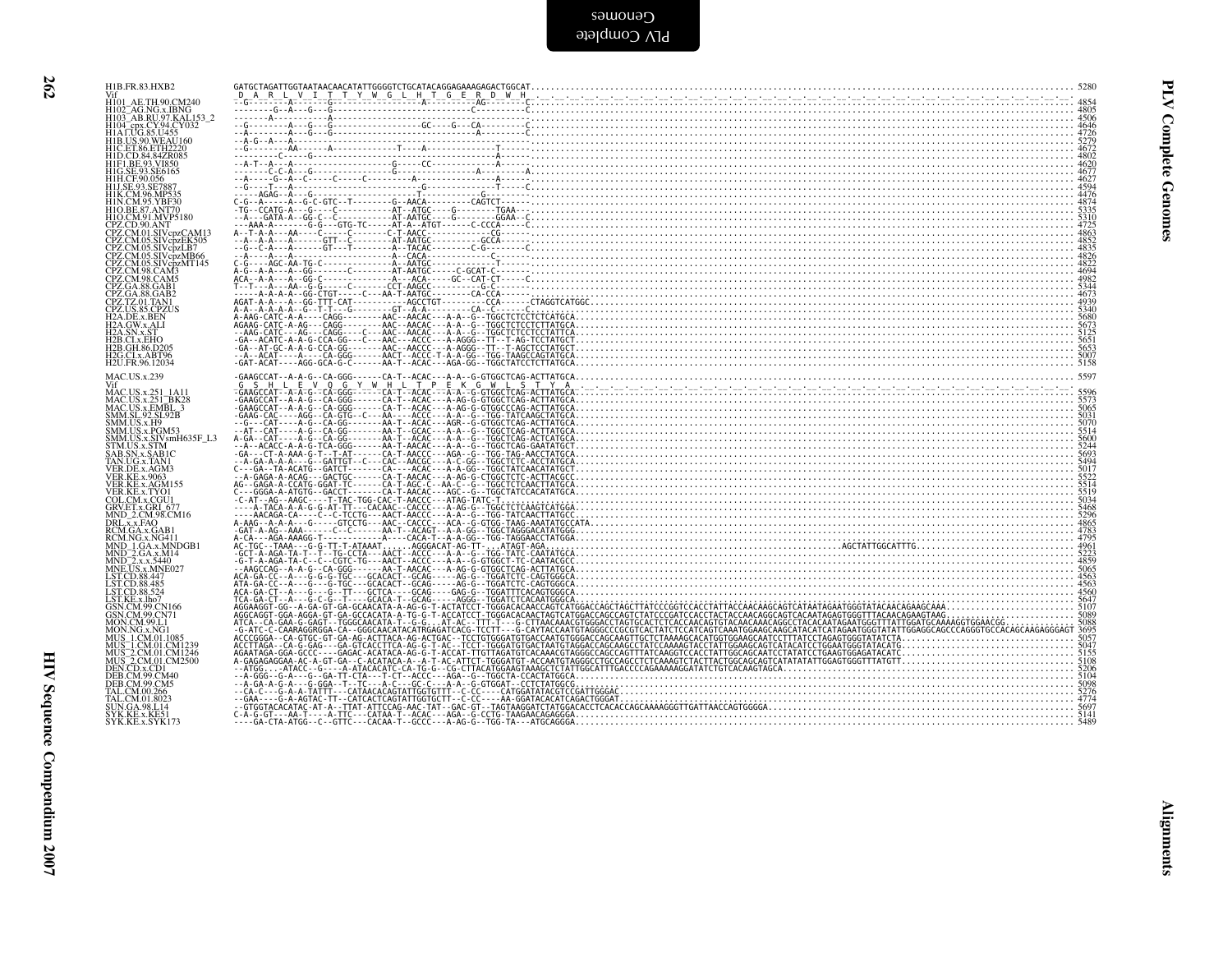```
H1B.FR.83.HXB2          GATGCTAGATTGGTAATAACAACATATTGGGGTCTGCATACAGGAGAAAGAGACTGGCAT...................................................................................... 5280
Vif                      D  A  R  L  V  I  T  T  Y  W  G  L  H  T  G  E  R  D  W  H
H101_AE.TH.90.CM240     --G-------A-----G----------------------A----------AG--------.................................................................................... 4854
H102_AG.NG.x.IBNG       ---------G--A---G--------------------------------C-------C...................................................................................... 4805
H103_AB.RU.97.KAL153_2  -------A----------A-------------------------------------......................................................................................... 4506
H104_cpx.CY.94.CY032    --G-------A---G---G-----------------------GC---G---CA-------.................................................................................... 4646
H1A1.UG.85.U455         --A-------A---G---G--------------------------------A-------C.................................................................................... 4726
H1B.US.90.WEAU160       --A-G--A---A--.................................................................................................................................. 5279
H1C.ET.86.ETH2220       --G-------AA------A------------T-----A--------------T-.......................................................................................... 4672
H1D.CD.84.84ZR085       ---------C-----G-----------------------------------A-........................................................................................... 4802
H1F1.BE.93.VI850        --A-T--A---A--------------------G-----CC-----------A-........................................................................................... 4620
H1G.SE.93.SE6165        -------C-C-A---G-------------G-----------------A-------A........................................................................................ 4677
H1H.CF.90.056           --A-----G--A--C-----C-----C--------A---------------A-........................................................................................... 4627
H1J.SE.93.SE7887        --G----T---A--------------------------G--------------T----C..................................................................................... 4594
H1K.CM.96.MP535         ----AGAG--A---G------------------T-----------------G-----..................................................................................... 4476
H1N.CM.95.YBF30         C-G--A-----A--G-C-GTC--T--------G--AACA---------CAGTCT-......................................................................................... 4874
H1O.BE.87.ANT70         -TG--CCATG-A---G----C---------AT--ATGC-----G---------TGAA--..................................................................................... 5335
H1O.CM.91.MVP5180       --A---GATA-A---GG-C--C----------AT-AATGC-----G--------GGAA--.................................................................................... 5310
CPZ.CD.90.ANT           ---AAA-A-------G-G----GTG-TC-----AT-A--ATGT------C-CCCA-----C................................................................................... 4725
CPZ.CM.01.SIVcpzCAM13   A--T-A-A---AA----C----C-------C-T-AACC--------------CG-----..................................................................................... 4863
CPZ.CM.05.SIVcpzEK505   --A--A-A---A-----GTT--C--------AT-AATGC----------GCCA-----...................................................................................... 4852
CPZ.CM.05.SIVcpzLB7     --G--C-A---A-------GT----T-------A--TACAC--------C-G-------C.................................................................................... 4835
CPZ.CM.05.SIVcpzMB66    --A----A---A---------------------A--CACA--------------C-......................................................................................... 4826
CPZ.CM.05.SIVcpzMT145   C-G----AGC-AA-TG-C---------------A--AATGC------------T-......................................................................................... 4822
CPZ.CM.98.CAM3          A-G--A-A---A--GG-------C--------AT-AATGC-----C-GCAT-C------..................................................................................... 4694
CPZ.CM.98.CAM5          ACA--A-A---A--GG-C------------A----ACA-----GC--CAT-CT------C.................................................................................... 4982
CPZ.GA.88.GAB1          T--T---A---AA--G-G----C--------CCT-AAGCC--------G-C------....................................................................................... 5344
CPZ.GA.88.GAB2          ----A-A-A-A--GG-CTGT-----C---AA-T-AATGC--------CA-CCA------..................................................................................... 4673
CPZ.TZ.01.TAN1          AGAT-A-A---A--GG-TTT-CAT---------AGCCTGT--------CCA-------CTAGGTCATGGC.......................................................................... 4939
CPZ.US.85.CPZUS         A-A--A-A-A---G--T-T---G---------GT--A-A---------CA--C-----...................................................................................... 5340
H2A.DE.x.BEN            A-AAG-CATC-A-A----CAGG--------AAC--AACAC---A-A--G--TGGCTCTCCTCTCATGCA........................................................................... 5680
H2A.GW.x.ALI            AGAAG-CATC-A-AG---CAGG--------AAC--AACAC---A-A--G--TGGCTCTCCTCTTATGCA........................................................................... 5673
H2A.SN.x.ST             --AAG-CATC---AG---CAGG-----C--AAC--AACAC---A-A--G--TGGCTCTCCTCCTATTCA........................................................................... 5125
H2B.CI.x.EHO            -GA--ACATC-A-A-G-CCA-GG---C---AAC---ACCC---A-AGGG--TT--T-AG-TCCTATGCT........................................................................... 5651
H2B.GH.86.D205          -GA--AT-GC-A-A-G-CCA-GG-------AAC--AACCC---A-AGGG--TT--T-AGCTCCTATGCT........................................................................... 5653
H2G.CI.x.ABT96          --A--ACAT----A----G-GGG-------AACT--ACCC-T-A-A-GG--TGG-TAAGCCAGTATGCA........................................................................... 5007
H2U.FR.96.12034         -GAT-ACAT----AGG-GCA-G-C------AA-T--ACAC---AGA-GG--TGGCTATCCTCTTATGCA........................................................................... 5158

MAC.US.x.239            -GAAGCCAT--A-A-G--CA-GGG------CA-T--ACAC---A-A--G-GTGGCTCAG-ACTTATGCA........................................................................... 5597
Vif                      G  S  H  L  E  V  Q  G  Y  W  H  L  T  P  E  K  G  W  L  S  T  Y  A
MAC.US.x.251_1A11       -GAAGCCAT--A-A-G--CA-GGG------CA-T--ACAC---A-A--G-GTGGCTCAG-ACTTATGCA........................................................................... 5596
MAC.US.x.251_BK28       -GAAGCCAT--A-A-G--CA-GGG------CA-T--ACAC---A-AG-G-GTGGCTCAG-ACTTATGCA........................................................................... 5573
MAC.US.x.EMBL_3         -GAAGCCAT--A-A-G--CA-GGG------CA-T--ACAC---A-AG-G-GTGGCCCAG-ACTTATGCA........................................................................... 5065
SMM.SL.92.SL92B         -GAAG-CAC----AGG--CA-GTG--C---AA----ACCC---A-A--G--TGG-TATCAAGCTATGCA........................................................................... 5031
SMM.US.x.H9             --G---CAT----A-G--CA-GG-------AA-T--ACAC---AGR--G-GTGGCTCAG-ACTTATGCA........................................................................... 5070
SMM.US.x.PGM53          --AT--CAT----A-G--CA-GG-------AA-T--GCAC---A-A--G--TGGCTCAG-ACTTATGCA........................................................................... 5514
SMM.US.x.SIVsmH635F_L3  A-GA--CAT----A-G--CA-GG-------AA-T--ACAC---A-A--G--TGGCTCAG-ACTCATGCA........................................................................... 5600
STM.US.x.STM            --A--ACACC-A-A-G-TCA-GGG------AA-T-AACAC---A-A--G--TGGCTCAG-GAATATGCT........................................................................... 5244
SAB.SN.x.SAB1C          -GA---CT-A-AAA-G-T--T-AT------CA-T-AACCC---AGA--G--TGG-TAG-AACCTATGCA........................................................................... 5693
TAN.UG.x.TAN1           --A-GA-A-A-A---G--GATTGT--C---CAC--AACGC---A-C-GG--TGGCTCTC-ACCTATGCA........................................................................... 5494
VER.DE.x.AGM3           C---GA--TA-ACATG--GATCT-------CA----ACAC---A-A-GG--TGGCTATCAACATATGCT........................................................................... 5017
VER.KE.x.9063           --A-GAGA-A-ACAG---GACTGC------CA-T-ACAC----A-A-GG-G-CTGGCTCTC-ACTTACGCC......................................................................... 5522
VER.KE.x.AGM155         AG--GAGA-A-CCATG-GGAT-TC------CA-T-AGC-C--AA-C---G--TGGCTCTCAACTTATGCA.......................................................................... 5514
VER.KE.x.TYO1           C---GGGA-A-ATGTG--GACCT-------CA-T-AACAC---AGC--G--TGGCTATCCACATATGCA........................................................................... 5519
COL.CM.x.CGU1           -C-AT--AG--AAGC----T-TAC-TGG-CAC-T-AACCC---ATAG-TATC-T.......................................................................................... 5034
GRV.ET.x.GRI_677        -----A-TACA-A-A-G-AT-TT---CACAAC--CACCC---A-AG-G--TGGCTCTCAAGTCATGGA............................................................................ 5468
MND_2.CM.98.CM16        -----AACAGA-CA----C--C-TCCTG---AACT-AACCC---A-A--G--TGG-TATCAACTTATGCC.......................................................................... 5296
DRL.x.x.FAO             A-AAG--A-A-A---G-----GTCCTG---AAC--CACCC---ACA--G-GTGG-TAAG-AAATATGCCATA........................................................................ 4865
RCM.GA.x.GAB1           -GAT-A-AG--AAA-----C--C-----AA-T--ACAGT--A-A-GG--TGGCTAGGGACATATGGG............................................................................. 4783
RCM.NG.x.NG411          A-CA----AGA-AAAGG-T----------A----CACA-T--A-A-GG--TGG-TAGGAACCTATGGA............................................................................ 4795
MND_1.GA.x.MNDGB1       AC-TGC--TAAA---G-G-TT-T-ATAAAT......AGGGACAT-AG-TT-...ATAGT-AGA..................................................AGCTATTGGCATTTG............... 4961
MND_2.GA.x.M14          -GCT-A-AGA-TA-T--T-TG-CCTA---AACT--ACCC---A-A--G--TGG-TATC-CAATATGCA............................................................................ 5223
MND_2.x.x.5440          -G-T-A-AGA-TA-C--C--CGTC-TG---AACT--ACCC---A-A--G--GTGGCT-TC-CAATACGCC.......................................................................... 4859
MNE.US.x.MNE027         --AAGCCAG--A-A-G--CA-GGG------AA-T-AACAC---A-AG-G-GTGGCTCAG-ACTTATGCA........................................................................... 5065
LST.CD.88.447           ACA-GA-CC--A---G-G-TGC---GCACACT--GCAG-----AG-G--TGGATCTC-CAGTGGGCA............................................................................. 4563
LST.CD.88.485           ATA-GA-CC--A---G--G-TGC---GCACACT--GCAG-----AG-G--TGGATCTC-CAGTGGGCA............................................................................ 4563
LST.CD.88.524           ACA-GA-CT--A---G---G--TT---GCTCA----GCAG----GAG-G--TGGATTTCACAGTGGGCA........................................................................... 4560
LST.KE.x.lho7           TCA-GA-CT--A---G-C-G--T----GCACA-T--GCAG-----AGGG--TGGATCTCACAATGGGCA........................................................................... 5647
GSN.CM.99.CN166         AGGAAGGT-GG--A-GA-GT-GA-GCAACATA-A-AG-G-T-ACTATCCT-TGGGACACAACCAGTCATGGACCAGCTAGCTTATCCCGGTCCACCTATTACCAACAAGCAGTCATAATAGAATGGGTATACAACAGAAGCAAA........................ 5107
GSN.CM.99.CN71          AGGCAGGT-GGA-AGGA-GT-GA-GCCACATA-A-TG-G-T-ACCATCCT-TGGGACACAACTAGTCATGGACCAGCCAGTCTATCCCGATCCACCTACTACCAACAGGCAGTCACAATAGAGTGGGTTTACAACAGAAGTAAG....................... 5089
MON.CM.99.L1            ATCA--CA-GAA-G-GAGT--TGGGCAACATA-T--G-G...AT-AC--TTT-T---G-CTTAACAAACGTGGACCTAGTGCACTCTCACCAACAGTGTACAACAAACAGGCCTACACAATAGAATGGGTTTATTGGATGCAAAAGGTGGAACGG.............. 5088
MON.NG.x.NG1            -G-ATC-C-CAARAGGRGGA-CA--GGGCAACATACATRGAGATCACG-TCCTT---G-CAYTACCAATGTAGGGCCCGCGTCACTATCTCCATCAGTCAAATGGAAGCAAGCATACATCATAGAATGGGTATATTGGAGGCAGCCCAGGGTGCCACAGCAAGAGGGAGT 3695
MUS_1.CM.01.1085        ACCCGGGA--CA-GTGC-GT-GA-AG-ACTTACA-AG-ACTGAC--TCCTGTGGGATGTGACCAATGTGGGACCAGCAAGTTGCTCTAAAAGCACATGGTGGAAGCAATCCTTTATCCTAGAGTGGGTATATCTA........................... 5057
MUS_1.CM.01.CM1239      ACCTTAGA--CA-G-GAG---GA-GTCACCTTCA-AG-G-T-AC--TCCT-TGGGATGTGACTAATGTAGGACCAGCAAGCCTATCCAAAAGTACCTATTGGAAGCAGTCATACATCCTGGAATGGGTATACATG........................... 5047
MUS_1.CM.01.CM1246      AGAATAGA-GGA-GCCC----GAGAC-ACATACA-AG-G-T-ACCAT-TTGTTAGATGTCACAAACGTAGGGCCAGCCAGTTTATCAAGGTCCACCTATTGGCAGCAATCCTATATCCTGAAGTGGAGATACATC............................ 5155
MUS_2.CM.01.CM2500      A-GAGAGAGGAA-AC-A-GT-GA--C-ACATACA-A--A-T-AC-ATTCT-TGGGATGT-ACCAATGTAGGGCCTGCCAGCCTCTCAAAGTCTACTTACTGGCAGCAGTCATATATATTGGAGTGGGTTTATGTT............................ 5108
DEN.CD.x.CD1            --ATGG....ATACC--G----A-ATACACATC-CA-TG-G--CG-CTTACATGGAAGTAAAGCTCTATTGGCATTTGACCCCAGAAAAAGGATATCTGTCACAAGTAGCA................................................ 5206
DEB.CM.99.CM40          --A-GGG--G-A---G--GA-TT-CTA---T-CT--ACCC---AGA--G--TGGCTA-CCACTATGGCA........................................................................... 5104
DEB.CM.99.CM5           --A-GA-A-G----G-GGA--T--TC---A-C---GC-C---A-A--G-GTGGAT--CCTCTATGGCG............................................................................ 5098
TAL.CM.00.266           --CA-C---G-A-A-TATTT---CATAACACAGTATTGGTGTTT--C-CC----CATGGATATACGTCCGATTGGGAC.................................................................. 5276
TAL.CM.01.8023          --GAA----G-A-AGTAC-TT--CATCACTCAGTATTGGTGCTT--C-CC----AA-GGATACACATCAGACTGGGAT.................................................................. 4774
SUN.GA.98.L14           --GTGGTACACATAC-AT-A--TTAT-ATTCCAG-AAC-TAT--GAC-GT--TAGTAAGGATCTATGGACACCTCACACCAGCAAAAGGGTTGATTAACCAGTGGGGA.................................... 5697
SYK.KE.x.KE51           C-A-G-GT---AA-T----A-TTC---CATAA-T--ACAC---AGA--G-CCTG-TAAGAACAGAGGGA........................................................................... 5141
SYK.KE.x.SYK173         ----GA-CTA-ATGG--C--GTTC---CACAA-T--GCCC---A-AG-G--TGG-TA---ATGCAGGGA........................................................................... 5489
```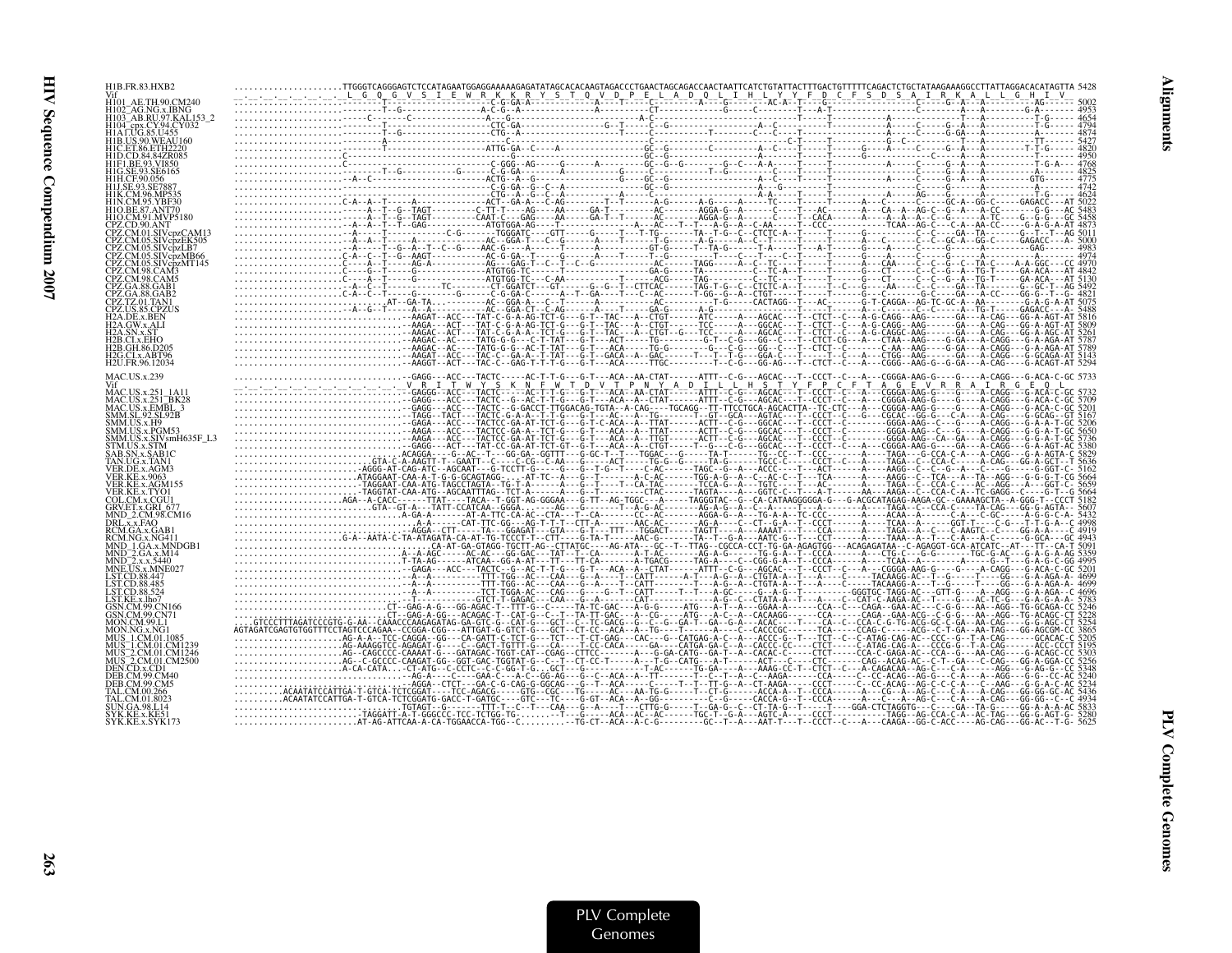```
H1B.FR.83.HXB2          .....................TTGGGTCAGGGAGTCTCCATAGAATGGAGGAAAAAGAGATATAGCACACAAGTAGACCCTGAACTAGCAGACCAACTAATTCATCTGTATTACTTTGACTGTTTTTCAGACTCTGCTATAAGAAAGGCCTTATTAGGACACATAGTTA 5428
Vif                                          L  G  Q  G  V  S  I  E  W  R  K  K  R  Y  S  T  Q  V  D  P  E  L  A  D  Q  L  I  H  L  Y  Y  F  D  C  F  S  D  S  A  I  R  K  A  L  L  G  H  I  V
H101_AE.TH.90.CM240     5002
H102_AG.NG.x.IBNG       4953
H103_AB.RU.97.KAL153_2  4654
H104_cpx.CY.94.CY032    4794
H1A1.UG.85.U455         4874
H1B.US.90.WEAU160       5427
H1C.ET.86.ETH2220       4820
H1D.CD.84.84ZR085       4950
H1F1.BE.93.VI850        4768
H1G.SE.93.SE6165        4825
H1H.CF.90.056           4775
H1J.SE.93.SE7887        4742
H1K.CM.96.MP535         4624
H1N.CM.95.YBF30         5022
H1O.BE.87.ANT70         5483
H1O.CM.91.MVP5180       5458
CPZ.CD.90.ANT           4873
CPZ.CM.01.SIVcpzCAM13   5011
CPZ.CM.05.SIVcpzEK505   5000
CPZ.CM.05.SIVcpzLB7     4983
CPZ.CM.05.SIVcpzMB66    4974
CPZ.CM.05.SIVcpzMT145   4970
CPZ.CM.98.CAM3          4842
CPZ.CM.98.CAM5          5130
CPZ.GA.88.GAB1          5492
CPZ.GA.88.GAB2          4821
CPZ.TZ.01.TAN1          5075
CPZ.US.85.CPZUS         5488
H2A.DE.x.BEN            5816
H2A.GW.x.ALI            5809
H2A.SN.x.ST             5251
H2B.CI.x.EHO            5787
H2B.GH.86.D205          5789
H2G.CI.x.ABT96          5143
H2U.FR.96.12034         5294

MAC.US.x.239            .................................GAGG---ACC---TACTC-----AC-T-T-G---G-T---ACA--AA-CTAT------ATTT--C-G---AGCAC---T--CCCT--C---A----CGGGA-AAG-G----G----A-CAGG---G-ACA-C-GC 5733
Vif                                                       V  R  I  T  W  Y  S  K  N  F  W  T  D  V  T  P  N  Y  A  D  I  L  L  H  S  T  Y  F  P  C  F  T  A  G  E  V  R  R  A  I  R  G  E  Q  L
MAC.US.x.251_1A11       5732
MAC.US.x.251_BK28       5709
MAC.US.x.EMBL_3         5201
SMM.SL.92.SL92B         5167
SMM.US.x.H9             5206
SMM.US.x.PGM53          5650
SMM.US.x.SIVsmH635F_L3  5736
STM.US.x.STM            5380
SAB.SN.x.SAB1C          5829
TAN.UG.x.TAN1           5636
VER.DE.x.AGM3           5162
VER.KE.x.9063           5664
VER.KE.x.AGM155         5659
VER.KE.x.TYO1           5664
COL.CM.x.CGU1           5182
GRV.ET.x.GRI_677        5607
MND_2.CM.98.CM16        5432
DRL.x.x.FAO             4998
RCM.GA.x.GAB1           4919
RCM.NG.x.NG411          4943
MND_1.GA.x.MNDGB1       5091
MND_2.GA.x.M14          5359
MND_2.x.x.5440          4995
MNE.US.x.MNE027         5201
LST.CD.88.447           4699
LST.CD.88.485           4699
LST.CD.88.524           4696
LST.KE.x.lho7           5783
GSN.CM.99.CN166         5246
GSN.CM.99.CN71          5228
MON.CM.99.L1            5254
MON.NG.x.NG1            3865
MUS_1.CM.01.1085        5205
MUS_1.CM.01.CM1239      5195
MUS_2.CM.01.CM1246      5303
MUS_2.CM.01.CM2500      5256
DEN.CD.x.CD1            5348
DEB.CM.99.CM40          5240
DEB.CM.99.CM5           5234
TAL.CM.00.266           5436
TAL.CM.01.8023          4934
SUN.GA.98.L14           5833
SYK.KE.x.KE51           5280
SYK.KE.x.SYK173         5625
```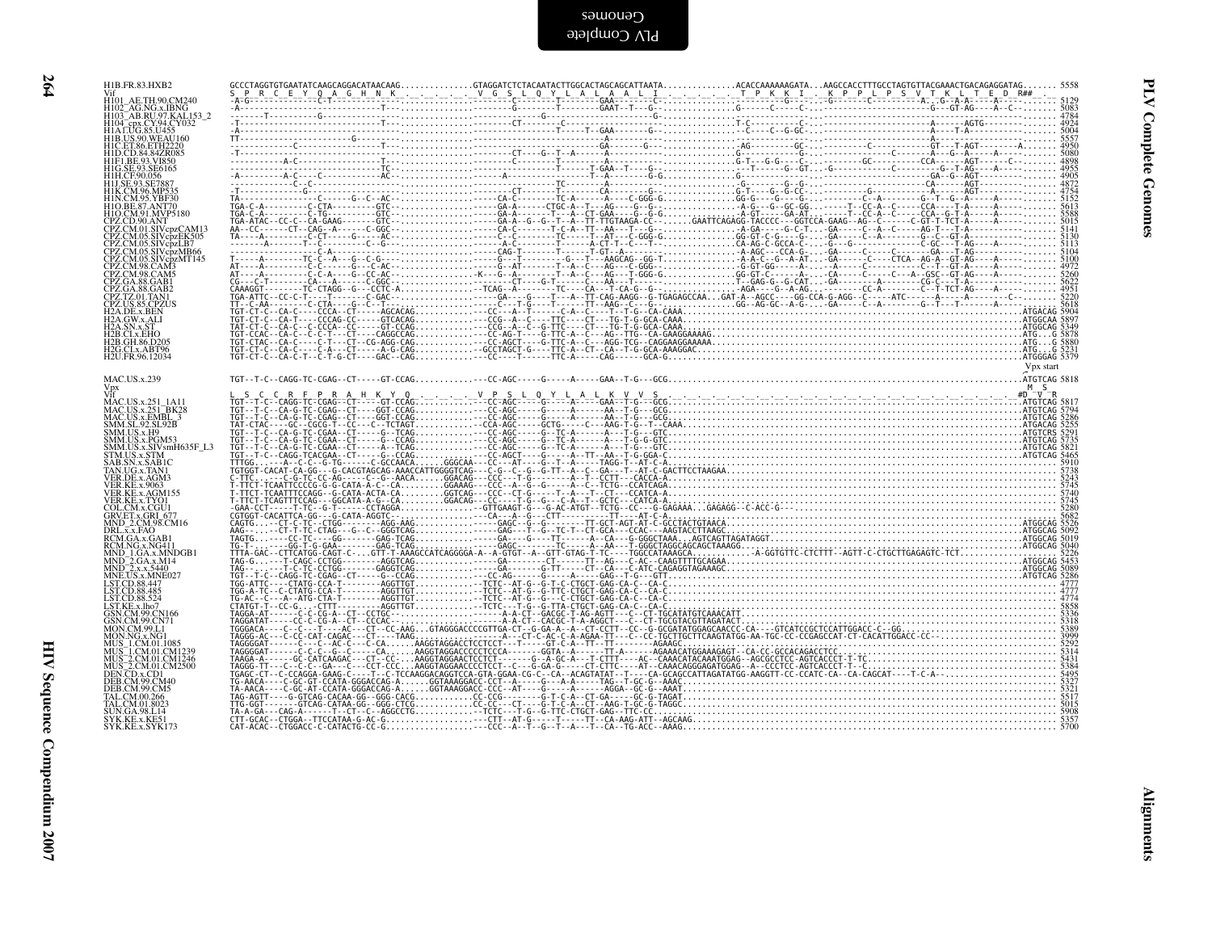```
H1B.FR.83.HXB2             GCCCTAGGTGTGAATATCAAGCAGGACATAACAAG...............GTAGGATCTCTACAATACTTGGCACTAGCAGCATTAATA..............ACACCAAAAAAGATA...AAGCCACCTTTGCCTAGTGTTACGAAACTGACAGAGGATAG....... 5558
Vif                         S  P  R  C  E  Y  Q  A  G  H  N  K  .  .  .  .  .  V  G  S  L  Q  Y  L  A  L  A  L  I  .  .  .  .  .  T  P  K  K  I  .  K  P  P  L  P  S  V  T  K  L  T  E  D  R##
Vpx start
MAC.US.x.239
Vpx
Vif
```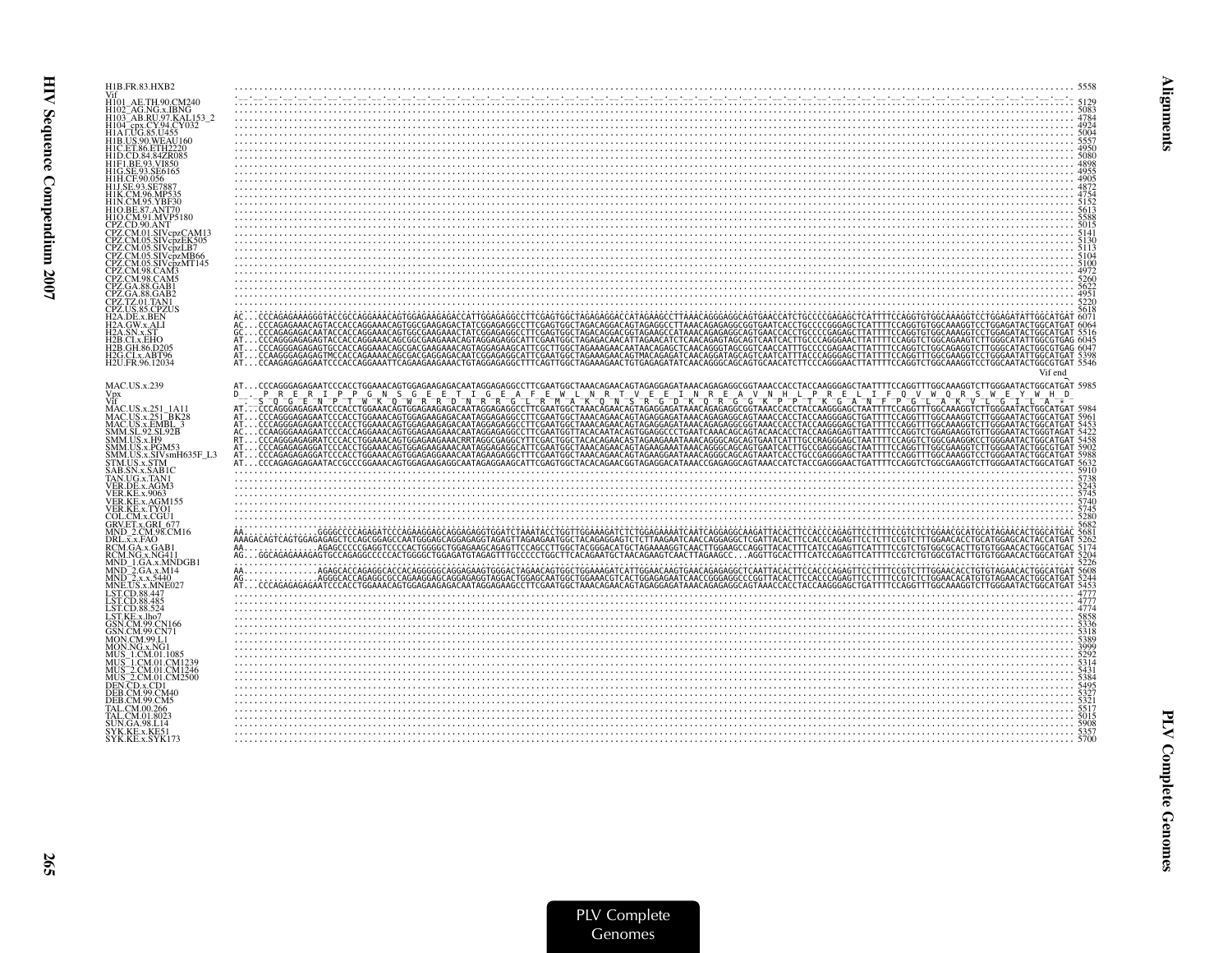```
H1B.FR.83.HXB2              ............................................................ 5558
Vif
H101_AE.TH.90.CM240         ............................................................ 5129
H102_AG.NG.x.IBNG           ............................................................ 5083
H103_AB.RU.97.KAL153_2      ............................................................ 4784
H104_cpx.CY.94.CY032        ............................................................ 4924
H1A1.UG.85.U455             ............................................................ 5004
H1B.US.90.WEAU160           ............................................................ 5557
H1C.ET.86.ETH2220           ............................................................ 4950
H1D.CD.84.84ZR085           ............................................................ 5080
H1F1.BE.93.VI850            ............................................................ 4898
H1G.SE.93.SE6165            ............................................................ 4955
H1H.CF.90.056               ............................................................ 4905
H1J.SE.93.SE7887            ............................................................ 4872
H1K.CM.96.MP535             ............................................................ 4754
H1N.CM.95.YBF30             ............................................................ 5152
H1O.BE.87.ANT70             ............................................................ 5613
H1O.CM.91.MVP5180           ............................................................ 5588
CPZ.CD.90.ANT               ............................................................ 5015
CPZ.CM.01.SIVcpzCAM13       ............................................................ 5141
CPZ.CM.05.SIVcpzEK505       ............................................................ 5130
CPZ.CM.05.SIVcpzLB7         ............................................................ 5113
CPZ.CM.05.SIVcpzMB66        ............................................................ 5104
CPZ.CM.05.SIVcpzMT145       ............................................................ 5100
CPZ.CM.98.CAM3              ............................................................ 4972
CPZ.CM.98.CAM5              ............................................................ 5260
CPZ.GA.88.GAB1              ............................................................ 5622
CPZ.GA.88.GAB2              ............................................................ 4951
CPZ.TZ.01.TAN1              ............................................................ 5220
CPZ.US.85.CPZUS             ............................................................ 5618
H2A.DE.x.BEN                AC...CCCAGAGAAAGGGTACCGCCAGGAAACAGTGGAGAAGAGACCATTGGAGAGGCCTTCGAGTGGCTAGAGAGGACCATAGAAGCCTTAAACAGGGAGGCAGTGAACCATCTGCCCCGAGAGCTCATTTTCCAGGTGTGGCAAAGGTCCTGGAGATATTGGCATGAT 6071
H2A.GW.x.ALI                AC...CCCAGAGAAACAGTACCACCAGGAAACAGTGGCGAAGAGACTATCGGAGAGGCCTTCGAGTGGCTAGACAGGACAGTAGAGGCCTTAAACAGAGAGGCGGTGAATCACCTGCCCCGGGAGCTCATTTTCCAGGTGTGGCAAAGGTCCTGGAGATACTGGCATGAT 6064
H2A.SN.x.ST                 GC...CCCAGAGAGACAATACCACCAGGAAACAGTGGCGAAGAAACTATCGGAGAGGCCTTCGAGTGGCTAGACAGGACGGTAGAGGCCATAAACAGAGAGGCAGTGAACCACCTGCCCCGAGAGCTTATTTTCCAGGTGTGGCAAAGGTCTTGGAGATACTGGCATGAT 5516
H2B.CI.x.EHO                AT...CCCAGGGAGAGAGTACCACCAGGAAACAGCGGCGAAGAAACAGTAGGAGAGGCATTCGAATGGCTAGAGACAACATTAGAACATCTCAACAGAGTAGCAGTCAATCACTTGCCCAGGGAACTTATTTTCCAGGTCTGGCAGAAGTCTTGGGCATATTGGCGTGAG 6045
H2B.GH.86.D205              AT...CCCAGGGAGAGAGTGCCACCAGGAAACAGCGACGAAGAAACAGTAGGAGAAGCATTCGCTTGGCTAGAAAGAACAATAACAGAGCTCAACAGGGTAGCGGTCAACCATTTGCCCCGAGAACTTATTTTCCAGGTCTGGCAGAGGTCTTGGGCATACTGGCGTGAG 6047
H2G.CI.x.ABT96               AT...CCAAGGGAGAGAGTMCCACCAGGAAACAGCGACGAGGAGACAATCGGAGAGGCATTCGAATGGCTAGAAAGAACAGTMACAGAGATCAACAGGATAGCAGTCAATCATTTACCCAGGGAACTTATTTTCCAGGTTTGGCAAGGGTCCTGGGAATATTGGCATGAT 5398
H2U.FR.96.12034             AT...CCAAGAGAGAGAATCCCACCAGGAAATTCAGAAGAAGAAACTGTAGGAGAGGCTTTCAGTTGGCTAGAAAGAACTGTGAGAGATATCAACAGGGCAGCAGTGCAACATCTTCCCAGGGAACTTATTTTCCAGGTCTGGCAAAGGTCCTGGCAATACTGGCGTGAT 3546
                                                                                                                                                                                      Vif end

MAC.US.x.239                AT...CCCAGGGAGAGAATCCCACCTGGAAACAGTGGAGAAGAGACAATAGGAGAGGCCTTCGAATGGCTAAACAGAACAGTAGAGGAGATAAACAGAGAGGCGGTAAACCACCTACCAAGGGAGCTAATTTTCCAGGTTTGGCAAAGGTCTTGGGAATACTGGCATGAT 5985
Vpx                         D_  P R E R I P P G N S G E E T I G E A F E W L N R T V E E I N R E A V N H L P R E L I F Q V W Q R S W E Y W H D
Vif                         S Q G E N P T W K Q W R R D N R R G L R M A K Q N S R G D K Q R G G K P P T K G A N F P G L A K V L G I L A *
MAC.US.x.251_1A11           AT...CCCAGGGAGAGAATCCCACCTGGAAACAGTGGAGAAGAGACAATAGGAGAGGCCTTCGAATGGCTAAACAGAACAGTAGAGGAGATAAACAGAGAGGCGGTAAACCACCTACCAAGGGAGCTAATTTTCCAGGTTTGGCAAAGGTCTTGGGAATACTGGCATGAT 5984
MAC.US.x.251_BK28           AT...CCCAGGGAGAGAATCCCACCTGGAAACAGTGGAGAAGAGACAATAGGAGAGGCCTTCGAATGGCTAAACAGAACAGTAGAGGAGATAAACAGAGAGGCAGTAAACCACCTACCAAGGGAGCTGATTTTCCAGGTTTGGCAAAGGTCTTGGGAATACTGGCATGAT 5961
MAC.US.x.EMBL_3             AT...CCCAGGGAGAGAATCCCACCTGGAAACAGTGGAGAAGAGACAATAGGAGAGGCCTTCGAATGGCTAAACAGAACAGTAGAGGAGATAAACAGAGAGGCGGTAAACCACCTACCAAGGGAGCTGATTTTCCAGGTTTGGCAAAGGTCTTGGGAATACTGGCATGAT 5453
SMM.SL.92.SL92B             AC...CCAAGGGAAAGAATCCCACCAGGAAACAGTGGAGAAGAAACAATAGGAGAGGCCTTCGAATGGTTACACAATACAGTGGAGGCCCTGAATCAAACAGCAGTACAACACCTACCAAGAGAGTTAATTTTCCAGGTCTGGAGAAGGTGTTGGGAATACTGGGTAGAT 5422
SMM.US.x.H9                 RT...CCCAGGGAGAGRATCCCACCTGGAAACAGTGGAGAAGAAACRRTAGGCGAGGCYTTCGACTGGCTACACAGAACASTAGAAGAAATAAACAGGGCAGCAGTGAATCATTTGCCRAGGGAGCTAATTTTCCAGGTCTGGCGAAGGKCCTGGGAATACTGGCATGAT 5458
SMM.US.x.PGM53              AT...CCCAGAGAGAGGATCCCACCTGGAAACAGTGGAGAAGAAACAATAGGAGAGGCTTTCGAATGGCTAAACAGAACAGTAGAAGAAATAAACAGGGCAGCAGTGAATCACTTGCCGAGGGAGCTAATTTTCCAGGTCTGGCGAAGGTCTTGGGAATACTGGCGTGAT 5902
SMM.US.x.SIVsmH635F_L3      AT...CCCAGAGAGAGGATCCCACCTGGAAACAGTGGAGAGGAAACAATAGAAGAGGCTTTCGAATGGCTAAACAGAACAGTAGAAGGAATAAACAGGGCAGCAGTAAATCACCTTCCGAGGGAGCTAATTTTCCAGGTTTGGCAAAGGTCCTGGGAATACTGGCATGAT 5988
STM.US.x.STM                AT...CCCAGAGAGAGAATACCGCCCGGAAACAGTGGAGAAGAGGCAATAGAGGAAGCATTCGAGTGGCTACACAGAACGGTAGAGGACATAAACCGAGAGGCAGTAAACCATCTACCGAGGGAACTGATTTTCCAGGTCTGGCGAAGGTCTTGGGAATACTGGCATGAT 5632
SAB.SN.x.SAB1C              ............................................................ 5910
TAN.UG.x.TAN1               ............................................................ 5738
VER.DE.x.AGM3               ............................................................ 5243
VER.KE.x.9063               ............................................................ 5745
VER.KE.x.AGM155             ............................................................ 5740
VER.KE.x.TYO1               ............................................................ 5745
COL.CM.x.CGU1               ............................................................ 5280
GRV.ET.x.GRI_677            ............................................................ 5682
MND_2.CM.98.CM16            AA...............GGGGCCCCAGAGATCCCAGAAGGAGCAGGAGAGGTGGATCTAAATACCTGGTTGGAAAGATCTCTGGAGAAAATCAATCAGGAGGCAAGATTACACTTCCACCCAGAGTTCCTTTTCCGTCTCTGGAACGCATGCATAGAACACTGGCATGAC 5681
DRL.x.x.FAO                 AAAGACAGTCAGTGGAGAGAGCTCCAGCGGAGCCAATGGGAGCAGGAGAGGTAGAGTTAGAAGAATGGTTGGCTACAGAGGAGTCTCTTAAGAATCAACCAGGAGGCTCGATTACACTTCCACCCAGAGTTCCTCTTCCGTCTTTGGAACACCTGCATGGAGCACTACCATGAT 5262
RCM.GA.x.GAB1               AA...............AGAGCCCCGAGGTCCCCACTGGGGCTGGAGAAGCAGAGTTCCAGCCTTGGCTACGGGACATGCTAGAAAAGGTCAACTTGGAAGCCAGGTTACACTTTCATCCAGAGTTCATTTTCCGTCTGTGGCGCACTTGTGTGGAACACTGGCATGAC 5174
RCM.NG.x.NG411              AG...GGCAGAGAAAGAGTGCCAGAGGCCCCCACTGGGGCTGGAGATGTAGAGTTTGCCCCCTGGCTTCACAGAATGCTAACAGAAGTCAACTTAGAAGCC...AGGTTGCACTTTCATCCAGAGTTCATTTTCCGTCTGTGGCGTACTTGTGTGGAACACTGGCATGAT 5204
MND_1.GA.x.MNDGB1           ............................................................ 5226
MND_2.GA.x.M14              AA...............AGAGCACCAGAGGCACCACAGGGGGCAGGAGAAGTGGGACTAGAACAGTGGCTGGAAAGATCATTGGAACAAGTGAACAGAGAGGCTCAATTACACTTCCACCCAGAGTTCCTTTTCCGTCTTTGGAACACCTGTGTAGAACACTGGCATGAT 5608
MND_2.x.x.5440              AG...............AGGGCACCAGAGGCGCCAGAGGAGCAGGAGAGGTAGGACTGGAGCAATGGCTGGAACGTCACTGGAGAGAATCAACCGGGAGGCCGGTTACACTTCCACCCAGAGTTCCTTTTCCGTCTCTGGAACACATGTGTAGAACACTGGCATGAT 5244
MNE.US.x.MNE027             AT...CCCAGAGAGAGAATCCCACCTGGAAACAGTGGAGAAGAGACAATAGGAGAAGCCTTCGAATGGCTAAACAGAACAGTAGAGGAGATAAACAGAGAGGCAGTAAACCACCTACCAAGGGAGCTGATTTTCCAGGTTTGGCAAAGGTCTTGGGAATACTGGCATGAT 5453
LST.CD.88.447               ............................................................ 4777
LST.CD.88.485               ............................................................ 4777
LST.CD.88.524               ............................................................ 4774
LST.KE.x.lho7               ............................................................ 5858
GSN.CM.99.CN166             ............................................................ 5336
GSN.CM.99.CN71              ............................................................ 5318
MON.CM.99.L1                ............................................................ 5389
MON.NG.x.NG1                ............................................................ 3999
MUS_1.CM.01.1085            ............................................................ 5292
MUS_1.CM.01.CM1239          ............................................................ 5314
MUS_2.CM.01.CM1246          ............................................................ 5431
MUS_2.CM.01.CM2500          ............................................................ 5384
DEN.CD.x.CD1                ............................................................ 5495
DEB.CM.99.CM40              ............................................................ 5327
DEB.CM.99.CM5               ............................................................ 5321
TAL.CM.00.266               ............................................................ 5517
TAL.CM.01.8023              ............................................................ 5015
SUN.GA.98.L14               ............................................................ 5908
SYK.KE.x.KE51               ............................................................ 5357
SYK.KE.x.SYK173             ............................................................ 5700
```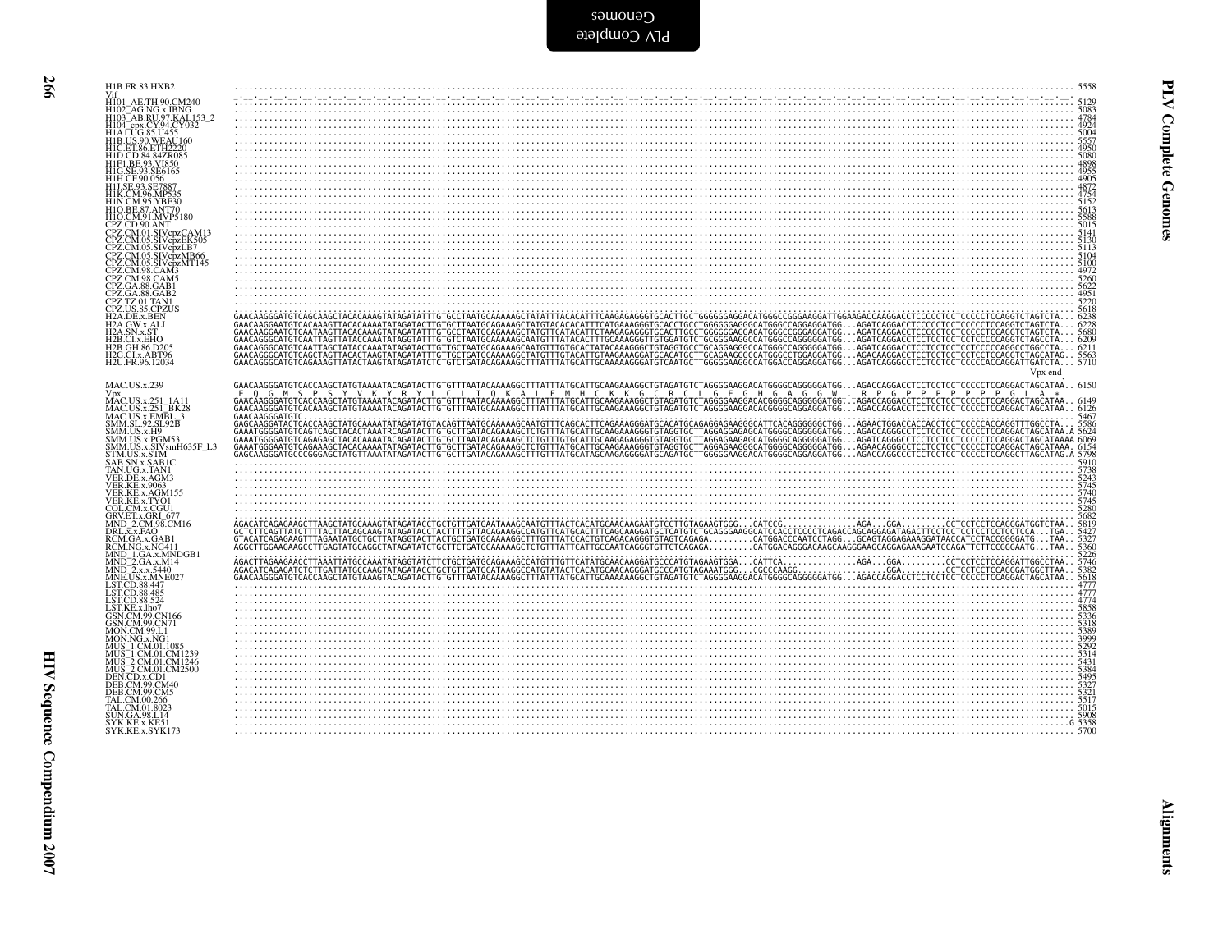```
H1B.FR.83.HXB2          ............................................................................................................................................................................ 5558
Vif                     _ . _ . _ . _ . _ . _ . _ . _ . _ . _ . _ . _ . _ . _ . _ . _ . _ . _ . _ . _ . _ . _ . _ . _ . _ . _ . _ . _ . _ . _ . _ . _ . _ . _ . _ . _ . _ . _ . _ . _ . _ . _ . _ . _ . _ . _ . _
H101_AE.TH.90.CM240     ............................................................................................................................................................................ 5129
H102_AG.NG.x.IBNG       ............................................................................................................................................................................ 5083
H103_AB.RU.97.KAL153_2  ............................................................................................................................................................................ 4784
H104_cpx.CY.94.CY032    ............................................................................................................................................................................ 4924
H1A1.UG.85.U455         ............................................................................................................................................................................ 5004
H1B.US.90.WEAU160       ............................................................................................................................................................................ 5557
H1C.ET.86.ETH2220       ............................................................................................................................................................................ 4950
H1D.CD.84.84ZR085       ............................................................................................................................................................................ 5080
H1F1.BE.93.VI850        ............................................................................................................................................................................ 4898
H1G.SE.93.SE6165        ............................................................................................................................................................................ 4955
H1H.CF.90.056           ............................................................................................................................................................................ 4905
H1J.SE.93.SE7887        ............................................................................................................................................................................ 4872
H1K.CM.96.MP535         ............................................................................................................................................................................ 4754
H1N.CM.95.YBF30         ............................................................................................................................................................................ 5152
H1O.BE.87.ANT70         ............................................................................................................................................................................ 5613
H1O.CM.91.MVP5180       ............................................................................................................................................................................ 5588
CPZ.CD.90.ANT           ............................................................................................................................................................................ 5015
CPZ.CM.01.SIVcpzCAM13   ............................................................................................................................................................................ 5141
CPZ.CM.05.SIVcpzEK505   ............................................................................................................................................................................ 5130
CPZ.CM.05.SIVcpzLB7     ............................................................................................................................................................................ 5113
CPZ.CM.05.SIVcpzMB66    ............................................................................................................................................................................ 5104
CPZ.CM.05.SIVcpzMT145   ............................................................................................................................................................................ 5100
CPZ.CM.98.CAM3          ............................................................................................................................................................................ 4972
CPZ.CM.98.CAM5          ............................................................................................................................................................................ 5260
CPZ.GA.88.GAB1          ............................................................................................................................................................................ 5622
CPZ.GA.88.GAB2          ............................................................................................................................................................................ 4951
CPZ.TZ.01.TAN1          ............................................................................................................................................................................ 5220
CPZ.US.85.CPZUS        ............................................................................................................................................................................ 5618
H2A.DE.x.BEN            GAACAAGGGATGTCAGCAAGCTACACAAAGTATAGATATTTGTGCCTAATGCAAAAAGCTATATTTACACATTTCAAGAGAGGGTGCACTTGCTGGGGGGAGGACATGGGCCGGGAAGGATTGGAAGACCAAGGACCTCCCCCTCCTCCCCCTCCAGGTCTAGTCTA... 6238
H2A.GW.x.ALI            GAACAAGGAATGTCAGCAAAGTTACACAAAATATAGATACTTGTGCTTAATGCAGAAAGCTATGTACACACATTTCATGAAAGGGTGCACCTGCCTGGGGGAGGGCATGGGCCAGGAGGATGG...AGATCAGGACCTCCCCCTCCTCCCCCTCCAGGTCTAGTCTA... 6228
H2A.SN.x.ST             GAACAAGGAATGTCAATAAGTTACACAAAGTATAGATATTTGTGCCTAATGCAGAAGCTATGTTCATACATTTCAAGAGAGGGTGCACTTGCCTGGGGGAGGACATGGGCCGGGAGGATGG...AGATCAGGACCTCCCCCTCCTCCCCCTCCAGGTCTAGTCTA... 5980
H2B.CI.x.EHO            GAACAGGGCATGTCAATTAGTTATACCAAATATAGGTATTTGTGTCTAATGCAAAAAGCAATGTTTATACACTTTGCAAAGGGTTGTGGATGTCTGCGGGAAGGCCATGGGCCAGGGGGATGG...AGATCAGGACCTCCTCCTCCTCCCCCTCCAGGTCTAGCCTA... 6209
H2B.GH.86.D205          GAACAGGGCATGTCAATTAGCTATACCAAATATAGATACTTGTGCTTAATGCAGAAAGCAATGTTTGTGCACTATACAAAGGGCTGTAGGTGCCTGCAGGAGGGCCATGGGCCAGGGGGATGG...AGATCAGGACCTCCTCCTCCTCCCCCTCCAGGCCTGGCCTA... 6211
H2G.CI.x.ABT96          GAACAGGGCATGTCAGCTAGTTACACTAAGTATAGATATTTGTGCTGATGCAAAAAGCTATGTTGTGCACATTTGTAAGAAAGGATGCACATGCTTGCAGAAGGGCCATGGGCCTGGAGGATGG...AGACAAGGACCTCCTCCTCCTCCTCCTCCAGGTCTAGCATAG.. 5563
H2U.FR.96.12034         GAACAGGGCATGTCAGAAAGTTATACTAAGTATAGATATCTCTGTCTGATGCAGAAAGCTTTATTTATGCATTGCAAAAAAGGGATGTCAATGCTTGGGGGAAGGCCATGGACCAGGAGGATGG...AGATCAGGGCCTCCTCCTCCCCCACCAGGATTGATCTA... 5710
                                                                                                                                                                                  Vpx end

MAC.US.x.239            GAACAAGGGATGTCACCAAGCTATGTAAAATACAGATACTTGTGTTTAATACAAAAGGCTTTATTTATGCATTGCAAGAAAGGCTGTAGATGTCTAGGGGAAGGACATGGGGCAGGGGGATGG...AGACCAGGACCTCCTCCTCCCCCTCCAGGACTAGCATAA.. 6150
Vpx                      E  Q  G  M  S  P  S  Y  V  K  Y  R  Y  L  C  L  I  Q  K  A  L  F  M  H  C  K  K  G  C  R  C  L  G  E  G  H  G  A  G  G  W  .  R  P  G  P  P  P  P  P  P  G  L  A  *
MAC.US.x.251_1A11       GAACAAGGGATGTCACCAAGCTATGTAAAATACAGATACTTGTGTTTAATACAAAAGGCTTTATTTATGCATTGCAAGAAAGGCTGTAGATGTCTAGGGGAAGGACACGGGGCAGGGGGATGG...AGACCAGGACCTCCTCCTCCCCCTCCAGGACTAGCATAA.. 6149
MAC.US.x.251_BK28       GAACAAGGGATGTCACAAAGCTATGTAAAATACAGATACTTGTGTTTAATACAAAAGGCTTTATTTATGCATTGCAAGAAAGGCTGTAGATGTCTAGGGGAAGGACACGGGGCAGGAGGATGG...AGACCAGGACCTCCTCCTCCCCCTCCAGGACTAGCATAA.. 6126
MAC.US.x.EMBL_3         GAACAAGGGATGTC.......................................................................................................................................................... 5467
SMM.SL.92.SL92B         GAGCAAGGATACTCACCAAGCTATGCAAAATATAGATATGTACAGTTAATGCAAAAAGCAATGTTTCAGCACTTCAGAAAGGGATGCACATGCAGAGGAGAAGGGCATTCACAGGGGGGCTGG...AGAACTGGACCACCACCTCCTCCCCCACCAGGTTTGGCCTA... 5586
SMM.US.x.H9             GAAATGGGGATGTCAGTCAGCTACACTAAATRCAGATACTTGTGCTTGATACAGAAAGCTCTGTTTATGCATTGCAAGAAAGGGTGTAGGTGCTTAGGAGGAGAGCATGGGGCAGGGGGATGG...AGACCAGGGCCTCCTCCTCCCCCTCCAGGACTAGCATAA.A 5624
SMM.US.x.PGM53          GAAATGGGGATGTCAGAGAGCTACACAAAATACAGATACTTGTGCTTAATACAGAAAGCTCTGTTTGTGCATTGCAAGAGAGGGTGTAGGTGCTTAGGAGAAGGACATGGGGCAGGGGGATGG...AGATCAGGGCCTCCTCCTCCCCCTCCAGGACTAGCATAAAA 6069
SMM.US.x.SIVsmH635F_L3  GAAATGGGAATGTCAGAAAGCTACACAAAATATAGATACTTGTGCTTGATACAGAAAGCTCTGTTTATGCATTGCAAGAAAGGGTGTAGGTGCTTAGGAGAAGGGCATGGGGCAGGGGGATGG...AGAACAGGGCCTCCTCCTCCCCCTCCAGGACTAGCATAAA. 6154
STM.US.x.STM            GGCAAGGGATGCCCGGGAGCTATGTTAAATATAGATACTTGTGCTTGATACAGAAAGCTCTGTTTATGCATAGCAAGAGGGGATGCAGATGCTTGGGGGAAGGACATGGGGCAGGAGGATGG...AGACCAGGCCCTCCTCCTCCCCCTCCAGGCTTAGCATAG.A 5798
SAB.SN.x.SAB1C          ............................................................................................................................................................................ 5910
TAN.UG.x.TAN1           ............................................................................................................................................................................ 5738
VER.DE.x.AGM3           ............................................................................................................................................................................ 5243
VER.KE.x.9063           ............................................................................................................................................................................ 5745
VER.KE.x.AGM155         ............................................................................................................................................................................ 5740
VER.KE.x.TYO1           ............................................................................................................................................................................ 5745
COL.CM.x.CGU1           ............................................................................................................................................................................ 5280
GRV.ET.x.GRI_677        ............................................................................................................................................................................ 5682
MND_2.CM.98.CM16        AGACATCAGAGAAGCTTAAGCTATGCAAGTATAGATACCTGCTGTTGATGAATAAAGCAATGTTTACTCACATGCAACAAGAATGTCCTTGTAGAAGTGGG....CATCCG................AGA...GGA.........CCTCCTCCTCCAGGGATGGTCTAA.. 5819
DRL.x.x.FAO             GCTCTTCAGTTATCTTTTACTTACAGCAAGTATAGATACCTACTTTGTTACAGAAGGCCATGTTCATGCACTTTCAGCAAGGATGCTCATGTCTGCAGGGAAGGCATCCACCTCCCCTCAGACCAGCAGGAGATAGACTTCCTCCTCCTCCTCCTCCA...TGA.. 5427
RCM.GA.x.GAB1           GTACATCAGAGAAGTTTAGAATATGCTGCTTATAGGTACTTACTGCTGATGCAAAAGGCTTTGTTTATCCACTGTCAGACAGGGTGTAGTCAGAGA.........CATGGACCCAATCCTAGG...GCAGTAGGAGAAAGGATAACCATCCTACCGGGGATG...TAA.. 5327
RCM.NG.x.NG411          AGGCTTGGAAGAAGCCTTGAGTATGCAGGCTATAGATATCTGCTTCTGATGCAAAAAGCTCTGTTTATTCATTGCCAATCAGGGTGTTCTCAGAGA.........CATGGACAGGGACAAGCAAGGGAAGCAGGAGAAAGAATCCAGATTCTTCGGGAATG...TAA.. 5360
MND_1.GA.x.MNDGB1       ............................................................................................................................................................................ 3226
MND_2.GA.x.M14          AGACTTAGAAGAACCTTAAATTATGCCAAATATAGGTATCTTCTGCTGATGCAGAAAGCCATGTTTGTTCATATGCAACAAGGATGCCCATGTAGAAGTGGA....CATTCA................AGA...GGA.........CCTCCTCCTCCAGGATTGGCCTAA.. 5746
MND_2.x.x.5440          AGACATCAGAGATCTCTTGATTATGCCAAGTATAGATACCTGCTGTTGATGCATAAGGCCATGTATACTCACATGCAACAGGGATGCCCATGTAGAAATGGG....CGCCCAAGG................GGA.........CCTCCTCCTCCAGGGATGGCTTAA.. 5382
MNE.US.x.MNE027         GAACAAGGGATGTCACCAAGCTATGTAAAGTACAGATACTTGTGTTTAATACAAAAGGCTTTATTTATGCATTGCAAAAAAGGCTGTAGATGTCTAGGGGAAGGACATGGGGCAGGGGGATGG...AGACCAGGACCTCCTCCTCCCCCTCCAGGACTAGCATAA.. 5618
LST.CD.88.447           ............................................................................................................................................................................ 4777
LST.CD.88.485           ............................................................................................................................................................................ 4777
LST.CD.88.524           ............................................................................................................................................................................ 4774
LST.KE.x.lho7           ............................................................................................................................................................................ 5858
GSN.CM.99.CN166         ............................................................................................................................................................................ 5336
GSN.CM.99.CN71          ............................................................................................................................................................................ 5318
MON.CM.99.L1            ............................................................................................................................................................................ 5389
MON.NG.x.NG1            ............................................................................................................................................................................ 3999
MUS_1.CM.01.1085        ............................................................................................................................................................................ 5292
MUS_1.CM.01.CM1239      ............................................................................................................................................................................ 5314
MUS_2.CM.01.CM1246      ............................................................................................................................................................................ 5431
MUS_2.CM.01.CM2500      ............................................................................................................................................................................ 5384
DEN.CD.x.CD1            ............................................................................................................................................................................ 5495
DEB.CM.99.CM40          ............................................................................................................................................................................ 5327
DEB.CM.99.CM5           ............................................................................................................................................................................ 5321
TAL.CM.00.266           ............................................................................................................................................................................ 5517
TAL.CM.01.8023          ............................................................................................................................................................................ 5015
SUN.GA.98.L14           ............................................................................................................................................................................ 5908
SYK.KE.x.KE51           ...........................................................................................................................................................................G 5358
SYK.KE.x.SYK173         ............................................................................................................................................................................ 5700
```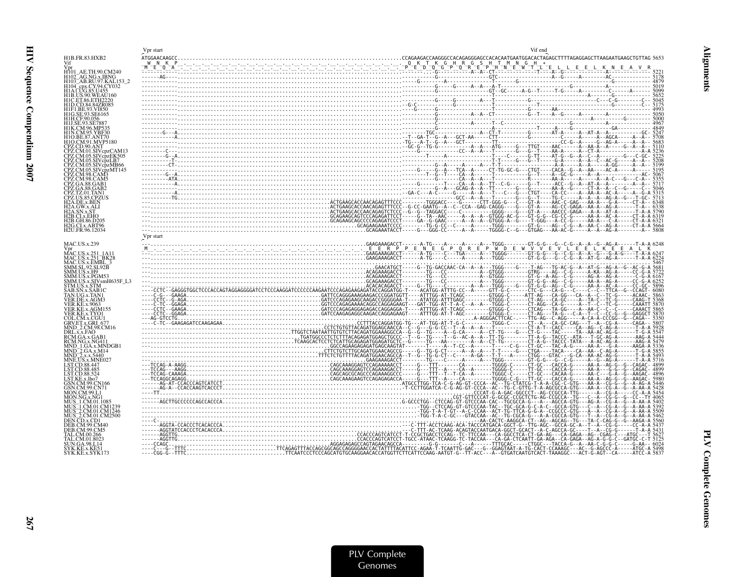```
                 Vpr start                                                                                    Vif end
H1B.FR.83.HXB2   ATGGAACAAGCC.......................................................................CCAGAAGACCAAGGGCCACAGAGGGAGCCACACAATGAATGGACACTAGAGCTTTTAGAGGAGCTTAAGAATGAAGCTGTTAG 5653
Vif               W  N  K  P  _  _  _  _  _  _  _  _  _  _  _  _  _  _  _  _  _  _  _  _  _  _  _   Q  K  T  K  G  H  R  G  S  H  T  M  N  G  H  *
Vpr              M  E  Q  A  _  _  _  _  _  _  _  _  _  _  _  _  _  _  _  _  _  _  _  _  _  _  _  P  E  D  Q  G  P  Q  R  E  P  H  N  E  W  T  L  E  L  L  E  E  L  K  N  E  A  V  R
H101_AE.TH.90.CM240    -----------..............................................................----------G-----------------A--A--CT-----------------T----A--G---------------A--------------- 5221
H102_AG.NG.x.IBNG      -----AG----..............................................................----------G-----------------GTC----------------A--G-----A--------AC------------ 5178
H103_AB.RU.97.KAL153_2 -----------..............................................................----G-----------A--------------------G---------------------------------G----------- 4879
H104_cpx.CY.94.CY032   -----------..............................................................----------G-----G-----A--A---A-T--------------------------G----------A-------------- 5019
H1A1.UG.85.U455        -----------..............................................................----------G-----------------GT--GC-----A-G--T------T-G------A--------C------A------- 5099
H1B.US.90.WEAU160      -----------..............................................................----------G---------------------------------------------A-------------G----------- 5652
H1C.ET.86.ETH2220      -----------..............................................................----------G-----G--------A---T----------G------------------------------C---C-G-------C- 5045
H1D.CD.84.84ZR085      -----------..............................................................-G-C------G-----G------------T---------------T-------------------------G--------C-- 5175
H1F1.BE.93.VI850       -----------..............................................................---G------G-----------------T-----------G-------AA------------------------------ 4993
H1G.SE.93.SE6165       -----------..............................................................----------G-----------A--A---CT----------G--T----A--G------A----------A-------------- 5050
H1H.CF.90.056          -----------..............................................................----------G-------------------------------------------------A---------G---------- 5000
H1J.SE.93.SE7887       -----------..............................................................----------G-----------A-----T--C---------------------G---------A----------------- 4967
H1K.CM.96.MP535        -----------..............................................................----------A-------------------------------T------A---G--------------GA----------- 4849
H1N.CM.95.YBF30        -------G---A.............................................................----------TGC---------------A--CT-T---------G-------AT-A------A--AT-A--A-----------GC 5247
H1O.BE.87.ANT70        -----------A.............................................................--T--GA-T--G--A---GCT-AA----CTT---------G-----------C-----A-----A--AGCA-----A--A-- 5708
H1O.CM.91.MVP5180      -----------A.............................................................--TG---A-T--G--A---GCT-------TT---------------------CC-G--A-----G--AG-A-----A--A-- 5683
CPZ.CD.90.ANT          -----------..............................................................--GC-G--TG-G------------A--A---ATG------G---TTGT----AAC-------A--AA-A-----G--A--A-- 5110
CPZ.CM.01.SIVcpzCAM13  --------C--..............................................................----------------CC-A--A--T------G---G--T---AA-A------A--CT-A------------------A-A 5236
CPZ.CM.05.SIVcpzEK505  --------G--A.............................................................---------T-----A--------------T---C------G-TT----AT-G--G--A--C--A---------G---C-GC- 5225
CPZ.CM.05.SIVcpzLB7    ---------T-..............................................................----------------------------T-T--------G--G--T------G-A------A--A--C--AC-G-----A--A-- 5208
CPZ.CM.05.SIVcpzMB66   ---------CT-.............................................................----------G--A-----A-----A--T-----------------A-A------A--A-----A-GG-----A--A-- 5199
CPZ.CM.05.SIVcpzMT145  -----------..............................................................----G----G--A---TCA--A-----CT-TG-GC-G---CTGT-----CACA--G--A--AA-----AC-A------A-- 5195
CPZ.CM.98.CAM3         -------G--A..............................................................----------T--G--T----CA--A------T-------------G--T-----A--GC-G------A--A-----------AC 5067
CPZ.CM.98.CAM5         -------ATA-..............................................................----------G-----------CA--A--A---------------R------AA-A------A-----A--C---GC--C-A--- 5355
CPZ.GA.88.GAB1         -----------A.............................................................-----G--------T----CA--A--A--TT--C-G-----G--T------ACC--G--A--AT-A--A----------A--A-- 5717
CPZ.GA.88.GAB2         -----------..............................................................----------G--A---GCAG-A--A--TT-----------G------AA-A--G--A-----CT-A--A--C-G------- 5046
CPZ.TZ.01.TAN1         -----------A.............................................................-GA-C---A-C-----G------A--A--TT--C--G---CTGT-----CA-CC-----A--AA-A--AC-A----A--A--A 5315
CPZ.US.85.CPZUS        ---------TG..............................................................-------------GCC--A--A-----T-----G----G--T-----TG-C-----A--A--AG-A--G--A--T-GC 5713
H2A.DE.x.BEN           ---...................................ACTGAAGCACCAACAGAGTTTCCC--------TGGGACC---G-----CTT-GGG-G---G---GT-A-----AAC-C-GAG---AA-A---G-A-----CT-A--- 6348
H2A.GW.x.ALI           ---...................................ACTGAAGCACCAACAGAGTTTCCC--G-CC-GAATG--A--C--CCA--GAG-CAGGG---G---GT-A-----AG-CC-GAGA--AA-A---AG-A-----CT-A--- 6338
H2A.SN.x.ST            ---...................................ACTGAAGCACCAACAGAGTCTCCC--G--G--TAGGACC----C---------GGGG---G---GT-A-----AACCC-GAGA---A-A---AT-A------T-A-A 5790
H2B.CI.x.EHO           ---...................................GCAGAAGCAGTCCCAGAGATTCCT------G--TA--AAC-------A--A--A--GTGGG-AC-G---GT-G-G--CG-CC-G-----AA-A--AC-A-----CT-A-A 6319
H2B.GH.86.D205         ---...................................GCAGAAGCAGCCCCAGAGATCCCT------G--G-GAAC------A--A--A--GCGGG-A--G---T-GGG---A-CC-G-----AA-A---C-A-----CT-A-A 6321
H2G.CI.x.ABT96         ---...................................GCAGAAGAAATCCCC--------TG-G-CC--C-----A-----TGGG--------GT-G-----AG--C-G--A--AA-C--AG-A-----CT-A-A 5664
H2U.FR.96.12034        ---.......................................GCAGAAATACCT-----G--GGG-CC-----A--A-----TGGGG-C--G---GTGAG---AA-AC-G-----A--A--AG-A-----------A-- 5808

                 Vpr start
MAC.US.x.239     ...........................................................................GAAGAAAGACCT-----A-TG----A-----A-----A----TGGG-------GT-G-G---G--C-G--A--A--G--AG-A-----T-A-A 6248
Vpr              M _  _  _  _  _  _  _  _  _  _  _  _  _  _  _  _  _  _  _  _  _  _  _  _  _  _  E  E  R  P  P  E  N  E  G  P  Q  R  E  P  W  D  E  W  V  V  E  V  L  E  E  L  K  E  E  A  L  K
MAC.US.x.251_1A11      ---......................................................................GAAGAAAGACCT-----A-TG----C---TGA-----A----TGGGG-------GT-G-G---G--C-G--A--A--G---G-A-G----T-A-A 6247
MAC.US.x.251_BK28      ---......................................................................GAAGAAAGACCT-----A-TG----C-----A-----A----TGGG-------GT-G-G---G--C-G--A--AT-G--AG-A-----T-A-A 6224
MAC.US.x.EMBL_3        ---...................................................................................................................................................................... 5467
SMM.SL.92.SL92B        ---..........................................................................GAACATGCT-----G-TG-GACCAAC-CA--A--A---TGGG----G-----T-AG---TG-AC-G--A--AT-G--AG-A--G--AC-G-A 5681
SMM.US.x.H9            ---......................................................................ACAGAAAGACCT-------TG----CC------------A--GTGGG--------GTRG----AG--C-G-----A-KA--AG-A------CC-G-A 5722
SMM.US.x.PGM53         ---......................................................................ACAGAAAGACCT-------TG----CC------------A--GTGGG--------GT-G--A-AG--C-G-----AG-A--AG-A------C-G-A 6167
SMM.US.x.SIVsmH635F_L3 ---......................................................................GCAGAAAGACCT-------TG----CC------------A---TGGG-------GT-G-G--AG--C-G-----AG-A--AG-A------CC-G-A 6252
STM.US.x.STM           ---......................................................................ACACACAGACCT----G--TG----CC------A-----A---TGGG---G----GT-G-G--AG--C-G-----AA-A--AC-A------CC-GC 5896
SAB.SN.x.SAB1C         ----CCTC--GAGGGTGGCTCCCACCAGTAGGAGGGGGATCCTCCCAAGGATCCCCCCAAGAATCCCAGAGAAGAGATACCAGGATGG-T----ACATGG-ATTTG-CC--A---GTT-G-C-----CTC-G---CA-G---C----C--C--TTCA--G-CCAGT 6080
TAN.UG.x.TAN1          ----C-G---GAAGA........................................GATTCCAGGGAAAGAAGACCCGGATGGTT----ATTTGG-AT-TCAGC--------GTGGG-C-----ATT-AG---CA-GG---CA--A--C--TC-G-----ACAAC- 5863
VER.DE.x.AGM3          ----CCTC--G-AA.........................................GATCCCAGAGAAGCAAGACCGGGGGAA-T----ATATGG-ATTTGAGC-------GTGGG-C-----CT-AG---CA-GC----A--TA-C--TC-G-----CAAG-T 5368
VER.KE.x.9063          ----C-TC--GGAG.........................................GGTCCCAGAGAAAACAGGCCAGGAGAAGT---GAT-TGG-AT-T-A-C--A--A--TGGG-C-----CT-AGG--CA-G-----A--T--C--TC-G-----CAAATT 5870
VER.KE.x.AGM155        ----CCTC--GAAGA........................................GATCCCAGAGAGGAGAGACCAGGAGGA-T----ATTTGG-AT-TCAGC--------GTGGG-C-----CTCAG---TA-GG----A--AA-C--C--C-----CAAACT 5865
VER.KE.x.TYO1          ----CCTC--GGAGA........................................GATCCAAGAGAGGCAAGACCAGGAGAAGT----ATTTGG-AT-T-AGC--------GTGGG-C-----CT-AG---TA-G-----C-A--T--C--CC-G-----GAGGCT 5870
COL.CM.x.CGU1          ---AG-GTCCTG...............................................................................A-AGGGACTTCAC-----TTG-AG--C-AGG-----A-CA-A-CCCGG--G-CAGA-- 5350
GRV.ET.x.GRI_677       ----C-TC--GAAGAGATCCAAGAGAA......................................CCTTTACCAGGATGG-TG---AT-TGG-AT-T-G-C--------CCCG------CT--A---CA-GC-CAG---T--A--CG-A-----CAGA-- 5807
MND_2.CM.98.CM16       ...........................................................CCTCTGTGTTTACAGATGGAGCAACCA--C--G---G-G-CC--T--A--A--A---T-GGGG---------CT-A-T--CACC------CA--AG--C-AG-A------T-A-A 5928
DRL.x.x.FAO            .........................................................TTGGTCTAATAATTGTGTCTTACAGATGGAAAGGCCA--C--G---TG----A--G-CA-----A--CT-TG-----G---CT-G-----TAC-----TA--AA-AC-AG-A------T-G-A 5547
RCM.GA.x.GAB1          ..............................................................TGATGGCCCTCTCTTTACAGATGGAGCTGCCC--T--G--TG----T--G--AC-A--A--TT-TG--------TT-A-G--TACCC--ATA----T-GC-AG-A------AAG-A 5444
RCM.NG.x.NG411         ..............................................................TCAAGCACTCCTCTCATTGCAGAGATGGAGATGCTC--G-----TG----AA--------A--A--CT-TG--------CT-A-G--TACCC-TATA----A-AC-AG-A------AAG-A 5479
MND_1.GA.x.MNDGB1      .....................................................................GGCCAGAAGAGAGATGAGCAAGTAT-----T------A--T-TC-A----T-------C-G---CT-GC----TAC-A-G-----AA-A---G-A-----AAGA-A 5336
MND_2.GA.x.M14         ...........................................................CTTCTGTGTTTGCAGATGGAACAGCCG--T--G--TG-G-CT-----A--A--A---T-T----G---CTGA-----TACA----CA--AA--C-AG-A------T-G-A 5855
MND_2.x.x.5440         ...........................................................TTTCTCTGTTTTACAGATGGAACAGCCA--T--G--TG-G-CT--C------A-GA---T-T----A--CTGG---GTAC----G-CA--AA-AC-AG-A------T-A-A 5493
MNE.US.x.MNE027        ...................................................................................GAAGAAAGACCT-------TG----C-----A-----A---TGGG--------GT-G-G---G--C-G-----A--G--AG-A------T-A-A 5716
LST.CD.88.447          ---TCCAG-A-AAGG.........................................CAGCAAAGGAGTCCAGAAAAACCT------G---TTT------CA--------TGGGG-C-----CT-GC---CACCA-G-----AA-A---AG-G--G--CAGAC- 4899
LST.CD.88.485          ---TCCAG---AAGG.........................................CAGCAAAGGAGTCCAGAAAGACCT------G---TTT------CA--------TGGGG-C-----TT-GC---CACCA-G-----AA-A----G-G--G--CAGAC- 4899
LST.CD.88.524          ---TCCAG-CAAAGA.........................................CAGCAGCGCAGCCCAGAAAGCCC------G---TTT--T--T-CA--A-----TGGGC-C-----CT-GC---CACAA-G-----AA-C----G-G--G--AAGAC- 4896
LST.KE.x.lho7          ---TCCAGGCAGAGG.........................................CAGCAAAGAAGTCCAGAGAGACCA------G---TTT--A----CA-------TGGGG-C-G---TT-GC---CACCA-G-----AA-A---AG-G--G--AAGAC- 5980
GSN.CM.99.CN166        ------AG-AT--CCACCCAGTCATCCT.............................................ATGCCTTGG-TCA-C-G-AG-GT-CCCA--AC--TG-CTATCG-T-A-A-CGC-C-GTG---AA-A--CG-G--G--A--AG-A 5446
GSN.CM.99.CN71         ------AG-A---CCACCAAGTCACCCT...............................................T-CCTTGGATCA-C-G-AG-GT-CCCA--AC--TG-C-GTTG-T-A-AGCGCCA-GTG---AA-A--CG-A--G--A--AA-A 5428
MON.CM.99.L1           ----TT...........................................................................................CCCAT-G-A-GAC-GGCCCT--AG-CCGCCA-TTG-------A--CG-A-----CC-A-A 5454
MON.NG.x.NG1           ..........................................................................................CGT-GTTCCCAT-G-GCGC-CCGCTCTG-AG-CCGCCA--TG---C--A--CG-G--G--CC--TY 4065
MUS_1.CM.01.1085       ------AGCTTGCCCCCCAGCCACCCA.................................................G-GCCCTGG--CTCCAG-GT-GTCCCAA-CAC--TGCGCCA-G---A----AGCCA-GTG---AG-A--CG-A--G--A-AA-A 5402
MUS_1.CM.01.CM1239      ..........................................................................................-TGG--CTCCAG-GT-GTCCCAA-TAC--TGC-GCA-G-C-A-C--GCCA-GTG---C--A--CG-A--G--A-AA-A 5392
MUS_2.CM.01.CM1246      ..........................................................................................-TGG-T-A-T-GT--A-C-CCAA--ACT-TG-TTCA-G-G-A--CCGCCC-GTG---A--A--CG-A--G--A-AA-A 5509
MUS_2.CM.01.CM2500     ..........................................................................................-TGG-T-A-C-GC---GTACCAA--AC--TG-CGCA-G---A-A-CGCCA-GTG---T--A--CG-A--G--A-AA-A 5462
DEN.CD.x.CD1           ----C-.....................................................................................AA-CACTC-AAGGCA-CT--AG--AGCAC-TG---TA-C-CAG-G--G--AAGA-A 5560
DEB.CM.99.CM40         ------AGGTA-CCACCCTCACACCCA........................................................C-TTT-ACCTCAAG-ACA-TACCCATGACA-GGCT-G--TTG-AGC--GCCA-GC-A--T--A--CG-G-----CC-A-A 5437
DEB.CM.99.CM5          ------AGGTATCCACCCTCACACCCA........................................................C-TTT-AC-TCAAG-ACAGTACCAATGACA-GGCT-GCACT--A-C-AGCCA-GC----T--A--CG-G-----T-A-A 5431
TAL.CM.00.266          ------AGGTTG....................................CCACCCAGTCATCCT-C-CCGCTGACCTCCAG--TC-TTCCAA---CA-GGCCTCA-CT-GA-AG---CA-GAGA--AG--CGAG-C---ATGC---T 5627
TAL.CM.01.8023         ------AGGTTG....................................CCACCCAGTCATCCT-TGCC-ATAAC-TCAAGG-TC-TACCAA---CA-GA-CTCAATT-GA-AGA--CA-GAGA--AG-A-G-G-C---GATGC-C-T 5125
SUN.GA.98.L14          ----CCAGC...............................................AGGAGAGAGCCAGTAGAACAGCCA---------G-G--------C---A------TTTGCAC-----CTGGC---TACCA-G--A--AA-C-G-G-C-----G-AA-- 6024
SYK.KE.x.KE51          ----C---G--TTTC..........................TTCAGAGTTTACCAGCGGCAGCCAGGGAACCACTATTTTACATTCC-AGAA-T-TCAATTG-GAC---G--GGAGTAAT-A-TG-CACT-CCAAAGC---AC--G-AGCCC-A-----ATGC-A 5498
SYK.KE.x.SYK173        ----CGG-G--TTTC..........................TTCAATCCCTCCCAGCATGTGCAAGGAACACCATGGTTCTTCATTCCAAG-AATGT-G--TT-ACC---A--GTGATCAATGTCACT-TAAAGGC---ACT-G-AGT--CA-----ATCC-A 5837
```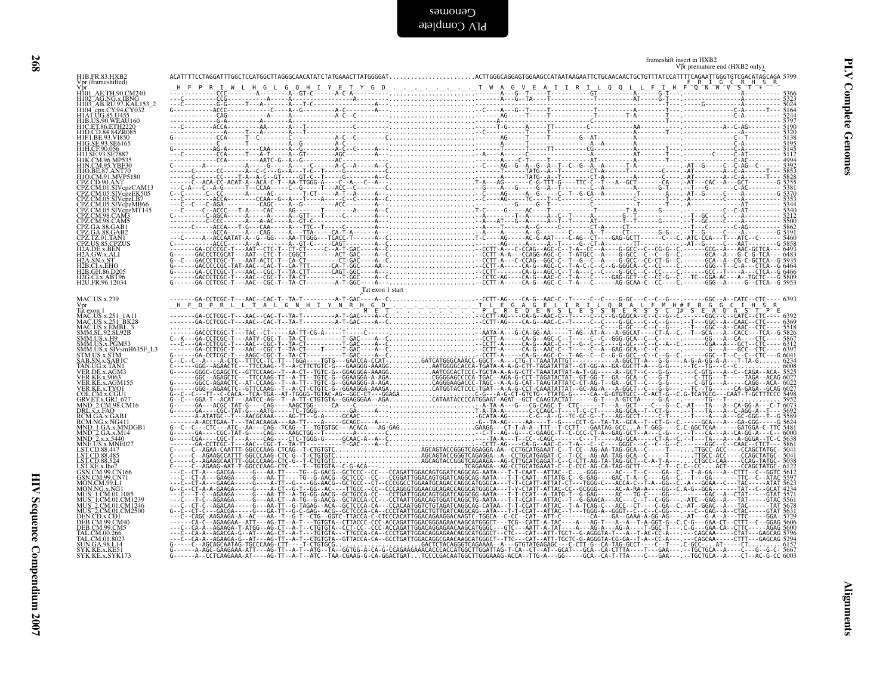```
                                                                                                                      frameshift insert in HXB2
                                                                                                                        Vpr premature end (HXB2 only)
H1B.FR.83.HXB2        ACATTTTCCTAGGATTTGGCTCCATGGCTTAGGGCAACATATCTATGAAACTTATGGGGAT........................ACTTGGGCAGGAGTGGAAGCCATAATAAGAATTCTGCAACAACTGCTGTTTATCCATTTTCAGAATTGGGTGTCGACATAGCAGA 5799
Vpr (frameshifted)                                                                                                                                                   F  R  I  G  C  R  H  S  R
Vpr                    H  F  P  R  I  W  L  H  G  L  G  Q  H  I  Y  E  T  Y  G  D  .  .  .  .  .  .  .  .  T  W  A  G  V  E  A  I  I  R  I  L  Q  Q  L  L  F  I  H  F  Q  N  W  V  S  T  *
H101_AE.TH.90.CM240   ------------CCC---------A---------A--GT-C------A-C-A------------------------------------A---G--T-----T--------GT---------A------G-T---.------------------A--------- 5366
H102_AG.NG.x.IBNG     --C---------CCG---------A---------A-----------------A---------------------------------------A---G--TA-----T---------------AT------G-T---.-------------------A--------- 5323
H103_AB.RU.97.KAL153_2 --C---------G-G-----T---A---------A--T-C--------------------------------------------------------------------------------------------T---.------G----------A---------- 5024
H104_cpx.CY.94.CY032  G-----------ACCC---------C---A--G---------A-C-------A---------------------C-----A---G-----T---------T----------A--------T---.------------------C-A------T--- 5164
H1A1.UG.85.U455       ------------CCA---------A---------A--------A-C-C--------------------------------AG-----T-----T--------T---------T-A------T---.------------------C-A--------- 5244
H1B.US.90.WEAU160     ------------G-A---------A---------A----------------------------------------A------------------------C--------------------T---.------------------C-A--------- 5797
H1C.ET.86.ETH2220     --C---------ACCA--------AA--------A--T-----------------------------------T-G-----A-----TT--------C------------AA---------T---.------------A--C-AG--------- 5190
H1D.CD.84.84ZR085     ------------A-----T-----A---------A--T------------------------------C--------------T-----------------------A-----------T---.------------------C-A--------- 5320
H1F1.BE.93.VI850      G-----------CCA-----T--C----------A-------A-C--C-------C------------------AG-----T-----T--------G--AT--------A----------T---.------------------C--T------- 5138
H1G.SE.93.SE6165      ------------C-----T-----------A--G---------A-C-------------------------------A-----T----------------A--A-------A-----------T---.------------------C-A--------- 5195
H1H.CF.90.056         ------------AG-A--------CAA-------A--G--------A-C-C--------------------------A-----T-----TT--------CG--------A----------T---.------------------C-A--------- 5145
H1J.SE.93.SE7887      ---C--------CCA-----T---A-T-------A--GT-------AGC-------A-----------A----A-------C--------T-----------------AT------T---.-------C-----C-AT---------- 5112
H1K.CM.96.MP535       ------------CCA---------AATC-G--A--G---------AC-------------------------A-----C-T-----T--------------AT------------------------------------C-AC--------- 4994
H1N.CM.95.YBF30       ------A-----C-C--------A--------A--GTT---T-----A-C--A---C--------------------A--------T-----A--C--G---A-----T-A--------T---.-AT--G---C-C-AG--C------ 5392
H1O.BE.87.ANT70       ------C-----CC---------A--C-C---G--A---T--C--T-----G-------C-----------------T-----TATG--A--T--------CT-A-------T-------C---.-AT-------A--C-A------T-- 5853
H1O.CM.91.MVP5180     ------C-----CC---T-A--A-C--GT----GT-C--T-----G-----------C------------------T-----TATG--A--T--------CT-A-------A------C---.-AT-------A--C-A------T-- 5828
CPZ.CD.90.ANT         ---C--C--ACA-C-ACAT-A--ACA-C-T--AA-TTGGG-A-----C-----A---C---------T-A--AG------C-G-TTT-G----TTC--T--A--GCT-------CA----AT--CAC--A--GCT--------- 5255
CPZ.CM.01.SIVcpzCAM13 ---C-A---C--A-G-------T--CCAA-----C--G------T----ACC--C--------------G-----A--G-----G--A--T--------C--A---------A------G-T---.-T--G-------C-AC--------- 5381
CPZ.CM.05.SIVcpzEK505 C--C-----C---CC-------A------AC-------T-CT-----A-T--A---A--C-----------C-----AG------A--G-----C--T--G-CA--A--------T---------A---.-AT--G-----C-----A--------G 5370
CPZ.CM.05.SIVcpzLB7   C--C--------ACCA--------CCAA--G--A---T------A----C--------C---------------C-----AG----TC-----T----C------T--------C-----T------A---.------------------C-A--------- 5353
CPZ.CM.05.SIVcpzMB66  ---C---C--C-AGA----------CAGC---A--G-------ACC-------A--------------------G--------G--T----------C----------T-------T---.-A-----------------AT--------- 5344
CPZ.CM.05.SIVcpzMT145 --C-----C--ACCC--T-A----CAC----AG-------T------------A-----A-C-------T-C-----G------AC---T----------------T-A---------G-----.------------------C-CAT--------- 5340
CPZ.CM.98.CAM3        ------------C-AGCA-----A--------A-----G--T----------A-----A----------A--------T---A--A--C-T-----A--T-----------G-------T---.-T--GC-----C-A---------- 5212
CPZ.CM.98.CAM5        ---------C-CCC-------A--A-AC----A--GT-C---------A---------------A--AT--G--A-----A--T--T-----AT-------T--T---------T---.-T--GC-----C--A---------- 5500
CPZ.GA.88.GAB1        ------C-----ACCA---T-G---CAA------A---TTC--T-----C----------A---------------A---T-----A--G-----C--------CT-A----CT-----------T---.-T--C-------C-AG------- 5862
CPZ.GA.88.GAB2        ------C-----ACCA-------A---CAG-----A---CTA-----CA-T--A---C--A---------------A--G-----A--G-----G---------C-----G----A---------G-G---.---G---C-----A--T--------G 5191
CPZ.TZ.01.TAN1        ---C-----A--ACCAATAT-A--G--GG--AA-TTGGG---TCACC-T-------A-C------------T-C-----AG-----AC-G-AAT----C-AG--CT----GAG-GCTT-------C---C.-ATC-CCA----T---ATC--C------ 5460
CPZ.US.85.CPZUS       C-----------ACCC------A--A-------A--GT-C-----CAGT-------A-----------------C-----A--A-----A--T-----G--CT-A------TT---------.-AT--G-----C----AAT---------G 5858
H2A.DE.x.BEN          G------GA-CCTCGC-T---AAT--CTC-T--CT-CT------C--A-T-GAC--A-C-------------CCTT-A----C-CCAG--AGC-C--T-A--CAC--A----G-GCC--C-CG-G--C.-----GCG--A----AC-GCCCA--G 6493
H2A.GW.x.ALI          G------GACCCTCGCAT---AAT--CTC-T--CGGCT--------AT-GAC----A-C-------------CCTT-A-A---CCAGG-AGC-C--T-ATGCC--A----G-GCC--C--C-G--C.------GCA--A---G-C-G-CTCA--G 6483
H2A.SN.x.ST           G--C---GACCCTCGC-T---AAT-ACTC-T--CA-CT----------CT-GAC---A-C-----------CCTT-A----C-CCAG--GGC-C--T--G--C--A----G-GCC--CC-CT-G--C.------GCA--A---CG-C-GCTCA--G 5935
H2B.CI.x.EHO          G------GACCCCCGC-TAT-AAC--CA-CTC-T---CA-TTT-----A-T-GGC--A-C------------CCTT-A----C-CAGG--AGC-C--T-A-C--C--C--A--G-GCC--C--CC-G--C.-----GGG--T--A---AC-CTCA--G 6464
H2B.GH.86.D205        G------GA-CCTCGC-T---AAC--CGC-T--TA-CTT-------CAGT-GGC--A----------------CCTT------CA-G--AGC-C--T-A--C--C--C--A--G-GCC--C--CC-G--C.------GCC--T---A---CTCA--G 6466
H2G.CI.x.ABT96        -------GACCCTCGC-T---AAC--CGC-T--TA-CT--------T-GGC---A-C-----------------CCTC-AG-----CA-G--AAC-C--T-A---C-----GAG-GCT--C--CC-G--C.--TC--GGA-AC----A--TGCTC---G 5809
H2U.FR.96.12034       G------GA-CCTCGC-T---AAC--CGC-T--TA-CT-----------A-T-GGC---A-C----------CCTT-A----CA-G--AGC-C--T-A--C-----AG-GCAA-C--CC-C--C.------GGG--A-----C-CTCA--G 5953
                                                                         Tat exon 1 start
MAC.US.x.239          -------GA-CCTCGC-T---AAC--CAC-T--TA-T---------A-T-GAC---A--C.........................CCTT-AG-----CA-G--AAC-C--T-----C--C---G-GC---C--C--G---.------GGC--A----CATC--CTC---- 6393
Vpr                    H  F  D  P  R  L  L  T  A  L  G  N  H  I  Y  N  R  H  G  D  .  .  .  .  .  .  .  .  T  L  E  G  A  G  E  L  I  R  I  L  Q  R  A  L  F  M  H # F  R  G  G  C  I  H  S  R
Tat exon 1                                                                              M  E  T  .  .  .  .  .  .  .  .  P  L  R  E  Q  E  N  S  L  E  S  S  N  E  R  S  S  C  I# S  E  A  D  A  S  T  P  E
MAC.US.x.251_1A11     -------GA-CCTCGC-T---AAC--CAC-T--TA-T---------A-T-GAC---A--C.........................CCTT-AG-----CA-G--AAC-C--T-----C--C---G-GC---C--C--G---.------GGC--A----CATC--CTC---- 6392
MAC.US.x.251_BK28     -------GA-CCTCGC-T---AAC--CAC-T--TA-T---------A-T-GAC---A--C.........................CCTT-AG-----CA-G--AAC-C--T-----C--C---G-GC---C--C--G---.--T---GGC--A----CAAC--CTC---- 6369
MAC.US.x.EMBL_3       .......................................................................................................................................G-GC---C--C--G---.--T---GGC--A----CAAC--CTC---- 5518
SMM.SL.92.SL92B       -------GACCCTCGC-T---TAC--CT-----AA-TT-CG-A------T---C-----------------------AATA-A----G-CA-GG-AA------T-AG--AT-A---A-GGCAT----CT-A--C.--T--GCA---A--CACC---TCA--G 5826
SMM.US.x.H9           C--K---GA-CCTCGC-T---AATY-CGC-T--TA-CT--------T-GAC---A--C----------------------CCTT-A-----CA-G--AGC-C--T-----C--C--GGG-GCA--C--C--C---.------GG--A--CA----CTC---- 5867
SMM.US.x.PGM53        ---C---GA-CCTCGC-T---AAC--CGC-T--TA-CT--------T-GAC---A--C----------------------CCTT-A-----CA-G--AAC-C--T--G--C--C--C--A-GAG-GCA--C--C--A--C.-----GGA--A----GCT--CTC---- 6312
SMM.US.x.SIVsmH635F_L3 -------GA-CCTCGC-T---AAC--CGC-T--TA-CT---------T-T-GAC---A--C------------------CCTT-A-----CA-G--AAC-C--T-----C--A--GAG-GCA--C--C--C---.------G---A----GCC--CTC---- 6397
STM.US.x.STM          G------GA-CCTCGC-T---AAGC-CGC-T--TA-CT--------T-GAC---A--C----------------------CCTT-A-----CA-G--AAC-C--T-AG--C--C--G-GCC--C--G--C--C.------GGC--T--C--C-CTC---G 6041
SAB.SN.x.SAB1C        C--C--C--A---A-CTC--TTTCC-TC-TT--TGGA------TGTG---GAACCA-CCAT..........GATCATGGGCAAACC-GGCT--A---CTG-T-TAAATATTGT-----------A-GGCTT-A---G-G---.A-G-A-GG-A-A---T-TA-G. 6234
TAN.UG.x.TAN1         C------GGG--AGAACTC---TTCAAG--T--A-CTTCTGTC-G----GAAGGG-AAAGG.........AATGGGGCACCA-TGATA-A-A-G-CTT-TAGATATTAT--GT-GG-A--GA-GGCTT-A---G-G---.--TC--TG---C---C.............. 6008
VER.DE.x.AGM3         G------GGGC-CGAGCTC--GTTCAAG--T--A-CT--TGTC-G---GGAGGGA-AAAGG.........AATCGCACTCCC-TGCTA-A-A-G-CTT-TAAATATTAT-A-T-GG-----A--GCT--C---G-G---.-----C-GTG---A--C--CAGA--ACA- 5525
VER.KE.x.9063         -------GGCC-AGAGCTC---TTCAAG-TC--A-TT--TGTC-G---GGAAGGA-A-AGA.........CGGGGAGCCCCA-TGAC--AGA-G-CCT-TAGATACTAT--GT-GG-T--GA--GCA--C---G-T---.-----C-TTG---T-----TAGA--ACAG 6027
VER.KE.x.AGM155       G------GGCC-AGAACTC--AT-CCAAG--T--A-TT--TGTC-G---GGAAGGG-A-AGA.........CAGGGAAGACCC-TAGC--A-A-G-CAT-TAAGTATTATC-GT-AG-T--GA--GCT--C---G-G---.-----C-GTG---A-----CAGG--ACA- 6022
VER.KE.x.TYO1         G------GGG--AGAACTC--GTTCCAAG--T--A-CT-CTGTC-G---GGAAGGA-AAAGA.........CATGGTACTCCC-TGAT--A-A-G-CCT-CAAATATTAT--GC-AG-A---A-GGCT--C---G-G---.--TC--TG------CA-GAGA--GCAG 6027
COL.CM.x.CGU1         G--C--C---TT--C-CACA--TCA-TGA--AT-TGGGG-TGTAC-AG--GGC-CT---GGAGA.............C-G---A-G-CT-GTCTG--TTATG-G-----CA--G-GTGTGCC--C-ACT-G--C.G-TCATGCG---CAAT-T-GCTTTCCC 5496
GRV.ET.x.GRI_677      G--C---GGA-T--ACAT---AATCC-AG--T--A-TT-CTGTGTA--GGAGGGAA--AGA.........CATAATACCCCATGGAAT-AGAT--GCT-CAAGTACTAT-------G-T---A-GTCTA----G-A---.------TG---T---------------- 5952
MND_2.CM.98.CM16      G------GA---ACGC-TAT-G----CAG----AAGCTGG-----CA--------C---------------------A-TA-A---G---CG-CAGC-T--CTC------T----A--GCT-----C--G--C.-AT---TA---A--CA-GG-A---C-T 6073
DRL.x.x.FAO           G------GA---CGC-TAT-G---AATG-----TC-TGGG---------GA-----A--------------------T-A-TA-A------C-CCAGC-T----T-C-CT-----AG-GCA--T-CT-G---.--T---TA---A--C-AGG-A--T--- 5692
RCM.GA.x.GAB1         -------A-ATATGC--T---AACGCAAA----AG-TT---G-A------GCAAC------------------------GCATA-AG-------C-G--A--G--TC-GC-G---T---AG-GCCT-----C-T-----.--T---TA---A--GC-GGG--T--G 5589
RCM.NG.x.NG411        -------A-ACCTGAA-T---TACACAAGA---AA-TT----A-----GCAGC-----A---...............-G--TA-AG-----AA----T--G----CCT-G---TA-TA--GCA--T--CT-G--C.-------GCA---A---GA-GGG----G 5624
MND_1.GA.x.MNDGB1     G--C--C---CTC---ATC--AA---CAG--TCAG--T--TGTGTGC---ACACA----AG-GAG.............GAAGA----CT-T-A-A--TTT--T-CCTT---GAATAG-GCC..A-T-GGG---C.C-AGCTCAA------GATGA-C-TTC 5481
MND_2.GA.x.M14        G------GA---CGC-TAT-G---CAG-----AAGCTGG--T-------A----C-------------------------C-T--AG---G---C-GAAGC-T--C-CCC-CT-A--GAG-GCT--A---C-G---.-T---CA---A--CA-GG-A---C-- 6000
MND_2.x.x.5440        G-----CGA----CGC-T---A----CAG----CTC-TGGG-G-----GCAAC-A--A--C--.................-TA-A---T--CC--CAGC------C---T----AG-GCA-----CT-A--C.--T---TA---A---A-GGGA--TC-C 5638
MNE.US.x.MNE027       -------GA-CCTCGC-T---AAC--CG-C-T--TA-TT---------T-GAC---A--C----------------------CCTT-AG-----CA-G--AAC-C--T-A--C--C----GGGC---C--C--G---.-----GGC--C--CAAC--CTCT--- 5861
LST.CD.88.447         C-----C--AGAA-CAATTT-GGCCCAAG-CTCAG--T-CTGTGTC......................AGCAGTACCGGGTCAGAGGA-AA-CCTGCATGAAAT-C--T-CC-AG-AA-TAG-GCA--C------T---.TTGCC-ACC----CCAGCTATGC- 5041
LST.CD.88.485         C-----C--AGAAGCCATTT-GGCCCAAG-CTC-G--T-CTGTGTC......................AGCAGTACCGGGTCAGAGGA--A-CCTGCATGAGAT-C--T-CC-AG-AA-TAG-GCA--C------T---.TTGCC-ACC----CCAGCTATGC- 5041
LST.CD.88.524         C-----C--AGAAGCAATTT-GGCCCAAG-CTC-G--T-CTGTGTC......................AGCAGTACCGGGTCAGAGGA--AG-CTTGCATGAGAT-C--C-CTT-AG-TA-TAG-GCT--C-A-T-A---.--CTGCC-CAA----CCAG-TATGC- 5038
LST.KE.x.lho7         C-----C--AGAAG-AAT-T-GGCCCAAG-CTC----T--TGTGTA--C-G-ACA-....................TCAGAGA--AG-CCTGCATGAAAT-C--C-CCC-AG-TA-TAG-GCTT-----C-T--C.C-CC--..ACT----CCAGCTATGC- 6122
GSN.CM.99.CN166       ---C--CT-A---GACGA-----G---AA-TT----TG--G-AACG--GCTCCC--CC---CCAGATTGGACAGTGGATCAGGCAG-AATA---T-T-CAAT--ATTAC--C..-GGG-----AC---T--C----GA--C..-T-A-GA---A--CTTT--C--GGTC 5612
GSN.CM.99.CN71        ---C--CT-A---GAAGA-----G---AA-TT----TG--G-AACG--GCTCCC--CC---CCGGATTGGACAGTGGATCAGGCAG-AATA---T-T-CAAT--ATTATG-C--G-GAG-----GAC-T-A--C----GA--C..-T---GA------TTC--C--ATAC 5597
MON.CM.99.L1          ---C--CT-A---GAAGA-----G---A-TT----G---GG-AACG--GCTGCC--CT---CCCGGCCTGGAATGCAGACCAGGCATGGGCA--T-T-CCATT-ATTAT-CT--TGGG-C----ACCA-C--T-A--GG--C.-A---GGAA--C---TAC-----ATAT 5623
MON.NG.x.NG1          G--C--CT-A-A-GAAGA-----G---A-CT--G-T--GG--AC----TTGCC--CC---CCCAGGGTGGAACGCAGACCAGGCATGGGCA---T-Y-CTATT-ATTAC-CC--GCGGG-----AC-A-RA-A----GG--C.A-G--GGA------TAT--C--GCAT 4234
MUS_1.CM.01.1085      ---C---T-C---AGAAGA-----G---AA-TT--A-TG-GG-AACG--GCTGCCA--CC---CCTGATTGGACAGTGGATCAGGCGG-AATA---T-T-CCAT--A-TATG-T--G-GAG-----AC---TG-C---GG--..-----GAC--A--CTAT-----GTAT 5571
MUS_1.CM.01.CM1239    ---C---T-C---AGAAGA-----G---AA-CT--A-TG--G-AACG--GCTACCA--CC---CCTAATTGGACAGTGGATCAGGCTG-AATA---T-T-CCAT--ATTAC--T--G-GAACA---AC---C--T--C--GG--..-ATC--GAG--A---TAT-----GTAC 5561
MUS_2.CM.01.CM1246    ---C---CT-C---AGACAA----G---AA-TT--A-TG-G-TAGAG--ACA--GCTCCCA-CA---CCACAATGGTCTGTAGATCAGGCAG-CATAA--T-T-CCATT-ATTAC--T-A-TCAG-C---ACC--CT-----C-GA--C..-AT---GGAC--A---TAC-----TAT 5678
MUS_2.CM.01.CM2500    G--C--CT-C---GACGA-----G---GA-TT--G-C-GAG--ACG--GCTCCCA-CA---CCCTAATTGGACTGTTGATCAGGCAG--ATA---T-T-CCAT--ATTAC--T---TGGG-A--GGGT---C--C--C-GG---.---C-GAG--A--CTAC-----GTAT 5631
DEN.CD.x.CD1          ---C--CAGC-AAGAAGA-A--AC---AA--T--G-T--CTG--GGTC-TTACA-C-CTCCCACATTGGACAGAAGGACAAGTC-TGGCA--C-CC--CAT--ATT-C-----CA-----GA--GAAA-A-GG-AG---.-AT---G-A---A---TTTC-----GGA- 5729
DEB.CM.99.CM40        ------CA-C--AGAAGAA--ATT---AG-TT--A-T---TGTGTA--CTTACCC-CCC-ACCAGATTGGACGGGAGAACAAGCATGGGCT---TCG--CATT-A-TAC----A---AG-T--A--A--T-A-GGT-G--C.C-G---GAA-CT--CTTT--C--GAGG 5729
DEB.CM.99.CM5         ------CA-C--AGAAGA-T-ATGG--AG-CT--A-T---CTGTGTA--CCT-CC--CCC-ACCAGATTGGACAGGAGAACAAGCATGGGC---GTC---AATT-A-TAT----A---AG-A---AG-A----T-GGC-T---.C-G---GAA-CA--CTTC-----AGAG 5600
TAL.CM.00.266         ---C--CA-A---AGACGA-G--AT---AG-CT--A-T---CTGTGTA--TTGCCA-CA--CCCTGATTGGACAGGAGAACAGGCATGGGCT--CTC---CAT--ATT-TGCT--G-AGGGTA-T---A--T-AC-CC-A---.----CAGCAA----CTAT---GAGCAG 5796
TAL.CM.01.8023        ---C--CA-A---AGAAGA-G--AT---AG-TT--A-T---TGTGTA--GTTACCA-CA--GCCTGATTGGACAGGCGAACAAGCATGGGCT--TTC---CAT--ATT-TGCTC-G-AGGGTA-CG-GA--T-A--C-CC-A---.---CAGCAA------CTTT---GAGCAG 5294
SUN.GA.98.L14         G-----C--AGCAGCAATAG-TGCCCAAG-CTT----T-CTGTGCG..........................GACTCTACAGGGTCAGAAAA--A---GTGTATGAGAGC---C-CTT-G--CA-TAG-GCCT----C--T---.C-GCC--..AT-----CT......... 6157
SYK.KE.x.KE51         G------A-AGC-GAAGAAA-ATT---AG-TT--A-T---ATG--TA--GGTGG-A-CA-G-CCAGAAGAAACACCCACCATGGCTTGGATTAG-T-CA--CT--AT-GCAT---GCA--CA-CTTTA----T---GAA---.--TGCTGCA--A----C---G--G-C- 5667
SYK.KE.x.SYK173       G------A--CCTCAAGAAA-AT----AG-TT--A-T--ATC--TAA-CGAAG-G-CA-GGACTGAT...TCCCCGACAATGGCTTGGGAAAG-ACCA--TTG-A---GG-----GCA--CA-T-TTA-----C---GAA---.--TGCTGCA--A----CT--AC-G-CC 6003
```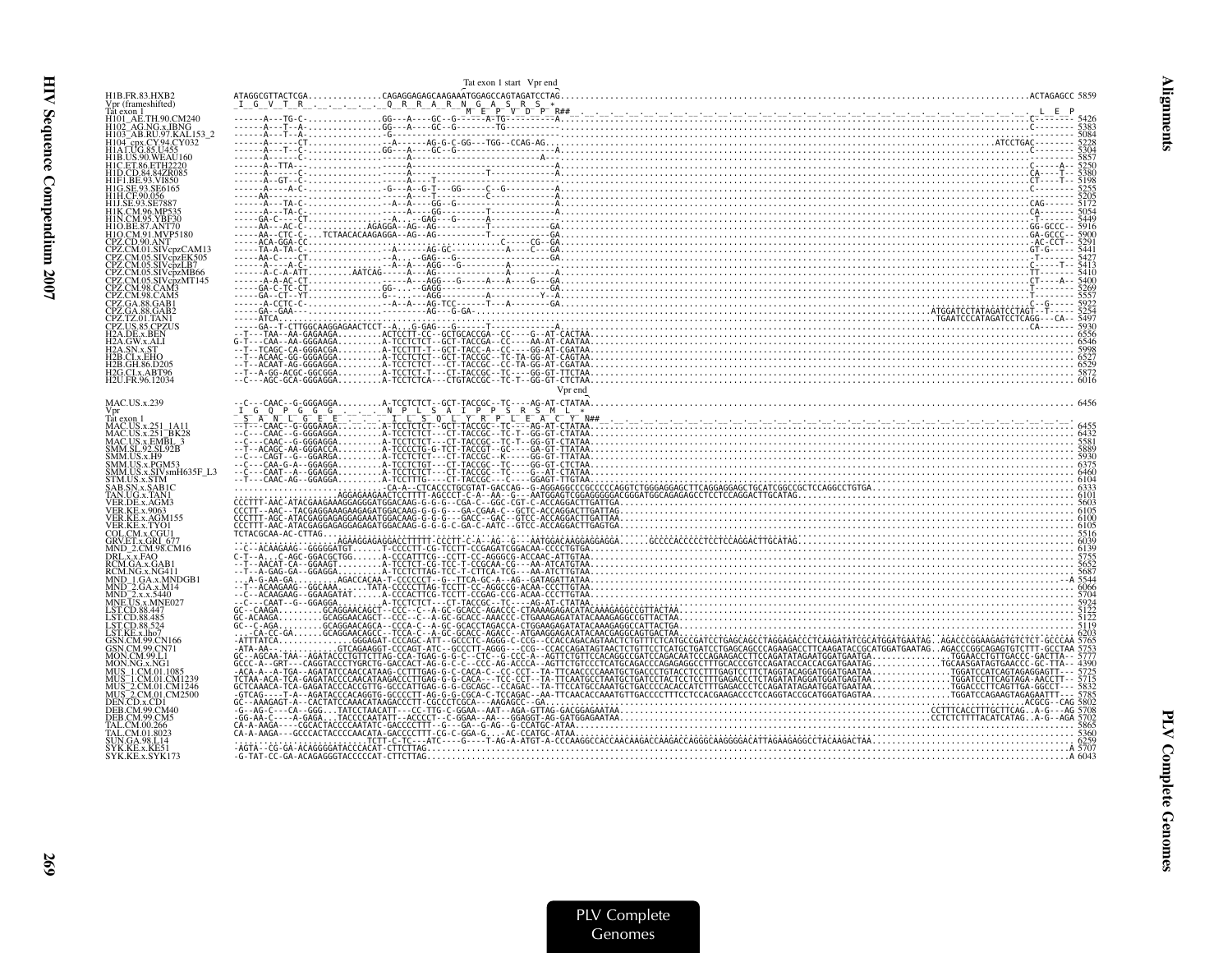```
                                         Tat exon 1 start  Vpr end
H1B.FR.83.HXB2          ATAGGCGTTACTCGA..............CAGAGGAGAGCAAGAAATGGAGCCAGTAGATCCTAG...........................................................................................................ACTAGAGCC 5859
Vpr (frameshifted)       I  G  V  T  R  .  .  .  .  .  Q  R  R  A  R  N  G  A  S  R  S  *
Tat exon 1                                                  M  E  P  V  D  P  R##                                                                                                    L  E  P
H101_AE.TH.90.CM240     ------A---TG-C..............GG---A----GC--G------A-TG-.......-A.....................................................................................................C-------- 5426
H102_AG.NG.x.IBNG       ------A---T--A..............GG---A----GC--G--------TG.......-.......................................................................................................C-------- 5383
H103_AB.RU.97.KAL153_2  ------A---T--A..............-G-------GC--G--------------....-.......................................................................................................C-------- 5084
H104_cpx.CY.94.CY032    ------A------CT...............-A------AG-G-C-GG---TGG--CCAG-AG......................................................................................ATCCTGAC-------- 5228
H1A1.UG.85.U455         ------A---T--C..............GG---A----GC--G--------------...-A.......................................................................................................-------- 5364
H1B.US.90.WEAU160       ------A------C..............--------------------------------A.......................................................................................................-------- 5857
H1C.ET.86.ETH2220       ------A---TTA-..............-----A---------------------------A.......................................................................................................C-----A-- 5250
H1D.CD.84.84ZR085       ------A------C..............-----A----------------T---------A.......................................................................................................CA-----T-- 3380
H1F1.BE.93.VI850        ------A---GT--C.............-----------T---------------------A.......................................................................................................CT-----T-- 5198
H1G.SE.93.SE6165        ------A-----A-C.............-G---A--G-T---GG-----C--G--------A.......................................................................................................C-------- 5255
H1H.CF.90.056           ------AA-.....................----A----T----------------------A.......................................................................................................-------- 5205
H1J.SE.93.SE7887        ------A---TA-C..............-A---A----GG--G------------------A.......................................................................................................CAG------ 5172
H1K.CM.96.MP535         ------A---TA-C..............-----A----GG--------T------------A.......................................................................................................CA------- 5054
H1N.CM.95.YBF30         ------GA-C----CT..............-A-----GAG---G------A-----------.......................................................................................................-T------- 5449
H1O.BE.87.ANT70         ------AA----AC-C..........AGAGGA--AG--AG-------------T----------GA......................................................................................................GG-GCCC-- 5916
H1O.CM.91.MVP5180       ------AA--CTC-C....TCTAACACAAGAGGA--AG--AG---------T-----------GA......................................................................................................GA-GCCC-- 5900
CPZ.CD.90.ANT           ------ACA-GGA-CC.............................................C------CG--GA......................................................................................................-AC-CCT-- 3291
CPZ.CM.01.SIVcpzCAM13   ------TA-A-TA-C-..............-A------AG-GC------------A----C---GA......................................................................................................GT-G----- 5441
CPZ.CM.05.SIVcpzEK505   ------AA-C----CT..............-A...-GAG---G--------------------GA......................................................................................................-T------- 5427
CPZ.CM.05.SIVcpzLB7     ------A------A-C..............-A--A---AGG---G---------A---------......................................................................................................CT-----T-- 3413
CPZ.CM.05.SIVcpzMB66    ------A-C-A-ATT.........AATCAG-------AG------------A---------......................................................................................................TT------- 5410
CPZ.CM.05.SIVcpzMT145   ------A-A-AC-CT.............----A---AGG---G-----A----A-----G---GA......................................................................................................CT-----A-- 5400
CPZ.CM.98.CAM3          ------GA-C-TC-CT............GG-...--GAGG--------------------------GA......................................................................................................T-------- 3269
CPZ.CM.98.CAM5          ------GA--CT--YT............G-....--AGG---------A-------Y--A.......................................................................................................T-------- 5557
CPZ.GA.88.GAB1          ------A-CCTC-C..............-A--A---AG-TCC-----T---A--------GA......................................................................................................C--G----- 5922
CPZ.GA.88.GAB2          ------GA--GAA-........................AG---G-GA-...........................................................................ATGGATCCTATAGATCCTAGT--T----- 3254
CPZ.TZ.01.TAN1          ------ATCA................................................................................................................TGAATCCCATAGATCCTCAGG--CA-- 5497
CPZ.US.85.CPZUS         ------GA--T-CTTGGCAAGGAGAACTCCT--A...G-GAG---G-----T--------A......................................................................................................CA------- 5930
H2A.DE.x.BEN            --T---TAA--AA-GAGAAGA.........ACTCCTT-CC--GCTGCACCGA--CC----G--AT-CACTAA.................................................................................................... 6556
H2A.GW.x.ALI            G-T---CAA--AA-GGGAAGA.........A-TCCTCTCT--GCT-TACCGG--CC----AA-AT-CAATAA.................................................................................................... 6546
H2A.SN.x.ST             --T---TCAGC-CA-GGGACGA........A-TCCTTT-T--GCT-TACC-A--CC----GG-AT-CGATAA.................................................................................................... 5998
H2B.CI.x.EHO            --T---ACAAC-GG-GGGAGGA........A-TCCTCTCT--GCT-TACCGC--TC-TA-GG-AT-CAGTAA.................................................................................................... 6527
H2B.GH.86.D205          --T---ACAAT-AG-GGGAGGA........A-TCCTCTCT--GCT-TACCGC--CC-TA-GG-AT-CGATAA.................................................................................................... 6529
H2G.CI.x.ABT96          --T---A-GG-ACGC-GGCGGA........A-TCCTCTCT---CT-TACCGC--TC----GG-GT-TTCTAA.................................................................................................... 5872
H2U.FR.96.12034         --C---AGC-GCA-GGGAGGA.........A-TCCTCTCA---CTGTACCGC--TC-T--GG-GT-CTCTAA.................................................................................................... 6016

                                                                      Vpr end
MAC.US.x.239            --C---CAAC--G-GGGAGGA.........A-TCCTCTCT--GCT-TACCGC--TC----AG-AT-CTATAA.................................................................................................... 6456
Vpr                      I  G  Q  P  G  G  G  .  .  .  N  P  L  S  A  I  P  P  S  R  S  M  L  *
Tat exon 1               S  A  N  L  G  E  E  .  .  .  I  L  S  Q  L  Y  R  P  L  E  A  C  Y  N##
MAC.US.x.251_1A11       --T---CAAC--G-GGGAAGA.........A-TCCTCTCT--GCT-TACCGC--TC----AG-AT-CTATAA.................................................................................................... 6455
MAC.US.x.251_BK28       --C---CAAC--G-GGGAGGA.........A-TCCTCTCT---CT-TACCGC--TC-T--GG-GT-CTATAA.................................................................................................... 6432
MAC.US.x.EMBL_3         --C---CAAC--G-GGGAGGA.........A-TCCTCTCT---CT-TACCGC--TC-T--GG-GT-CTATAA.................................................................................................... 5581
SMM.SL.92.SL92B         --T---ACAGC-AA-GGGACCA........A-TCCCCTG-G-TCT-TACCGT--GC----GA-GT-CTATAA.................................................................................................... 5889
SMM.US.x.H9             --C---CAGT---G--GGAGGA........A-TCCTCTCT---CT-TACCGC--K-----GG-GT-TTATAA.................................................................................................... 5930
SMM.US.x.PGM53          --C---CAA-G-A--GGAGGA.........A-TCCTCTGT---CT-TACCGC--TC----GG-GT-CTCTAA.................................................................................................... 6375
SMM.US.x.SIVsmH635F_L3  --C---CAAT--A--GGAGGA.........A-TCCTCTCT---CT-TACCGC--TC----G--AT-CTATAA.................................................................................................... 6460
STM.US.x.STM            --T---CAAC-AG--GGAGGA.........A-TCCTTTG----CT-TACCGC--C-----GGAGT-TTGTAA.................................................................................................... 6104
SAB.SN.x.SAB1C          ...................................-CA-A--CTCACCCTGCGTAT-GACCAG--G-AGGAGGCCCGCCCCAGGTCTGGGAGGAGCTTCAGGAGGAGCTGCATCGGCCGCTCCAGGCCTGTGA......................... 6333
TAN.UG.x.TAN1           ..........................AGGAGAAGAACTCCTTTT-AGCCCT-C-A--AA--G---AATGGAGTCGGAGGGGGACGGGATGGCAGAGAGCCTCCTCCAGGACTTGCATAG.................................... 6101
VER.DE.x.AGM3           CCCTTT-AAC-ATACGAAGAAAGGAGGATGGACAAG-G-G-G--CGA-C-GGC-CGT-C-ACCAGGACTTGATTGA............................................................................. 5603
VER.KE.x.9063           CCCTT--AAC--TACGAGGAAAGAAGAGATGGACAAG-G-G-G---GA-CGAA-C--GCTC-ACCAGGACTTGATTAG........................................................................... 6105
VER.KE.x.AGM155         CCCTTT-AGC-ATACGAGGAGAGGAGAAATGGACAAG-G-G-G---GACC--GAC--GTCC-ACCAGGACTTGATTAA........................................................................... 6100
VER.KE.x.TYO1           CCCTTT-AAC-ATACGAGGAGAGGAGAGATGGACAAG-G-G-G-C-GA-C-AATC--GTCC-ACCAGGACTTGAGTGA........................................................................... 6105
COL.CM.x.CGU1           TCTACGCAA-AC-CTTAG.......................................................................................................................................... 5516
GRV.ET.x.GRI_677        ..............AGAGGAGAGGACCTTTTT-CCCTT-C-A--AG--G---AATGGACAAGGAGGAGGA......GCCCCACCCCCTCCTCCAGGACTTGCATAG............................................... 6039
MND_2.CM.98.CM16        --C--ACAAGAAG--GGGGGATGT......T-CCCCTT-CG-TCCTT-CCGAGATCGGACAA-CCCCTGTGA................................................................................... 6139
DRL.x.x.FAO             C-T--A...C-AGC-GGACGCTGG......A-CCCATTTCG--CCTT-CC-AGGGCG-ACCAAC-ATTGTAA................................................................................... 5755
RCM.GA.x.GAB1           --T--AACAT-CA--GGAAGT.........A-TCCTCT-CG-TCC-T-CCGCAA-CG---AA-ATCATGTAA................................................................................... 3652
RCM.NG.x.NG411          --T--A-GAG-GA--GGAGGA.........A-TCCTCTTAG-TCC-T-CTTCA-TCG---AA-ATCTTGTAA................................................................................... 5687
MND_1.GA.x.MNDGB1       ...A-G-AA-GA..........AGACCACAA-T-CCCCCCT--G--TTCA-GC-A--AG--GATGATTATAA...................................................................................-A 5544
MND_2.GA.x.M14          --T--ACAAGAAG--GGCAAA.........TATA-CCCCCTTAG-TCCTT-CC-AGGCCG-ACAA-CCCTTGTAA................................................................................ 6066
MND_2.x.x.5440          --C--ACAAGAAG--GGAAGATAT......A-CCCACTTCG-TCCTT-CCGAG-CCG-ACAA-CCCTTGTAA................................................................................... 5704
MNE.US.x.MNE027         --C---CAAT--G--GGAGGA.........A-TCCTCTCT---CT-TACCGC--TC----AG-AT-CTATAA.................................................................................... 5924
LST.CD.88.447           GC--CAAGA.........GCAGGAACAGCT---CCC--C--A-GC-GCACC-AGACCC-CTAAAAGAGACATACAAAGAGGCCGTTACTAA.............................................................. 3122
LST.CD.88.485           GC-ACAAGA.........GCAGGAACAGCT---CCC--C--A-GC-GCACC-AAACCC-CTGAAAGAGATATACAAAGAGGCCGTTACTAA.............................................................. 3122
LST.CD.88.524           GC--C-AGA.........GCAGGAACAGCA---CCCA-C--A-GC-GCACCTAGACCA-CTGGAAGAGATATACAAAGAGGCCATTACTGA.............................................................. 5119
LST.KE.x.lho7           ..-CA-CC-GA.......GCAGGAACAGCC---TCCA-C--A-GC-GCACC-AGACC--ATGAAGGAGACATACAACGAGGCAGTGACTAA.............................................................. 6203
GSN.CM.99.CN166         -ATTTATCA................GGGAGAT-CCCAGC-ATT--GCCCTC-AGGG-C-CCG--CCACCAGACAGTAACTCTGTTTCTCATGCCGATCCTGAGCAGCCTAGGAGACCCTCAAGATATCGCATGGATGAATAG..AGACCCGGAAGAGTGTCTCT-GCCCAA 5765
GSN.CM.99.CN71          -ATA-AA-.........GTCAGAAGGT-CCCAGT-ATC--GCCCTT-AGGG---CCG--CCACCAGATAGTAACTCTGTTTCTCATGCTGATCCTGAGCAGCCCAGAAGACCTTCAAGATACCGCATGGATGAATAG..AGACCCGGCAGAGTGTCTCT-GCCTAA 5753
MON.CM.99.L1            GC--AGCAA-TAA--AGATACCCTGTTCTTAG-CCA-TGAG-G-G-C--CTC--G-CCC-A--AGTTCTGTTCCACAGGCCGATCCAGACAATCCCAGAAGACCTTCCAGATATAGAATGGATGAATGA..............TGGAACCTGTTGACCC-GACTTA-- 5777
MON.NG.x.NG1            GCCC-A--GRT---CAGGTACCCTYGRCTG-GACCACT-AG-G-C-C--CCC--AG-ACCCA--AGTTCTGTCCCTCATGCAGACCCAGAGAGGCCTTTGCACCCGTCCAGATACCACCACGATGAATGA...........TGCAAGATAGTGAACCC-GC-TTA-- 4390
MUS_1.CM.01.1085        -ACA-A--A-TGA--AGATATCCAACCATAAG-CCTTTGAG-G-C-CACA-C--CC-CCT--TA-TTCAACCCCAAATGCTGACCCTGTACCTCCTTTGAGTCCTTCTAGGTACAGGATGGATGAATAA..............TGGATCCATCAGTAGAGGAGTT--- 5725
MUS_1.CM.01.CM1239      TCTAA-ACA-TCA-GAGATACCCCAACATAAGACCCTTGAG-G-G-CACA---TCC-CCT--TA-TTCAATGCCTAATGCTGATCCTACTCCTCCTTTGAGACCCTCTAGATATAGGATGGATGAGTAA..............TGGATCCTTCAGTAGA-AACCTT-- 5715
MUS_2.CM.01.CM1246      GCTCAAACA-TCA-GAGATACCCACCGTTG-GCCCATTGAG-G-G-CGCAGC--CCAGAC--TA-TTCCATGCCAAATGCTGACCCCACACCATCTTTGAGACCCTCCAGATATAGAATGGATGAATAA..............TGGACCCTTCAGTTGA-GGCCT--- 5832
MUS_2.CM.01.CM2500      -GTCAG-----T-A--AGATACCCACAGGTG-GCCCCTT-AG-G-G-CGCA-C-TCCAGAC--AA-TTCAACACCAAATGTTGACCCCTTTCCTCCACGAAGACCCTCCAGGTACCGCATGGATGAGTAA..............TGGATCCAGAAGTAGAGAATTT--- 5729
DEN.CD.x.CD1            GC--AAAGAGT-A--CACTATCCAAACATAAGACCCTT-CGCCCTCGCA---AAGAGCC--GA.....................................................................................ACGCG--CAG 5802
DEB.CM.99.CM40          -G--AG-C---CA-GGG...TATCCTAACATT---CC-TTG-C-GGAA--AAT--AGA-GTTAG-GACGGAGAATAA....................................................CCTTTCACCTTTGCTTCAG..A-G--AG 5708
DEB.CM.99.CM5           -GG-AA-C----A-GAGA...TACCCCAATATT--ACCCCT--C-GGAA--AA---GGAGGT-AG-GATGGAGAATAA..................................................CCTCTCTTTTACATCATAG..A-G--AGA 5702
TAL.CM.00.266           CA-A-AAGA----CGCACTACCCCAATATC-GACCCCTTT--G---GA--G-AG--G-CCATGC-ATAA....................................................................................... 5865
TAL.CM.01.8023          CA-A-AAGA----GCCCACTACCCCAACATA-GACCCCTTT-CG-C-GGA-G...-AC-CCATGC-ATAA...................................................................................... 5360
SUN.GA.98.L14           ...........................TCTT-C-TC---ATC----G----T-AG-A-ATGT-A-CCCAAGGCCACCAACAAGACCAAGACCAGGGCAAGGGGACATTAGAAGAGGCCTACAAGACTAA.............................. 6259
SYK.KE.x.KE51           -AGTA--CG-GA-ACAGGGGATACCCACAT-CTTCTTAG..................................................................................................................A 5707
SYK.KE.x.SYK173         -G-TAT-CC-GA-ACAGAGGGTACCCCCAT-CTTCTTAG..................................................................................................................A 6043
```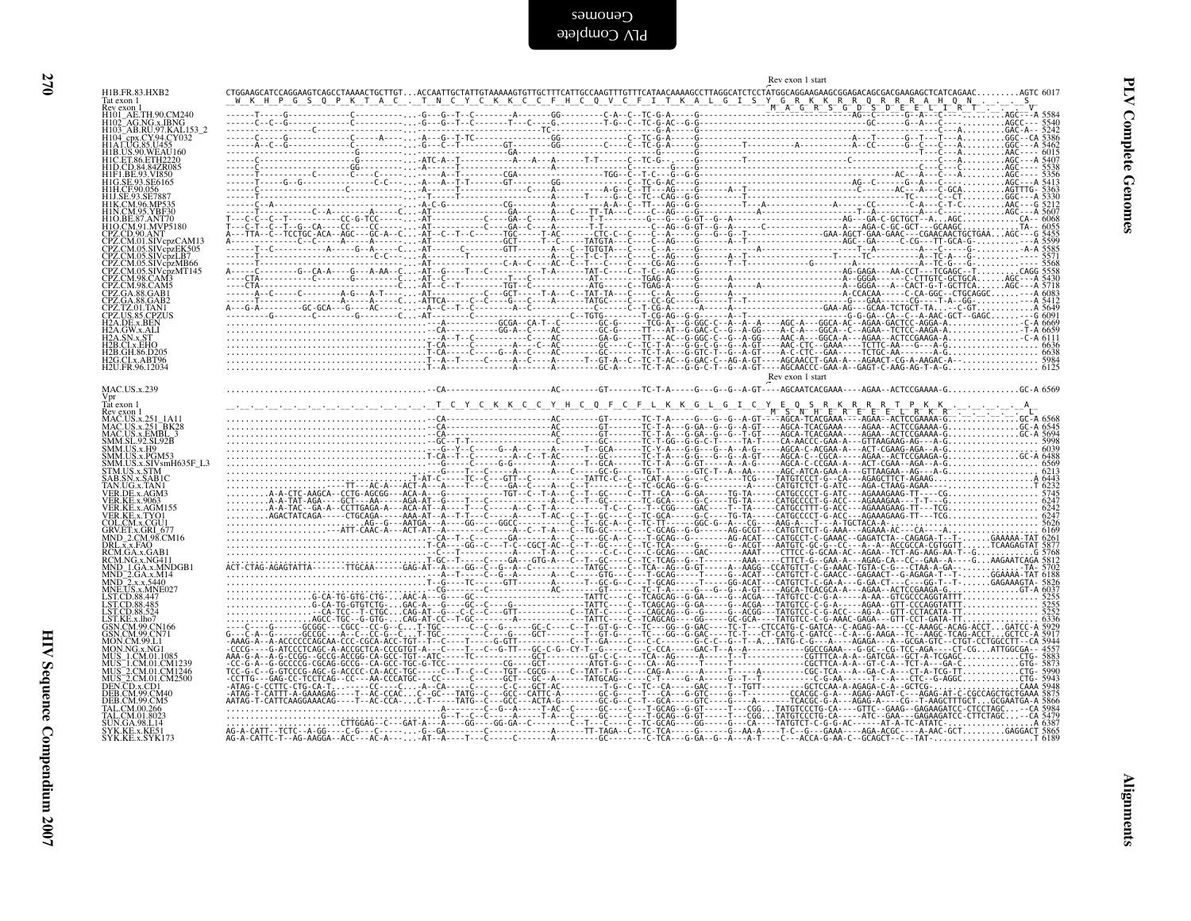**PLV Complete Genomes** — **Alignments**

```
                                                                                                                      Rev exon 1 start
H1B.FR.83.HXB2          CTGGAAGCATCCAGGAAGTCAGCCTAAAACTGCTTGT...ACCAATTGCTATTGTAAAAAGTTGTGCTTTCATTGCCAAGTTTGTTTCATAACAAAAGCCTTAGGCATCTCCTATGGCAGGAAGAAGCGGAGACAGCGACGAAGAGCTCATCAGAAC.........AGTC 6017
Tat exon 1               W  K  H  P  G  S  Q  P  K  T  A  C   T  N  C  Y  C  K  K  C  C  F  H  C  Q  V  C  F  I  T  K  A  L  G  I  S  Y  G  R  K  K  R  R  Q  R  R  R  A  H  Q  N        S
Rev exon 1                                                                                                                  M  A  G  R  S  G  D  S  D  E  E  L  I  R  T           V
H101_AE.TH.90.CM240     5584
H102_AG.NG.x.IBNG       5540
H103_AB.RU.97.KAL153_2  5242
H104_cpx.CY.94.CY032    5386
H1A1.UG.85.U455         5462
H1B.US.90.WEAU160       6015
H1C.ET.86.ETH2220       5407
H1D.CD.84.84ZR085       5538
H1F1.BE.93.VI850        5356
H1G.SE.93.SE6165        5413
H1H.CF.90.056           5363
H1J.SE.93.SE7887        5330
H1K.CM.96.MP535         5212
H1N.CM.95.YBF30         5607
H1O.BE.87.ANT70         6068
H1O.CM.91.MVP5180       6055
CPZ.CD.90.ANT           5455
CPZ.CM.01.SIVcpzCAM13   5599
CPZ.CM.05.SIVcpzEK505   5585
CPZ.CM.05.SIVcpzLB7     5571
CPZ.CM.05.SIVcpzMB66    5568
CPZ.CM.05.SIVcpzMT145   5558
CPZ.CM.98.CAM3          5430
CPZ.CM.98.CAM5          5718
CPZ.GA.88.GAB1          6083
CPZ.GA.88.GAB2          5412
CPZ.TZ.01.TAN1          5649
CPZ.US.85.CPZUS         6091
H2A.DE.x.BEN            6669
H2A.GW.x.ALI            6659
H2A.SN.x.ST             6111
H2B.CI.x.EHO            6636
H2B.GH.86.D205          6658
H2G.CI.x.ABT96          5984
H2U.FR.96.12034         6125

                                                                                                                      Rev exon 1 start
MAC.US.x.239            6569
Vpr
Tat exon 1                                                 T  C  Y  C  K  K  C  C  Y  H  C  Q  F  C  F  L  K  K  G  L  G  I  C  Y  E  Q  S  R  K  R  R  R  T  P  K  K        A
Rev exon 1                                                                                                                     M  S  N  H  E  R  E  E  E  L  R  K  R
MAC.US.x.251_1A11       6568
MAC.US.x.251_BK28       6545
MAC.US.x.EMBL_3         5694
SMM.SL.92.SL92B         5998
SMM.US.x.H9             6039
SMM.US.x.PGM53          6488
SMM.US.x.SIVsmH635F_L3  6569
STM.US.x.STM            6213
SAB.SN.x.SAB1C          6443
TAN.UG.x.TAN1           6232
VER.DE.x.AGM3           5745
VER.KE.x.9063           6247
VER.KE.x.AGM155         6242
VER.KE.x.TYO1           6247
COL.CM.x.CGU1           5626
GRV.ET.x.GRI_677        6169
MND_2.CM.98.CM16        6261
DRL.x.x.FAO             5877
RCM.GA.x.GAB1           5768
RCM.NG.x.NG411          5812
MND_1.GA.x.MNDGB1       5702
MND_2.GA.x.M14          6188
MND_2.x.x.5440          5826
MNE.US.x.MNE027         6037
LST.CD.88.447           5255
LST.CD.88.485           5255
LST.CD.88.524           5252
LST.KE.x.lho7           6336
GSN.CM.99.CN166         5929
GSN.CM.99.CN71          5917
MON.CM.99.L1            5944
MON.NG.x.NG1            4557
MUS_1.CM.01.1085        5883
MUS_1.CM.01.CM1239      5873
MUS_2.CM.01.CM1246      5990
MUS_2.CM.01.CM2500      5943
DEN.CD.x.CD1            5948
DEB.CM.99.CM40          5875
DEB.CM.99.CM5           5866
TAL.CM.00.266           5984
TAL.CM.01.8023          5479
SUN.GA.98.L14           6387
SYK.KE.x.KE51           5865
SYK.KE.x.SYK173         6189
```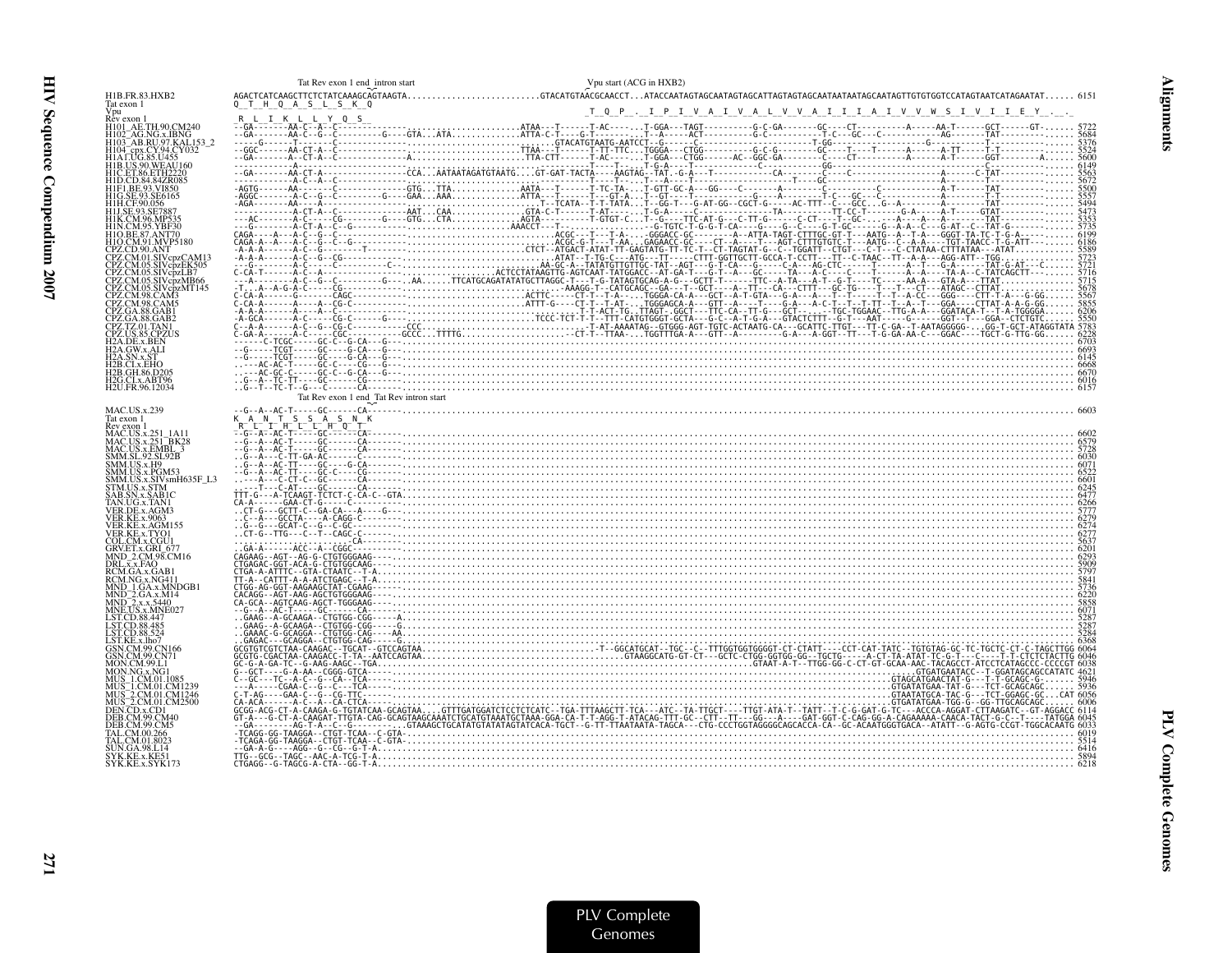```
                              Tat Rev exon 1 end_intron start                                    Vpu start (ACG in HXB2)
H1B.FR.83.HXB2             AGACTCATCAAGCTTCTCTATCAAAGCAGTAAGTA...........................GTACATGTAACGCAACCT...ATACCAATAGTAGCAATAGTAGCATTAGTAGTAGCAATAATAATAGCAATAGTTGTGTGGTCCATAGTAATCATAGAATAT...... 6151
Tat exon 1                 Q  T  H  Q  A  S  L  S  K  Q
Vpu                                                                                         _T  Q  P  _  I  P  I  V  A  I  V  A  L  V  V  A  I  I  I  A  I  V  V  W  S  I  V  I  I  E  Y  _  _
Rev exon 1                  R  L  I  K  L  L  Y  Q  S

MAC.US.x.239               --G--A--AC-T-----GC------CA------------------------------------------------------------------------------------------------------------------------------------------ 6603
Tat exon 1                 K  A  N  T  S  S  A  S  N  K
Rev exon 1                  R  L  I  H  L  L  H  Q  T
```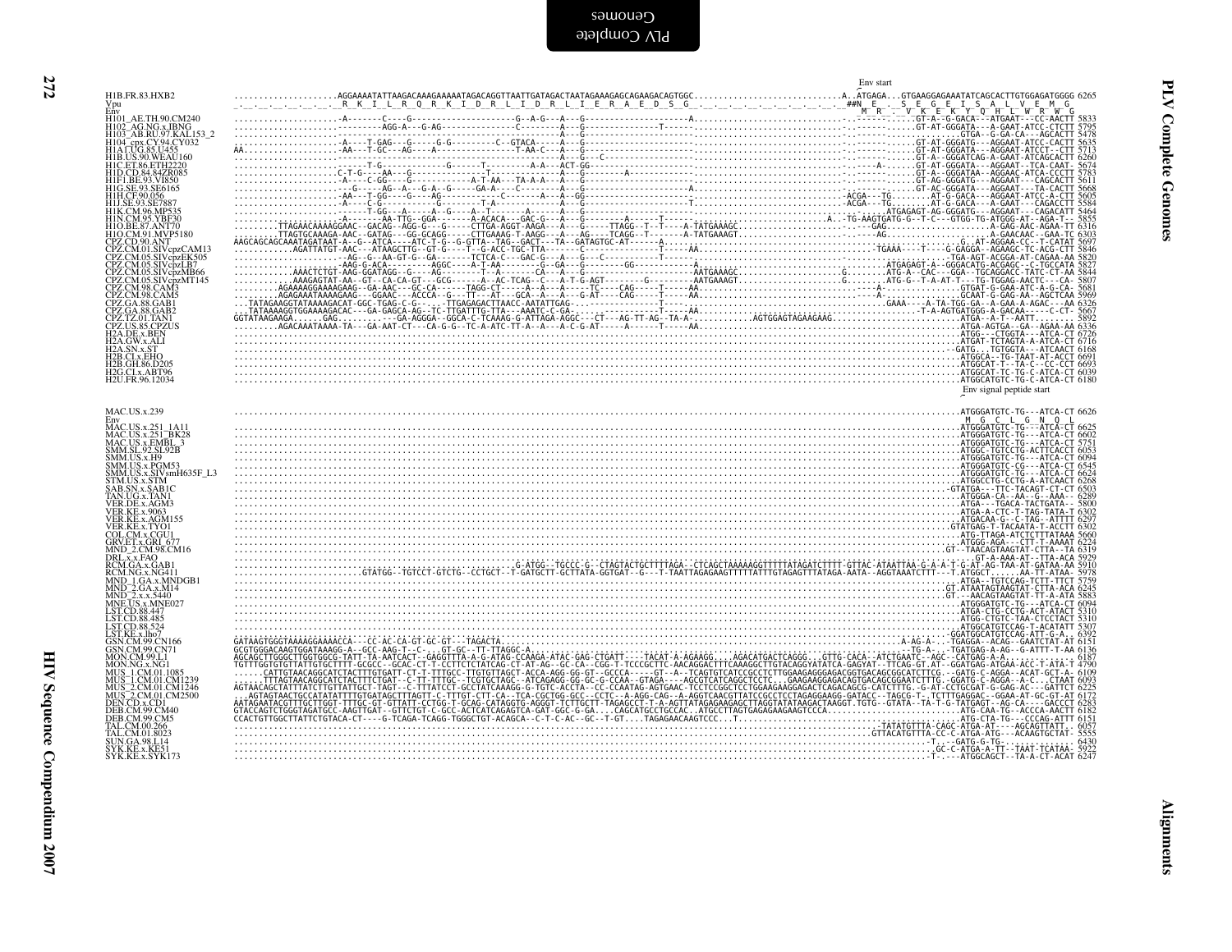```
                                                                                                                    Env start
H1B.FR.83.HXB2          ....................AGGAAAATATTAAGACAAAGAAAAATAGACAGGTTAATTGATAGACTAATAGAAAGAGCAGAAGACAGTGGC..............................A..ATGAGA...GTGAAGGAGAAATATCAGCACTTGTGGAGATGGGG 6265
Vpu                     _._._._._._._._R_K_I_L_R_Q_R_K_I_D_R_L_I_D_R_L_I_E_R_A_E_D_S_G_._._._._._._._._._._##N  E  .  S  E  G  E  I  S  A  L  V  E  M  G
Env                                                                                                                     M  R  .  V  K  E  K  Y  Q  H  L  W  R  W  G
H101_AE.TH.90.CM240     ....................A------C---G---------------------G--A-G---A---G-------------------A.............................-..-------...GT-A--G-GACA---ATGAAT---CC-AACTT 5833
H102_AG.NG.x.IBNG       ....................--------AGG-A---G-AG---------------C--------A---G-------------T------..............................-..-------GT-AT-GGGATA---A-GAAT-ATCC-CTCTT 5795
H103_AB.RU.97.KAL153_2  ....................................................................................................-..---------GTGA--G-GA-CA---AGCACTT 5478
H104_cpx.CY.94.CY032    ....................A----T-GAG---G-----G-G---------C--GTACA-----A---G-------------------...........................-..-------GT-AT-GGGATG---AGGAAT-ATCC-CACTT 5635
H1A1.UG.85.U455         AA..................-AA---T-GC---AG----A---------------T-AA-C---A---G-------------------...........................-..-------GT-AT-GGGATA---AGGAAT-ATCCT--CTT 5713
H1B.US.90.WEAU160       ....................-----------------------------------------A---G---C------------------...........................-..-------GT-A--GGGATCAG-A-GAAT-ATCAGCACTT 6260
H1C.ET.86.ETH2220       ....................---T-G-------------G------T---------A-A---ACT-GG--------------------...........................-..----A-------GT-AT-GGGATA---AGGAAT---TCA-CAAT- 5674
H1D.CD.84.84ZR085       ....................C-T-G----AA---G-------------------T----------A---G---------A------------........................-..-------GT-A--GGGATAA--AGGAAC-ATCA-CCCTT 5783
H1F1.BE.93.VI850        ....................-A----C-GG---G-----------A-T-AA---TA-A-A---A---G-------------------............................-..-------GT-AG-GGGATG---AGGAAT---CAGCACTT 5611
H1G.SE.93.SE6165        ....................---G-----AG--A---G-A--G-----GA-A----C--------A---G-------------------A.........................-..-------GT-AC-GGGATA---AGGAAT---TA-CACTT 5668
H1H.CF.90.056           ....................-AA---T-GG----G----AG-----------C----------A---GG----------------------..................ACGA---TG.......AT-G-GACA---AGGAAT-ATCC-A-CCTT 5605
H1J.SE.93.SE7887        ....................-A----C-G----------G-------T-A------------A---G----------------------T.....................ACGA---TG.......AT-G-GACA---A-GAAT---CAGACCTT 5584
H1K.CM.96.MP535         ....................------T-GG---A-----A--G----A--T----------A---G------------------------.......................................ATGAGAGT-AG-GGGATG---AGGAAT---CAGACATT 5464
H1N.CM.95.YBF30         ....................-A-------AA-TTG---GGA-------A-ACACA----GAC-G---A---G---------A-----T------.......................A..-TG-AAGTGATG-G--T-C---GTGG-TG-ATGGG-AT--AGA-T-- 5855
H1O.BE.87.ANT70         .........TTAGAACAAAAGGAAC--GACAG--AGG-G---G-----CTTGA-AGGT-AAGA---A---G-----TTAGG--T--T----A-TATGAAAGC...................-..----GAG................A-GAG-AAC-AGAA-TT 6316
H1O.CM.91.MVP5180       .........TTAGTGCAAAGA-AAC--GATAG---GG-GCAGG-----CTTGAAAG-T-AAGG---A---AG----TCAGG--T------A-TATGAAAGT...................-..---AG....................A-GAACAAC--GAA-TC 6303
CPZ.CD.90.ANT           AAGCAGCAGCAAATAGATAAT-A--G--ATCA----ATC-T-G--G-GTTA--TAG--GACT---TA--GATAGTGC-AT------A.........................................................G..AT-AGGAA-CC--T-CATAT 5697
CPZ.CM.01.SIVcpzCAM13   ...........AGATTATGT-AAC---ATAAGCTTG--GT-G----T--G-ACC-TGC-TTA-------C-------------T-----AA........................................-TGAAA---T----G-GAGGA--AGAAGC-TC-AGG-CTT 5846
CPZ.CM.05.SIVcpzEK505   ....................--AG--G--AA-GT-G--GA-------TCTCA-C---GAC-G---A---G---C-------------T------......................................................-TGA-AGT-ACGGA-AT-CAGAA-AA 5820
CPZ.CM.05.SIVcpzLB7     ....................-AAG-G-ACA---------AGGC----A-T-AA-------G--GA---G-------------GG------------A.......................ATGAGAGT-A--GGGACATG-ACGAGC--C-TGCCATA 5827
CPZ.CM.05.SIVcpzMB66    ...........AAACTCTGT-AAG-GGATAGG--G----AG-------T--A-------CA---A---G---------------------AATGAAAGC...................G.........ATG-A--CAC----GGA--TGCAGGACC-TATC-CT-AA 5844
CPZ.CM.05.SIVcpzMT145   ...........AAAGAGTAT-AA--GT--CA-CA-GT---GCG-------A--AC-TCAG--C---A-T-G-AGT-------G---------AATGAAAGT...................G.........ATG-G--T-A-AT-T---TG-TGGAG-AACTC---CA- 5807
CPZ.CM.98.CAM3          ........AGAAAAGGAAAAGAAG--GA-AAC---GC-CA------TAGG-CT-----A--A----A-----TC----CAG-----T-----AA.....................................-..----A-...............GTGAT-G-GAA-ATC-A-G-CA- 5681
CPZ.CM.98.CAM5          ........AGAGAAATAAAAGAAG--GGAAC---ACCCA--G---TT---AT---GCA--A---A---G-AT----CAG-----T-----AA.....................................-..----A-...............GCAAT-G-GAG-AA--AGCTCAA 5969
CPZ.GA.88.GAB1          ...TATAGAAGGTATAAAAGACAT-GGC-TGAG-C-G---.--TTGAGAGACTTAACC-AATATTGAG---.---------T-----.....................................GAAA----A-TA-TGG-GA--A-GAA-A-AGAC---AA 6326
CPZ.GA.88.GAB2          ...TATAAAAGGTGGAAAAGACAC---GA-GAGCA-AG--TC-TTGATTTG-TTA---AAATC-C-GA----------T-----AA.....................AGTGGAGTAGAAGAAG..............-T-A-AGTGATGGG-A-GACAA-----C-CT- 5667
CPZ.TZ.01.TAN1          GGTATAAGAAGA.......GAG....------GA-AGGGA--GGCA-C-TCAAAG-G-ATTAGA-AGGC---CT---AG-TT-AG--TA-A-..................................................ATGA--A-T---AATT......... 5892
CPZ.US.85.CPZUS         .........AGACAAATAAAA-TA---GA-AAT-CT---CA-G-G--TC-A-ATC-TT-A--A---A-C-G-AT-----A------T-----AA.....................................................ATGA-AGTGA--GA--AGAA-AA 6336
H2A.DE.x.BEN            ..........................................................................................................................................ATGG---CTGGTA---ATCA-CT 6726
H2A.GW.x.ALI            ..........................................................................................................................................ATGAT-TCTAGTA-A-ATCA-CT 6716
H2A.SN.x.ST             ........................................................................................................................................--GATG...TGTGGTA---ATCAACT 6168
H2B.CI.x.EHO            ..........................................................................................................................................ATGGCA--TG-TAAT-AT-ACCT 6691
H2B.GH.86.D205          ..........................................................................................................................................ATGGCAT-T--TA-C--CC-CCT 6693
H2G.CI.x.ABT96          ..........................................................................................................................................ATGGCAT-TC-TG-C-ATCA-CT 6039
H2U.FR.96.12034         ..........................................................................................................................................ATGGCATGTC-TG-C-ATCA-CT 6180
                                                                                                                                                    Env signal peptide start

MAC.US.x.239            ..........................................................................................................................................ATGGGATGTC-TG---ATCA-CT 6626
Env                                                                                                                                                   M  G  C  L  G  N  Q  L
MAC.US.x.251_1A11       ..........................................................................................................................................ATGGGATGTC-TG---ATCA-CT 6625
MAC.US.x.251_BK28       ..........................................................................................................................................ATGGGATGTC-TG---ATCA-CT 6602
MAC.US.x.EMBL_3         ..........................................................................................................................................ATGGGATGTC-TG---ATCA-CT 5751
SMM.SL.92.SL92B         ..........................................................................................................................................ATGGC-TGTCCTG-ACTTCACCT 6053
SMM.US.x.H9             ..........................................................................................................................................ATGGGATGTC-TG---ATCA-CT 6094
SMM.US.x.PGM53          ..........................................................................................................................................ATGGGATGTC-CG---ATCA-CT 6545
SMM.US.x.SIVsmH635F_L3  ..........................................................................................................................................ATGGGATGTC-TG---ATCA-CT 6624
STM.US.x.STM            ..........................................................................................................................................ATGGCCTG-CCTG-A-ATCAACT 6268
SAB.SN.x.SAB1C          ........................................................................................................................................-GTATGA---TTC-TACAGT-CT-CT 6503
TAN.UG.x.TAN1           ..........................................................................................................................................ATGGGA-CA--AA--G--AAA-- 6289
VER.DE.x.AGM3           ..........................................................................................................................................ATGA---TGACA-TACTGATA-- 5800
VER.KE.x.9063           ..........................................................................................................................................ATGA-A-CTC-T-TAG-TATA-T 6302
VER.KE.x.AGM155         ..........................................................................................................................................ATGACAA-G--C-TAG--ATTTT 6297
VER.KE.x.TYO1           ........................................................................................................................................GTATGAG-T-TACAATA-T-ACCTT 6302
COL.CM.x.CGU1           ..........................................................................................................................................ATG-TTAGA-ATCTCTTTATAAA 5660
GRV.ET.x.GRI_677        ..........................................................................................................................................ATGGG-AGA----CTT-T-AAAAT 6224
MND_2.CM.98.CM16        ........................................................................................................................................GT--TAACAGTAAGTAT-CTTA--TA 6319
DRL.x.x.FAO             ..........................................................................................................................................GT-A-AAA-AT--TTA-ACA 5929
RCM.GA.x.GAB1           ..............................................G-ATGG--TGCCC-G--CTAGTACTGCTTTTAGA--CTCAGCTAAAAAGGTTTTTATAGATCTTTT-GTTAC-ATAATTAA-G-A-A-T-G-AT-AG-TAA-AT-GATAA-AA 5910
RCM.NG.x.NG411          ..........................GTATGG--TGTCCT-GTCTG--CCTGCT--T-GATGCTT-GCTTATA-GGTGAT--G---T-TAATTAGAAAGTTTTTATTTGTAGAGTTTATAGA-AATA--AGGTAAATCTTT---T.ATGGCT......AA-TT-ATAA- 5978
MND_1.GA.x.MNDGB1       ..........................................................................................................................................ATGA--TGTCCAG-TCTT-TTCT 5759
MND_2.GA.x.M14          ........................................................................................................................................GT.ATAATAGTAAGTAT-CTTA-ACA 6245
MND_2.x.x.5440          ........................................................................................................................................GT.--AACAGTAAGTAT-TT-A-ATA 5883
MNE.US.x.MNE027         ..........................................................................................................................................ATGGGATGTC-TG---ATCA-CT 6094
LST.CD.88.447           ..........................................................................................................................................ATGA-CTG-CCTG-ACT-ATACT 5310
LST.CD.88.485           ..........................................................................................................................................ATGG-CTGTC-TAA-CTCCTACT 5310
LST.CD.88.524           ..........................................................................................................................................ATGGCATGTCCAG-T-ACATATT 5307
LST.KE.x.lho7           ........................................................................................................................................-GGATGGCATGTCCAG-ATT-G-A.. 6392
GSN.CM.99.CN166         GATAAGTGGGTAAAAGGAAAACCA---CC-AC-CA-GT-GC-GT---TAGACTA.......................................................................A-AG-A-..-TGAGGA--ACAG--GAATCTAT-AT 6151
GSN.CM.99.CN71          GCGTGGGACAAGTGGATAAAGG-A--GCC-AAG-T--C-..GT-GC--TT-TTAGGC-A....................................................................-TG-A-..-TGATGAG-A-AG--G-ATTT-T-AA 6136
MON.CM.99.L1            AGCAGCTTGGGCTTGGTGGCG-TATT-TA-AATCACT--GAGGTTTA-A-G-ATAG-CCAAGA-ATAC-GAG-CTGATT----TACAT-A-AGAAGG....AGACATGACTCAGGG...GTTG-CACA--ATCTGAATC--AGC--CATGAG-A-A......... 6187
MON.NG.x.NG1            TGTTTGGTGTGTTATTGTGCTTTT-GCGCC--GCAC-CT-T-CCTTCTCTATCAG-CT-AT-AG--GC-CA--CGG-T-TCCCGCTTC-AACAGGACTTTCAAAGGCTTGTACAGGYATATCA-GAGYAT--TTCAG-GT.AT--GGATGAG-ATGAA-ACC-T-ATA-T 4790
MUS_1.CM.01.1085        ......CATTGTAACAGGCATCTACTTTGTGATT-CT-T-TTTGCC-TTGTGTTAGCT-ACCA-AGG-GG-GT--GCCCA-----GT--A--TCAGTGTCATCCGCCTCTTGGAAGAGGGAGACGGTGACAGCGGCATCTTCG.--GATG-C-AGGA--ACAT-GCT-A- 6109
MUS_1.CM.01.CM1239      ......TTTAGTAACAGGCATCTACTTTCTGAT--C-TT-TTTGC--TCGTGCTAGC--ATCAGAGG-GG-GC-G-CCAA--GTAGA----AGCGTCATCAGGCTCCTC....GAAGAAGGAGACAGTGACAGCGGAATCTTTG.-GGATG-C-AGGA--A-C...CTAAT 6093
MUS_2.CM.01.CM1246      AGTAACAGCTATTTATCTTGTTATTGCT-TAGT--C-TTTATCCT-GCCTATCAAAGG-G-TGTC-ACCTA--CC-CCAATAG-AGTGAAC-TCCTCCGGCTCCTGGAAGAAGGAGACTCAGACAGCG-CATCTTTG.-G-AT-CCTGCGAT-G-GAG-AC---GATTCT 6225
MUS_2.CM.01.CM2500      ...AGTAGTAACTGCCATATATTTTGTGATAGCTTTAGTT-C-TTTGT-CTT-CA--TCA-CGCTGG-GCC--CCTC--A-AGG-CAG--A-AGGTCAACGTTATCCGCCTCCTAGAGGAAGG-GATACC--TAGCG-T-.TCTTTGAGGAC--GGAA-AT-GC-GT-CT 6172
DEN.CD.x.CD1            AATAGAATACGTTTGCTTGGT-TTTGC-GT-GTTATT-CCTGG-T-GCAG-CATAGGTG-AGGGT-TCTTGCTT-TAGAGCCT-T-A-AGTTATAGAGAAGAGCTTAGGTATATAAGACTAAGGT.TGTG--GTATA--TA-T-G-TATGAGT--AG-CA----GACCCT 6283
DEB.CM.99.CM40          GTACCAGTCTGGGTAGATGCC-AAGTTGAT--GTTCTGT-C-GCC-ACTCATCAGAGTCA-GAT-GGC-G-GA....CAGCATGCCTGCCAC..ATGCCTTAGTGAGAGAAGAAGTCCCA....................ATG-CAA-TG--ACCCA-AACTT 6182
DEB.CM.99.CM5           CCACTGTTGGCTTATTCTGTACA-CT----G-TCAGA-TCAGG-TGGGCTGT-ACAGCA--C-T-C-AC--GC--T-GT....TAGAGAACAAGTCCC....T....................................ATG-CTA-TG---CCCAG-ATTT 6151
TAL.CM.00.266           ........................................................................................................................-TATATGTTTA-CAGC-ATGA-AT----AGCAGTTATT.. 6057
TAL.CM.01.8023          ........................................................................................................................GTTACATGTTTA-CC-C-ATGA-ATG---ACAAGTGCTAT- 5555
SUN.GA.98.L14           ..........................................................................................................................................-T..--GATG-G-TG-.............. 6430
SYK.KE.x.KE51           .........................................................................................................................................GC-C-ATGA-A-TT--TAAT-TCATAA- 5922
SYK.KE.x.SYK173         ..........................................................................................................................................-T-.--ATGGCAGCT--TA-A-CT-ACAT 6247
```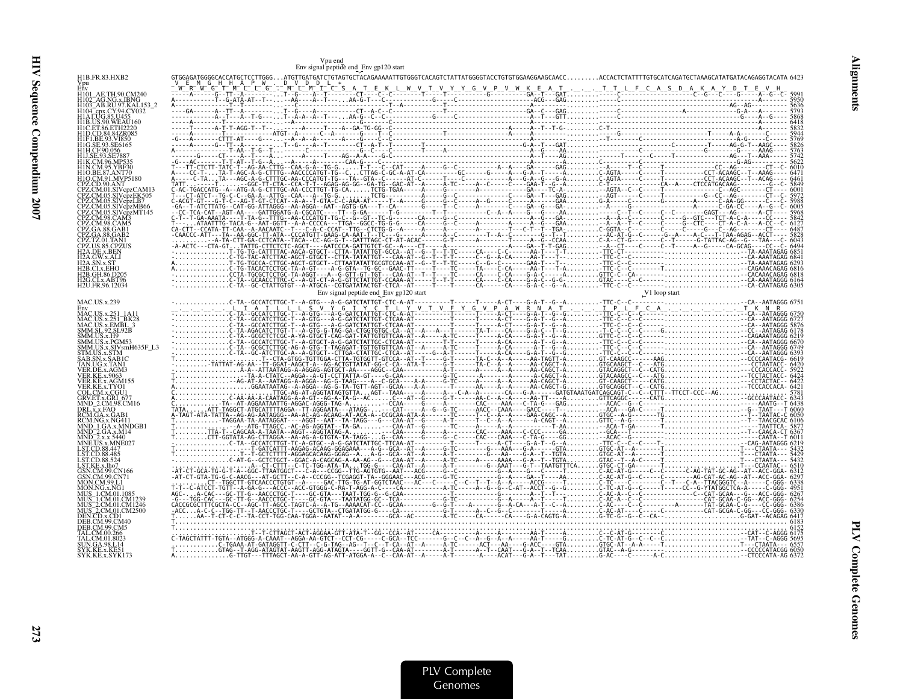```
                                                    Vpu end
                                           Env signal peptide end  Env gp120 start

H1B.FR.83.HXB2              GTGGAGATGGGGCACCATGCTCCTTGGG...ATGTTGATGATCTGTAGTGCTACAGAAAAATTGTGGGTCACAGTCTATTATGGGGTACCTGTGTGGAAGGAAGCAACC.........ACCACTCTATTTTGTGCATCAGATGCTAAAGCATATGATACAGAGGTACATA 6423
Vpu                          V  E  M  G  H  H  A  P  W   D  V  D  D  L  *
Env                         _W  R  W  G  T  M  L  L  G  _ M  L  M  I  C  S  A  T  E  K  L  W  V  T  V  Y  Y  G  V  P  V  W  K  E  A  T  _  _  _  T  T  L  F  C  A  S  D  A  K  A  Y  D  T  E  V  H
H101_AE.TH.90.CM240         -----A------G--TT--A---------..T--G-----A--T--------CT----C--C---------T-----T--------------G---------GA--T---GAT.........C--------------------------------C--G----C----G-----A--G--C- 5991
H102_AG.NG.x.IBNG           -----------T--G-ATA-AT-T-----..----A-----A--T-----AA-G-T----C--------------G---C---------------------ACG---GAG.........C----------------------------------------------------------- 5950
H103_AB.RU.97.KAL153_2      A-------------T--T-----------..--C------------------------------T--A-----------T-------------------------------..........----------------------------------------AG--AG---------- 5636
H104_cpx.CY.94.CY032        ----GA-------A--TT--A--------..T--G-----A--T--------CT--A-C--C---------T-----------------------------GA--C---GAG.........C----------------------------------------G-A---A-------- 5793
H1A1.UG.85.U455             -----------A--T--A--T-G------..T--A-A--A--T-----AA-G--C--C-------G-----C---------------------------------GTT.........C-----------------------------------------G----A--G------- 5868
H1B.US.90.WEAU160           -----------------------------..------A---------------G------C-------------------------------------------------..........--------------------------------------------------------- 6418
H1C.ET.86.ETH2220           -----T------A-T-T-AGG-T--T---..------A------T----A--GA-TG-GG-C--------------------------------A-------A--T--T-G-.........C-T------------------------------------------------A------- 5832
H1D.CD.84.84ZR085           -----A-------T-------------ATGT--A-----C-----T--GTA-C-C--A--------T-----------------------A------A---A-A--------.........---------T-----------------T------A-A-------C---- 5944
H1F1.BE.93.VI850            -G---A-------CTTT-AT----G----..--A--A--A--------A----G----C-C---------------------------------A-----A--------..........--T---------C------------------------------A-G-----C---- 5769
H1G.SE.93.SE6165            -----A------G--TT--A---------..T--G-----A--T--------CT--A-T--T-------------------------------G-A--T---GAT.........C--------------C------------T-----AG-G-T--AAGC---- 5826
H1H.CF.90.056               -----A-------T-AA--T-G--T----..--A-----A--T---------CC------C-----------------------------------A---A--AA.........C------------------------------------G-----AAAG-C---- 5763
H1J.SE.93.SE7887            -------G-----CT----A--T--A---..-----A------T----AG--A-G-A--G-C-------------------------------A--T---AG..........--------T-------C------T---------------AG---T--AAA------ 5742
H1K.CM.96.MP535             -G---AC-------T-T-AT--T-G--A-..--A----A-------CAA-G----C------------------------------------A-----------A.........C------------------------------------G-AG------------ 5622
H1N.CM.95.YBF30             T---TT-CTCTT-TATC-T--AG-AA-CTTG--CAA-G-A--TG-G-......T-T-----C--CAT-----A-----G--C-----------A-----A---GA-----GAG.........--A------T--C-----T----------------CC--AG-----------CT--C 6010
H1O.BE.87.ANT70             A----CC-T-...TA-T-AGC-A-G-CTTTG--AACCCCATGT-TG--C...CTTAG-C-GC-A-AT-CA---------GC------G-----A---G-A--T-----A.........C-AGTA------C------T---------CCT-ACAAGC--T--AAG---- 6471
H1O.CM.91.MVP5180           A-----C-TA...TA---AGC-A-G-CTTTGC-AA-CCCATGT-TG---TA--GTA--C-----AT-C--------T------C---------A-----G-A--G---G-A.........C-AGTA------C------T----------CCT-ACAAGC--T--ACAG---- 6461
CPZ.CM.01.SIVcpzCAM13       TATT.....T.........-GGC-TT-CTA--CCA-T-T--AGAG-AG-GG--GA-TG--GAC-AT--A-----A-TC----A--C-----C----GAA-T--G--A.........C-T-------------------CA--A-----CTCCATGACAAG----------G--C 5849
CPZ.CM.05.SIVcpzEK505       C-AC-TGACCATG--A--ATG-A-G-CTTTGC-AA-CCCTTGT-TG-CA.....TCTG-TGAA-----A-----G--------A----------C-----GAA----TC-A-.........-AGTA--C---C------T----------------C--AGC--------CT---- 6001
CPZ.CM.05.SIVcpzLB7         T---CT-ATCT--TG-C-C--GA-A--ATTG--CAA---A--TG-G......TCTG---------A-----G----------------C-----GA--T----GAG.........-AGT------C-----C------T-------------G--CC--AG-------CT--C 5972
CPZ.CM.05.SIVcpzMB66        C-ACGT-GT---G-T-C--AG-T-GT-CTCAT--A-A--T-GTA-C-C-AAA-AT-----T--A------G--C-----A--G-----C----A-----GAG.........G-A---C----C-----------------A-----C-AA-GG-----C--C 5988
CPZ.CM.05.SIVcpzMT145       -GA--T-ATCTTATG--CAT-GG-ATTAGGG--AA-AGGA--AAT--AGTG-GA---T--CA------G----T--C-----A-----C----GA--G---GA-.........--A-----G---------------------A------C-GA-CC----A--G--C 6005
CPZ.CM.98.CAM3              --CC-TCA-CAT--AGT-AA----GATTGGATG-A-CGCATC----TT--G-GA------T-G-------T--T-----------------C--A--A-----G---G---AA..........----C--T--C------C--C---------GAGT---AG------A-CT---- 5968
CPZ.CM.98.CAM5              C-T--T-GA-AAATA-----T-TA-G--TTTG--AA-CCCATGT-TG-C--G--GT--TG-C-----CA-----G--C--------------A-----G---GA..........--A-A--C---------C-----------------------------C--C 5842
CPZ.GA.88.GAB1              T-----.ATAATTTG-TACA-G--AAT-GGTT--A-A-CCCCA---TTGA--GGCC-TG-G-G-----CA-----G--C-----A----------A-----G---GAA.........--A--A--C------C------G--CTC----CT-A-C-A---A-CC--C 6127
CPZ.GA.88.GAB2              CA-CTT--CCATA-TT-CAA--A-AACAATC--T---C-A-C-CCAT--TTG--CTCTG-G--A-----A-----A---------A---------T--C-T--T--TGA-.........C-GGTA------C-----C-----------G----C--AG---------CT-- 6487
CPZ.TZ.01.TAN1              -CAACCC-ATT---TA--AA-GGC-TT-ATA--CCCATGTT-GAAG-CA-AAT-T--TC----G-----A---------T--A--C-------G---T--T-...........C-AC-AT-G---C-----G--A-----A-C---T-TAA-AGAG--ACT---- 5828
CPZ.US.85.CPZUS             ........--A-TA-CTT-GA-CCTCATA--TACA--CC-AG-G-T--GATTTAGC-CT-AT-ACAC-------G-T-------A--------T-----A--G--CCAA.........C-A--CT-G-------C--T-------G-TATTAC-AG--G---TAA---C- 6043
H2A.DE.x.BEN                -A-ACTC---CTA-GT...TATTG-CTTCTCTC-AGCT----AATCCCA-GATTGTCT-GC--A----CT--------A--------A-----GA--T-T-GAG.........--A--CT------C------C--T-----A--G-----CA-GCAG----CC--C 6494
H2A.GW.x.ALI               -...............T-TG-TG-CATTTAC-AACA-GTGCT--CTTA-TATATGT-GCCA--AT--G--T--T-TC-----CA-----C-C---------AA-T---T--T..........TTC-C-----------------------------------------------TA-AAATAGAG 6851
H2A.SN.x.ST                 -...............C-TG-TAC-ATCTTAC-AGCT-GTGCT--CTTA-TATATTGT---CAA-AT--G--T--T-TC-----C--G--A-CA--------AA-T---T-.........-TTC-C-----------------------------------------------CA-AAATAGAG 6841
H2B.CI.x.EHO                A...............T-TG-TGCCA-CTTGC-AGCT-GTGCT--CTTAATATATTGCGTCCAA-AT--G--T--T-TC-----C--G--C-------GAA-T---T-...........TTC-C-----------------------------------------------TA-AAATAGAG 6293
H2B.GH.86.D205              A...............C-TG-TACACTCCTGC-TA-A-GT----A-G-GTA--TG-GC--GAAC-TT-----T-T-----CA-----C-CA-------AA-T---T-A.........-TTC-C-------------T------------------------------CA-AAATAGAG 6816
H2G.CI.x.ABT96              -...............CCTA-TGCGCTCCTGC-TA-AGGT---A--G-GTT-GT-TGT---CAA-AT--T--T-TC-----CA-----C-CA------G-A-C-----A.........GTTC-C--CA-----------------------------------------CACAAACAGAG 6818
H2U.FR.96.12034             -...............C-TA--GCAACCTTRC-C--A-GT-CT-A-G-GTTCTATTGT-CCAAA-AT-----T--T-T------CA-----C-CA-----G-A-C--G-G-.........GTAC-----C---------------------------------------CA-AAATAGAG 6164
                            -...............C-TA--GC-CTATTGTGT--A-ATGCA--CGTGATATACTGT-CTCA--AT----T--T-T------CA-----C-CA-----G-A-C--G--A..........-TTC-C--C-------------------------------------CA-CAATAGAG 6305

                                            Env signal peptide end  Env gp120 start                                                    V1 loop start

MAC.US.x.239                -...............C-TA--GCCATCTTGC-T--A-GTG---A-G-GATCTATTGT-CTC-A-AT---------T------T-----A-CT-----G-A-T--G--A.........-TTC-C--C-----------------------------------------CA--AATAGGG 6751
Env                         _  _  _  _  _  _  _  _  L  I  A  I  L  L  L  S  V  Y  G  I  Y  C  T  L  Y  V  T  V  F  Y  G  V  P  A  W  R  N  A  T  _  _  _  I  P  L  F  C  A  _  _  _  _  _  _  _  _  T  K  N  R
MAC.US.x.251_1A11           -...............C-TA--GCCATCTTGC-T--A-GTG---A-G-GATCTATTGT-CTC-A-AT---------T------T-----A-CT-----G-A-T--G--G.........-TTC-C--C-----------------------------------------CA--AATAGGG 6750
MAC.US.x.251_BK28           -...............C-TA--GCCATCTTGC-T--A-GTG---A-G-GATCTATTGT-CTCAA-AT---------T------T-----A-CT-----G-A-T--G--A.........-TTC-C--C-----------------------------------------CA--AATAGGG 6727
MAC.US.x.EMBL_3             -...............C-TA--GCCATCTTGC-T--A-GTG---A-G-GATCTATTGT-CTCAA-AT---------T------T-----A-CT-----G-A-T--G--A.........-TTC-C--C-----------------------------------------CA--AATAGGG 5876
SMM.SL.92.SL92B             -...............C-TA--AGACATCTTGT-T--A-GTG-G-TAG-GA-CTGGTGTGC-CA--AT--A---A--T------TA-T-----CA-----G-A-C--T--G.........-T-C-C--C--C-------G---------------------------CC--AATAGGG 6178
SMM.US.x.H9                 -...............C-TA--GCGCTCTCGC-A-YA-GTGCT-CAG-GAT-TATTGTGTTCAA-AT--A-----A-TC-----T-----A-CA-----G-A-C--T--G--A.........GTTC-C--C----------------------------------------CAGAAATAGGG 6219
SMM.US.x.PGM53              -...............C-TA--GCCATCTTGC-T--A-GTGCT-A-G-GATCTATTGC-CTCAA-AT--------T-T------T-----A-CA-----A-T--G--A.........-TTC-C--C-----------------------------------------CA--AATAGGG 6670
SMM.US.x.SIVsmH635F_L3      -...............C-TA--GCGCTCTTGC-AG-A-GTG--T-TAGAGAT-TGTTGTGTTCAA-AT--A-----A-TC-----T-----A-CA-----A-T--G--A.........-TTC-C--C-----------------------------------------CA--AATAGGG 6749
STM.US.x.STM                -...............C-TA--GC-ATCTTGC-A--A-GTGCT--CTTGA-CTATTGC-CTCA-AT-----G--A-TC-----T-----A-CA-----G-A-T--G--G.........-TTC-C--C-----------------------------------------CA--AATAGGG 6393
SAB.SN.x.SAB1C              T...........................T--CTA-GTGG-TGTTGGA-CTTA-TGTGGTT-GTCCA--AT--T-----G-TC-----A-CA--A--A-----AA-TAGTT-A.........GT-CAAGCC------AAG........................CCCCAATACG- 6619
TAN.UG.x.TAN1               -..........TATTAT-AG-AA--TT-GGAT-AAGCT-A--AG-ACTGTTATAT-GG-C-CA--ATA-T-----G-T-------TA-C--A--A-----AA-CAGCT-A.........GTGCAAGCT---C---ATG........................CCTAATACC- 6420
VER.DE.x.AGM3               -...............A-A---ATTAATAGG-A-AGGAG-AGTGCT-AA----AGGC--CAA-------------A-T------A------A-----A-CAGCT-A.........GTACAGGCT--C---CATG.......................CCCACCACC- 5922
VER.KE.x.9063               T.................-TA-A-CTATC--AGGA--A-GT-CCTTATTA-GT----G-CAA---------G-TC-----A--------A-----A-CAGCT-A.........GTACAAGCC--C---ATG........................TCCTACTACC- 6424
VER.KE.x.AGM155             T................-AG-AT-A--AATAGG-A-AGGA--AG-G-TAAG-----A---C-GCA-----A-A-----G-TC-----A-----A--A-----AA-CAGCT-A.........GT-CAAGCT---C---CATG.......................CCTACTAC-- 6422
VER.KE.x.TYO1               A................GGAATAATAG--A-AGGA--AG-G-TA-TGTT-AGT--GCAA---A-A-----T-TC-----AA----A--A-----AA-CAGCT-G.........GTGCAGGCT--C---CATG.......................TCCCACCACA 6421
COL.CM.x.CGU1               C..........................TTGC-AG-AT-AGGTATAGTGTTA...AGT--TAAA-----A----A---C-A--A-------CA---G-A------GATGTAAATGATCAGCAGT--C--C--CTTT--TTCCT-CCC--AG.................. 5781
GRV.ET.x.GRI_677            A..............C-AA-AA-A-CAATAGG-A-A-GT--AG-A-TA-G--AC.....C---AT--G-----G--T------AA-C--A--A-----AA-TT----A.........GTTCAGGC--------CATG.......................GCCCAATACC- 6343
MND_2.CM.98.CM16            C..............-TA--AT-AGGAATAATTG-AGGAC-AGGG-TAG-A.........C----CAT----G-----A------CAC----AAA----C-TA-G---GAG.........-ACAC--G--C----............................AAATG--T 6438
DRL.x.x.FAO                 TATA.....ATT-TAGGCT-ATGCATTTTAGGA--TT-AGGAATA---ATAGG-...--CAT------A--G--G-TC-----AACC--CAAA----GACC-----T-..........--ACA---GA-C-----T......................-G--TAAT---T 6060
RCM.GA.x.GAB1               A-TAGT-ATA-TATTA--AG-AG-ATAGGG--AA-AC-AG-ACAAG-AT-ACA-A--CCGCAA-ATA-A-------T-TC-----T--C--A--A-----GAA-CAGC--A.........GTGC--A-G--------TG.......................-T--TAATAC-C 6050
RCM.NG.x.NG411              T............-TAGGAA-TA-AATAGGAT-----AGGT--AAT--TA-TAGG----CAA-AT--G--------A-T-----T--C--A--A-----A-CAGT--A.........GTTC--A-G--------T........................-T--TAACGCAC 6106
MND_1.GA.x.MNDGB1           T..........--A--ATG-TTAGCC.-AC-AG-AGGTAT--TA-GA.....--CAA-AT--G------TC-----A-----A--A-----------T-AA.........--ACA-T-GA------T.......................----TAATTCA- 5877
MND_2.GA.x.M14              T........TTA-T--CAGCAA-A-TAATA--AGGT--AGGTATAG-A......-----CAA-----A-----A------CAC----AAA---C-CCC-----GA..........-GCA---T-------.........................-T--CAACA-CT 6367
MND_2.x.x.5440              T........CTT-GGTATA-AG-CTTAGGA--AA-AG-A-GTGTA-TA-TAGG-....G---CAA-------G-----G--C-----CAC---CAAA---C-CTA-G----GA.........-ACAC--G----..........................CAATA--T 6011
MNE.US.x.MNE027             -..............C-TA--GCCATCTTGT-TC-A-GTGC--A-G-GATCTATTGC-TTCAA-AT---------T------T-----A-CT-----G-A-T--G--A.........-TTC-C--C-----C--T-----------------------CAG--AATAGGG 6219
LST.CD.88.447               T.................-T-GATCATTT-AAGAG-ACAAG-GGAGAAA---A-G--GCA--AT--A-----A-TC--------G----AAA---G-A-----GTA.........GTGC-AT--A-------T.........................T---CTAATA---- 5432
LST.CD.88.485               T.................T--T-GCTCTTT-AGGAGCACAAG-GGAG--A--A-G--GCA--AT--A-----A-TC-----G----AA---G-A-----TGTA.........GTGC-AT--A-------T.........................T---CTAATA---- 5429
LST.CD.88.524               -..............C-AT-G--GCTCTGCT--GGAC-A-CAGCAG-A-AA-AG--G---CAA-AT--A-----A-TC-----A----AAAA---G-A--T--TGTA.........GTAC--T--A-C-----T.........................T---CTAATA---- 5432
LST.KE.x.lho7               .................A--CT-CTTT--C-TC-TGG-ATA-TA...TGG-G----CAA-AT--A-----A-T-----------G--AAAT---G-T--TAATGTTTCA......GTGC-CT-GA-------T.........................T---CCAATAC-- 6510
GSN.CM.99.CN166             -AT-CT-GCA-TG-G-T-A--GGC-TTAATGGCT----C-A----CCGG--TTG-AGTGTG--AAT---ACG-----G--C-----------G--A-----G----T-........C-AC-AT-G------C--C--C------C-AG-TAT-GC-AG--AT--ACC-GGA- 6312
GSN.CM.99.CN71              -AT-CT-GTA-TG-G-C-AACG---AT-GCTT--C-A--CCCGG--TCGAGGT-TA--GGGAAC---ACG-----G-TC-----------G--A-----GA--T----AA.........C-AC-AT-G--C-----C-------AG-CAT-AC-AG--AT--ACC-GGA- 6297
MON.CM.99.L1                ..........CT--TGGCTT-GTCAACCCTGTGT--A-----GAC-TTG-TG-AT-GGTCTAAC---AC---C---------C--C-T--T--A--A-----ACCG-----T.........C-TC---C--------C--T---C-A--TTACGGGTC--A-----C-GGG- 6338
MON.NG.x.NG1                T-T--C-ATCCT-TGTT--A-GA-G---ACCC--ACC-GTGGG-C-RA-T-AGG-A-C----CA-----------A-TC-----A--G--C-AT--ACCT--G--G.........C-TC-AT-G---C-C--C--T-----CC--G-YTATGGCTCA-A-----C-GGG- 4951
MUS_1.CM.01.1085            AGC-..A-CAC---GC-TT-G--AACCCTGC-T----GC-GTA---TAAT-TGG-G--G-CAA-----------T--------G-------A--T--T-...........C-AC-A--C--C-------------C--CAT-GCAA---G---ACC-GGG- 6267
MUS_1.CM.01.CM1239          -G---TGG-CAC---GC-TT-G--AACCCTGC-T----GC-GTA---TAATATGG-G--TCA------------G-TC-------------G--A----A--T-----T.........C-AC-A--C--C-------------CAT-GCAA-C-GG--ACC-GGG- 6254
MUS_1.CM.01.CM1246          CACCGCGCTTTCGCTA-CC--AGC-TT-AGCC-TAGTC-A--A-TG--AAAACAT-CC-GCAA----------G--G-T-----A---------G--A-CA---A--T--C--A.........C-AC-A--C--C---------A-------TAT-GCAA-C-G----CC-GGG- 6386
MUS_2.CM.01.CM2500          -ACC...A-C-C--TGG-TT--T-AACCCTGC-T----GCTGTA--CTGATATGG-G----CA-----------G-T-----A---C-G---C-----------A.........C-AC-AT---C-----C----------CAT-GCGA-C-GG---CC-GGG- 6330
DEN.CD.x.CD1                T......AA--T-CT-C-C--TA-CCT-TGG-CAA-TGGA--AATAT--A-A--------GCA--AC-------A-TC-----CA------CA----G-A-CAGTG-A.........G-TC-G--G--C--CA-...........................G-GAT--ACAGAG 6417
DEB.CM.99.CM40              T.......................................................................................................................................................................... 6183
DEB.CM.99.CM5               T.......................................................................................................................................................................... 6152
TAL.CM.00.266               ........................T--T-CTTAGCT-ACT-AGGAA-GTT-ATA-T--GG--CCA--AT-----CA-----------A--------------AA-T------A.........C--C-AT-G-------C.........................CAT--C-AGGG 6175
TAL.CM.01.8023              C-TAGCTATTT-TGTA--ATGGG-A-CAAAT--AGGA-AA-GTCT--CCT-CG----C-GCA--TCC------G--C--C--A--G--A------AA-T-----G.........C-TC-AT-G--C--C-----C.......................-TAT--C-AGGG 5695
SUN.GA.98.L14               ............C-TGAAA-AT-GATAGGTT-C-CTT--C-G-TAG--AG--T--C--T-CA--AT--A-----A-T------ACT---AA----G-ACC---GTA.........GTGC-AT--A-A-----T........................T---CTAATA--- 6557
SYK.KE.x.KE51               T..........GTAG--T-AGG-ATAGTAT-AAGTT-AGG-ATAGTA----GGTT-G--CAA-AT-----A-T------A--T--CAAT---G-A--T--TCAA.........GTAC--A-G-------T........................CCCCCATACGG 6050
SYK.KE.x.SYK173             A..............G-TTGT---TTTAGCT-AA-A-GTT-AG-ATT-ATGGA-A--C--CAA-AT--A-----A-T-------A----ACAT---G-A--T---TAT.........G-AC-----C------A-C.......................CTCCCATA-AG 6372
```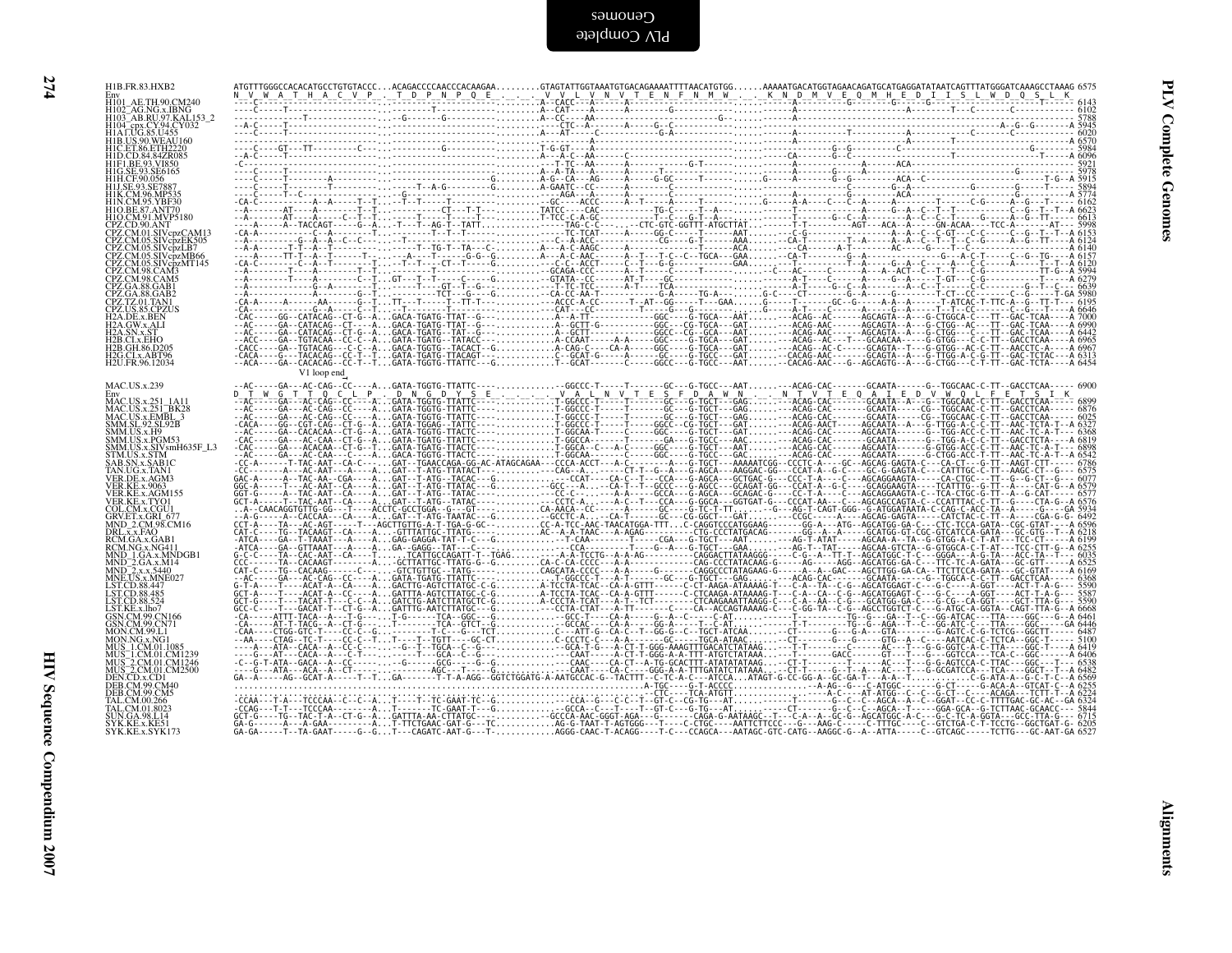```
H1B.FR.83.HXB2          ATGTTTGGGCCACACATGCCTGTGTACCC...ACAGACCCCAACCCACAAGAA.........GTAGTATTGGTAAATGTGACAGAAAATTTTAACATGTGG......AAAAATGACATGGTAGAACAGATGCATGAGGATATAATCAGTTTATGGGATCAAAGCCTAAAG 6575
Env                      N  V  W  A  T  H  A  C  V  P  .  T  D  P  N  P  Q  E  .  .  .  V  V  L  V  N  V  T  E  N  F  N  M  W  .  .  K  N  D  M  V  E  Q  M  H  E  D  I  I  S  L  W  D  Q  S  L  K
H101_AE.TH.90.CM240                                                                                                                                                                     6143
H102_AG.NG.x.IBNG                                                                                                                                                                       6102
H103_AB.RU.97.KAL153_2                                                                                                                                                                  5788
H104_cpx.CY.94.CY032                                                                                                                                                                    5945
H1A1.UG.85.U455                                                                                                                                                                         6020
H1B.US.90.WEAU160                                                                                                                                                                       6570
H1C.ET.86.ETH2220                                                                                                                                                                       5984
H1D.CD.84.84ZR085                                                                                                                                                                       6096
H1F1.BE.93.VI850                                                                                                                                                                        5921
H1G.SE.93.SE6165                                                                                                                                                                        5978
H1H.CF.90.056                                                                                                                                                                           5915
H1J.SE.93.SE7887                                                                                                                                                                        5894
H1K.CM.96.MP535                                                                                                                                                                         5774
H1N.CM.95.YBF30                                                                                                                                                                         6162
H1O.BE.87.ANT70                                                                                                                                                                         6623
H1O.CM.91.MVP5180                                                                                                                                                                       6613
CPZ.CD.90.ANT                                                                                                                                                                           5998
CPZ.CM.01.SIVcpzCAM13                                                                                                                                                                   6153
CPZ.CM.05.SIVcpzEK505                                                                                                                                                                   6124
CPZ.CM.05.SIVcpzLB7                                                                                                                                                                     6140
CPZ.CM.05.SIVcpzMB66                                                                                                                                                                    6157
CPZ.CM.05.SIVcpzMT145                                                                                                                                                                   6120
CPZ.CM.98.CAM3                                                                                                                                                                          5994
CPZ.CM.98.CAM5                                                                                                                                                                          6279
CPZ.GA.88.GAB1                                                                                                                                                                          6639
CPZ.GA.88.GAB2                                                                                                                                                                          5980
CPZ.TZ.01.TAN1                                                                                                                                                                          6195
CPZ.US.85.CPZUS                                                                                                                                                                         6646
H2A.DE.x.BEN                                                                                                                                                                            7000
H2A.GW.x.ALI                                                                                                                                                                            6990
H2A.SN.x.ST                                                                                                                                                                             6442
H2B.CI.x.EHO                                                                                                                                                                            6965
H2B.GH.86.D205                                                                                                                                                                          6967
H2G.CI.x.ABT96                                                                                                                                                                          6311
H2U.FR.96.12034                                                                                                                                                                         6454
                                          V1 loop end

MAC.US.x.239            --AC-----GA---AC-CAG--CC----A...GATA-TGGTG-TTATTC-----------------GGCCC-T-----T-------GC---G-TGCT---AAT......--ACAG-CAC-------GCAATA------G--TGGCAAC-C-TT--GACCTCAA----- 6900
Env                      D  T  W  G  T  T  Q  C  L  P  .  D  N  G  D  Y  S  E  .  .  .  V  A  L  N  V  T  E  S  F  D  A  W  N  .  .  N  T  V  T  E  Q  A  I  E  D  V  W  Q  L  F  E  T  S  I  K
MAC.US.x.251_1A11                                                                                                                                                                       6899
MAC.US.x.251_BK28                                                                                                                                                                       6876
MAC.US.x.EMBL_3                                                                                                                                                                         6025
SMM.SL.92.SL92B                                                                                                                                                                         6327
SMM.US.x.H9                                                                                                                                                                             6368
SMM.US.x.PGM53                                                                                                                                                                          6819
SMM.US.x.SIVsmH635F_L3                                                                                                                                                                  6898
STM.US.x.STM                                                                                                                                                                            6542
SAB.SN.x.SAB1C                                                                                                                                                                          6786
TAN.UG.x.TAN1                                                                                                                                                                           6575
VER.DE.x.AGM3                                                                                                                                                                           6077
VER.KE.x.9063                                                                                                                                                                           6579
VER.KE.x.AGM155                                                                                                                                                                         6577
VER.KE.x.TYO1                                                                                                                                                                           6576
COL.CM.x.CGU1                                                                                                                                                                           5934
GRV.ET.x.GRI_677                                                                                                                                                                        6492
MND_2.CM.98.CM16                                                                                                                                                                        6596
DRL.x.x.FAO                                                                                                                                                                             6218
RCM.GA.x.GAB1                                                                                                                                                                           6199
RCM.NG.x.NG411                                                                                                                                                                          6255
MND_1.GA.x.MNDGB1                                                                                                                                                                       6035
MND_2.GA.x.M14                                                                                                                                                                          6525
MND_2.x.x.5440                                                                                                                                                                          6169
MNE.US.x.MNE027                                                                                                                                                                         6368
LST.CD.88.447                                                                                                                                                                           5590
LST.CD.88.485                                                                                                                                                                           5587
LST.CD.88.524                                                                                                                                                                           5590
LST.KE.x.lho7                                                                                                                                                                           6668
GSN.CM.99.CN166                                                                                                                                                                         6461
GSN.CM.99.CN71                                                                                                                                                                          6446
MON.CM.99.L1                                                                                                                                                                            6487
MON.NG.x.NG1                                                                                                                                                                            5100
MUS_1.CM.01.1085                                                                                                                                                                        6419
MUS_1.CM.01.CM1239                                                                                                                                                                      6406
MUS_2.CM.01.CM1246                                                                                                                                                                      6538
MUS_2.CM.01.CM2500                                                                                                                                                                      6482
DEN.CD.x.CD1                                                                                                                                                                            6569
DEB.CM.99.CM40                                                                                                                                                                          6255
DEB.CM.99.CM5                                                                                                                                                                           6224
TAL.CM.00.266                                                                                                                                                                           6324
TAL.CM.01.8023                                                                                                                                                                          5844
SUN.GA.98.L14                                                                                                                                                                           6715
SYK.KE.x.KE51                                                                                                                                                                           6205
SYK.KE.x.SYK173                                                                                                                                                                         6527
```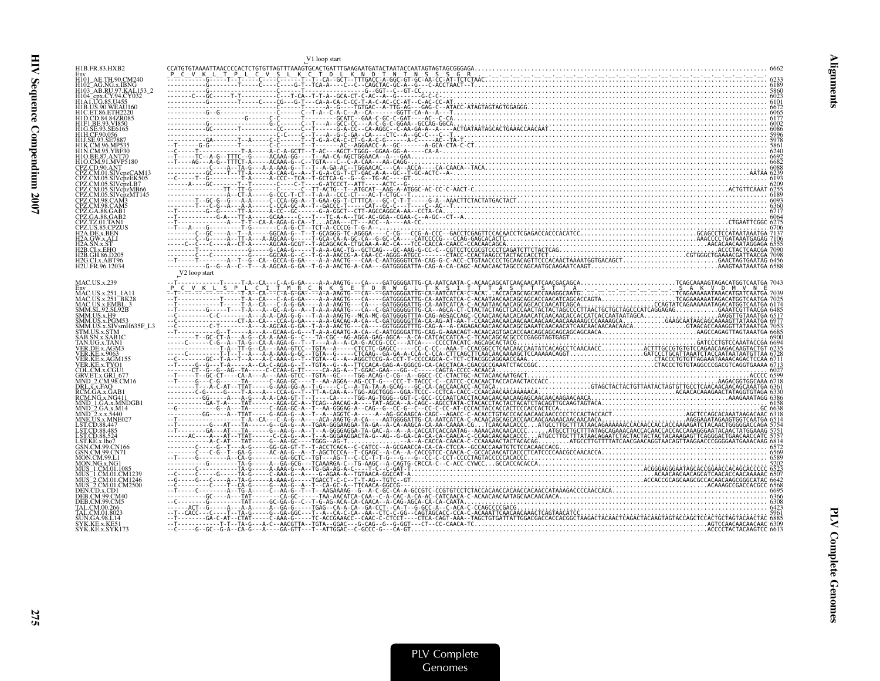V1 loop start

```
H1B.FR.83.HXB2            CCATGTGTAAAATTAACCCCACTCTGTGTTAGTTTAAAGTGCACTGATTTGAAGAATGATACTAATACCAATAGTAGTAGCGGGAGA................................................................................ 6662
Env                        P  C  V  K  L  T  P  L  C  V  S  L  K  C  T  D  L  K  N  D  T  N  T  N  S  S  S  G  R
H101_AE.TH.90.CM240       ...................................................................................... 6233
H102_AG.NG.x.IBNG         ...................................................................................... 6189
H103_AB.RU.97.KAL153_2    ...................................................................................... 5860
H104_cpx.CY.94.CY032      ...................................................................................... 6023
H1A1.UG.85.U455           ...................................................................................... 6101
H1B.US.90.WEAU160         ...................................................................................... 6672
H1C.ET.86.ETH2220         ...................................................................................... 6665
H1D.CD.84.84ZR085         ...................................................................................... 6177
H1F1.BE.93.VI850          ...................................................................................... 6002
H1G.SE.93.SE6165          ...................................................................................... 6086
H1H.CF.90.056             ...................................................................................... 5996
H1J.SE.93.SE7887          ...................................................................................... 5978
H1K.CM.96.MP535           ...................................................................................... 5861
H1N.CM.95.YBF30           ...................................................................................... 6240
H1O.BE.87.ANT70           ...................................................................................... 6692
H1O.CM.91.MVP5180         ...................................................................................... 6682
CPZ.CD.90.ANT             ...................................................................................... 6088
CPZ.CM.01.SIVcpzCAM13     ...................................................................................... 6239
CPZ.CM.05.SIVcpzEK505     ...................................................................................... 6193
CPZ.CM.05.SIVcpzLB7       ...................................................................................... 6209
CPZ.CM.05.SIVcpzMB66      ...................................................................................... 6255
CPZ.CM.05.SIVcpzMT145     ...................................................................................... 6189
CPZ.CM.98.CAM3            ...................................................................................... 6093
CPZ.CM.98.CAM5            ...................................................................................... 6360
CPZ.GA.88.GAB1            ...................................................................................... 6717
CPZ.GA.88.GAB2            ...................................................................................... 6064
CPZ.TZ.01.TAN1            ...................................................................................... 6275
CPZ.US.85.CPZUS           ...................................................................................... 6706
H2A.DE.x.BEN              ...................................................................................... 7137
H2A.GW.x.ALI              ...................................................................................... 7106
H2A.SN.x.ST               ...................................................................................... 6555
H2B.CI.x.EHO              ...................................................................................... 7090
H2B.GH.86.D205            ...................................................................................... 7098
H2G.CI.x.ABT96            ...................................................................................... 6456
H2U.FR.96.12034           ...................................................................................... 6588
```

V2 loop start

```
MAC.US.x.239              ...................................................................................... 7043
Env                        P  C  V  K  L  S  P  L  C  I  T  M  R  C  N  K  S  E  T  D  R  W  G  L  T  K  S  ...  T  T  T  A  S  T  T  S  T  T  A  ...  K  V  D  M  V  N  E
MAC.US.x.251_1A11         ...................................................................................... 7039
MAC.US.x.251_BK28         ...................................................................................... 7025
MAC.US.x.EMBL_3           ...................................................................................... 6174
SMM.SL.92.SL92B           ...................................................................................... 6485
SMM.US.x.H9               ...................................................................................... 6517
SMM.US.x.PGM53            ...................................................................................... 6977
SMM.US.x.SIVsmH635F_L3    ...................................................................................... 7053
STM.US.x.STM              ...................................................................................... 6685
SAB.SN.x.SAB1C            ...................................................................................... 6900
TAN.UG.x.TAN1             ...................................................................................... 6694
VER.DE.x.AGM3             ...................................................................................... 6235
VER.KE.x.9063             ...................................................................................... 6728
VER.KE.x.AGM155           ...................................................................................... 6711
VER.KE.x.TYO1             ...................................................................................... 6713
COL.CM.x.CGU1             ...................................................................................... 6027
GRV.ET.x.GRI_677          ...................................................................................... 6599
MND_2.CM.98.CM16          ...................................................................................... 6718
DRL.x.x.FAO               ...................................................................................... 6361
RCM.GA.x.GAB1             ...................................................................................... 6330
RCM.NG.x.NG411            ...................................................................................... 6386
MND_1.GA.x.MNDGB1         ...................................................................................... 6158
MND_2.GA.x.M14            ...................................................................................... 6638
MND_2.x.x.5440            ...................................................................................... 6318
MNE.US.x.MNE027           ...................................................................................... 6514
LST.CD.88.447             ...................................................................................... 5754
LST.CD.88.485             ...................................................................................... 5751
LST.CD.88.524             ...................................................................................... 5757
LST.KE.x.lho7             ...................................................................................... 6814
GSN.CM.99.CN166           ...................................................................................... 6572
GSN.CM.99.CN71            ...................................................................................... 6569
MON.CM.99.L1              ...................................................................................... 6589
MON.NG.x.NG1              ...................................................................................... 5202
MUS_1.CM.01.1085          ...................................................................................... 6523
MUS_1.CM.01.CM1239        ...................................................................................... 6507
MUS_2.CM.01.CM1246        ...................................................................................... 6642
MUS_2.CM.01.CM2500        ...................................................................................... 6568
DEN.CD.x.CD1              ...................................................................................... 6695
DEB.CM.99.CM40            ...................................................................................... 6366
DEB.CM.99.CM5             ...................................................................................... 6308
TAL.CM.00.266             ...................................................................................... 6423
TAL.CM.01.8023            ...................................................................................... 5961
SUN.GA.98.L14             ...................................................................................... 6885
SYK.KE.x.KE51             ...................................................................................... 6309
SYK.KE.x.SYK173           ...................................................................................... 6613
```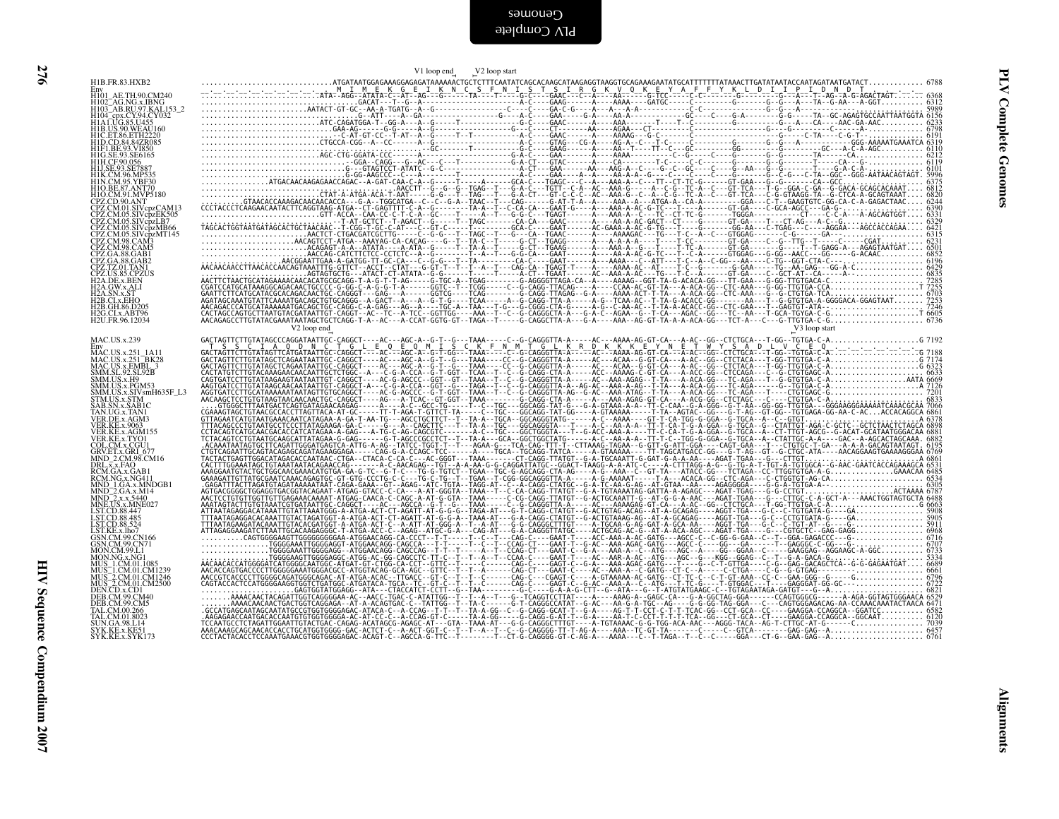# PLV Complete Genomes

V1 loop end — V2 loop start

```
H1B.FR.83.HXB2             ..............................ATGATAATGGAGAAAGGAGAGATAAAAAACTGCTCTTTCAATATCAGCACAAGCATAAGAGGTAAGGTGCAGAAAGAATATGCATTTTTTTATAAACTTGATATAATACCAATAGATAATGATACT............ 6788
Env                                                      M  I  M  E  K  G  E  I  K  N  C  S  F  N  I  S  T  S  I  R  G  K  V  Q  K  E  Y  A  F  F  Y  K  L  D  I  I  P  I  D  N  D  T
H101_AE.TH.90.CM240        6368
H102_AG.NG.x.IBNG          6312
H103_AB.RU.97.KAL153_2     5989
H104_cpx.CY.94.CY032       6156
H1A1.UG.85.U455            6233
H1B.US.90.WEAU160          6798
H1C.ET.86.ETH2220          6191
H1D.CD.84.84ZR085          6319
H1F1.BE.93.VI850           6110
H1G.SE.93.SE6165           6212
H1H.CF.90.056              6119
H1J.SE.93.SE7887           6101
H1K.CM.96.MP535            5996
H1N.CM.95.YBF30            6375
H1O.BE.87.ANT70            6812
H1O.CM.91.MVP5180          6820
CPZ.CD.90.ANT              6244
CPZ.CM.01.SIVcpzCAM13      6390
CPZ.CM.05.SIVcpzEK505      6331
CPZ.CM.05.SIVcpzLB7        6329
CPZ.CM.05.SIVcpzMB66       6421
CPZ.CM.05.SIVcpzMT145      6315
CPZ.CM.98.CAM3             6231
CPZ.CM.98.CAM5             6501
CPZ.GA.88.GAB1             6852
CPZ.GA.88.GAB2             6196
CPZ.TZ.01.TAN1             6429
CPZ.US.85.CPZUS            6835
H2A.DE.x.BEN               7285
H2A.GW.x.ALI               7255
H2A.SN.x.ST                6703
H2B.CI.x.EHO               7253
H2B.GH.86.D205             7246
H2G.CI.x.ABT96             6605
H2U.FR.96.12034            6736
```

V2 loop end — V3 loop start

```
MAC.US.x.239               7192
Env                        T  S  C  I  A  Q  D  N  C  T  G  L  E  Q  E  M  I  S  C  K  F  N  M  T  G  L  K  R  D  K  K  K  E  Y  N  E  T  W  Y  S  A  D  L  V  C  E  Q
MAC.US.x.251_1A11          7188
MAC.US.x.251_BK28          7174
MAC.US.x.EMBL_3            6323
SMM.SL.92.SL92B            6633
SMM.US.x.H9                6669
SMM.US.x.PGM53             7126
SMM.US.x.SIVsmH635F_L3     7201
STM.US.x.STM               6833
SAB.SN.x.SAB1C             7066
TAN.UG.x.TAN1              6861
VER.DE.x.AGM3              6378
VER.KE.x.9063              6898
VER.KE.x.AGM155            6881
VER.KE.x.TYO1              6882
COL.CM.x.CGU1              6195
GRV.ET.x.GRI_677           6769
MND_2.CM.98.CM16           6861
DRL.x.x.FAO                6531
RCM.GA.x.GAB1              6485
RCM.NG.x.NG411             6534
MND_1.GA.x.MNDGB1          6305
MND_2.GA.x.M14             6787
MND_2.x.x.5440             6488
MNE.US.x.MNE027            6663
LST.CD.88.447              5906
LST.CD.88.485              5905
LST.CD.88.524              5911
LST.KE.x.lho7              6968
GSN.CM.99.CN166            6716
GSN.CM.99.CN71             6707
MON.CM.99.L1               6733
MON.NG.x.NG1               5334
MUS_1.CM.01.1085           6689
MUS_1.CM.01.CM1239         6661
MUS_2.CM.01.CM1246         6796
MUS_2.CM.01.CM2500         6722
DEN.CD.x.CD1               6821
DEB.CM.99.CM40             6529
DEB.CM.99.CM5              6471
TAL.CM.00.266              6582
TAL.CM.01.8023             6120
SUN.GA.98.L14              7039
SYK.KE.x.KE51              6457
SYK.KE.x.SYK173            6761
```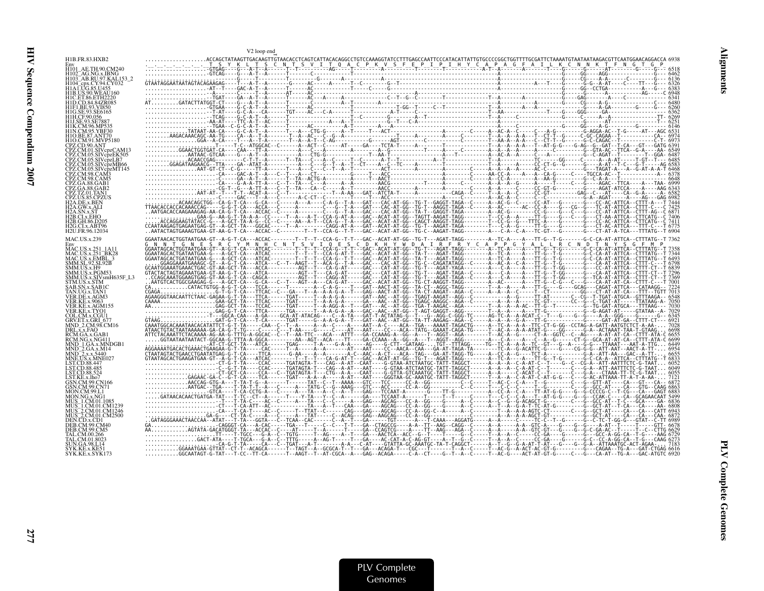```
                          V2 loop end
H1B.FR.83.HXB2            ...................ACCAGCTATAAGTTGACAAGTTGTAACACCTCAGTCATTACACAGGCCTGTCCAAAGGTATCCTTTGAGCCAATTCCCATACATTATTGTGCCCCGGCTGGTTTTGCGATTCTAAAATGTAATAATAAGACGTTCAATGGAACAGGACCA 6938
Env                        . . . . . . . . .  T  S  Y  K  L  T  S  C  N  T  S  V  I  T  Q  A  C  P  K  V  S  F  E  P  I  P  I  H  Y  C  A  P  A  G  F  A  I  L  K  C  N  N  K  T  F  N  G  T  G  P
H101_AE.TH.90.CM240       ...................-GTGAG----G---A-T--A------T---T-----------AG-----T---------------------------T-----------A-T--A---------A--------G-------AT-------T----G---- 6518
H102_AG.NG.x.IBNG         ...................-GTCAG----G---A-T--A------T------C--------T---------------------------------------A-------------------G------GG----AGG--------------G---- 6462
H103_AB.RU.97.KAL153_2    ...................------G----T--------T--------------G-------A----------------------------------------A---------------------G-----CG----A-A-----C--------G---- 6136
H104_cpx.CY.94.CY032      GTAATAGGAATAATAGTACAGAAGAG-----T-----T-A--T------G----AC--------A--------T-C---------G--T------------------------------A---------A-----T---G-----G-G--A-AT----C---TT---G---- 6326
H1A1.UG.85.U455           ....................-AT--T----GAC-A-T--A------T------AC-----------T----C------G--------------------------------------A-------------------G-----GG--CCTGA----------A----G---- 6383
H1B.US.90.WEAU160         ....................----------G-----A-T--A------AT-----AC--------------------------------------------------------------A-------------------G------G-------A-----------AG-----C 6948
H1C.ET.86.ETH2220         ....................-TGAT----GA--A-T--A------T------AC----A--------A-----------C--T--G--C------T------------------T--A--------A---------G-------GAG--------A--C-----------  6341
H1D.CD.84.84ZR085         AT.........GATACTTATGGT-CT---G---A-T--A------T------AC-----------A--T-------------------------------------A---------A-------------------G-------CG-----A-G---------------C--- 6480
H1F1.BE.93.VI850          ....................-GTGAA----G-C-A-T--A------T------AC-------------------T-GG--T------C--T---------------T--A--------A---A----------G-------A-GA--------G------G---- 6260
H1G.SE.93.SE6165          ....................--T-AT----G-C-A---CA------TGT-----AC--C-A--------T----------A-T------C-----------------T--AA--------A--------T-----G------GGG-----GA----------A---- 6362
H1H.CF.90.056             ....................-TCAG----G-C-A-T--A------T----------------------T--C-------G----A-T-------------------T--A--------C----------------G-------C------A--A-------------TT- 6269
H1J.SE.93.SE7887          ....................-AA-AT----TTC-A-T--AC-----T---------------A---A-T---------G--T---C-A-------------------T--A-------------------------G-------A------AT---------------T- 6251
H1K.CM.96.MP535           ....................-TGAA--C-G-C-A-T--A------T------AC--------A-T-----------A--A-----------------------------A-------------------------G-------GG----A--G---------G------- 6146
H1N.CM.95.YBF30           ............TATAAT-AA-CA----G-C-A-T--A------T---A---CTG-G-----A--T-----T---ACT----------------------A-------C-----A--AC-A--C----C---A-G--------G-AGGA-AC--T-G-----AT---AGC 6531
H1O.BE.87.ANT70           ..........AAGACAAACAGC-AA-TG----CA--A--T-A------T--A--AC----C-G--A-------------------T------A-------C------T--AA-A--A-A---T--CT-T--G------C-GC-CAGAA--T-----------CA-- 6974
H1O.CM.91.MVP5180         ..............GGA--A-CA----T---A-T--A------T--A--A-T--C-AG------------AGT------C----------------C-------T--AA-A--A-A---C--CT-T--G------G-C-CAGAC--T----------C-T- 6973
CPZ.CD.90.ANT             .....................T----T-C--ATGGCAC--C------A--ACT--C-----AT-----GA----TCTA-T-----A-------------A--A---A-A---T--AT-G-G----G-AG--G--GAT--T-CA---GT---GATG 6391
CPZ.CM.01.SIVcpzCAM13     ..........GGAACTGGTGAT-CA----CAA---TT-A---------A----C---A---------A-----------A--G----------T--------A---C---------A--A--A-A--A-----C-----------G--GTA-AC--TTCA--G-A---AA- 6549
CPZ.CM.05.SIVcpzEK505     ...........AATAAC-GTCAA----G---A-T--A-------T---CTG-G-------A----T--AA-T------------A----T----------A--AC-A--A-A--C----A------------G--C-AGAT--T----------T--GGA- 6487
CPZ.CM.05.SIVcpzLB7       ............ACAACCGAG------C-T-T--A-----T--TA---C---A--C-----T--C------A-T--T-------A---T------------T--A------------TC-----GG----C-----A--A-AT-----T-GT--T--- 6485
CPZ.CM.05.SIVcpzMB66      .......GGAGATAAGAAG--TTA-----GA--ATAT-A------------A---C----G---T--A--T-CT----A--C--TC---A---------------T--A-----A------CC-CT-G--G-----G-----A-AT--T-C---G-T----AG 6583
CPZ.CM.05.SIVcpzMT145     ...........AAT-GT-CT--C-G----TT-A------T---A---C--C--T--A--T---T----ACT---------A------C---------A--A--A--A---AC-C------G------G--TAGAT-A---A--G-AT-A-A-T 6408
CPZ.CM.98.CAM3            .....................-CA----GAC-A-T--A---C--T---A---CT-----------G----T---ACC-------------------A------C----AA-CC-A---A---A--CA-G------C----TGCCA-AC--T--------------A-- 6378
CPZ.CM.98.CAM5            .....................-C-----GA--A-T--A------T--TA-ACTG-A-----A-----T--AACT---------------------A------C----A--CC-A----A--AA-G--------G--C-A-A---T---------------- 6648
CPZ.GA.88.GAB1            .....................-CA----G-A-A-TT-A---C--T---A---C---A-----A--A--------AC-------T---------A--------C-----A--A--A-G-------A-----T-----C--G-----AGAC--TTCA-----A---TAA 6999
CPZ.GA.88.GAB2            .....................-CG-T--G---A-T--A---C--T--TA---CA--C-----A--T------AACC------A----------A-------C-----A--A--A------C----CC-GT-G--------G---AGAT-ATCCA----AAG 6343
CPZ.TZ.01.TAN1            ...........AAT-AT--T---T-A-ACAT-A---C--T--------------T---A-AA----GAT--ATCTA-T---------------CAGA--C------T--A--A--C-----CC-GT------------GAG---C---AT-----CA--G-A-----A- 6582
CPZ.US.85.CPZUS           .....................C------GAC-----T---A-------A-C-CT---C-------T-------ACC--------A--------A-----C----A--AC-A-----C--C--C-----------G-A--AGAT-----A---A---AG-----GAG 6982
H2A.DE.x.BEN              ........ACAACAGCTGG--CA-G-T-CA---G-CA---C-----A---A----C-A-G--T-A---GAT---CAC-AT-GG--TG-T--GAGGT-TAGA--C-----A--AC-G--C----CC-AT---G-------C---CC-AC-ATTCA--CTTT-A---T 7444
H2A.GW.x.ALI              TTAACACCACCACAAACCAG-----G-G-T-CA---ACCA--C-----A-------C---G--T-A---GAT---CAC-AT-GG--TG-T--AAGGT-TAGA--C-----A--AC-----AC--CC-A---G---CG--C---TC-AT-ATTCA--CTTT-C---C 7425
H2A.SN.x.ST               ..AATGACACCAAGAAAGAG--A-CA-T-CA---ACCAC--C------------C--G--T-A---GAC---ACAT-AT-GG--TA-T--GAGGT-TAGA--C-----A--AC-G-----C--G-----G---C--G---CC-AT-ATTCA--CTTT-AG--C 6871
H2B.CI.x.EHO              ....................GAA-G--AA-G-T-TA-A-A---C-----T--A---T-CCA-G-AT-A---GAC---ACAT-AT-GG--TAGTT-AAGAT-TAGG--------T--CC-A---A-----TT-G----G---C---G---CT-AA-ATTCA--CTTCATG--C 7406
H2B.GH.86.D205            ..........ACCAGGAAGTATACC-G---A-GCT-TA-A-G--CC--C----AA--A-T--CCA-G-T-A---GAC---ACAT-AT-GG--CAGCT-AAGGT-TAGG--------T--CC-G--G----TTTC-A-----G------C-----CC-AC-ATTCA--CTTCATG--C 7411
H2G.CI.x.ABT96            CCAATAAGAGTGAGAATGAG-GT--CA--T-TA---GGCAC-----T---A-----C---G--T-A---GAC---ACAT-AT-GG--TG-T--AAGAT-TAGG--------T--C--G--A----TT-G------G-----CT-AC-ATTCA--CTTT--C---T 6775
H2U.FR.96.12034           ..AATACTAGTGAAAGTGAA-GT-AA-G-T-CA---ACCAC--C--------T--T--CCA-G--T-T--GAC---ACAT-AT-GG--TG-C--AAGAT-TAGG--------A---C--A--C-A---TC-GT---G-------C---CT-AT-A-TCA---TTTATG--T 6904

MAC.US.x.239              GGAATAACACTGGTAATGAA-GT--A-G-T-CA---ACCAC---------T--T--T--CCA-G--T-A---GAC---ACAT-AT-GG--TG-T---AGAT-TAGG--------A---TC-A-----A---TT-G--T-G------G-C-CA-AT-ATTCA--CTTTATG--T 7362
Env                        G  N  N  T  G  N  E  S  R  C  Y  M  N  H  C  N  T  S  V  I  Q  E  S  C  D  K  H  Y  W  D  A  I  R  F  R  Y  C  A  P  P  G  Y  A  L  L  R  C  N  D  T  N  Y  S  G  F  M  P
MAC.US.x.251_1A11         GGAATAGCACTGGTAATGAA-GT---A-G-T-CA---ATCAC---------T--T--T--CCA-G-T-A---GAC---ACAT-AT-GG--TG-T---AGAT-TAGG-------A---TC-A-----A---TT-G--T-G------G-C-CA-AT-ATTCA--CTTTATG--T 7358
MAC.US.x.251_BK28         GGAATAGCACTGATAATGAA-G---A-GCT-CA---ATCAC---------T--T--T--CCA-G-AT-A---GAC---ACAT-AT-GG--TA-T---AGAT-TAGG-------A---TC-A-----A---TT-G--T-G------G-C-CA-AT-ATTCA--CTTTATG--T 7344
MAC.US.x.EMBL_3           GGAATAGCACTGATAATGAA-G---A-G-T-CA---ATCAC---------T--T--T--CCA-G-T-A---GAC---ACAT-AT-GG--TA-T---AGAT-TAGG-------A---TC-A-----A---TT-G--T-G------G-C-CA-AT-ATTCA--CTTTATG--T 6493
SMM.SL.92.SL92B           .....GGAGGAAATGAAAGC-GT--A-G-T-CA---ATCA---C--T---AAGT--T--ACA-G--T-A---GAC---CAC-AT-GG--TG-C--CAGATATAGG-----A-C-A---A-C-A----T---TT-G--T-G------G-C-CA-AT-ATTCA--CTTT-C---T 6798
SMM.US.x.H9               GCAATGGAAATGAAACTGAC-GT-AA-GCT-TA---ACCA-----------AGT---T---CA-G-AT-----GAC---CAT-AT-GG--TG-T---AGAT-YAGA-------A---C-A-----A---TT-G--T-GG------G---CC-AT-ATTCA--CTTT-CT--T 6839
SMM.US.x.PGM53            GTACTACTAGTAGAAATGAA-GT-AA-G-T-CA---ATCA-----------AGT---T---CA-G-AT-----GAC---CAT-AT-GG--TG-T---AGAT-TAGA--C-----A---C-A-----A---TT-G--T-GG------G---CA-AT-ATTCA--CTTT-CT--T 7296
SMM.US.x.SIVsmH635F_L3    ..CCAGCAAATGGAAGTGAA-GT-AA-G-T-CA---CAGCA----------AGT---T---CAGG-AT-----GAC---CAT-AT-GG--TG-T---AGAT-TAGA--C-----A---C-A-----A---TT-G--T-GG------G---TCA-AT-ATTCA--CTTT-CT--T 7369
STM.US.x.STM              ..AATGTCACTGGCGAAGAG-G---A-GCT-CA---G-CA---C--T---AGT---A---CA-G-AT-----GAC---ACAT-AT-GG--TG-CT-AAGGT-TAGG-------A---AC-------A---TT-G--C-G---C---G---CA-AT-AT-CA--CTTT-C---T 7001
SAB.SN.x.SAB1C            CA..........CATACTGTGG-A-G-T-CA---TCCA-----------T---T---A--C-A-G---A--T---GAC-AACT-AT-GG--TA-CT--AGGC-TAGG-------T--A--A-----A---TT-G----G----GCAG---CAGAT-ATTCA---CATAAGG--  7224
TAN.UG.x.TAN1             CGAGA...................G-T-G-T-CA---TTCAC--C--GA---T--A--A-A-G-A--T---GAG--ACAT-AT-GG--TA-CT-AAGAT--AGA--C-----A---A--A--C-----T---CT----------GG---CT-AT-AT-CA---TTT--TGTT 7013
VER.DE.x.AGM3             AGAAGGGTAACAATTCTAAC-GAGAA-G-T-TA---TTCA-----------TGAT-----T--A-A-G-A------GAT---AAC--AT-GG--TGAGT-AAGAT--AGG--C-----------A--G-----TT-AT------C--CG--T-TGAT-ATGCA--GTTTAAGA-- 6548
VER.KE.x.9063             CAAAA...................GAG-GCT-TA---TTCAC-------TGAT-----T--A-A-G-A------GA---AAC--AT-GG--TGAGC-AAGGC--AGA--C-------A--A------TC-GT-------CC--G--C-TGAT-AT------TTATAAG-A- 7050
VER.KE.x.AGM155           AA......................GAG-GCT-TA---TCCAC-------TGAT-----T--A-AGG-A--T---GAT---AC--AT-GG--TGA-T-AAGAC--AGA-------T--A---A-A-AC--TT-G---T------G--TG-GAT-ATGCA---TTTAAG--A- 7030
VER.KE.x.TYO1             ........................GAG-G-T-CA---TTCA-----------TGA-----T--A-A-G-A------GAC---AAC--AT-GG--T-AGT-GAGGT--AGG--------T--A---A-----A---TT-G-----------G--G-AGAT-AT-----GTATAA--A- 7029
COL.CM.x.CGU1             ..........................-T---GGCA-CAA---A-GA----GCA-AT-ATACAG----C--A-TA---GAT-T-ACTATAG-G--T---G--AGG-C-GGG-TC-----AG-TC-A--A-ACAT-C--T---G---G-----A-A--GGG---G-----G- 6345
GRV.ET.x.GRI_677          GTAAG...................GAT-G-T-CA---T-CA-----TGAT-----G--A-A-G-A--T---GAT---AAC--AT-GG--TA-TT-AAGAG--AGA--C-----A---A--A--C--A----TT-G----------------GAT-AT-GA--CTTT-CT--- 6921
MND_2.CM.98.CM16          CAAATGGCACAAATAACACATATTCT-G-T-TA---CAA--C--T--A---A--A--C--A---AAT--A-C---ACA-TGA---AAAAT-TAGACTG-----A--TC-A--A-A--TTC-CT-G-GG--CCTAG-A-GATT-AATGTCTCT-A-AA--- 7028
DRL.x.x.FAO               ATAACTGTACTAATAAAAAA-GA-CA-G-T-TG---C-----C---T-AA------G----C--A---AAT---CC--ACA--TATG--GAAAT-CAGA-TG-----T--AC-A--A-A-ATAT-G-----GG-----G-A--ACTAAAT-TAA-T-GTAAG... 6698
RCM.GA.x.GAB1             ATTCTACAAATTCTACAAAA-AG-AA-G-TTTG-A-GGCAC--C--T--AA-TTC---ACA---ATTT---GA-CCAAG-A--GG--A----T--AGGT--AGA------T--AC-A--G-----CT-A--GGTC---C--AG----A-AT-AT-CA--CTTT-ATA-C 6655
RCM.NG.x.NG411            .....GGTAATAATAATACT-GGCAA-G-TTTA-A-GGCA----------AA--AGT--ACA----TT----GA-CCAAA--A--GG--A----T--AGGT--AGG------A--C-A--A-----C--A--G------CT-G---GCA-AT-AT-CA--CTTT-ATA-C 6699
MND_1.GA.x.MNDGB1         ........................-AT-CT-GCT-TA---ATCA-------TGAG----T-A----G-A-A-----AG----G-CTT-GATAAG---TGT--TTTAGG----TG--TC-A--A-A--TC-GT---G--A---G--TTAAAT---AAT-A-TTG... 6449
MND_2.GA.x.M14            AGGAAAATGACACTGAAACTGAAGAA-G-T-TA---CAC-----T--A---A--A-----AT---AAT---CC--AACA---CAA---GA-AT-TAGA-TA--------TC-A--G-ACATTC-G---C----CG-G--G---ATT-AAT--AACT-A-TT-... 6954
MND_2.x.x.5440            CTAATAGTACTGAACCTGAATATGAG-G-T-CA----TTCA-------G-AA---A--A------A-C--AAC--A-CT---ACA--TAG---GA-AT-TAGG-TG-------A--CC-A--G-----TCT-A-----------G-A--ATT-AA---GAC--A-TT-... 6655
MNE.US.x.MNE027           GTAATAGCACTGAAGATGAA-GT--A-G-T-CA---ATCAC---------T--T--T--CA-G-AT-A---GAC---ACAT-AT-GG--TG-T---AGAT-TAGG-------A---TC-A-----A---TT-G--T-G------G-C-CA-A--ATTCA--CTTTATG--T 6833
LST.CD.88.447             ........................-CT-G-T-TA---CCAC------TGATAGTA--T---CAG-A-AT----CAAT----G-GTAA-ATCTAATGC-TATT-TAGGCT------A--A---A-C-A-AT-C---T-----G-C---CG-A---ATT-AATTTCTC-G-TAAT... 6052
LST.CD.88.485             ........................-C--G-T-TA---CCAC------TGATAGTA-T---CAG--A-AT----AAT----G-GTAA-ATCTAATGC-TATT-TAGGCT------A--A---A-C-A-AT-C---T-----G---C---G-A---ATT-AATTTCTC-G-TAAT... 6049
LST.CD.88.524             ........................-CT-GCT-CA---CCA----C--TGATAGTA-T---CTG--A-A---CAAT----G-GTTA-GTCAAATGC-TATT-TAGGCT------A--A---A-C-ACAT-C---T-----C---G-A---CTAAA-TT-TC-G-TAAT... 6055
LST.KE.x.lho7             ...............GAGAAC-GA-C--G-T-CA---TCA------TGAT-----A-A--A-A------A-AT---AAT-----GGGTAA-GC-AAATGC-TATT-TAGGCT------T--A--A-A--C-A-AT-C-AT-G-G-----G-AC-ATTAAA-TT-A-T-A-AA-... 7121
GSN.CM.99.CN166           .............AACCAG-GTG-A---T-TA-T-G--A-----T-----TAT--C--T---AAAA---GTC---TCC----CC-A--GG------------C-----T--AC-C--C-A---T---G-------C---G--GTT-AT-----CA---GT---CA-- 6872
GSN.CM.99.CN71            .............AATGAC--TGA----T-TA-T-T--A------C------A-----TATG-C--G--AAAG---GTC---ACC-----CC-A--GG------------C-----T--C-C--C-A---T---G---------C---G--GCC-AT----CA---GTG--CAAG 6863
MON.CM.99.L1              ...................-GTCA----T-CA-CCTG-A-----C--TA-----A--A--C--A---T---GAG---TCCAAT-A-------G-----TT-G--------A--CC-A--C-A---TT-AT-G-G---G--G-CCCCG-C--T-CG---CA---GAGT 6883
MON.NG.x.NG1              .....GATAACACAACTGATGA-TAT---T-TC--CT--A-----T---Y-TA---Y--C--A---A----GAG---TCCAAT-A-------T----T--T-----C-----T--C-C--C-A---T--AT-G-G---G--G--CCAK-C----CA--GCAGAACAAT 5499
MUS_1.CM.01.1085          ........................-T---T-TA-C----AC--C-----A--TA---C--C--------A---GAG---AGCAG---CC-A--GG------G-----A---A--C--G--G-ACAGCT-G-------C---G--GCC-AT--T-C----GCA-----GA- 6836
MUS_1.CM.01.CM1239        ........................-CT---T-CA-ATT-AC-----------TA---A--T---CAA---GA---AGCAG---CC-A--GG------G-----A---C-----A--T--A--G-A-T-TC-AT-G--------G--GCT-AT--T-CA---CA---AA- 6808
MUS_2.CM.01.CM1246        ........................-CA---T-CA-T----AC--C-----T--TTAT--C-----CAG---GAG---AGCAG---CC-A--GG-C--A------A---C-------T--A--A-A-AGTC-CT-------C---G--GCT-AT----CA---CA---CATT 6943
MUS_2.CM.01.CM2500        ....................-GA-G----CT-CA-C----AC--A-----AA---TAT-----C-ACAG---GAG---AAGCAG---CC-A--GG----------C-----A--A--A-A-AGCT-GT-------C---G--GCT-AT----CA---CA---CAA- 6872
DEN.CD.x.CD1              ..GATAGGGAAACTAACCAA--ATAT---T-TA---GGTA---C--TCAA--CAC-----C--A---T---GA-----TGT-----A---T-CAAA---AGGATG------A--A------C-----TC-C---T------G---C-TC-T-GG-G---GTAT--C-TT 6989
DEB.CM.99.CM40            GA........................CAGGGT-CA---A-CAC-----TGA---T---C--C--T-T---GA--CTAGCCG----A-A--TT--AAG--CAGG--C------A--A-----A--GTC-A-----G----G---A-AT--T-----T-----GTT- 6678
DEB.CM.99.CM5             AA.........AGTATA-GACATGGGT-TA---ACCAC--C---AT-----T--A------T-----GA--CCAGTCG----A---TT--AAG---AGA--C-------A--A-----A-A--GTC-GT----G---G---G-C-GA-AC--T-----T--C--CTTG 6629
TAL.CM.00.266             ...................TT----T-TGCC---G-A--C-TGTG-----T--AG-----A--T---GA-----AACTCA--ACC--G--T-------T----G--C-----T--A--A--C-----CC-GA-----G---G---GCC-A-GG-CA--T-G----AAG 6729
TAL.CM.01.8023            ..........GACT-ATA----T-TGCA---G-A--C-TTTG-----A--AG-T-----T---GA-----AC-CAT-A-C-AG-GT---A--T--G--C-----T--A--A--C-----CC-GA-----G---C--CC-A-GG-CA-T--G---CAAG 6273
SUN.GA.98.L14             ..........................-CA-G-T-CA---C-C--TGAT--A---T----------A-A--C-AT---GTATTA-GC-AAATGC-TA-T-CAGGCT------A--T--G--A-AT-T-AT--G----G--G--A--ATTAAATGC-ACT-AGAA-... 7183
SYK.KE.x.KE51             ...........GGAAATGAA-GTTAT--CT-T--ACAGCA----------T--TAGT---A--GCGCA-T--T---GA---ACAGA-----CGC---T-------T--A---C------T--AC-G--A-ACT-AC-GT-G---------G--CAGAA--TG-A---GAT-CTGAG 6616
SYK.KE.x.SYK173           ..........GGCAATAGT-G-TAT---T-CC--TT-CA------T---AAGT--T--AT-CGCA--A----GAG---ACAGA-----C-A--CT-----G--T--A---C------T--AC-G----ACT-AT-GT-G-------C---G--CA-AT--TG-A---GAC-ATGTC 6920
```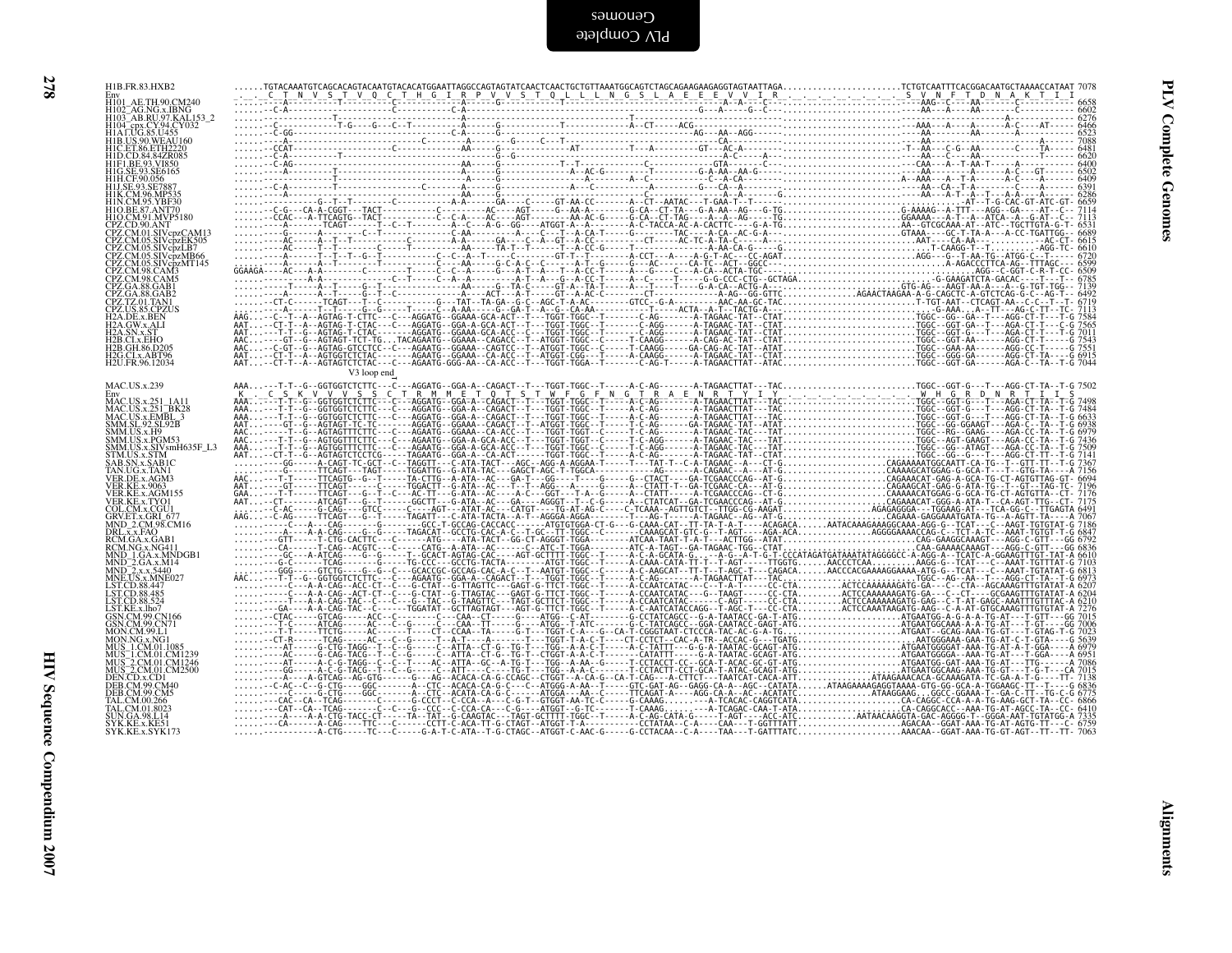```
H1B.FR.83.HXB2        ......TGTACAAATGTCAGCACAGTACAATGTACACATGGAATTAGGCCAGTAGTATCAACTCAACTGCTGTTAAATGGCAGTCTAGCAGAAGAAGAGGTAGTAATTAGA........................TCTGTCAATTTCACGGACAATGCTAAAACCATAAT 7078
Env                   ._._C__T__N__V__S__T__V__Q__C__T__H__G__I__R__P__V__V__S__T__Q__L__L__L__N__G__S__L__A__E__E__E__V__V__I__R_._._._._._._._._.__S__V__N__F__T__D__N__A__K__T__I__I
H101_AE.TH.90.CM240   ........A--------T------------------C-----------A-----------G-------------T-----------------------A--A----C-------------------------------AAG--C---AA---------C-----T 6658
H102_AG.NG.x.IBNG     ........C-A-----------------------C-----------C-A-----------------------------------------G---A---------G--C--------------------------AA---A----AA-------C------- 6602
H103_AB.RU.97.KAL153_2 ...............T---------------------------------------------------------T--------------------------------------------------------------A------------- 6276
H104_cpx.CY.94.CY032  ........C------------T-G------G--C--T-----------A-------G-----------T----------A--CT------ACG---------------------------AAA---A---A------A-C----AT------ 6466
H1A1.UG.85.U455       ........C-GG------------------------C-A-------G---------------------------------------AG---AA--AGG---------------------------AA-------AA-------A-----------C 6523
H1B.US.90.WEAU160     ........A-----------------------------------C-----------G----C---T---------------------CA-------------------------------------AA---------------------A------ 7088
H1C.ET.86.ETH2220     ........CCAT------------------------AA------G----------AT-------T---A---------GT---AC-A----------------------------------T--AA-----C-G--AA------C----T-A------ 6481
H1D.CD.84.84ZR085     ........C-A-----------T-------------G-G---------------------------------------------A-----A------------------------------------AA------C----AA-----------T------ 6620
H1F1.BE.93.VI850      ........C-AG------------------------AA-----G----------T--T-----------C--------GTA--------C---------------------------------CAA---A--T-AA-T------A---------- 6400
H1G.SE.93.SE6165      ........A-----------T-----------------A-----G---------------A--AC-G--------G-A-AA--AA-G----------------------------------------AA------A-----A-C---GT------ 6502
H1H.CF.90.056         ........------------T-----------------A-----G---------------A-------A--C-------C--A-CA----------------------------------A--AAA--A--T-A------A-C----A------- 6409
H1J.SE.93.SE7887      ........C-A---------T-----------C--------A--------G-----A----------A------G---CA--A-----------------------------------AA---CA--T-A-------C----A--------- 6391
H1K.CM.96.MP535       ........A-----------T---------------AA--------------------------A------------A----A-A-----G-----------------------------AA---A--T--A--T----A-A---A------- 6286
H1N.CM.95.YBF30       .............G--T--T----------C---------A-A------GA----C----GT-AA-CC-------A--CT--AATAC---T-GAA-T--T-----------------------.......AT--T-G-CAC-GT-ATC-GT- 6659
H1O.BE.87.ANT70       ........C-G---CA-A-CGGT---TACT-----------C--------AC----AGT-----G--AA-A-------G-CA--CT-TA---G-A-AA--AG---G-TG........G.AAAAG--A-TTT---AGG--GA----AT--C- 7114
H1O.CM.91.MVP5180     ........CCAC---A-TTCAGTG--TACT--------T--C-A---AC----AGT--------AA-AC-G-----A-CA--CT-TAG---A--A--AG----TG.............GGAAAA---A-T--A-ATCA--A--G-AT--C- 7113
CPZ.CD.90.ANT         ........A--------TCAGT------T--C--T---------A--C---A-G--GG----ATGGT-A--A------A-C-TACCA-AC-A-CACTTC----G-A-TG..........AA--GTCGCAAA-AT--ATC--TGCTTGTA-G-T- 6531
CPZ.CM.01.SIVcpzCAM13 ........G---------A-----------C--T-----------C-AA---------A-----C---T-A-CA-T------G---------TAC---A-CA--AC-G-A-.................GTAAA----GC-T-TA-A---A-CC-TGATTGG- 6689
CPZ.CM.05.SIVcpzEK505 ........AC-------A--T-------------C-----------A-A---------GA----C--A-GT--A-CC-------C-----CT-----AC-TC-A-TA-C--------------------------AAT----CA-AA-----------AC-CT- 6615
CPZ.CM.05.SIVcpzLB7   ........AC------T--T------------C----T--------AA------TA-T--T------T--A-CC-G-----T---------------A-AA-CA-G------G.................T-CAAGG-T--T..........AGG-TC- 6610
CPZ.CM.05.SIVcpzMB66  ........A--------T--T--G--T-------------C--C-A--T------C------GT-T--T-------A-CCT---A----A-G-T-AC---CC-AGAT............AGG---G--T-AA-TG--ATGG-C--T--- 6720
CPZ.CM.05.SIVcpzMT145 ........A--------A--T---------T-----------C--C-AA-------G-C-A-C--C-----T-----AC-----CA-TC--ACT--GGCC---..............................A-AGACCCTTCA-AG--TTTAGC--- 6599
CPZ.CM.98.CAM3        GGAAGA----AC--A-A----------C-------T-----C--C-A-----G---A-T-A---T--A-CC-T-----A---G----C---A-CA--ACTA-TGC----.........................AGG--C-GGT-C-R-T-CC- 6509
CPZ.CM.98.CAM5        ..........A-A-----------------C--T------C--A--A-------A-T--A---G--A-CC-T-----A---C-----T---G-G-CCC-CTG--GCTAGA........................-G-GAAGATCTA-GACAC----T--T- 6785
CPZ.GA.88.GAB1        .........T---A--T-----G--T-------------AA----G--TA-C-----GT-A--TA-T-----A--T-----T---G-A-CA--ACTG-A----..............GTG-AG---AAGT-AA-A---A--G-TGT-TGG- 7139
CPZ.GA.88.GAB2        .........A-----A--T-----G--T--C----------A----ACT---A-T-----GT--A-AC-C--------CT--------------A-AG--GG-GTTC...........AGAACTAAGAA-A-G-CAGCTC-A-GTCTCAG-G-C--AG-T-- 6492
CPZ.TZ.01.TAN1        ........CT-C-------TCAGT---T--C---------G---TAT--TA-GA--G-C--AGC-T-A--C-------GTCC--G-A--------AAC-AA-GC-TAC..................T-TGT-AAT--CTCAGT-AA--C-C--T--T- 6719
CPZ.US.85.CPZUS       ........A-------T--T-----G--G-------C--A-AA---G---GA-T-A--G--CA-AA---------T-----ACTA--A--T-TACG-A-...............-G-AAA...A--TT---AG-C-TT--TCA-T 7113
H2A.DE.x.BEN          AAG.....C--T--A--AGTAG-T-CTTC----C---AGGATG--GGAAA-GCA-ACT--T---TGGT-TGGC--T------C-AG------A-TAGAAC-TAT--CTAT...............TGGC--GG--GA--T---AGG-CT-T--TC-T-G 7584
H2A.GW.x.ALI          AAT.....CT-T--A--AGTAG-T-CTAC----C---AGGATG--GGA-A-GCA-ACT--T---TGGT-TGGC--T------C-AGG------A-TAGAAC-TAT--CTAT...............TGGC--GG--GA--T---AGA-CT-T---C-G 7565
H2A.SN.x.ST           AAT.....T-T--G--AGTAG-T-CTAC-----C---AGGATG--GGAAA-GCA-ACC--T---TGGT-TGGT--T------C-AG------A-TAGAAC-TAT--CTAT...............TGGC--GG--GA--T---AGA-CT-T---T-G 7011
H2B.CI.x.EHO          AAC.....-GT--G--AGTAGT-TCT-TG...TACAGAATG--GGAAA--CAGACC--T--ATGGT-TGGC--C-----T-CAAGG-----A-CAG-AC-TAT--CTAT...............TGGC--GGT-AA-------AGG-CT-T---T-G 7543
H2B.GH.86.D205        AAC.....C-GT--G--AGTAG-GTCCTCC---C---AGAATG--GGAAA--CAGTCC--T--ATGGT-TGGC--C-----T-CAAGG-----GA-CAG-AC-TAT--ATAT...............TGGC--GAA-AA------AGG-CC-T---C-G 7551
H2G.CI.x.ABT96        AAT.....CT-T--A--AGTGGTCTCC--C------AGAATG--GGAAA--CA-ACC--T--ATGGT-TGGC--C-----T-CAGG------A-TAGAACTCTAT--CTAT...............TGGC--GGG-GA------AGG-CT-TA---C-G 6915
H2U.FR.96.12034       AAT.....CT-T--A--AGTAGTCTCTAC----C---AGAATG-GGG-AA--CA-ACC--T---TGGT-TGGA--T------C-AG-T------A-TAGAACTTAT--ATAC...............TGGC--GGT-GA------AGA-C--TA--T-G 7044
                                                 V3 loop end
MAC.US.x.239          AAA.....T-T--G--GGTGGTCTCTTC---C---AGGATG--GGA-A--CAGACT--T---TGGT-TGGC--T------A-C-AG-------A-TAGAACTTAT---TAC...........................TGGC--GGT-G---T---AGG-CT-TA--T-G 7502
Env                   K__.__C__S__K__V__V__V__S__S__C__T__R__M__M__E__T__Q__T__S__T__W__F__G__F__N__G__T__R__A__E__N__R__T__Y__I__Y_._._._._._._._._._._.__W__H__G__R__D__N__R__T__I__I__S
MAC.US.x.251_1A11     AAA.....T-T--G--GGTGGTCTCTTC---C---AGGATG--GGA-A--CAGACT--T---TGGT-TGGC--T------A-C-AG-------A-TAGAACTTAT---TAC...........................TGGC--GGT-G---T---AGA-CT-TA--T-G 7498
MAC.US.x.251_BK28     AAA.....T-T--G--GGTGGTCTCTTC---C---AGGATG--GGA-A--CAGACT--T---TGGT-TGGC--T------A-C-AG-------A-TAGAACTTAT---TAC...........................TGGC--GGT-G---T---AGG-CT-TA--T-G 7484
MAC.US.x.EMBL_3       AAA.....T-T--G--GGTGGTCTCTTC---C---AGGATG--GGA-A--CAGACT--T---TGGT-TGGC--T------A-C-AG-------A-TAGAACTTAT---TAC...........................TGGC--GGT-G---T---AGG-CT-TA--T-G 6633
SMM.SL.92.SL92B       AAT.....GT--G--AGTAGT-TC-TC-----C---AGGATG--GGAAA--CAGACT--T--ATGGT-TGGC--T------T-C-AG------GA-TAGAAC-TAT--ATAT...........................TGGC--GG-GGAAGT---AGA-C--TA--T-G 6938
SMM.US.x.H9           AAC.....T-T--G--AGTAGTTTCTTC---C---AGAATG--GGAAA--CA-ACC--T---TGGT-TGGT--C------T-C-AG-------A-TAGAAC-TAC---TAT...........................TGGC--RG---GAAG----AGA-CC-TA--T-G 6979
SMM.US.x.PGM53        AAC.....T-T--G--AGTGGTTTCTTC---C---AGAATG--GGA-A-GCA-ACC--T---TGGT-TGGT--C------T-C-AGG------A-TAGAAC-TAC---TAT...........................TGGC--AGT-GAAGT---AGA-CC-TA--T-G 7436
SMM.US.x.SIVsmH635F_L3 AAA.....T-T--G--AGTGGTTTCTTC---C---AGAATG--GGA-A-GCA-ACC--T---TGGT-TGGC--C------T-C-AGG------A-TAGAAC-TAC---TAT...........................TGGC--GG--ATAGT---AGA-CC-TA--T-G 7509
STM.US.x.STM          AAT.....CT-T--G--AGTAGTCTCCTCG-----TAGAATG--GGA-A--CA-ACT------TGGT-TGGC--T------A-C-AG-------A-TAGAAC-TAT--CTAT...........................TGGC--GG--G---T---AGG-CT-TT--T-G 7141
SAB.SN.x.SAB1C        .........GG------A-CAGT-TC-GCT--C-TAGGTT---C-ATA-TACT---AGC--AGG-A-AGGAA-T------T--TAT-T--C-A-TAGAAC--A---CT-G.....................CAGAAAAATGGCAATT-CA-TG--T--GTT-TT--T-G 7367
TAN.UG.x.TAN1         .........C-----TTCAGT----TAGT-----TGGATTG--G-ATA-TAC---GAGCT-AGC-T-TGGCA-------C---AG-------A-CAGAAC--A---AT-G.....................CAAAAGCATGGAG-G-GCA-T---T--GTG-TA----A 7156
VER.DE.x.AGM3         AAC.....T-T------TTCAGTG--G--T------TA-CTTG--A-ATA--AC---GA-T---GG-----T-----G------G--CTACT----GA-TCGAACCCAG--AT-G.....................CAGAAACAT-GAG-A-GCA-TG-CT-AGTGTTAG-GT- 6694
VER.KE.x.9063         AAT......GT------TTCAGT------C------TGGACTT--G-ATA--AC---T--T--AGG---A-----G------A--CTATT-T--GA-TCGAC-CA---AT-G.....................CAGAGCAT-GAG-G-ATA-TG--T--GT--TAG-TC- 7196
VER.KE.x.AGM155       GAA.....T-T------TTCAGT----G---T-C---AC-TT---G-ATA--A---C--C---GGT--T-A--G------A--CTATT-----A-TCGAACCCAG--CT-G.....................CAAAACATGGAG-G-GCA-TG-CT-AGTGTTA--CT- 7176
VER.KE.x.TYO1         AAT.....CT-------ATCAGT----G--T------GGCTT---G-ATA--AC---GA---AGGGT--T--C-A------A--CTATCAT--GA-TCGAACCCAG--AT-G.....................CAGAAACAT-GGG-A-ATA-T--CA-AGT-TTG--CT- 7175
COL.CM.x.CGU1         ........C-AC-----G-CAG----GTCC------C-----AGT---ATAT-AC---CATGT-----TG-AT-AG-C-----C-TCAAA--AGTTGTCT--TTGG-CG-AAGAT..................AGAGAGGGA---TGGAAG-AT---TCA-GG-C--TTGAGTA 6491
GRV.ET.x.GRI_677      AAG.....C-AG-----TTCAGT----G--T-----TAGATT---C-ATA-TACTA--A-T--AGGGA-AGGA-------T---AG-T-----A-TAGAAC--AG--AT-G.....................CAGAAA-GAGGAAATGATA-TG--A-AGTT-TA----A 7067
MND_2.CM.98.CM16      ..........C---A---CAG---------G-----------GCC-T-GCCAG-CACCACC-------ATGTGTGGA-CT-G---G-CAAA-CAT--TT-TA-T-A-T----ACAGACA......AATACAAAGAAAGGCAAA-AGG-G--TCAT---C--AAGT-TGTGTAT-G 7186
DRL.x.x.FAO           ..........A---A-A-CAG----G---G------TAGACAT--GCCTG-CAC-A-C--T-GC--TT-TGGC--C---------CAAAGCAT-GTC-G--T-AGT----AGA-ACA.............AGGGGAAAACCAG-C--TCT-A-TC--AAAT-TGTGT-T-C 6847
RCM.GA.x.GAB1         .........GTT-----T-CTG-CACTTC-----C-------ATG----ATA-TACT--GG-CT-AGGGT-TGGA---------ATCAA-TAAT-T-A-T---ACTTGG--ATAT............................CAG-GAAGGCAAAGT---AGG-C-GTT---GG 6792
RCM.NG.x.NG411        .........CA-------T-CAG--ACGTC----C-----CATG--A-ATA--AC------C--ATC-T-TGGA--------ATC-A-TAGT--GA-TAGAAC-TGG-TAT.......................CAA-GAAAACAAAGT---AGG-C-GTT---GG 6836
MND_1.GA.x.MNDGB1     .........GC---A-ATCAG----G---G------T--GCACT-AGTAG-CAC----AGT-GCTTTT-TGGC--T------A-C-A-GCATA-G..-A-G--A-T-G-T-CCATAGATGATAAATATAGGGGCC-A-AGG-A--TCATC-A-GGAAGTTGT-TAT-A 6610
MND_2.GA.x.M14        .........G-C-----TCAG------G-----TG-CCC---GCCTG-TACTA-------ATGT-TGGC--T------A-CAAA-CATA-TT-T--T-AGT----TTGGTG......AACCCTCAA..........AAGG-G--TCAT---C--AAAT-TGTTTAT-G 7103
MND_2.x.x.5440        ..........GGG-----GTCTG-----G--G---C----GCACCGC-GCCAG-CAC-A-C--T--AATGT-TGGC--C-----A-C-AAGCAT--TT-T--T-AGC-T---CAGACA......AACCCACGAAAAGGAAAA-ATG-G--TCAT---C--AAAT-TGTATAT-G 6813
MNE.US.x.MNE027       AAC.....T-T--G--GGTGGTCTCTTC---C---AGAATG--GGA-A--CAGACT--T---TGGT-TGGC--T------A-C-AG-------A-TAGAACTTAT---TAC...........................TGGC---AG---AA--T---AGG-CT-TA--T-G 6973
LST.CD.88.447         ..........C---A-A-CAG--ACT-CT--C-----G-CTAT--G-TTAGTTC----GAGT-G-TTCT-TGGC--T------A-CCAATCATAC----C---T-A-T-----CC-CTA.........ACTCCAAAAAAGATG-GA---C--CTA--AGCAAAGTTTGTATAT-A 6207
LST.CD.88.485         ..........C---A-A-CAG--ACT-CT--C-----G-CTAT--G-TTAGTAC----GAGT-G-TTCT-TGGC--T------A-CCAATCATAC----G---TAAGT-----CC-CTA.........ACTCCAAAAAAGATG-GA---C--CT----GCGAAGTTTGTATAT-A 6204
LST.CD.88.524         ..........T---A-A-CAG-TAC--C----C---G--TAC--G-TAAGTTC---TAGT-GCTTCT-TGGC--T------A-CCAATCATAC-------C-AGT-----CC-CTA.........ACTCCAAAAAAGATG-GAG--C-T-AT-GAGC-AAATTTGTTTAC-A 6210
LST.KE.x.lho7         ..........GA----A-A-CAG-TAC--C-----C-TGGATAT--GCTTAGTAGT---AGT-G-TTCT-TGGC--T------A-C-AATCATACCAGG--T-AGC-T---CC-CTA.........ACTCCAAATAAGATG-AAG--C-A-AT-GTGCAAAGTTTGTGTAT-A 7276
GSN.CM.99.CN166       ........CTAC-----GTCAG------ACC--C----------C---CAA--CT------G----ATGG--C-AT---------G-CCTATCAGCC---G-A-TAATACC-GA-T-ATG.....................ATGAATGG-A-G-A-A-TG-AT---T-GTT---GG 7015
GSN.CM.99.CN71        ........T-C------ATCAG-----AC--C-----G--C---CAA--TT-------G----ATGG--T-ATC-------G-C-TATCAGCC---GGA-CAATACC-GAGT-ATG.....................ATGAATGGCAAA-A-A-TG-AT---T-GT----GG 7006
MON.CM.99.L1          ........T-T------TTCTG-----AC-----T---CT--CCAA--TA------G-T---TGGT-C-A---G--CA-T-CGGGTAAT--CTCCCA-TAC-AC-G-A-TG.....................ATGAAT--GCAG-AAA-TG-GT---T-GTAG-T-G 7023
MON.NG.x.NG1          ........CT-R-----TCAG------AC---C-G-----T--A-T----A----------T--TGGT-T-A-C-T-----CT-CCTCT--CAC-A-TR--ACCAC-G----TGATG.....................AATGGGAAA-GAA-TG-AT-C-T-GTA----G 5639
MUS_1.CM.01.1085      ........AT-------G-CTG-TAGG--T--C-G-----C---ATTA--CT-G--TG-T---TGG--A-A-C-T------A-C-TATTT----G-G-A-TAATAC-GCAGT-ATG.....................ATGAATGGGGAT-AAA-TG-AT-A-T-GGA----A 6979
MUS_1.CM.01.CM1239    ........AC-------G-CAG-TACG--T--C-G-----C---ATTA--CT-G--TG-T---CTGGT-A-A-C-T------A-CATATTT------G-A-TAATAC-GCAGT-ATG.....................ATGAATGGGGA---AAA-TG-AT---T-GGA----A 6951
MUS_2.CM.01.CM1246    ........AT-------A-C-G-TAGG--C--C-T-----AC--ATTA--GC--A-TG-T---TGG--A-AA--G------A-C-TCTACCT-CC--GCA-T-ACAC-GC-GT-ATG.....................ATGAATGG-GAT-AAA-TG-AT---TTG-----A 7086
MUS_2.CM.01.CM2500    ........GG-------A-C-G-TACG--T--C-G-----C-ATT-----C-----TG-T---TGG--A-A-C-T------T-CCTACTT-CCT-GCA-T-ATAC-GCAGT-ATG.....................ATGAATGGCAAG-AAA-TG-GT---T-G-T--CA 7015
DEN.CD.x.CD1          ........A-----A-GTCAG--AG-GTG------G---AG--ACACA-CA-G-CCAGC--CTGGT--A-CA-G--CA-T-CAG---A-CTTCT----TAATCAT-CACA-ATT.........ATAAGAAACACA-GCAAAGATA-TC-GA-A-T-G----TT- 7138
DEB.CM.99.CM40        ........C-AC--C--G-CTG----GGC------A--CTC--ACACA-CA-G-C---C--ATGGG-A-AA--T-----GTC-GAT-AG--GAGG-CA-A--AGC--CATATA......ATAAGAAAAGAGGTAAAA-GTG-GG-GCA-A-TGGAAGC-TT--T----G 6836
DEB.CM.99.CM5         ........C----G-CTG----GGC-------A-CTC--ACATA-CA-G-C------ATGGA---AA--C------TTCAGAT-A----AGG-CA-A--AC--ACATATC..............ATAAGGAAG...GGCC-GGAAA-T--GA-C-TT--TG-C-G 6775
TAL.CM.00.266         ........CAC--CA--TCAG-------C------G-CCCT--C-CCA--A---C-G-T---GTGGT-AA-TC-C------G-CAAAG......-A-TCACAC-CAGGTCATA.........................CA-CAGGC-CCA-A-A-TG-AAG-GCT-TA--CC- 6866
TAL.CM.01.8023        ........CAT--CA--TCAG-------C---C---G-CCC--C-CCA-CA---C-G----ATGGT--G-TC-------T-CAAAG.......-A-TCAGAC-CAA-T-ATA.........................CA-CAGGCACC--AAA-TG-AT-AGCC-TA--C- 6410
SUN.GA.98.L14         ........A---A-A-CTG-TACC-CT----TA--TAT--G-CAAGTAC---TAGT-GCTTTT-TGGC--T------A-C-AG-CATA-G-----T-AGT----ACC-ATC..........AATAACAAGGTA-GAC-AGGGG-T--GGGA-AAT-TGTATGG-A 7335
SYK.KE.x.KE51         ........CA-------A-CAG----TTC---C------CCTT-C-ACA-TT-G-CTAGT--ATGGT-T-A-----------CCTATAA--C-A----CAA---T-GGTTTATT..................AGACAA--GGAT-AAA-TG-AT-AGTG-TT---C- 6759
SYK.KE.x.SYK173       ............A-CTG-----TC---C------G-A-T-C-ATA--T-G-CTAGC--ATGGT-C-AAC-G-----G-CCTACAA--C-A----TAA---T-GATTTATC...................AAACAA--GGAT-AAA-TG-GT-AGT--TT--TT- 7063
```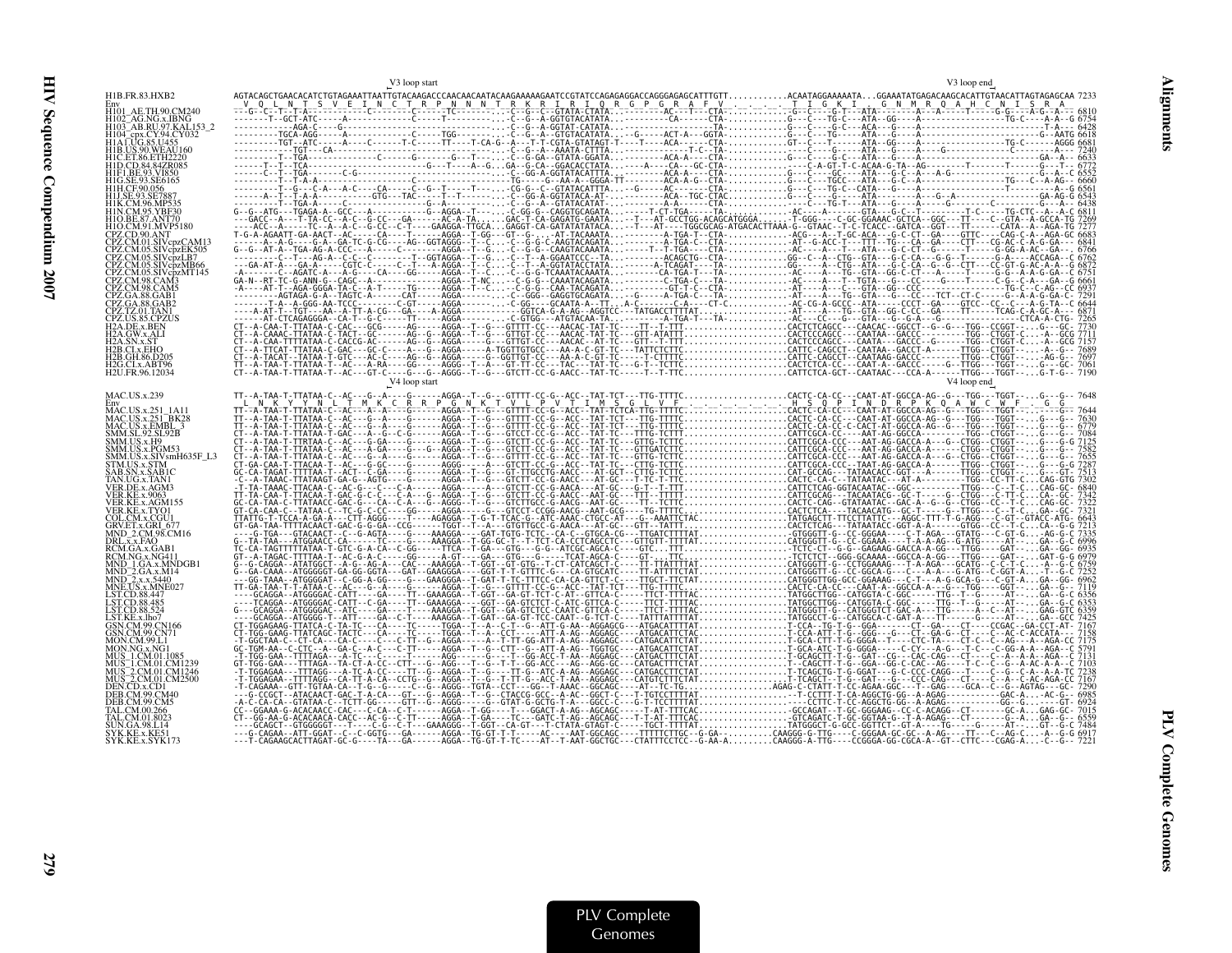```
                                                    V3 loop start                                                                                              V3 loop end
H1B.FR.83.HXB2          AGTACAGCTGAACACATCTGTAGAAATTAATTGTACAAGACCCAACAACAATACAAGAAAAAGAATCCGTATCCAGAGAGGACCAGGGAGAGCATTTGTT...........ACAATAGGAAAAATA...GGAAATATGAGACAAGCACATTGTAACATTAGTAGAGCAA 7233
Env                      V  Q  L  N  T  S  V  E  I  N  C  T  R  P  N  N  N  T  R  K  R  I  R  I  Q  R  G  P  G  R  A  F  V  .  .  .  .  T  I  G  K  I  .  .  G  N  M  R  Q  A  H  C  N  I  S  R  A
H101_AE.TH.90.CM240     ---G--C--T--T-A-----------C---------C--------TC--------....-C--G--C--GTATA-CTATA............AC----T----CTA-...........-G--C----G-T---ATA--------A---A-------T-----G-G---A-G--A--- 6810
H102_AG.NG.x.IBNG       -----T--GCT-ATC-----A---------------C-----T---------....-C--G--A-GGTGTACATATA............------CA-----CTA-...........G---C----TG-C---ATA--GG----A-----------------TG-C-----A-A--G 6754
H103_AB.RU.97.KAL153_2  ------------AGA-C-----G---------------------------....-C--G--A-GGTAT-CATATA............----------------TA-...........G---C----G-C---ACA---G----A------------------------T-A--- 6428
H104_cpx.CY.94.CY032    --------TGCA-AGG-----A--------------C-----TGG------....-C--G--A--GTGTACATATA....-G------ACT-A---GGTA-...........G---C----TG-----ATA---G----A---------------------G---AATG 6618
H1A1.UG.85.U455         ---------TGT--ATC------A-----C------T-C------TT----T-CA-G--A---T-T-CGTA-GTATAGT-T----T-----ACA-----CTA-...........GT--C----T------ATA--GG----A---------------TG-C-------AGGG 6681
H1B.US.90.WEAU160       -----------TGT---CA-------------------------------....-C--G--A--AAATA-CTTTA............-----------T-C--TA-...........G------------ATA---G----A----G----------------C-------A--- 7240
H1C.ET.86.ETH2220       ---------T--TGA-----------C---------G--------G---T---....-C--G--A--GTGTA-CATA.........ACA-A-----CTA-...........G---C----G-C---ATA---G----A---------------------GA--A---- 6653
H1D.CD.84.84ZR085       ------T--T--TCA------------------------G---T----A--G....GA--G--CA--GGACACCTATA.....A----CA---GC-CTA-...........----C-A-GT-T-C-ACAA-G-TA--AG--------T---------T-------G----T-- 6772
H1F1.BE.93.VI850        --------C--T--TGA---------C-G------------------------....-C--GG-A-GGTATACATTTA.........ACA-A----CTA-...........G---C----GC----ATA---G-C--A---A-G------------------------A--C 6552
H1G.SE.93.SE6165        --------T--T-A-A----------------------------------....-TG-----G--AA-A--GGGA-TT.........ACA-A-G---CTA-...........G---C----TGCC---ATA---G-C--A---A--------------TG---C---A-AG-- 6660
H1H.CF.90.056           ---------T--G--C-A---A-C----CA-----C--G--T----T--.....-CG-G--C--GTATACATTTA...-G-----AC-----CTA-...........G---C----TG-C---ATA---G----A------------------T--------A---G 6561
H1J.SE.93.SE7887        -------A--T--T-A----------GTG---TAC----T---T------....-C--G--A-GGTATACA-AT.............ACA--TGC-CTAC...........G---C----G------ATA-------A---G--A--------------------GA-AG-G 6543
H1K.CM.96.MP535         --------T--TGA-A------C-----------G--A-------------....-C--G--A--GTATACATAT.............A-A------CTA-...........G---C----TG-T---ATA------A------------C--------G-----A--- 6438
H1N.CM.95.YBF30         G--G--ATG---TGAGA-A--GCC---A-------------G---AGGA--T-----.-C-GG-G--CAGGTGCAGATA.---------T-CT-TGA-----TA-...........-AC------A-------GTA---G--C--T----------T-C----TG-CTC--A--A-C 6811
H1O.BE.87.ANT70         ---GACC--A---T-TA-CC--A-C--G-CC---GA-----AC-A-TA-----GAC-T-CA-GAGATG-GAATA....-T---AT-GCCTGG-ACAGCATGGGA........-T-GGG-----C-GC-GGAAAC-GCTCA---GGC---TT----C--GTA--A-GCCA-TG 7269
H1O.CM.91.MVP5180       ----ACC--A----TC--A--A-C--G-CC--C-T-----GAAGGA-TTGCA....GAGGT-CA-GATATATATACA...-T--AT----TGGCGCAG-ATGACACTTAAA-G--GTAAC--T-C-TCACC--GATCA---GGT--TT----CATA--A--AGA-TG 7277
CPZ.CD.90.ANT           T-G-A-AGAATT-GA-AACT--AC----CA----T-------AGGA--T-GG---GT--G-..-AT-TACAAATA...-------A-TGA-T--CTA-...........-ACG---A--T-GC-ACA---G-C-CT--GA----GTTC----CAG-C-A--AGA-GC 6683
CPZ.CM.01.SIVcpzCAM13   -----A--A-G----C-A--GA-TC-G-CG----AG--GGTAGGG--T-G....-C--G-G--AAGTACAGATA.........A-TGA-C--CTA-...........-AT--G-ACC-T---TTT--TG---CA---GA----CT-----CG-AC-C-A-G-AA---- 6841
CPZ.CM.05.SIVcpzEK505   G--G--AT-A--TGA-AG-A-CCC---A-----C-------AGGA--T-G....-C--G-G--CAAGTACAAATA....-----T--T-TGA----TA-...........A---C----A-T---ATA---G-C-CT--G-------T----G-GG-A-AC--GA--- 6766
CPZ.CM.05.SIVcpzLB7     ---------C--T---AG-A--C-C--C----------T-GGTAGGA--T-G....-C--T--A-GGAATCCC--TA...------ACAGCTG--CTA-...........GG--C--A--CTG--GTA---G-C-CA---G-G--T------G-A----ACCAGA--G 6762
CPZ.CM.05.SIVcpzMB66    ---GA-AT-A----GA--A-----CGTC-C-----C--T---A-AGGA--T-C....-C--T--A-GGTATACCTCA.....A-TCAGAT----TA-...........GG-----A--CTG--ATA---G-C-CA--G--G---CTT---CC-GT-G-AC-A-A--G 6872
CPZ.CM.05.SIVcpzMT145   -A-------C--AGATC-A---A-G-----CA----GG-----AGGA--T-C....-C--G--TCAAATACAAATA.......CA-TGA-T----TA-...........-AC----A---TG--GTA--GG-C-CT----A------T------G-G--A-A-G-GA--C 6751
CPZ.CM.98.CAM3          GA-N--RT-TC-G-ANN-G--CAGC--A------------AGGA--T-NC....-C--G-G--CAAATACAGATA...----C-TGA-C---TA-...........-AC----A---T--TGTA---G--CC----G-----T-----C-G--C-A---GA--G 6661
CPZ.CM.98.CAM5          -A----AT-T--AGA-GGGA-TA-C--A-T-------TG-----AGGA--T-C....-C--G-G--CAA-TACAGATA.........-GT-T-C--CTA-...........-AT---A---C---GTA--GG--CCC-------------------TG-C---C-AG---C 6937
CPZ.GA.88.GAB1          -------AGTAGA-G-A--TAGTC-A-------CAT-------AGGA------....-C--GGG--GAGGTGCAGATA...-G----A-TGA-C--TA-...........AT----A---TG--GTA---G---CC-----TCT--CT-C-----G--A-A-G-GA--C 7291
CPZ.GA.88.GAB2          -------T-A--A-GGG-AA-TCCC------C-GT----AGGA-------.....-C-GG----GCAATA-A--TT...A-C------C-A---CT-CTA-...........-AC-CG-A-GCCC--ATA-----CCCT--GA----GTCC--CC--C--A-G-TA--C 6644
CPZ.TZ.01.TAN1          ----A-AT-T--TGT---AA--A-TT-A-CG----GA-----A-AGGA-------.....--GGTCA-G-A-AG--AGGTCC---TATGACCTTTTAT........-AT-----A---TG--GTA--GG-C-CC---GA----TT-----TCAG-C-A-GC-A--- 6871
CPZ.US.85.CPZUS         ----AT-CTCAGAGGA---CA-T--G-C-----TT-----AGGA-------.....-C-GTGG---ATGTACAA-TA............CTGA-T---TA-...........-AC----C---G--GTA---G--G-A--G---------------CTCA-A--CTG-- 7255
H2A.DE.x.BEN            CT--A-CAA-T-TTATAA-C-CAC---GCG-----AG-----AGGA--T-G---GTTTT-CC---AACAC-TAT-TC----TT--T-CTA-...................CACTCTCAGCC---CAACAC--GGCCT--G--G---TGG--CCGGT----G---GC- 7730
H2A.GW.x.ALI            CT--A-CAAAC-TTATAA-C-TACT-GC-------AG--G--AGGA--T-G---GTTGT-CC---AACAC-TAT-TC----GTT-ATATTT..................CACTCCCAGCC---CAATAA--GACCC---------TGG--CTGGT-C----A--GCG 7711
H2A.SN.x.ST             CT--A-CAA-T-TTATAA-C-CACCG-AC------AG--G--AGGA------G---GTTGT-CC---AACAC--AT-TC----CTT--TTTTT..............CACTCCCAGCC---CAATA---GACCC-G---------TGG--CTGGT-C----A--GC- 7157
H2B.CI.x.EHO            CT--A-TTCAT-TTATAA-C-GAC---GC-C-----A---G--AGGA-----A-TGGTTGTGCC---AA-A-C-GT-TC----TATTCTCTTC.............CATTC-CAGCCT--CAATAA--GACCT-A------TTGG--CTGGT-----A--G-- 7689
H2B.GH.86.D205          CT--A-TACAT--TATAA-T-GTC---AC-C-----AG--G--AGGA-----G-GGTTGT-CC---AA-A-C-GT-TC----T-CTTTTC...............CATTC-CAGCCT--CATAAG-GACCC------TTGG--CTGGT-----AG-G-- 7697
H2G.CI.x.ABT96          TT--A-TAA--TTTATAA--AC-A-RA----GC-----AG--G--AGGA--T-A---GT-TT-CC---TAC---TAT-TC----G-T--TTTC..............CACTCTCA-CC---CAATAA--GACCC---------TTGG---TGGT-----G---- 7061
H2U.FR.96.12034         CT--A-TAA-T-TTATAA-T--AC---GT-C-----G--G--AGGG--T--G----GTCTT-CC-G-AACC--TAT-TC-----T--T-TTC..............CATTCTCA-GCT--CAATAAC---CCA-A-------TTGG---TGGT----G-T-G-- 7190
                                            V4 loop start                                                                                                   V4 loop end

MAC.US.x.239            TT--A-TAA-T-TTATAA-T--AC---G--A----------AGGA--T--G---GTTTT-CC-G--ACC--TAT-TCT---TTG-TTTTC......................CACTC-CA-CC---CAAT-AT-GGCCA-AG--G---TGG---TGGT-----G---G-- 7648
Env                       L  N  K  Y  Y  N  L  T  M  K  C  R  R  P  G  N  K  T  V  L  P  V  T  I  M  S  G  L  V  F  .  .  .  .  .  .  H  S  Q  P  I  N  D  R  P  K  Q  A  W  C  W  F  .  G  G
MAC.US.x.251_1A11       TT--A-TAA-T-TTATAA-C--AC---A--A----G------AGGA--T--G---GTTTT-CC-G--ACC--TAT-TCTCA-TTG-TTTTC......................CACTC-CA-CC---CAAT-AT-GGCCA-AG--G---TGG---TGGT-----G---G-- 7644
MAC.US.x.251_BK28       TT--A-TAA-T-TTATAA-C--AC---G--A-----------AGGA--T--G---GTTTT-CC-G--ACC--TAT-TCT---TTG-TTTTC......................CACTC-CA-CC---CAAT-AT-GGCCA-AG--G---TGG---TGGT-----G---G-- 7630
MAC.US.x.EMBL_3         TT--A-TAA-T-TTATAA-C--AC---G--A-----------AGGA--T--G---GTTTT-CC-G--ACC--TAT-TCT---TTG-TTTTC......................CACTC-CA-CC-C-CACT-AT-GGCCA-AG--G---TGG---TGGT-----G---G-- 6779
SMM.SL.92.SL92B         CT--A-TAA-T-TTATAA-T-GAC---A--G--C---------AGGA--T--G---GTCCT-CC-G--ACC--TAT-TCT---TTTG-TCTTC....................CATTCGCA-CC-----AAT-AG-GGCCA-------TGG---CTGGT-----G---G-- 7084
SMM.US.x.H9             CT--A-TAA-T-TTATAA-C--AC---G--A-----------AGGA--T--G---GTCTT-CC-G--ACC--TAT-TCT---GTTG-TCTTC...................CATTCGCA-CCC----AAT-AG-GACCA-A---G--CTGG---CTGGT-----G---G-G 7125
SMM.US.x.PGM53          CT--A-TAA-T-TTATAA-C--AC---A-GA-----G------AGGA--T--G---GTCTT-CC-G--ACC--TAT-TCT---GTTGATCTTC...................CATTCGCA-CCC----AAT-AG-GACCA-A------CTGG---CTGGT-----G---G-- 7582
SMM.US.x.SIVsmH635F_L3  CT--A-TAA-T-TTATAA-C--AC---G--A------------AGGA--T--G---GTTTT-CC-G--ACC--TAT-TCT---CTTG-TCTTC.................CATTCGCA-CCC----AAT-AG-GACCA-A---G--CTGG---CTGGT-----G---G-- 7655
STM.US.x.STM            CT-GA-CAA-T-TTACAA-T--AC---G--GC-----------AGGG-----G---GTCTT-CC-G--ACC--TAT-TCT---TTG-TCTTC.................CATTCGCA-CCC--TAAT-AG-GACCA-A------TTGG---TGGT-----G---G-G 7287
SAB.SN.x.SAB1C          GC-CA-TAGAT-TTTTAA-T--ACT--C-GA--------------AGGA--T--G---GT-TTGCCTG-AACC----AT-GCT---CTTG-TCTTC...............CAT-GCCAG-----TATAACACC-GGT---A----------TTGG---CTGGT-----G---GT-- 7513
TAN.UG.x.TAN1           -C--A-TAAAC-TTATAAGT-GA-G--AGTG-------------AGGA--T--G---GTCTT-CC-G-AACC----AT-GC---T-TC-T-TTC..............CACTC-CA-CC---TATAATAC---AT-A-------TGG---CC-TT-C---CAG-GTG 7302
VER.DE.x.AGM3           -T-TA-TAAAC-TTACAA-C--AC-G---C---C-A-------AGGA-----A---GTCTT-CC-G-AACA----AT-GC---G-T--T-TTC..............CATTCTCAG-GGTACAATAC--GGC-----------TTGG----C--T-C---CAG-GC- 6840
VER.KE.x.9063           TT-TA-CAA-T-TTATAA-T-GAC-G-C-C---C--A---G--AGGA--T--G---GTCTTGCC-G-AACA---AAT-GC---TT--TTTTT.................CATTCGCAG----TACAATACG--GC-T----G---CTGG---C-TT-C---CA--GC- 7342
VER.KE.x.AGM155         GC-CA-TAA-C-TTATAACC-GAC-G--CA---C-A--G--G--AGGA--T--G---GTCTTGCC-G-AACG---AAT-GC---TT--TTTTT.................CACTC-CAG--GTATAATAC--GAC-A---G---G--CTGG--CC-T---C---CAG-GC- 7322
VER.KE.x.TYO1           GT-CA-CAA-C--TTATAA-T--CC-G--C-CC------GG------AGGA-----G---GTCCT-CCGG-AACG---AAT-GCG----TG-TTTTC..............CACTCTCA---TACAACATG--GC-T-----G--TTGG---C--T-C---GA--GC- 7321
COL.CM.x.CGU1           TTATTG-T-TCCA-A-GA-A---CTT-AGGG---T------AGAGGA--T-G-T-TCAC-G--ATC-AAAC-CTGCC-AT---G--AAATTCTAC.............TATGAGCTT-TTCCTTATTC---AGGC-TTT-T-G-AGG---C-GT--GTACC-ATG- 6643
GRV.ET.x.GRI_677        GT-GA-TAA-TTTTACAACT-GAC-G-G-GA--CCG-------TGGT--T--A---GTGTTGCC-G-AACA---AT-GC---GTT--TATTT...............CACTCTCAG---TATAATACC-GGT-A-A------GTGG--CC--T-C---CA--G-G 7213
MND_2.CM.98.CM16        ----G-TGA---GTACAACT--C--G-AGTA-----G-----AAAGGA-----GAT-TGTG-TCTC--CA-C--GTGCA-CG---TTGATCTTTTAT............CATGGGTT-G--CC-GGGAA-----C-T-AGA---GTATG---C-GT-G----AG-G-C 7335
DRL.x.x.FAO             G--TA-TAA---ATGGAACC-CA-----C------G-----AAAGGA--T-GG-GC-T---T-TCT-CA-CCTCAGCCTC---GTTGTT-TTTTAT.........CATGGGTT-G--CC-GGAAA----T-A-A-AG--G-ATG-----AT-----GA--G-C 6996
RCM.GA.x.GAB1           TC-CA-TAGTTTTTATAA-T-GTC-G-A-CA--C-GG------TTCA--T-GA---GTG----G-G--ACC-TTGC-AGCA-C-------GTG-TTTC............TCTC-CT--G-G--GAGAAG-GACCA-A-GG---TTGG----GAT-----GA--GC- 6935
RCM.NG.x.NG411          GT--A-TAGAC-TTTTAA-T--AC-G-A-C-----GG------A-GT-----GA---GTG----G------TCAT-AGCA-C-----GT--TTTC..............-TCTCTCT--GGG-GCAAAA--GGCCA-A-GG---TTGG----GAT-----GAT-G-G 6979
MND_1.GA.x.MNDGB1       G--G-CAGGA--ATATGGCT--A-G--AG-A---CAC---AAAGGA--T-GGT--GT-GTG--T-CT-CATCAGCT-C------TT-TTATTTTAT.........CATGGGTT-G--CCTGGAAAG---T-A-AGA---GCATG---C-C-T-C---A--G-C 6759
MND_2.GA.x.M14          G--GA-CAAA--ATGGGGT-GA-GG-GGTA---GAT--GAAGGA---GGT-T-T-GTTTC-G---CA-GTGCATC-----TT-ATTTCTTAT..............CATGGGTT-G--CC-GGCA-G-----C--A-A-G-ATG--C-GGT-A----T--G-C 7252
MND_2.x.x.5440          --GG-TAAA--ATGGGGAT--C-GG-A-GG---G---GAAGGGA--T-GAT-T-TC-TTTCC-CA-CA-GTTCT-C----TTGCT-TTCTAT.............CATGGGTTGG-GCC-GGAAAG---C-T---A-G-GCA-G---C-GT-A---GA--GG- 6962
MNE.US.x.MNE027         TT-GA-TAA-T-T-ATAA-C---AC---G--A-----------AGGA--T--G---GTTTT-CC-G--ACC--TAT-TCT---TTG-TTTTC.................CACTC-CA-CC---CAAT-A-GGCCA-A---G---TGG-----GGT-----GA--G-- 7119
LST.CD.88.447           ----GCAGGA--ATGGGGAC-CATT---GA-----TT-GAAAGGA--T-GGT--GA-GT-TCT-C-AT--GTTCA-C-----TTCT-TTTTAC..........TATGGCTTG--CATGGTA-C-GGC-----TTG--T--G----AT-----GA--G-C 6556
LST.CD.88.485           ----TCAGGA--ATGGGGAC-CATT--C-GA-----TT-GAAAGGA---GGT--GA-GTCTCT-C-ATC-GTTCA-C-----TTCT-TTTTAC.........TATGGCTTGG--CATGGTA-C-GGC-----TTG--T--G-----AT-----GA--G-C 6353
LST.CD.88.524           G---GCAGGA--ATGGGGAC--ATC----GA----T-----AAAGGA--T-GGT--GA-GTCTCC-CAATC-GTTCA-C-----TTCT-TTTTAC........TATGGGTT-G--CATGGGTCT-GAC-A---TTG-----A--C--AT-----GAG-GTC 6359
LST.KE.x.lho7           ----GCAGGA--ATGGGG-T--ATT----GA--C-T-----AAAGGA--T-GAT--GA-GT-TCC-CAAT--G-TCT-C-----TATTTATTTTAT.......TATGGCCT-G--CATGGCA-C-GAT-A---TT-------G------AT-----GA--GCC 7425
GSN.CM.99.CN166         CT-TGGAGAAG-TTATCA-C-TA-TC---CA-----TC----TGGA--T--A--C-T--G--ATT-G-AA--AGGAGCG----ATGACATTTTAT.........T-CCA--TG-T-G--GGA---------CT--GA----CT----CCGAC--GA-CCT-AT- 7167
GSN.CM.99.CN71          CT-TGG-GAAG-TTATCAGC-TACTC---CA-----TC----TGGA--T--A--CCT----ATT-A-AG--AGGAGC----ATGACATTCTAT...........T-CCA-ATT-T-G--GGG---G---CT--GA-G--CT---C--C--AC-C-ACCATA--- 7158
MON.CM.99.L1            -T-GGCTAA-C--CT-CA---CA-C----C-C-T-----AGGA------A--T-TT-GG-ATT-A-AG--AGGAGC----CATGACATTCTAT...........T-GCA-CTT-T-G-GGGA---T----CTC-TA----CT--C--C---AG---A--AGA-CC 7175
MON.NG.x.NG1            GC-TGM-AA--C-CTC--A--GA-C--A-C----C-TT-----AGGA--T--G--CTT--G--ATT-A-AG--TGGTGC----ATGACATTCTAT..........T-GCA-ATC-T-G-GGGA-----C-CY---A-G----T-C---C-GG-A-A--AGA--C 5791
MUS_1.CM.01.1085        -T-TGG-GAA---TTTTAGA---A-TC------T-----AGG-------G---T---T--GG-ACC-T-AA--AGGAGC----CATGACTTTCTAT........T-GCAGCTT-T-G--GAT--CG---CAC-CAG---CT--C--C--A--A-A--AGA--C 7131
MUS_1.CM.01.CM1239       GT-TGG-GAA---TTTAGA--TA-CT-A-CC---CTT-----G-AGG---T-G---T-T--GG-ACC---AG--AGG-GC----CATGACTTTCTAT........T--CAGCTT-T-G---GGA--GG-C-CAC--AG----T---C--C--G--A-AC-A-A--C 7103
MUS_2.CM.01.CM1246      -T-TGGAGAA---TTTAGG---A-TC-A-CC----TT--G--AGGA--T--G-----TT-G--ATC-A-AG--AGGAGC----CATGACCTTCTAT.........T-TCAGCTG-T-G-GGAT---G-C-CCC-CAGG---T----C--G--C-A--A-A-TC 7238
MUS_2.CM.01.CM2500      -T-TGGAGAA---TTTTAGG--CA-TT-A-CA--CCTG--G--AGGA--T--G---T-TT-G--ACC-T-AA--AGGAGC----CATGTCTTTCTAT........T-TCAGCT--T-G--GAT---G---CCC-CAG----CT------C--A--C-AC-AGA-CC 7167
DEN.CD.x.CD1            -T-CAGAAA--GTT-TGTAA-CA--T-G--G-----C--G--AGGG--TGTA--CCT----GG--T-AAAC--GGCAGC----AT--TC-TG..........AGAG-C-CTATT-T-CC-AGAA-GGC---T--GAG----GCA--C--G--AGTAG---GC- 7290
DEB.CM.99.CM40          ---G-CCGCT--ATACAACT-GAC-T-A-CA---GT---G--AGGA--T--G---CTACCG-GCC--A-AC--GGCT-C----T-TGTCCTTTTAT.........--T-CCTTT-T-CA-AGGCTG-GG--A-AGAG----------GAC-A----AC-G-- 6985
DEB.CM.99.CM5           -A-C-CA-CA--GTATAA-C---TCTT-GG----GTT--G--AGGG------G--GTAT-G-GCTG-T--A---GGCC-C----G-T-TCCTTTTAT.........-----CCTTC-T-CC-AGGCTG-GG--A-AGAG----------GG--G------GT- 6924
TAL.CM.00.266           CC--GGAAA-G-ACACAACC-CAC----C-CA--C-T-----AGGA--T-GG----T----GGACT-A-AG--AGCAGC----T-AT-TTTCAC.........-GCCAGAT--T-GC-GGGAAG--CC-C-ACAGG--CT-------GC-A---GAG-GC- 7015
TAL.CM.01.8023          CT--GG-AA-G-ACACAACA-CACC--AC-G-C-TT------AGGA--T-GA----TC---GATC-T-AG--AGCAGC----T-T-AT-TTTCAC.......-GTCAGATC-T-GC-GGTAA-G--T-A-AGAG---CT-------G--A----AT---GA--- 6559
SUN.GA.98.L14           ----GCAGCT--GTGGGGGT---T-----C-G--C-T-----GAAAGGG--T-GGT--CA-GT---T-CTATA-GTAGT-C-----TGCT-TTTTAT.......TATGGGCT-G-GCC-GGTTCT--GT-A-----TG-----G----AT----GT--G-C 7484
SYK.KE.x.KE51           ---G-CAGAA--ATT-GGAT--C--C-GGTG-----GA------AGGA--TG-GT-T-TC----AT---T-AAT-GGCGC---CTATTTCTCC--G-GA-........CAAGGG-G-TTG----C-GGGAA-GC-GC--A-AG----TT-----C--AG-C---A-- 6917
SYK.KE.x.SYK173         ---T-CAGAAGCACTTAGAT-GC-G----TA---GA------AGGA--TG-GT-T-TC----AT--T-AAT-GGCTGC---CTATTTCTCC--G-AA-A........CAAGGG-A-TTG----CCGGGA-GG-CGCA-A--GT--CTTC---CGAG-A---C--G-- 7221
```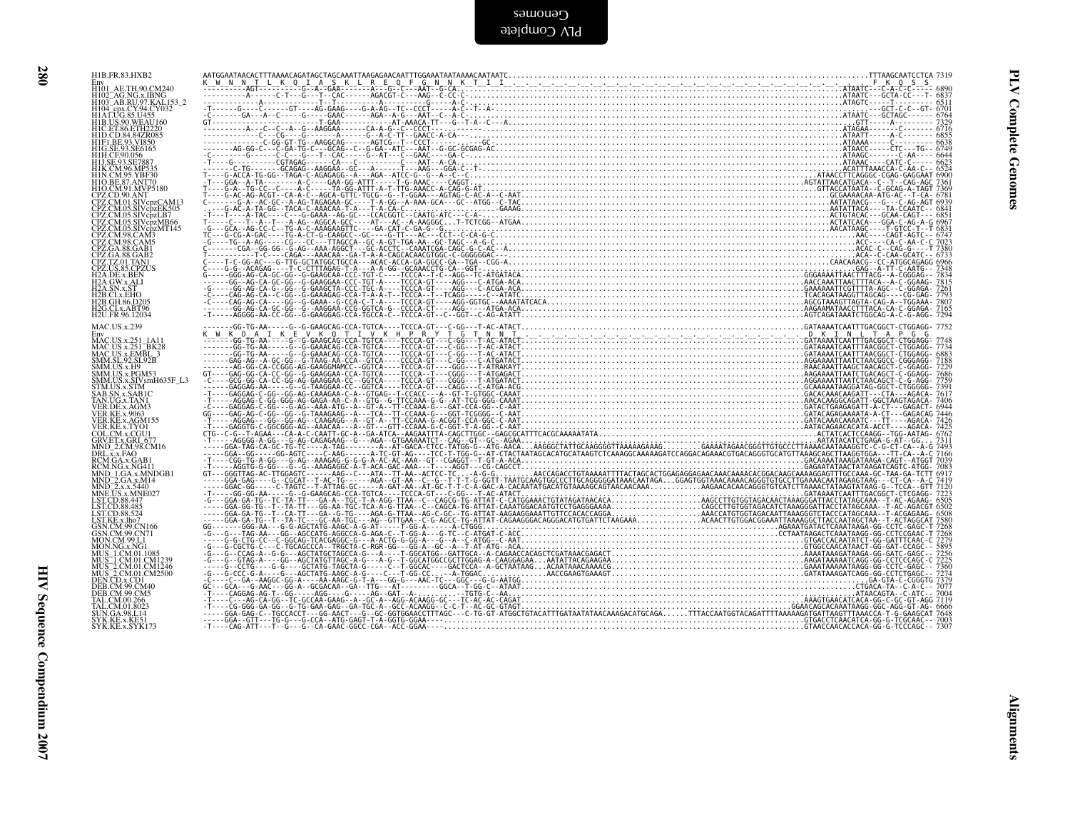```
H1B.FR.83.HXB2          AATGGAATAACACTTTAAAACAGATAGCTAGCAAATTAAGAGAACAATTTGGAAATAATAAAACAATAATC.............................................................................................TTTAAGCAATCCTCA 7319
Env                     K  W  N  N  T  L  K  Q  I  A  S  K  L  R  E  Q  F  G  N  N  K  T  I  I  .  .  .  .  .  .  .  .  .  .  .  .  .  .  .  .  .  .  .  .  .  .  .  .  F  K  Q  S  S
H101_AE.TH.90.CM240     ----------AGT-----------G--A--GAA-------A---G--C---AAT--G-CA.........................................................................................ATAATC----C-A-C-C----- 6890
H102_AG.NG.x.IBNG       ----------A------C-T---G---T--CAC------AGACGT-C----AAG--C-CC-C.......................................................................................ATAATC----GCTA-CC---T- 6837
H103_AB.RU.97.KAL153_2  -------------A-----------T--T----------A---------G-----A-C-..........................................................................................ATAGTC-----T-------- 6511
H104_cpx.CY.94.CY032    -T-----G----C-----GT----AG-GAAG----G-A-AG--TC--CCCT----A-C--T--A-....................................................................................----------GCT-C-C-GT- 6701
H1A1.UG.85.U455         -C-------GA---A--C-----G-----GAAC------AAA--A-G---AAT--C--A-C........................................................................................ATAATC----GCTAGC----- 6764
H1B.US.90.WEAU160       GT------------------------T-GAA--------------AT-AAACA-TT---G--T-A--C--A..............................................................................GTT-----A--------- 7329
H1C.ET.86.ETH2220       ------------A---C--C--A---G--AAGGAA------CA-A-G--C---CCCT-.----------................................................................................ATAGAA-----C-------- 6716
H1D.CD.84.84ZR085       -------------C---CG----G--------A------G--A-C-TT--GAACC-A-CA.........................................................................................ATAATT-----A-C------ 6855
H1F1.BE.93.VI850        ------------C-GG-GT-TG--AAGGCAG------AGTCG--T--CCCT-----------GC.....................................................................................ATAAAA-----C-------- 6638
H1G.SE.93.SE6165        -------AG-GG-C---C-GA-TG-C---GCAG---C--G-GA-ATC---AAT--G-GC-GCGAG-AC.................................................................................ATAACC-----CTC---TG- 6749
H1H.CF.90.056           -C-------G-----C-C----G---T--CAC-----G--AT---C--GAAC----GA-C.........................................................................................ATAAGC-------C-AA---- 6644
H1J.SE.93.SE7887        -T----G----------CGTAGAG--------CA---C-----------C---AAT--A-CA.......................................................................................ATAAAC----CATC-C---- 6623
H1K.CM.96.MP535         -------C-TG-------GCAGAG--AAGGAA--GC---A-----T---AAG---GGA-C--T-.....................................................................................ACATTTAAACCA-C-AA-C-- 6524
H1N.CM.95.YBF30         T----G-ACCA-TG-GG--TAGA-C-AGAGAGG--A---AGA--ATCC-G--G--A--C-C.......................................................................ATAACCTTCAGGGC-CGAG-GAGGAAT 6900
H1O.BE.87.ANT70         -T---GGA--A-TA---------A-C----GAA-GG-ATTT------T-G-AAAC---CAGGT.......................................................................AGTATTAACATGACA--C--T--CAG-AGC 7361
H1O.CM.91.MVP5180       T----G-A--TG-CC--C---A-C-----TA-GG-ATTT-A-T-TTG-AAACC-A-CAG-G-AT......................................................................GTTACCATAATA---C-GCAG-A-TAGT 7369
CPZ.CD.90.ANT           T----G-AC-AG-ACGT--CA-A-C--AGCA-GTTC-TGCG--G--T-GGAA---AGTAG-C-AC-A--C-AAT..........................................................GCGAAAACAA-ATG-AC--T-CA- 6781
CPZ.CM.01.SIVcpzCAM13   C--------G-A--AC-GC--A-AG-TAGAGAA-GC----T-A-GG--A-AAA-GCA---GC--ATGG--C-TAC.........................................................AATATAACG---G---C-AG-AGT 6939
CPZ.CM.05.SIVcpzEK505   -----G-AC-A-TA-GG--TACA-C-AAACAA-T-A---T-A-CA-C-......-----------GAAAG..............................................................AATATTACA----TA-CCAATC-- 6841
CPZ.CM.05.SIVcpzLB7     -T--T----A-TAC----C----G-GAAA--AG-GC---CCACGGTC--CAATG-ATC---C-A-....................................................................ACTGTACAC---GCAA-CAGT--- 6851
CPZ.CM.05.SIVcpzMB66    T-----C---T--A--T---A-AG--AGGCA-GCC----AT---AC--A-AAGGGC...T-TCTCGG--ATGAA...........................................................ACTATCACA---GGA-C-AG-A-G 6967
CPZ.CM.05.SIVcpzMT145   -G---GCA--AG-CC-C--TG-A-C-AAAGAAGTTC----GA-CAT-C-GA-G--G-..........................................................................AACATAAGC----T-GTCC-T--T 6831
CPZ.CM.98.CAM3          TC---G-CG-A-GAC----TG-A-CT-G-CAAGCC--GC----G-TT---C--AC---CCT--C-CA-G-C.............................................................AAC-----CAGT-AGTC-- 6747
CPZ.CM.98.CAM5          -G----TG--A-AG-----CG---CC---TTAGCCA--GC-A-GT-TGA-AA--GC-TAGC--A-G-C.................................................................ACC-----CA-C-AA-C-C 7023
CPZ.GA.88.GAB1          C-------CGA--GG-GG--G-AG--AAA-AGGCT---GC-ACCTC--CAAATCGA-CAGC-G-C-AC--A..............................................................ACAC-C--CAG-G----T 7380
CPZ.GA.88.GAB2          T---------T-C----CAGA---AAACAA--GA-T-A-A-CAGCACAACGTGGC-C-GGGGGGAC---................................................................ACA--C-CAA-GCATC-- 6733
CPZ.TZ.01.TAN1          C----T-C-GG-AC---G-TTG-GCTATGGCTGCCA--ACAC-ACCA-GA-GGCC-GA--TGA--CGG-A-..............................................................CAACAAACG--CC-ATGGCAGAGG 6966
CPZ.US.85.CPZUS         C---G-G--ACAGAG----T-C-CTTAGAG-T-A----A-A-GG--GCAAAGCTG-CA--GGT-.....................................................................GAG--A-TT-C-ATG----T 7348
H2A.DE.x.BEN            G-----GGG-AG-CA-GC-GG--G-GAAGCAA-CCC-TGT-C----TCCCA--T-C--AGG--TC-ATGATACA......................................................GGGAAAATTAACTTTACG--A-CGGGAG-- 7834
H2A.GW.x.ALI            ------GG--AG-CA-GC-GG--G-GAAGGAA-CCC-TGT-A----TCCCA-GT----AGG---C-ATGA-ACA......................................................AACCAAATTAACTTTACA--A-C-GGAAG- 7815
H2A.SN.x.ST             -G----GG--AG-CA-G--GG--G-GAAGCTA-CCC-TGC-A----TCCCA-GT----AGG---C-ACGA-ACA......................................................GAAAAAATTCGTTTTA-AGC--C-GGAGA- 7261
H2B.CI.x.EHO            -C----CAG-AG-CA--C-GG--G-GAAAGAG-CCA-T-A-A-T--TCCCA--T--TCAGG-----C--ATATC......................................................TCACAGATAAGGTTAGCAG----CG-GAG- 7793
H2B.GH.86.D205          -C----CAG-AG-CA---GG--G-GAAA--G-CCA-C-T-A----TCCCA-GT----AGG-GGTGC--AAAATATCACA.................................................AGCGTAAAGTTAGTA-CAG-A--TGGAAA- 7807
H2G.CI.x.ABT96          ------GG--AG-CA-GC-GG--G-AAGGAA-CCC-GGTCA-C---CCCCA-GT----AGG-----ATGA-ACA.......................................................AAGAAATAACCCTTACA-C--GGAGA- 7165
H2U.FR.96.12034         -T-----AGGGG-AA-CC-GG--G-GAAGGAG-CCA-TGCCA-C---TCCCA-GT--C--GGT--C-AG-ATATT....................................................AGTCAGATAAATCTGGCAG-A-C-G-AGG- 7294

MAC.US.x.239            -------GG-TG-AA-----G--G-GAAGCAG-CCA-TGTCA----TCCCA-GT---C-GG---T-AC-ATACT......................................................GATAAAATCAATTTGACGGCT-CTGGAGG- 7752
Env                     K  W  K  D  A  I  K  E  V  K  Q  T  I  V  K  H  P  R  Y  T  G  T  N  N  T  .  .  .  .  .  .  .  .  .  .  .  .  .  .  .  .  .  .  D  K  I  N  L  T  A  P  G  G
MAC.US.x.251_1A11       -------GG-TG-AA-----G--G-GAAGCAG-CCA-TGTCA----TCCCA-GT---C-GG---T-AC-ATACT......................................................GATAAAATCAATTTGACGGCT-CTGGAGG- 7748
MAC.US.x.251_BK28       -------GG-TG-AA-----G--G-GAAACAG-CCA-TGTCA----TCCCA-GT---C-GG---T-AC-ATACT......................................................GATAAAATCAATTTAACGGCT-CTGGAGG- 7734
MAC.US.x.EMBL_3         -------GG-TG-AA-----G--G-GAAACAG-CCA-TGTCA----TCCCA-GT---C-GG---T-AC-ATACT......................................................GATAAAATCAATTTAACGGCT-CTGGAGG- 6883
SMM.SL.92.SL92B         -------GAG-AG--A-GC-GG--G-TAGG-AA-CCA--GTCA----CCCCA-GT---C-GG---C-ATGATACT.....................................................AGGAAAATTAATCTAACGGCC-CGGGAGG- 7188
SMM.US.x.H9             ------AG-GG-CA-CCGGG-AG-GAAGGMAMCC--GGTCA-----TCCCA-GT----GGG--T-ATRAKAYT........................................................RAACAAATTAAGCTAACAGCT-C-GGAGG- 7229
SMM.US.x.PGM53          GT----GAG-GG-CA-CC-GG--G-GAAGGAA-CCA-TGTCA----TCCCA--T---CGGG---T-ATGAGACT.......................................................AAGAAAATTAATCTGACAGCT-C-GGAGG- 7686
SMM.US.x.SIVsmH635F_L3  -C----GCG-GG-CA-CC-GG-AG-GAAGGAA-CC--GGTCA----TCCCA-GT---CGGG---T-ATGATACT.......................................................AGGAAAATTAATCTAACAGCT-C-GGAGG- 7759
STM.US.x.STM            -----GAGGAG-AA-----G--G-TAAGGAA-CC--GGTCA-----TCCCA-GT---CAGG---C-ATGA-ACG.......................................................GCAAAAATAAGGATAG-GGCT-CTGGGGG- 7391
SAB.SN.x.SAB1C          -T----GAGGAG-C-GG--GG-AG-CAAAGAA-C-A--GTGAG--T-CCACC---A--GT-T-GTGGC-CAAAT.......................................................GACACAAACAAGATT---CTA---AGACA- 7617
TAN.UG.x.TAN1           -T----AGGAG-C-GG-GGG-AG-GAGA-AA-C-A--GTG--G-TTCCAAA-G-G--AT-TCG-GGG-CAAAT.......................................................AACACAAGGCAGATT-GGCTAAGTAGACA- 7406
VER.DE.x.AGM3           -C----GAGGAG-C-GG---G-AG--AAA-ATG--A--GT-A--TT-CCAAA-G---GAT-CCA-GG--C-AAT.......................................................GATACTGAAGAGATT-A-CT---GAGACT- 6944
VER.KE.x.9063           GG----GAG-AG-C-GG--GG--G-TAAAGAAG--A---TCA--TT-CCAAA-G---GGT-TCGGGG--C-AAT.......................................................GATACAGAGAAAATA-A-CT---GAGACAG 7446
VER.KE.x.AGM155         -T----AGGAG---GG--GG-AG--CAAGAGG--A--GT-A--TT-CCAAA-G-ACGGT-CCA-GGC-C-AAT........................................................GATACAAACAAAATC---TT----AGACA- 7426
VER.KE.x.TYO1           -T----GAGGTG-C-GGCGGG-AG--AAACAA---A--GT---GTT-CCAAA-G-C-GGT-T-A-GG--C-AAT.......................................................AATACAGAACACATA-ACCT----AGACA- 7425
COL.CM.x.CGU1           CTG--C-G--T-AGAA---CA-A-C-CAATT-GC-A--GA-ATCA--AAGAATTTA-CAGCTTGGC--GAGCGCATTTCACGCAAAAATATA..................................ACTATCACTCCAAGG--TGG-AATAG- 6762
GRV.ET.x.GRI_677        -T-----AGGGG-A-GG---G-AG-CAGAGAAG--G----AGA--GTGAAAAATCT--CAG--GT--GC--AGAA....................................................AATATACATCTGAGA-G-AT--GG.,, 7311
MND_2.CM.98.CM16        -----GGA-TAG-CA-GC-TG-TC----A-TAG-------A--AT-GACA-CTCC-TATGG-G--ATG-AACA...AAGGGCTATTGCAAGGGGTTAAAAAGAAAG..........GAAAATAGAACGGGTTGTGCCCTTAAAACAATAAAGGTC-C-G-CT-CA--A-G 7493
DRL.x.x.FAO             -----GGA--GG-----GG-AGTC-----C-AAG------A-TC-GT-AG----TCC-T-TGG-G--AT-CTACTAATAGCACATGCATAAGTCTCAAAGGCAAAAAGATCCAGGACAGAAACGTGACAGGGTGCATGTTAAAGCAGCTTAAGGTGGA---TT-CA--A-C 7166
RCM.GA.x.GAB1           -T----CGG-TG-A-GG---G-AG--AAAGAG-G-G-G-A-AC-AC-AAA--GT--CGAGGT--T-GT-A-ACA.....................................................GAGAAAATAAAGATAAGA-CAGT--ATGGT 7039
RCM.NG.x.NG411          -T----AGGTG-G-GG---G--G--AAAGAGGC-A-T-ACA-GAC-AAA---T----AGGT----CG-CAGCCT.....................................................GAGAATATAACTATAAGATCAGTC-ATGG- 7083
MND_1.GA.x.MNDGB1       GT----GGGTTAG-AC-TTGGAGTC-------AAG--C---ATA--TT-AA--ACTCC-TC..-A-G-G.........AACCAGACCTGTAAAAATTTTACTAGCACTGGAGAGGAGAACAAACAAAACACGGACAAGCAAAAGGAGTTTGCCAAA-GC-TAA-GA-TCTT 6917
MND_2.GA.x.M14          -----GGA-GAG-----G--CGCAT--T-AC-TG-----AGA--GT-AA--C--G--T-T-T-G-GGTT-TAATGCAAGTGGCCCTTGCAGGGGGATAAACAATAGA...GGAGTGGTAAACAAAACAGGGTGTGCCTTGAAAACAATAGAAGTAAG---CT-CA--A-C 7419
MND_2.x.x.5440          -----GGAC-GG-----C-TAGTC--T-ATTAG-GC-----A-GAT-AA--AT-GC-T-T-C-A-GAC-A-CACAATATGACATGTAAAAGCAGTAACAACAAA.............AAGAACACAACAGGGTGTCATCTTAAAACTATAAGTATAAG-G--TCCA--GTT 7120
MNE.US.x.MNE027         -T-----GG-GG-AA-----G--G-GAAGCAG-CCA-TGTCA----TCCCA-GT---C-GG---T-AC-ATACT......................................................GATAAAATCAATTTGACGGCT-CTCGAGG- 7223
LST.CD.88.447           -G---GGA-GA-TG--TC-TA-TT---GA-A--TGC-T-A-AGG-TTAA--C--CAGCG-TG-ATTAT-C-CATGGAAACTGTATAGATAACACA....................AAACCTTGTGGTAGACAACTAAAGGGATTACCTATAGCAAA--T-AC-AGAAG- 6505
LST.CD.88.485           -----GGA-GG-TG--T--TA-TT---GG-AA-TGC-TCA-A-G-TTAA--C--CAGCA-TG-ATTAT-CAAATGGACAATGTCCTGAGGGAAAA...................CAGCCTTGTGGTAGACATCTAAAGGGATTACCTATAGCAAA--T-AC-AGACGT 6502
LST.CD.88.524           -----GGA-GA-TG--T--CA-TT---GA--G-TG----AGA-G-TTAA--AG-C-GC--TG-ATTAT-AAGAAGGAAATTGTTCCACACCAGGA...................AAACCATGTGGTAGACAATTAAAGGGTCTACCCATAGCAAA--T-ACAGAAG- 6508
LST.KE.x.lho7           -----GGA-GA-TG--T--TA-TC---GC-AA-TGC---AG--GTTGAA--C-G-AGCC-TG-ATTAT-CAGAAGGGACAGGGACATGTGATTCTAAGAAA...............ACAACTTGTGGACGGAAATTAAAAGGCTTACCAATAGCTAA--T-ACTAGGCAT 7580
GSN.CM.99.CN166         GG-------GGG-AA---G-G-AGCTATG-AAGC-A-G-AT-----T-GG-A------A-CTGGG.......................................................AGAAATGATACTCAAATAAGA-GG-CCTC-GAGC-T 7268
GSN.CM.99.CN71          -G---G---TAG-AA---GG--AGCCATG-AGGCCA-G-AGA-C--T-GG-A----G-TC--C-ATGAT-C-ACC.....................................................CCTAATAAGACTCAAATAAGG-GG-CCTCCGAAC-T 7268
MON.CM.99.L1            -----G-G-CTG-CC--C-GGCAG-TCACGAGGC-G---A-ACTG-G-GG-A---G--A--C-ATGG--C-AAT......................................................GTGACCACAATATCT-GG-GATTTCAAC-C 7279
MON.NG.x.NG1            -G---G-CGCTG-C---C-TGCAGCCCA--TRGCTA-C-RGR-GG---GG-A--GC--A--T-AT-ATG--ACA......................................................GTGGCCAACATAACT-GG-GAT-CCAGC-- 5895
MUS_1.CM.01.1085        -G---G--CCAG-A--G-G---AGCTATGCTAGCCA-G---A---T-GGCATGG--GATTGCA--A-CAGAACCACAGCTCGATAAACGAGACT..................................AAAATAAAGATAAGA-GG-GATC-GAGC-- 7256
MUS_1.CM.01.CM1239       -G---G--GTAG-A----GG--AGCTATGTTAGC-A-G---A-G--T-GGCATGGCCGCTTGGAG-A-CAAGGAGAA...AATATTACAGAAGAA..........................................AGATAAAAATCAGG-GG-CCTCCCAGC-C 7225
MUS_2.CM.01.CM1246       -----G--CCTG----G-G-----GCTATG-TAGCTA-G-----C--T-GGCAC----GACTCCA--A-GCTAATAAG...ACAATAAACAAAACG...........................................GAAATAAAAATAAGG-GG-CCTC-GAGC-- 7360
MUS_2.CM.01.CM2500      -G---G-CCC-G-A----G---AGCTATG-AAGC-A-G---A-----C---T-GG-CC...-A-TGGAC..............AACCGAAGTGAAAGT.........................................GATATAAAAGATCAGG-GG-CCTCCGAGC-- 7274
DEN.CD.x.CD1            -C---C--GA--AAGGC-GG-A---AA-AAGC-G-T-A---GG-G---AAC-TC---GGC---G-G-AATGG........................................................GA-GTA-C-CGGGTG 7379
DEB.CM.99.CM40          GC---GCA---G-AAC---GG-A--GCGACAA--GA--TTG---AT------GGCA--T-GG-C---ATAAT........................................................CTGACA-TA--C-A-C-- 7077
DEB.CM.99.CM5           -T----CAGGAG-AG-T--GG-----AGG----G---AG--GAT--A---------TGTG-C--AA..............................................................ATAACAGTA--C-ATC-- 7004
TAL.CM.00.266           -T----C---AG-CA-GG--TC-GCCAA-GAAG--A--GC-A--AGG-ACAAGG-GC---TC-AC-AC-CAGAT......................................................AAAGTGAACATCACA-GG-C-GC-GT-AGG 7119
TAL.CM.01.8023          -T----CG-GGG-GA-GG--G-TG-GAA-GAG--GA-TGC-A--GCC-ACAAGG--C-C-T--AC-GC-GTAGT.....................................................GGACAGCACAAATAAGG-GGC-AGG-GT-AG- 6666
SUN.GA.98.L14           -----GGA-GAG-C--TGCCACCT---GG-AACT---G--GC-GGTGGAACCTTTAGC---C-TG-GT-ATGGCTGTACATTTGATAATATAACAAAGACATGCAGA......TTTACCAATGGTACAGATTTTAAAAAGATGATTAAGTTTAAACCA-T-G-GAAGCAT 7648
SYK.KE.x.KE51           -----GGA--GTT---TG-G---G-CCA--ATG-GAGT-T-A-GGTG-GGAA----........................................................GTGACCTCAACATCA-GG-G-TCGCAAC-- 7003
SYK.KE.x.SYK173         -T----CAG-ATT---T--G---G--CA-GAAC-GGCC-CGA--ACC-GGAA----........................................................GTAACCAACACCACA-GG-G-TCCCAGC-- 7307
```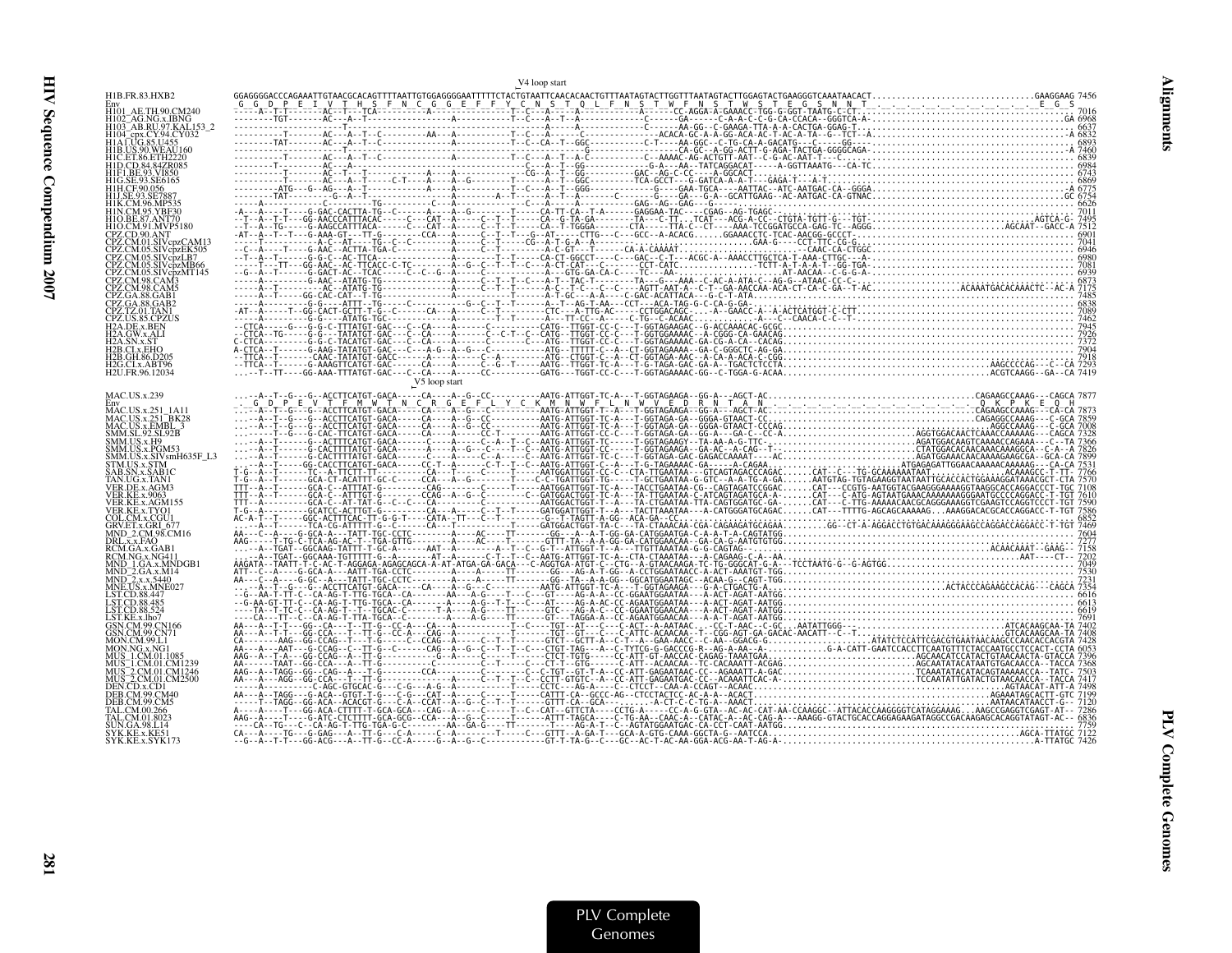V4 loop start

```
H1B.FR.83.HXB2           GGAGGGGACCCAGAAATTGTAACGCACAGTTTTAATTGTGGAGGGGAATTTTTCTACTGTAATTCAACACAACTGTTTAATAGTACTTGGTTTAATAGTACTTGGAGTACTGAAGGGTCAAATAACACT...............................GAAGGAAG 7456
Env                       G  G  D  P  E  I  V  T  H  S  F  N  C  G  G  E  F  F  Y  C  N  S  T  Q  L  F  N  S  T  W  F  N  S  T  W  S  T  E  G  S  N  N  T  .  .  .  .  .  .  .  .  .  .  E  G  S
H101_AE.TH.90.CM240      ..........................................................................................................................................................7016
H102_AG.NG.x.IBNG        ..........................................................................................................................................................6968
H103_AB.RU.97.KAL153_2   ..........................................................................................................................................................6637
H104_cpx.CY.94.CY032     ..........................................................................................................................................................6832
H1A1.UG.85.U455          ..........................................................................................................................................................6893
H1B.US.90.WEAU160        ..........................................................................................................................................................7460
H1C.ET.86.ETH2220        ..........................................................................................................................................................6839
H1D.CD.84.84ZR085        ..........................................................................................................................................................6984
H1F1.BE.93.VI850         ..........................................................................................................................................................6743
H1G.SE.93.SE6165         ..........................................................................................................................................................6869
H1H.CF.90.056            ..........................................................................................................................................................6775
H1J.SE.93.SE7887         ..........................................................................................................................................................6754
H1K.CM.96.MP535          ..........................................................................................................................................................6626
H1N.CM.95.YBF30          ..........................................................................................................................................................7011
H1O.BE.87.ANT70          ..........................................................................................................................................................7495
H1O.CM.91.MVP5180        ..........................................................................................................................................................7512
CPZ.CD.90.ANT            ..........................................................................................................................................................6901
CPZ.CM.01.SIVcpzCAM13    ..........................................................................................................................................................7041
CPZ.CM.05.SIVcpzEK505    ..........................................................................................................................................................6946
CPZ.CM.05.SIVcpzLB7      ..........................................................................................................................................................6980
CPZ.CM.05.SIVcpzMB66     ..........................................................................................................................................................7081
CPZ.CM.05.SIVcpzMT145    ..........................................................................................................................................................6939
CPZ.CM.98.CAM3           ..........................................................................................................................................................6873
CPZ.CM.98.CAM5           ..........................................................................................................................................................7175
CPZ.GA.88.GAB1           ..........................................................................................................................................................7485
CPZ.GA.88.GAB2           ..........................................................................................................................................................6838
CPZ.TZ.01.TAN1           ..........................................................................................................................................................7089
CPZ.US.85.CPZUS          ..........................................................................................................................................................7462
H2A.DE.x.BEN             ..........................................................................................................................................................7945
H2A.GW.x.ALI             ..........................................................................................................................................................7926
H2A.SN.x.ST              ..........................................................................................................................................................7372
H2B.CI.x.EHO             ..........................................................................................................................................................7904
H2B.GH.86.D205           ..........................................................................................................................................................7918
H2G.CI.x.ABT96           ..........................................................................................................................................................7293
H2U.FR.96.12034          ..........................................................................................................................................................7419
```

V5 loop start

```
MAC.US.x.239             ...-A--T--G--G--ACCTTCATGT-GACA----CA----A--G--CC---------AATG-ATTGGT-TC-A---T-GGTAGAAGA--GG-A---AGCT-AC..............................CAGAAGCCAAAG---CAGCA 7877
Env                           G  D  P  E  V  T  F  M  W  T  N  C  R  G  E  F  L  Y  C  K  M  N  W  F  L  N  W  V  E  D  R  N  T  A  .  .  .  .  .  .  .  .  .  .  .  .  .  Q  K  P  K  E  Q  H
MAC.US.x.251_1A11        ..........................................................................................................................................................7873
MAC.US.x.251_BK28        ..........................................................................................................................................................7859
MAC.US.x.EMBL_3          ..........................................................................................................................................................7008
SMM.SL.92.SL92B          ..........................................................................................................................................................7328
SMM.US.x.H9              ..........................................................................................................................................................7366
SMM.US.x.PGM53           ..........................................................................................................................................................7826
SMM.US.x.SIVsmH635F_L3   ..........................................................................................................................................................7899
STM.US.x.STM             ..........................................................................................................................................................7531
SAB.SN.x.SAB1C           ..........................................................................................................................................................7766
TAN.UG.x.TAN1            ..........................................................................................................................................................7570
VER.DE.x.AGM3            ..........................................................................................................................................................7108
VER.KE.x.9063            ..........................................................................................................................................................7610
VER.KE.x.AGM155          ..........................................................................................................................................................7590
VER.KE.x.TYO1            ..........................................................................................................................................................7586
COL.CM.x.CGU1            ..........................................................................................................................................................6852
GRV.ET.x.GRI_677         ..........................................................................................................................................................7469
MND_2.CM.98.CM16         ..........................................................................................................................................................7604
DRL.x.x.FAO              ..........................................................................................................................................................7277
RCM.GA.x.GAB1            ..........................................................................................................................................................7158
RCM.NG.x.NG411           ..........................................................................................................................................................7202
MND_1.GA.x.MNDGB1        ..........................................................................................................................................................7049
MND_2.GA.x.M14           ..........................................................................................................................................................7530
MND_2.x.x.5440           ..........................................................................................................................................................7231
MNE.US.x.MNE027          ..........................................................................................................................................................7354
LST.CD.88.447            ..........................................................................................................................................................6616
LST.CD.88.485            ..........................................................................................................................................................6613
LST.CD.88.524            ..........................................................................................................................................................6619
LST.KE.x.lho7            ..........................................................................................................................................................7691
GSN.CM.99.CN166         ..........................................................................................................................................................7402
GSN.CM.99.CN71          ..........................................................................................................................................................7408
MON.CM.99.L1             ..........................................................................................................................................................7428
MON.NG.x.NG1             ..........................................................................................................................................................6053
MUS_1.CM.01.1085         ..........................................................................................................................................................7396
MUS_1.CM.01.CM1239       ..........................................................................................................................................................7368
MUS_2.CM.01.CM1246       ..........................................................................................................................................................7503
MUS_2.CM.01.CM2500       ..........................................................................................................................................................7417
DEN.CD.x.CD1             ..........................................................................................................................................................7498
DEB.CM.99.CM40           ..........................................................................................................................................................7199
DEB.CM.99.CM5            ..........................................................................................................................................................7120
TAL.CM.00.266            ..........................................................................................................................................................7286
TAL.CM.01.8023           ..........................................................................................................................................................6836
SUN.GA.98.L14            ..........................................................................................................................................................7759
SYK.KE.x.KE51            ..........................................................................................................................................................7122
SYK.KE.x.SYK173          ..........................................................................................................................................................7426
```

PLV Complete Genomes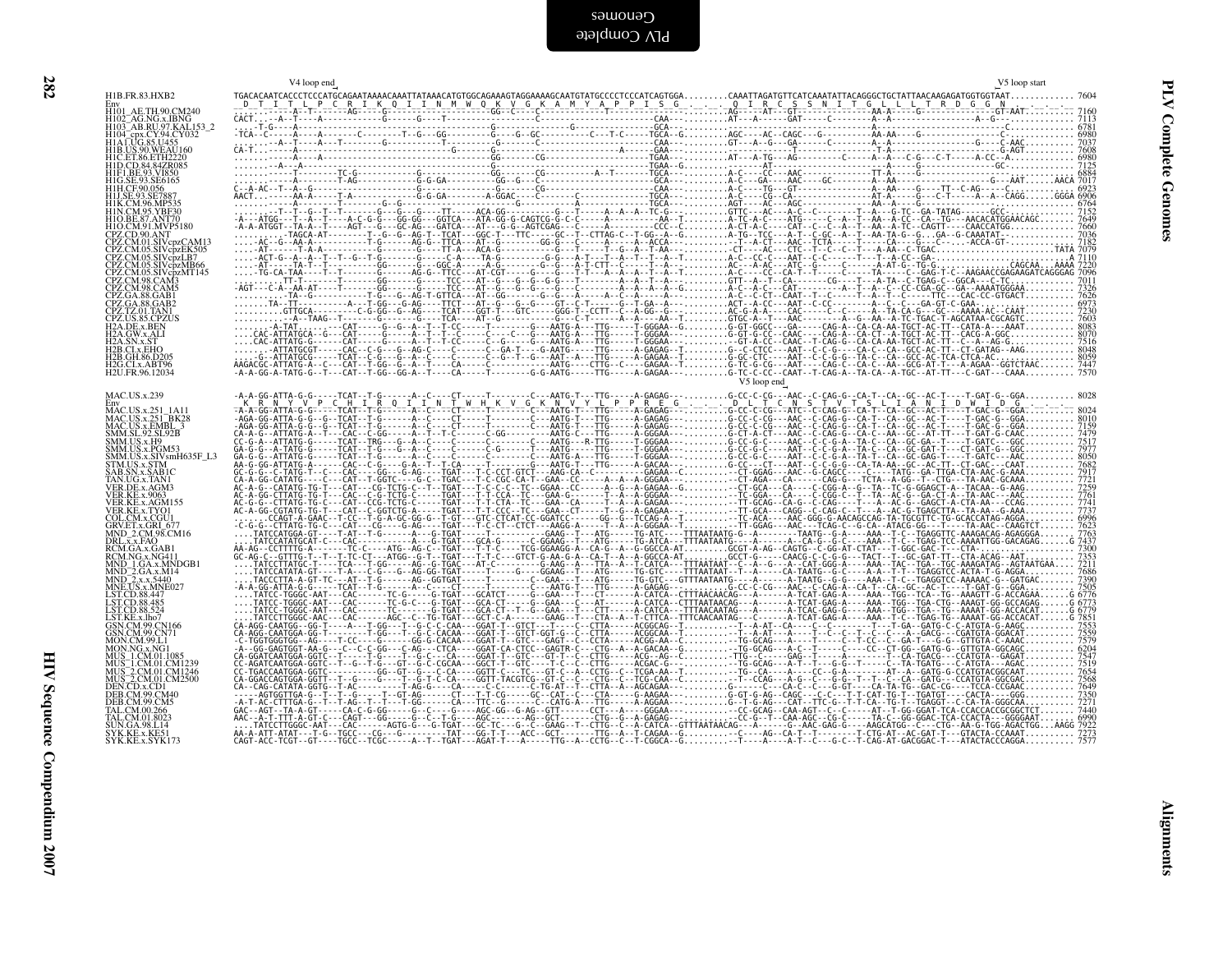# PLV Complete Genomes

## Alignments

```
                    V4 loop end                                                                                                              V5 loop start
H1B.FR.83.HXB2         TGACACAATCACCCTCCCATGCAGAATAAAACAAATTATAAACATGTGGCAGAAAGTAGGAAAAGCAATGTATGCCCCTCCCATCAGTGGA.........CAAATTAGATGTTCATCAAATATTACAGGGCTGCTATTAACAAGAGATGGTGGTAAT............ 7604
Env                     D  T  I  T  L  P  C  R  I  K  Q  I  I  N  M  W  Q  K  V  G  K  A  M  Y  A  P  P  I  S  G  .  .  .  Q  I  R  C  S  S  N  I  T  G  L  L  L  T  R  D  G  G  N  .  .  .
H101_AE.TH.90.CM240    ---------A-T-------AG-----G----------G--------------GG--C-----C--------------------T---------.........AG------AT---GT-----------C-----AA-A-----G--------------GT-AAT..........7160
H102_AG.NG.x.IBNG      CACT....--A--T----A-------G-------G----T------------------------------------------CAA--.........AT---A-----GAT-----C-------A-----A-------------A--G-------------7113
H103_AB.RU.97.KAL153_2 --T-G-----A-----------------------------------------G------------------G-----------GCA-.........---------A--------------------A---------------------------C..........6781
H104_cpx.CY.94.CY032   -TCA--C-----A-------C------T--G--GG--------G-----G--GC-------C--T-C----TGCA--G.........AGC---AC-CAGC--G---------AA-AA-----G-----------------C-........6980
H1A1.UG.85.U455        .......-A--T----A---T--------G-----------T--------G-------C-----------------CAA--.........GT---A--G---GA-----C-------A--A---------------G----C-AAC..........7037
H1B.US.90.WEAU160      CA-T.....-A----------------------------------------------------------A-----GAA--.........---------------------------------T-A-------------------G-AGT..........7608
H1C.ET.86.ETH2220      ........A----A-------------------------GG-------CG-----------------------TGAA--.........AT---A-TG---AG-------C----A---A---C-G---C-T-----A-CC--A..........7125
H1D.CD.84.84ZR085      .......--A----A---------------------------G-------------------------------TGAA-G.........---------AT----------------------A-----G---------------GC-..........6884
H1F1.BE.93.VI850       ........-T-------TC-G----------------------GG-----CG----------A--T-------TGCA--.........A-C-----CC---AAC-------------TT-A------G-----------------..........7017
H1G.SE.93.SE6165       ........A-------T-AG------------G-G-GA--------GG--G---C-----------------TGCA--.........A-C---GA---AAC-----GC--------A--AA-------------------G---AAT.......AACA 7017
H1H.CF.90.056          C--A-AC--T--A--G---------------G---------------CG----------------------CAA--.........A-C---TG---GT-----------------A--AA-----G-----TT--C-AG----C.........6923
H1J.SE.93.SE7887       AACT.......AA-A-------T-A----------G-G-GA----------A-GGAC----C------C------------TGCA--.........A-C---CG--CA----------------AT-A-----G---C-T-----A--A--CAGG.......GGGA 6906
H1K.CM.96.MP535        .......--------T------G-G---------------------G--------------------------TGCA--.........AGT---A-C---AGC--------------AA--A---G---------------......6764
H1N.CM.95.YBF30        ......--T--T--G--T--T------G--G-----G-----TT------ACA-GG---------G----T-----A--A--TC-G--.........GTTC---AC---A-C--C--------T--A----G-TC--GA-TATAG------GCC-..........7152
H1O.BE.87.ANT70        -A---ATGG--T--A--T-----A-C-G-G---GG-GG----GGTCA---ATA-GG-G-CAGTCG-G-C-C------A----------AA--T.........A-TC-A-C----ATG---C---A--T--AA--A-CC--CA--TG---AACACATGGAACAGC.........7649
H1O.CM.91.MVP5180      -A-A-ATGGT--TA-A--T----AGT---G--GC-AG----GATCA---AT---G-G--AGTCGAG--C------C------------CCC--C.........A-CT-A-C----CAT--C--C--A--T--AA--A-TC--CAGTT----CAACCATGG........7660
CPZ.CD.90.ANT          .........-TAGCA-AT-------T--G--G--AG-T--TCAT---GGC-T---TTC-----GC--T--CTTAG-C--T-GG--A--G.........A-TG--TCC---A-T--C-GC--A--T--AA-TA-G--G....GA--G-CAAATAT-........7036
CPZ.CM.01.SIVcpzCAM13  .....AC--G--AA-A------------T-G-------AG-G---TTCA--AT--G---------GG-G----C------A-----A--ACCA--.........-T--A-CT---AAC--TCTA----C--T-----CA---G---C-....ACCA-GT-........7182
CPZ.CM.05.SIVcpzEK505  .....AT------T-A-A------------G-------G------TT-A---ACA-G-------C-----T------G--A--T--AA-.........-CT-----AC--CTC-T--C--C---T--AA--C-TGAC.......................TATA 7079
CPZ.CM.05.SIVcpzLB7    .....ACT-G--A--A--T--T--G--T-G-------G-----C-A----TA-G---------G-G---A-T---T--A--T--T--A--T.........A-C--CC-C---AAT--C-C-------T---T--A-CC--GA-.........................A 7110
CPZ.CM.05.SIVcpzMB66   ......AT-----TA-T--T-------------GG------G---GGC-A------A-G-------G----A-T-CTT--C------T--A--.........AC---A-AC---ATC--G----------A-AT-G--TG-G.................CAGCAA.....AAAA 7220
CPZ.CM.05.SIVcpzMT145  .....TG-CA-TAA------T--T-------G------AG-G--TTCC---AT-CGT-----G----G----T-T---A--A--A--T--A--.........A-C-----CC--CA-T--T--------C--TA-----C--GAG-T-C--AAGAACCGAGAAGATCAGGGAG 7096
CPZ.CM.98.CAM3         .........TT-T--------T-------G-------G------TCC---AT--G---G--G-G-G-T--------A--A--T--A-G--.........GTT--A--T--CA--------CG---T---A-TA--C-TGAG-C--GGCA---C-TC..........7011
CPZ.CM.98.CAM5         -AGT---C-A--AA-AT---T------T-G-------G------TCC---AT--G---G--G---G-T---------A--A--A--A--G--.........A-C--A-C-CT---CAT--------A---T--A--C--CC-CGA-GC--GA---AAAATGGGAA.........7326
CPZ.GA.88.GAB1         ........TA--TC-----------T-G---G--AG-T-GTTCA---AT--GG---G---G-----A----A--C---A---A--.........A-C-----CC--CT-CAAT--T--C------T--A--T---C-----TTC---CAC-CC-GTGACT..........7626
CPZ.GA.88.GAB2         ........TA--TT---------A---T-GG---G-AG-----TTCT---AT--G---G--G----GT--C-T------G--T-GA--A--.........ACT--A-CC---AAT--C-CC-------A--C--C---GA-GT-C-GAA-..........6973
CPZ.TZ.01.TAN1         ..........GTTGCA--------C-G-GG--G--AG----TCAT---GGT-T---GTC-----GGG-T--CCTT--C--A-GG--G.........AC-G-A-A---CAC-----C------A---TA-CA-G---GC----AAAA-AC--CAAT..........7230
CPZ.US.85.CPZUS        ........A--TAAG--T-----C---G----GA-----TCA----AT--G----G---------C-T------A-A----A--A-.........GTGC-A--T---AAC--------------A--G--AA--A-TC-TGAC-T-AGCATAA-CGCAGTC..........6003
H2A.DE.x.BEN           .......A-TAT.....--CAT-----G--G--A--T--T-CC-----T---------G---AATG-A---TTG-----T-GGGAA--G.........G-GT-GGCC---GA------CAG-A--CA-CA-AA-TGCT-AC-TT--CATA-A---AAAT..........8083
H2A.GW.x.ALI           ....CAC-ATTATGCA--G---CAT------G----A--T--T--C-----C---C--G---AATG-A---TTG-----T-GGGAA--.........G-GT-G-CC--CAAC-----CAG-A--CA-CT--A-TGCT-AC-TT--CACG-A-GGC..........8070
H2A.SN.x.ST            ....CAC-ATTATG-G------CAT-----G----A--T--T--C-----C--G---G-------AATG-A---TTG-----T-GGGAA--.........G-GT-G-CC--CAAC--T-CAG-A--CA-AA-TGCT-AC-TT--C--A--AG-G..........7516
H2B.CI.x.EHO           ......ATTATGCGT-----CAC-C-G---G--AG-C----C--G-A-T----G-AATG-----TTG-----A-GAGAG-T.........G--C-CTCC---AAT--C-C-G----CA-C--CA--GCC-AC-TT--CT-GATAG--AAG..........8048
H2B.GH.86.D205         ....-G--ATTATGCG-----TCAT--C-G----G--A--C--C-----C--G--T--G---AAT--A---TTG-----A-GAGAA-T.........G-GC-CTC----AAT--C-C-G----TA-C--CA--GCC-AC-TCA-CTCA-AC..........8059
H2G.CI.x.ABT96         AAGACGC-ATTATG-A--C---CAT--T-GG--G--A--T----CA------C----A-G---AATG-----CTTG--C--A-GAGAA-T.........G-TC-G-CG---AAT--C-AG-C-A--CA-C--AA--GCG-AT-T--A-AGAA--GGTCTAAC..........7447
H2U.FR.96.12034        -A-A-GG-A-TATG-G--T---CAT--T-GG--GG-A--T----CA-----------G-G-AATG-----TTG-----A-GAGAA--.........G-TC-C-CC--CAAT--T-CAG-A--TA-CA--A-TGC--AT-TT---C-GAT---CAAA..........7570
                                                                                                                         V5 loop end

MAC.US.x.239           -A-A-GG-ATTA-G-G----TCAT--T-G------A--C---CT-----T------C---AATG-T---TTG-----A-GAGAG--.........G-CC-C-CG---AAC--C-CAG-G--CA-T--CA--GC-AC-T----T-GAT-G--GGA.........8028
Env                     K  R  N  Y  V  P  C  H  I  R  Q  I  I  N  T  W  H  K  V  G  K  N  V  Y  L  P  P  R  E  G  .  .  .  D  L  T  C  N  S  T  V  T  S  L  I  A  N  I  D  W  I  D  G  .  .  .
MAC.US.x.251_1A11      -A-A-GG-ATTA-G-G----TCAT--T-G------A--C---CT-----T------C---AATG-T---TTG-----A-GAGAG--.........G-CC-C-CG---ATC--C-CAG-G--CA-T--CA--GC-AC-T----T-GAC-G--GGA..........8024
MAC.US.x.251_BK28      -AGA-GG-ATTA-G-G--G--TCAT--T-G------A--C---CT-----T------C---AATG-T---TTG-----A-GAGAG--.........G-CC-C-CG---AAC--C-CAG-G--CA-T--CA--GC-AC-T----T-GAC-G--GGA..........8010
MAC.US.x.EMBL_3        -AGA-GG-ATTA-G-G--G--TCAT--T-G------A--C---CT-----T------C---AATG-T---TTG-----A-GAGAG--.........G-CC-C-CG---AAC--C-CAG-G--CA-T--CA--GC-AC-T----T-GAC-G--GGA..........7159
SMM.SL.92.SL92B        CA-A-G--ATTATG-A--T--CAC--C-GG------A--T---T-C------C--GG------AATG-C---TTG-----A-GGGAA--.........G-CT-A-CT---AAC--C-CAG-G--CA-C--AA--GC-AT-TT--T-GAT-G-CAC..........7479
SMM.US.x.H9            CC-G-A--ATTATG-G------TCAT--TRG---G--A--C----C-----------C---AATG---R-TTG-----T-GGGAA--.........G-CC-G-C----AAC--C-C-G-A--TA-C--CA--GC-GA--T----T-GATC---GGC..........7517
SMM.US.x.PGM53         GA-G-G--A-TATG-G------TCAT--T-G---G--A--C----C-----C-G------T---AATG-----TTG-----T-GGGAA--.........G-CC-G-C----AAT--C-C-G-A--TA-C--CA--GC-GAT-T----CT-GAT-G--GAC..........7977
SMM.US.x.SIVsmH635F_L3 GA-G-G--ATTATG-G------TCAT--T-G------A--C----C-----------C---AATG-T---TTG-----T-GGGAA--.........G-CC-G-C----AAT--C-C-G-A--TA-T--CA--GC-GAG-T----T-GATC---AAC..........8050
STM.US.x.STM           AA-G-GG-ATTATG-A------CAC--C-G-----G-A--T--T-CA-----T---G----AATG-T---TTG-----A-GACAA--.........G-CC----CT---AAT--C-C-G-G--CA-TA-AA--GC--AC-TT--C-GAC---CAAC..........7682
SAB.SN.x.SAB1C         GC-G-G--C-TATG-T--CC---CAC---GG---G-AG----TGAT---T-C-CCT-GTCT---AAG-CA--C-------GAGAA--C..........-CT-GGAG---AAC--G-CAGCC----C----TATG--GA-TTGA-CTA-AAC-G-AAA..........7917
TAN.UG.x.TAN1          CA-A-GG-CATATG------C--CAT--T-GGTC----G--C--TGAC---T-C-CGC-CA-T--GAA--CC-----A---A-GAGAA--.........-CT-AGA---CA-------CAG-G----TCTA--A-GG--T--CTG---TA-AAC-GCAAA..........7721
VER.DE.x.AGM3          AC-A-G--CATATG-TG-T---CAT---CG-TCTG-C--T--TGAT---T-C-C-C--TC--GGAA--CC-------A-A-GAGAA--G.........-CT-GCA---CA------C-CGG-A--G--TA--TC-G-GGAGCT-A--TACAA--G-AAG..........7259
VER.KE.x.9063          AC-A-GG-CTTATG-TG-T---CAC--C-G-TCTG-C-----TGAT---T-T-CCA--TC---GAA-G-----------T--A--A-GGGAA--.........-TC-GGA---CA------C-CGG-C--T--TA--AC-G--GA-CT-A--TA-AAC--AAC..........7761
VER.KE.x.AGM155        AC-G-G--CTTATG-TG-C---CAT---CCG-TCTG-C-----TGAT---T-T-CTA--TC---GAA--CA---------T--A--A-GAGAA--.........-TT-GCAG--CA-G--C-CAG-----T---A--AC-G--GAGCT-A-CTA-AA---CCAC..........7741
VER.KE.x.TYO1          AC-A-GG-CGTATG-TG-T---CAT--C-GGTCTG-A-----TGAT---T-T-CCC--TC---GAA--CT------T--G--A-GAGAA--.........-TT-GCA---CAGG--C-CAG-C--T---A--AC-G-TGAGCTTA--TA-AA--G-AAA..........7737
COL.CM.x.CGU1          ......CCAGT-A-GAAC--T-CC--T-G-A-GC-GG-G---T-GT---GTC-CTCAT-CC-GGATCC------GG--G--TCCAG-A--T..........-TC-ACA----AAC-GGG-G-AACAGCCAG-TA-TGCGTTC-TG-GCACCATAG-AGGA..........6996
GRV.ET.x.GRI_677       -C-G-G--CTTATG-TG-C---CAT---CG----G-AG----TGAT---T-C-CT--CTCT---AAGG-A------T--A--A-GGGAA-T..........-TT-GGAG---AAC----TCAG-C--G-CA-ATACG-GG---T-----TA-AAC--CAAGTCT.......7623
MND_2.CM.98.CM16       .....TATCCATGGA-GT---T-AT--T-G------A---G-TGAT--------T---------GAAG--T---ATG-----TG-ATC----TTTAATAATG-G-A---------TAATG--G-A---AAA--T-C--TGAGGTTC-AAGACAG-AGAGGGA.......7763
DRL.x.x.FAO            .....TATCCATATGCAT-C---CAC--------------A---G-TGAT-------GCA-G----------C-GGAAG--T---ATG-----TG-ATCA---TTTAATAATG-----A---A--CA-G--G-C---AAA--T-C--TGAG-TCC-AAAATTGG-GACAGAG.......G 7437
RCM.GA.x.GAB1          AA-AG---CCTTTTG-A----TC-C-----ATG---AG-C--TGAT---T-T-C---TCG-GGAAGG-A--CA-G--A--G-GGCCA-AT..........GCGT-A-AG--CAGTG--C-GG-AT-CTAT---T-GGC-GAC-T---CTA-..........7300
RCM.NG.x.NG411         GC-AG-C--GTTTG-T--T--T-TC-CT---ATGG--G-T--TGAT---T-T-C---GTCT-G-AA-G-A--CA-T--A--A-GGCCA-AT..........GCCT-G-----CAACG-C-C-G-G---TACT--T---GC-GAT-TT--CTA-ACAG--AAT..........7353
MND_1.GA.x.MNDGB1      ....TATCCTTATGC-T----TCA---T-GG----AG--G-TGAC---AT-C--------G-AAG--A---TTA--A--T-CATCA---TTTAATAAT--C--A--G---A--CAT-GGG-A----AAA--TAC--TGA--TGC-AAAGATAG--AGTAATGAA.......7211
MND_2.GA.x.M14         ....TATCCATATA-GT----T-A---C-G---G--AG-GG-TGAT---T----G---------GGAAG--T---ATG-----TG-GTC-----TTTAATAAT--T--A----A--CA-TAATG--G-G-----A--A-T-T--TGAGGTCC-ACTA-T-G-AGGA..........7686
MND_2.x.x.5440         ....TACCCTTA-A-GT-TC---AT--T-G-----AG-GGTGAT-----T--------C-GAA---T---ATG-----TG-GTC---GTTTAATAATG------A--TAATG--G-G----AAA--T-C--TGAGGTCC-AAAAAC-G--GATGAC.......7390
MNE.US.x.MNE027        -A-A-GG-ATTA-G-G----TCAT--T-G------A--C---C----T------C---AATG-T---TTG-----A-GAGAG--.........G-CC-C-CG---AAC--C-CAG-A--CA-T---CA--GC-AC-T----T-GAT-G--GGA..........7505
LST.CD.88.447          ....TATCC-TGGGC-AAT---CAC-----TC-G-----G-TGAT---GCATCT-----G--GAA---T---CT------A-CATCA--CTTTAACAACAG---A------A-TCAT-GAG-A---AAA--TGG--TCA--TG-AAAGTT-G-ACCAGAA.......G 6776
LST.CD.88.485          ....TATCC-TGGGC-AAT---CAC-----TC-G-C---G-TGAT---GCA-CT-----G--GAA---C---AT------A-CATCA--CTTTAATAACAG---A------A-TCAT-GAG-A---AAA--TGG--TGA-CTG--AAAGT-GG-GCCAGAG.......G 6773
LST.CD.88.524          ....TATCC-TGGGC-AAT---CAC-----TC-------G-TGAT---GCA-CT--T-G--GAA---T---CTT------A-CATCA---TTTAACAATAG---A------A-TCAC-GAG-G----AAA--TGG--TGA--TG--AAAAT-GG-ACCACAT.......G 6779
LST.KE.x.lho7          ....TATCCTTGGGC-AAC---CAC-----AGC--C--TG-TGAT---GCT-C-A-------GAAG--T---CTA--A--T-CTTCA--TTTCAACAATAG---C------A-TCAT-GAG-A---AAA--T-C--TGAG-TG--AAAAT-GG-ACCACAT.......G 7851
GSN.CM.99.CN166        CA-AGG-CAATGG--GG-T-----A---T-GG----T--G-C-C-CAA---GGAT-T--GTCT---T----C--CTTA---ACGGCAG--T..........-T--A-AT--CA----C--C-------T---T-GA--GATG-C-C-ATGTA-G-AAGC..........7553
GSN.CM.99.CN71         CA-AGG-CAATGGA-GG-T-------T-GG---T--G-C-CACAA---GGAT-T--GTCT-GGT-G---C-CTTA---ACGGCAA--C..........-T--A-AT--A-----T--C--C--T--C---A-GACG---CGATGTA-GGACAT..........7559
MON.CM.99.L1           -C-TGGTGGGTGG--AG----T-CC-----G------GG-G-CACAA---GGAT-T--GTC---GAGT--C--CCTA---ACGG-AA--C..........-TG-GCAG---A-----T-----C--T-CC--C--GA-T----G-G--GTTGTA-C-AAAC..........7579
MON.NG.x.NG1           -A--GG-GAGTGGT-AA-G---C--C-C-GG---C-AG---CTCA-----GGAT-CA-CTCC-GAGTR-C--CTG--A--A-GACAA--G..........-TG-GCAG---A-C--T-----C----CC--CT-GG--GATG-G--GTTGTA-GGCAGC..........6204
MUS_1.CM.01.1085       CA-GGATCAATGGA-GGTC--T-----T-G----T--G-C-C-CAA----GGAT-T--GTC---GT-T--C--CTTG-----ACG---AG--C..........-TTG--C-----GAG--T------A---------T--CA-TGACG---CCATGTA--GAGAT..........7547
MUS_1.CM.01.CM1239     CC-AGATCAATGGA-GGTC--T--G--T-G---GT--G-C-CGCAA---GGCT-T--GTC----T-C--C--CTTG----ACGAC-G--C..........-TG-GCAG---A-T--T-----G-G---T----C--TA-TGATG---C-ATGTA---AGAC..........7519
MUS_2.CM.01.CM1246     CC-TGACCAATGGA-GGTC-----------GG--GT--G---C-CA-----GGTT-C---TC--GT-C--A-CCTG--C--TCGA-AA--T..........-TG--CA----A-----CC--G-A-------AT--A--GATG-G-CCATGTACGGCAAT..........7654
MUS_2.CM.01.CM2500     CA-GGACCAGTGGA-GGTT--T--G-----T--G-T-C-CA-----GGTT-TACGTCG--GT-C--C---CTG--C--TCG-CAA--C..........-T--CCAG---A-G--C---G-G---T--C--C--CA--GATG---CCATGTA-GGCGAC..........7568
DEN.CD.x.CD1           CA--CAG-CATATA-GGTG--T-AC---------T-AG-G-----CA------C-C----C-TG-AT--T--CTTA--A-AGCAGAA---.........G-----C------CA-C--C---G-GT-----CA-TA-TG--GAC-CG-----TCCA-CCGAAC..........7649
DEB.CM.99.CM40         ----AGTGGTTGA-G--T--T--G---T--GT-AG------CT---T-C-CAT----GC--CAT--C---CTTA-----G-AAGAA---.........G-GT-G-AG--CAGC---C-C---T-T-CAT-TG-T--TGATGT----CACTA---GGG..........7350
DEB.CM.99.CM5          -A-T-AC-CTTTGA-G--T--AG---T-T-----TG-GG------CA---TTC--G-------C--CATG-A---TTG-----A-AGGAA---.........G--T-G-AG---CAT---TTC-G--T-T-CA--TG-T--TGAGGT--C-CA-TA-GGGCAA..........7271
TAL.CM.00.266          GAC--AGT--TA-A-GT-----CA-C-G-GG-----G--C---G-----AGC-GG--G-AG--GTT------CCT--A-----GGGAA---.........-CC-GCAG--CAA-AGT--C--C-----AT--T-GG-GGAT-TCA-CCACCACCGCGGCTCT.......7440
TAL.CM.01.8023         AAC--A-T-TTT-A-GT-C---CAGT---GG-----G--C--T-G----AGC-----AG--GCT-------CTG--G--A-GAGAG--.........-CC-G--T--CAA-AGC--CG-C-------TA-C--GG-GGAC-TCA-CCACTA---GGGGAAT.......6990
SUN.GA.98.L14          ...TATCCTTGGGC-AAT---CAC-------AGTG-G---G-TGAT---GC-TC---G--C--GAAG--T--CTTG--C--A-CATCA--GTTTAATAACAG---A-----G--AAC-GAG-G----AAGCATGG--C---CTG--AA-G-TGG-AGACTGG..AAGG 7922
SYK.KE.x.KE51          AA-A-ATT-ATAT---T-G--TGCC---CG--G--------TAT---GG-T-T---ACC--GCT------TTG--A--T-CAGAA--G..........-C----AG--CA-T---T---------T-CTG-AT--AC-GAT-T---GTACTA-CCAAAT.........7273
SYK.KE.x.SYK173        CAGT-ACC-TCGT--GT-G--TGCC--TCGC---G---A--T-TGAT---AGAT-T---A-----TTG--A--CCTG--C--T-CGGCA--G.........-T----A----A-T--C----G-C--T-CAG-AT-GACGGAC-T---ATACTACCCAGGA.........7577
```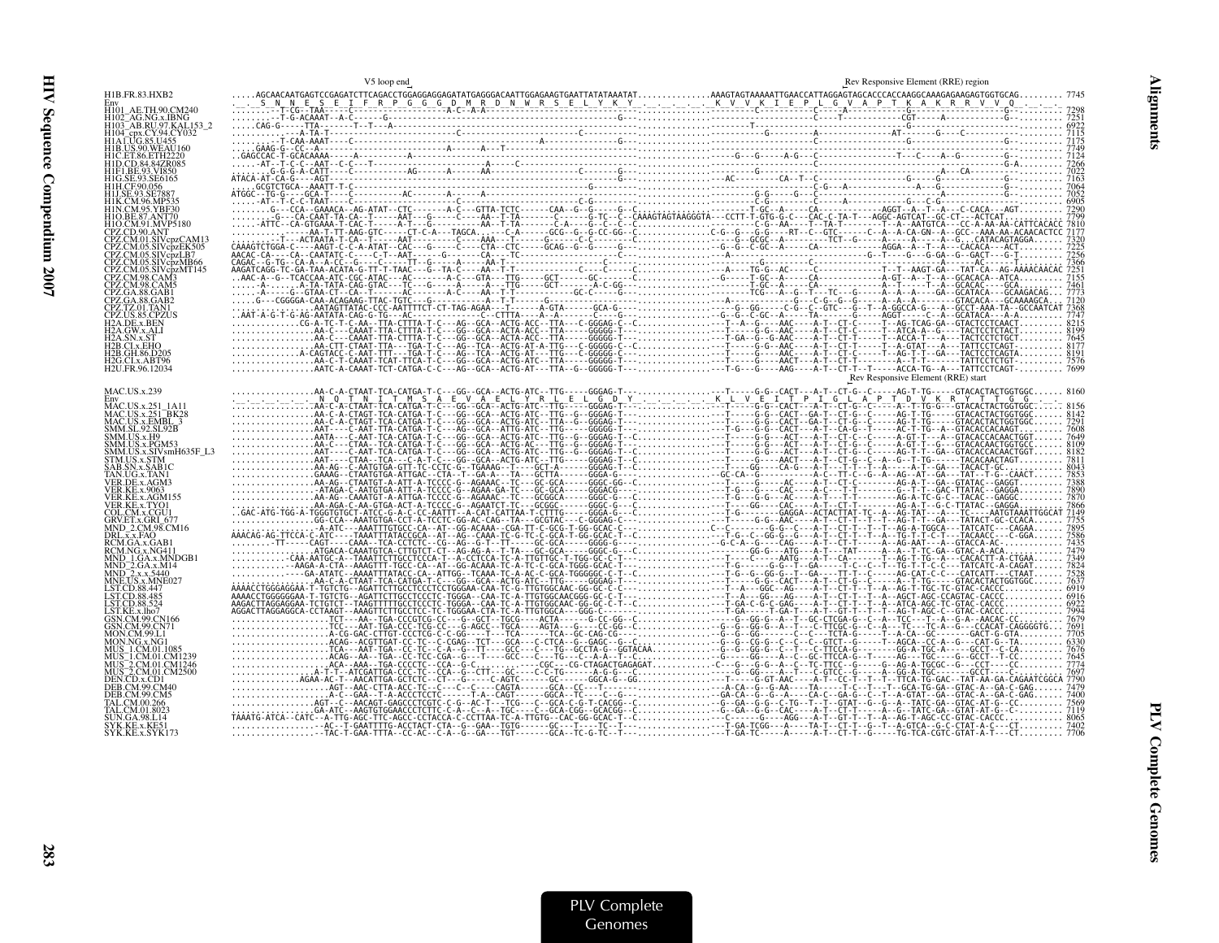```
                                V5 loop end                                                                                          Rev Responsive Element (RRE) region
H1B.FR.83.HXB2          .....AGCAACAATGAGTCCGAGATCTTCAGACCTGGAGGAGGAGATATGAGGGACAATTGGAGAAGTGAATTATATAAATAT..............AAAGTAGTAAAAATTGAACCATTAGGAGTAGCACCCACCAAGGCAAAGAGAAGAGTGGTGCAG......... 7745
Env                     ._._S_N_N_E_S_E_I_F_R_P_G_G_G_D_M_R_D_N_W_R_S_E_L_Y_K_Y_._._._._._K_V_V_K_I_E_P_L_G_V_A_P_T_K_A_K_R_R_V_V_Q_._._.
H101_AE.TH.90.CM240     ........-T-CG--TAA-------------------------A-C--A-A----------------------------------------------------------------C----------A---------------G--------G--......... 7298
H102_AG.NG.x.IBNG       ........--T-G-ACAAAT--A-C------G-------------------------------------G-----------...............-------------------C----T----------------CGT------A-----------G--......... 7251
H103_AB.RU.97.KAL153_2  .....CAG-G-----TTA-------T--T---A--------------------------------------------------...............-------T---------------------------------------G--------------......... 6922
H104_cpx.CY.94.CY032    ........-T-CAA-TA-T-------------C----------------------------------------------------..............-------------------------------AT----------G---C---------......... 7115
H1A1.UG.85.U455         ........-T-CAA-AAAT----C-----------------------------------A-----------------------...............-------------------------------------------G--------------G--......... 7175
H1B.US.90.WEAU160       .....GAAG-G--CC--A-----------------------A----A---T-------------------------------.............................................................................. 7749
H1C.ET.86.ETH2220       ..GAGCCAC-T-GCACAAAA-----A---------------------------------------------------------...............----G---------A-G---C-----------T---C-----A--G-------------G--......... 7124
H1D.CD.84.84ZR085       .....-AT--T-C-C--AAT--C-C---T-------------------A-----C----------------------------...............-----------------------------------------------------------G-A......... 7266
H1F1.BE.93.VI850        .....--G-G-G-A-CATT----C----------AG-------A-----AA-----------------C---------G----...............-----G---------------------------------------A----CA---------......... 7022
H1G.SE.93.SE6165        ATACA-AT-CA-G----AGT-------C---------------------------------------------------G----...............AC--------CA--T--C-----------------------------------------G--......... 7163
H1H.CF.90.056           ......GCGTCTGCA--AAATT-T-C--------------------------------------------------------...............----------------------C-G---A-----------A---G--------------G--......... 7064
H1J.SE.93.SE7887        ATGGC--TG-G----GCA-T-----C------------AC--------A----A--------------------------...............----------G-G-------G-------------------------------------------......... 7052
H1K.CM.96.MP535         ......AT--T-C-C-TAAT----C--------------------------------------------------C-G---...............----------C-G-------------A-----------G------C-G----------------......... 6905
H1N.CM.95.YBF30         ........G---CCA--GAAACA--AG-ATAT--CTC-------A-C---GTTA-TCTC------CAA--G--G-----G--C..............--------T-GC--A-----CA---------------AGGT--A--T--A---C-CACA---AGT......... 7290
H1O.BE.87.ANT70         ......-G---CA-CAAT-TA-CA--T-----AAT----G-----C----AA--T-TA------C-----G-TC---C-CAAAGTAGTAAGGGTA---CCTT-T-GTG-G-C---CAC-C-TA-T---AGGC-AGTCAT--GC-CT---ACTCAT......... 7799
H1O.CM.91.MVP5180       .....-ATTC---CA-GTGAAA-T-CAC-T-----A-T---G-------AA--T-TA------C-A-----G--C---C.................-C-G--AA----T--TA-T------T--A--AATGTCA---CC-A-AA-AA-CATTCACACC 7810
CPZ.CD.90.ANT           ..........-AA-T-TT-AAG-GTC-----CT-C-A---TAGCA-------C-A-----GCG--G--G-CC-GG--C..............C-G--G---G-G----RT--C--GTC------C--A--A-CA-GN--A--GCC--AAA-AA-ACAACACTCC 7177
CPZ.CM.01.SIVcpzCAM13   .......-T---ACTAATA-T-CA--T-----AAT-------C-----AAA--T-----G------C-C-----G--C...............--G--GCGC--A-------TCT--G-----A-----A---A--G..CATACAGTAGGA......... 7320
CPZ.CM.05.SIVcpzEK505   CAAAGTCTGGA-C-----AAGT-C--C-A-ATAT--CAC---G-----C----CTA--CTC------GCAG--G--G----C..............--G--G--C-GC--A-----CA---------AGGA--A--T--A---CACACA---ACT......... 7225
CPZ.CM.05.SIVcpzLB7     AACAC-CA----CA--CAATATC-C----C-T--AAT-------G-----CA---TC-------------------C....................................................G--T----G--G-GA--G--GACT---G-T......... 7256
CPZ.CM.05.SIVcpzMB66    CAGAC--G-TG--CA-A--A-CC--G-----C----TT--G-----A-----AA-T---------------C--------..............--------------------------------------------A------AC-------......... 7366
CPZ.CM.05.SIVcpzMT145   AAGATCAGG-TC-GA-TAA-ACATA-G-TT-T-TAAC---G--TA-C----AA--T-T----------C---C------C.............-A----TG-G--AC-----C--------------T--T--AAGT-GA---TAT-CA--AG-AAAACAACAC 7251
CPZ.CM.98.CAM3          ..AAC-A--G--TCACCAA-ATC-CGC-ATAC---AC-------A-C---GTA---TTG-----GCT-------GC------C..............-G-----T-GC--A-----CA-------------A-GT--A--T--A--GCACACA---ATCA......... 7155
CPZ.CM.98.CAM5          .....-A-------A-TA-TATA-CAG-GTAC----TC----G-----A------A--TTG------GCT------A-C-GG-...............-------T-GC--A-----CA-------------A--T----T--A--GCACAC----GCA......... 7461
CPZ.GA.88.GAB1          .....-A----G--GTAA-CT---CA--T-----A------AA--T-T------------GC-C-----G--C..............---TCG--A--G--T---TC---G----A--A--A---GA--GCATACA---GCAAGACAG... 7773
CPZ.GA.88.GAB2          .....G---CGGGGA-CAA-ACAGAAG-TTAC-TGTC---G-----------A--T-T------G-.............--A-----------G---C-G--G--G---A--A--A--------GTATACACA---GCAAAAGCA... 7120
CPZ.TZ.01.TAN1          ..........AATAGTTATAC-CCC-AATTTTCT-CT-TAG-AGAA---T----A-GTA-------GCA-G-...............----G--G-----C-G--C--GTC---G-T--A-GGCCA-G---A--GCCT-AAA-TA--GCCAATCAT 7368
CPZ.US.85.CPZUS         ..AAT-A-G-T-G-AG-AATATA-CAG-G-TG---AC--------C----CTTTA----A--A-------C---G........---G-G--C-GC--A-----TA----G----AGGT-----C-----A--GCATACA----A-A......... 7147
H2A.DE.x.BEN            ...............CG-A-TC-T-C-AA--TTA-CTTTA-T-C---AG--GCA--ACTG-ACC--TTA---C-GGGAG-C--C..............--T--A--G----AAC----A-T--CT-C-----T--AG-TCAG-GA--GTACTCCTCAACT......... 8215
H2A.GW.x.ALI            ...............AA-C----CAAAT-TTA-CTTTA-T-C---GG--GCA--ACTA-ACC--TTA----GGGGG-T-.............---T-----G-G--AAC----A-T--CT-C-----T--ATCA-A--G----TACTCCTCTACT......... 8199
H2A.SN.x.ST             ...............AA-C----CAAAT-TTA-CTTTA-T-C---GG--GCA--ACTA-ACC--TTA----GGGGG-T-.............--T-GA--G-G--AAC----A-T--CT-C-----T--ACCA-T--A----TACTCCTCTGCT......... 7645
H2B.CI.x.EHO            ...............AA-CTT-CTAAT-TTA---TGA-T-C---AG--TCA--ACTG-AT-A-TTG--C-GGGGG-C--C..............--T-----G-G--AAC----A-T--CT-C-----T--A-GTAT---A---TATTCCTCAGT......... 8177
H2B.GH.86.D205          ..............A-CAGTACC-C-AAT-TTT---TGA-T-C---GG--TCA--ACTG-AT---TTG---C-GGGGG-C-..............--T-----G----AAC----A-T--CT-C-----T--AG-T-T--GA---TACTCCTCAGTA......... 8191
H2G.CI.x.ABT96          ...............AA-C-T-CAAAT-TCAT-TTCA-T-C---GG--GCA--ACTG-ATC--TTG---GGGGG-C-..............--T-----G-G--AACT---A-T--CT-T-----T--------A------TATTCCTCTGT......... 7576
H2U.FR.96.12034         ...............AATC-A-CAAAT-TCT-CATGA-C-C---AG--GCA--ACTG-AT---TTA--G-GGGGG-T-...............--T-G--G----AAG----A-T--CT-T-----T-----ACCA-TG--A---TATTCCTCAGT......... 7699
                                                                                                                                            Rev Responsive Element (RRE) start
MAC.US.x.239            ...............AA-C-A-CTAAT-TCA-CATGA-T-C---GG--GCA--ACTG-ATC--TTG-----GGGAG-T-...............--T-----G-G--CACT---A-T--CT-G--C-----AG-T-TG-----GTACACTACTGGTGGC...... 8160
Env                     ._._._._._._._N_Q_T_N_I_T_M_S_A_E_V_A_E_L_Y_R_L_E_L_G_D_Y_._._._._._K_L_V_E_I_T_P_I_G_L_A_P_T_D_V_K_R_Y_T_T_G_G_._.
MAC.US.x.251_1A11       ...............AA-C-A-CTAAT-TCA-CATGA-T-C---GG--GCA--ACTG-ATC--TTG-----GGGAG-T-...............--T-----G-G--CACT---A-T--CT-G--C-----A--T-TG-----GTACACTACTGGTGGC...... 8156
MAC.US.x.251_BK28       ...............AA-C-A-CTAGT-TCA-CATGA-T-C---GG--GCA--ACTG-ATC--TTG--G-GGGAG-T-...............--T-----G-G--CACT---GA-T--CT-G--C-----AG-T-TG-----GTACACTACTGGTGGC...... 8142
MAC.US.x.EMBL_3         ...............AA-C-A-CTAGT-TCA-CATGA-T-C---GG--GCA--ACTG-ATC--TTG--G-GGGAG-T-...............--T-----G-G--CACT---GA-T--CT-G--C-----AG-T-TG-----GTACACTACTGGTGGC...... 7291
SMM.SL.92.SL92B         ...............AAT----C-AAT-TTA-CATGA-T-C---GG--GCA--ATTG-ATC--TTG-----GGGGG-T-...............--T-G--G-G--CACT---A-T--CA-G--T-----AC-T-TG--A--GTACACCACAAGT......... 7608
SMM.US.x.H9             ...............AATA----C-AAT-TCA-CATGA-T-C---GG--GCA--ACTG-ATC--TTG--G-GGGAG-T--C.............--T-----G-G--ACT----A-T--CT-G--C-----A-GT-T---A--GTACACCACAACTGGT...... 7649
SMM.US.x.PGM53          ...............AA-C---CTAA--TCA-CATGA-T-C---GG--GCA--ACTG-AC---TTG--G-GGGAG-T-...............--T-----G-G--ACT----A-T--CT-G--C-----A-GT-T---G--GTACACAACTGGTGCC...... 8109
SMM.US.x.SIVsmH635F_L3  ...............AAT----C-AAT-TCA-CATGA-T-C---GG--GCA--ACTG-ATC--TTG--G-GGGAG-T--C.............--T-----G-G--ACT----A-T--CT-G--C-----AG-T-T---GA--GTACACCACAACTGGT...... 8182
STM.US.x.STM            ...............AAT----CTAA--TCA---C-A-T-C---GG--GCA--ACTG-ATC--TTG-----GGGAG-T-...............--T-----G----AACT---A-T--CT-G--C--A--G--T-TG------TACACAACTAGT......... 7811
SAB.SN.x.SAB1C          ...............AA-AG---C-AATGTGA-GTT-TC-CCTC-G--TGAAAG--T----GCT-A------GGGAG-T--C.............---G----CA-G----A-T---T-T--T--A-----A-T--GA---TACACT-GC......... 8043
TAN.UG.x.TAN1           ...............GAAAG---CTAATGTGA-ATTGAC-C-CTA--T--GA-A--TA---GCTTA------GGGAG-G-...............-GC-CA-G-------A-C--TT-C-T--T--A-----AG-T--GA---TAT--T-G--CAACT......... 7853
VER.DE.x.AGM3           ...............AA-AG---CTAATGT-A-ATT-A-TCCCC-G--AGAAAC--TC---GC-GCA------GGGC-GG--C.............--T-----G----AC----A-T--CT-G-----------AG-A-T--GA--GTATAC--GAGGT......... 7388
VER.KE.x.9063           ...............ATAGA-C-AATGTGA-ATT-A-TCCCC-G--AGAA-GA-TC---GC-GCA------GGGAGC-...............--T-G---G-----CAC----A-C---T-T----------G--T-T--GAC-TTATAC--GAGGA......... 7890
VER.KE.x.AGM155         ...............AA-AG---CAAATGT-A-ATTGA-TCCCC-G--AGAAAC--TC---GCGGCA------GGGC-G---C.............--T-G---G-G--CAC----A-T---T-T----------AG-A-TC-G-C--TACAC--GAGGC......... 7870
VER.KE.x.TYO1           ...............AA-AGA-C-AA-GTGA-ACT-A-TCCCC-G--AGAATCT-TC---GCGGC------GGGC-G--C..............--T----GG---CAC----A-T--CT-G-----------AG-A-T--G-C-TTATAC--GAGGA......... 7866
COL.CM.x.CGU1           ..GAC-ATG-TGG-A-TGGGTGTGCT-ATCC-G-A-C-CC-AATTT--A-CAT-CATTAA-T-CTTTG------GGGA-G---C.............--T-G----------GAGGA--ACTACTTAT-TC--A--AG-TAT---A---TC-----AATGTAAATTGGCAT 7149
GRV.ET.x.GRI_677        ...............GG-CCA--AAATGTGA-CCT-A-TCCTC-GG-AC-CAG--TA----GCGTAC---C-GGGAG-C-...............--T-----G-G--AAC----A-T--CT-T--T--T--AG-T-T--GA---TATACT-GC-CCACA......... 7735
MND_2.CM.98.CM16        ...............-A-ATC---AAATTTGTGCC-CA--AT--GG-ACAAA--CGA-TT-C-GCG-T-GG-GCAC-C--..............C--C--------G-G---C--A-T--CT-T--T--T--AG-A-TGGCA---TATCATC---CAGAA......... 7895
DRL.x.x.FAO             AAACAG-AG-TTCCA-C-ATC----TAAATTTATACCGCA--AT--AG--CAAA-TC-G-TC-C-GCA-T-GG-GCAC-T--C............--T-G-C--GG-G---C--A-T--CT-T--T--A--TG-T-T-C-T---TACAACC---C-GGA......... 7586
RCM.GA.x.GAB1           ........TT-------CAGT-----CAAA--TCA-CCTCTC--CG--AG--G-T--TT-----GC-GCA-------GGGG-G-...............--G-C-A--G-----CAG---A-T--CT-T--T--A--AG-AAT---A--GTACCA-AC......... 7435
RCM.NG.x.NG411          ...............ATGACA-CAAATGTCA-CTTGTCT-CT--AG-AG-A--T-TA---GC-GCA------GGGC-G--C..............--------GG-G---ATG---A-T---TAT-----A--A--T-TC-GA--GTAC-A-ACA......... 7479
MND_1.GA.x.MNDGB1       ...........CAA-AATGC-A--TAAATTCTTGCCTCCCA-T--A-CCTCCA-TC-A-TTGTTGC-T-TGG-GC-C-T-..............--T----C------AATG---A-T--CA-------T--AG-T-TG--A----CACACTT-A-CTGAA......... 7349
MND_2.GA.x.M14          ...........AAGA-A-CTA--AAAGTTT-TGCC-CA--AT--GG-ACAAA-TC-A-TC-C-TGGG-GCAC-T-...............--T-G-----G-G---T--GA----T-C--C--T--A-TG-T-T-C-C---TATCATC-A-CAGAT......... 7824
MND_2.x.x.5440          ...............GA-ATATC--AAAATTTATACC-CA--ATTGG--TCAAA-TC-A-AC-C-TGGA-TGGGGGC-C-T-C............--T-G--G-GG-G--T--GA----TT-T--C-----AG-CAT-C-C---CATCATT---CTAAT......... 7528
MNE.US.x.MNE027         ...............AA-C-A-CTAAT-TCA-CATGA-T-C---GG--GCA--ACTG-ATC--TTG-----GGGAG-T-...............--T-----G-G--CACT---A-T--CT-G--C-----A--T-TG-----GTACACTACTGGTGGC...... 7637
LST.CD.88.447           AAAACCTGGGAGGAA-T-TGTCTG--AGATTCTTGCCTCCCTCCTGGGAA-CAA-TC-A-TTGTGGCAAC-GG-GC-C-C-...............--T-A---GGC---AG---A-T--CT-T--T--T--A--AG-T-TGC-TC-GTAC-CACCC......... 6919
LST.CD.88.485           AAAACCTGGGGGGAA-T-TGTCTG--AGATTCTTGCCTCCCTC-TGGGA--CAA-TC-A-TTGTGGCAACGGG-GC-C-T-..............--T--A---GG---AG----A-T--CT-T--T--T--A--AGCT-AGC-CCAGTAC-CACCC......... 6916
LST.CD.88.524           AAGACTTAGGAGGAA-TCTGTCT--TAAGTTTTTGCCTCCCTC-TGGGA--CAA-TC-A-TTGTGGCAAC-GG-GC-C-T-..............--T-GA-C-G-C-GAG---A-T--CT-T--T--T--A--ATCA-AGC-TC-GTAC-CACCC......... 6922
LST.KE.x.lho7           AGGACTTAGGAGGCA-CCTAAGT--AAAGTTCTTGCCTCC-TC-TGGGAA-CTA-TC-A-TTGTGGCA---GGG-C-...............--T-GA-----T-GA--T--A-T--GT-T--T--T--A--AG-T-AGC-C--GTAC-CACCC......... 7994
GSN.CM.99.CN166         ...................TCT---AA--TGA-CCCGTCG-CC---G--GCT--TGCG-----ACTA------G-CC-GG--C.............--G--GG-G--A--T--GC-CTCGA-G--C--A---TCC---T--A--G-A--AACAC-CC......... 7679
GSN.CM.99.CN71          ...................TCC---AAT-TGA-CCC-TCG-CC---G-AGCC--TGCA----AGTA------G--CC-GG--C.............--G--GG-G--A--T--C-TTCGC-G--C--A---TC----TC-A--G---CCACAT-CAGGGGTG... 7691
MON.CM.99.L1            ...................A-CG-GAC-CTTGT-CCCTCG-C-C-GG----T---TCA-----TCA--GC-CAG-CG-......--G--GG-G-----G----G----C-C-----TCTA-G-----T--A-CA--GC-------GACT-G-GTA......... 7705
MON.NG.x.NG1            ...................ACAG--ACGTTGAT-CC-TC--C-C-CGAG--TCT---GCA-----C-CTCA--G--GAGC--G--C..............-G--G--GG-G--C--C--C-GTCT--G-----T--AGCA--CC-A--G---CAT-G--TA......... 6330
MUS_1.CM.01.1085        ...................TCA---AAT-TGA--CC-TC--C-A--G--TT----GCC---C---TG--GCCTA-G--GGTACAA.........--G--GG-G--C--T--C-TTCCA-G--------GG-A-TGC-A-----GCCT--C-CA......... 7676
MUS_1.CM.01.CM1239      ...................ACAG--AA--TGA--CC-TCC-CGA--G---T----GCC----C--TG---C--A-A--T--C...........--G--------GG---A--C--GC-TTCCA-G--T-----AG---TGC---G--GCCT--T-CC......... 7645
MUS_2.CM.01.CM1246      ...................ACA--AAA--TGA-CCCCTC--CCA--G-C.........---CGC---CG-CTAGACTGAGAGAT...........-C---G--G-G--A--C--TC-TTCC--G-----G--AG-A-TGCGC--G---CCT----CC......... 7774
MUS_2.CM.01.CM2500      ...................A-T-T--ATCGATTGA-CCC-TC--CCA--G--CTT--GC---C-C-TG------A-G-G--C.............--G--GG-----A--T--C-GTCC--G-----A--GG-A-TGC-----GCCT----C......... 7697
DEN.CD.x.CD1            .................AGAA-AC-T--AACATTGA-GCTCTC--CT--G----C-AGTC-------GC-------GGCA-G--GG..........--T-----G-GT-AAC----A-T--CC-T--T--T--TTCA-TG-GAC--TAT-AA-CA-CAGAATCGGCA 7790
DEB.CM.99.CM40          ...................AGT--AAC-CTTA-ACC-TC--C---C--C---CAGTA------GCA--CC---T-------...............--A-CA--G--G-AA---TA-----T-C--T---T--GCA-TG-GA--GTAC-A--GA-C-GAG...... 7479
DEB.CM.99.CM5           ..................-A-C--GAA--T-A-ACCCTCCTC-----T-A---CAGT--------GGCA---TC---C-G..............-GA-CA--G--G-A----CA-C--GA-G--C--T--A-GTAT--GA--GTAC-A--GA-C-GAG...... 7400
TAL.CM.00.266           ...................AGT--C--AACAGT-GAGCCCTCGTC-C-G--AC-T---TCG----C--GCA-C-G-T-CACGG-C.........--G--GA--G-G--C-TG--T--T-GTAT--G--G-A--TATC-GA--GTAC-AT-G--CC......... 7569
TAL.CM.01.8023          ...................GA-ATC--AAGTGTGGAACCCTCTTC-C-A--C--A---TGC----C--GCA-CGG--GCACGG--C..........--G--GA--G-G--C-----A-T--CT-T---A--G--TATC-GA--GTAT-AT-G--C-....... 7119
SUN.GA.98.L14           TAAATG-ATCA--CATC--A-TTG-AGC-TTC-AGCC-CCTACCA-C-CCTTAA-TC-A-TTGTG--CAC-GG-GCAC-T-C.............--C-----G---AGG---A-T--GT-T--T--A--AG-T-AGC-CC-GTAC-CACCC......... 8065
SYK.KE.x.KE51           .................--AC--T-GAATTTTG-ACCTACT-CTA--G--GAA---TGTG--------C----T--C...............--T-GA-TCGG---A-----TA-T--CT-T-G-----T--A-GTCA--G-C-CTAT-A-C---CT......... 7402
SYK.KE.x.SYK173         .................--TAC-T-GAA-TTTA--CC-AC--C-A--G--GA---TGT--------GCA--TC-G-TC--T.............--T-GA-TC-----A-----A-T--CT-T--G-----TG-TCA-CGTC-CAT-A-T---CT......... 7706
```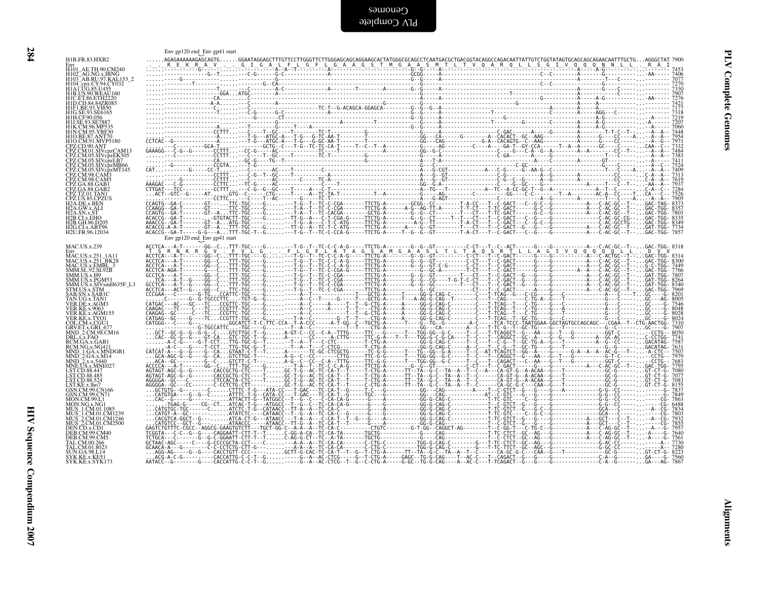Env gp120 end_Env gp41 start

```
H1B.FR.83.HXB2            ......AGAGAAAAAAGAGCAGTG......GGAATAGGAGCTTTGTTCCTTGGGTTCTTGGGAGCAGCAGGAAGCACTATGGGCGCAGCCTCAATGACGCTGACGGTACAGGCCAGACAATTATTGTCTGGTATAGTGCAGCAGCAGAACAATTTGCTG...AGGGCTAT 7900
Env                       ._. R  E  K  R  A  V  ._. _  G  I  G  A  L  F  L  G  F  L  G  A  A  G  S  T  M  G  A  A  S  M  T  L  T  V  Q  A  R  Q  L  L  S  G  I  V  Q  Q  Q  N  N  L  L  . R  A  I
H101_AE.TH.90.CM240       ......-------------.....-----------A--A--T---------A-------------------------G--G-----A---------------------------------------C--C-------A--------A-G----------...------ 7453
H102_AG.NG.x.IBNG         ......-----------G--T.....--C-G------G-C-------------A-----------------------GCGG-----A--------------------------------------C--C-------A--------A-G----------...-AA---- 7406
H103_AB.RU.97.KAL153_2    ......----G--------------------------G--------------------------------------G--G-----A----------------------------------------------------A----------T---C-------...------ 7077
H104_cpx.CY.94.CY032      ......-----------T-----.....------C--CA--------------------------------------G--G-----A--------------------------------------C--C---------------------G---C-------...------ 7270
H1A1.UG.85.U455           ......-----------------T.....--C--------A-C-----------A-------T---------A----G--G-----A----------------------------------------------------A--------A-G----------...------ 7330
H1B.US.90.WEAU160         ......--------------GGA...ATGC---------------------------------------------------------A--------------------T-----------------------------A----------C----------...------ 7907
H1C.ET.86.ETH2220         ......-------------CA-----.....------------------------------------------------A----A-------------------------------G-------------------A--------A-G----------...-AA---- 7276
H1D.CD.84.84ZR085         ......------------A-A-----.....--C--------A------------------------G-----------------A----------------------G-------------------------A------A-------------...------ 7421
H1F1.BE.93.VI850          ......-------------C-----.....-------------------------TC-T--G-ACAGCA-GGAGCA------G--G--G--A------------------------------A---------A-----A--------------...------ 7177
H1G.SE.93.SE6165          ......------------T-----.....--C-G------G-C---------------------------------G--G-----A--------------T-------------------A------------AGG--C-------------...------ 7318
H1H.CF.90.056             ......-----------------.....---G--------CT----------------------------------G--G-----A-------------------------G---------------------A-G----------...--A---- 7219
H1J.SE.93.SE7887          ......-----------------.....---------G-----------------A---------T-----------G--G-----A-------------T----------G---------A-----------A-G----------...-A------ 7207
H1K.CM.96.MP535           ......-------------A-----.....--T----------G-----T----A-------------------G--G-----A--------------------------------------A------------A-G----------...------ 7060
H1N.CM.95.YBF30           ......-------------CCTTT...---C----T--GC---T-------TC-T---------G------------------A--------------C-GAC-------A-----G-------A-------T-T-C--T-.....-A--A-- 7448
H1O.BE.87.ANT70           ......-----------A-----...--T-G---ATGC-A---T-G---G-TC-AA-T----------T-----GG-----A------G------A-CACACT--GC--AAG----------A-------G----CC----A----A--A-- 7954
H1O.CM.91.MVP5180         CCTCAC--G-----------A-----...--T-G---ATGC-A---T-G---G-GC-AA-T-----------------GG-----CAG-----------G-A--CACAGTG--C--AAG----------A-------G----CC----...-A--G-- 7971
CPZ.CD.90.ANT             ......------C--------GCA-T.....------GCTG--C---T-G--TC-CA-T-----T--C--T--A-----------G----AG-------C----A----GA-T--GY-CCA-----T--A--A-------GC----C-------...CAA--C-- 7332
CPZ.CM.01.SIVcpzCAM13     GAAAGG---C-G--G------CCTTT...--CC-G---AC-------------TC-T-----------------------G--G-C-----------------------C---G---C-A--G--A-------A--A-------CC--T-.....-A--A-- 7484
CPZ.CM.05.SIVcpzEK505     ......------C---------CCTTT...--C-----T--GC------------TC-T----------------------------A--------------------C-GA--------A---------------T-------C-----...-A--A-- 7383
CPZ.CM.05.SIVcpzLB7       ......-----------------CA.....GC-G----TG--T----------------------G--------------A--T-A-------------------------------A-----C----------A------GT--------------...------ 7411
CPZ.CM.05.SIVcpzMB66      ......---G------------CCGTA...--T-G---------------------------------------------A-----------------------------C-GC------A--------------------C---------...-A--C-- 7524
CPZ.CM.05.SIVcpzMT145     CAT.......----G-----CC-T.....---C------AC-----T---------C----------------------A--G-CGT-------------A---C-G-----G--AA-G--C---------------T-----C-----A-...-A--A-- 7409
CPZ.CM.98.CAM3            ......-------------------CCTTT...--C-G--T--GC----T-----------A---------------------A--G-GT-------------------C-G-------------A--G------------A-------------CC-----...C-A--A-- 7313
CPZ.CM.98.CAM5            ......--------G---------CCTTT...--C-------AC--------C----TC-A----------------------A--G-GT-------------------C-G--C-G-------A--G------------A-------------CC-----...C-A--A-- 7619
CPZ.GA.88.GAB1            AAAGAC---C-G--------CCTTC...--TC-G-----AC-----------------C-T-----------------GG-G-A---------------------------C--G--GC-----G-----------A-----T----C--T-.....-AA--A-- 7937
CPZ.GA.88.GAB2            CTTGAT---TCC---------CCTTT...--C-G--G--GCC--------A---C-T------------------A--TG---T---------------A--TC--A-CC-GC-T--G--A-------------A--T--C----------C-A--A-- 7284
CPZ.TZ.01.TAN1            ...ACT--GTC--G-----AT......GTG--C-----CTG----T-----A--TC-TA-T----------T--A---------G---AG--------C-------------GG----C-C-------T--A-------AC-A--CC-----T...CA---C-- 7526
CPZ.US.85.CPZUS           ......--G------------CCTTC...--T-----AC----------T-----------------------A--G-AGT-----------------------C------------A-------------------T----C-----A---A--A-- 7905
H2A.DE.x.BEN              CCAGTG--GA-C-------GT-----..TTC-TGC-----G.....---T-G--T--TC-C-CGA-------TTCTG-A-------GCGG--CC--------T-A-CC---T--C-GACT---C--G--C--G-----------A---C-AC-GC--T-...GAC-TAG- 8373
H2A.GW.x.ALI              CCAAGG--GA-T-------GT-----..TTC-TGC-----G.....---T-A--T--TC-C-CAGA-------TTCTG-A-------A-G--AG-TT-A-------T-T-CT---T-TC-GACT------G-C--G-----------A---C-AC-GC--T-...GAC-TGG- 8357
H2A.SN.x.ST               CCAGTG--GA-T-------GT--A-..TTC-TGC-----G.....---T-A--T--TC-CACGA-------GCTG-A-------G-G-----------T--C-CT---T-TC-GACT------G-C--G-----------A---C-AC-GC--T-...GAC-TGG- 7803
H2B.CI.x.EHO              ACACCG--GA-T---------GTGTACTT-TGC-----G.....---TT-G--A---C-T-CGA-G-----TTCTG-A-------G--G--CT-------T--T---CT---T-C-GACT---C--G--G--------------C-AC-GC-CG--...GAC-TGG- 8335
H2B.GH.86.D205            AAACCG--GA-T-------GT--A...ATG-TGC-----G.....---T-G--A---C-T-C-ATG-------TTCTG-A---------A-G--TT-----------T-A-CT---T-C-GACT---C--G--C--G------------C-AC-GCCTG--...GAC-TGG- 8349
H2G.CI.x.ABT96            ACACCG--GA-T-------GT--A...TTT-TGC-----G.....---TT-G--A--TC-T-C-ATG-------TTCTG-A-------A--G--GC-------T--T---CT---T-C-GACT---C--G--C--G-----------A---C-AC-GC--T-...GAC-TGG- 7734
H2U.FR.96.12034           ACACCG--GA-T-----G-G---A...TTT-TGC-T--G.....---T-G--T--TC-C-CCA-G-------TTCTG-A-------T--G--G--GC-------T-A-CT---T-C-GACT---C--G--C--G-----------A---C-AC-GC--T-...GAC-TGG- 7857
                          Env gp120 end_Env gp41 start
MAC.US.x.239              ACCTCA---A-T-------GG--C...TTT-TGC----G.....---T-G--T--TC-C-C-A-G-------TTCTG-A-------G--G--GT-----------C-CT---T--C--ACT-------G-------------A---C-AC-GC--T-...GAC-TGG- 8318
Env                       _. S  R  N  K  R  G  V  _. F  V  L  G  _. F  L  G  F  L  A  T  A  G  S  A  M  G  A  A  S  L  T  L  T  A  Q  S  R  T  L  L  A  G  I  V  Q  Q  Q  Q  Q  L  L  _. D  V  V
MAC.US.x.251_1A11         ACCTCA---A-T-------GG--C...TTT-TGC----G.....---T-G--T--TC-C-C-A-G-------TTCTG-A-------G--G--GT-----------C-CT---T--C-GACT-------G-------------A---C-ACTGC--T-...GAC-TGG- 8314
MAC.US.x.251_BK28         ACCTCA---A-T-------GG--C...TTT-TGC----G.....---T-G--T--TC-C-C-A-G-------TTCTG-A-------G--G--GT-----------C-CT---T--C-GACT-------G-------------A---C-AC-GC--T-...GAC-TGG- 8300
MAC.US.x.EMBL_3           ACCTCA---A-T-------GG--C...TTT-TGC----G.....---T-G--T--TC-C-C-A-G-------TTCTG-A-------G--G--GT-C-G--------C-CT---T--C-GACT-------G-------------A---C-AC-GC--T-...G-C-TGG- 7449
SMM.SL.92.SL92B           ACCTCA-AGA-T-------G---C...TTT-TGC----G.....---T-G--T--TC-C-CGA-G-------TTCTG-A-------G--GC-A-------------T-CT---T--C-GACT-------G------------A-A---C-AC-GC--T-...GAC-TGG- 7766
SMM.US.x.H9               GCCTCA---A-T-------GG--C...TTT-TGC----G.....---T-G--T--TC-C-CGA--------TTCTG-A-------G--G--GT-----------T---CT---T--C-GACT---G---G-------------A---C-AC-GC--T-...GAT-TGG- 7807
SMM.US.x.PGM53            ---TCA---A-T-------GG--C...TTT-TGC----G.....---T-G--T--TC-C-CGA--------TTCTG-A-------G--G--CG-----T-G-T-C-CT---T--C-GACT---G---G-------------A---C-AC-GC--T-...GAT-TGG- 8264
SMM.US.x.SIVsmH635F_L3    GCCTCA---A-T-------GG--C...TTT-TGC----G.....---T-G--T--TC-C-CGA--------TTCTG-A-------G--G--GC-------------C-CT---T--C-GACT---G---G-------------A---C-AC-GC--T-...GAT-TGG- 8340
STM.US.x.STM              ACCTCA---ACT--G----GG--C...TTT-TGC----G.....---T-G--T--TC-C-CGA--------TTCTG-A-------G--GC--------------C-CT---T--C-GACT------A-------------A---C-AC-GC--T-...GAC-TGG- 7969
SAB.SN.x.SAB1C            CCCGAA---C--------G-TG....CCATTC-TGC----G.....---A--T--------------T---GCTG-A-------T----GG-G-CAG-C-------C---T-TCAG--G------C-CG-----G--C-----------------A----C----T...GC----G- 8201
TAN.UG.x.TAN1             ......------C---G-TGCCCTTC...-TGT-G---G.....---A--C--T-----G-------GCTG-A-------T----A-AG-G-CAG--T-------C---T-CAG-----C-TG-A--G--T-----------------------------...GC----AG- 8005
VER.DE.x.AGM3             CATGAC---AC--GC---TC....CCGTTC-TGC----G.....----A--C------A-----T--T--G-CTG-A-------A----GG-G-CAG-C-------C---T-TCAG--T---C-TG-----G--C-----------------G----C-------...GC----G- 7546
VER.KE.x.9063             CAAGAC---TC----C--TC....CCGTTC-TGC----G.....----A--C------A------T--T---CTG-A-------A----GG-G-CAG-C-------C---T-TCAG--T---C-TG-----G--A-----------------G----C-------...GC----G- 8048
VER.KE.x.AGM155           CAAGAG--GC-----C--TC....CCGTTC-TGC----G.....----A--C---------------T--T---CTG-A-------A----GG-G-CAG-C-------C---T-TCAG--T---C-TG-----G--C-----------------G----C-------...GC----G- 8028
VER.KE.x.TYO1             CATGAG--GC----G----TC....CCGTTT-TGC----G.....-T-A--C---------G--T--T---CTG-A-------A----GG-G-CAG-C-------C---T-TCAG--T--GC-TG-----G--C-----------------G----C-------...GC----G- 8024
COL.CM.x.CGU1             CATGGG---C----G---------GGCATCT-T-C-TTC-CCA--T-A-CCC-------A-T-GG--C-TGCTG-A-------T------G--TG--G-------A-C-----T-TCA-TCCC-TAATGGAA-GGCTAGTGCCAGCAGC---CGAA--T--CTG-AACTGG- 7310
GRV.ET.x.GRI_677          ......------------G-TGCCATTC....-TGC----G.....---T--A--C---------------T---CTG-A-------T----GG----CA---------A-C-----T-TC-G--T--GC-TG----G--------------------G----C-------...GC----G- 7907
MND_2.CM.98.CM16          ...GCT--GC-G--G--G-G--C....GTCTTGC-T--G.....A-GT-C--CC--C-A--TTTG------TTC---G-------T---GG-GG--G-C-----T--C----T-TCAGGCT--G---AA----G--T---G---------------GGT-C-------...-CCTG- 8050
DRL.x.x.FAO               ...CAC--GC-G--G-----GT-CA...GTC-TGC-T--G.....A---------CC---C-A----A-CTTG-----TTC-G-A----T--T-TGG-G-C-G-CA----T-C----T-CAGGCT--GC--A-----G---G--G-----------A--GC-AC------...C-CCTGG- 7741
RCM.GA.x.GAB1             ......-A-C-G----G-T-CCT...TTG-TGC-T--T.....---T--A--T---C-CTC-----------T-CTG-A----------GG-G-CAG-C-------C-----T-C-G--T-GC-TG-A--G---T---------A--G--CC-------...GACATAG- 7587
RCM.NG.x.NG411            ......--A-C----G---T-CCT...TTG-TGC-G--T.....---T--A--T---C-CTCG---------T-CTG-A----------GG-G-CAG-C-------A--C--T-C-G--T-GC-TG-----G------------------G--G------...GACATAG- 7631
MND_1.GA.x.MNDGB1         CATCAT-A---G--G---G--CA....GTAAT-C-T--T.....A-------------TC-GC-CTCGCTG------TC-G-G-------T--TG--GG--G-A------T--C--AT-TCAGTCT--GG--A-----G-------G-A--A--A-AC-G----T-------...-A-CTC- 7507
MND_2.GA.x.M14            ...GCA-AGC-G--G---G--CA....GTCTTGC-T--T.....A-G---C--CC---------CTTG-------TTC-G-G-------T---TGG-GG--G-C-----T--C----T-CAGGCT--G---AA----G--T---G---------------G-T-C-------...-CCTG- 7979
MND_2.x.x.5440            ...ACA--GC-------G---C....GTCTT-C-T--.....A-G--C--CC---C-A--TTTG------TTC-G-G-------T---TGG-GG--G-C-----T--C----T-CAGACT---C--AA----G--T---G---------------GGT-C-------...-CCTG- 7683
MNE.US.x.MNE027           ACCCCA---A-T-------GG--C...TTT-TGC----G.....---T-A--T--TC-C-A-G-------TTCTG-A-------G--G--GT-----------C-CT---T--C-GACT-------G-------------A---C-AC-GC--T-...GAC-TGG- 7795
LST.CD.88.447             AGTAGT-AGC-G--G-------CACCGCTG-CTC----T.....GC-T-G--AC-TC-CA-T--T-----T-CTG-A-------TT--TA--G-C--TA--A--T--C----A-CA-GT-G--A-ACAA--G---T--------------GC-G-------...GT-CT-G- 7080
LST.CD.88.485             AGTAGT-AGC-G--G-------CACCGCTG-CTC----T.....GC-T-G--AC-TC-CA-T--T-----T-CTG-A-------TT--TA--G-C--TA--A--T--C----A-CA-GT-G--A-ACAA--G---T--------------GC-G-------...GT-CT-G- 7077
LST.CD.88.524             AGGGGA--GC---C-------CTCCACTA-CTC----T.....GC-T-G--AC-TC-CA-T--T-----T-CTG-A-------TT--TA--G-C--TA--A--T--C----A-CA-GT-G--A-ACAA--G---T--------------GC-G-------...GT-CT-G- 7083
LST.KE.x.lho7             AGGGGA--GC---CC-------C-CCTCTG-CTT-----.....GC-T-G--AC-TC-CA-T--T-----T-CTG-A-------TT--TA--G-C--TA--A--T--C----A-CA-GC-G-C---CAA--G---T--------------GC-G-------...GT-CT-G- 8155
GSN.CM.99.CN166           ...GCTGTG--G-------C......CTTTC-T-G---ATA-CC---T-GAC---TC-CA-T--G-----T-C---G---------GG---CAG-----------A----T--C-GTCT--G---G-----G-----A----------G-G--CC-------...---G- 7837
GSN.CM.99.CN71            ...CATGTGA---G--G--C......ATTTC-T-G--CATA-CC---T-GAC---TC-CA-T--G-----TGC---G---------GG---CAG-----------AT--C-GTC----G-----G------------------G-G--CC-------...---G- 7849
MON.CM.99.L1              ...CAC---G-------C......ATTACTT-G--TATGGCC--T--G--C--C-CA-CA-G-----G-----A--------GG-G-CAG-C-----------T-TC-GTC----C-G---G------------------G-G--CC-------...---CG- 7863
MON.NG.x.NG1              ...-----TGAG-G----CG--CT...ATCAC-T-G---ATGGCC--T--G--C--TC-CA-CA-G------G---------GG-G-CAG-C----------T--C-GTCT--G---G---G------------------G-G--CC-------...---CG- 6488
MUS_1.CM.01.1085          ...CATGTGC-TGC-------C......ATCTC-T-G--CATAACC--TT-A--A--TC-CA-C------G--A---------GG-G-CAG-C----------T--TC-GTCT--G---G-C-G------------------GCA---C-------...-A--CG- 7834
MUS_1.CM.01.CM1239        ...CATGT-A--GC-------.....ATATCTC----CATAACC--T--G--A--TC-CA-C------G--G---------GG-G-CAG-C----------T--TC-GTC----G---G-C-G------------------GCA---C-------...-A--CG- 7803
MUS_2.CM.01.CM1246        ...CACGTCA-GGCT--G---.....ATCA-CT-G---ATAACC---T-A--A---C-CA-T--T--G---G---------GG-G-CAG-C----------T--TC-GTCT--G-----G--------A----GCT----C--T-------...-A--CG- 7932
MUS_2.CM.01.CM2500        ...CATGTCC--GCT--G---.....ATAACCC-----ATAACC--TT-G--A--TC-CA-T--T-----G--A--------GG-G-CAG-C----------T--C-GTCT--G---G-------------A----GCT----C--T-------...-A--CG- 7855
DEN.CD.x.CD1              GAGTCTGTTTC-CGCC--AGGCG-GAAGTGTCTT---TGCT-GG-C--A-A---A--TC-CA-C----------CTGTC-------G-T-GG--CAGGCT-AG--------T--C-GG-T--C-TG-C--G----------A---C-AG-GC--T-...--A--G- 7957
DEB.CM.99.CM40            TCGGTA---C-C--G--CAGGAATT-CTT-T--T......C-GG-A-CA--TC-CA-TA-------TGCTG-----------G---CAG--------------T-TC-CTCT--GC--AG---G-----------A---C-AG-GC--T-...-A---G- 7640
DEB.CM.99.CM5             TCTGCA---C------G--G-C-GGAATT-CTT-T--T......C-AG-G-C-CT--TC--A-TA-------TGCTG-----------G---CAG--------------T--C-CTCT--GC--AG---G-----------A---C-AG-GC--T-...-A---G- 7561
TAL.CM.00.266             GCTAAC-AGC------C--G-CCCCGCTA-CCT---C......--A-A--A--TC-CA-CA-------C-CTG-C-----------TGG-G-CAG-C-------G---T-TC-CTCT--GC--AG---G---------------G-AC-CC-------...-A--G- 7730
TAL.CM.01.8023            GCAACA-A---G-------C-C-CCTCTG-CTT-G-----.....--A-A--A--TC-CA-CA-------C-CTG-C-----------TGG-G-CAG-C-------G---T-TC-TTCT--GC--AGC--G---------------G-GC-CC-------...-A--A- 7280
SUN.GA.98.L14             ...AGG-AG-----G--G----CACCTGTT-CCC-----.....GCTT-G-CAC-TC-CA-T--T--G--T-CTG-A-------TT--TA--G-C--TA--A--T--C-----CA-GC-G--C---CAA--G---T--------------GC-G-------...GT-CT-G- 8223
SYK.KE.x.KE51             ...ACG-A-C-G-------CACCATTG-C-C-T--G.....----G--A--AC-CTCG----G--T-CTG-A-------GAGC--TG-G-CAG---T--A-C---T-CAGACT--G---G---G---------------C-A--G-------...GA----G- 7560
SYK.KE.x.SYK173           AATACC--G-------G-----CACCATTG-C-C-T--G.....----G--A--AC-CTCG--T--G--C-CTG-A-----G-GC--TG-G-CAG----A--AC-C---T-CAGACT--G---G---G---------------C-A--G-------...GA---AG- 7867
```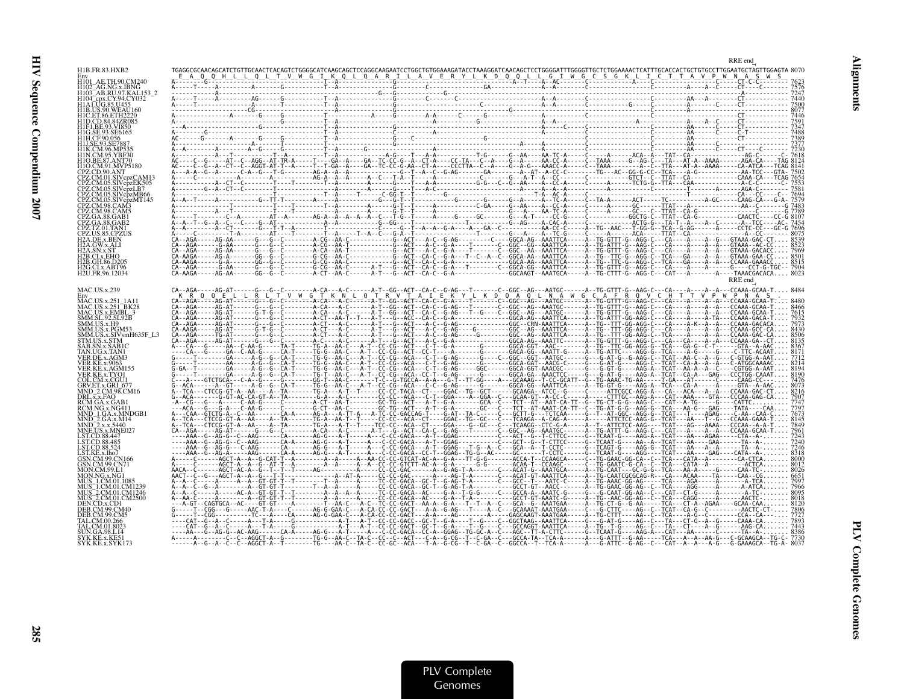```
                                                                                                                                                        RRE end
H1B.FR.83.HXB2            TGAGGCGCAACAGCATCTGTTGCAACTCACAGTCTGGGGCATCAAGCAGCTCCAGGCAAGAATCCTGGCTGTGGAAAGATACCTAAAGGATCAACAGCTCCTGGGGATTTGGGGTTGCTCTGGAAAACTCATTTGCACCACTGCTGTGCCTTGGAATGCTAGTTGGAGTA 8070
Env                        E  A  Q  Q  H  L  L  Q  L  T  V  W  G  I  K  Q  L  Q  A  R  I  L  A  V  E  R  Y  L  K  D  Q  Q  L  L  G  I  W  G  C  S  G  K  L  I  C  T  T  A  V  P  W  N  A  S  W  S
H101_AE.TH.90.CM240       7623
H102_AG.NG.x.IBNG         7576
H103_AB.RU.97.KAL153_2    7247
H104_cpx.CY.94.CY032      7440
H1A1.UG.85.U455           7500
H1B.US.90.WEAU160         8077
H1C.ET.86.ETH2220         7446
H1D.CD.84.84ZR085         7591
H1F1.BE.93.VI850          7347
H1G.SE.93.SE6165          7488
H1H.CF.90.056             7389
H1J.SE.93.SE7887          7377
H1K.CM.96.MP535           7230
H1N.CM.95.YBF30           7618
H1O.BE.87.ANT70           8124
H1O.CM.91.MVP5180         8141
CPZ.CD.90.ANT             7502
CPZ.CM.01.SIVcpzCAM13     7654
CPZ.CM.05.SIVcpzEK505     7553
CPZ.CM.05.SIVcpzLB7       7581
CPZ.CM.05.SIVcpzMB66      7694
CPZ.CM.05.SIVcpzMT145     7579
CPZ.CM.98.CAM3            7483
CPZ.CM.98.CAM5            7789
CPZ.GA.88.GAB1            8107
CPZ.GA.88.GAB2            7454
CPZ.TZ.01.TAN1            7696
CPZ.US.85.CPZUS           8075
H2A.DE.x.BEN              8539
H2A.GW.x.ALI              8523
H2A.SN.x.ST               7969
H2B.CI.x.EHO              8501
H2B.GH.86.D205            8515
H2G.CI.x.ABT96            7904
H2U.FR.96.12034           8023
                                                                                                                                                        RRE end
MAC.US.x.239              CA--AGA-----AG-AT------G---G--C--------A-CA---A-C------A-T--GG--ACT--CA-C--G-AG---T------C--GGC--AG---AATGC------A--TG-GTTT-G--AAG-C---CA---A----A--A---CCAAA-GCAA-T.... 8484
Env                        K  R  Q  Q  E  L  L  R  L  T  V  W  G  T  K  N  L  Q  T  R  V  T  A  I  E  K  Y  L  K  D  Q  A  Q  L  N  A  W  G  C  A  F  R  Q  V  C  H  T  T  V  P  W  P  N  A  S
MAC.US.x.251_1A11         8480
MAC.US.x.251_BK28         8466
MAC.US.x.EMBL_3           7615
SMM.SL.92.SL92B           7932
SMM.US.x.H9               7973
SMM.US.x.PGM53            8430
SMM.US.x.SIVsmH635F_L3    8506
STM.US.x.STM              8135
SAB.SN.x.SAB1C            8367
TAN.UG.x.TAN1             8171
VER.DE.x.AGM3             7712
VER.KE.x.9063             8214
VER.KE.x.AGM155           8194
VER.KE.x.TYO1             8190
COL.CM.x.CGU1             7476
GRV.ET.x.GRI_677          8073
MND_2.CM.98.CM16          8216
DRL.x.x.FAO               7907
RCM.GA.x.GAB1             7747
RCM.NG.x.NG411            7797
MND_1.GA.x.MNDGB1         7673
MND_2.GA.x.M14            8145
MND_2.x.x.5440            7849
MNE.US.x.MNE027           7961
LST.CD.88.447             7243
LST.CD.88.485             7240
LST.CD.88.524             7246
LST.KE.x.lho7             8318
GSN.CM.99.CN166           8000
GSN.CM.99.CN71            8012
MON.CM.99.L1              8026
MON.NG.x.NG1              6651
MUS_1.CM.01.1085          7997
MUS_1.CM.01.CM1239        7966
MUS_2.CM.01.CM1246        8095
MUS_2.CM.01.CM2500        8018
DEN.CD.x.CD1              8120
DEB.CM.99.CM40            7806
DEB.CM.99.CM5             7727
TAL.CM.00.266             7893
TAL.CM.01.8023            7443
SUN.GA.98.L14             8386
SYK.KE.x.KE51             7730
SYK.KE.x.SYK173           8037
```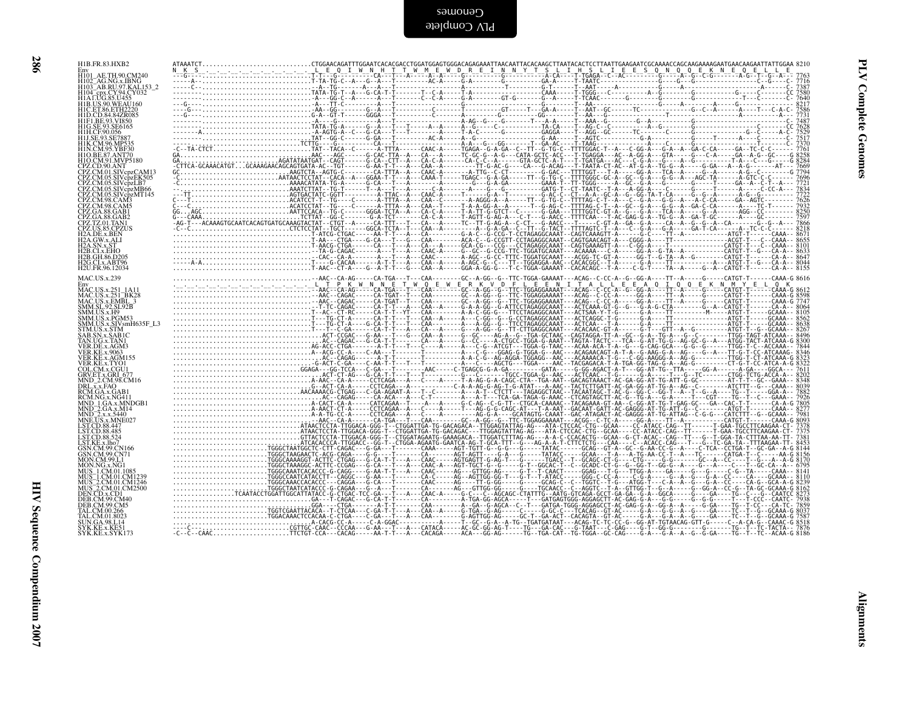```
H1B.FR.83.HXB2          ATAAATCT.............................CTGGAACAGATTTGGAATCACACGACCTGGATGGAGTGGGACAGAGAAATTAACAATTACACAAGCTTAATACACTCCTTAATTGAAGAATCGCAAAACCAGCAAGAAAAGAATGAACAAGAATTATTGGAA 8210
Env                     N  K  S  .  .  .  .  .  .  .  .  .  .  L  E  Q  I  W  N  H  T  T  W  M  E  W  D  R  E  I  N  N  Y  T  S  L  I  H  S  L  I  E  E  S  Q  N  Q  Q  E  K  N  E  Q  E  L  L  E
H101_AE.TH.90.CM240                                                                                                                                                                              7763
H102_AG.NG.x.IBNG                                                                                                                                                                                7716
H103_AB.RU.97.KAL153_2                                                                                                                                                                           7387
H104_cpx.CY.94.CY032                                                                                                                                                                             7580
H1A1.UG.85.U455                                                                                                                                                                                  7640
H1B.US.90.WEAU160                                                                                                                                                                                8217
H1C.ET.86.ETH2220                                                                                                                                                                                7586
H1D.CD.84.84ZR085                                                                                                                                                                                7731
H1F1.BE.93.VI850                                                                                                                                                                                 7487
H1G.SE.93.SE6165                                                                                                                                                                                 7628
H1H.CF.90.056                                                                                                                                                                                    7529
H1J.SE.93.SE7887                                                                                                                                                                                 7517
H1K.CM.96.MP535                                                                                                                                                                                  7370
H1N.CM.95.YBF30                                                                                                                                                                                  7761
H1O.BE.87.ANT70                                                                                                                                                                                  8258
H1O.CM.91.MVP5180                                                                                                                                                                                8284
CPZ.CD.90.ANT                                                                                                                                                                                    7669
CPZ.CM.01.SIVcpzCAM13                                                                                                                                                                            7794
CPZ.CM.05.SIVcpzEK505                                                                                                                                                                            7696
CPZ.CM.05.SIVcpzLB7                                                                                                                                                                              7721
CPZ.CM.05.SIVcpzMB66                                                                                                                                                                             7834
CPZ.CM.05.SIVcpzMT145                                                                                                                                                                            7722
CPZ.CM.98.CAM3                                                                                                                                                                                   7626
CPZ.CM.98.CAM5                                                                                                                                                                                   7932
CPZ.GA.88.GAB1                                                                                                                                                                                   8250
CPZ.GA.88.GAB2                                                                                                                                                                                   7597
CPZ.TZ.01.TAN1                                                                                                                                                                                   7866
CPZ.US.85.CPZUS                                                                                                                                                                                  8218
H2A.DE.x.BEN                                                                                                                                                                                     8671
H2A.GW.x.ALI                                                                                                                                                                                     8655
H2A.SN.x.ST                                                                                                                                                                                      8101
H2B.CI.x.EHO                                                                                                                                                                                     8633
H2B.GH.86.D205                                                                                                                                                                                   8647
H2G.CI.x.ABT96                                                                                                                                                                                   8044
H2U.FR.96.12034                                                                                                                                                                                  8155

MAC.US.x.239                                                                                                                                                                                     8616
Env                     L  T  P  K  W  N  N  E  T  W  Q  E  W  E  R  K  V  D  F  L  E  E  N  I  T  A  L  L  E  E  A  Q  I  Q  Q  E  K  N  M  Y  E  L  Q  K
MAC.US.x.251_1A11                                                                                                                                                                                8612
MAC.US.x.251_BK28                                                                                                                                                                                8598
MAC.US.x.EMBL_3                                                                                                                                                                                  7747
SMM.SL.92.SL92B                                                                                                                                                                                  8064
SMM.US.x.H9                                                                                                                                                                                      8105
SMM.US.x.PGM53                                                                                                                                                                                   8562
SMM.US.x.SIVsmH635F_L3                                                                                                                                                                           8638
STM.US.x.STM                                                                                                                                                                                     8267
SAB.SN.x.SAB1C                                                                                                                                                                                   8496
TAN.UG.x.TAN1                                                                                                                                                                                    8300
VER.DE.x.AGM3                                                                                                                                                                                    7844
VER.KE.x.9063                                                                                                                                                                                    8346
VER.KE.x.AGM155                                                                                                                                                                                  8323
VER.KE.x.TYO1                                                                                                                                                                                    8322
COL.CM.x.CGU1                                                                                                                                                                                    7611
GRV.ET.x.GRI_677                                                                                                                                                                                 8202
MND_2.CM.98.CM16                                                                                                                                                                                 8348
DRL.x.x.FAO                                                                                                                                                                                      8039
RCM.GA.x.GAB1                                                                                                                                                                                    7882
RCM.NG.x.NG411                                                                                                                                                                                   7926
MND_1.GA.x.MNDGB1                                                                                                                                                                                7805
MND_2.GA.x.M14                                                                                                                                                                                   8277
MND_2.x.x.5440                                                                                                                                                                                   7981
MNE.US.x.MNE027                                                                                                                                                                                  8093
LST.CD.88.447                                                                                                                                                                                    7378
LST.CD.88.485                                                                                                                                                                                    7375
LST.CD.88.524                                                                                                                                                                                    7381
LST.KE.x.lho7                                                                                                                                                                                    8453
GSN.CM.99.CN166                                                                                                                                                                                  8144
GSN.CM.99.CN71                                                                                                                                                                                   8156
MON.CM.99.L1                                                                                                                                                                                     8170
MON.NG.x.NG1                                                                                                                                                                                     6795
MUS_1.CM.01.1085                                                                                                                                                                                 8141
MUS_1.CM.01.CM1239                                                                                                                                                                               8110
MUS_2.CM.01.CM1246                                                                                                                                                                               8239
MUS_2.CM.01.CM2500                                                                                                                                                                               8162
DEN.CD.x.CD1                                                                                                                                                                                     8273
DEB.CM.99.CM40                                                                                                                                                                                   7938
DEB.CM.99.CM5                                                                                                                                                                                    7859
TAL.CM.00.266                                                                                                                                                                                    8037
TAL.CM.01.8023                                                                                                                                                                                   7587
SUN.GA.98.L14                                                                                                                                                                                    8518
SYK.KE.x.KE51                                                                                                                                                                                    7876
SYK.KE.x.SYK173                                                                                                                                                                                  8186
```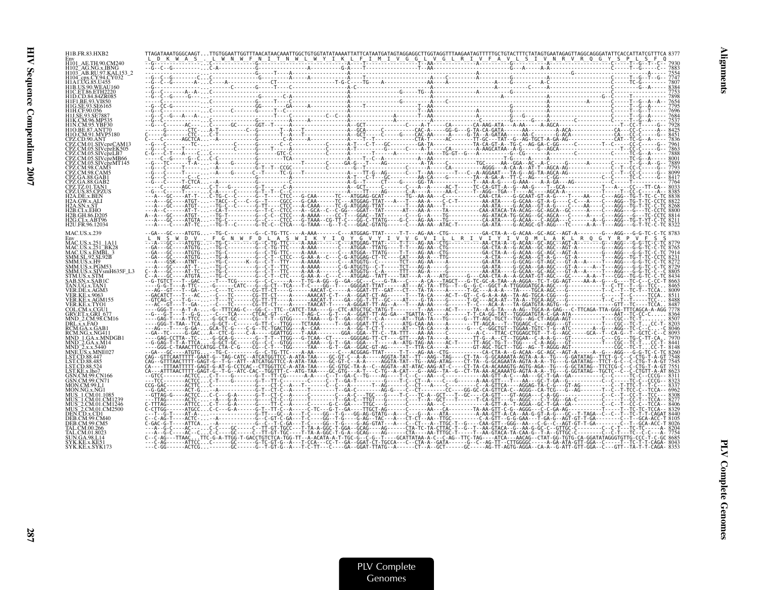```
H1B.FR.83.HXB2          TTAGATAAATGGGCAAGT...TTGTGGAATTGGTTTAACATAACAAATTGGCTGTGGTATATAAAATTATTCATAATGATAGTAGGAGGCTTGGTAGGTTTAAGAATAGTTTTTGCTGTACTTTCTATAGTGAATAGAGTTAGGCAGGGATATTCACCATTATCGTTTCA 8377
Env                      L  D  K  W  A  S  .  L  W  N  W  F  N  I  T  N  W  L  W  Y  I  K  L  F  I  M  I  V  G  G  L  V  G  L  R  I  V  F  A  V  L  S  I  V  N  R  V  R  Q  G  Y  S  P  L  S  F  Q
H101_AE.TH.90.CM240     --G-----------------...C------------G-----------------------A----T--------------T-AA---------------A-----------------G--------A------------------------------C-----T--G--T--C-- 7930
H102_AG.NG.x.IBNG       --G--C--G-----------...C-A-----------------------------------G-A---T-------------T-AA-------------------------------G--A------A-A---------------------------C-----T--G---C--- 7883
H103_AB.RU.97.KAL153_2  --------------------...-------------------------------------------------------------------------------A-------------------------------G------------------------A---- 7554
H104_cpx.CY.94.CY032    --G--C--G--------C--...-C-------------G-------------A-------A---T--------------A-----C-----------A----C-------G--A------------------------------------C-----T--G--T--G-- 7747
H1A1.UG.85.U455         --G--C--G--------A--...C----A-------------CT-----------------T-G-C-----TG------A-------------AA---A------------A-----G-----------A-C--------------------TC-G---------- 7807
H1B.US.90.WEAU160       --G-----------------...-------------C--------G-----T-----C--------------A-C----------------------------------A--------C-----A-----------------------------------G--A---- 8384
H1C.ET.86.ETH2220       --G--C--------A--A--...C------------------------------------A-C-------------G---TG--A----------------A-----------------A---------------------------------------------- 7753
H1D.CD.84.84ZR085       --G--C--G-----G-----...------------------G------C-A-------------------------------------------------------A---------------------------------G--C-----T------------- 7898
H1F1.BE.93.VI850        --G--C--------------...C-----------------G-----T--C--------------------------G----------------------------------------A----------A--------C-----T--G--A--A- 7654
H1G.SE.93.SE6165        --G--CC-G-----------...C-------------GG--------GA------A-------------T----------------------------------A---------A---------------------------C-----T--G---C--- 7795
H1H.CF.90.056           --G--C--------------...C------------G------T--C---------------------------T-AA-------------A-------------------A-------------------------------C-----T--G--A---- 7696
H1J.SE.93.SE7887        --G--C--G---A---A---...-------------------------T-----C---------C--C--A-----------------A-----T--------A-------------------------------------C-----T--G--A---- 7684
H1K.CM.96.MP535         --G--C--------------...-------------C--------G--------C------------------------T-AA-----------------C-----G-----G----------------------------C-----T--G--A---- 7537
H1N.CM.95.YBF30         --G---C-------AC----...C------GC------GGT--T-----A-------------------A--GCT------------C-----A-T------CA-------CA-AAG-ATA---A-AA------A-AGCA---------------------T--CC-T-----G-- 7928
H1O.BE.87.ANT70         ------G-------CTC---...A-T-----------C--G--------T---A---T-------------A--GCA-------C-------CAC-A-----GG-G---G-TA-CA-GATA-------AA---------A-ACA-----------------CA---CC-C-----A- 8425
H1O.CM.91.MVP5180       C----C--------CTC---...C-T-----------------------T---A---T-------------A--GCT-------C-------CAC-AA---A-----G-TA--A-GATAA-------AA---------G-ACA-----------------CA---CC-C-----G- 8451
CPZ.CD.90.ANT           C----C--------AGCTCA...-A--------------------C-A--------A-------------T--T----------CTA-T-------AC-------TT-GC---TAT--G--AG-TGCT-A-GA-AG---------------------CAT--TC-G--A---- 7836
CPZ.CM.01.SIVcpzCAM13   --G---C-------TC----...-------------C---------C--C-----------C------A-T---C-T---GC-------GA-TA-----------TA-CA-GT-A--TG-C--AG-GA-C-GG-----C-------T--C-----CC-C-----G-- 7961
CPZ.CM.05.SIVcpzEK505   --G---C----T--------...------------C---------G--------C-------C------A-T--------G-------C--------A------A-AAGCATAA--A-G-----G--AGCA--------------------CC-C-----G-- 7863
CPZ.CM.05.SIVcpzLB7     C-G---C--T---A----C.--C--------------GTC-C-----------C--------A---------T-----A----------AA--TG-GT--G---A---------G--CG-------A---------------------C-----TC-G--A---- 7888
CPZ.CM.05.SIVcpzMB66    ----C--G------G--C..C-C-----------------TCA------------------A---T--C--A-------------A---AA---------------T-G-------A-----------------------------------TC-G--A---- 8001
CPZ.CM.05.SIVcpzMT145   --G---TC------T-A---...-A--------G------------T------C------GA-G--T----AG--------A-TA-----------TGC------AA--GGA--AC--A--GC-----G----------A-------C-----TC-G--A--G-- 7889
CPZ.CM.98.CAM3          --G---C----T--------...-A-------------G-T--T--CCGC-------------C-------G--T-----------C------A------CA----------AGGG---A-CA-A--AT-T--AGCA-AG---------------C--T--CC-C-----G-- 7793
CPZ.CM.98.CAM5          --G---C----T--------...-A-----G----C--T------TC-G---T-----------------TT-G--AG-----C---T--AA-------T-----C--A-AGGAAT---TA-G--AG-TA-AGCA-AG------------------C--T--CC-C-----G-- 8099
CPZ.GA.88.GAB1          --G---C-------------...C-A--------------------------------------A-T---C-T---GC------AA-CA----G-------TA--A-GA-A---TT-C--AG---C-GG------------------------C---TC-C-----G-- 8417
CPZ.GA.88.GAB2          --G---C----T-CTCA---...-A-------------------C----------------A-G--T-----CT----G-----GG-TA-----------T--AA-A-G----G-AAA-----A-A-GA---AG-------------C------T-------------- 7764
CPZ.TZ.01.TAN1          ----C---------AGC---...C-T----G-------G-T-------C-A------------A--GCT------C-----A--A-----AC-T----TC-CA-GTT-A--G--AA-G----T--GCA---------------T---A----CC---TT-CA-- 8033
CPZ.US.85.CPZUS         --G---C----T--------...C-------------G--T--C-C-----------------A-----T-------AG-----C-----C----C-T--AGG--TGA--T--A----A-C--A-AGCA-A------------------C-A----C--A---A-- 8385
H2A.DE.x.BEN            ---A---GC----AT-T---.C-TG-C--C-------G--T---CTCC---G-CAA-------TC---ATGGAG-GCAT--------TG--AA-AA---C----------CAA-CTA-----G-GCAAT-GT-A-G-----T----AA-----C----AGG--TG-T-TC-CC-TC 8838
H2A.GW.x.ALI            ---A---GC----ATGT---.--TACC--C---C--G--T----CGCC---G-CAA------TC---ATGGAG-TTAT----A---T---AA-A----C-C-T---------AA-ATA-----G-GCAA--GT-A-G------C-C---A-----C----AGG--TG-T-TC-CCTC 8822
H2A.SN.x.ST             ---A---GC----ATGT---.--TG-C--C-------G-TT---CTCC---A-CAA------TC-G-ATGGAG-TTAT-----------AA-AA---T-----------CA-ATA-----G-ACAA--GT-A-G-----------A----C----AGG--TG-T-TC-CCTC 8268
H2B.CI.x.EHO            ---A--C-------AT-T--.-CA-T-----------G--T-C--CTCC---A--GCA--C--G-GG---GGAT--TAT------AT---AA-AA-A----TA---------CAA-ATACA-TA-ACAG--GC-AGCA--GC-----A-----C----AGG---G---TC-CCTC 8800
H2B.GH.86.D205          A--A---GC----ATGT---.--TG-T----------G--C-C--CTCC---A-AAAA-----CC-T---GGAC--TAT--------C---G--A----TG---------AG-ATACA-TG-GCAG--GC-AGCA---C-----A-----C----AGG---G---TC-CCTC 8814
H2G.CI.x.ABT96          ---A---GC----ATGT---.--TG-C--C-------G-TC-C-CTCC---G-TAAA--CG-TT-C--GG-C-TTATG------G-C---AG-AA--T----TA---------CA-ATA-----G-ACAA--C-AGGA-----C---A-----C----AGG--TG-T-TT-C-TC 8211
H2U.FR.96.12034         ---A---GC----AT-TC--.--TG-T--C-------G-TC-C--CTCA---G-TAAA---G--T-C---GGAC-GTATG-------AA-AA-AA---ATAC-T---------GA-ATA-----G-ACAGC-GT-AGG---TC-----A-A--T----AGG---G--T-TC-CCTC 8322

MAC.US.x.239            --GA---GC----ATGTG--.--TG-C----------G--C-TG-TTC----A-AAA------C---ATGGAG-TTAT------T-T---AG-AA--CTG----------GA-CTA-A--G-ACAA--GC-AGC--AGT-A-------G---AGG--G-G-TC-C-TC 8783
Env                      L  N  S  W  D  V  .  F  G  N  W  F  D  L  A  S  W  I  K  Y  I  Q  Y  G  V  Y  I  V  V  G  V  I  L  L  R  I  V  I  Y  I  V  Q  M  L  A  K  L  R  Q  G  Y  R  P  V  F  S  S
MAC.US.x.251_1A11       --A---GC-----ATGTG--.--TG-C----------G--C-TG-TTC----A-AAA------C---ATGGAG-TTAT------T-T---AG-AA--CTG----------AA-CTA-A--G-ACAA--GC-AGC--AGT-A-------G---AGG--G-G-TC-C-TC 8779
MAC.US.x.251_BK28       --GA---GC-----ATGTG-.--TG-C----------G--C-TG-TTC----A-AAA------C---ATGGA--TTATG------T-T---AG-AA--CTG----------GA-CTA-A--G-ACAA--GC-AGC--AGT-A-------G---AGG--G-G-TC-C-TC 8765
MAC.US.x.EMBL_3         --GA---GC-----ATGTG-.--TG-C----------G--C-TG-TTC----A-AAA------C---ATGGA--TTATG------T-T---AG-AA--CTG----------GA-CTA-A--G-ACAA--GC-AGC--AGT-A-------G---AGG--G-G-TC-C-TC 7914
SMM.SL.92.SL92B         --GA---GC-----ATGTG-.--TG-A----------G--C-T-CTCC----G-AA-A--C---C-G-ATGGAG-CT-TC----CAT---AA-A---TTG-----------A-CTA------G-ACAA--GT-A-G---GT-A-------T---AGG--TG-T-TC-CCTC 8231
SMM.US.x.H9             --A---GSK----ATNT---.--YG-C------K--G--C-T-TTY----A-AAAA------C---ATGGTG--C---C----TCT---AG-AA----A-----------CA-ATA-----G-GCAG--GT-AGC---GT-A--A-------T---AGG--G-G-TC-C-TC 7772
SMM.US.x.PGM53          ---A---GC-----AT-T--.--TG-C----------G--C-T-TTC----A-AAAA------C-G-ATGGTG--C-T-----TCT---AG-AA----G-----------GA-ATA-----G-GCAA--GA-AGC---GT-A----A--T---AGG--G-G-TC-C-TC 8729
SMM.US.x.SIVsmH635F_L3  C--A---GC-----AT-TC-.--TG-C----------G--C-T-TTC----A-AA-A------C---ATGGTG--C-A-----TTT---AG-A----G-----------GA-ATA-----G-GCAA--GC-AGC---GT-A--A--T---AGG--G-G-TC-C-TC 8805
STM.US.x.STM            C--A---GC-----ATGTA-.--TG-C----------G-AA-A--C-TTC----G-AA-A------C---ATGGAG-TATT------TAT---A---A---ATG------G---CAA-CTA-A--A-GCAAT-GT-AGC---GC------A--T---CGG--TG-G-TC-C-TC 8434
SAB.SN.x.SAB1C          --G-TGTCT---T--GAC..--T---TCG-------G--C-C-----A---T-TG-A-GG--G--GA-GC---C---G-TA----C----A-CA---TAGCT---G-TC-GC-A-TAA--A-AGGA--TC-T-GG-AGT-----AA-A--G---G----TC-C--C-CC-T 8663
TAN.UG.x.TAN1           ---AG-G---A-TTC-----.--G------CATC---G--G-CT--TCA---T-C----GG--T----GGGGAT-TTAT-----AT---AC-TA--TTG--T--G--G-C--GGCT-A-TTGGGGATGCA-AGC-----G-----------T-C-TT--T--G--TCC-- 8465
VER.DE.x.AGM3           --AG--GT----T--GA---.--C---TC------CG-TT-CT-----G------AACAT-C-----A---GGAT-TT-GAT-----CT---TA-TA---A-----T-GC----A-A-A-----TACA-AGC-----G-----------C-C--T-T--TC-T--TCCA-- 8009
VER.KE.x.9063           --GACATCT---T--AC---.--C---TC------CG-TT-CT-----A------AAACAT-C-T---A---GGAT-GT-AAG-----T---TA-CA-----AC-T--GT--C-G-A-A-AA--TA-AG-TGCA-CGG---G-----------C----T--C---TCCA-- 8511
VER.KE.x.AGM155         --GTCAG-C---T-G-----.--T---TC------CG-TT-TT-----A------AACAT-T------GA--GG-T-TT--GC-----AT---G-TA---G------T-GC----ACA-AT--TA-A--TGCA-AGC---G-----------C-----T--C---TCCA-- 8488
VER.KE.x.TYO1           --AC--GT----T-GA----.--C---TC------CG-TT-CT-----A------TAACAT-T-----A-GGGAT-TT-AG--A---T---AA-AA-----G----T--C-C-ACA-A---TA-GGATGTA-AGTG--G-----------GTT-TC-C--TCCA-- 8487
COL.CM.x.CGU1           ---GGG-T---A-T-A----.-G--TTTCAG-C---GG-C--TTC--CATCT-TAA---G--CTC-ATGCTGC-TATG-T---------T--AA-----AC-T-------TA--A-G-TA---A-AG--TGCA-A-GAG---C-TTCAGA-TTA-GGG-TTTCAGCA-A-AGG 7778
GRV.ET.x.GRI_677        --G---G-T---T--G-G--.--C---TCA-----CTCAC-GT--C----T-AG-C---G-T---A---GGAT-TT-AG-GA---TGATTA-TC-----A-----T-T-CA-GG-TAT--TGGGGATGTA-C-GA-ATA-------------AAT-CGC--TC-C-C---- 8364
MND_2.CM.98.CM16        ----GAG-T---A-TTCC--.--G-GCT-GC------CG--T-T--GTGG-----TAAA---G-T--GA--GGTT--C-A-----AT---TGA-TA--TG-----G--TT-AGC-TGCT---TGG--AG-CT-AGGA-AGT--------------T----CGC--TC-T------ 8507
DRL.x.x.FAO             ----GGG-T-TAA--TCA--.--G-GCT--C------G-TT-C--TTGG---TCTAAA-----T--GA--GGAT-GT-T-------ATG-CAA-AA-----A-------TT-AGCA---T--TGGAGC-C---AGG---GT-----------T----CGC--TC-T--.CC-T- 8203
RCM.GA.x.GAB1           --AG---T-----G-GA---.GCA-TC-G-----C-G--TC-TGACTGG---A--CAA---------A--GG-T-CT-T------AT---TA-CA----A-----G--C--GGCTGT---TGGAA-TGTC-T-G--ATC------A--G---AGG--TC-C-C.--C 8046
RCM.NG.x.NG411          -GA--TC----G-GAC----.A--CTC-G------C-A----GGATTGG---T-AAA------GGA--GGA--TT-C--TA-TTT---AA-AA-----A-------A-C---TTAC-CTGGAGCTGT--T-G--AGC------GCA--T--CA-G---T--GCTC-C--C 8093
MND_1.GA.x.MNDGB1       ----GAG-CCTTA--TC---.--G-GCA-G------G--T-T--TTGG---G-TCAA--CT------GGGGAG-TT-CT-----GTT---AA-TA----A-------TT-G---A--CT--TGGAA--C-A-A-G---GT------------C----CG---TG-C-TT-CA.- 7970
MND_2.GA.x.M14          ---G-GAG-T-T-A-TTCA-.--G-GCT-GC------CG--C-C--GTGG-----CAAA---G-T--GA--GGA---T--A-----A--ATG-TAG-AA-----AC-T-----TT-AGC-TG-T--TGG----C-A-AGG---GT------------T----CGC--TC-T---.CC-T- 8441
MND_2.x.x.5440          ----GGG-C-TAAACTTCATGG-CTA-C-G------CG--C-T----TGG------TAA---G-T--GA--GGAC-GT-AG------TT---TA-CA----A-------GT-AGC-TGCT---TGG--AG--T-AGGG-AGT--------------T----CGC--TC-T---.CC-T- 8148
MNE.US.x.MNE027         --GA---GC-----ATGTG-.--TG-C----------G--C-TG-TTC----A-AA-------C---ACGGAG-TTAT------T-T---AG-AA--CTG----------CA-CTA-A--G-ACAA--GC-AGC--AGT-A--A-G---AGG--G-G-TC-C-TC 8260
LST.CD.88.447           CAG--GTTCAATTTTT-GAAT-G--TAG-CATC--ATCATGGTTCC-A-ATA-TAA-----GC-GT-C--A-A-----AGGTA-TAT--TT--AAG-TAG-----CT-TA--G-GCAAAATA-AGTA-A-A--TG---G-GATATAG--TTCT-G-C--C-CTG-T-A-GT 7548
LST.CD.88.485           CAG--GTTTAACTTTT-GAGT-G--T-G--ATT--ATCATGGTTCC-A-ATA-TAA-----GC-GT-C--A-A-----AGGTA-TAT--TG--AAG-ATAG----CT-TA--G-GCAAATA-AGTA-A-A--TG---G-GATATAG--TTCT-G-C--C-CTG-T-A-GT 7545
LST.CD.88.524           CA----TTTAATTTTT-GAGT-G-AT-G-CCTCAC--CTTGGTTCC-A-ATA-TAA-----GC-GTGC-TA-A--C--AGGTA--AT-ATAC-AAG-AT-C----CT-TA-CA-ACAAAGTG-AGTG-AGA--TG---G-GCTATAG--TTCTCG-C--C-CTG-T-A-GT 7551
LST.KE.x.lho7           CA----ATTTAACTTTT-GAGT-G--T-G--ATC-CAC--TGGTTT-C-ATG-TAA-----GC-GTG---A-T---C-TG--A-CAT---G--AAG--TA--G--CT-TA-AA-ACAAAATG-AGTA-A-A--TG---G-GGTATAG--TGCTC--C--C-CTGTT-A-AT 8623
GSN.CM.99.CN166         --GTCC------ACTCC---.C-T----G------G-T--TT-CG------A-A----C--T--GA-C-TG-----AG-----T-C---C---AA---C---------AA-GTT-A-C-----AA---GC-T-GA--GA-----------C--C-----TC-C--CCCG-- 8311
GSN.CM.99.CN71          ---TCC-------ACTCC--.C-T----G------G-T--TT--C---------C-----C--T--GA-T-------G----T-C--CT--A----C---G-------A-AA-GTT---T---AA---GC-T-GA--G-----------C-----C--TC-C--CCCG-- 8323
MON.CM.99.L1            CCG-GAC-------ACTTC-.C-------------G----CT-C--A---T-------C---C--A-------T--AG------C-CT---A----C---------C--A-GTTCA-----AGGAG-TA-C-G---GT-AG----------T--C-TT-TC-T--TC-C-- 8337
MON.NG.x.NG1            --G-GAC------ACT-G--.--A-----------G-T--CT-C--A---T-------T--T-GA-C-------AG-G----C--CT------CC----GG-GC-CA-GTTCA-C--AGGG--CA-TCG---G--AG-------T--C--T-TC-TCC-C--TCCA-- 6962
MUS_1.CM.01.1085        --GTTAG-G----ACTCC--.C-C----G-A----G-T--CT-C--A---T----------C-----C--A-C--TGC----G-----T-C--TC-A--GCT---T--GC----CA-GTT---GT-AGGA---C-A-GG-------------C--C--T-CC-T--TCC-- 8308
MUS_1.CM.01.CM1239      --TTAG-------ACTC---.--A----G-A----G-----CT-C--G------T---------T--GA-C--TTGT----G-----C---T--A--GCT----T-----TA-GTT---G--AGGC---C-T-GG--GA-C-------------C--T--CC-T--TCCA-- 8277
MUS_2.CM.01.CM1246      C-TTTAG------ATTCC--.C-T----G-A----G-----TT-C--A--------C-----G-C--GA---TTGC----G-------AA---C-------------A-GTT-A--T-AGGA--GC-T-GA--GA----------C--C--T--CC-C--TCCA-- 8406
MUS_2.CM.01.CM2500      C-CTTGG------ATGCC--.C-C----G-A----G-T---TT-C--A---C-TC---G--T--GA---TTGCT-AG------C------AA----CA--------TA-AA-GTT-C-G--AGGG---C-C-GA-AG-----------T-----T--TC-TC-TCCA-- 8329
DEN.CD.x.CD1            --T--G-T----AT-A----.------------G-TT---GC--A---T-C----GG--T-G---GG-AG-GTATG---A---C---G--A---ATA---------A-AA-GTT-A-CA--AA-G-GT-A-G---GC--T-TAGA--C--C--T--TC-T-T-CAGAT 8440
DEB.CM.99.CM40          C--C-AG-T----ACTC---.-------------G--C-GT-C-GA---T-C------GG--T-G----G-AG--TAC---A---CT-CT--AA--TTGC---------C-A-GTT---G-G-GAA---T-GA-G---AGT-GT-T-GA---------C--T-T--GCA-ACC-T 8105
DEB.CM.99.CM5           C-GAC-G-T----ATTCA--.-A-----------G--C--T-C-GA---T-C-----GG--T-G----G-AG-GTAT---A---C--T--A---TTGC-T--G----CAA-GTT---GGG--AA---C-G--C--AGT-GT-T-GA---------C--T--GCA-ACC-T 8026
TAL.CM.00.266           ---A--G-C----AC-----.C-C-----GC----C-TT-GT-TGCC---T-TA-A-GGC-T-GGA--GCAG----AG-----CTA-TC-TA-CTTAC-T--G--T--AA-GTACA--G--AA-G-GC-C--GTTGC-C----------C-T--TC-TC-----A-- 8204
TAL.CM.01.8023          ---A--G-C----AC-C---.C-C-----GC----C-TT-GT-TGC---T-TA-A-GGC-T-G-A--GCAG----AG-----CTA----AA-TTTGC-T----T--AA-GTACA-TA-CAA-G--T-A--GTTGC-C----------C-T--TC--C-C---A-- 7754
SUN.GA.98.L14           C--C-AG---TTAAC...TTC-G-A-TTGG-T-GACCTGTCTCA-TGG-TT--A-ACATA-A-T-TGC-G--C-G--T----GCATTATAA-A-C--C-AG--TTC-TAG----ATCA---AACAG--CTAT-GG-TGTG-CA-GGATATAGGGTGTTG-CCC-T-C-GC 8685
SYK.KE.x.KE51           ---C-AG------ATTCC..C-------GC-----G-TC-GT-G--A---T-CCA---CC-T--GA--GGAT-CT-TGCCA---C--CTA-A--GATA------G--C--AG-TT--CTTGGGGC-----A-GA-ATA-GTT-GGA--C-----T--TC-T-T-CAGA- 8043
SYK.KE.x.SYK173         ---C-GG------ACTCG..-------GC-----G-T-GT-G--A---T-C-TT---C---GA--GGAT-TTATG---A-----CT--A---GCT-----GC----AG-TT-AGTG-AGGA--CA-A--G-ATT-GTT-GGA--C----GTT--TA-T-T-CAGA- 8353
```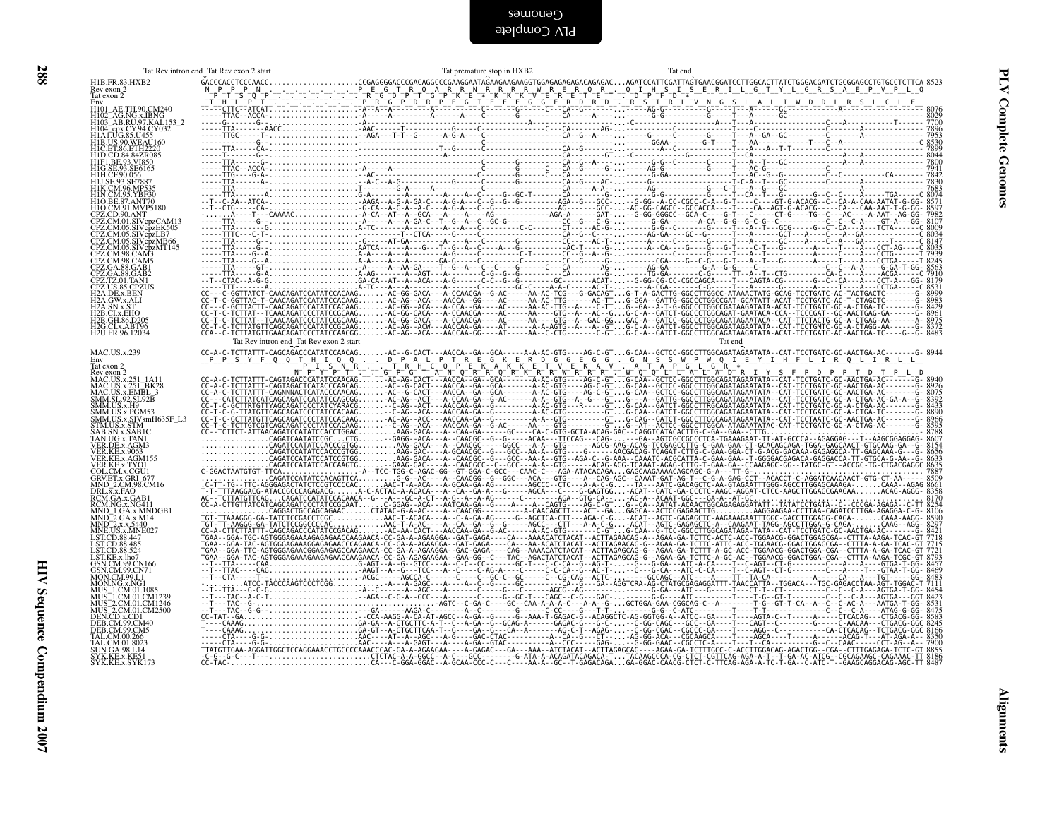# PLV Complete Genomes

```
Tat Rev intron end  Tat Rev exon 2 start          Tat premature stop in HXB2                          Tat end

H1B.FR.83.HXB2            GACCCACCTCCCAACC....................CCGAGGGGACCCGACAGGCCCGAAGGAATAGAAGAAGGTGGAGAGAGAGACAGAGAC...AGATCCATTCGATTAGTGAACGGATCCTTGGCACTTATCTGGGACGATCTGCGGAGCCTGTGCCTCTTCA 8523
Rev exon 2
Tat exon 2
Env
H101_AE.TH.90.CM240        8076
H102_AG.NG.x.IBNG          8029
H103_AB.RU.97.KAL153_2     7700
H104_cpx.CY.94.CY032       7896
H1A1.UG.85.U455            7953
H1B.US.90.WEAU160          8530
H1C.ET.86.ETH2220          7899
H1D.CD.84.84ZR085          8044
H1F1.BE.93.VI850           7800
H1G.SE.93.SE6165           7941
H1H.CF.90.056              7842
H1J.SE.93.SE7887           7830
H1K.CM.96.MP535            7683
H1N.CM.95.YBF30            8074
H1O.BE.87.ANT70            8571
H1O.CM.91.MVP5180          8597
CPZ.CD.90.ANT              7982
CPZ.CM.01.SIVcpzCAM13      8107
CPZ.CM.05.SIVcpzEK505      8009
CPZ.CM.05.SIVcpzLB7        8034
CPZ.CM.05.SIVcpzMB66       8147
CPZ.CM.05.SIVcpzMT145      8035
CPZ.CM.98.CAM3             7939
CPZ.CM.98.CAM5             8245
CPZ.GA.88.GAB1             8563
CPZ.GA.88.GAB2             7910
CPZ.TZ.01.TAN1             8179
CPZ.US.85.CPZUS            8531
H2A.DE.x.BEN               8999
H2A.GW.x.ALI               8983
H2A.SN.x.ST                8429
H2B.CI.x.EHO               8961
H2B.GH.86.D205             8975
H2G.CI.x.ABT96             8372
H2U.FR.96.12034            8483

                          Tat Rev intron end  Tat Rev exon 2 start                                                 Tat end

MAC.US.x.239              CC-A-C-TCTTATTT-CAGCAGACCCATATCCAACAG......-AC--G-CACT---AACCA--GA--GCA-----A-A-AC-GTG----AG-C-GT...G-CAA--GCTCC-GGCCTTGGCAGATAGAATATA--CAT-TCCTGATC-GC-AACTGA-AC-------G- 8944
Env
Tat exon 2
Rev exon 2
MAC.US.x.251_1A11          8940
MAC.US.x.251_BK28          8926
MAC.US.x.EMBL_3            8075
SMM.SL.92.SL92B            8392
SMM.US.x.H9                8433
SMM.US.x.PGM53             8890
SMM.US.x.SIVsmH635F_L3     8966
STM.US.x.STM               8595
SAB.SN.x.SAB1C             8788
TAN.UG.x.TAN1              8607
VER.DE.x.AGM3              8154
VER.KE.x.9063              8656
VER.KE.x.AGM155            8633
VER.KE.x.TYO1              8635
COL.CM.x.CGU1              7887
GRV.ET.x.GRI_677           8509
MND_2.CM.98.CM16           8661
DRL.x.x.FAO                8358
RCM.GA.x.GAB1              8170
RCM.NG.x.NG411             8254
MND_1.GA.x.MNDGB1          8106
MND_2.GA.x.M14             8590
MND_2.x.x.5440             8297
MNE.US.x.MNE027            8421
LST.CD.88.447              7718
LST.CD.88.485              7715
LST.CD.88.524              7721
LST.KE.x.lho7              8793
GSN.CM.99.CN166            8457
GSN.CM.99.CN71             8469
MON.CM.99.L1               8483
MON.NG.x.NG1               7111
MUS_1.CM.01.1085           8454
MUS_1.CM.01.CM1239         8423
MUS_2.CM.01.CM1246         8531
MUS_2.CM.01.CM2500         8475
DEN.CD.x.CD1               8583
DEB.CM.99.CM40             8245
DEB.CM.99.CM5              8166
TAL.CM.00.266              8350
TAL.CM.01.8023             7900
SUN.GA.98.L14              8855
SYK.KE.x.KE51              8186
SYK.KE.x.SYK173            8487
```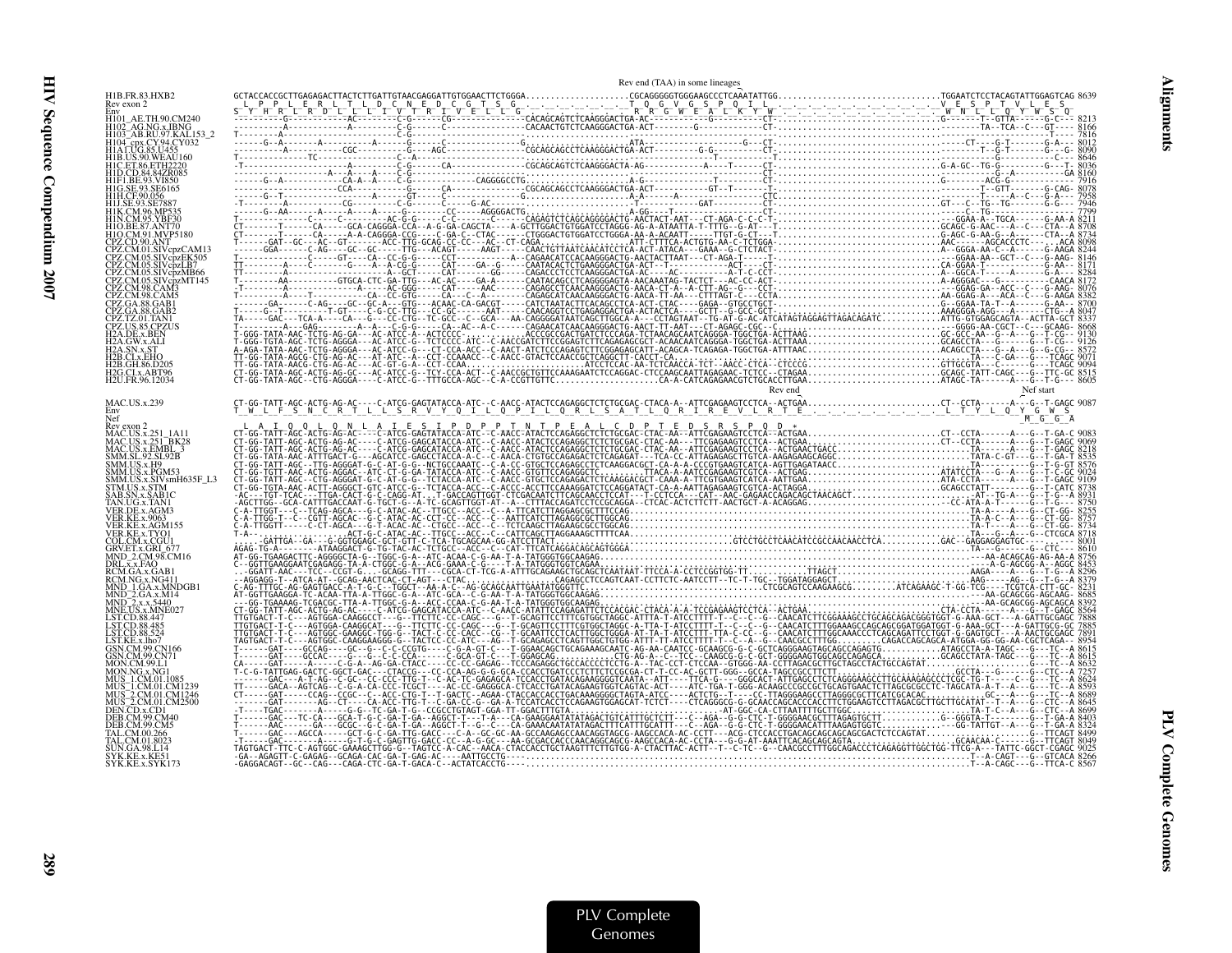```
                                                                Rev end (TAA) in some lineages
H1B.FR.83.HXB2          GCTACCACCGCTTGAGAGACTTACTCTTGATTGTAACGAGGATTGTGGAACTTCTGGGA....................CGCAGGGGGTGGGAAGCCCTCAAATATTGG...............................TGGAATCTCCTACAGTATTGGAGTCAG 8639
Rev exon 2               L  P  P  L  E  R  L  T  L  D  C  N  E  D  C  G  T  S  G  _  _  _  _  _  _  _  T  Q  G  V  G  S  P  Q  I  L  _  _  _  _  _  _  _  _  _  _  V  E  S  P  T  V  L  E  S
Env                     S  Y  H  R  L  R  D  L  L  L  I  V  T  R  I  V  E  L  L  G  _  _  _  _  _  _  R  R  G  W  E  A  L  K  Y  W  _  _  _  _  _  _  _  _  _  _  W  N  L  L  Q  Y  W  S  Q
H101_AE.TH.90.CM240     ----------G---------AC-------C-G------CG------------CACAGCAGTCTCAAGGGACTGA-AC-----------G--T---...CT-...........................G------T--GTTA------G-C--- 8213
H102_AG.NG.x.IBNG       ----------A-------------------C-G------C-------------CACAACTGTCTCAAGGGACTGA-ACT--------G-----------CT-..............................TA--TCA--C---GT---- 8166
H103_AB.RU.97.KAL153_2  T---------A-------------------C-G--------------------------------------------------------CT-.................................................. 7816
H104_cpx.CY.94.CY032    -------G--A------A--------A-----G----------------G-----------------ATA--------------G---CT-...........................------CT---G-T-------G-A--- 8012
H1A1.UG.85.U455         ----------A-----------CGC-------G--A---AGC----------CGCAGCAGCCTCAAGGGACTGA-ACT--------G-G---------CT-..............................T--G-T-------G--G- 8090
H1B.US.90.WEAU160       T-------------TC---------------C--A-----------------------------------------------------T--------.................................... 8646
H1C.ET.86.ETH2220       -T----------------------------C-G------CA-----------CGCAGCAGTCTCAAGGGACTA-AG------------A----T-----CT-...........................G-A-GC--TG-G-------G---T- 8036
H1D.CD.84.84ZR085       ------------------A---A--A----C------------------------------------------------------------CT-..........................................GA 8160
H1F1.BE.93.VI850        -----G--A-----------CA-A--A---C-G------------CAGGGGCCTG-----------------A-G-----------------CT-.......................G----------ACG-G--------- 7916
H1G.SE.93.SE6165        ----------------CCA-----------G-G------CA-----------CGCAGCAGCCTCAAGGGACTGA-ACT--------GT--T------T-..............................T--GTT------G-CAG- 8078
H1H.CF.90.056           -----G--T-----------------A---GT-----C--------------G--------------------A-A------A---------CTC.................................T--T---A--C---G-A--- 7958
H1J.SE.93.SE7887        -T--------A-------CG----------C-G----C-----G-AC--------------------------T----------GAT----------CT-............................GT---C--TG------G-C--- 7946
H1K.CM.96.MP535         -----G--AA------A----A--A-----G---------CC-----AGGGGACTG-----------------A-GG---T------------CT-...................................C--TG--------------- 7799
H1N.CM.95.YBF30         T------------C-----C------AC-G-G------C-------C------CAGAGTCTCAGCAGGGGACTG-AACTACT-AAT---CT-AGA-C-C-C-T..................GGAA-A---TGCA------G-AA-A 8211
H1O.BE.87.ANT70         CT-------T-----CA------GCA-CAGGGA-CCA--A-G-GA-CAGCTA-----A-GCTTTGGACTGTGGATCCTAGGG-AG-A-ATAATTA-T-TTTG--G-AT---T..............GCAGC-G-AAC---A--C---CTA--A 8708
H1O.CM.91.MVP5180       CT-------T-----CA------A-A-CAGGGA-CCG----C-GA-C--CTAC------CTGGGACTGTGGATCCTGGGA-AA-A-ACAATT------TTGT-G-CT---T..............G-AGC-G-AA-G--A-----CTA--A 8734
CPZ.CD.90.ANT           T-----GAT--GC---AC-GT-------ACC-TTG-GCAG-CC-CC---AC--CT-CAGA--------------ATT-CTTTCA-ACTGTG-AA-C-TCTGGA.................AAC-------AGCACCCTC---C---ACA 8098
CPZ.CM.01.SIVcpzCAM13   ------GGA-----C-AG----GC-GC----TTG---ACAGT-----AAGT------CAACTGTTAATCAACATCCTCA-ACT-ATACA---GAAA--G-CTTACT.................A--GGGA-AA-C--A----A-AAGA 8244
CPZ.CM.05.SIVcpzEK505   T-------------C-----GT----CA--CC-G-G-----CCT-----------A--CAGAACATCCACAAGGGACTG-AACTACTTAAT---CT-AGA-T-----T....................GGAA-AA--GCT--C---G-AAGA 8146
CPZ.CM.05.SIVcpzLB7     TT--------A----C-------G----A--A-CG-G-----CAT-----GA--G-----CAATACACTCTGAAGGGACTGA-ACT--T-----------ACT----CT-.................CA-GGAA-T----------G-AA-- 8171
CPZ.CM.05.SIVcpzMB66    TT--------A----C-----------A--GCT------CAT-------GG------CAGACCCTCCTCAAGGGACTGA-AC----AC--------A-T-C-CCT-...................A--GGCA-T-------A-----G-A--- 8284
CPZ.CM.05.SIVcpzMT145   T--------AA---------GTGCA-CTC-GA-TTG---AC-AC----GA-A-----CAATACAGCCTCAGGGGAGTA-AACAAATAG-TACTCT---AC-CC-ACT-.................A-AGGGAC---G-----------CAACA 8172
CPZ.CM.98.CAM3          -T---------A-----------------A----AC-GGG-----CAT----AAC------CAGAGCCTCAACAAGGGACTG-AACA-CT-A--A-CTT-AG--G---CCT-..............--GGAG-GA--ACC-C---G-AAG- 8076
CPZ.CM.98.CAM5          T------A----T-----------CA--CC-GTG------CA--C--A------CAGAGCATCAACAAGGGACTG-AACA-TT-AA---CTTTAGT-C--CCTA.................AA-GGAG-A---ACA--C---G-AAGA 8382
CPZ.GA.88.GAB1          ------GA------C-AG----GC--GC-A---GTG---ACAAC-CA-GACGT-----CATCTAATACTTCACAGCCTCA-ACT-CTAC-----GAGA--GTGCCTGCT-.................G--GGAA-TA-T---A-----G-AA-- 8700
CPZ.GA.88.GAB2          T-----G--T--------T-GT----C-G-CC-TTG---C--GC------AAT-----CAACAGGTCCTGGAGGGACTGA-ACTACTCA---GCTT--G-GC-GCT-..................AAAGGGA-AGG---A---C---TCT--A 8047
CPZ.TZ.01.TAN1          TA-----GAC---TCA-A----CA--C-C--CC-CTG--TC-GCC--C--GCA--AA-CAGGGGATAATCAGCTTGGCA-A---CCTAGTAAT--TG-AT-G-AC-ATCATAGTAGGAGTTAGACAGATC.......ATTG-GTGGAGCAGTA--ACTTA-GCT 8337
CPZ.US.85.CPZUS         T---------A---GAG-------A--A---C-G-G-----CA--AC--A-C------CAGAACATCAACAAGGGACTG-AACT-TT-AAT---CT-AGAC-CGC--C-..................---GGGG-AA-CGCT--C---GCAAG- 8668
H2A.DE.x.BEN            T-GGG-TATA-AAC-TCTG-AG-GA---AC-ATCC-A--ACTCCCC---------ACCCGCCGACTGATCTCCCAGA-TCAACAGCAATCAGGGA-TGGCTGA-ACTTAAG..........GC-GCC-AA--G--A---G--T-CG-- 9130
H2A.GW.x.ALI            T-GGG-TGTA-AGC-TCTG-AGGGA---AC-ATCC-G--TCTCCCC-ATC-C-AACCGATCTTCCAGAGAGCAGCCACACAATCAGGGA-TGGCTGA-ACTTAAA..........GCAGCCTA---G-----A---T-CG--- 9126
H2A.SN.x.ST             A-AGA-TATA-AAC-TCTG-AGGGA---AC-ATCC-G--CT-CCA-ACC--C-AACT-ATCTCCCAGAGTCTTCGGAGAGCATT-ACAGCA-TCAGAGA-TGGCTGA-ATTTAAC........ACAGCCTA---G--A---G--CG--- 8572
H2B.CI.x.EHO            TT-GG-TATA-AGCG-CTG-AG-AC---AT-ATC--A--CCT-CCAAACC--C-AACC-GTACTCCAACCGCTCAGGCTT-CACCT-CA..............................TA----C-GA---G---TCAGC 9071
H2B.GH.86.D205          TT-GG-TATA-AACG-CTG-AG-AC---AC-GT--G-A--CCT-CCAA......ATCCTCCAC-AA-TCTCACCA-TCT--AACC-CTCA--CTCCCG........GTTGCGTA---C------G----TCAGC 9094
H2G.CI.x.ABT96          CT-GG-TATA-AGC-ACTG-AG-GC---AC-ATCC-G--TCY-CCA-ACT--C-AACCGCTGTTCCAAAGAATCTCCAGGAC-CTCCAAGCAATTAGAGAAC-TCTCC--CTAGAA..........GCAGC-TATT-CAGC---G--TTC-GC 8515
H2U.FR.96.12034         CT-GG-TATA-AGC--CTG-AGGGA---C-ATCC-G--TTTGCCA-AGC--C-A-CCGTTGTTC....................CA-A-CATCAGAGAACGTCTGCACCTTGAA..........ATAGC-TA------A---G--T-G--- 8605
                                                                                                                        Rev end                    Nef start
MAC.US.x.239            CT-GG-TATT-AGC-ACTG-AG-AC----C-ATCG-GAGTATACCA-ATC--C-AACC-ATACTCCAGAGGCTCTCTGCGAC-CTACA-A--ATTCGAGAAGTCCTCA--ACTGAA.......................CT--CCTA------A---G--T-GAGC 9087
Env                     T  W  L  F  S  N  C  R  T  L  L  S  R  V  Y  Q  I  L  Q  P  I  L  Q  R  L  S  A  T  L  Q  R  I  R  E  V  L  R  T  E  _  _  _  _  _  _  _  _  _  _  L  T  Y  L  Q  Y  G  W  S
Nef                                                                                                                                                                     M  G  G  A
Rev exon 2               L  A  I  Q  Q  L  Q  N  L  A  I  E  S  I  P  D  P  P  T  N  T  P  E  A  L  C  D  P  T  E  D  S  R  S  P  Q  D  *
MAC.US.x.251_1A11       CT-GG-TATT-AGC-ACTG-AG-AC----C-ATCG-GAGTATACCA-ATC--C-AACC-ATACTCCAGAGGCTCTCTGCGAC-CTAC-AA--ATTCGAGAAGTCCTCA--ACTGAA.......................CT--CCTA------A---G--T-GA-C 9083
MAC.US.x.251_BK28       CT-GG-TATT-AGC-ACTG-AG-AC----C-ATCG-GAGCATACCA-ATC--C-AACC-ATACTCCAGAGGCTCTCTGCGAC-CTAC-AA---TTCGAGAAGTCCTCA--ACTGAA.......................CT--CCTA------A---G--T-GAGC 9069
MAC.US.x.EMBL_3         CT-GG-TATT-AGC-ACTG-AG-AC----C-ATCG-GAGCATACCA-ATC--C-AACC-ATACTCCAGAGGCTCTCTGCGAC-CTAC-AA---ATTCGAGAAGTCCTCA--ACTGAACTCAGGC.......................TA------A---G--T-GAGC 8218
SMM.SL.92.SL92B         CT-GG-TATA-AAC-ATTTGACT-G---AGCATCC-GAGCCTACCA-A-C--C-AACA-CTGTGCCAGAGACTCTCAGAGAT---TCA-CC-ATTAGAGAGCTTGTCA-AAGAGAAGCAGGC...............TATA-C-GT---G---G-T-GA-T 8535
SMM.US.x.H9             CT-GG-TATT-AGC--TTG-AGGGAT-G-C-AT-G-G--NCTGCCAAATC--C-A-CC-GTGCTCAGAGCCTCTCAAGGACGCT-CA-A-A-CCCGTGAAGTCATCA-AGTTGAGATAACC...............TA-------G---G---T-G-GT 8576
SMM.US.x.PGM53          CT-GG-TGTT-AAC-ACTG-AGGAC--ATC-CT-G-GA-TCTACCA-ATC--C-AACC-GTGTTCCAGAGCCTC-------TTACA-A-AATCCGAGAAGTCGTCA--ACTGAG.......................ATATCCTA----G--A---G--T-G-CC 9024
SMM.US.x.SIVsmH635F_L3  CT-GG-TATT-AGC--CTG-AGGGAT-G-C-AT-G-G--TCTACCA-ATC--C-AACC-GTGCTCCAGAGACTCTCAAGGACGCT-CAAA-A-TTCGTGAAGTCATCA-AATTGAA.......................ATA-CCTA------A---G--T-GAGC 9109
STM.US.x.STM            CT-GG-TGTA-AAC-ACTT-AGGGCT-GTC-ATC-G--TCTACCA-ACC--C-ACCC-ACCTTCCAAAGGACTCTCAGGATACT-CA-A-AATTAGAGAAGTCGTCA-ACTAGGA.........................GCAGCCTATT------G---T-CATC 8738
SAB.SN.x.SAB1C          -AC---TGT-TCAC---TTGA-CACT-G-C-CAGG-AT....T-GACCAGTTGGT-CTGACAATCTTCAGCAACCTCCAT---T-CCTCCA---CAT--AAC-GAGAACCAGACAGCTAACAGCT......................AT---TG-A---G--T-G--A 8931
SAB.SN.x.SAB1C          ...........................................................................................................................................................
VER.DE.x.AGM3           C-A-TTGGT---C--TCAG-AGCA---G-C-ATAC-AC--TTGCC--ACC--C--A-TTCATCTTAGGAGCGCTTTCCAG........................................TA-A---A---G--CT-GG- 8255
VER.KE.x.9063           C-A-TTGG--T--CGTT-AGCAC---G-C-ATAC-AC-CCT-CC--ACC--C-AATTCATCTTAGAGGCGCTTGGCAG.........................................TA-A-C--A---G--CT-GG- 8757
VER.KE.x.AGM155         C-A-TTGGTT-----C-CT-AGCA---G-T-ACAC-AC--CTGCC--ACC--C--TCTCAAGCTTAGAAGCGCCTGGCAG........................................TA-T---A---G--CT-GG- 8734
VER.KE.x.TYO1           T-A--...............ACT-G-C-ATAC-AC--TTGCC--ACC--C--CATTCAGCTTAGGAAAGCTTTTCAA.........................................TA-A---A---G--CTCGCA 8718
COL.CM.x.CGU1           ....GATTGA--GA---G-GGTGGAGC-GCT-GTT-C-TCA-TGCAGCAA-GG-ATCCTTACT................GTCCTGCCTCAACATCCGCCAACAACCTCA...........GAC--GAGGAGGAGTGC-----------... 8001
GRV.ET.x.GRI_677        AGAG-TG-A---------ATAAGGACT-G-TG-TAC-AC-TCTGCC--ACC--C--CAT-TTCATCAGGACAGCAGTGGGA...........................................TA---G------G---CTC--- 8610
MND_2.CM.98.CM16        AT-GG-TGAAGACTTC-AGGGGCTA-G--TGGC-G-A--ATC-ACAA-C-G-AA-T-A-TATGGGTGGCAAGAG.............................................---AA-ACAGCAG-AG-AA-A 8756
DRL.x.x.FAO             C--GGTTGAAGGAATCGAGAGG-TA-A-CTGGC-G-A--ACG-GAAA-C-G---T-A-TATGGGTGGTCAGAA..............................................----A-G-AGCGG-A--AGGC 8453
RCM.GA.x.GAB1           ...GGATT-AAC---TCC--CCGT-G....GCAGG-TTT---CGCA-CT-TCG-A-ATTTGCAGAAGCTGCAGCTCAATAAT-TTCCA-A-CCTCCGGTGG-TT.........TTAGCT.............AAGA----A---G--T-G--A 8296
RCM.NG.x.NG411          --AGGAGG-T--ATCA-AT--GCAG-AACTCAC-CT-AGT---CTAC...................CAGAGCCTCCAGTCAAT-CCTTCTC-AATCCTT--TC-T-TGC--TGGATAGGAGCT.................AAG-----AG--G--T-G--A 8379
MND_1.GA.x.MNDGB1       C-AG-TTTGC-AG-GAGTGACC-A-T-G-C--TGGCT--AA-A-C--AG-GCAGCAATTGAATATGGGTTC.........................CTCGCAGTCCAAGAAGCG........ATCAGAAGC-T-GG-TCG----TCGTCA-CTT-GC- 8231
MND_2.GA.x.M14          AT-GGTTGAAGGA-TC-ACAA-TTA-A-TTGGC-G-A--ATC-GCA--C-G-AA-T-A-TATGGGTGGCAAGAG............................................---AA-GCAGCGG-AGCAAG- 8685
MND_2.x.x.5440          ---GG-TGAAAAG-TCGACGC-TTA-A-TTGGC-G-A--ACC-CCAA-C-G-AA-T-A-TATGGGTGGCAAGAG............................................---AA-GCAGCGG-AGCAGCA 8392
MNE.US.x.MNE027         CT-GG-TATT-AGC-ACTG-AG-AC----C-ATCG-GAGCATACCA-ATC--C-AACC-ATTTCCAGAGATTCTCACGAC-CTACA-A-A-TCCGAGAAGTCCTCA--ACTGAA.......................CTA-CCTA------A---G--T-GAGC 8564
LST.CD.88.447           TTGTGACT-T-C---AGTGGA-CAAGGCCT---G--TTCTTC-CC-CAGC---G--T-GCAGTTCCTTTCGTGGCTAGGC-ATTTA-T-ATCCTTTT-T--C--C--G--CAACATCTTCGGAAAGCCTGCAGCAGACGGGTGGT-G-AAA-GCT---A-GATTGCG-GC 7868
LST.CD.88.485           TTGTGACT-T-C---AGTGGA-CAAGGCAT---G--TTCTTC-CC-CAGC---G--T-GCAGTTCCTTTCGTGGCTAGGC-A-TTA-T-ATCCTTTT-T--C--C--G--CAACATCTTTGGAAAGCCAGCAGCGGATGGATGGT-G-AAA-GCT---A-GATTGCG-GC 7885
LST.CD.88.524           TTGTGACT-T-C---AGTGGC-GAAGGC-TGG-G--TACT-C-CC-CACC--CG--T-GCAATTCCTCACTTGGCTGGGA-AT-TA-T-ATCCTTTT-TTA-C-C--C--G--CAACATCTTTGGCAAACCCTCAGCAGATTCCTGGT-G-GAGTGCT---A-AACTGCGAGC 7891
LST.KE.x.lho7           TAGTGACT-T-C---AGTGGC-CAAGGAAGGG-G--TACTCC-CC-ATC---AG--T-GCAGAGCCTCAGTTGGCTGTGG-ATTT-TT-ATCCTTTT-T--C--A--G--CAACGCCTTTGG.........CAGACCAGCAGCA-ATGGA-GG-GG-AA-CGCTCAGA-- 8954
GSN.CM.99.CN166         T------GAT----GCCAG----GC--G--C-C-CCGTG-----C-G-A-GT-C---T-GGAACAGCTGCAGAAAGCAATC-AG-AA-CAATCC-GCAAGCG-G-C-GCTCAGGGAAGTAGCAGCCAGAGTG...........ATAGCCTA-A-TAGC---G---TC--A 8615
GSN.CM.99.CN71          T------GAT----GCCAC----G---G--C-C-CCA-------C-GCA-GT-C---T-GGAGCAG...........CTG-AG-A--C--TCC--CAAGCG-G-C-GCT-GGGGAAGTGGCAGCCAGAGCA............GCAGCCTATA-TAGC---G---TC--A 8615
MON.CM.99.L1            CA----GAT-----A----C-G-A--AG-GA-CTACC----CC-CC-GAGAG--TCCCAGAGGCTGCCACCCTCCTG-A--TAC-CCT-CTCCAA--GTGGG-AA-CCTTAGACGCTTGCTAGCCTACTGCCAGTAT......................G-----TC--A 8632
MON.NG.x.NG1            T-C-G-TATTGAG-GACTC-GGCT-GAC---CTACCG---CC-CCA-AG-G-G-GCA-CCAACCTGATCCCTCTTCTCCGCGA-CT-T-CC-AC-GCTT-GGG--GCCA-TAGCCGCCTTCTT..................GCCTA---G-----G--CTC--A 7257
MUS_1.CM.01.1085        ------GAC---A-T-AG--C-GC--CC-CCC-TTG-T--C-AC-TC-GAGAGCA-TCCACCTGATACAGAAGGGGTCAATA--ATT----TTCA-G----GGGCACT-ATTGAGCCTCTCAGGGAAGCCTTGCAAAGAGCCCTCGC-TG-T----C--G---TC--A 8624
MUS_1.CM.01.CM1239      TT----GACA--AGTCAG--C-G-A-CA-CCC-TCGCT---AC-CC-GAGGGCA-CTCACCTGATACAGAAGTGGTCAGTAC-ACT----ATC-TGA-T-GGG-ACAAGCCCGCCGCTGCAGTGAACTCTTAGCGCCCTC-TAGCATA-A-T--A---G---TC--A 8593
MUS_2.CM.01.CM1246      CT-----GAT-----CCAG--CCGC--C--ACC-CTG-T--T-GACTC--AGAA-CTACCACCACCTGACAAAGGGGCTAGTA-ATCC----ACTCTG--T----CC-TTAGGGAAGCCTTAGGGCGCTTCATCGCACAC...........GC---A---G---TC--A 8689
MUS_2.CM.01.CM2500      ------GAT--------AG--CT---CA-ACC-TTG-T--C-GA-CC-G--AA-A-TCCATCACCTCACCTCCAGAAGTGGAGCAT-TCTCT----CTCAGGGCG-G-GCAACCAGCACCCACCTTCTGGAAGTCCTTAGACGCTTGCTTGCATAT--T--A---G---TC--A 8645
DEN.CD.x.CD1            --T----TGAC-------A----G-G--TC-GA-T-G--CCGCCTGTAGT-GGA-TT-GGACTTTGTA..........AT-GGC-CA-CTTAATTTTGCTTGGC.............................TA-T-C---A---CTC--A 8699
DEB.CM.99.CM40          T------GAC---TC-GA---GCA-T-G-C-GA-T-GA--AGGCT-T---T-A----CA-GAAGGAATATATAGACTGTCATTTGCTCTT---C--AGA--G-G-CTC-T-GGGGAACGCTTTAGAGTGCTT............G--GGGTA-T---------G-T-GA-A 8403
DEB.CM.99.CM5           T------AAC-------GA---GCGC--G-C-GA-T-GA--AGGCT-T--G-A----CA-GAAACAATATATAGACTTTCATTTGCATTT---C--AGA--G-G-CTC-T-GGGGAACATTTAAGAGTGGTC............GG-TATTGT--A---G--T-GA-A 8324
TAL.CM.00.266           T------GAC----AGCCA------GCT-G-C-GA-TTG-GACC---C-A--GC-GC-AA-GCAAGAGCCAACAGGTAGCC-AAGCCACA-AC-CCT----ACG-CTCCACCTGACAGCAGCAGCAGCACTCTCCAGTAT..............G----TTCAGT 8499
TAL.CM.01.8023          -T-----GAC-------A-----G-T-G-C-GAGTTG-GACC-CC--A-G-GC---AA-GCGACCACCCAACAGGCAGCG-AAGCCACA-AC-CCTA---G-G-AT-AAATTCACAGCAGCAGTA..............GCAACAA-C------G---TTCAGT 8049
SUN.GA.98.L14           TAGTGACT-TTC-C-AGTGGC-GAAAGCTTGG-G--TAGTCC-A-CAC--AACA-CTACCACCTGCTAAGTTTCTTGTGG-A-CTACTTAC-ACTT--T--C-TC--G--CAACGCCTTTGGCAGACCCTCAGAGGTTGGCTGG-TTCG-A---TATTC-GGCT-CGAGC 9025
SYK.KE.x.KE51           -GA--AGAGTT-C-GAGAG--GCAGA-CAC-GA-T-GAG-AC----AATTGCCTG--.........................................................T--A-CAGT---G--GTCACA 8266
SYK.KE.x.SYK173         -GAGGACAGT--GC--CAG---CAGA-CTC-GA-T-GACA-C--ACTATCACCTG---........................................................T--A-CAGC---G--TTCA-C 8567
```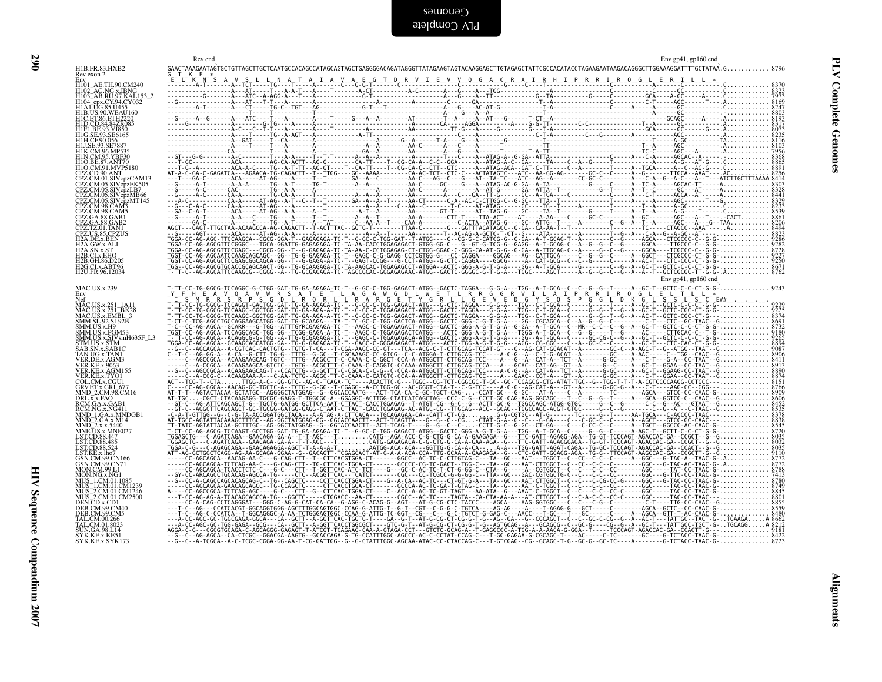```
                      Rev end                                                                                                                      Env gp41, gp160 end
H1B.FR.83.HXB2        GAACTAAAGAATAGTGCTGTTAGCTTGCTCAATGCCACAGCCATAGCAGTAGCTGAGGGGACAGATAGGGTTATAGAAGTAGTACAAGGAGCTTGTAGAGCTATTCGCCACATACCTAGAAGAATAAGACAGGGCTTGGAAAGGATTTTGCTATAA.G............ 8796
Rev exon 2             G  T  K  E  *
Env                    E  L  K  N  S  A  V  S  L  L  N  A  T  A  I  A  V  A  E  G  T  D  R  V  I  E  V  V  Q  G  A  C  R  A  I  R  H  I  P  R  R  I  R  Q  G  L  E  R  I  L  L  *
H101_AE.TH.90.CM240   ---------A-T------A--TCT-----TG----T-----A-------C--G-G-T-------C-----------------------------C------------G-----C-----T-------------C-----------A-------C---------.C........... 8370
H102_AG.NG.x.IBNG     ------------------A---AT------T----A-A-T----A-----T-------A-CT-----------A-C--------A---G-----A--TGG--------------A--------------C-------------GC-------.C........... 8323
H103_AB.RU.97.KAL153_2 -------G----------A---ATC--A-AGG-A---T---A--------------G-T-------------A--------A---C---A--TGA------------A-------------C-----------GCA-----AGC-------.C........... 7973
H104_cpx.CY.94.CY032  --G---------------A---AT---T-T---A---------A--------------A--------A--------G-----GA----------------T--A--------------C---------C-T-----AGC------T-----A........... 8169
H1A1.UG.85.U455       --------A-T-------A---CT-----TG-C--TGT---AG-----------G-T---T--------------A---G----AC-AT-G--------------T-A-----------------C-------A-------A-------.C........... 8247
H1B.US.90.WEAU160     ------------------------T-----T----A-------A--------------------------A------G----A-A-----------------------------------------------------------.A........... 8603
H1C.ET.86.ETH2220     --G-----A--G------A---ATC----T---A-------A----T-----G---A---A-------AT--------T--A-----A--AT--G-----T-CT--A----------------------GCAGC-----A---------.A........... 8193
H1D.CD.84.84ZR085     ----G-------------A-------G-TG----A------A---------T------------------A--------CA-----AGGA---------A----G-G-TT------C-C--------------T--A-----GC-------.C........... 8317
H1F1.BE.93.VI850      ------------------A-C---C-T-T----A-------T--------------A-------------------------------G------G---A-TGA----------------------GCA-----GC-------.C........... 8073
H1G.SE.93.SE6165      ------------------A-------TG--A-AGT---A-------------A-TT--------------------------------------------C-T-A----------C---G--------A--------AGC----------.A........... 8235
H1H.CF.90.056         ------------------A--GAT-----T--CA-------A--------------------A-------G---A--------T-A----G-----A----G--------------------------A-GC---------TA........... 8116
H1J.SE.93.SE7887      ------------------A---T-----T--A---------------A-----A-------AA-C-----A---A-------------T------TT--------------------------T--A------AGC----------.A........... 8103
H1K.CM.96.MP535       ------------------CA---------T---A---------------GA--A----------AA-------G-----A--------T-A-TT-------------------------TC-C------AGC----A-----.A........... 7956
H1N.CM.95.YBF30       --GT---G-G--------A-C--------T---A-A-----T--T-------A--A--A---------A------T---C-----A--ATAG-A--G-GA--ATTA---------------------A----C-A------AGCAC--A------.C........... 8368
H1O.BE.87.ANT70       --T-GC-----------ACA-------AG-CA-ACTT--AG-G------CA-TT-----T-CG-CA-A--C-C--GGA------A--ATAG-A-C--GA----TA-----C--A--G-----T-------------A-G---AT-G------.C........... 8865
H1O.CM.91.MVP5180     ---T-G--A--------ACA-A-C-----TG--A-T-TT--AG-GT-----T--CA-TT----T-CG-CA-C--CTT--GTC----A--ATAG-ACA--GAT-C-TT-----C--A------------T----A--TGCA-----A--C--AG-G---.C........... 8891
CPZ.CD.90.ANT         AT-A-C-GA-C-GAGATCA---AGAACA-TG-CAGACTT--T--TTGG----GG--AAAA--------A-AC-TCT--CTC-C----ACTATAGTC---ATC--AA-GG-AG-------GC-C--C------A--G-----TTGCA--AAAT----AC....... 8256
CPZ.CM.01.SIVcpzCAM13 --T---GA-C-------ACA---C---AT-AG---A---T--T-------GA--A--C--------AA-C----AG-C--G----AT--TA-TC----ATC--AG--A-------CC-GC-C--------A---C-A--G--A-C---A--T--ATCTTGCTTTAAAA 8414
CPZ.CM.05.SIVcpzEK505 --G-----A-T-------A-A-A-----TG--A-T-----TG-T--------A--A-----------AA-C-----GC----G---A--ATAG-AC-G-GA--A-TA---------------G-----C------A--TC-A-----AGCAC-TT------A........... 8303
CPZ.CM.05.SIVcpzLB7   --G-----A-C------CAC--------TG-A-A----T--T-------A------------------AA-C-----A-----A--AT-G------GA--ATTA--T-----------G--T----A--T--C------GC---AT-----A........... 8328
CPZ.CM.05.SIVcpzMB66  --G-----A-C------CA-A-------T----A-----T---------A--A-A---------A--A-C-----GA--TT-G------GC--A-TGA----C------------A-----C-T------AGCA--AT------A........... 8441
CPZ.CM.05.SIVcpzMT145 --A-C-----------CA-A-----AT-AG--A-T--C--T--T-------GA---A--A---T-----AA-CT-------C-A--AC-C-CTTGG-C--G-GC---TTA--T-------------------T------A--------AGC-------T---G........... 8329
CPZ.CM.98.CAM3        --G---C-A-C-------CA-A-----AT-AG---A---------T--------------A--A-----C--AA--C-----T-C------AT-ATAG------GC-----TG--T-----------------A----A-G-C-------C........... 8233
CPZ.CM.98.CAM5        --GA--C-A-T-------ACA-A----AT-AG--A-A-----A--T-----------A-T---A--------GT-T------AT--TAG-G-----GC----TA--T----------------------T--A----A-G----T-----C........... 8539
CPZ.GA.88.GAB1        --G-----A-T-------A-A---C----TG----A-----T--T-----A--A--T-------AA-A--------CTT-T----TTA-ACT----AT----A-AA---C-----GC-C---------A--GC--------AGC---A--T---CACT........ 8861
CPZ.GA.88.GAB2        -----GA-C-----A-----C----TG--A-A-T---A--AT--------C--AA-A-----CAA-A----------C--ACTA--ATAG-G---GC--ATTG--T-----------C--G--A---T--A-----AGC---A-----G--TAA........ 8206
CPZ.TZ.01.TAN1        AGCT---GAGT-TTGCTAA-ACAAGCCA-AG-CAGACTT--T-ACTTTAC--GGTG-T-------TTAA-C-------G----GGTTTACATAGCC--G-GA--CA-AA-T--T------------TC-----CTAGCC--AAAT-----A.......... 8494
CPZ.US.85.CPZUS       --G-----AGT------ACA-------AT-AG--A-A------------A--A--T----------AA-------T--AC-AG-A-GTAG-G---ATA-----A-------A-------T--G--A---C-A--G--A-GC-AT----.......... 8823
H2A.DE.x.BEN          TGGA-CC-AG-AGC-TTCCAAGCA--CGCG-GGA-T--GAGAGAGA-TC-T--G-GC-C-TGG-GAT--T-ATGG---C--CG-G-C-CATCG-G--G-GA--A-T-GCAG-T--A------G----A-------AGCA---CTCGCCC-C--G-G............ 9286
H2A.GW.x.ALI          TGGA-CC-AG-AGCGTTCCGGGC---CGCA-GGATTG-GAGAGAGA-TC-TA-AA-CACCTGGAGAGCT-GTGG-GG-C---G-CT-GC-TCG-G--GAGG--A-T-GCAG-C--A----G--G--C----GGCA----TTGCCC-C--G-G............ 9282
H2A.SN.x.ST           TGGA-CC-AG-AGCGTTCCGAGC---CGCG-GG--T--G-GAGAGAGA-TC-TA-AA-C-CCTGGAGAG-CT-CTGG-GGAC-C-GGG-CA-AT-G-G--A-TTGCAG-C--A----G--G--C----GGCA----TCGCCC-C--G-G............ 8728
H2B.CI.x.EHO          TGGT-CC-AG-AGCAATCCAAGCAGCAGC--GG--TG-G-GAGAGA-TC-T--GAGC-C-G-GAGG-CCTCGTGG-G---CC-CAGGA----GGCAG---AG--CATTGCA---C--G--G--C-----A--GGCT----CTCGCCC-CT-G-G............ 9257
H2B.GH.86.D205        TGGT-CC-AG-AGCGCTCCGAGCGGCAGCA-GG--T--G-GAGA-A-TC-T--GAGT-C-CGG---G-CT-CCTCATGG--G-CTC-CAGGA----GGCA--A--CAT-ACG-C--C--C-----A--AC-T----CTC-CCC-CT-G-G............ 9250
H2G.CI.x.ABT96        TGG--CC-AG-AGCGTGCACCGCAGCAACT-GG--TG-GCAAGAGA-TC-TA-AAGCAC-TGGAGAGCCT-ATGGA--ACTC-GGG-A-G-T-G-A----GG--A-T-GCA----G--C--G--A--GC-T----CTCGCC-C-C-CT-G-G........... 8671
H2U.FR.96.12034       T-TT-C--AG-AGCATTCCAAGCG--CGGG--A--TG-GCAGAGA-TC-TAGCCGCAC-GGGAGAGAAC-ATGG--GACTC-GGGGC-G-T-G-A---TGGC-----AGCT-----A--G--G--C--A--A--T--GCTCGCGC-TT-G-G-.A.......... 8762
                                                                                                                                                        Env gp41, gp160 end
MAC.US.x.239          T-TT-CC-TG-GGCG-TCCAGGC-G-CTGG-GAT-TG-GA-AGAGA-TC-T--G-GC-C-TGG-GAGACT-ATGG--GACTC-TAGGA---G-G-A---TGG--A-T-GCA--C--C--G--G--T-----A--GC-T--GCTC-C-C-CT-G-G-............. 9243
Env                    Y  F  H  E  A  V  Q  A  V  W  R  S  A  T  E  T  L  A  G  A  W  G  D  L  W  E  T  L  R  R  G  G  R  W  I  L  A  I  P  R  R  I  R  Q  G  L  E  L  T  L  L  *
Nef                    I  S  M  R  R  S  R  P  S  G  D  L  R  Q  R  L  L  R  A  R  G  E  T  Y  G  R  L  L  G  E  V  E  D  G  Y  S  Q  S  P  G  G  L  D  K  G  L  S  S  L  S  C  E##  .  .  .  .  .
MAC.US.x.251_1A11     T-TT-CC-TG-GGCG-TCCAGGT-GACTGG-GAT-TG-GA-AGAGA-TC-T--G-GC-C-TGG-GAGACT-ATGG---G-CTC-TAGGA---G-G-A---TGG--C-T-GCA--C--C--G--G--T-----A--GC-T--GCTC-C-C-CT-G-G-............. 9239
MAC.US.x.251_BK28     T-TT-CC-TG-GGCG-TCCAAGC-GGCTGG-GAT-TG-GA-AGA-A-TC-T--G-GC-C-TGGAGAGACT-ATGG--GACTC-TAGGA---G-G-A---TGG--C-T-GCA--C--C--G--G--T--A--A--GC-T--GCTC-CGC-CT-G-G-............. 9225
MAC.US.x.EMBL_3       T-TT-CC-TG-GGCG-TCCAAGC-GGCTGG-GAT-TG-GA-AGA-A-TC-T--G-GC-C-TGG-GAGACT-ATGG--GACTC-TAGGA---G-G-A---TGG--C-T-GCA--C--C--G--G--T--G--A--GC-T--GCTC-CGC-CT-G--............. 8374
SMM.SL.92.SL92B       T-CT-C-TCG-AGCCTGCCAGGAAGCATGG-GAT-TG-GCAAGA---TA-T-TC-GC-C-TGG-GACTCA-ATGG--GACTC-GGG-C-G-T-G-A---GG--CGCAGCA--C--A--G--G--C-----------C-T-----CTC--GC-TAAC--G-.............. 8691
SMM.US.x.H9           T-C--CC-AG-AGCA--GCARR---G-TGG--ATTTGYRCGAGAGA-TC-T--AAGC-T-TGGAGAGACT-ATGG--GACTC-GGG-A-G-T-G-A---A-T-GCA--C--MR--C--C--C--G--A--GC-T--GCTC-C-C-CT-G-G-.............. 8732
SMM.US.x.PGM53        TGGT-CC-AG-AGCA-TCCAGGCAGC-TGG-GG--TCGG-GAGA-A-TC-T--AAGC-C-TGGAGAGACTCATGG---ACTC-GGG-A-G-T-G-A---TGGG-A-T-GCA--C-----G---T--G-----AC----CTTGCAC-C--T-G-.............. 9180
SMM.US.x.SIVsmH635F_L3 T-TT-CC-AG-AGCA--ACAGGCG-G-TGG--A-TTG-GCGAGAGA-TC-T--GAGC-C-TGGAGAGACT-ATGG--GACTC-GGG-A-G-T-G-A---GG--A-T-GCA--C-----GC-CG--C--A--GC-T--GCTC-C-C-CT-G-G-.............. 9265
STM.US.x.STM          TGGA-CC-AG-AGCA--GCAAGCAGCATGG--GA--TG-G-GAGAGA-TC-T--G-GC-C-TGG-GAGAGACT-ATGG--ACTC-TGG-A-G-T-G-A---AGG-CG-GGC---C--A--GC-C--C-----A--GC-T----CTC-CAC-CT-G-G-.............. 8894
SAB.SN.x.SAB1C        --G--C--AGCAGCA--A-CGTCAC-CACTGTG--TGTG-T-CA---T-CGA-AAGC-CC-GT---TCA--ACG-C-T-CTTGCAG-TCCAT-GT---G--AG-CAT-GCACAT--A------GC-C--A-AGC-T--G--ATGG--TAAT--G-............. 9087
TAN.UG.x.TAN1         C--T-C--AG-GG-A---A-CA--G-CTT-TG-G--TTTG--G-GC---T-CGCAAAGC-CC-GTCG---C-C-ATGGA-T-CTTGCAG-TCC-----A-C--G---A-C-T-G-ACAT--A--------G-GC----A-AAC-----C--TGG--CAAC--G-.............. 8906
VER.DE.x.AGM3         -----C--AGCCGCA--ACAAGAAGCAG-TGTC--TTTG--ACGCCTT-C-T-CAAA-C-C-GGCT-CCA-A-ATGGCTT-CTTGCAG-TCC-----A---G--A---CAT-A--TCT--A--------G-GC----A---C-T---G-A--CCC-TAAT--G-.............. 8411
VER.KE.x.9063         -----C--A-CCGCA--ACAAGAAGCA-GTCTC--TGTG--ACGCTTT-C-T-CAAA-C-CAGGTC-CCAAA-ATGGCTT-CTTGCAG-TCCA---A---GCAC--CAT-AG--GT--A-------G--C----A---GC-T--GGAA--CC-TAAT--G-.............. 8913
VER.KE.x.AGM155       --G--C--AGCCGCA--ACAAGAAGCAG-T--CCATCTG--G-GCTTT-C-T-CGCA-C-C-G--C-CCA-A-ATGGCTT-CTTGCAG-TCC-----A-C--G---A---CAT-A--TCT--A--------G-GC----A---GC-T--GGAAG-CC-TAAT--G-.............. 8890
VER.KE.x.TYO1         -----A--C-CG-C---ACAAGAAA-A---C-AA-TCTG--AGGC-TT-C-CAAA-C-CATGTC-CCA-A-ATGGCTT-CTTGCAG-TCC-----A---GAAC--CGT-A---GT--A--------G-GC----A---C-T---GGAA--CC-TAAT--G-.............. 8874
COL.CM.x.CGU1         ACT--TCG-T--CTA.......TTGG-A-C--GG-GTC--AG-C-TCAGA-TCT----ACACTTC-G---TGGC--CG-TCT-CGGCGC-T-GC--GC-TCGAGCG-CTG-ATAT-TGC--G--TGG-T-T-T-A-CGTCCCCAAGG-CCTGCC---........... 8151
GRV.ET.x.GRI_677      C-----CC-AG-GGCA--AACAG-GC-TGCTC-A--TCTG--G-GG--T-CGAGG---A-CCTGG-GC--AC-GGGT-CTA-T--C-G-TCC-----A-C--G--AG-CAT-A---GT--A------------TC--------AAG-CC--GGG--........... 8766
MND_2.CM.98.CM16      AT-T-T--AGTACTACAA-GCTATGC--AGGGGCTATGGAG--G--GGCACCAATG---ACT-TCA-CA-C-GC-TGCT-CAG-.---CCAT-GC---G-GC----AT-A---C--A-------TC-------AGCA---GTCC-CC-CAAC--G-........... 8909
DRL.x.x.FAO           AT-TGC.....CGCT-CTACAAGAGG-TGCGC-GAGG-T-TGGCGC-A--GGAGGC-ACTTGG-CTATCATCAGCTAG--CCC-C-G--CCT-GC-CAG-AAG-GGCAGC---T--C--G--G--T-----A---GCA--GGTCC-C--CAAC--G-........... 8606
RCM.GA.x.GAB1         --GT-C--AG-ATTCAGCAGCT-G--TGCTG-GATGG-GCTTCA-AAT-CTTACT-CACCTGGAGAG--T-ATGT-CG--G-C--G--ACTT-GC-G--TGGCCAGC-ATGG-GTGC-----G--C--G------C-C--G--AC---GTAAT--G-........... 8452
RCM.NG.x.NG411        --GT-C--AGGCTTCAGCAGCT-GC-TGCGG-GATGG-GAGG-CTAAT-CTTACT-CACCTGGAGAG-AC-ATGC-CG--TTGCAG--ACC--GCAG--TGGCCAGC-ACGT-GTGC-----G--C--G------C-C--G--AT--C-TAAC--G-........... 8535
MND_1.GA.x.MNDGB1     -C-A-T-GTTGG--G--C-G-TA-ACCGGATGGCTACA---A-ATAG-A-CTTCACA---TGCAGAGAA-CA--CATT-CT-CG.......G-G-CGTGC--AT-G-------TC-----G--T-----AA-TGCA---C-ACCCC-TAAC---........... 8378
MND_2.GA.x.M14        AT-TGCC-AGTATTACAAAGCTTTGC--AG-GGCTATGGAG-GG--GGCACCAACTT--ACT-TCAGTTA---G--G--C--CG....CTAT-G-A--G--C-----G-GA-----C-----C-GC-C-----A--AGCT---GTCC-CC-CAAC---........... 8838
MND_2.x.x.5440        TT-TATC-AGTATTACAA-GCTTTGC--AG-GGCTATGGAG--G--GGTACCAACTT--ACT-TCAG-T----G--G--C--C-..-CCTT-G-C--G-GC--CT-GA----C---C-CC-C------A--TGCT---GGCCC-AC-CAAC--G-........... 8545
MNE.US.x.MNE027       T-TT-CC-AG-AGCG-TCCAAGT-GCCTGG-GAT-TG-GA-AGAGA-TC-T--G-GC-C-TGG-GAGACT-ATGG--GACTC-GGG-A-G-T-G-A---TGG--A-T-GCA--C-----G--G--T-----A-AGC-T---GCTT-C-C-CT-G-G-.............. 8720
LST.CD.88.447         TGGAGCTG---C-AGATCAGA--GAACAGA-GA-A--T-T-AGC--T.........CATG--AGA-ACC-C-G-CTG-G-CA-A-GAAGAGA--G---TTC-GATT-AGAGG-AGA--TG-GT-TCCCAGT-AGACCAC-GA---CCGCT--G--G-........... 8035
LST.CD.88.485         TGGAGCTG---C-AGATCAGA--GAACAGA-GA-A--T-T-AGC--T.........CATG-GAGAGACA-C-G-CTG-G-CA-A-GAA-AGA--G---TTC-GATT-AGAGGGAGA--TG-GT-TCCCAGT-AGACCAC-GA---CCGCT--G--G-........... 8032
LST.CD.88.524         TGGA-C-G---C-AGAGCAGA--GAACAGAGGA-AGCT-T-A-A-A-T.........AATGG-ACA-ACA---GGTTG-G-CA-A-CA----A-A---TGG-GATT-AGAT-CAGA--TG-GC-TCCCAGT-AGACCAC-GA---CCACT--G--G-........... 8035
LST.KE.x.lho7         ATT-AG-GCTGGCTCAGG-AG-AA-GCAGA-GGAA--G--GACAGTT-TCGAGCACT-AT-G-A-A-ACA-CCA-TTG-GCAA-A-GAAGAGA---G---CTC-GATT-GGAGG-AGA--TG-G--TTCCAGT-AAGCCAC-GA---CCGCTT-G--G-........... 9110
GSN.CM.99.CN166       -----CC-AGCAGCA---AACAG-AA-C---G-CAG-CTT--T--CTTCACGTGGA-CT------GGCC--AC-TC-C-CTTGTAG-C---TA--GC----AAT---TGGCT--C--CC--C-C--C---------AGC---G-TAC-AC-TAAC-G-.A........... 8772
GSN.CM.99.CN71        -----CC-AGCAGCA-TCTCAG-AA-C---G-CAG-CTT--TG-CTTCAC-TGGA-CT-------GCCCC-CG-TC-GACT--TGG-C---TA--GC----AAT-CTTGGCT--C--CC--C-C--C-------GGC----G-TAC-AC-TAAC-G-.A........... 8772
MON.CM.99.L1          -----CC-AGCAGCA-TCACCTCTC-C---G-C---CTT--T-GGTTCAC-ATC-TCT-----G---GC-C-AC-TC-T-CT-G-GG-C--CTA--GC-----A--CGTGGCT--C--C-----C-C--C-----AGC-------TAT-CC-TAAC-G-........... 8788
MON.NG.x.NG1          --GY-CC-ARCAGCCTGCACAG-AGCCA-TG----C-CTT--T-GGTTCAC-CTC-TCATCT-----CGC---CC-TCGCC-G-G-GG-C--TTA--GC---GAC-CGTGGCTG-C--C--C---C-CC-C-------GGC----G-TTC-CC-TAAC-G-........... 7413
MUS_1.CM.01.1085      --G--CC-A-CAGCCAGCACAGCAG-C--TG--CAGCTC----CCTTCACCTGGA-CT-----G--A-CA--AC-TC---CT-GT-G-A---TA--GC---AAT-CTTGGCT--C--C---C-CG-CC--G------GGC----G-TAC-AC-TAAC-G-........... 8780
MUS_1.CM.01.CM1239    -----CC-AGCAGCA-GAACAGCAGCC--TG-CCAGCTC-----CTTCACCTGGA-CT------GCCCA-AC-TC-C-CTTGTAG-C---TA--GC----AAT-C-TGGCT--C--C---C-C--C-----GGC-----TAC-CC-TAAC-G-........... 8749
MUS_2.CM.01.CM1246    A-----CC-AGCCGCA-TCTCAG-AGC----G-C---CTT--G-CTTCAC-TGGA-CT------ACC-A-AC-TC-GT-TAGT-G-A---AA-ATA--G---AAAT-C-TGGCT--C--C---C-C--C---------GGC-----TAC-CC-TAAC-G-........... 8845
MUS_2.CM.01.CM2500    ---T-CC-AG-AG-A-TCACAGCAGCCA-TG---GGCTC-----CTGGACC--AA-CT-------CGCC--AC-TC----TAGTA--CA-CTA-AA-A---AT-CTTGGCT--C-C-A-C-C--CC-C--------GGC----TAC-CC-TAAC---........... 8801
DEN.CD.x.CD1          -----CC-A-CAG-CCTCAGGGAT---GGG-C-AG-G-CAT-CA-CA--G-AGG-C-ACAG-G--AGT---AT-G-CG-CTC-TACCC-----AGCA----AAG-GGTGGC----C--C-C--G--C----------C-T--------TTG-CC-CAAC--G-........... 8855
DEB.CM.99.CM40        ---T-C--AG---CCATCACGT-GGCAGGTGGG-AGCTTTGGCAGTGGC-CCAG-G-ATTG-T--G-T--CGT--C-G-G-C-TGTCA---AG-AG---A----T-AGAG-G---GCT-----C-------AGCA---GCTC--CC-CAAC--G-........... 8559
DEB.CM.99.CM5         ---T-C--AG-C-CCATCA--T-GGCAGGGC-A-AA-TCTGGAGTGGC-CCAA-G-ATTG-TC-GGT--CG---C---G-C-TGTCT-G-GAG-C---AACC---T-GC---T---GC-----C-------AGCA---GTT-T-AC-CAAC-G-........... 8480
TAL.CM.00.266         ---A-CC-AGC-GC-TGGCGAGA-GGCA---CA--GCTT--A-GGTTCAC-TGGTG-T----GA--G-T--AT-G-CG-CT-CG-G-T-G---AG--GA---G--CGCAGCT--C--C-GC-C-CG-CC--A--AC-T---TATTGC--TACT-G-..TGAAGA.....A 8662
TAL.CM.01.8023        ---A-CC-AGC-GC-TGG-GAGA--GCG---CA--GCTT--A-GGTTCACCTGGCGCT-----GTC-G-T--AT-G-CG-CT-CG-G-T-G--AGTGCAG--A---GCAGCG--C--GC-G----CG--G--A--GC-T---TATTGCC-TGCT-G-..TGCAGG.....A 8212
SUN.GA.98.L14         AGGA-C-G---CGCGTGCAGA-C-AGCAGGG-GAGAGT-T-ATCGT-TCAGAAG-CAA-A-GTAGA-CCT---GTCTC-GCAG-A--T-GAGGCCC-A-TGG-A-A-AACA-G-GGA--T-----TCCCAGT-AGACCAC-GA---CCACTT-G---.......... 9181
SYK.KE.x.KE51         --G--C--AG-AGCA--CA-CTCGC--GGACGA-AAGTG--GCACCAGA-G-TG-CCATTTGGC-AGCCC-AC-C-CCTAT-CCAG-C----T-GC-GAGAA-G-CGCAGC-T----AC-----C-TC-------GC-----G-TCTACC-TAAC-G-........... 8422
SYK.KE.x.SYK173       --G--C--A-TCGCA--A-C-TCGC-CGGA-GG-AA-T-CG-GATTGG--G--G-CTATTTGGC-AGCAA-ATAC-CC-CTACCAG-C----T-GTCGAG--CG--GCAGC-T-G--GC-G--GC-TC-----A--------G-TCTACC-TAAC-G-........... 8723
```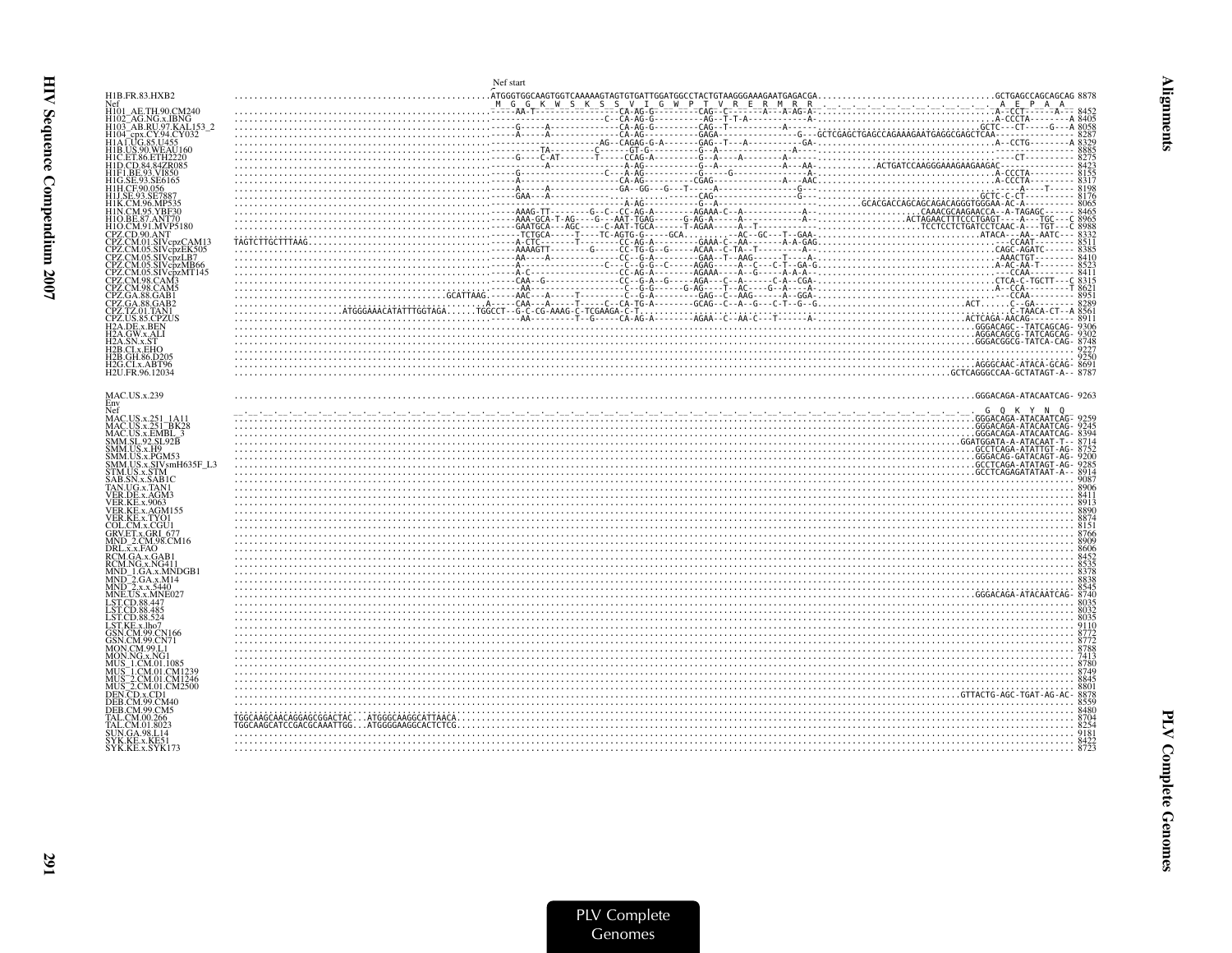```
                                                   Nef start
H1B.FR.83.HXB2             ..................................................ATGGGTGGCAAGTGGTCAAAAAGTAGTGTGATTGGATGGCCTACTGTAAGGGAAAGAATGAGACGA...................................GCTGAGCCAGCAGCAG 8878
Nef                                                                          _M__G__G__K__W__S__K__S__S__V__I__G__W__P__T__V__R__E__R__M__R__R_______________________________A__E__P__A__A
H101_AE.TH.90.CM240        ..................................................-----AA-T----------------CA-AG-G---------CAG--C---------A---A-AG-A...............................A--CCT------A--- 8452
H102_AG.NG.x.IBNG          ..................................................-------------------------C--CA-AG-G---------AG--T-T-A-----------A-...............................A-CCCTA---------A 8405
H103_AB.RU.97.KAL153_2     ..................................................-----G-----A-------------CA-AG-G---------CAG--C-------------A-.................................GCTC---CT-----G---A 8058
H104_cpx.CY.94.CY032       ..................................................-----A-C----A-------------CA-AG----------GAGA-------------------G--GCTCGAGCTGAGCCAGAAAGAATGAGGCGAGCTCAA-------------- 8287
H1A1.UG.85.U455            ..................................................----------------------AG--CAGAG-G-A-------GAG--T---A-----------GA-................................A--CCTG---------A 8329
H1B.US.90.WEAU160          ..................................................--------TA--------C------GT-G---------G--A-----------A-...................................------------- 8885
H1C.ET.86.ETH2220          ..................................................-----G-----C-AT------T-----CCAG-A---------G--A---------A-....................................----CT--------- 8275
H1D.CD.84.84ZR085          ..................................................-----------A---------------A-AG----------G--A---------A---AA-...........ACTGATCCAAGGGAAAGAAGAAGAC--------------- 8423
H1F1.BE.93.VI850           ..................................................-----G-----------------C--A-AG-------------G------G---------A-..................................A-CCCTA--------- 8155
H1G.SE.93.SE6165           ..................................................-----A-----------------C--A-AG----------CGAG-------------A---AAC.................................A-CCCTA--------- 8317
H1H.CF.90.056              ..................................................-----A-----A-------------GA--GG---G---T-----A-------------G-...................................------A----T----- 8198
H1J.SE.93.SE7887           ..................................................-----GAA---A----------------------------CAG--------------G-..................................GCTC-C-CT-------- 8176
H1K.CM.96.MP535            ..................................................-------------------------A-AG-------------G--A----------........GCACGACCAGCAGCAGACAGGGTGGGAA-AC-A--------- 8065
H1N.CM.95.YBF30            ..................................................-----AAAG-TT---------G--C--CC-AG-A---------AGAAA-C--A----------A-.......................CAAACGCAAGAACCA--A-TAGAGC------ 8465
H1O.BE.87.ANT70            ..................................................-----AAA-GCA-T-AG-----G---AAT-TGAG-------G-AG-A--------A-------------A-......................ACTAGAACTTTCCCTGAGT----A---TGC---C 8965
H1O.CM.91.MVP5180          ..................................................-----GAATGCA---AGC------C-AAT-TGCA-------T-AGAA------A--T---------------.........................TCCTCCTCTGATCCTCAAC-A---TGT---C 6988
CPZ.CD.90.ANT              ..................................................-----TCTGCA------T----TC-AGTG-G-----GCA.........---AC---GC---T--GAA-.............................ATACA----AA--AATC--- 8332
CPZ.CM.01.SIVcpzCAM13      TAGTCTTGCTTTAAG...................................-----A-CTC--------T-------CC-AG-A---------GAAA-C--AA-------A-A-GAG.............................------CCAAT-------- 8511
CPZ.CM.05.SIVcpzEK505      ..................................................-----AAAAGTT-------G------CC-TG-G--G-------ACAA--C-TA--T----------A-...............................CAGC--AGATC------- 8385
CPZ.CM.05.SIVcpzLB7        ..................................................-----AA----A--------------CC--G-A---------GAA--T--AAG------T----A-.............................-AAACTGT--------- 8410
CPZ.CM.05.SIVcpzMB66       ..................................................-----A-------------------C---C-G-G--C-----AGAG------A--C---C-T--GA-G-...........................A-AC-AA--T-------- 8523
CPZ.CM.05.SIVcpzMT145      ..................................................-----A-C-----------------CC-AG-A---------AGAAA-----A--G-----A-A-A-.............................-----CCAA--------- 8411
CPZ.CM.98.CAM3             ..................................................-----CAA--G-------------CC--G-A--G-----AGA---C--A-----C-A--CGA-................................CTCA-C-TGCTT---C 8315
CPZ.CM.98.CAM5             ..................................................-----AA-----------------C--G-G------G-AG----T--AC-----G--A----A-..............................A--CCA---------T 8621
CPZ.GA.88.GAB1             .........................................GCATTAAG.-----AAC---A-----T-------C--G-A---------GAG--C--AAG------A-GGA-.................................----CCAA--------- 8951
CPZ.GA.88.GAB2            ...................................................A-----CAA---A-----T-----C--CA-TG-A--------GCAG--C--A--G---C-T--G--G-.......................ACT.......C--GA--------- 8289
CPZ.TZ.01.TAN1             .......................ATGGGAAACATATTTGGTAGA.......TGGCCT--G-C-CG-AAAG-C-TCGAAGA-C-T-..............................................................--C-TAACA-CT--A 8561
CPZ.US.85.CPZUS            ..................................................-----AA---------T--G------CA-AG-A---------AGAA--C--AA-C---T--------A-..........................ACTCAGA-AACAG---------- 8911
H2A.DE.x.BEN               .....................................................................................................................................................GGGACAGC--TATCAGCAG- 9306
H2A.GW.x.ALI               .....................................................................................................................................................AGGACAGCG-TATCAGCAG- 9302
H2A.SN.x.ST                .....................................................................................................................................................GGGACGGCG-TATCA-CAG- 8748
H2B.CI.x.EHO               ..................................................................................................................................................................... 9227
H2B.GH.86.D205             ..................................................................................................................................................................... 9250
H2G.CI.x.ABT96             .....................................................................................................................................................AGGGCAAC-ATACA-GCAG- 8691
H2U.FR.96.12034            .................................................................................................................................................GCTCAGGGCCAA-GCTATAGT-A-- 8787

MAC.US.x.239               .....................................................................................................................................................GGGACAGA-ATACAATCAG- 9263
Env
Nef                        ________________________________________________________________________________________________________________________________________________G__Q__K__Y__N__Q
MAC.US.x.251_1A11          .....................................................................................................................................................GGGACAGA-ATACAATCAG- 9259
MAC.US.x.251_BK28          .....................................................................................................................................................GGGACAGA-ATACAATCAG- 9245
MAC.US.x.EMBL_3            .....................................................................................................................................................GGGACAGA-ATACAATCAG- 8394
SMM.SL.92.SL92B            ...................................................................................................................................................GGATGGATA-A-ATACAAT-T-- 8714
SMM.US.x.H9                .....................................................................................................................................................GCCTCAGA-ATATTGT-AG- 8752
SMM.US.x.PGM53             .....................................................................................................................................................GGGACAG-GATACAGT-AG- 9200
SMM.US.x.SIVsmH635F_L3     .....................................................................................................................................................GCCTCAGA-ATATAGT-AG- 9285
STM.US.x.STM               .....................................................................................................................................................GCCTCAGAGATATAAT-A-- 8914
SAB.SN.x.SAB1C             ..................................................................................................................................................................... 9087
TAN.UG.x.TAN1              ..................................................................................................................................................................... 8906
VER.DE.x.AGM3              ..................................................................................................................................................................... 8411
VER.KE.x.9063              ..................................................................................................................................................................... 8913
VER.KE.x.AGM155            ..................................................................................................................................................................... 8890
VER.KE.x.TYO1              ..................................................................................................................................................................... 8874
COL.CM.x.CGU1              ..................................................................................................................................................................... 8151
GRV.ET.x.GRI_677           ..................................................................................................................................................................... 8766
MND_2.CM.98.CM16           ..................................................................................................................................................................... 8909
DRL.x.x.FAO                ..................................................................................................................................................................... 8606
RCM.GA.x.GAB1              ..................................................................................................................................................................... 8452
RCM.NG.x.NG411            ..................................................................................................................................................................... 8535
MND_1.GA.x.MNDGB1          ..................................................................................................................................................................... 8378
MND_2.GA.x.M14             ..................................................................................................................................................................... 8838
MND_2.x.x.5440             ..................................................................................................................................................................... 8545
MNE.US.x.MNE027            .....................................................................................................................................................GGGACAGA-ATACAATCAG- 8740
LST.CD.88.447              ..................................................................................................................................................................... 8035
LST.CD.88.485              ..................................................................................................................................................................... 8032
LST.CD.88.524              ..................................................................................................................................................................... 8035
LST.KE.x.lho7              ..................................................................................................................................................................... 9110
GSN.CM.99.CN166            ..................................................................................................................................................................... 8772
GSN.CM.99.CN71             ..................................................................................................................................................................... 8772
MON.CM.99.L1               ..................................................................................................................................................................... 8788
MON.NG.x.NG1               ..................................................................................................................................................................... 7413
MUS_1.CM.01.1085           ..................................................................................................................................................................... 8780
MUS_1.CM.01.CM1239         ..................................................................................................................................................................... 8749
MUS_2.CM.01.CM1246         ..................................................................................................................................................................... 8845
MUS_2.CM.01.CM2500         ..................................................................................................................................................................... 8801
DEN.CD.x.CD1              ...................................................................................................................................................GTTACTG-AGC-TGAT-AG-AC- 8878
DEB.CM.99.CM40             ..................................................................................................................................................................... 8559
DEB.CM.99.CM5              ..................................................................................................................................................................... 8480
TAL.CM.00.266              TGGCAAGCAACAGGAGCGGACTAC...ATGGGCAAGGCATTAACA.......................................................................................................................... 8704
TAL.CM.01.8023             TGGCAAGCATCCGACGCAAATTGG...ATGGGGAAGGCACTCTCG.......................................................................................................................... 8254
SUN.GA.98.L14              ..................................................................................................................................................................... 9181
SYK.KE.x.KE51              ..................................................................................................................................................................... 8422
SYK.KE.x.SYK173            ..................................................................................................................................................................... 8723
```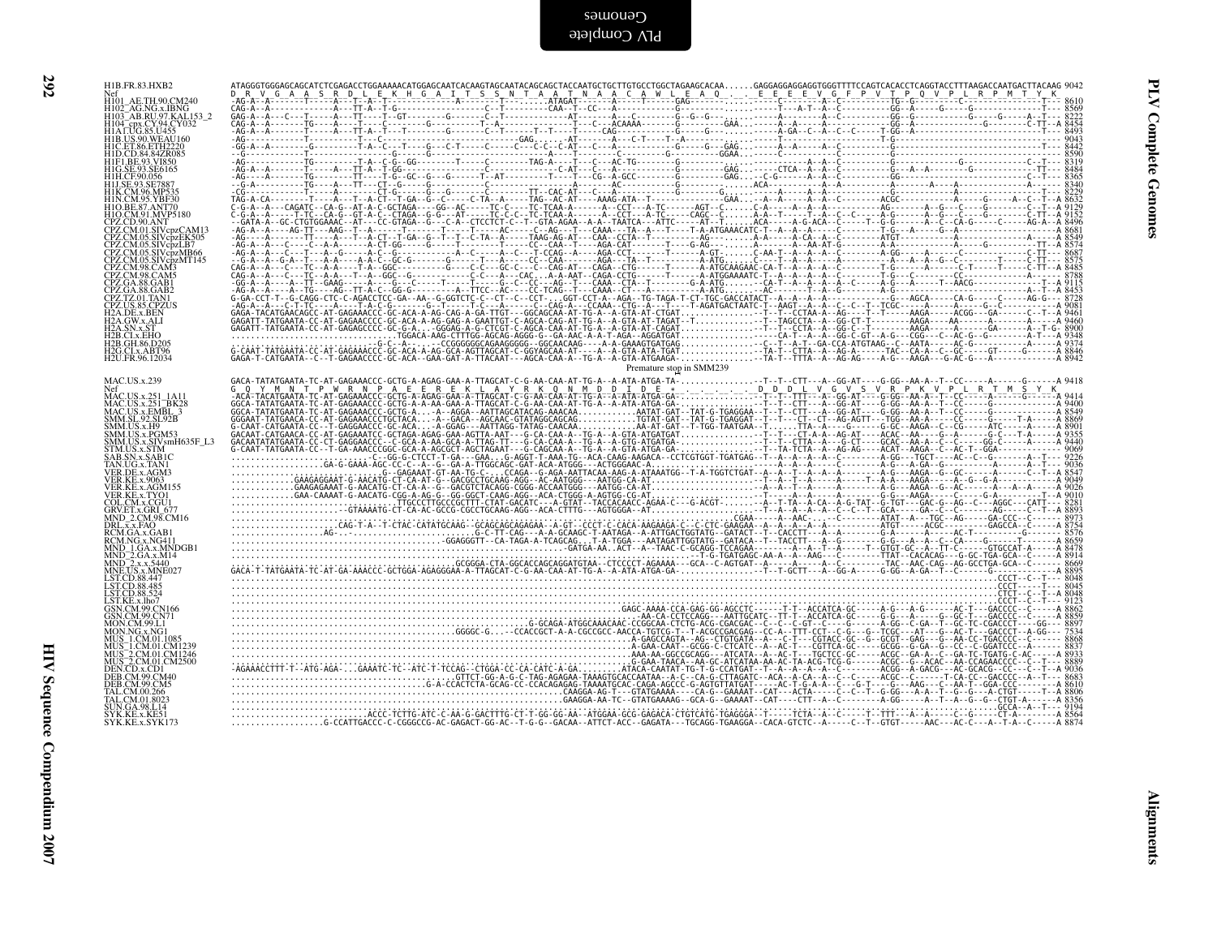```
H1B.FR.83.HXB2            ATAGGGTGGGAGCAGCATCTCGAGACCTGGAAAAACATGGAGCAATCACAAGTAGCAATACAGCAGCTACCAATGCTGCTTGTGCCTGGCTAGAAGCACAA......GAGGAGGAGGAGGTGGGTTTTCCAGTCACACCTCAGGTACCTTTAAGACCAATGACTTACAAG 9042
Nef                        D  R  V  G  A  A  S  R  D  L  E  K  H  G  A  I  T  S  S  N  T  A  A  T  N  A  A  C  A  W  L  E  A  Q  .  .  E  E  E  E  V  G  F  P  V  T  P  Q  V  P  L  R  P  M  T  Y  K
H101_AE.TH.90.CM240                                                                                                                                                                  8610
H102_AG.NG.x.IBNG                                                                                                                                                                    8569
H103_AB.RU.97.KAL153_2                                                                                                                                                               8222
H104_cpx.CY.94.CY032                                                                                                                                                                 8454
H1A1.UG.85.U455                                                                                                                                                                      8493
H1B.US.90.WEAU160                                                                                                                                                                    9043
H1C.ET.86.ETH2220                                                                                                                                                                    8442
H1D.CD.84.84ZR085                                                                                                                                                                    8590
H1F1.BE.93.VI850                                                                                                                                                                     8319
H1G.SE.93.SE6165                                                                                                                                                                     8484
H1H.CF.90.056                                                                                                                                                                        8365
H1J.SE.93.SE7887                                                                                                                                                                     8340
H1K.CM.96.MP535                                                                                                                                                                      8229
H1N.CM.95.YBF30                                                                                                                                                                      8632
H1O.BE.87.ANT70                                                                                                                                                                      9129
H1O.CM.91.MVP5180                                                                                                                                                                    9152
CPZ.CD.90.ANT                                                                                                                                                                        8496
CPZ.CM.01.SIVcpzCAM13                                                                                                                                                                8681
CPZ.CM.05.SIVcpzEK505                                                                                                                                                                8549
CPZ.CM.05.SIVcpzLB7                                                                                                                                                                  8574
CPZ.CM.05.SIVcpzMB66                                                                                                                                                                 8687
CPZ.CM.05.SIVcpzMT145                                                                                                                                                                8575
CPZ.CM.98.CAM3                                                                                                                                                                       8485
CPZ.CM.98.CAM5                                                                                                                                                                       8788
CPZ.GA.88.GAB1                                                                                                                                                                       9115
CPZ.GA.88.GAB2                                                                                                                                                                       8453
CPZ.TZ.01.TAN1                                                                                                                                                                       8728
CPZ.US.85.CPZUS                                                                                                                                                                      9081
H2A.DE.x.BEN                                                                                                                                                                         9461
H2A.GW.x.ALI                                                                                                                                                                         9460
H2A.SN.x.ST                                                                                                                                                                          8900
H2B.CI.x.EHO                                                                                                                                                                         9348
H2B.GH.86.D205                                                                                                                                                                       9374
H2G.CI.x.ABT96                                                                                                                                                                       8846
H2U.FR.96.12034                                                                                                                                                                      8942
                                                                                            Premature stop in SMM239
MAC.US.x.239                                                                                                                                                                         9418
Nef                        G  Q  Y  M  N  T  P  W  R  N  P  A  E  E  R  E  K  L  A  Y  R  K  Q  N  M  D  D  I  D  E  *  .  .  .  .  .  D  D  D  L  V  G  V  S  V  R  P  K  V  P  L  R  T  M  S  Y  K
MAC.US.x.251_1A11                                                                                                                                                                    9414
MAC.US.x.251_BK28                                                                                                                                                                    9400
MAC.US.x.EMBL_3                                                                                                                                                                      8549
SMM.SL.92.SL92B                                                                                                                                                                      8869
SMM.US.x.H9                                                                                                                                                                          8901
SMM.US.x.PGM53                                                                                                                                                                       9355
SMM.US.x.SIVsmH635F_L3                                                                                                                                                               9440
STM.US.x.STM                                                                                                                                                                         9069
SAB.SN.x.SAB1C                                                                                                                                                                       9226
TAN.UG.x.TAN1                                                                                                                                                                        9036
VER.DE.x.AGM3                                                                                                                                                                        8547
VER.KE.x.9063                                                                                                                                                                        9049
VER.KE.x.AGM155                                                                                                                                                                      9026
VER.KE.x.TYO1                                                                                                                                                                        9010
COL.CM.x.CGU1                                                                                                                                                                        8281
GRV.ET.x.GRI_677                                                                                                                                                                     8893
MND_2.CM.98.CM16                                                                                                                                                                     8973
DRL.x.x.FAO                                                                                                                                                                          8754
RCM.GA.x.GAB1                                                                                                                                                                        8576
RCM.NG.x.NG411                                                                                                                                                                       8659
MND_1.GA.x.MNDGB1                                                                                                                                                                    8478
MND_2.GA.x.M14                                                                                                                                                                       8914
MND_2.x.x.5440                                                                                                                                                                       8669
MNE.US.x.MNE027                                                                                                                                                                      8895
LST.CD.88.447                                                                                                                                                                        8048
LST.CD.88.485                                                                                                                                                                        8045
LST.CD.88.524                                                                                                                                                                        8048
LST.KE.x.lho7                                                                                                                                                                        9123
GSN.CM.99.CN166                                                                                                                                                                      8862
GSN.CM.99.CN71                                                                                                                                                                       8859
MON.CM.99.L1                                                                                                                                                                         8897
MON.NG.x.NG1                                                                                                                                                                         7534
MUS_1.CM.01.1085                                                                                                                                                                     8868
MUS_1.CM.01.CM1239                                                                                                                                                                   8837
MUS_2.CM.01.CM1246                                                                                                                                                                   8933
MUS_2.CM.01.CM2500                                                                                                                                                                   8889
DEN.CD.x.CD1                                                                                                                                                                         9036
DEB.CM.99.CM40                                                                                                                                                                       8683
DEB.CM.99.CM5                                                                                                                                                                        8610
TAL.CM.00.266                                                                                                                                                                        8806
TAL.CM.01.8023                                                                                                                                                                       8356
SUN.GA.98.L14                                                                                                                                                                        9194
SYK.KE.x.KE51                                                                                                                                                                        8564
SYK.KE.x.SYK173                                                                                                                                                                      8874
```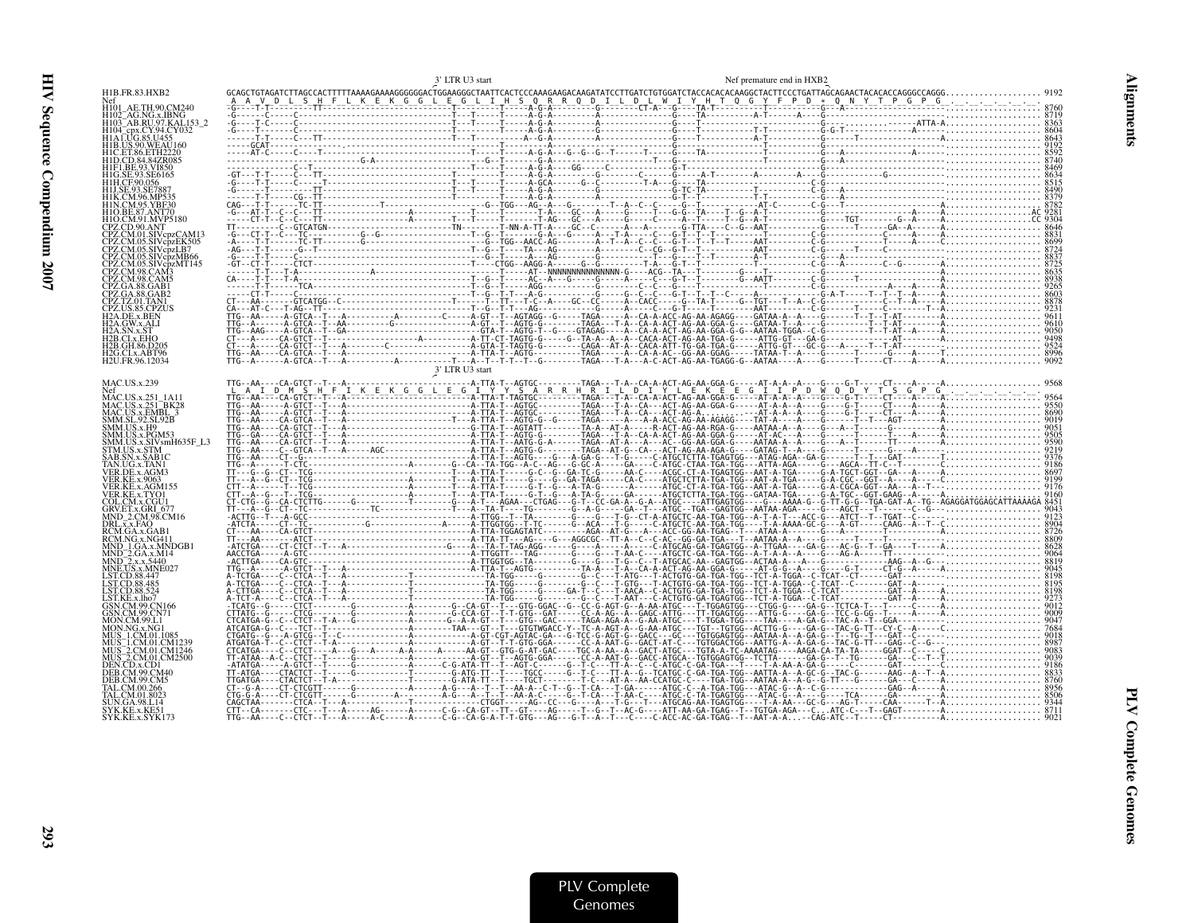```
                                          3' LTR U3 start                                                      Nef premature end in HXB2
H1B.FR.83.HXB2            GCAGCTGTAGATCTTAGCCACTTTTTAAAAGAAAAGGGGGGACTGGAAGGGCTAATTCACTCCCAAAGAAGACAAGATATCCTTGATCTGTGGATCTACCACACACAAGGCTACTTCCCTGATTAGCAGAACTACACACCAGGGCCAGGG.................. 9192
Nef                        A  A  V  D  L  S  H  F  L  K  E  K  G  G  L  E  G  L  I  H  S  Q  R  R  Q  D  I  L  D  L  W  I  Y  H  T  Q  G  Y  F  P  D  *  Q  N  Y  T  P  G  P  G
H101_AE.TH.90.CM240       ..................................................................................................................................................... 8760
H102_AG.NG.x.IBNG         ..................................................................................................................................................... 8719
H103_AB.RU.97.KAL153_2    ..................................................................................................................................................... 8363
H104_cpx.CY.94.CY032      ..................................................................................................................................................... 8604
H1A1.UG.85.U455           ..................................................................................................................................................... 8643
H1B.US.90.WEAU160         ..................................................................................................................................................... 9192
H1C.ET.86.ETH2220         ..................................................................................................................................................... 8592
H1D.CD.84.84ZR085         ..................................................................................................................................................... 8740
H1F1.BE.93.VI850          ..................................................................................................................................................... 8469
H1G.SE.93.SE6165          ..................................................................................................................................................... 8634
H1H.CF.90.056             ..................................................................................................................................................... 8515
H1J.SE.93.SE7887          ..................................................................................................................................................... 8490
H1K.CM.96.MP535           ..................................................................................................................................................... 8379
H1N.CM.95.YBF30           ..................................................................................................................................................... 8782
H1O.BE.87.ANT70           ..................................................................................................................................................... 9281
H1O.CM.91.MVP5180         ..................................................................................................................................................... 9304
CPZ.CD.90.ANT             ..................................................................................................................................................... 8646
CPZ.CM.01.SIVcpzCAM13     ..................................................................................................................................................... 8831
CPZ.CM.05.SIVcpzEK505    ..................................................................................................................................................... 8699
CPZ.CM.05.SIVcpzLB7       ..................................................................................................................................................... 8724
CPZ.CM.05.SIVcpzMB66      ..................................................................................................................................................... 8837
CPZ.CM.05.SIVcpzMT145     ..................................................................................................................................................... 8725
CPZ.CM.98.CAM3            ..................................................................................................................................................... 8635
CPZ.CM.98.CAM5            ..................................................................................................................................................... 8938
CPZ.GA.88.GAB1            ..................................................................................................................................................... 9265
CPZ.GA.88.GAB2            ..................................................................................................................................................... 8603
CPZ.TZ.01.TAN1           ..................................................................................................................................................... 8878
CPZ.US.85.CPZUS           ..................................................................................................................................................... 9231
H2A.DE.x.BEN              ..................................................................................................................................................... 9611
H2A.GW.x.ALI              ..................................................................................................................................................... 9610
H2A.SN.x.ST               ..................................................................................................................................................... 9050
H2B.CI.x.EHO              ..................................................................................................................................................... 9498
H2B.GH.86.D205            ..................................................................................................................................................... 9524
H2G.CI.x.ABT96            ..................................................................................................................................................... 8996
H2U.FR.96.12034           ..................................................................................................................................................... 9092

                                          3' LTR U3 start
MAC.US.x.239              TTG--AA----CA-GTCT--T--A-------------------------A-TTA-T--AGTGC---------TAGA---T-A--CA-A-ACT-AG-AA-GGA-G-----AT-A-A--A----G----G-T-----CT----A----A.................... 9568
Nef                        I  A  I  D  M  S  H  F  I  K  E  K  G  G  L  E  G  I  Y  Y  S  A  R  R  H  R  I  L  D  I  Y  L  E  K  E  E  G  I  I  P  D  W  Q  D  Y  T  S  G  P  G
MAC.US.x.251_1A11         ..................................................................................................................................................... 9564
MAC.US.x.251_BK28         ..................................................................................................................................................... 9550
MAC.US.x.EMBL_3           ..................................................................................................................................................... 8690
SMM.SL.92.SL92B           ..................................................................................................................................................... 9019
SMM.US.x.H9               ..................................................................................................................................................... 9051
SMM.US.x.PGM53            ..................................................................................................................................................... 9505
SMM.US.x.SIVsmH635F_L3    ..................................................................................................................................................... 9590
STM.US.x.STM              ..................................................................................................................................................... 9219
SAB.SN.x.SAB1C            ..................................................................................................................................................... 9376
TAN.UG.x.TAN1             ..................................................................................................................................................... 9186
VER.DE.x.AGM3             ..................................................................................................................................................... 8697
VER.KE.x.9063             ..................................................................................................................................................... 9199
VER.KE.x.AGM155           ..................................................................................................................................................... 9176
VER.KE.x.TYO1             ..................................................................................................................................................... 9160
COL.CM.x.CGU1             ........................................................................................................TGA-GAT-A--TG--AGAGGATGGAGCATTAAAAGA 8451
GRV.ET.x.GRI_677          ..................................................................................................................................................... 9043
MND_2.CM.98.CM16          ..................................................................................................................................................... 9123
DRL.x.x.FAO               ..................................................................................................................................................... 8904
RCM.GA.x.GAB1             ..................................................................................................................................................... 8726
RCM.NG.x.NG411            ..................................................................................................................................................... 8809
MND_1.GA.x.MNDGB1         ..................................................................................................................................................... 8628
MND_2.GA.x.M14            ..................................................................................................................................................... 9064
MND_2.x.x.5440            ..................................................................................................................................................... 8819
MNE.US.x.MNE027           ..................................................................................................................................................... 9045
LST.CD.88.447             ..................................................................................................................................................... 8198
LST.CD.88.485             ..................................................................................................................................................... 8195
LST.CD.88.524             ..................................................................................................................................................... 8198
LST.KE.x.lho7             ..................................................................................................................................................... 9273
GSN.CM.99.CN166          ..................................................................................................................................................... 9012
GSN.CM.99.CN71            ..................................................................................................................................................... 9009
MON.CM.99.L1             ..................................................................................................................................................... 9047
MON.NG.x.NG1              ..................................................................................................................................................... 7684
MUS_1.CM.01.1085          ..................................................................................................................................................... 9018
MUS_1.CM.01.CM1239        ..................................................................................................................................................... 8987
MUS_2.CM.01.CM1246        ..................................................................................................................................................... 9083
MUS_2.CM.01.CM2500        ..................................................................................................................................................... 9039
DEN.CD.x.CD1              ..................................................................................................................................................... 9186
DEB.CM.99.CM40            ..................................................................................................................................................... 8833
DEB.CM.99.CM5             ..................................................................................................................................................... 8760
TAL.CM.00.266             ..................................................................................................................................................... 8956
TAL.CM.01.8023           ..................................................................................................................................................... 8506
SUN.GA.98.L14             ..................................................................................................................................................... 9344
SYK.KE.x.KE51             ..................................................................................................................................................... 8711
SYK.KE.x.SYK173           ..................................................................................................................................................... 9021
```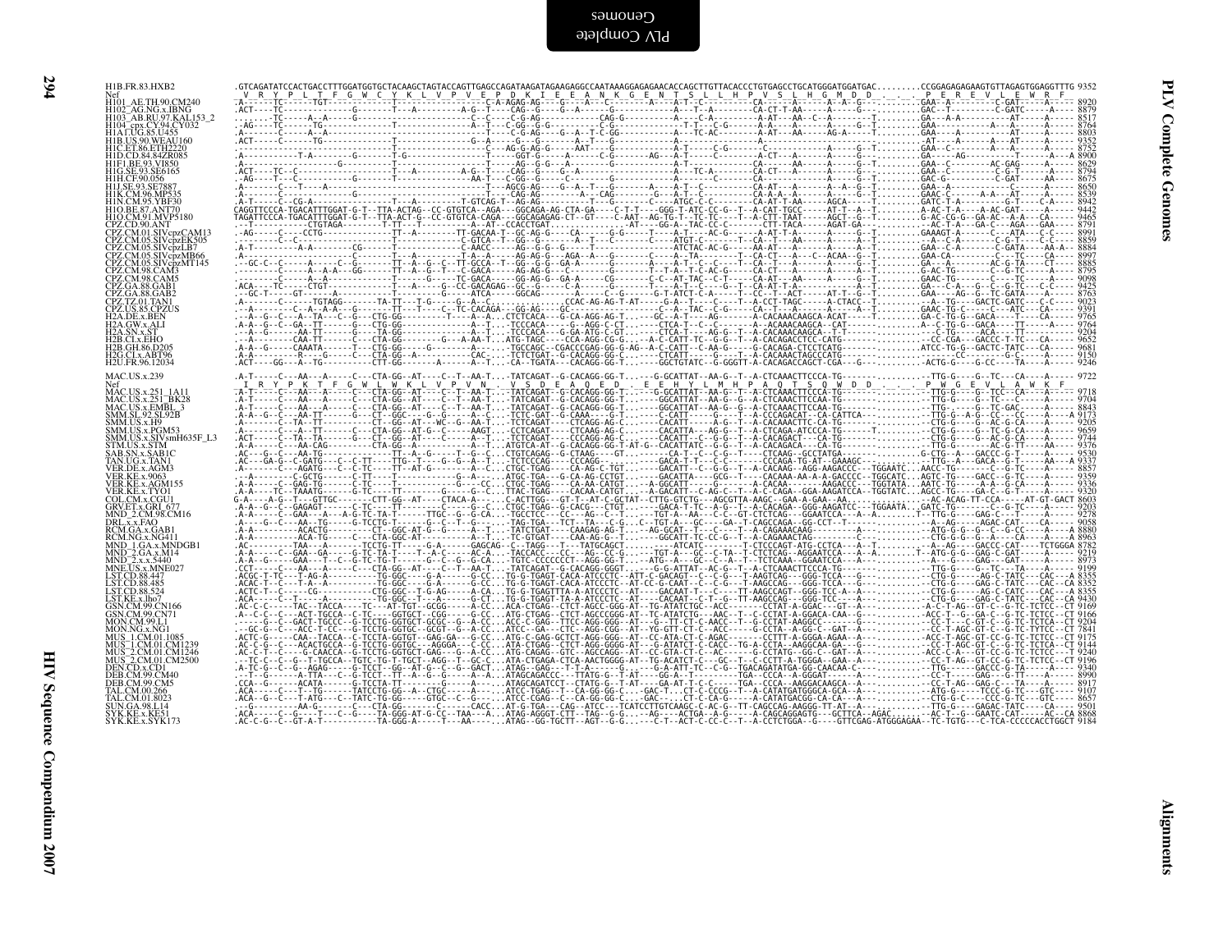# PLV Complete Genomes

```
H1B.FR.83.HXB2          .GTCAGATATCCACTGACCTTTGGATGGTGCTACAAGCTAGTACCAGTTGAGCCAGATAAGATAGAAGAGGCCAATAAAGGAGAGAACACCAGCTTGTTACACCCTGTGAGCCTGCATGGGATGGATGAC........CCGGAGAGAGAAGTGTTAGAGTGGAGGTTTG 9352
Nef                      V R Y P L T F G W C Y K L V P V E P D K I E E A N K G E N T S L L H P V S L H G M D D . . . P E R E V L E W R F
H101_AE.TH.90.CM240          8920
H102_AG.NG.x.IBNG            8879
H103_AB.RU.97.KAL153_2       8517
H104_cpx.CY.94.CY032         8764
H1A1.UG.85.U455              8803
H1B.US.90.WEAU160            9352
H1C.ET.86.ETH2220            8752
H1D.CD.84.84ZR085            8900
H1F1.BE.93.VI850             8629
H1G.SE.93.SE6165             8794
H1H.CF.90.056                8675
H1J.SE.93.SE7887             8650
H1K.CM.96.MP535              8539
H1N.CM.95.YBF30              8942
H1O.BE.87.ANT70              9442
H1O.CM.91.MVP5180            9465
CPZ.CD.90.ANT                8791
CPZ.CM.01.SIVcpzCAM13        8991
CPZ.CM.05.SIVcpzEK505        8859
CPZ.CM.05.SIVcpzLB7          8884
CPZ.CM.05.SIVcpzMB66         8997
CPZ.CM.05.SIVcpzMT145        8885
CPZ.CM.98.CAM3               8795
CPZ.CM.98.CAM5               9098
CPZ.GA.88.GAB1               9425
CPZ.GA.88.GAB2               8763
CPZ.TZ.01.TAN1               9023
CPZ.US.85.CPZUS              8391
H2A.DE.x.BEN                 9765
H2A.GW.x.ALI                 9764
H2A.SN.x.ST                  9204
H2B.CI.x.EHO                 9652
H2B.GH.86.D205               9681
H2G.CI.x.ABT96               9150
H2U.FR.96.12034              9246

MAC.US.x.239            .A-T-----C---AA--A-----C---CTA-GG--AT----C--T--AA-T...-TATCAGAT--G-CACAGG-GG-T...--G-GCATTAT--AA-G--T--A-CTCAAACTTCCCA-TG--------..........-TTG-G----G--TC---CA---A----- 9722
Nef                      I R Y P K T F G W L W K L V P V N . V S D E A Q E D . E E H Y L M H P A Q T S Q W D D . . . P W G E V L A W K F
MAC.US.x.251_1A11            9718
MAC.US.x.251_BK28            9704
MAC.US.x.EMBL_3              8843
SMM.SL.92.SL92B              9173
SMM.US.x.H9                  9205
SMM.US.x.PGM53               9659
SMM.US.x.SIVsmH635F_L3       9744
STM.US.x.STM                 9376
SAB.SN.x.SAB1C               9530
TAN.UG.x.TAN1                9337
VER.DE.x.AGM3                8857
VER.KE.x.9063                9359
VER.KE.x.AGM155              9336
VER.KE.x.TYO1                9320
COL.CM.x.CGU1                8603
GRV.ET.x.GRI_677             9203
MND_2.CM.98.CM16             9278
DRL.x.x.FAO                  9058
RCM.GA.x.GAB1                8880
RCM.NG.x.NG411               8963
MND_1.GA.x.MNDGB1            8782
MND_2.GA.x.M14               9219
MND_2.x.x.5440               8973
MNE.US.x.MNE027              9199
LST.CD.88.447                8355
LST.CD.88.485                8352
LST.CD.88.524                8355
LST.KE.x.lho7                9430
GSN.CM.99.CN166              9169
GSN.CM.99.CN71               9166
MON.CM.99.L1                 9204
MON.NG.x.NG1                 7841
MUS_1.CM.01.1085             9175
MUS_1.CM.01.CM1239           9144
MUS_2.CM.01.CM1246           9240
MUS_2.CM.01.CM2500           9196
DEN.CD.x.CD1                 9340
DEB.CM.99.CM40               8990
DEB.CM.99.CM5                8917
TAL.CM.00.266                9107
TAL.CM.01.8023               8657
SUN.GA.98.L14                9501
SYK.KE.x.KE51                8868
SYK.KE.x.SYK173              9184
```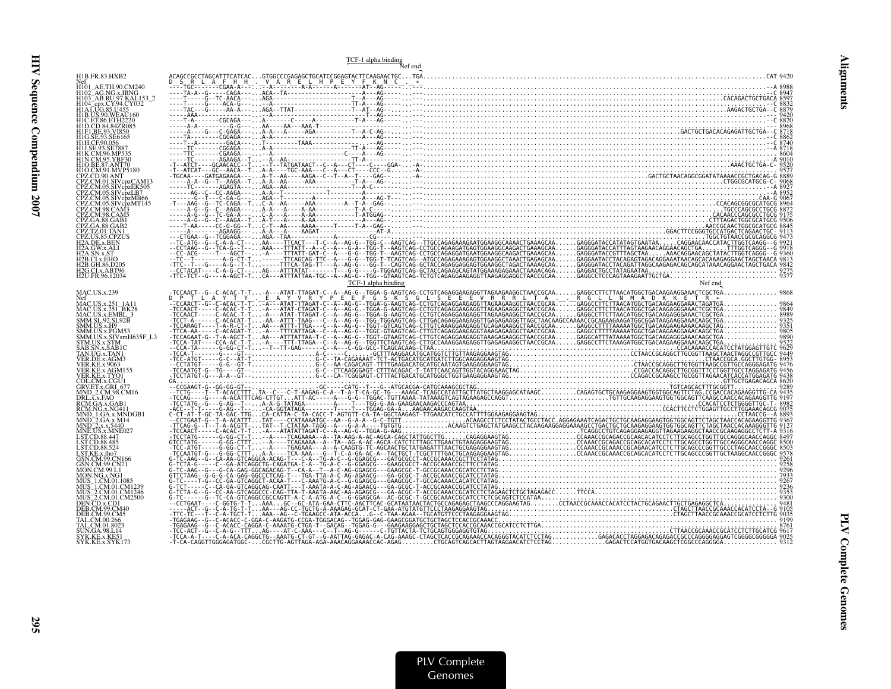```
                                   TCF-1 alpha binding
                                                    Nef end
H1B.FR.83.HXB2        ACAGCCGCCTAGCATTTCATCAC...GTGGCCCGAGAGCTGCATCCGGAGTACTTCAAGAACTGC...TGA.......................................................................................CAT 9420
Nef                   D  S  R  L  A  F  H  H    V  A  R  E  L  H  P  E  Y  F  K  N  C  _  *
H101_AE.TH.90.CM240   ---TGC-------CGAA-A---...-A--------A-A------A-------AT--AG-----..--.......................................................................................-A 8988
H102_AG.NG.x.IBNG     ----TA-A--G-----CAGA----..ACA--TA---------------------A---AG-----..--.......................................................................................-C 8947
H103_AB.RU.97.KAL153_2 ----T----G---TC-AACA---..AGA-----------------T--A---AG-----..--..........................................................................CACAGACTGCTGACA 8597
H104_cpx.CY.94.CY032  ----T-----G----ACA-G----..-A--------------------TT-A---AG-----..--.......................................................................................-C 8832
H1A1.UG.85.U455       ----TAC---G-----AA-A----..AGA--TTAT---------------T--AT--AG-----..--....................................................................AAGACTGCTGA--C 8879
H1B.US.90.WEAU160     ----AAA---------------..--------------------------T----AG-----..--.......................................................................................T 9420
H1C.ET.86.ETH2220     ----T-A-------CGCAGA----..A--------C------A-----------T-A---AG-----..--.......................................................................................-C 8820
H1D.CD.84.84ZR085     ----A-A---------G-G----..AA----AA---AAA-T---------------------..--........................................................................................ 8968
H1F1.BE.93.VI850      ----A------G---C-GAGA----..A-A----A----AGA-----------T--A-C-AG-----..--.........................................................GACTGCTGACACAGAGATTGCTGA--C 8718
H1G.SE.93.SE6165      ----TA---------CGGAGA----..A-A---------------------T--A---AG-----..--.......................................................................................-C 8862
H1H.CF.90.056         ----T--A---------GACA----..-T-------------TAAA---------------AG-----..--.......................................................................................-C 8740
H1J.SE.93.SE7887      ----TC---------CGGAGA----..A-A---------------------TT-A---AG-----..--.......................................................................................-A 8718
H1K.CM.96.MP535       ----TTC--------CGAAGA----..-A---------------------C----A---AG-----..--....................................................................................... 8604
H1N.CM.95.YBF30       ----TC---------AGAAGA--T...--A--AA--------------------TT-A-------..--.......................................................................................-A 9010
H1O.BE.87.ANT70       -T--ATCT----GCAACACC-T-..-T--TATGATAACT--C--A---CT------C-----GGA-.-A-...........................................................................AAACTGCTGA-C- 9520
H1O.CM.91.MVP5180     -T--ATCAT---GC--AACA--T..A-A----TGC-AAA---C--A---CT-----CCC--G......-A-.........................................................................................-- 9527
CPZ.CD.90.ANT         -TGCAA----GATGAGAAGA----..A-T--AA----AAGA--C--T--A--T----GAG-----..-A-....................................GACTGCTAACAGGCGGATATAAAACCGCTGACAG-G 8889
CPZ.CM.01.SIVcpzCAM13 ----A-A--G--T-AAGA--T...A-A--AA----AAA-----------T-A---AG-----..--.....................................................................CTGGCGCATGCG--C- 9068
CPZ.CM.05.SIVcpzEK505 -----TC---------AGAGTA----..AGA--AA-----------------T--A-C------..--.......................................................................................-A 8927
CPZ.CM.05.SIVcpzLB7   -------AG--C--CC-AAGA----..A-A--T----------T---------A---------..--.......................................................................................-A 8952
CPZ.CM.05.SIVcpzMB66  -----G--T--C-GA-G---..AGA--T-AA-A-------------A---AG-T-----..--.............................................................................CAA-G 9067
CPZ.CM.05.SIVcpzMT145 -T---AAG--G--TC-CAGA--T..C-A--AA-----AAA--------A--T-A--GAG-----..--.........................................................................CCACAGCGGCGCATGCG 8964
CPZ.CM.98.CAM3        -----A-G--G--C--AAGA----..A-A---A----A-AA----------T-A-C------..--.........................................................................TGCCCAGCGCCTGCG 8872
CPZ.CM.98.CAM5        -----A-G--G--C--AAGA----..A-A---A----A-AA---------ATGGAG-----..--.........................................................................CACAACCCAGCGCCTGCG 9175
CPZ.GA.88.GAB1        -----A-G--G--C--AAGA--T..A-T---A----A-AA---------A---AG-----..--........................................................................CTTTAGACTGGCGCATGCG 9506
CPZ.GA.88.GAB2        -----T-AA------CC-G-GG--T..C-T--AA----AAAA-----T------T-A--GAG-----..--.....................................................................AACCGCAACTGGCGCATGCG 8845
CPZ.TZ.01.TAN1        -----A-----------AGAAGG----..A-A---A----AAGAT--------T-------AT-A..--..........................................................GGACTTCCGGGTGCCATGACTCAGAACTGC--T 9113
CPZ.US.85.CPZUS       -----CTGAA--G--TCGGAGA----..AGA--TAA---------------CG-----------..--.........................................................................TGGCTGTAACCGCGCAGGCG 9473
H2A.DE.x.BEN          --TC-ATG--G--C-A-A-CT---..AA----TTCACT---T-C--A--AG-G--TGG-C--AAGTCAG--TTGCCAGAGAAAGAATGGAAGGCAAACTGAAAGCAA......GAGGGATACCATATAGTGAATAA......CAGGAACAACCATACTTGGTCAGGG--G 9921
H2A.GW.x.ALI          --CCTAAG--G--TCA-G--T---..A-A---TTTATT--A--C--A--G-A--TGG-T--AAGTCAG-CCTGCCAGAGATGAGTGGAAGGCAAGACTGAAAGCAA......GAGGGATACCATTTAGTAAGAACAGGAACAGCTGA......TTTGGTCAGGG--G 9918
H2A.SN.x.ST           --CC-ACG-----T---AGCT---..-A----TTTATT-GAT-C--A--G-G--TGG-T--AAGTCAG-CCTGCCAGAGGATGAATGGAAGGCAAGACTGAAAGCAA......GAGGGATACCGTTTAGCTAA.....AAACAGGAACAGCTATACTTGGTCAGGG--G 9360
H2B.CI.x.EHO          --TC--T---------A-G-CT-T..------TTCAGCAG-TTC--A--G-G--TGG-T--TCAGTCAG--ATGCCAGAGAAAGAGTGGAAGGCTAAACTGAGAGCAA.....GAGGGATACCTACAGAGTAGACAGGAAATAACAGCACAAAGAGGAACTAGCTAACA 9813
H2B.GH.86.D205        -TTC-TT-----A-G-CT-T...------TTTCA-TAG-TT--A--AG-G---CG-T--CAGTCAG-GCTACCAGAGAGCAGTGGAAGGCTAGACTAAAAGCAA.....GAGGGATACCTACAGATTAGGCAAGAGACAGCAGCATAAACAGGAACTAGCTGACA 9842
H2G.CI.x.ABT96       --CCTACAT----C-A-G-CT-..AG---ATTTATAT-------T---G-G----G-TGGAAGTCAG-GCTACCAGAGCAGTATGGAAAGAGAAACTAAAACAGA.....GAGGACTGCCTATAGAATAA............................... 9275
H2U.FR.96.12034      -TTC-TCT--G----A-AGCT-T...CA---ATTTATTAA-TGC--A--AG-G--TGG--GTAAGTCAG-TCTGTCAGAGGAAGAGGTTAAGAGGAGGCTAACCGCAA......GAGGCCTCCCAGTAAAGAATTGCTGA.......................... 9377

                                    TCF-1 alpha binding                                                               Nef end
MAC.US.x.239          -TCCAACT--G--C-ACAC-T-T...-A---ATAT-TTAGAT-C--A--AG-G--TGGA-G-AAGTCAG-CCTGTCAGAGGAAGAGGTTAGAAGAAGGCTAACCGCAA......GAGGCCTTCTTAACATGGCTGACAAGAAGGAAACTCGCTGA.............. 9868
Nef                   D  P  T  L  A  Y  T  Y    E  A  Y  V  R  Y  P  E  E  F  G  S  K  S  G  L  S  E  E  E  V  R  R  R  L  T  A    R  G  L  L  N  M  A  D  K  K  E  T  R  *
MAC.US.x.251_1A11     --CCAACT--G--C-ACAC-T-T...-A---ATAT-TTAGAT-C--A--AG-G--TGGA-G-AAGTCAG-CCTGTCAGAGGAAGAGGTTAGAAGAAGGCTAACCGCAA......GAGGCCTTCTTAACATGGCTGACAAGAGGGAAACTAGATGA.............. 9864
MAC.US.x.251_BK28     -TCCAACT-----C-ACAC-T-T...-A---ATAT-CTAGAT-C--A--AG-G--TGGA-G-AAGTCAG-CCTGTCAGAGGAAGAGGTTAGAAGAAGGCTAACCGCAA......GAGGCCTTCTTAACATGGCTGACAAGAGGGAAACTCGCTGA.............. 9849
MAC.US.x.EMBL_3       -TCCAACT-----C-ACAC-T-T...-A---ATAT-TTAGAT-C--A--AG-G--TGGA-G-AAGTCAG-CCTGTCAGAGGAAGAGGTTAGAAGAAGGCTAACCGCAA......GAGGCCTTCTTAACATGGCTGACAAGAGGGAAACTCGCTGA.............. 8989
SMM.SL.92.SL92B       -TCCT-A------C-ACACAT-T...AA--ATTT-TAAG---C--A--AG-G--TGG-TGGAAGTCAG-CTTGTCAGAGGAAGAGGTTGAGAGAAGGTTAGCTAACAAGCCAAAAACCGCAGAAGAAGATGGCGGATAAGAAGGAAACAAGCTGA............ 9325
SMM.US.x.H9           -TCCARAGT----T-A-R-CT-T...AA---ATTT-TTGA---C--A--AG-G--TGGT-GTCAGTCAG-CTTGTCAAGGAAGAGGTGCAGAGAAGGCTAACCGCAA......GAGGCCTTTTAAAAATGGCTGACAAGAAGAAAACAAGCTAG.............. 9351
SMM.US.x.PGM53        -TTCA-AA-----C-ACAGAT-T...-A---TTTCATTAGA--C--A--AG-G--TGGC-GTAAGTCAG-CTTGTCAGAGGAAGAGGTAAAGAGAAGGCTAACCGCAA......GAGGCCTTTTAAAAATGGCTGACAAGAAGGAAACAAGCTGA.............. 9805
SMM.US.x.SIVsmH635F_L3 -TCCAGAAT-G--T-A-AGCT-T...AA---ATTTATTAA-T-C--A--AG-G--TGGT-GTAAGTCAG-CTTGTCAGAGGAAGAGGTAAAGAGAAGGCTAACCGCAA......GAGGCATTATAAAATGGCTGACAAGAGGGAAACAAGCTGA.............. 9890
STM.US.x.STM          -TCCA-TAT----CCA-AC-CT-T...-A---TTT-TTAGA--C--A--AG-G--TGGTTCTAAGTCAG-CTTGCCAAAGGAAGAGGTTGAGAGAAGGCTAACCGCAA......GAGGCCTTCTAAAGATGGCTGACAAGAAGGAAACAAGCTGA.............. 9522
SAB.SN.x.SAB1C        --CCA-TA-----G-GG-CT-T.....-T--TT-GAG-------C--A---C-GG-GCC-TCAGCACAAG-CTAA.....................................................CCACAAAACCACATCCTATGGAGTTGTC 9629
TAN.UG.x.TAN1         -TCCA-T------G---GT--..................A-C------C.......GCTTTAAGGACATGCATGGTCTTGTTAAGAGGAAGTAG....................CCTAACCGCAGGCTTGCGGTTAAGCTAACTAGGCCGTTGCC 9449
VER.DE.x.AGM3         -TCC-ATGT-----G-G--AT-T..................G-C--TA-CAGAAAAT-TCT-ACTGACATGCATGATCTTGGCAAGAGGAAGTAG.................................CTAACCGCA.GGCTTGTGG- 8953
VER.KE.x.9063         --CCATGT-----G-G--GT-T..................G-C--AA-CAGACAGT-TTTTGAAGACATGCATGCAATAGTGAAGAGGAAGTAG.................CTAACCGCAGGCTTGTGGTTAAGCCGTTGCCAGGGAGATG 9476
VER.KE.x.AGM155       -TCCAATGT-G--TG----GT--..................G-C--CTCAAGGGAGT-CTTTACAGAC-T-TATTCAACAGTTGGTACAGGAAACTAG.......................CCGACCACAGGCTTGCGGTTTCCTGGTTGCCTAGGAGATG 9456
VER.KE.x.TYO1         -TCCTATGT-G---A-A--GT--..................G-C--CA-TCGGGAGT-CTTTACTGACATGCATGGGCTGGTGAAGAGGAAGTAG...............CCAGACCGCAAGCCTGCGGTTAGAACATCACCATGGAGATG 9438
COL.CM.x.CGU1         GA.......................................................................................................................GTTGCTGAGACAGCA 8620
GRV.ET.x.GRI_677      --CCGAAGT-G--GG-GG-GT-................-GC-----CATG--T---G--ATGCACGA-CATGCAAAGCGCTAG.................................................TGTCAGCACTTTGCGGTT......... 9289
MND_2.CM.98.CM16      --TCTG----T--T-ACACCTTT..TA--C---C-T-AAGAG-C-A--T-A-T-CA-GC-TG---AAAGC-TCAGCCATATTGCTTATGCTAAGGAGCATAAAGC..........CAGAGTGCTGCAAGAGGAAGTGGTGGCAGTTCTAG.CCGACCACAGAAGGTTG-CA 9435
DRL.x.x.FAO           -TCCAG-----G---A-ACATTTCAG-CTTGT...ATT-AC------A---G-G--TGGAC-TGTTAAAA-TATAAAGTCAGTAGAAGAGCCAGGT........................TGTTGCAAGAGGAAGTGGTGGCAGTTCAAGCCAACCACAGAAGGTTG 9197
RCM.GA.x.GAB1         -TCCTATG--G--G-AG--T--..A-A-G-TATAGA--------A----T---TGG-GA-AA-GAAGAACAAGACCCAGTAA........................................CCACATCCTCTGGGGTTGC-T- 8982
RCM.NG.x.NG411        -ACC--T-T-----G-AG--T-..-...CA-GGTATAGA--------A----T----TGGAG-GA-A...AAGAACAAGACCAAGTAA.......................................CCACTTCCTCTGGAGTTGCCTTGGAAACAGCG 9075
MND_1.GA.x.MNDGB1     C-CT-AT-T-GC-TA-GAC-TTG...CA-CATTA-C-TA-CACC-T-AGTGTT-CA-TA-GGCTAAGAGT-TTGAACATCTGCCATTTTGGAAGAGGAAGTAG.................................CCTAACCG--A 8893
MND_2.GA.x.M14        --CCTGAAT-G--T-A-ACATTT...TAT----CCATAAAATGC--AA--G-A-A--G-C-TGTT..........ACAAGCCTCTCCTATACTGCCTACC.AGGAGAAATCAGACTGCTGCAAGAGGAAGTGGTGGCAGTTCTAGCTAACCACAGAAGGTTG 9367
MND_2.x.x.5440        -TTCAG-G--T--T-A-ACGTT-..TAT--T-CTATAA-TAGG--A---G-A-A----TGTGTG.............ACAAGTCTGAGCTATGAAGCCTACAAGAAGGAGGAAAAGCCTGACTGCTGCAAGAGGAAGTGGTGGCAGTTCTAGCTAACCACAAAGGGTTG 9127
MNE.US.x.MNE027       -TCCAACT-----C-ACAC-T-T...-A---ATATATTAGAT-C--A--AG-G--TGGA-G-AAG...........................TCAGGCCTGTCAGAGGAAGAGGTTAGAAGAAGGCTAACCGCAAGAGGCCTCTT-A 9316
LST.CD.88.447         -TCCTATG------G-GG-CT-T..-A---TCAGAAAA--A--TA-AAG-A-AC-AGCA-CAGCTATTGGCTTG......CAGAGGAAGTAG..............CCAAACCGCAGACCGCAACACATCCTCTTGCAGCCTGGTTGCCAGGGCAACCAGGC 8497
LST.CD.88.485         GTCCTATG------G-GG-CTTT..-A---TCAGAAAA--A--TA--AG-A-AC-AGCA-CATCTCTTAGCTTGAACTGTAAGAGGAAGTAG.................CCAAACCGCAGACCGCAGCACATCCTCTTGCAGCCTGGTTGCCAGGGCAACCAGGC 8500
LST.CD.88.524         -TCC-ATGT-----G-GG-CT-T..-A---TGAGAAA--A--A-CAAGTG-TC-AGCAACTGCTATGAGATTTAACTGCAGAGGAAGTAG.................CCAAACCGCAAACCGCAGAACATCCTCTTGCAGCCGGTTGCCCTAGCAACCGGGC 8503
LST.KE.x.lho7         -TCCAATGT-G--G-GG-CTTT...A----TCA-AAA---G--T-C-A-GA-AC-A--TACTGCT-TCGCTTTGACTGCAGAGGAAGTAG.................CCAAACCGCAAACCGCAGCACATCCTCTTGCAGCCGGTTGCTAAGGCAACCGGGC 9578
GSN.CM.99.CN166       G-TC-AAG--G--CA-AA-GTCAGGCA-ACAG-T---C-A--TG-A-C--G-GGAGCG---GATGCGCCT-ACCGCAAACCGCTTCCTATAG................................................................. 9261
GSN.CM.99.CN71        G-TCTA-G------C-GA-ATCAGGCTG-CAGATGA-C-A--TG-A-C--G-GGAGCG---GAAGCGCCT-ACCGCAAACCGCTTCCTATAG................................................................. 9258
MON.CM.99.L1          G-TC-AAG--G---G-CA-GAG-GGCAGACAG-T--CA-A--T--A-C-AG-GGAGCG---GAAGCGC-T-GCCGCAAACCGCATCCTCTAG................................................................. 9296
MON.NG.x.NG1          GTTCTAAG--G-G-G-CA-GAG-GGCCCTCAG-T---TGA-TTA-A-C-AG-AGAACG---GA-GCGC-T-ACCGCAAACCGCATCCTATAG................................................................. 7933
MUS_1.CM.01.1085      G-TC-----T-G--CC-GA-GTCAGGCT-ACAA-T---C-AAATG-A-C--G-GGAGCG---GAAGCGC-T-GCCACAAACCGCATCCTATAG................................................................. 9267
MUS_1.CM.01.CM1239    G-TCT-----C--CA-GA-GTCAGGCAG-CAATT---T-AAATA-A-C-AG-AGAACG---GA-GCGC-T-ACCGCAAACCGCATCCTATAG................................................................. 9236
MUS_2.CM.01.CM1246    G-TCTA-G--G--CC-AA-GTCAGGCCC-CAG-TTA-T-AAATA-AAC-AA-AGAGCG---GA-ACGC-T-ACCGCAAACCGCATCCTCTAGAACTCTGCTAGAGACC......TTCCA.................................................. 9353
MUS_2.CM.01.CM2500    G-TC-----G--TC-CA-GTCAGGCCGCCAGTT-A-C-A-ATG-A-C--G-GGAGCGA--AC-GCGC-T-GCCGCAAACCGCATCCTCTCGCAGTCTCCATAA.......................................................... 9300
DEN.CD.x.CD1          --CCTGAAT----C-GGTG-T-T...AAA...GC--GC-ATA-GAA-CTTC-AACTTCAC-GCATAATAACTACTGCCAGAGAGCTAAGCCCAGGAAGTAG........CCTAACCGCAAACCACATCCTACTGCAGAACTTGCTGAGAGGCTCA.............. 9481
DEB.CM.99.CM40        -----ACT--G--C-A-TG-T-T...AA---AG-CC-TGCTG-A-AAAGAG-GCAT-CT-GAA-ATGTATGTTCCCTAAGAGGAAGTAG.................................................CTAGCTTAACCGCAAACCACATCCTA--G 9105
DEB.CM.99.CM5         -TTC-TC---T--C-A-TGCT-T...AAA--AG--C-TGAAGCC-ATA-ACCA...G--C-TAA-AGAA--TGCATGTTCCCTAAGAGGAAGTAG.........................................CTAGCTTAACCGCAAACCGCATCCTCTTG 9035
TAL.CM.00.266         -TGAGAAG--G--C-ACACC-C-GGA-C-AAGATG-CCGA-TGGGACAG--TGGAG-GAG-GAAGCGGATGCTGCTAGCTCCACCGCAAACC.................................................................... 9199
TAL.CM.01.8023        -TGAGAAG--G--C-ACACC-CAGGA-C-AAATG-CTGA-T--GACAG--TGGAG-G---GAAGAAGGAGCTGCTAGCTCCACCGCAAACCGCATCCTCTTGA.......................................................... 8761
SUN.GA.98.L14         -TCC-ACT--G--C-A-G--TTT...AG----AT-C-AAA---C--T--AG-G------C-TGTTACTA-TCTGCAGTGGGAGGTGTAG.......................................CTTAACCGCAAACCGCATCCTCTTGCATCG 9617
SYK.KE.x.KE51         -TCCA-A-T----C-A-ACA-CAGGCTG--AAATG-CT-GT--G-AATTAG-GAGAC-A-CAG-AAAGC-CTAGCTCACCGCAGAAACCACAGGGTACATCTCCTAG.............GAGACACCTAGGAGACAGAGACCGCCCAGGGGAGGAGTCGGGGCGGGGGA 9025
SYK.KE.x.SYK173       -T-CA-CAGGTTGGGAGATGGC-...CGCTTG-AGTTAGA-AGA-AAACAGGAAAACCAC-AGAG.........CTGCAGTCAGCACTTAGTAAGAACATCTCCTAG...............GAGACTCCATGGTGACAAGCTCGGCCCAGGGGA........... 9312
```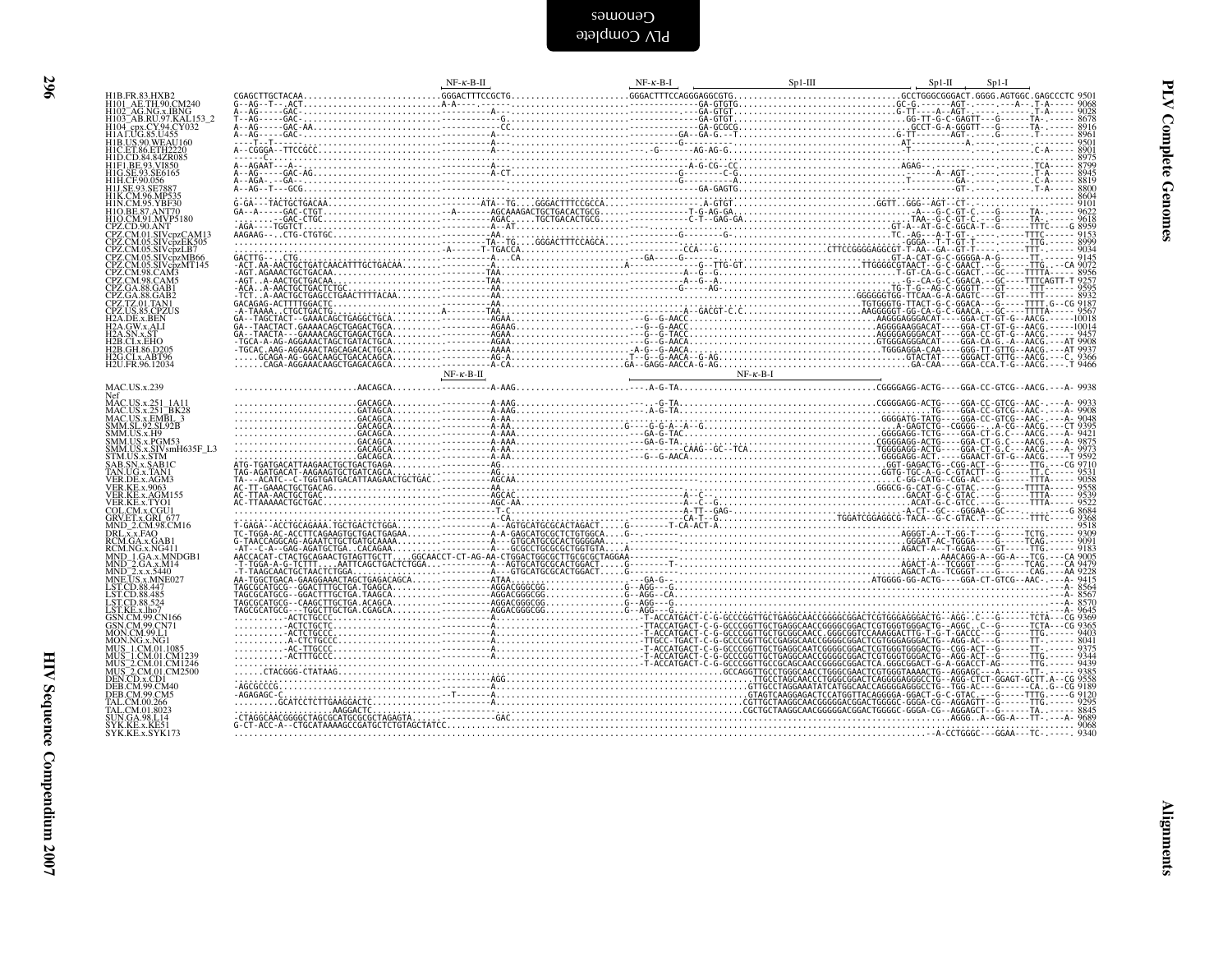```
                                              NF-κ-B-II                    NF-κ-B-I              Sp1-III                  Sp1-II    Sp1-I
H1B.FR.83.HXB2           CGAGCTTGCTACAA...........................GGGACTTTCCGCTG.......................GGGACTTTCCAGGGAGGCGTG...............................GCCTGGGCGGGACT.GGGG.AGTGGC.GAGCCCTC 9501
H101_AE.TH.90.CM240      G--AG--T--.ACT...........................A-A----.-----.......................------------GA-GTGTG...............................GC-G.------AGT-.----.---A--.T-A----- 9068
H102_AG.NG.x.IBNG        A--AG-----GAC-...........................----------.....................................------------GA-GTGT................................G-TT----A--AGT-.----.------.T-A----- 9028
H103_AB.RU.97.KAL153_2   T--AG-----GAC-...........................----------G....................................------------GA-GTGT................................GG-TT-G-C-GAGTT---G------TA-.----- 8678
H104_cpx.CY.94.CY032     A--AG-----GAC-AA.........................----------CC...................................------------GA-GCGCG...............................GCCT-G-A-GGGTT---G------TA-.----- 8916
H1A1.UG.85.U455          A--AG-----GAC-...........................----------A---................................-----------GA-GA-G.--T..............................G-TT----A---AGT-.----.------.T-----  8961
H1B.US.90.WEAU160        ----T--T-----............................----------A---................................------------G-----................................AT-----------A.----.------.------ 9501
H1C.ET.86.ETH2220        A--CGGGA--TTCCGCC........................----------A---................................----.-G------AG-AG-G................................-T--------------.----.------.C-A---- 8901
H1D.CD.84.84ZR085        ------C..................................----------A---................................-----------------................................------------------.----.------.----- 8975
H1F1.BE.93.VI850         A--AGAAT---A-............................----------A---................................-----------A-G-CG-.CC..............................AGAG--.-----.----.------.TCA----- 8799
H1G.SE.93.SE6165         A--AG-----GAC-AG.........................----------A-CT................................----------G--------C-G................................------A--AGT-.----.------.T-A----- 8945
H1H.CF.90.056            A--AGA-.---GA-...........................----------A...................................----------G--------A.................................-T------------GA-.----.------.C-A----- 8819
H1J.SE.93.SE7887         A--AG--T---GCG...........................----------.....................................------------GA-GAGTG...............................------------------GT-.-----.------.T-A----- 8800
H1K.CM.96.MP535          .........................................----------.....................................-----------------................................------------------.----.------.------ 8604
H1N.CM.95.YBF30          G-GA---TACTGCTGACAA......................-------ATA--TG....GGGACTTTCCGCCA..............--------.A-GTGT...............................GGTT..GGG--AGT--CT-.---------------------- 9101
H1O.BE.87.ANT70          GA--A-----GAC-CTGT.......................--A-------AGCAAAGACTGCTGACACTGCG.....------------T-G-AG-GA..........................................-A---G-C-GT-C.---G-----TA-.----- 9622
H1O.CM.91.MVP5180        ---------GAC-CTGC........................----------AGAC.....TGCTGACACTGCG.....------------C-T--GAG-GA..........................................TAA--G-C-GT-C.---G-----TA-.----- 9618
CPZ.CD.90.ANT            -AGA----TGGTCT...........................----------A--AT................................-----------------.................................GT-A--AT-G-C-GGCA-T--G-----TTTC----G 8959
CPZ.CM.01.SIVcpzCAM13    AAGAAG--.CTG-CTGTGC......................----------AA...................................----------G--------G-----.........................TC.-AG---A-T-GT-.----.---TTTC----- 9153
CPZ.CM.05.SIVcpzEK505    ........................................----------TA--TG....GGGACTTTCCAGCA.............................................................-GGGA--T-T-GT-T--------TTG.----- 8999
CPZ.CM.05.SIVcpzLB7      .........................................-A------T-TGACCA...............................-----CCA---G.......................CTTCCGGGGAGGCGT-T-AA--GA--GT-T----.---TTT.----- 9034
CPZ.CM.05.SIVcpzMB66     GACTTG--.CTG.............................----------A...CA...............................---GA-----G...........................GT-A-CAT-G-C-GGGGA-A-G-----TT.----- 9145
CPZ.CM.05.SIVcpzMT145    -ACT.AA.AACTGCTGATCAACATTTGCTGACAA.......----------A....................................A------------G--TTG-GT......................TTGGGGCGTAACT--G-C-GAACT.--G-----TTG.---CA 9072
CPZ.CM.98.CAM3           -AGT.AGAAACTGCTGACAA.....................----------TAA..................................-----------A--G-G.-------.............................T-GT-CA-G-C-GGACT.--GC----TTTTA---- 8956
CPZ.CM.98.CAM5           -AGT..A-AACTGCTGACAA.....................----------TAA..................................-----------A--G--A...........................................-G--CA-G-C-GGACA.--GC---TTTCAGTT-T 9257
CPZ.GA.88.GAB1           -ACA..A-AACTGCTGACTCTGC..................----------AA...................................----------G-----AG-.............................TG-T-G---AG-C-GGGTT---GT-----TTT------ 9595
CPZ.GA.88.GAB2           -TCT..A-AACTGCTGAGCCTGAACTTTTACAA........----------AA...................................-------------------..........................GGGGGGTGG-TTCAA-G-A-GAGTC---GT-----TTT------ 8932
CPZ.TZ.01.TAN1           GACAGAG-ACTTTTGGACTC.....................----------AA...................................-----------------............................TGTGGGTG-TTACT-G-C-GGACA---G-----TTTT.G--CG 9187
CPZ.US.85.CPZUS          -A-TAAAA..CTGCTGACTG.....................A---------TAA..................................-----------A--GACGT-C.C.........................AAGGGGGT-GG-CA-G-C-GAACA.--GC----TTTTA----- 9567
H2A.DE.x.BEN             GA--TAGCTACT--GAAACAGCTGAGGCTGCA.........----------AGAA.................................---G--G-AACC...........................................AGGGGAGGGACAT----GGA-CT-GT-G--AACG.----10018
H2A.GW.x.ALI             GA--TAACTACT.GAAAACAGCTGAGACTGCA.........----------AGAAG................................---G--G-AACC...........................................AGGGGAAGGACAT----GGA-CT-GT-G--AACG.-----10014
H2A.SN.x.ST              GA--TAACTA---GAAAACAGCTGAGACTGCA.........----------AGAA.................................---G--G-TACC...........................................AGGGGAGGGACAT----GGA-CC-GT-G--AACG.----- 9457
H2B.CI.x.EHO             -TGCA-A-AG-AGGAACTAGCTGATACTGCA..........----------AGAA.................................---G--G-AACA...........................................GTGGGAGGGACAT----GGA-CA-G-.-A--AACG.---AT 9908
H2B.GH.86.D205           -TGCAC.AAG-AGGAACTAGCAGACACTGCA..........----------AAAA.................................---G--G-AACA...........................................TGGGAGGA-CAA----GGG-TT-GTTG--AACG.---AT 9937
H2G.CI.x.ABT96           .....GCAGA-AG-GGACAAGCTGACACAGCA.........----------AG-A.................................T-G--G-AACA--G-AG..........................................GTACTAT----GGGACT-GTTG--AACG.----C. 9366
H2U.FR.96.12034         ......CAGA-AGGAACAAGCTGAGACAGCA..........----------A-CA.................................GA--GAGG-AACCA-G-AG........................................GA-CAA----GGA-CCA.T-G--AACG.---.T 9466
                                              NF-κ-B-II                                   NF-κ-B-I
MAC.US.x.239             ........................AACAGCA..........----------A-AAG................................----.A-G-TA.................................................CGGGGAGG-ACTG----GGA-CC-GTCG--AACG.---A- 9938
Nef
MAC.US.x.251_1A11        ........................GACAGCA..........----------A-AAG................................-----G-TA................................................CGGGGAGG-ACTG----GGA-CC-GTCG--AAC-.---A- 9933
MAC.US.x.251_BK28        ........................GATAGCA..........----------A-AAG................................----.A-G-TA.................................................TG----GGA-CC-GTCG--AAC-.---A- 9908
MAC.US.x.EMBL_3          ........................GACAGCA..........----------A-AA.................................----------..............................................GGGGATG-TATG----GGA-CC-GTCG--AAC-.---A- 9048
SMM.SL.92.SL92B          ........................GACAGCA..........----------A-AA.................................G---G-G-A--A--G.............................................A-GAGTCTG--CGGGG---.A-CG--AACG.---CT 9395
SMM.US.x.H9              ........................GACAGCA..........----------A-AAA................................---GA-G-TAC..............................................GGGGAGG-TCTG----GGA-CT-G.C---AACG.---A- 9421
SMM.US.x.PGM53           ........................GACAGCA..........----------A-AAA................................---GA-G-TA...............................................CGGGGAGG-ACTG----GGA-CT-G.C---AACG.---A- 9875
SMM.US.x.SIVsmH635F_L3   ........................GACAGCA..........----------A-AA.................................----------CAAG--GC--TCA.....................................TGGGGAGG-ACTG----GGA-CT-G.C---AACG.---A- 9973
STM.US.x.STM             ........................GACAGCA..........----------A-AA.................................---G--G-AACA.............................................GGGGAGG-ACT.----GGAACT-GT-G--AACG.---T 9592
SAB.SN.x.SAB1C           ATG-TGATGACATTAAGAACTGCTGACTGAGA.........----------AG...................................-----------.............................................GGT-GAGACTG--CGG-ACT--G-----TTG.---CG 9710
TAN.UG.x.TAN1            TAG-AGATGACAT-AAGAAGTGCTGATCAGCA.........----------AG...................................-----------.............................................GGTG-TGC-A-G-C-GTACTT--G-----TT.C---- 9531
VER.DE.x.AGM3            TA---ACATC---C-TGGTGATGACATTAAGAACTGCTGAC----------AGCAA................................-----------.............................................C-GG-CATG--CGG-AC---G-----TTTA---- 9058
VER.KE.x.9063            AC-TT-GAAACTGCTGACAG.....................----------AA...................................-----------.............................................GGGCG-G-CAT-G-C-GTAC.---G-----TTTTA---- 9558
VER.KE.x.AGM155          AC-TTAA-AACTGCTGAC.......................----------AGCAC................................-----------A--C...........................................GACAT-G-C-GTAC.---G-----TTTA----- 9539
VER.KE.x.TYO1            AC-TTAAAAACTGCTGAC.......................----------AGC-AA...............................-----------A--C--G........................................ACAT-G-C-GTCC.---G-----TTTA----- 9522
COL.CM.x.CGU1            .........................................----------T-C..................................-----------A-TT--GAG-.......................................-A-CT--GC---GGGAA--GC---.-----G 8684
GRV.ET.x.GRI_677         .........................................----------CA...................................-----------CA-T--G................................TGGATCGGAGGCG-TACA--G-C-GTAC.T--G-----TTTC---- 9368
MND_2.CM.98.CM16         T-GAGA--ACCTGCAGAAA.TGCTGACTCTGGA........----------A--AGTGCATGCGCACTAGACT.....G---------T-CA-ACT-A..................................................................................... 9518
DRL.x.x.FAO              TC-TGGA-AC-ACCTTCAGAAGTGCTGACTGAGAA......----------A-A-GAGCATGCGCTCTGTGGCA.....G--..........................................AGGGT-A--T-GG-T----G-----TCTG.---- 9309
RCM.GA.x.GAB1            G-TAACCAGGCAG-AGAATCTGCTGATGCAAAA........----------A---GTGCATGCGCACTGGGGAA.....---..........................................GGGAT-AC-TGGGA----G-----TCAG.---- 9091
RCM.NG.x.NG411           -AT--C-A--GAG-AGATGCTGA..CACAGAA.........----------A---GCGCCTGCGCGCTGGTGTA.....A--.........................................AGACT-A--T-GGAG----GT----TTG.---- 9183
MND_1.GA.x.MNDGB1        AACCACAT-CTACTGCAGAACTGTAGTTGCTT....GGCAACCT-CT-AG-AA-TTGGACTGGCGCTTGCGCGCTAGGAA.............................AAACAGG-A--GG-A---TCG.---CA 9005
MND_2.GA.x.M14           -T-TGGA-A-G-TCTTT....AATTCAGCTGACTCTGGA..----------A--AGTGCATGCGCACTGGACT.....G---------T...........................................AGACT-A--TCGGGT----G-----TCAG.---CA 9479
MND_2.x.x.5440           -T-TAAGCAACTGCTAACTCTGGA.................----------A---GTGCATGCGCACTGGACT.....G---------..........................................AGACT-A--TCGGGT----G-----CAG.---AA 9228
MNE.US.x.MNE027          AA-TGGCTGACA-GAAGGAAACTAGCTGAGACAGCA.....----------ATAA.................................---GA-G--......................................ATGGGG-GG-ACTG----GGA-CT-GTCG--AAC-.---A- 9415
LST.CD.88.447            TAGCGCATGCG--GGACTTTGCTGA.TGAGCA.........----------AGGACGGGCGG..............G--AGG--G.........................................................................  8564
LST.CD.88.485            TAGCGCATGCG--GGACTTTGCTGA.TAAGCA.........----------AGGACGGGCGG..............G--AGG--CA........................................................................ 8567
LST.CD.88.524            TAGCGCATGCG--CAAGCTTGCTGA.ACAGCA.........----------AGGACGGGCGG..............G--AGG--G.........................................................................A--  8570
LST.KE.x.lho7            TAGCGCATGCG---TGGCTTGCTGA.CGAGCA.........----------AGGACGGGCGG..............G--AGG--G.........................................................................A-- 9645
GSN.CM.99.CN166          ..........-ACTCTGCCC.....................----------A....................................-T-ACCATGACT-C-G-GCCCGGTTGCTGAGGCAACCGGGGCGGACTCGTGGGAGGGACTG--AGG-.C---G-----TCTA---CG 9369
GSN.CM.99.CN71           ..........-ACTCTGCTC.....................----------A....................................-TTACCATGACT-C-G-GCCCGGTTGCTGAGGCAACCGGGGCGGACTCGTGGGTGGGACTG--AGGC..C--G-----TCTA---CG 9365
MON.CM.99.L1             ..........-ACTCTGCCC.....................----------A....................................-T-ACCATGACT-C-G-GCCCGGTTGCTGCGGCAACC.GGGCGGTCCAAAGGACTTG-T-G-T-GACCC---G-----TTG.---- 9403
MON.NG.x.NG1             ..........-A-CTCTGCCC....................----------A....................................-TTGCC-TGACT-C-G-GCCCGGTTGCCGAGGCAACCGGGGCGGACTCGTGGGAGGGACTG--AGG-AC---G-----TT-.---- 8041
MUS_1.CM.01.1085         ..........-AC-TTGCCC.....................----------A....................................-T-ACCATGACT-C-G-GCCCGGTTGCTGAGGCAATCGGGGCGGACTCGTGGGTGGGACTG--CGG-ACT--G-----TT-.---- 9375
MUS_1.CM.01.CM1239       ..........-ACTTTGCCC.....................----------A....................................-T-ACCATGACT-C-G-GCCCGGTTGCTGAGGCAACCGGGGCGGACTCGTGGGTGGGACTG--AGG-ACT--G-----TTG.---- 9344
MUS_2.CM.01.CM1246       .........................................----------A....................................-T-ACCATGACT-C-G-GCCCGGTTGCCGCAGCAACCGGGGCGGACTCA.GGGCGGACT-G-A-GGACCT-AG-----TTG.---- 9439
MUS_2.CM.01.CM2500       ......CTACGGG-CTATAAG...........................................................GCCAGGTTGCCTGGGCAACCTGGGCGAACTCGTGGGTAAAACTG--AGGAGC---A------TT-.---- 9385
DEN.CD.x.CD1             .........................................AGG.............................................TTGCCTAGCAACCCTGGGCGGACTCAGGGGAGGGCCTG--AGG-CTCT-GGAGT-GCTT.A--CG 9558
DEB.CM.99.CM40           -AGCGCCCG................................----------A..................................GTTGCCTAGGAAATATCATGGCAACCAGGGGAGGGCCTG--TGG-AC---G------CA..G--CG 9189
DEB.CM.99.CM5            -AGAGAGC-C...............................--T------A..................................GTAGTCAAGGAGACTCCATGGTTACAGGGGA-GGACT-G-C-GTAC.---G-----TTTG.----G 9120
TAL.CM.00.266            .........GCATCCTCTTGAAGGACTC.............----------A..................................CGTTGCTAAGGCAACGGGGGACGGACTGGGGC-GGGA-CG--AGGAGTT--G-----TTG.---- 9295
TAL.CM.01.8023           .......................AAGGACTC..........----------...................................CGCTGCTAAGGCAACGGGGGACGGACTGGGGC-GGGA-CG--AGGAGCT--G-----TA.----- 8845
SUN.GA.98.L14            -CTAGGCAACGGGGCTAGCGCATGCGCGCTAGAGTA.....----------GAC....................................................................AGGG..A--GG-A---TT-.---A- 9689
SYK.KE.x.KE51            G-CT-ACC-A--CTGCATAAAAGCCGATGCTCTGTAGCTATCC............................................................................................................. 9068
SYK.KE.x.SYK173          ...................................................................................................................................-A-CCTGGGC---GGAA---TC-.----- 9340
```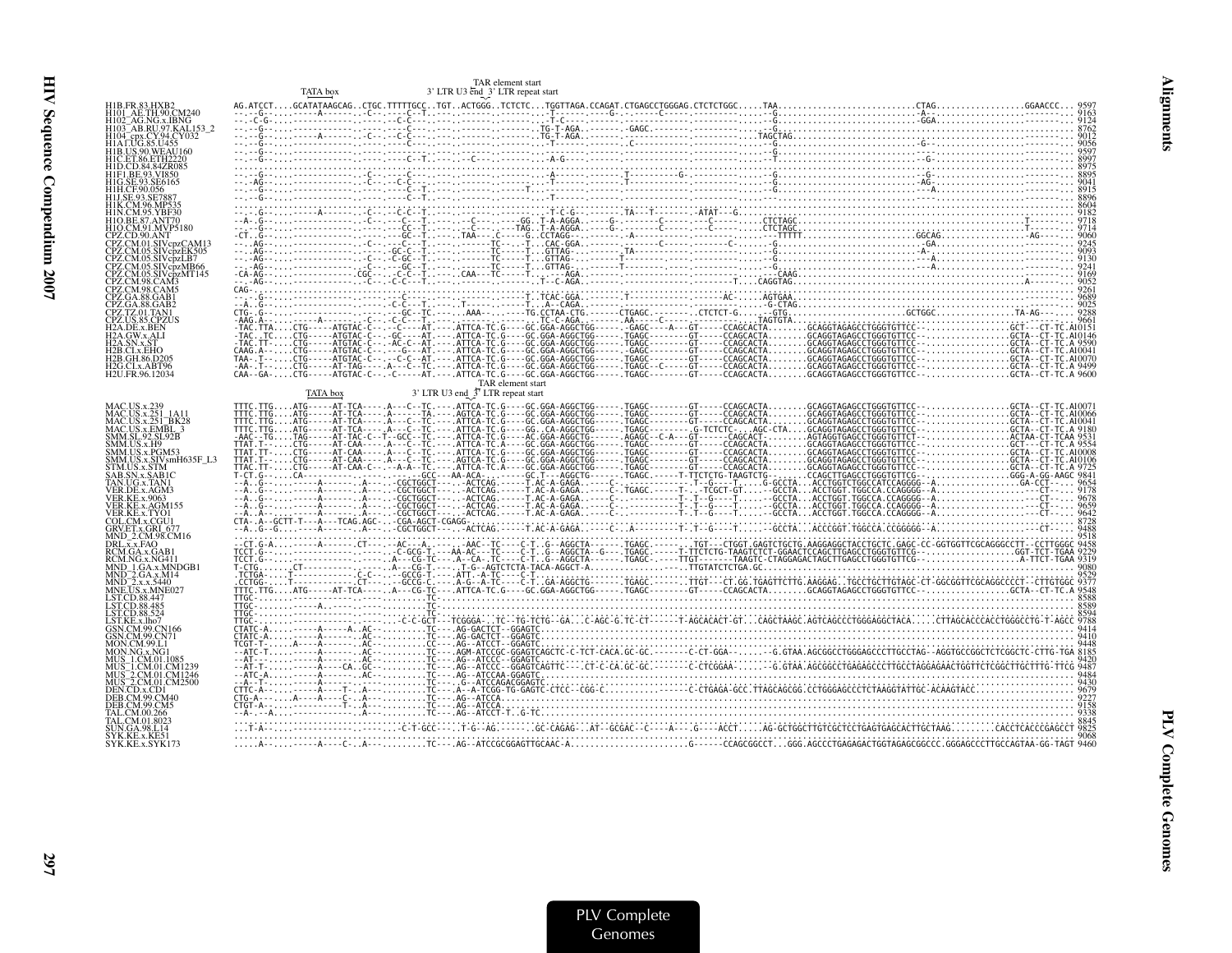```
                                   TAR element start
                    TATA box              3' LTR U3 end  3' LTR repeat start
H1B.FR.83.HXB2      AG.ATCCT....GCATATAAGCAG..CTGC.TTTTTGCC..TGT..ACTGGG..TCTCTC...TGGTTAGA.CCAGAT.CTGAGCCTGGGAG.CTCTCTGGC.....TAA..........................CTAG.................GGAACCC... 9597
H101_AE.TH.90.CM240 ...-G-.....-----A-------..-C-...-C-C--T.....-.....-.....-T-AG--...----G-...----C-----.-------.....-G...................................-A-.......................... 9163
H102_AG.NG.x.IBNG   ...C-G-....-----------..-----.-C-C--...........-......-T-C-----.--------.-------.-------.....-G...................................-GGA......................... 9124
H103_AB.RU.97.KAL153_2 ...-G-.....-----------..-----.-C-------.....-.....-.....TG-T-AGA...-----.-GAGC--------.-------.....-G......................................................... 8762
H104_cpx.CY.94.CY032 ...-G-.....-----A------..-C-...-C-C--T.....-.....-.....TG-T-AGA...-------.-----------.TAGCTAG.................................................................. 9012
H1A1.UG.85.U455     ...-G-.....-----------..-----.-C-------.....-.....-.....-T------..-------..C------.-------.....-G.........................................G-............... 9056
H1B.US.90.WEAU160   ...-G-.....-----------..-----.-----------..................-------.------------.-------.....-G......................................................... 9597
H1C.ET.86.ETH2220   ...-G-.....-----------..-----.-C--T....-.......-C--.......-A-G-----.------------.-------.....-T.........................................-G-.............. 8997
H1D.CD.84.84ZR085   .................................................................................................................................................. 8975
H1F1.BE.93.VI850    ...-G-.....-----------.-C-...-GC-C--T.....-.....-.....-A--------..T---------G-.-------.....-G.........................................-G-.............. 8895
H1G.SE.93.SE6165    ...-AG-....-----------.-C-...-C-C--T.....-.....-.....-T---------..T------------.-------.....-G.........................................-AG-............. 9041
H1H.CF.90.056       ...-G-.....-----------..-----.-C--T....-.....-.....T...-T------..---------------.-------.....-G.........................................-A-.............. 8915
H1J.SE.93.SE7887    ...-G-.....-----------..-----.-C--T....-.....-.....-T--------..------------------.-------.....-...............................................................  8896
H1K.CM.96.MP535     .................................................................................................................................................. 8604
H1N.CM.95.YBF30     ...-G-.....-----A------..-C-...-C-C--T.....-.....-.....-T-C-G------.TA---T-----.ATAT---G........................................................ 9182
H1O.BE.87.ANT70     --A-.G-....-----------.-C-...---C--T.....-C---.....-GG..T-A-AGGA...-----G---------C------.--C---------.CTCTAGC.............................T-.......... 9718
H1O.CM.91.MVP5180   ...-G-.....-----------.-C-...-C-C--T.....-AGC-..-TAG..T-A-AGGA...-----G---------C------.--C---------.CTCTAGC.............................T-.......... 9714
CPZ.CD.90.ANT       -CT..G-....-----------..-----.-GC--T.....-TAA-...-C---G..CCTAGG--...-------A---------------.-------.....-TTTTT...........................GGCAG..........-AG------ 9060
CPZ.CM.01.SIVcpzCAM13 ...AG-.....-----------.-C-...-C-C--T.....-.....-TC--..T..CAC-GGA...-----------------C-----C-.....-G.........................................-GA.............. 9245
CPZ.CM.05.SIVcpzEK505 ...AG-.....-----------.-C-...-C---T.....-.....-TC--..T..GTTAG-...-------TA-------.-------.....-G.........................................-A-.............. 9093
CPZ.CM.05.SIVcpzLB7 ...AG-.....-----------.-C-...-C-GC--T.....-.....-TC--..T..GTTAG-...-------T------------.-------.....-G.........................................-A-.............. 9130
CPZ.CM.05.SIVcpzMB66 ...AG-.....-----------.-C-...-GC--T.....-.....-TC--..T..GTTAG-...------T---------------.-------.....-G.........................................---A-............ 9241
CPZ.CM.05.SIVcpzMT145 -CA-AG-....-----------.CGC-...-C-C--T.....-CAA--..TC----..T.....--AGA........-----------------.-------.....--CAAG....................................... 9169
CPZ.CM.98.CAM3      ...AG-.....-----------.-C-...-C-C--T.....-.....-TC------..T--C-AGA...-----------------.-------.....-T.....CAGGTAG....................................A-------- 9052
CPZ.CM.98.CAM5      CAG-.............................................................................................................................................. 9261
CPZ.GA.88.GAB1      ....G-.....-----------..-----.-C-------.....-.....-.....T..TCAC-GGA...-------T----------------AC-----.AGTGAA.............................................. 9689
CPZ.GA.88.GAB2      --A..G-....-----------..-----.-C-C--T.....-T-----.-----T..A--CAGA...----------------------.-------.....-G-CTAG............................................ 9025
CPZ.TZ.01.TAN1      CTG-.G-....-----------..-----.-GC--TC.....-AAA--.....TG.CCTAA-CTG...------CTGAGC...------.CTCTCT-G.....-GTG.................GCTGGC................TA-AG------ 9288
CPZ.US.85.CPZUS     -AAG.A-....-----A------.-C-...-C-C--T.....-.....-.....TC-C-AGA...------AA------.-------.....TAGGTGTA............................................. 9661
H2A.DE.x.BEN        -TAC.TTA....CTG-----ATGTAC-C--.--C----AT.....ATTCA-TC.G----GC.GGA-AGGCTGG-----.-GAGC-----A---GT-----CCAGCACTA.......GCAGGTAGAGCCTGGGTGTTCC--..............GCT--CT-TC.AI0151
H2A.GW.x.ALI        -TAC..TC....CTG-----ATGTAC-C--.-GC----AT.....ATTCA-TC.G----GC.GGA-AGGCTGG-----.TGAGC--------GT-----CCAGCACTA.......GCAGGTAGAGCCTGGGTGTTCC--..............GCTA--CT-TC.AI0146
H2A.SN.x.ST         -TAC.TT-....CTG-----ATGTAC-C--.-AC-C--AT.....AGTCA-TC.G----GC.GGA-AGGCTGG-----.TGAGC--------GT-----CCAGCACTA.......GCAGGTAGAGCCTGGGTGTTCC--..............GCTA--CT-TC.A 9590
H2B.CI.x.EHO        CAAG.A--....CTG-----ATGTAC-C--.---G---AT.....ATTCA-TC.G----GC.GGA-AGGCTGG-----.-GAGC--------GT-----CCAGCACTA.......GCAGGTAGAGCCTGGGTGTTCC--..............GCTA--CT-TC.AI0041
H2B.GH.86.D205      TAA-.T--....CTG-----ATGTAC-C--.-C-C---AT.....ATTCA-TC.G----GC.GGA-AGGCTGG-----.TGAGC--------GT-----CCAGCACTA.......GCAGGTAGAGCCTGGGTGTTCC--..............GCTA--CT-TC.AI0070
H2G.CI.x.ABT96      -AA-.T--....CTG-----AT-TAG----.-A-----TC.....ATTCA-TC.G----GC.GGA-AGGCTGG-----.TGAGC--C------GT-----CCAGCACTA.......GCAGGTAGAGCCTGGGTGTTCC--..............GCTA--CT-TC.A 9499
H2U.FR.96.12034     CAA--GA-....CTG-----ATGTAC-C--.-C-----AT.....ATTCA-TC.G----GC.GGA-AGGCTGG-----.TGAGC--------GT-----CCAGCACTA.......GCAGGTAGAGCCTGGGTGTTCC--..............GCTA--CT-TC.A 9600
                                   TAR element start
                    TATA box              3' LTR U3 end  3' LTR repeat start
MAC.US.x.239        TTTC.TTG....ATG-----AT-TCA-----.A---C--TC.....ATTCA-TC.G----GC.GGA-AGGCTGG-----.TGAGC--------GT-----CCAGCACTA.......GCAGGTAGAGCCTGGGTGTTCC--..............GCTA--CT-TC.AI0071
MAC.US.x.251_1A11   TTTC.TTG....ATG-----AT-TCA-----.A------TA.....AGTCA-TC.G----GC.GGA-AGGCTGG-----.TGAGC--------GT-----CCAGCACTA.......GCAGGTAGAGCCTGGGTGTTCC--..............GCTA--CT-TC.AI0066
MAC.US.x.251_BK28   TTTC.TTG....ATG-----AT-TCA-----.A---C--TC.....ATTCA-TC.G----GC.GGA-AGGCTGG-----.TGAGC--------GT-----CCAGCACTA.......GCAGGTAGAGCCTGGGTGTTCC--..............GCTA--CT-TC.AI0041
MAC.US.x.EMBL_3     TTTC.TTG....ATG-----AT-TCA-----.A---C--TC.....ATTCA-TC.G----GG..CA-AGGCTGG-----.TGAGC-------.G-TCTCTC-...AGC-CTA.....GCAGGTAGAGCCTGGGTGTTCC--..............GCTA--CT-TC.A 9180
SMM.SL.92.SL92B     -AAC--TG....TAG-----AT-TAC-C--T--GCC--TC.....ATTCA-TC.G----AC.GGA-AGGCTG-----.AGAGC--C-A---GT-----CAGCACT........AGTAGGTGAGCCTGGGTGTTCC--..............ACTAA-CT-TCAA 9531
SMM.US.x.H9         TTAT.T--....CTG-----AT-CAA-----.A---C--TC.....ATTCA-TC.A----GC.GGA-AGGCTGG-----.TGAGC--------GT-----CCAGCACTA.......GCAGGTAGAGCCTGGGTGTTCC--..............GCT---CT-TC.A 9554
SMM.US.x.PGM53      TTAT.TT-....CTG-----AT-CAA-----.A---C--TC.....ATTCA-TC.G----GC.GGA-AGGCTGG-----.TGAGC--------GT-----CCAGCACTA.......GCAGGTAGAGCCTGGGTGTTCC--..............GCTA--CT-TC.AI0008
SMM.US.x.SIVsmH635F_L3 TTAT.TT-....CTG-----AT-CAA-----.A---C--TC.....AGTCA-TC.G----GC.GGA-AGGCTGG-----.TGAGC--------GT-----CCAGCACTA.......GCAGGTAGAGCCTGGGTGTTCC--..............GCTA--CT-TC.AI0106
STM.US.x.STM        TTAC.TT-....CTG-----AT-CAA-C--.-A-A---TC.....ATTCA-TC.A----GC.GGA-AGGCTGG-----.TGAGC--------GT-----CCAGCACTA.......GCAGGTAGAGCCTGGGTGTTCC--..............GCTA--CT-TC.A 9725
SAB.SN.x.SAB1C      T-CT.G-.....CA----------------.-----------GCC---AA-ACA-.-----GC.T---AGGCTG-------.TGAGC.------T-TTCTCTG-TAAGTCTG-.....CCAGCTTGAGCCTGGGTGTTCG--..............GGG-A-GG-AAGC 9841
TAN.UG.x.TAN1       --A..G-....-----A------.A----CGCTGGCT-----ACTCAG.-----T.AC-A-GAGA.....C-..-------------.T--G----T.....G-GCCTA...ACCTGGTCTGGCCATCCAGGGG--A..........................GA-CCT---- 9654
VER.DE.x.AGM3       --A..G-....-----A------.A----CGCTGGCT-----ACTCAG.-----T.AC-A-GAGA.....C-.TGAGC.-----T-.--TCGCT-GT-....-GCCTA...ACCTGGT.TGGCCA.CCAGGGG--A..........................CT-----  9178
VER.KE.x.9063       --A..G-....-----A------.A----CGCTGGCT-----ACTCAG.-----T.AC-A-GAGA.....C-..-----------T-.T--G----T.....-GCCTA...ACCTGGT.TGGCCA.CCAGGGG--A..........................CT-----  9678
VER.KE.x.AGM155     --A..G-....-----A------.A----CGCTGGCT-----ACTCAG.-----T.AC-A-GAGA.....C-..-----------T-.T--G----T.....-GCCTA...ACCTGGT.TGGCCA.CCAGGGG--A..........................CT-----  9659
VER.KE.x.TYO1       --A..A-....-----A------.A----CGCTGGCT-----ACTCAG.-----T.AC-A-GAGA.....C-..-----------T-.T--G----T.....-GCCTA...ACCTGGT.TGGCCA.CCAGGGG--A..........................CT-----  9642
COL.CM.x.CGU1       CTA-.A--GCTT-T---A---TCAG.AGC-...-CGA-AGCT-CGAGG.................................................................................................. 8728
GRV.ET.x.GRI_677    --A..G--G.......-A------.A----CGCTGGCT-----ACTCAG.-----T.AC-A-GAGA.....C-..A-----------T-.T--G----T.....-GCCTA...ACCCGGT.TGGCCA.CCGGGGG--A..........................CT-----  9488
MND_2.CM.98.CM16    .................................................................................................................................................. 9518
DRL.x.x.FAO         --CT.G-A.....-----A------.CT---.--AC---A.....-AAC--TC----C-T..G--AGGCTA-----.TGAGC.-------.TGT---CTGGT.GAGTCTGCTG.AAGGAGGCTACCTGCTC.GAGC-CC-GGTGGTTCGCAGGGCCTT--CCTTGGGC 9458
RCM.GA.x.GAB1       TCCT.G-.....-----------.-------C-GCG-T.---AA-AC---TC----C-T..G--AGGCTA--G---.TGAGC.-----T-TTCTCTG-TAAGTCTCT-GGAACTCCAGCTTGAGCCTGGGTGTTCG--..............GGT-TCT-TGAA 9229
RCM.NG.x.NG411      TCCT.G-.....-----------.A---CG-TC----.A--CA--TC----C-T..G--AGGCTA-----.TGAGC.----TTGT---------TAAGTC-CTAGGAGACTAGCTTGAGCCTGGGTGTTCG--..............A-TTCT-TGAA 9319
MND_1.GA.x.MNDGB1   T-CTG......-CT-----------.A---CG-T---.-T-G--AGTCTCTA-TACA-AGGCT-A.............----TTGTATCTCTGA.GC.............................................. 9080
MND_2.GA.x.M14      .TCTGA-....T-----------.C-C----GCCG-T-----ATT.-A-TC-----C-T..................................................................................... 9529
MND_2.x.x.5440      .CCTGG-....T-----------.CT----.-GCCG-C----A-G--A-TC----C-T..GA-AGGCTG-----.TGAGC.-----TTGT---CT.GG.TGAGTTCTTG.AAGGAG..TGCCTGCTTGTAGC-CT-GGCGGTTCGCAGGCCCCT--CTTGTGGC 9377
MNE.US.x.MNE027     TTTC.TTG....ATG-----AT-TCA-----.A---CG-TC.....ATTCA-TC.G----GC.GGA-AGGCTGG-----.TGAGC--------GT-----CCAGCACTA.......GCAGGTAGAGCCTGGGTGTTCC--..............GCTA--CT-TC.A 9548
LST.CD.88.447       TTGC-.......-----------.-----------TC-.............................................................................................................. 8588
LST.CD.88.485       TTGC-.......-----A------.-----------TC-.............................................................................................................. 8589
LST.CD.88.524       TTGC-.......-----------.-----------TC-.............................................................................................................. 8594
LST.KE.x.lho7       TTGC-.......-----------.-------C-C-GCT-----TCGGGA-..TC--TG-TCTG--GA...C-AGC-G.TC-CT-----T-AGCACACT-GT...CAGCTAAGC.AGTCAGCCCTGGGAGGCTACA.....CTTAGCACCCACCTGGGCCTG-T-AGCC 9788
GSN.CM.99.CN166     CTATC-A.....-----A-----A..AC---------TC----AG-GACTCT--GGAGTC...................................................................................... 9414
GSN.CM.99.CN71      CTATC-A.....-----A------.AC----------TC----AG-GACTCT--GGAGTC...................................................................................... 9410
MON.CM.99.L1        TCGT-T-.....A-----A------.AC---------CC----AG--ATCCT--GGAGTC...................................................................................... 9448
MON.NG.x.NG1        --ATC-T.....-----A------.AC---------TC----AGM-ATCCGC-GGAGTCAGCTC-C-TCT-CACA.GC-GC.-------C-CT-GGA-.......-G.GTAA.AGCGGCCTGGGAGCCCTTGCCTAG--AGGTGCCGGCTCTCGGCTC-CTTG-TGA 8185
MUS_1.CM.01.1085    --AT--.......-----A------.AC---------TC----AG--ATCCC--GGAGTC...................................................................................... 9420
MUS_1.CM.01.CM1239  --AT-T-.....-----A----CA..GC---------TC----AG--ATCCC--GGAGTCAGTTC-...CT-C-CA.GC-GC.-------C-CTCGGAA-.......-G.GTAA.AGCGGCCTGAGAGCCCTTGCCTAGGAGAACTGGTTCTCGGCTTGCTTTG-TTCG 9487
MUS_2.CM.01.CM1246  --ATC-A.....-----A------.AC---------TC----AG--ATCCAA-GGAGTC...................................................................................... 9484
MUS_2.CM.01.CM2500  --A--T-.....-----A------.A-----------TC-----G--ATCCAGACGGAGTC..................................................................................... 9430
DEN.CD.x.CD1        CTTC-A-.....-----A----T-..A----------TC----A--A-TCGG-TG-GAGTC-CTCC--CGG-C.......-------C-CTGAGA-GCC.TTAGCAGCGG.CCTGGGAGCCCTCTAAGGTATTGC-ACAAGTACC.......................... 9679
DEB.CM.99.CM40      CTG-A--.....A-----A----C-..A----------TC----AG--ATCCA.............................................................................................. 9227
DEB.CM.99.CM5       CTGT-A--.....-------T--.A-----------TC----AG--ATCCA.............................................................................................. 9158
TAL.CM.00.266       --A-.--A.....-----------.A-----------TC----AG--ATCCT-T..G-TC....................................................................................... 9338
TAL.CM.01.8023      .................................................................................................................................................. 8845
SUN.GA.98.L14       ...T-A--.....-----------.-------C-T-GCC----T-G--AG.-----.GC-CAGAG-..AT--GCGAC--C----A---.G----ACCT.....AG-GCTGGCTTGTCGCTCCTGAGTGAGCACTTGCTAAG.........CACCTCACCCGAGCCT 9825
SYK.KE.x.KE51       .................................................................................................................................................. 9068
SYK.KE.x.SYK173     .....A--.....-----A----C-..A--------TC----AG--ATCCGCGGAGTTGCAAC-A.......................G------CCAGCGGCCT...GGG.AGCCCTGAGAGACTGGTAGAGCGGCCC.GGGAGCCCTTGCCAGTAA-GG-TAGT 9460
```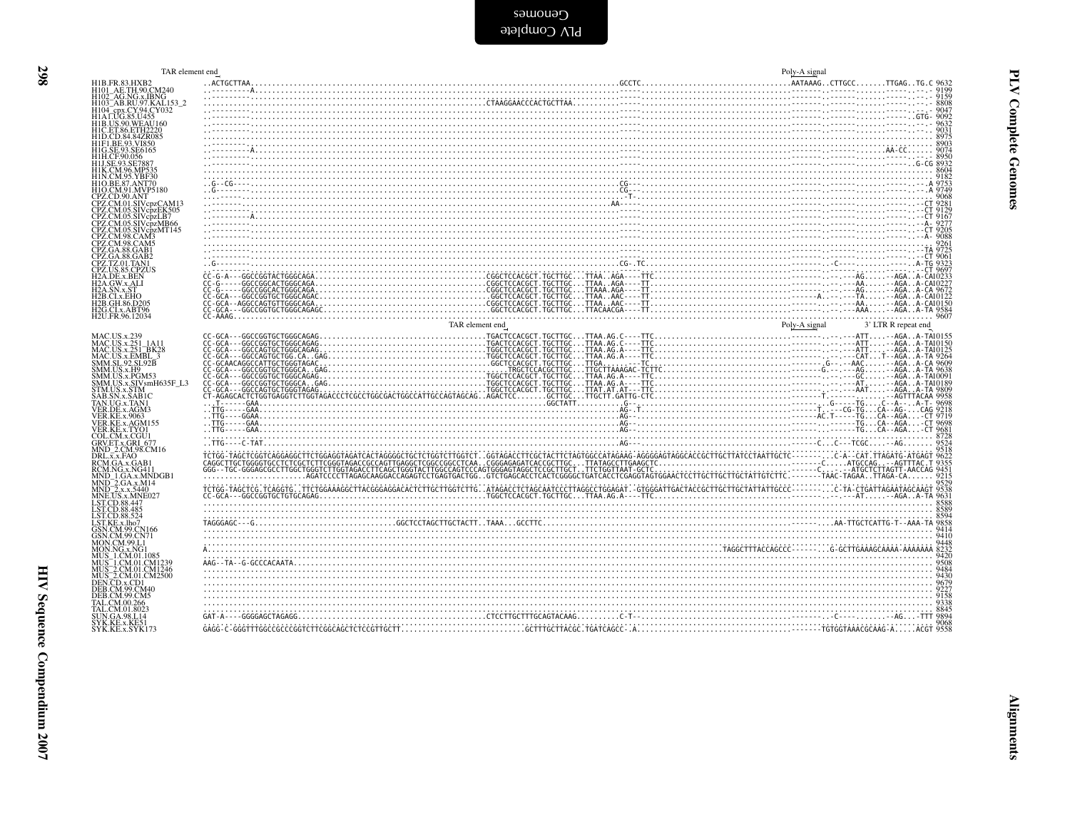```
                                    TAR element end                                                                                                                                              Poly-A signal
H1B.FR.83.HXB2           ..ACTGCTTAA................................................................................GCCTC..................................AATAAAG..CTTGCC.......TTGAG..TG.C 9632
H101_AE.TH.90.CM240      ..--------A................................................................................-----..................................-------.------.......-----.--.- 9199
H102_AG.NG.x.IBNG        ..---------................................................................................-----..................................-------.------.......-----.--.- 9159
H103_AB.RU.97.KAL153_2   ..........................................................CTAAGGAACCCACTGCTTAA...............-----..................................-------.------.......-----.--.- 8808
H104_cpx.CY.94.CY032     ..---------................................................................................-----..................................-------.------.......-----.--.- 9047
H1A1.UG.85.U455          ..---------................................................................................-----..................................-------.------.......-----.GTG- 9092
H1B.US.90.WEAU160        ..---------................................................................................-----..................................-------.------.......-----.--.- 9632
H1C.ET.86.ETH2220        ..---------................................................................................-----..................................-------.------.......-----.--.- 9031
H1D.CD.84.84ZR085        ..---------................................................................................-----..................................-------.------.......-----.--.- 8975
H1F1.BE.93.VI850         ..--------.................................................................................-----..................................-------.------.......-----.--.- 8903
H1G.SE.93.SE6165         ..--------A................................................................................-----..................................-------.------.......AA-CC.....- 9074
H1H.CF.90.056            ..---------................................................................................-----..................................-------.------.......-----.--.- 8950
H1J.SE.93.SE7887         ..---------................................................................................-----..................................-------.------.......-----.G-CG 8932
H1K.CM.96.MP535          ...........................................................................................................................................................8604
H1N.CM.95.YBF30          ..---------................................................................................-----..................................-------.------.......-----.--.- 9182
H1O.BE.87.ANT70          ..G--CG----................................................................................CG---..................................-------.------.......-----.--.A 9753
H1O.CM.91.MVP5180        ..G--------................................................................................CG---..................................-------.------.......-----.--.A 9749
CPZ.CD.90.ANT            ..-........................................................................................-.-T-..................................-------.------.......-----.--.- 9068
CPZ.CM.01.SIVcpzCAM13    ..---------..............................................................................AA----..................................-------.------.......-----.-CT 9281
CPZ.CM.05.SIVcpzEK505    ..---------................................................................................-----..................................-------.------.......-----.-CT 9129
CPZ.CM.05.SIVcpzLB7      ..--------A................................................................................-----..................................-------.------.......-----.-CT 9167
CPZ.CM.05.SIVcpzMB66     ..---------................................................................................-----..................................-------.------.......-----.-A- 9277
CPZ.CM.05.SIVcpzMT145    ..---------................................................................................-----..................................-------.------.......-----.-CT 9205
CPZ.CM.98.CAM3           ..---------................................................................................-----..................................-------.------.......-----.-A- 9088
CPZ.CM.98.CAM5           ...........................................................................................................................................................9261
CPZ.GA.88.GAB1           ..---------................................................................................-----..................................-------.------.......-----.-TA 9725
CPZ.GA.88.GAB2           ..---------................................................................................-----..................................-------.------.......-----.-CT 9061
CPZ.TZ.01.TAN1           ..G........................................................................................CG-.TC..................................-------.-C----.......-----.A-TG 9323
CPZ.US.85.CPZUS          ..---------................................................................................-----..................................-------.------.......-----.-CT 9697
H2A.DE.x.BEN             CC-G-A---GGCCGGTACTGGGCAGA.......................................CGGCTCCACGCT.TGCTTGC...TTAA..AGA---TTC..................................-------.------AG.....-AGA..A-CA10233
H2A.GW.x.ALI             CC-G-----GGCCGGCACTGGGCAGA.......................................CGGCTCCACGCT.TGCTTGC...TTAA..AGA---TT...................................-------.----AA.....-AGA..A-CA10227
H2A.SN.x.ST              CC-G-----GGCCGGCACTGGGCAGA.......................................CGGCTCCACGCT.TGCTTGC...TTAAA.AGA---TT...................................-------.----AG.....-AGA..A-CA 9672
H2B.CI.x.EHO             CC-GCA---GGCCGGTGCTGGGCAGAC......................................GGCTCCACGCT.TGCTTGC...TTAA..AAC---TT...................................----A--.----TA.....-AGA..A-CA10122
H2B.GH.86.D205           CC-GCA--AGGCCAGTGTTGGGCAGA.......................................CGGCTCCACGCT.TGCTTGC...TTAA..AAC---TT...................................-------.----AA.....-AGA..A-CA10150
H2G.CI.x.ABT96           CC-GCA---GGCCGGTGCTGGGCAGAGC.....................................GGCTCCACGCT.TGCTTGC...TTACAACGA---TT...................................-------.----AAA....-AGA..A-TA 9584
H2U.FR.96.12034          CC-AAAG....................................................................................................................................................9607
                                                                                        TAR element end                                                    Poly-A signal         3' LTR R repeat end
MAC.US.x.239             CC-GCA---GGCCGGTGCTGGGCAGAG......................................TGACTCCACGCT.TGCTTGC...TTAA.AG.C----TTC..................................-------.-----ATT.....-AGA..A-TA10155
MAC.US.x.251_1A11        CC-GCA---GGCCGGTGCTGGGCAGAG......................................TGACTCCACGCT.TGCTTGC...TTAA.AG.C----TTC..................................-------.-----ATT.....-AGA..A-TA10150
MAC.US.x.251_BK28        CC-GCA---GGCCAGTGCTGGGCAGAG......................................TGGCTCCACGCT.TGCTTGC...TTAA.AG.A----TTC..................................-------.-----ATT.....-AGA..A-TA10125
MAC.US.x.EMBL_3          CC-GCA---GGCCAGTGCTGG.CA..GAG....................................TGGCTCCACGCT.TGCTTGC...TTAA.AG.A----TTC..................................-------.-----CAT...T-AGA..A-TA 9264
SMM.SL.92.SL92B          CC-GCAACAGGCCATTGCTGGGTAGAC......................................GGCTCCACGCT.TGCTTGC...TTGA.......-TC..................................-------.G-..-AAC.....-AGA..A-CA 9609
SMM.US.x.H9              CC-GCA---GGCCGGTGCTGGGCA..GAG.....................................TRGCTCCACGCTTGC.TTGCTTAAAGAC-TCTTC..................................-------G---.-AG.....-AGA..A-TA 9638
SMM.US.x.PGM53           CC-GCA---GGCCGGTGCTGGGCAGAG......................................TGGCTCCACGCT.TGCTTGC...TTAA.AG.A----TTC..................................-------.-----GC.....-AGA..A-TA10091
SMM.US.x.SIVsmH635F_L3   CC-GCA---GGCCGGTGCTGGGCA..GAG.....................................TGGCTCCACGCT.TGCTTGC...TTAA.AG.A----TTC..................................-------.-----AT.....-AGA..A-TA10189
STM.US.x.STM             CC-GCA---GGCCAGTGCTGGGTAGAG......................................TGGCTCCACGCT.TGCTTGC...TTAT.AT.AT---TTC..................................-------.-----AAT.....-AGA..A-TA 9809
SAB.SN.x.SAB1C           CT-AGAGCACTCTGGTGAGGTCTTGGTAGACCCTCGCCTGGCGACTGGCCATTGCCAGTAGCAG..AGACTCC........GCTTGC...TTGCTT.GATTG-CTC..................................-------T.------......-AGTTACAA 9958
TAN.UG.x.TAN1            ...T-----GAA...............................................................GGCTATT..............G--..........................................-------.G-----TG...C--A-...A-T- 9698
VER.DE.x.AGM3            ..TTG----GAA...............................................................................AG-.T..........................................-----T.---CG-TG...CA--AG-...CAG 9218
VER.KE.x.9063            ..TTG----GGAA..............................................................................AG--...........................................-----AC.T-----TG...CA--AGA...-CT 9719
VER.KE.x.AGM155          ..TTG----GAA...............................................................................AG--...........................................-------.------TG...CA--AGA...-CT 9698
VER.KE.x.TYO1            ..TTG----GAA...............................................................................AG--...........................................-------.------TG...CA--AGA...-CT 9681
COL.CM.x.CGU1            ...........................................................................................................................................................8728
GRV.ET.x.GRI_677         ..TTG----C-TAT.............................................................................AG--...........................................------C...C---TCGC....-AG..... 9524
MND_2.CM.98.CM16         ...........................................................................................................................................................9518
DRL.x.x.FAO              TCTGG-TAGCTCGGTCAGGAGGCTTCTGGAGGTAGATCACTAGGGGCTGCTCTGGTCTTGGTCT..GGTAGACCTTCGCTACTTCTAGTGGCCATAGAAG-AGGGGAGTAGGCACCGCTTGCTTATCCTAATTGCTC---------C-A--CAT.TTAGATG-ATGAGT 9622
RCM.GA.x.GAB1            CAGGCTTGCTGGGGTGCCTCTCGCTCTTCGGGTAGACCGCCAGTTGAGGCTCGGCCGGCCTCAA..CGGGAGAGATCACCGCTTGC...TTATAGCCTTGAAGCTC..............................------C....ATGCCAG....AGTTTAC.T 9355
RCM.NG.x.NG411           GGG--TGC-GGGAGCGCCTTGGCTGGGTCTTGGTAGACCTTCAGCTGGGTACTTGGCCAGTCCCAGTGGGAGTAGGCTCCGCTTGCT..TTCTGGTTAAT-GCTC.............................------C.....-ATGCTCTTAGTT-AACCAG 9451
MND_1.GA.x.MNDGB1        .......................AGATCCCCTTAGAGCAAGGACCAGAGTCCTGAGTGACTGG..GTCTGAGCACCTCACTCGGGGCTGATCACCTCGAGGTAGTGGAACTCCTTGCTTGCTTGCTATTGTCTTC.-------TAAC-TAGAA..TTAGA-CA...... 9215
MND_2.GA.x.M14           ...........................................................................................................................................................9529
MND_2.x.x.5440           TCTGG-TAGCTCG.TCAGGTG..TTCTGGAAAGGCTTACGGGAGGACACTCTTGCTTGGTCTTG..ATAGACCTCTAGCAATCCCTTAGGCCTGGAGAT..GTGGGATTGACTACCGCTTGCTTGCTATTATTGCCC-------C-TA-CTGATTAGAATAGCAAGT 9538
MNE.US.x.MNE027          CC-GCA---GGCCGGTGCTGTGCAGAG......................................TGGCTCCACGCT.TGCTTGC...TTAA.AG.A----TTC..................................-------.-----AT.....-AGA..A-TA 9631
LST.CD.88.447            ...........................................................................................................................................................8588
LST.CD.88.485            ...........................................................................................................................................................8589
LST.CD.88.524            ...........................................................................................................................................................8594
LST.KE.x.lho7            TAGGGAGC---G................................GGCTCCTAGCTTGCTACTT..TAAA...GCCTTC..............................................................-------....AA-TTGCTCATTG-T--AAA-TA 9858
GSN.CM.99.CN166          ...........................................................................................................................................................9414
GSN.CM.99.CN71           ...........................................................................................................................................................9410
MON.CM.99.L1             ...........................................................................................................................................................9448
MON.NG.x.NG1             A.....................................................................................................................TAGGCTTTACCAGCCC-------.G-GCTTGAAAGCAAAA-AAAAAAA 8232
MUS_1.CM.01.1085         ...........................................................................................................................................................9420
MUS_1.CM.01.CM1239       AAG--TA--G-GCCCACAATA......................................................................................................................................9508
MUS_2.CM.01.CM1246       ...........................................................................................................................................................9484
MUS_2.CM.01.CM2500       ...........................................................................................................................................................9430
DEN.CD.x.CD1             ...........................................................................................................................................................9679
DEB.CM.99.CM40           ...........................................................................................................................................................9227
DEB.CM.99.CM5            ...........................................................................................................................................................9158
TAL.CM.00.266            ...........................................................................................................................................................9338
TAL.CM.01.8023           ...........................................................................................................................................................8845
SUN.GA.98.L14            GAT-A----GGGGAGCTAGAGG...........................................CTCCTTGCTTTGCAGTACAAG.........C-T-.........................................-------.-C----------AG...-TTT 9894
SYK.KE.x.KE51            ...........................................................................................................................................................9068
SYK.KE.x.SYK173          GAGG-C-GGGTTTGGCCGCCCGGTCTTCGGCAGCTCTCCGTTGCTT.............................GCTTTGCTTACGC.TGATCAGCC-.A.......................................------TGTGGTAAACGCAAG-A.....ACGT 9558
```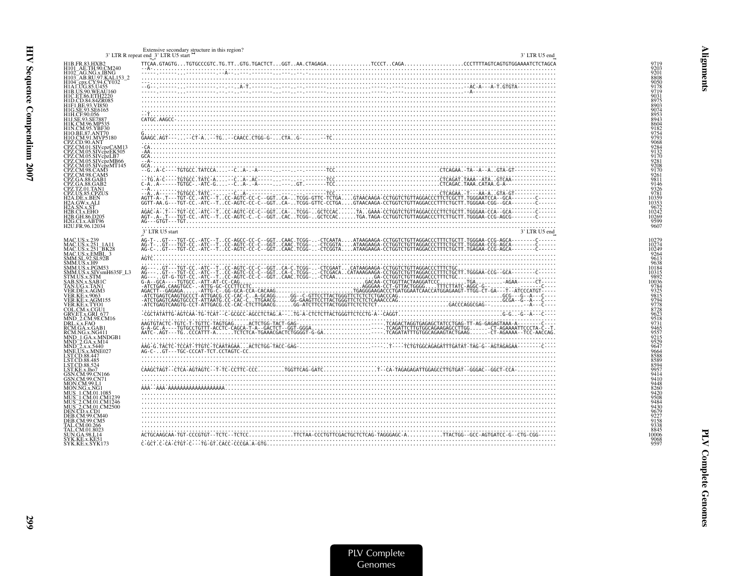Extensive secondary structure in this region?

3' LTR R repeat end 3' LTR U5 start 3' LTR U5 end

```
H1B.FR.83.HXB2          TTCAA.GTAGTG...TGTGCCCGTC.TG.TT..GTG.TGACTCT...GGT..AA.CTAGAGA...............TCCCT..CAGA...................CCCTTTTAGTCAGTGTGGAAAATCTCTAGCA   9719
H101_AE.TH.90.CM240     --A-...............................................................................................................................   9203
H102_AG.NG.x.IBNG       ..............................A....................................................................................................   9201
H103_AB.RU.97.KAL153_2  ...................................................................................................................................   8808
H104_cpx.CY.94.CY032    ...................................................................................................................................   9050
H1A1.UG.85.U455         --G-................................A.T.......................................................AC-A---A-T.GTGTA..............   9178
H1B.US.90.WEAU160       ...............................................................................................A-..................................   9719
H1C.ET.86.ETH2220       ...................................................................................................................................   9031
H1D.CD.84.84ZR085       ...................................................................................................................................   8975
H1F1.BE.93.VI850        ...................................................................................................................................   8903
H1G.SE.93.SE6165        ...................................................................................................................................   9074
H1H.CF.90.056           --T................................................................................................................................   8953
H1J.SE.93.SE7887        CATGC.AAGCC-.......................................................................................................................   8943
H1K.CM.96.MP535         ...................................................................................................................................   8604
H1N.CM.95.YBF30         ...................................................................................................................................   9182
H1O.BE.87.ANT70         G..................................................................................................................................   9754
H1O.CM.91.MVP5180       GAAGC.AGT-.....CT-A....TG....CAACC.CTGG-G....CTA..G-.......TC......................................................................   9793
CPZ.CD.90.ANT           ...................................................................................................................................   9068
CPZ.CM.01.SIVcpzCAM13   -CA................................................................................................................................   9284
CPZ.CM.05.SIVcpzEK505   -AA................................................................................................................................   9132
CPZ.CM.05.SIVcpzLB7     GCA................................................................................................................................   9170
CPZ.CM.05.SIVcpzMB66    --A-...............................................................................................................................   9281
CPZ.CM.05.SIVcpzMT145   GCA................................................................................................................................   9208
CPZ.CM.98.CAM3          --G..A-C----TGTGCC.TATCCA.....C..A-..A-..............TCC..................................CTCAGAA.-TA--A--A..GTA-GT..............   9170
CPZ.CM.98.CAM5          ...................................................................................................................................   9261
CPZ.GA.88.GAB1          --TG.A-C----TGTGCC.TATC-A.....C..A-.AC...............TCC..................................CTCAGAT.TAAA--ATA..GTCAA...............   9811
CPZ.GA.88.GAB2          C-A..A------TGTGC-.-ATC-G.....-C..A-..A-.........GT.-------TCC.............................CTCAGAC.TAAA.CATAA.G-A...............   9146
CPZ.TZ.01.TAN1          --A-...............................................................................................................................   9326
CPZ.US.85.CPZUS         --A..A-----TGTGCC.TATC......C..A-...................TCC...................................CTCAGAA.-T---AA-A..GTA-GT..............   9781
H2A.DE.x.BEN            AGTT-A-.T---TGT-CC.-ATC--T..CC-AGTC-CC-C--GGT..CA-..TCGG-GTTC-TCTGA....GTAACAAGA-CCTGGTCTGTTAGGACCCTTTCTCGCTT.TGGGAATCCA--GCA--------C------   10359
H2A.GW.x.ALI            GGTT-AA.G---TGT-CC..ATC--T..CC-AGTC-CC-C--GGT..CA-..TCGG-GTTC-CCTGA....GTAACAAGA-CCTGGTCTGTTAGGACCCTTTCTCTTT.TGGGAA-CGG--GCA--------C------   10353
H2A.SN.x.ST             ...................................................................................................................................   9672
H2B.CI.x.EHO            AGAC-A-.T---TGT-CC.-ATC--T..CC-AGTC-CC-C--GGT..CA-..TCGG-..GCTCCAC.....TA..GAAA-CCTGGTCTGTTAGGACCCTTTCTGCTT.TGGGA-CCA--GCA--------C------   10242
H2B.GH.86.D205          AGT-.A-.T---TGT-CC.-ATC--T..CC-AGTC-C.-C--GGT..CAC..TCGG-..GCTCCAC......TGA.TAGA-CCTGGTCTGTTAGGACCCTTTCTTGCTT.TGGGA-CCG-AGCG--------C------   10269
H2G.CI.x.ABT96          AG---GTGT---TGT....................................................................................................................   9599
H2U.FR.96.12034         ...................................................................................................................................   9607
```

3' LTR U5 start 3' LTR U5 end

```
MAC.US.x.239            AG-T-..GT---TGT-CC.-ATC--T..CC-AGCC-CC-C--GGT..CAAC.TCGG-..-CTCAATA....ATAAGAAGA-CCTGGTCTGTTAGGACCCTTTCTGCTT.TGGGAA-CCG-AGCA--------C------   10279
MAC.US.x.251_1A11       AG-T-..GT---TGT-CC.-ATC--T..CC-AGTC-CC-C--GGT..CAAC.TCGG-..-CTCGGTA....ATAAGAAGA-CCTGGTCTGTTAGGACCCTTTCTGCTT.TGGGAA-CCG-AGCA--------C------   10274
MAC.US.x.251_BK28       AG-C-..GT---TGT-CC.-ATC--T..CC-AGTC-CC-C--GGT..CAAC.TCGG-..-CTCGGTA....ATAAGAAGA-CCTGGTCTGTTAGGACCCTTTCTGCTT.TGAGAA-CCG-AGCA--------C------   10249
MAC.US.x.EMBL_3         ...................................................................................................................................   9264
SMM.SL.92.SL92B         AGTC...............................................................................................................................   9613
SMM.US.x.H9             ...................................................................................................................................   9638
SMM.US.x.PGM53          AG---..GT---TGT-CC.-ATC--T..CC-AGTC-CC-C--GGT..CA-C.TCGG-..-CTCGAAT....CATAAGAAGA-CCTGGTCTGTTAGGACCCTTTCTGC............................   10184
SMM.US.x.SIVsmH635F_L3  AG---..GT---TGT-CC.-ATC--T..CC-AGTC-CC-C--GGT..CA-C.TCGG-..-CTCGACA..CATAAAGAAGA-CCTGGTCTGTTAGGACCCTTTCTGCTT.TGGGAA-CCG--GCA--------C------   10315
STM.US.x.STM            AG---..GT-G-TGT-CC.-ATC--T..CC-AGTC-CC-C--GGT..CAAC.TCGG-..-CTCAA...........GA-CCTGGTCTGTTAGGACCCTTTCTGC............................   9892
SAB.SN.x.SAB1C          G-A--GCA----TGTGCC.-ATT-AT-CC-CAG.................................GACAA-CCTGGTTACTAAGGATCCC.......TGA.........-AGAA------CT-----   10036
TAN.UG.x.TAN1           -ATCTGAG.CAAGTGCC-.-ATTG-GC-CCCTTCCTC........................AGGGAA-CCT-GTTACTGGGG....TTTCTTATC-AGGC-G-.....................C-----   9784
VER.DE.x.AGM3           AGACTT--GAGAGA......ATTG-C-.GG-GCA-CCA-CACAAG.........................TGAGGGAAGACCCTGATGGAATCAACCATGGAGAAGT-TTGG-CT-GA---T--ATCCCATGT-----   9325
VER.KE.x.9063           -ATCTGAGTCAAGTGCCCT-ATTGACG.CC-CAC-C..A-GCAGG.....GG--C-GTTCCTTACTGGGTTCTCTCTCTGACCCAG.................................GCG---G--A---C----   9815
VER.KE.x.AGM155         -ATCTGAGTCAAGTGCCCT-ATTAATG.CC-CAC-C..TTGAACG.....GG-GAAGTTCCTTACTGGGTTCTCTCTCAAACCCAG..................................GCGA--G--A---C----   9794
VER.KE.x.TYO1           -ATCTGAGTCAAGTG-CCT-ATTGACG.CC-CAC-CTCTTGAACG.....GG-ATCTTCCTTACTGGGTTCTCTCTCT.........................GACCCAGGCGAG-.............A---C----   9778
COL.CM.x.CGU1           ...................................................................................................................................   8728
GRV.ET.x.GRI_677        -CGCTATATTG-AGTCAA-TG-TCAT--C-GCGCC-AGCCTCTAG.A-..TG-A-CTCTCTTACTGGGTTCTCCTG-A--CAGGT..................................G-G..-G--A---C----   9623
MND_2.CM.98.CM16        ...................................................................................................................................   9518
DRL.x.x.FAO             AAGTGTACTC-TGTC-T-TGTTC-TAGTGAG.....ACTCTGG-TACT-GAG-...............-----TCAGACTAGGTGAGAGCTATCCTGAG-TT-AG-GAGAGTAAA-A--------C----   9731
RCM.GA.x.GAB1           G-A-GC.A----TGTGCCTGTTT-ACCTC-CAGCA-T-A--GACTCT--GGT-GGGA...............-----TCAGATTCTTGTGGCAGAAGAGCCTTGG.......CT-AGAAAATTCCCTA-C--T.   9465
RCM.NG.x.NG411          AATC-.AGT---TG..CCCATTT-A......TCTCTCA-TGAAACGACTCTGGGGT-G-GA...........-----TCAGATATTTGTGGCAGAAGTACTGAAG......CT-AGAAAA--TCC-AACCAG.   9557
MND_1.GA.x.MNDGB1       ...................................................................................................................................   9215
MND_2.GA.x.M14          ...................................................................................................................................   9529
MND_2.x.x.5440          AAG-G.TACTC-TCCAT-TTGTC-TCAATAGAA...ACTCTGG-TACC-GAG-.........................T-----TCTGTGGCAGAGATTTGATAT-TAG-G--AGTAGAGAA-------C----   9647
MNE.US.x.MNE027         AG-C-..GT---TGC-CCCAT-TCT.CCTAGTC-CC...............................................................................................   9664
LST.CD.88.447           ...................................................................................................................................   8588
LST.CD.88.485           ...................................................................................................................................   8589
LST.CD.88.524           ...................................................................................................................................   8594
LST.KE.x.lho7           CAAGCTAGT--CTCA-AGTAGTC--T-TC-CCTTC-CCC.........TGGTTCAG-GATC..................T--CA-TAGAGAGATTGGAGCCTTGTGAT--GGGAC--GGCT-CCA-............   9957
GSN.CM.99.CN166         ...................................................................................................................................   9414
GSN.CM.99.CN71          ...................................................................................................................................   9410
MON.CM.99.L1            ...................................................................................................................................   9448
MON.NG.x.NG1            AAA--AAA-AAAAAAAAAAAAAAAAAA........................................................................................................   8260
MUS_1.CM.01.1085        ...................................................................................................................................   9420
MUS_1.CM.01.CM1239      ...................................................................................................................................   9508
MUS_2.CM.01.CM1246      ...................................................................................................................................   9484
MUS_2.CM.01.CM2500      ...................................................................................................................................   9430
DEN.CD.x.CD1            ...................................................................................................................................   9679
DEB.CM.99.CM40          ...................................................................................................................................   9227
DEB.CM.99.CM5           ...................................................................................................................................   9158
TAL.CM.00.266           ...................................................................................................................................   9338
TAL.CM.01.8023          ...................................................................................................................................   8845
SUN.GA.98.L14           ACTGCAAGCAA-TGT-CCCGTGT--TCTC--TCTCC..............TTCTAA-CCCTGTTCGACTGCTCTCAG-TAGGGAGC-A...........TTACTGG--GCC-AGTGATCC-G--CTG-CGG------   10006
SYK.KE.x.KE51           ...................................................................................................................................   9068
SYK.KE.x.SYK173         C-GCT.C-CA-CTGT-C---TG-GT.CACC-CCCGA.A-GTG.........................................................................................   9597
```